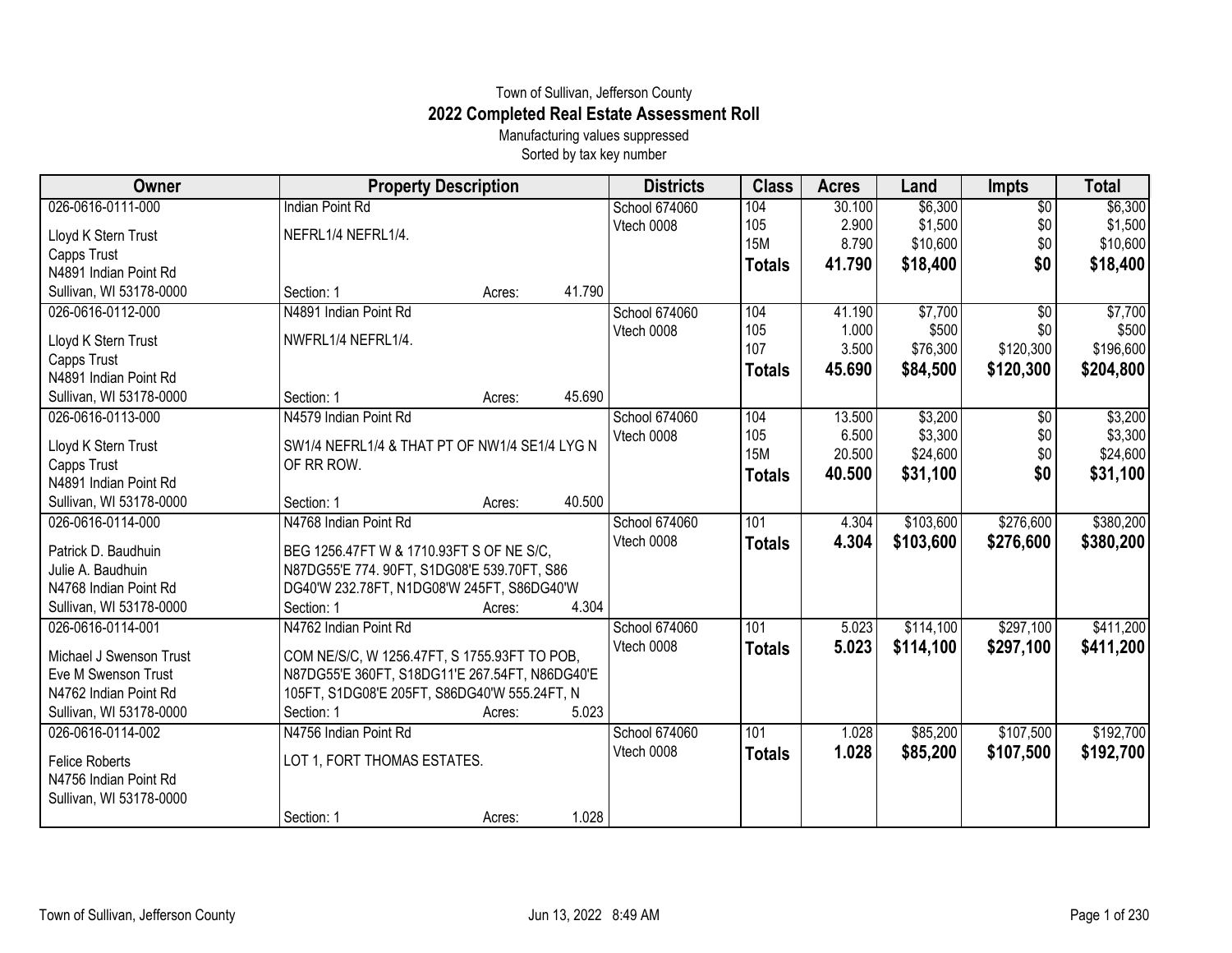Town of Sullivan, Jefferson County

# 2022 Completed Real Estate Assessment Roll

Manufacturing values suppressed

Sorted by tax key number

| Owner | Property Description | Districts | Class | Acres | Land | Impts | Total |
|---|---|---|---|---|---|---|---|
| 026-0616-0111-000 | Indian Point Rd | School 674060 | 104 | 30.100 | $6,300 | $0 | $6,300 |
| Lloyd K Stern Trust | NEFRL1/4 NEFRL1/4. | Vtech 0008 | 105 | 2.900 | $1,500 | $0 | $1,500 |
| Capps Trust | | | 15M | 8.790 | $10,600 | $0 | $10,600 |
| N4891 Indian Point Rd | | | **Totals** | **41.790** | **$18,400** | **$0** | **$18,400** |
| Sullivan, WI 53178-0000 | Section: 1 Acres: 41.790 | | | | | | |
| 026-0616-0112-000 | N4891 Indian Point Rd | School 674060 | 104 | 41.190 | $7,700 | $0 | $7,700 |
| Lloyd K Stern Trust | NWFRL1/4 NEFRL1/4. | Vtech 0008 | 105 | 1.000 | $500 | $0 | $500 |
| Capps Trust | | | 107 | 3.500 | $76,300 | $120,300 | $196,600 |
| N4891 Indian Point Rd | | | **Totals** | **45.690** | **$84,500** | **$120,300** | **$204,800** |
| Sullivan, WI 53178-0000 | Section: 1 Acres: 45.690 | | | | | | |
| 026-0616-0113-000 | N4579 Indian Point Rd | School 674060 | 104 | 13.500 | $3,200 | $0 | $3,200 |
| Lloyd K Stern Trust | SW1/4 NEFRL1/4 & THAT PT OF NW1/4 SE1/4 LYG N | Vtech 0008 | 105 | 6.500 | $3,300 | $0 | $3,300 |
| Capps Trust | OF RR ROW. | | 15M | 20.500 | $24,600 | $0 | $24,600 |
| N4891 Indian Point Rd | | | **Totals** | **40.500** | **$31,100** | **$0** | **$31,100** |
| Sullivan, WI 53178-0000 | Section: 1 Acres: 40.500 | | | | | | |
| 026-0616-0114-000 | N4768 Indian Point Rd | School 674060 | 101 | 4.304 | $103,600 | $276,600 | $380,200 |
| Patrick D. Baudhuin | BEG 1256.47FT W & 1710.93FT S OF NE S/C, | Vtech 0008 | **Totals** | **4.304** | **$103,600** | **$276,600** | **$380,200** |
| Julie A. Baudhuin | N87DG55'E 774. 90FT, S1DG08'E 539.70FT, S86 | | | | | | |
| N4768 Indian Point Rd | DG40'W 232.78FT, N1DG08'W 245FT, S86DG40'W | | | | | | |
| Sullivan, WI 53178-0000 | Section: 1 Acres: 4.304 | | | | | | |
| 026-0616-0114-001 | N4762 Indian Point Rd | School 674060 | 101 | 5.023 | $114,100 | $297,100 | $411,200 |
| Michael J Swenson Trust | COM NE/S/C, W 1256.47FT, S 1755.93FT TO POB, | Vtech 0008 | **Totals** | **5.023** | **$114,100** | **$297,100** | **$411,200** |
| Eve M Swenson Trust | N87DG55'E 360FT, S18DG11'E 267.54FT, N86DG40'E | | | | | | |
| N4762 Indian Point Rd | 105FT, S1DG08'E 205FT, S86DG40'W 555.24FT, N | | | | | | |
| Sullivan, WI 53178-0000 | Section: 1 Acres: 5.023 | | | | | | |
| 026-0616-0114-002 | N4756 Indian Point Rd | School 674060 | 101 | 1.028 | $85,200 | $107,500 | $192,700 |
| Felice Roberts | LOT 1, FORT THOMAS ESTATES. | Vtech 0008 | **Totals** | **1.028** | **$85,200** | **$107,500** | **$192,700** |
| N4756 Indian Point Rd | | | | | | | |
| Sullivan, WI 53178-0000 | | | | | | | |
| | Section: 1 Acres: 1.028 | | | | | | |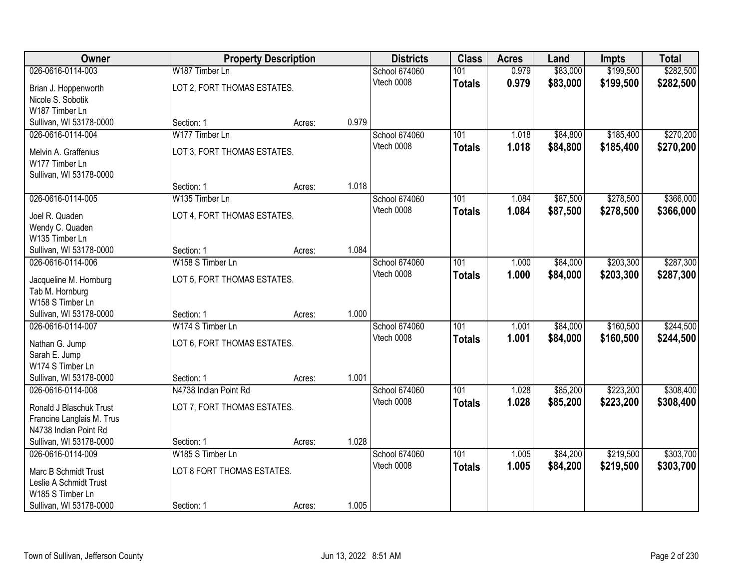| Owner | Property Description | | | Districts | Class | Acres | Land | Impts | Total |
|---|---|---|---|---|---|---|---|---|---|
| 026-0616-0114-003 | W187 Timber Ln | | | School 674060 | 101 | 0.979 | $83,000 | $199,500 | $282,500 |
| Brian J. Hoppenworth<br>Nicole S. Sobotik<br>W187 Timber Ln<br>Sullivan, WI 53178-0000 | LOT 2, FORT THOMAS ESTATES. | | | Vtech 0008 | **Totals** | **0.979** | **$83,000** | **$199,500** | **$282,500** |
| | Section: 1 | Acres: | 0.979 | | | | | | |
| 026-0616-0114-004 | W177 Timber Ln | | | School 674060 | 101 | 1.018 | $84,800 | $185,400 | $270,200 |
| Melvin A. Graffenius<br>W177 Timber Ln<br>Sullivan, WI 53178-0000 | LOT 3, FORT THOMAS ESTATES. | | | Vtech 0008 | **Totals** | **1.018** | **$84,800** | **$185,400** | **$270,200** |
| | Section: 1 | Acres: | 1.018 | | | | | | |
| 026-0616-0114-005 | W135 Timber Ln | | | School 674060 | 101 | 1.084 | $87,500 | $278,500 | $366,000 |
| Joel R. Quaden<br>Wendy C. Quaden<br>W135 Timber Ln<br>Sullivan, WI 53178-0000 | LOT 4, FORT THOMAS ESTATES. | | | Vtech 0008 | **Totals** | **1.084** | **$87,500** | **$278,500** | **$366,000** |
| | Section: 1 | Acres: | 1.084 | | | | | | |
| 026-0616-0114-006 | W158 S Timber Ln | | | School 674060 | 101 | 1.000 | $84,000 | $203,300 | $287,300 |
| Jacqueline M. Hornburg<br>Tab M. Hornburg<br>W158 S Timber Ln<br>Sullivan, WI 53178-0000 | LOT 5, FORT THOMAS ESTATES. | | | Vtech 0008 | **Totals** | **1.000** | **$84,000** | **$203,300** | **$287,300** |
| | Section: 1 | Acres: | 1.000 | | | | | | |
| 026-0616-0114-007 | W174 S Timber Ln | | | School 674060 | 101 | 1.001 | $84,000 | $160,500 | $244,500 |
| Nathan G. Jump<br>Sarah E. Jump<br>W174 S Timber Ln<br>Sullivan, WI 53178-0000 | LOT 6, FORT THOMAS ESTATES. | | | Vtech 0008 | **Totals** | **1.001** | **$84,000** | **$160,500** | **$244,500** |
| | Section: 1 | Acres: | 1.001 | | | | | | |
| 026-0616-0114-008 | N4738 Indian Point Rd | | | School 674060 | 101 | 1.028 | $85,200 | $223,200 | $308,400 |
| Ronald J Blaschuk Trust<br>Francine Langlais M. Trus<br>N4738 Indian Point Rd<br>Sullivan, WI 53178-0000 | LOT 7, FORT THOMAS ESTATES. | | | Vtech 0008 | **Totals** | **1.028** | **$85,200** | **$223,200** | **$308,400** |
| | Section: 1 | Acres: | 1.028 | | | | | | |
| 026-0616-0114-009 | W185 S Timber Ln | | | School 674060 | 101 | 1.005 | $84,200 | $219,500 | $303,700 |
| Marc B Schmidt Trust<br>Leslie A Schmidt Trust<br>W185 S Timber Ln<br>Sullivan, WI 53178-0000 | LOT 8 FORT THOMAS ESTATES. | | | Vtech 0008 | **Totals** | **1.005** | **$84,200** | **$219,500** | **$303,700** |
| | Section: 1 | Acres: | 1.005 | | | | | | |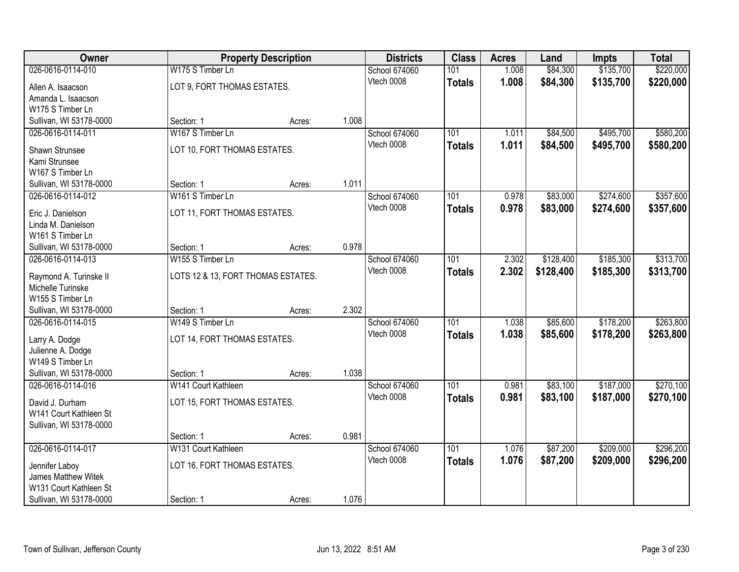| Owner | Property Description | | | Districts | Class | Acres | Land | Impts | Total |
|---|---|---|---|---|---|---|---|---|---|
| 026-0616-0114-010 | W175 S Timber Ln | | | School 674060 | 101 | 1.008 | $84,300 | $135,700 | $220,000 |
| Allen A. Isaacson<br>Amanda L. Isaacson<br>W175 S Timber Ln<br>Sullivan, WI 53178-0000 | LOT 9, FORT THOMAS ESTATES.<br>Section: 1 | Acres: | 1.008 | Vtech 0008 | **Totals** | **1.008** | **$84,300** | **$135,700** | **$220,000** |
| 026-0616-0114-011 | W167 S Timber Ln | | | School 674060 | 101 | 1.011 | $84,500 | $495,700 | $580,200 |
| Shawn Strunsee<br>Kami Strunsee<br>W167 S Timber Ln<br>Sullivan, WI 53178-0000 | LOT 10, FORT THOMAS ESTATES.<br>Section: 1 | Acres: | 1.011 | Vtech 0008 | **Totals** | **1.011** | **$84,500** | **$495,700** | **$580,200** |
| 026-0616-0114-012 | W161 S Timber Ln | | | School 674060 | 101 | 0.978 | $83,000 | $274,600 | $357,600 |
| Eric J. Danielson<br>Linda M. Danielson<br>W161 S Timber Ln<br>Sullivan, WI 53178-0000 | LOT 11, FORT THOMAS ESTATES.<br>Section: 1 | Acres: | 0.978 | Vtech 0008 | **Totals** | **0.978** | **$83,000** | **$274,600** | **$357,600** |
| 026-0616-0114-013 | W155 S Timber Ln | | | School 674060 | 101 | 2.302 | $128,400 | $185,300 | $313,700 |
| Raymond A. Turinske II<br>Michelle Turinske<br>W155 S Timber Ln<br>Sullivan, WI 53178-0000 | LOTS 12 & 13, FORT THOMAS ESTATES.<br>Section: 1 | Acres: | 2.302 | Vtech 0008 | **Totals** | **2.302** | **$128,400** | **$185,300** | **$313,700** |
| 026-0616-0114-015 | W149 S Timber Ln | | | School 674060 | 101 | 1.038 | $85,600 | $178,200 | $263,800 |
| Larry A. Dodge<br>Julienne A. Dodge<br>W149 S Timber Ln<br>Sullivan, WI 53178-0000 | LOT 14, FORT THOMAS ESTATES.<br>Section: 1 | Acres: | 1.038 | Vtech 0008 | **Totals** | **1.038** | **$85,600** | **$178,200** | **$263,800** |
| 026-0616-0114-016 | W141 Court Kathleen | | | School 674060 | 101 | 0.981 | $83,100 | $187,000 | $270,100 |
| David J. Durham<br>W141 Court Kathleen St<br>Sullivan, WI 53178-0000 | LOT 15, FORT THOMAS ESTATES.<br>Section: 1 | Acres: | 0.981 | Vtech 0008 | **Totals** | **0.981** | **$83,100** | **$187,000** | **$270,100** |
| 026-0616-0114-017 | W131 Court Kathleen | | | School 674060 | 101 | 1.076 | $87,200 | $209,000 | $296,200 |
| Jennifer Laboy<br>James Matthew Witek<br>W131 Court Kathleen St<br>Sullivan, WI 53178-0000 | LOT 16, FORT THOMAS ESTATES.<br>Section: 1 | Acres: | 1.076 | Vtech 0008 | **Totals** | **1.076** | **$87,200** | **$209,000** | **$296,200** |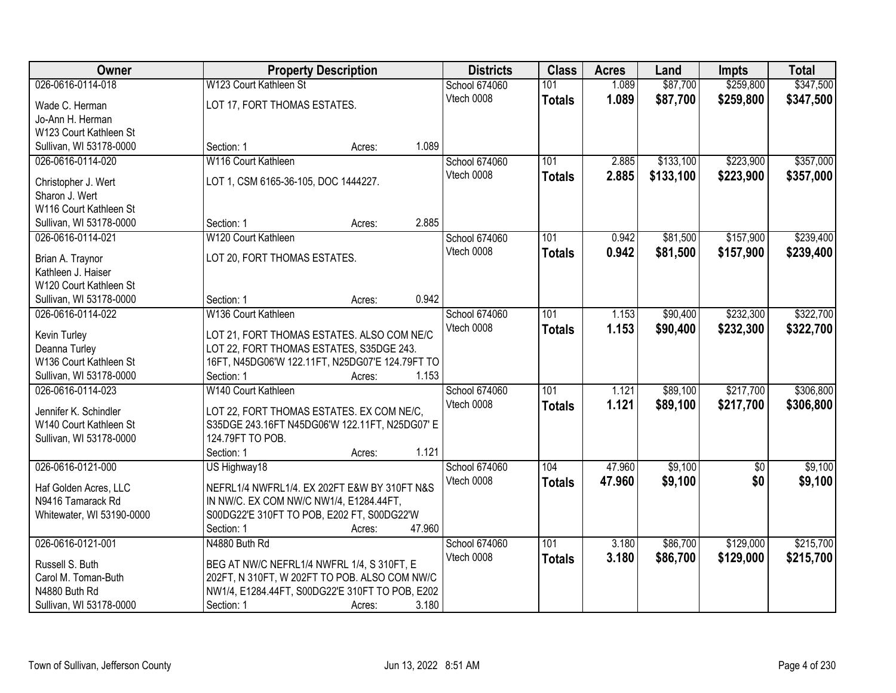| Owner | Property Description | Districts | Class | Acres | Land | Impts | Total |
|---|---|---|---|---|---|---|---|
| 026-0616-0114-018<br>Wade C. Herman<br>Jo-Ann H. Herman<br>W123 Court Kathleen St<br>Sullivan, WI 53178-0000 | W123 Court Kathleen St<br>LOT 17, FORT THOMAS ESTATES.<br>Section: 1 Acres: 1.089 | School 674060<br>Vtech 0008 | 101<br>**Totals** | 1.089<br>**1.089** | $87,700<br>**$87,700** | $259,800<br>**$259,800** | $347,500<br>**$347,500** |
| 026-0616-0114-020<br>Christopher J. Wert<br>Sharon J. Wert<br>W116 Court Kathleen St<br>Sullivan, WI 53178-0000 | W116 Court Kathleen<br>LOT 1, CSM 6165-36-105, DOC 1444227.<br>Section: 1 Acres: 2.885 | School 674060<br>Vtech 0008 | 101<br>**Totals** | 2.885<br>**2.885** | $133,100<br>**$133,100** | $223,900<br>**$223,900** | $357,000<br>**$357,000** |
| 026-0616-0114-021<br>Brian A. Traynor<br>Kathleen J. Haiser<br>W120 Court Kathleen St<br>Sullivan, WI 53178-0000 | W120 Court Kathleen<br>LOT 20, FORT THOMAS ESTATES.<br>Section: 1 Acres: 0.942 | School 674060<br>Vtech 0008 | 101<br>**Totals** | 0.942<br>**0.942** | $81,500<br>**$81,500** | $157,900<br>**$157,900** | $239,400<br>**$239,400** |
| 026-0616-0114-022<br>Kevin Turley<br>Deanna Turley<br>W136 Court Kathleen St<br>Sullivan, WI 53178-0000 | W136 Court Kathleen<br>LOT 21, FORT THOMAS ESTATES. ALSO COM NE/C LOT 22, FORT THOMAS ESTATES, S35DGE 243. 16FT, N45DG06'W 122.11FT, N25DG07'E 124.79FT TO<br>Section: 1 Acres: 1.153 | School 674060<br>Vtech 0008 | 101<br>**Totals** | 1.153<br>**1.153** | $90,400<br>**$90,400** | $232,300<br>**$232,300** | $322,700<br>**$322,700** |
| 026-0616-0114-023<br>Jennifer K. Schindler<br>W140 Court Kathleen St<br>Sullivan, WI 53178-0000 | W140 Court Kathleen<br>LOT 22, FORT THOMAS ESTATES. EX COM NE/C, S35DGE 243.16FT N45DG06'W 122.11FT, N25DG07' E 124.79FT TO POB.<br>Section: 1 Acres: 1.121 | School 674060<br>Vtech 0008 | 101<br>**Totals** | 1.121<br>**1.121** | $89,100<br>**$89,100** | $217,700<br>**$217,700** | $306,800<br>**$306,800** |
| 026-0616-0121-000<br>Haf Golden Acres, LLC<br>N9416 Tamarack Rd<br>Whitewater, WI 53190-0000 | US Highway18<br>NEFRL1/4 NWFRL1/4. EX 202FT E&W BY 310FT N&S IN NW/C. EX COM NW/C NW1/4, E1284.44FT, S00DG22'E 310FT TO POB, E202 FT, S00DG22'W<br>Section: 1 Acres: 47.960 | School 674060<br>Vtech 0008 | 104<br>**Totals** | 47.960<br>**47.960** | $9,100<br>**$9,100** | $0<br>**$0** | $9,100<br>**$9,100** |
| 026-0616-0121-001<br>Russell S. Buth<br>Carol M. Toman-Buth<br>N4880 Buth Rd<br>Sullivan, WI 53178-0000 | N4880 Buth Rd<br>BEG AT NW/C NEFRL1/4 NWFRL 1/4, S 310FT, E 202FT, N 310FT, W 202FT TO POB. ALSO COM NW/C NW1/4, E1284.44FT, S00DG22'E 310FT TO POB, E202<br>Section: 1 Acres: 3.180 | School 674060<br>Vtech 0008 | 101<br>**Totals** | 3.180<br>**3.180** | $86,700<br>**$86,700** | $129,000<br>**$129,000** | $215,700<br>**$215,700** |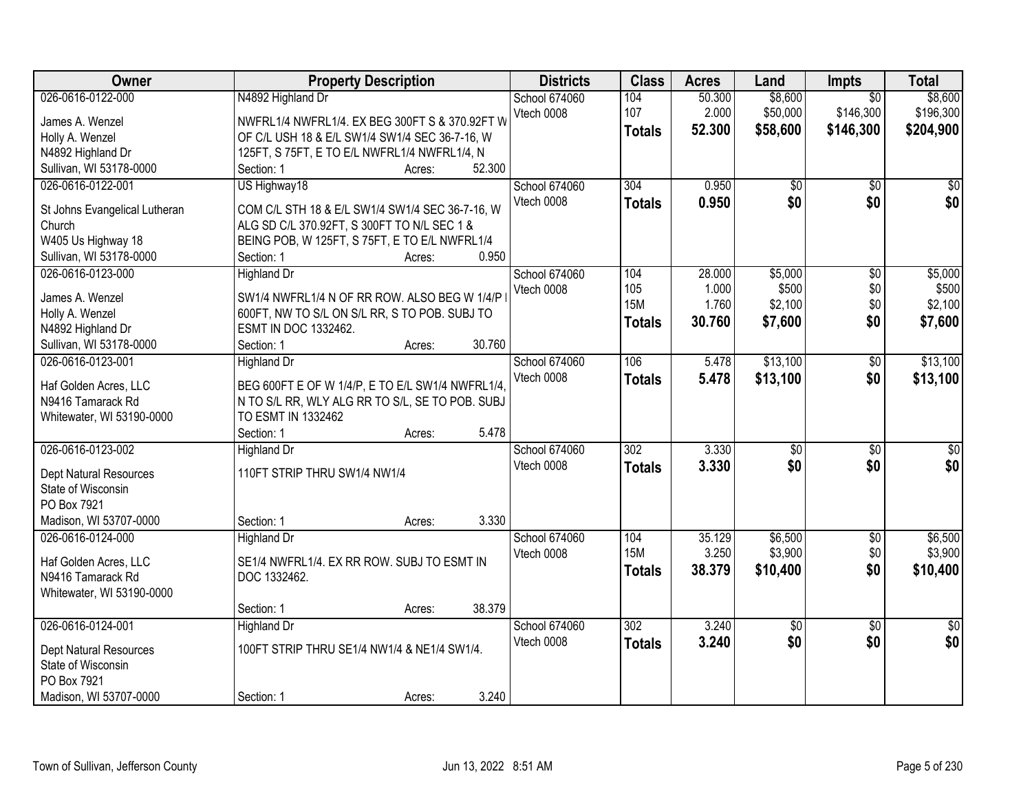| Owner | Property Description | Districts | Class | Acres | Land | Impts | Total |
|---|---|---|---|---|---|---|---|
| 026-0616-0122-000<br>James A. Wenzel<br>Holly A. Wenzel<br>N4892 Highland Dr<br>Sullivan, WI 53178-0000 | N4892 Highland Dr<br>NWFRL1/4 NWFRL1/4. EX BEG 300FT S & 370.92FT W OF C/L USH 18 & E/L SW1/4 SW1/4 SEC 36-7-16, W 125FT, S 75FT, E TO E/L NWFRL1/4 NWFRL1/4, N<br>Section: 1 Acres: 52.300 | School 674060<br>Vtech 0008 | 104<br>107<br>**Totals** | 50.300<br>2.000<br>**52.300** | $8,600<br>$50,000<br>**$58,600** | $0<br>$146,300<br>**$146,300** | $8,600<br>$196,300<br>**$204,900** |
| 026-0616-0122-001<br>St Johns Evangelical Lutheran Church<br>W405 Us Highway 18<br>Sullivan, WI 53178-0000 | US Highway18<br>COM C/L STH 18 & E/L SW1/4 SW1/4 SEC 36-7-16, W ALG SD C/L 370.92FT, S 300FT TO N/L SEC 1 & BEING POB, W 125FT, S 75FT, E TO E/L NWFRL1/4<br>Section: 1 Acres: 0.950 | School 674060<br>Vtech 0008 | 304<br>**Totals** | 0.950<br>**0.950** | $0<br>**$0** | $0<br>**$0** | $0<br>**$0** |
| 026-0616-0123-000<br>James A. Wenzel<br>Holly A. Wenzel<br>N4892 Highland Dr<br>Sullivan, WI 53178-0000 | Highland Dr<br>SW1/4 NWFRL1/4 N OF RR ROW. ALSO BEG W 1/4/P I 600FT, NW TO S/L ON S/L RR, S TO POB. SUBJ TO ESMT IN DOC 1332462.<br>Section: 1 Acres: 30.760 | School 674060<br>Vtech 0008 | 104<br>105<br>15M<br>**Totals** | 28.000<br>1.000<br>1.760<br>**30.760** | $5,000<br>$500<br>$2,100<br>**$7,600** | $0<br>$0<br>$0<br>**$0** | $5,000<br>$500<br>$2,100<br>**$7,600** |
| 026-0616-0123-001<br>Haf Golden Acres, LLC<br>N9416 Tamarack Rd<br>Whitewater, WI 53190-0000 | Highland Dr<br>BEG 600FT E OF W 1/4/P, E TO E/L SW1/4 NWFRL1/4, N TO S/L RR, WLY ALG RR TO S/L, SE TO POB. SUBJ TO ESMT IN 1332462<br>Section: 1 Acres: 5.478 | School 674060<br>Vtech 0008 | 106<br>**Totals** | 5.478<br>**5.478** | $13,100<br>**$13,100** | $0<br>**$0** | $13,100<br>**$13,100** |
| 026-0616-0123-002<br>Dept Natural Resources<br>State of Wisconsin<br>PO Box 7921<br>Madison, WI 53707-0000 | Highland Dr<br>110FT STRIP THRU SW1/4 NW1/4<br>Section: 1 Acres: 3.330 | School 674060<br>Vtech 0008 | 302<br>**Totals** | 3.330<br>**3.330** | $0<br>**$0** | $0<br>**$0** | $0<br>**$0** |
| 026-0616-0124-000<br>Haf Golden Acres, LLC<br>N9416 Tamarack Rd<br>Whitewater, WI 53190-0000 | Highland Dr<br>SE1/4 NWFRL1/4. EX RR ROW. SUBJ TO ESMT IN DOC 1332462.<br>Section: 1 Acres: 38.379 | School 674060<br>Vtech 0008 | 104<br>15M<br>**Totals** | 35.129<br>3.250<br>**38.379** | $6,500<br>$3,900<br>**$10,400** | $0<br>$0<br>**$0** | $6,500<br>$3,900<br>**$10,400** |
| 026-0616-0124-001<br>Dept Natural Resources<br>State of Wisconsin<br>PO Box 7921<br>Madison, WI 53707-0000 | Highland Dr<br>100FT STRIP THRU SE1/4 NW1/4 & NE1/4 SW1/4.<br>Section: 1 Acres: 3.240 | School 674060<br>Vtech 0008 | 302<br>**Totals** | 3.240<br>**3.240** | $0<br>**$0** | $0<br>**$0** | $0<br>**$0** |

Town of Sullivan, Jefferson County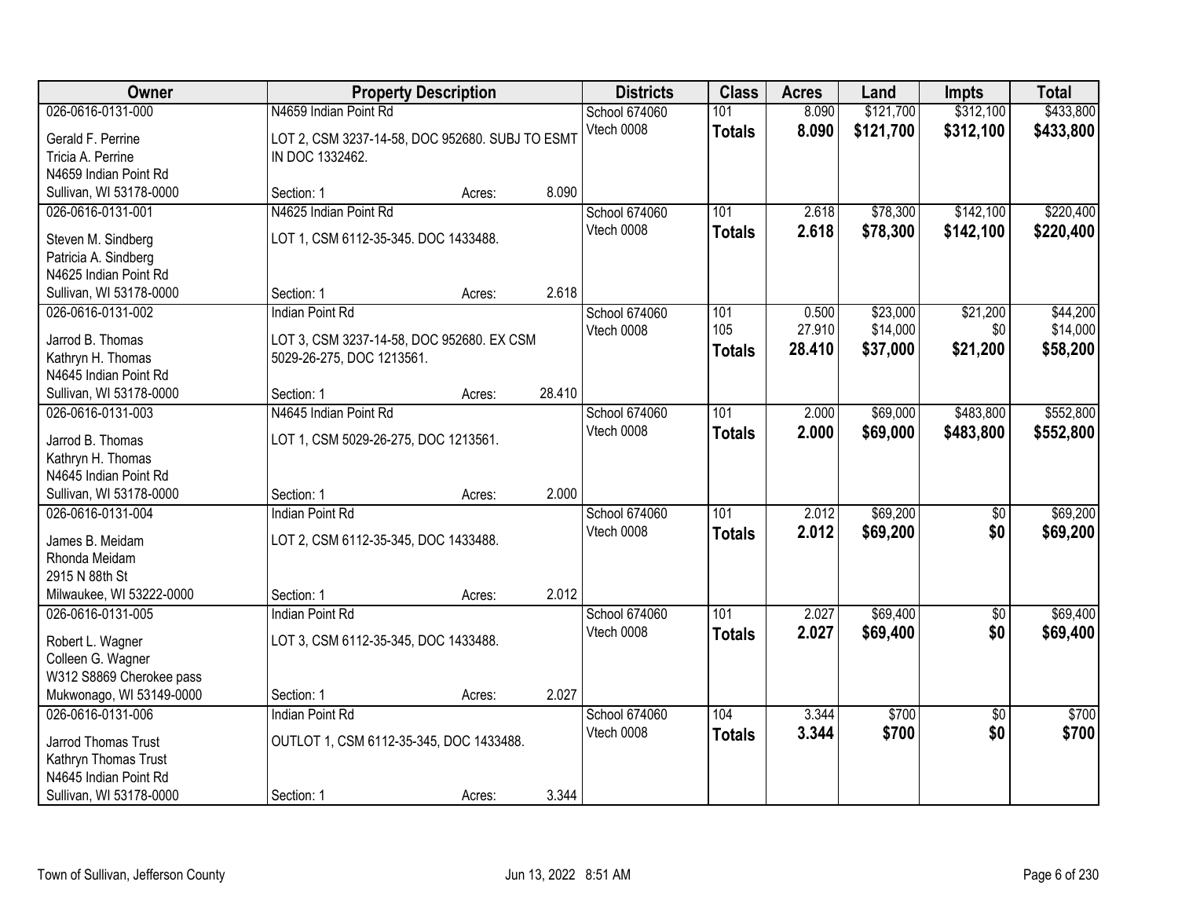| Owner | Property Description | Districts | Class | Acres | Land | Impts | Total |
|---|---|---|---|---|---|---|---|
| 026-0616-0131-000<br>Gerald F. Perrine<br>Tricia A. Perrine<br>N4659 Indian Point Rd<br>Sullivan, WI 53178-0000 | N4659 Indian Point Rd<br>LOT 2, CSM 3237-14-58, DOC 952680. SUBJ TO ESMT IN DOC 1332462.<br>Section: 1 Acres: 8.090 | School 674060<br>Vtech 0008 | 101<br>**Totals** | 8.090<br>**8.090** | $121,700<br>**$121,700** | $312,100<br>**$312,100** | $433,800<br>**$433,800** |
| 026-0616-0131-001<br>Steven M. Sindberg<br>Patricia A. Sindberg<br>N4625 Indian Point Rd<br>Sullivan, WI 53178-0000 | N4625 Indian Point Rd<br>LOT 1, CSM 6112-35-345. DOC 1433488.<br>Section: 1 Acres: 2.618 | School 674060<br>Vtech 0008 | 101<br>**Totals** | 2.618<br>**2.618** | $78,300<br>**$78,300** | $142,100<br>**$142,100** | $220,400<br>**$220,400** |
| 026-0616-0131-002<br>Jarrod B. Thomas<br>Kathryn H. Thomas<br>N4645 Indian Point Rd<br>Sullivan, WI 53178-0000 | Indian Point Rd<br>LOT 3, CSM 3237-14-58, DOC 952680. EX CSM 5029-26-275, DOC 1213561.<br>Section: 1 Acres: 28.410 | School 674060<br>Vtech 0008 | 101<br>105<br>**Totals** | 0.500<br>27.910<br>**28.410** | $23,000<br>$14,000<br>**$37,000** | $21,200<br>$0<br>**$21,200** | $44,200<br>$14,000<br>**$58,200** |
| 026-0616-0131-003<br>Jarrod B. Thomas<br>Kathryn H. Thomas<br>N4645 Indian Point Rd<br>Sullivan, WI 53178-0000 | N4645 Indian Point Rd<br>LOT 1, CSM 5029-26-275, DOC 1213561.<br>Section: 1 Acres: 2.000 | School 674060<br>Vtech 0008 | 101<br>**Totals** | 2.000<br>**2.000** | $69,000<br>**$69,000** | $483,800<br>**$483,800** | $552,800<br>**$552,800** |
| 026-0616-0131-004<br>James B. Meidam<br>Rhonda Meidam<br>2915 N 88th St<br>Milwaukee, WI 53222-0000 | Indian Point Rd<br>LOT 2, CSM 6112-35-345, DOC 1433488.<br>Section: 1 Acres: 2.012 | School 674060<br>Vtech 0008 | 101<br>**Totals** | 2.012<br>**2.012** | $69,200<br>**$69,200** | $0<br>**$0** | $69,200<br>**$69,200** |
| 026-0616-0131-005<br>Robert L. Wagner<br>Colleen G. Wagner<br>W312 S8869 Cherokee pass<br>Mukwonago, WI 53149-0000 | Indian Point Rd<br>LOT 3, CSM 6112-35-345, DOC 1433488.<br>Section: 1 Acres: 2.027 | School 674060<br>Vtech 0008 | 101<br>**Totals** | 2.027<br>**2.027** | $69,400<br>**$69,400** | $0<br>**$0** | $69,400<br>**$69,400** |
| 026-0616-0131-006<br>Jarrod Thomas Trust<br>Kathryn Thomas Trust<br>N4645 Indian Point Rd<br>Sullivan, WI 53178-0000 | Indian Point Rd<br>OUTLOT 1, CSM 6112-35-345, DOC 1433488.<br>Section: 1 Acres: 3.344 | School 674060<br>Vtech 0008 | 104<br>**Totals** | 3.344<br>**3.344** | $700<br>**$700** | $0<br>**$0** | $700<br>**$700** |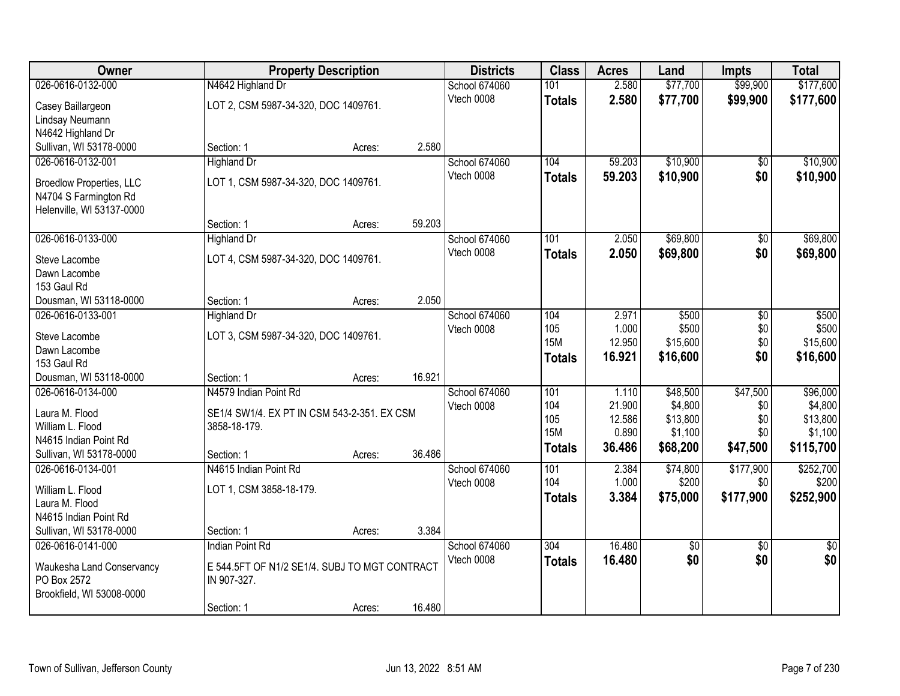| Owner | Property Description | Districts | Class | Acres | Land | Impts | Total |
|---|---|---|---|---|---|---|---|
| 026-0616-0132-000<br>Casey Baillargeon<br>Lindsay Neumann<br>N4642 Highland Dr<br>Sullivan, WI 53178-0000 | N4642 Highland Dr<br>LOT 2, CSM 5987-34-320, DOC 1409761.<br>Section: 1 Acres: 2.580 | School 674060<br>Vtech 0008 | 101<br>**Totals** | 2.580<br>**2.580** | $77,700<br>**$77,700** | $99,900<br>**$99,900** | $177,600<br>**$177,600** |
| 026-0616-0132-001<br>Broedlow Properties, LLC<br>N4704 S Farmington Rd<br>Helenville, WI 53137-0000 | Highland Dr<br>LOT 1, CSM 5987-34-320, DOC 1409761.<br>Section: 1 Acres: 59.203 | School 674060<br>Vtech 0008 | 104<br>**Totals** | 59.203<br>**59.203** | $10,900<br>**$10,900** | $0<br>**$0** | $10,900<br>**$10,900** |
| 026-0616-0133-000<br>Steve Lacombe<br>Dawn Lacombe<br>153 Gaul Rd<br>Dousman, WI 53118-0000 | Highland Dr<br>LOT 4, CSM 5987-34-320, DOC 1409761.<br>Section: 1 Acres: 2.050 | School 674060<br>Vtech 0008 | 101<br>**Totals** | 2.050<br>**2.050** | $69,800<br>**$69,800** | $0<br>**$0** | $69,800<br>**$69,800** |
| 026-0616-0133-001<br>Steve Lacombe<br>Dawn Lacombe<br>153 Gaul Rd<br>Dousman, WI 53118-0000 | Highland Dr<br>LOT 3, CSM 5987-34-320, DOC 1409761.<br>Section: 1 Acres: 16.921 | School 674060<br>Vtech 0008 | 104<br>105<br>15M<br>**Totals** | 2.971<br>1.000<br>12.950<br>**16.921** | $500<br>$500<br>$15,600<br>**$16,600** | $0<br>$0<br>$0<br>**$0** | $500<br>$500<br>$15,600<br>**$16,600** |
| 026-0616-0134-000<br>Laura M. Flood<br>William L. Flood<br>N4615 Indian Point Rd<br>Sullivan, WI 53178-0000 | N4579 Indian Point Rd<br>SE1/4 SW1/4. EX PT IN CSM 543-2-351. EX CSM 3858-18-179.<br>Section: 1 Acres: 36.486 | School 674060<br>Vtech 0008 | 101<br>104<br>105<br>15M<br>**Totals** | 1.110<br>21.900<br>12.586<br>0.890<br>**36.486** | $48,500<br>$4,800<br>$13,800<br>$1,100<br>**$68,200** | $47,500<br>$0<br>$0<br>$0<br>**$47,500** | $96,000<br>$4,800<br>$13,800<br>$1,100<br>**$115,700** |
| 026-0616-0134-001<br>William L. Flood<br>Laura M. Flood<br>N4615 Indian Point Rd<br>Sullivan, WI 53178-0000 | N4615 Indian Point Rd<br>LOT 1, CSM 3858-18-179.<br>Section: 1 Acres: 3.384 | School 674060<br>Vtech 0008 | 101<br>104<br>**Totals** | 2.384<br>1.000<br>**3.384** | $74,800<br>$200<br>**$75,000** | $177,900<br>$0<br>**$177,900** | $252,700<br>$200<br>**$252,900** |
| 026-0616-0141-000<br>Waukesha Land Conservancy<br>PO Box 2572<br>Brookfield, WI 53008-0000 | Indian Point Rd<br>E 544.5FT OF N1/2 SE1/4. SUBJ TO MGT CONTRACT IN 907-327.<br>Section: 1 Acres: 16.480 | School 674060<br>Vtech 0008 | 304<br>**Totals** | 16.480<br>**16.480** | $0<br>**$0** | $0<br>**$0** | $0<br>**$0** |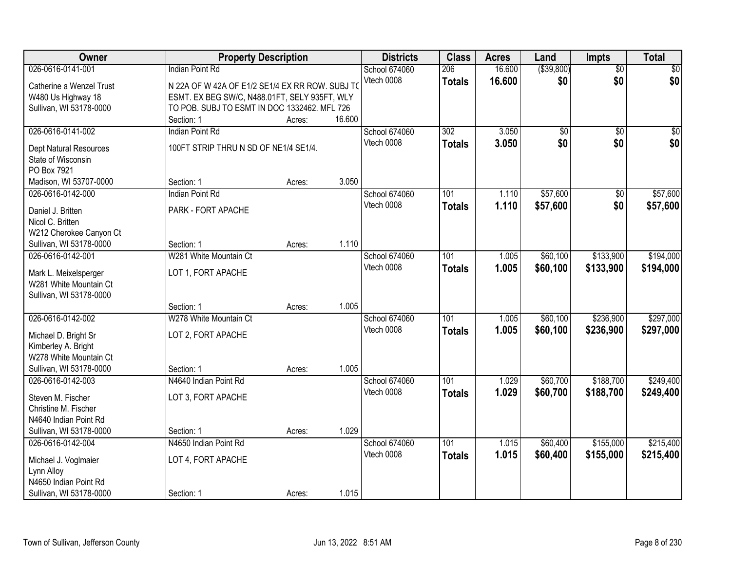| Owner | Property Description | | | Districts | Class | Acres | Land | Impts | Total |
|---|---|---|---|---|---|---|---|---|---|
| 026-0616-0141-001<br>Catherine a Wenzel Trust<br>W480 Us Highway 18<br>Sullivan, WI 53178-0000 | Indian Point Rd<br>N 22A OF W 42A OF E1/2 SE1/4 EX RR ROW. SUBJ TO ESMT. EX BEG SW/C, N488.01FT, SELY 935FT, WLY TO POB. SUBJ TO ESMT IN DOC 1332462. MFL 726<br>Section: 1 | Acres: | 16.600 | School 674060<br>Vtech 0008 | 206<br>**Totals** | 16.600<br>**16.600** | ($39,800)<br>**$0** | $0<br>**$0** | $0<br>**$0** |
| 026-0616-0141-002<br>Dept Natural Resources<br>State of Wisconsin<br>PO Box 7921<br>Madison, WI 53707-0000 | Indian Point Rd<br>100FT STRIP THRU N SD OF NE1/4 SE1/4.<br>Section: 1 | Acres: | 3.050 | School 674060<br>Vtech 0008 | 302<br>**Totals** | 3.050<br>**3.050** | $0<br>**$0** | $0<br>**$0** | $0<br>**$0** |
| 026-0616-0142-000<br>Daniel J. Britten<br>Nicol C. Britten<br>W212 Cherokee Canyon Ct<br>Sullivan, WI 53178-0000 | Indian Point Rd<br>PARK - FORT APACHE<br>Section: 1 | Acres: | 1.110 | School 674060<br>Vtech 0008 | 101<br>**Totals** | 1.110<br>**1.110** | $57,600<br>**$57,600** | $0<br>**$0** | $57,600<br>**$57,600** |
| 026-0616-0142-001<br>Mark L. Meixelsperger<br>W281 White Mountain Ct<br>Sullivan, WI 53178-0000 | W281 White Mountain Ct<br>LOT 1, FORT APACHE<br>Section: 1 | Acres: | 1.005 | School 674060<br>Vtech 0008 | 101<br>**Totals** | 1.005<br>**1.005** | $60,100<br>**$60,100** | $133,900<br>**$133,900** | $194,000<br>**$194,000** |
| 026-0616-0142-002<br>Michael D. Bright Sr<br>Kimberley A. Bright<br>W278 White Mountain Ct<br>Sullivan, WI 53178-0000 | W278 White Mountain Ct<br>LOT 2, FORT APACHE<br>Section: 1 | Acres: | 1.005 | School 674060<br>Vtech 0008 | 101<br>**Totals** | 1.005<br>**1.005** | $60,100<br>**$60,100** | $236,900<br>**$236,900** | $297,000<br>**$297,000** |
| 026-0616-0142-003<br>Steven M. Fischer<br>Christine M. Fischer<br>N4640 Indian Point Rd<br>Sullivan, WI 53178-0000 | N4640 Indian Point Rd<br>LOT 3, FORT APACHE<br>Section: 1 | Acres: | 1.029 | School 674060<br>Vtech 0008 | 101<br>**Totals** | 1.029<br>**1.029** | $60,700<br>**$60,700** | $188,700<br>**$188,700** | $249,400<br>**$249,400** |
| 026-0616-0142-004<br>Michael J. Voglmaier<br>Lynn Alloy<br>N4650 Indian Point Rd<br>Sullivan, WI 53178-0000 | N4650 Indian Point Rd<br>LOT 4, FORT APACHE<br>Section: 1 | Acres: | 1.015 | School 674060<br>Vtech 0008 | 101<br>**Totals** | 1.015<br>**1.015** | $60,400<br>**$60,400** | $155,000<br>**$155,000** | $215,400<br>**$215,400** |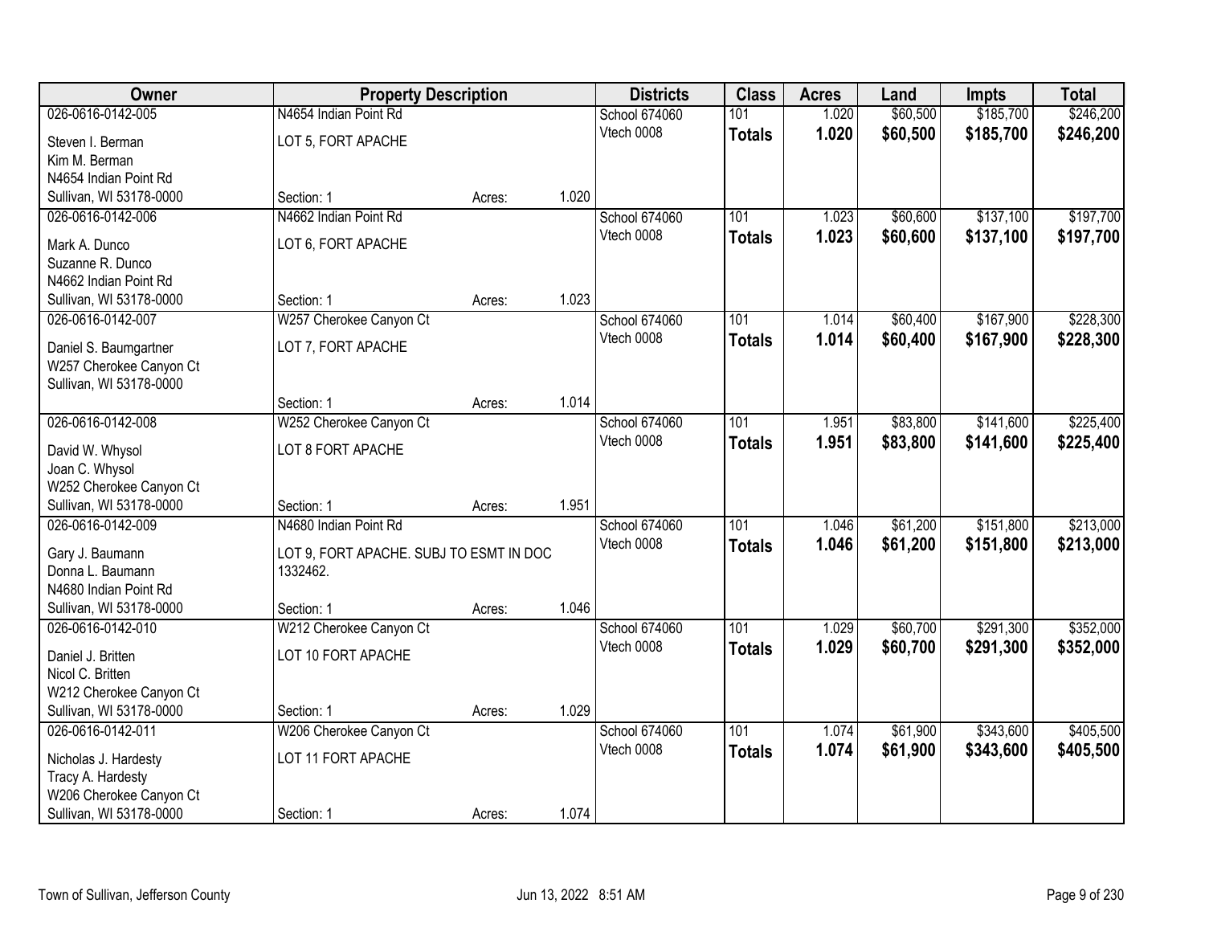| Owner | Property Description | | | Districts | Class | Acres | Land | Impts | Total |
|---|---|---|---|---|---|---|---|---|---|
| 026-0616-0142-005 | N4654 Indian Point Rd | | | School 674060 | 101 | 1.020 | $60,500 | $185,700 | $246,200 |
| Steven I. Berman<br>Kim M. Berman<br>N4654 Indian Point Rd<br>Sullivan, WI 53178-0000 | LOT 5, FORT APACHE<br><br>Section: 1 | Acres: | 1.020 | Vtech 0008 | **Totals** | **1.020** | **$60,500** | **$185,700** | **$246,200** |
| 026-0616-0142-006 | N4662 Indian Point Rd | | | School 674060 | 101 | 1.023 | $60,600 | $137,100 | $197,700 |
| Mark A. Dunco<br>Suzanne R. Dunco<br>N4662 Indian Point Rd<br>Sullivan, WI 53178-0000 | LOT 6, FORT APACHE<br><br>Section: 1 | Acres: | 1.023 | Vtech 0008 | **Totals** | **1.023** | **$60,600** | **$137,100** | **$197,700** |
| 026-0616-0142-007 | W257 Cherokee Canyon Ct | | | School 674060 | 101 | 1.014 | $60,400 | $167,900 | $228,300 |
| Daniel S. Baumgartner<br>W257 Cherokee Canyon Ct<br>Sullivan, WI 53178-0000 | LOT 7, FORT APACHE<br><br>Section: 1 | Acres: | 1.014 | Vtech 0008 | **Totals** | **1.014** | **$60,400** | **$167,900** | **$228,300** |
| 026-0616-0142-008 | W252 Cherokee Canyon Ct | | | School 674060 | 101 | 1.951 | $83,800 | $141,600 | $225,400 |
| David W. Whysol<br>Joan C. Whysol<br>W252 Cherokee Canyon Ct<br>Sullivan, WI 53178-0000 | LOT 8 FORT APACHE<br><br>Section: 1 | Acres: | 1.951 | Vtech 0008 | **Totals** | **1.951** | **$83,800** | **$141,600** | **$225,400** |
| 026-0616-0142-009 | N4680 Indian Point Rd | | | School 674060 | 101 | 1.046 | $61,200 | $151,800 | $213,000 |
| Gary J. Baumann<br>Donna L. Baumann<br>N4680 Indian Point Rd<br>Sullivan, WI 53178-0000 | LOT 9, FORT APACHE. SUBJ TO ESMT IN DOC 1332462.<br><br>Section: 1 | Acres: | 1.046 | Vtech 0008 | **Totals** | **1.046** | **$61,200** | **$151,800** | **$213,000** |
| 026-0616-0142-010 | W212 Cherokee Canyon Ct | | | School 674060 | 101 | 1.029 | $60,700 | $291,300 | $352,000 |
| Daniel J. Britten<br>Nicol C. Britten<br>W212 Cherokee Canyon Ct<br>Sullivan, WI 53178-0000 | LOT 10 FORT APACHE<br><br>Section: 1 | Acres: | 1.029 | Vtech 0008 | **Totals** | **1.029** | **$60,700** | **$291,300** | **$352,000** |
| 026-0616-0142-011 | W206 Cherokee Canyon Ct | | | School 674060 | 101 | 1.074 | $61,900 | $343,600 | $405,500 |
| Nicholas J. Hardesty<br>Tracy A. Hardesty<br>W206 Cherokee Canyon Ct<br>Sullivan, WI 53178-0000 | LOT 11 FORT APACHE<br><br>Section: 1 | Acres: | 1.074 | Vtech 0008 | **Totals** | **1.074** | **$61,900** | **$343,600** | **$405,500** |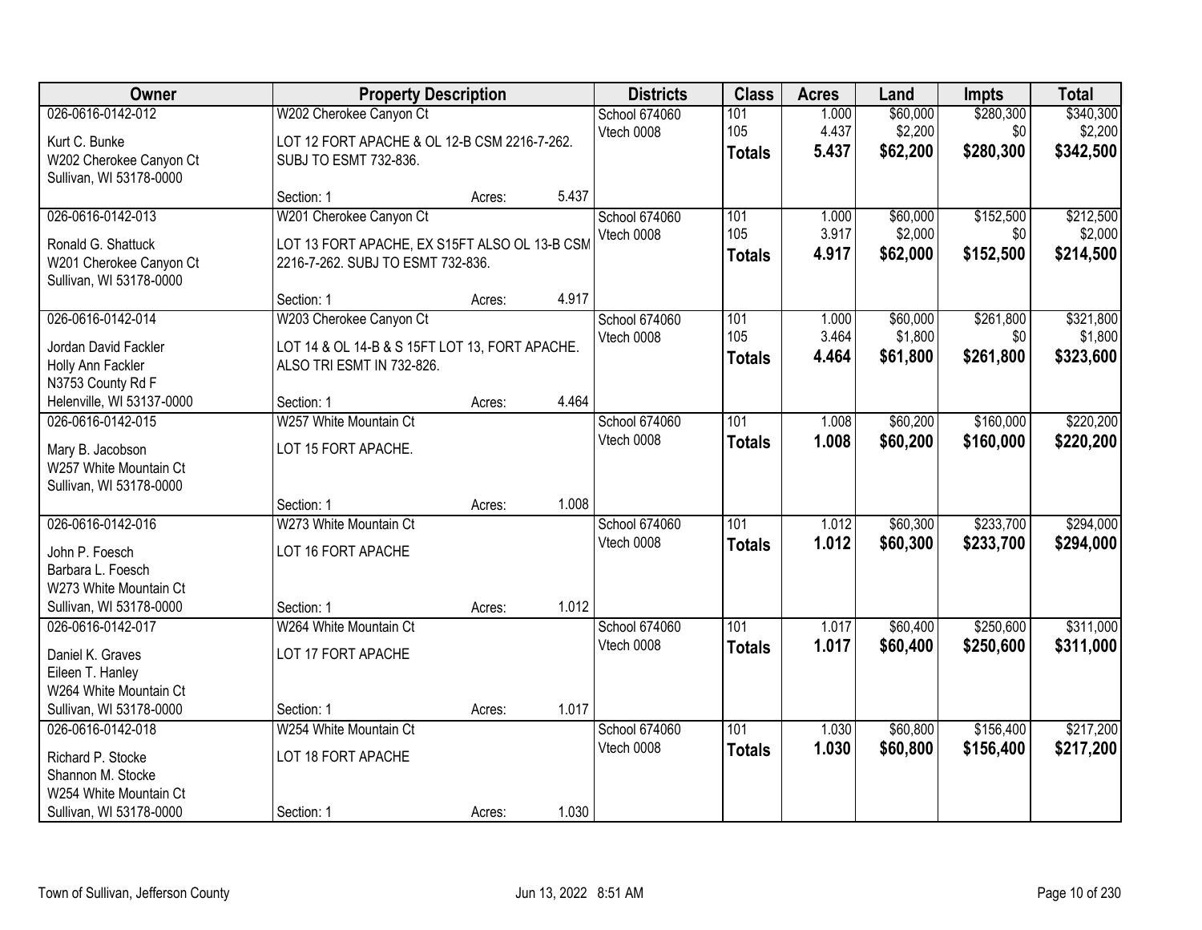| Owner | Property Description | | | Districts | Class | Acres | Land | Impts | Total |
|---|---|---|---|---|---|---|---|---|---|
| 026-0616-0142-012 | W202 Cherokee Canyon Ct | | | School 674060 | 101 | 1.000 | $60,000 | $280,300 | $340,300 |
| Kurt C. Bunke | LOT 12 FORT APACHE & OL 12-B CSM 2216-7-262. | | | Vtech 0008 | 105 | 4.437 | $2,200 | $0 | $2,200 |
| W202 Cherokee Canyon Ct | SUBJ TO ESMT 732-836. | | | | **Totals** | **5.437** | **$62,200** | **$280,300** | **$342,500** |
| Sullivan, WI 53178-0000 | | | | | | | | | |
| | Section: 1 | Acres: | 5.437 | | | | | | |
| 026-0616-0142-013 | W201 Cherokee Canyon Ct | | | School 674060 | 101 | 1.000 | $60,000 | $152,500 | $212,500 |
| Ronald G. Shattuck | LOT 13 FORT APACHE, EX S15FT ALSO OL 13-B CSM | | | Vtech 0008 | 105 | 3.917 | $2,000 | $0 | $2,000 |
| W201 Cherokee Canyon Ct | 2216-7-262. SUBJ TO ESMT 732-836. | | | | **Totals** | **4.917** | **$62,000** | **$152,500** | **$214,500** |
| Sullivan, WI 53178-0000 | | | | | | | | | |
| | Section: 1 | Acres: | 4.917 | | | | | | |
| 026-0616-0142-014 | W203 Cherokee Canyon Ct | | | School 674060 | 101 | 1.000 | $60,000 | $261,800 | $321,800 |
| Jordan David Fackler | LOT 14 & OL 14-B & S 15FT LOT 13, FORT APACHE. | | | Vtech 0008 | 105 | 3.464 | $1,800 | $0 | $1,800 |
| Holly Ann Fackler | ALSO TRI ESMT IN 732-826. | | | | **Totals** | **4.464** | **$61,800** | **$261,800** | **$323,600** |
| N3753 County Rd F | | | | | | | | | |
| Helenville, WI 53137-0000 | Section: 1 | Acres: | 4.464 | | | | | | |
| 026-0616-0142-015 | W257 White Mountain Ct | | | School 674060 | 101 | 1.008 | $60,200 | $160,000 | $220,200 |
| Mary B. Jacobson | LOT 15 FORT APACHE. | | | Vtech 0008 | **Totals** | **1.008** | **$60,200** | **$160,000** | **$220,200** |
| W257 White Mountain Ct | | | | | | | | | |
| Sullivan, WI 53178-0000 | | | | | | | | | |
| | Section: 1 | Acres: | 1.008 | | | | | | |
| 026-0616-0142-016 | W273 White Mountain Ct | | | School 674060 | 101 | 1.012 | $60,300 | $233,700 | $294,000 |
| John P. Foesch | LOT 16 FORT APACHE | | | Vtech 0008 | **Totals** | **1.012** | **$60,300** | **$233,700** | **$294,000** |
| Barbara L. Foesch | | | | | | | | | |
| W273 White Mountain Ct | | | | | | | | | |
| Sullivan, WI 53178-0000 | Section: 1 | Acres: | 1.012 | | | | | | |
| 026-0616-0142-017 | W264 White Mountain Ct | | | School 674060 | 101 | 1.017 | $60,400 | $250,600 | $311,000 |
| Daniel K. Graves | LOT 17 FORT APACHE | | | Vtech 0008 | **Totals** | **1.017** | **$60,400** | **$250,600** | **$311,000** |
| Eileen T. Hanley | | | | | | | | | |
| W264 White Mountain Ct | | | | | | | | | |
| Sullivan, WI 53178-0000 | Section: 1 | Acres: | 1.017 | | | | | | |
| 026-0616-0142-018 | W254 White Mountain Ct | | | School 674060 | 101 | 1.030 | $60,800 | $156,400 | $217,200 |
| Richard P. Stocke | LOT 18 FORT APACHE | | | Vtech 0008 | **Totals** | **1.030** | **$60,800** | **$156,400** | **$217,200** |
| Shannon M. Stocke | | | | | | | | | |
| W254 White Mountain Ct | | | | | | | | | |
| Sullivan, WI 53178-0000 | Section: 1 | Acres: | 1.030 | | | | | | |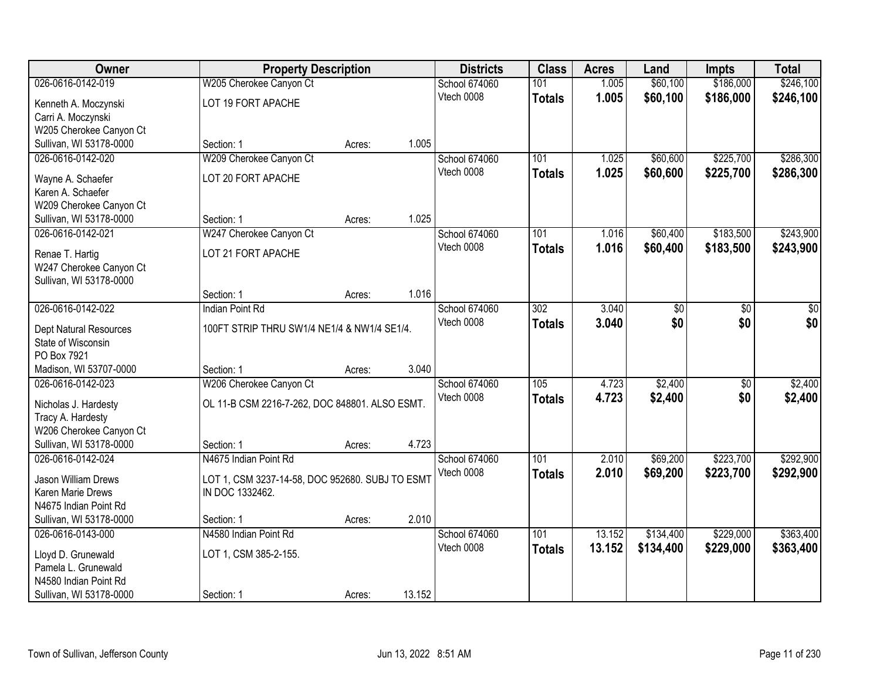| Owner | Property Description | | | Districts | Class | Acres | Land | Impts | Total |
|---|---|---|---|---|---|---|---|---|---|
| 026-0616-0142-019 | W205 Cherokee Canyon Ct | | | School 674060 | 101 | 1.005 | $60,100 | $186,000 | $246,100 |
| Kenneth A. Moczynski | LOT 19 FORT APACHE | | | Vtech 0008 | **Totals** | **1.005** | **$60,100** | **$186,000** | **$246,100** |
| Carri A. Moczynski | | | | | | | | | |
| W205 Cherokee Canyon Ct | | | | | | | | | |
| Sullivan, WI 53178-0000 | Section: 1 | Acres: | 1.005 | | | | | | |
| 026-0616-0142-020 | W209 Cherokee Canyon Ct | | | School 674060 | 101 | 1.025 | $60,600 | $225,700 | $286,300 |
| Wayne A. Schaefer | LOT 20 FORT APACHE | | | Vtech 0008 | **Totals** | **1.025** | **$60,600** | **$225,700** | **$286,300** |
| Karen A. Schaefer | | | | | | | | | |
| W209 Cherokee Canyon Ct | | | | | | | | | |
| Sullivan, WI 53178-0000 | Section: 1 | Acres: | 1.025 | | | | | | |
| 026-0616-0142-021 | W247 Cherokee Canyon Ct | | | School 674060 | 101 | 1.016 | $60,400 | $183,500 | $243,900 |
| Renae T. Hartig | LOT 21 FORT APACHE | | | Vtech 0008 | **Totals** | **1.016** | **$60,400** | **$183,500** | **$243,900** |
| W247 Cherokee Canyon Ct | | | | | | | | | |
| Sullivan, WI 53178-0000 | | | | | | | | | |
| | Section: 1 | Acres: | 1.016 | | | | | | |
| 026-0616-0142-022 | Indian Point Rd | | | School 674060 | 302 | 3.040 | $0 | $0 | $0 |
| Dept Natural Resources | 100FT STRIP THRU SW1/4 NE1/4 & NW1/4 SE1/4. | | | Vtech 0008 | **Totals** | **3.040** | **$0** | **$0** | **$0** |
| State of Wisconsin | | | | | | | | | |
| PO Box 7921 | | | | | | | | | |
| Madison, WI 53707-0000 | Section: 1 | Acres: | 3.040 | | | | | | |
| 026-0616-0142-023 | W206 Cherokee Canyon Ct | | | School 674060 | 105 | 4.723 | $2,400 | $0 | $2,400 |
| Nicholas J. Hardesty | OL 11-B CSM 2216-7-262, DOC 848801. ALSO ESMT. | | | Vtech 0008 | **Totals** | **4.723** | **$2,400** | **$0** | **$2,400** |
| Tracy A. Hardesty | | | | | | | | | |
| W206 Cherokee Canyon Ct | | | | | | | | | |
| Sullivan, WI 53178-0000 | Section: 1 | Acres: | 4.723 | | | | | | |
| 026-0616-0142-024 | N4675 Indian Point Rd | | | School 674060 | 101 | 2.010 | $69,200 | $223,700 | $292,900 |
| Jason William Drews | LOT 1, CSM 3237-14-58, DOC 952680. SUBJ TO ESMT | | | Vtech 0008 | **Totals** | **2.010** | **$69,200** | **$223,700** | **$292,900** |
| Karen Marie Drews | IN DOC 1332462. | | | | | | | | |
| N4675 Indian Point Rd | | | | | | | | | |
| Sullivan, WI 53178-0000 | Section: 1 | Acres: | 2.010 | | | | | | |
| 026-0616-0143-000 | N4580 Indian Point Rd | | | School 674060 | 101 | 13.152 | $134,400 | $229,000 | $363,400 |
| Lloyd D. Grunewald | LOT 1, CSM 385-2-155. | | | Vtech 0008 | **Totals** | **13.152** | **$134,400** | **$229,000** | **$363,400** |
| Pamela L. Grunewald | | | | | | | | | |
| N4580 Indian Point Rd | | | | | | | | | |
| Sullivan, WI 53178-0000 | Section: 1 | Acres: | 13.152 | | | | | | |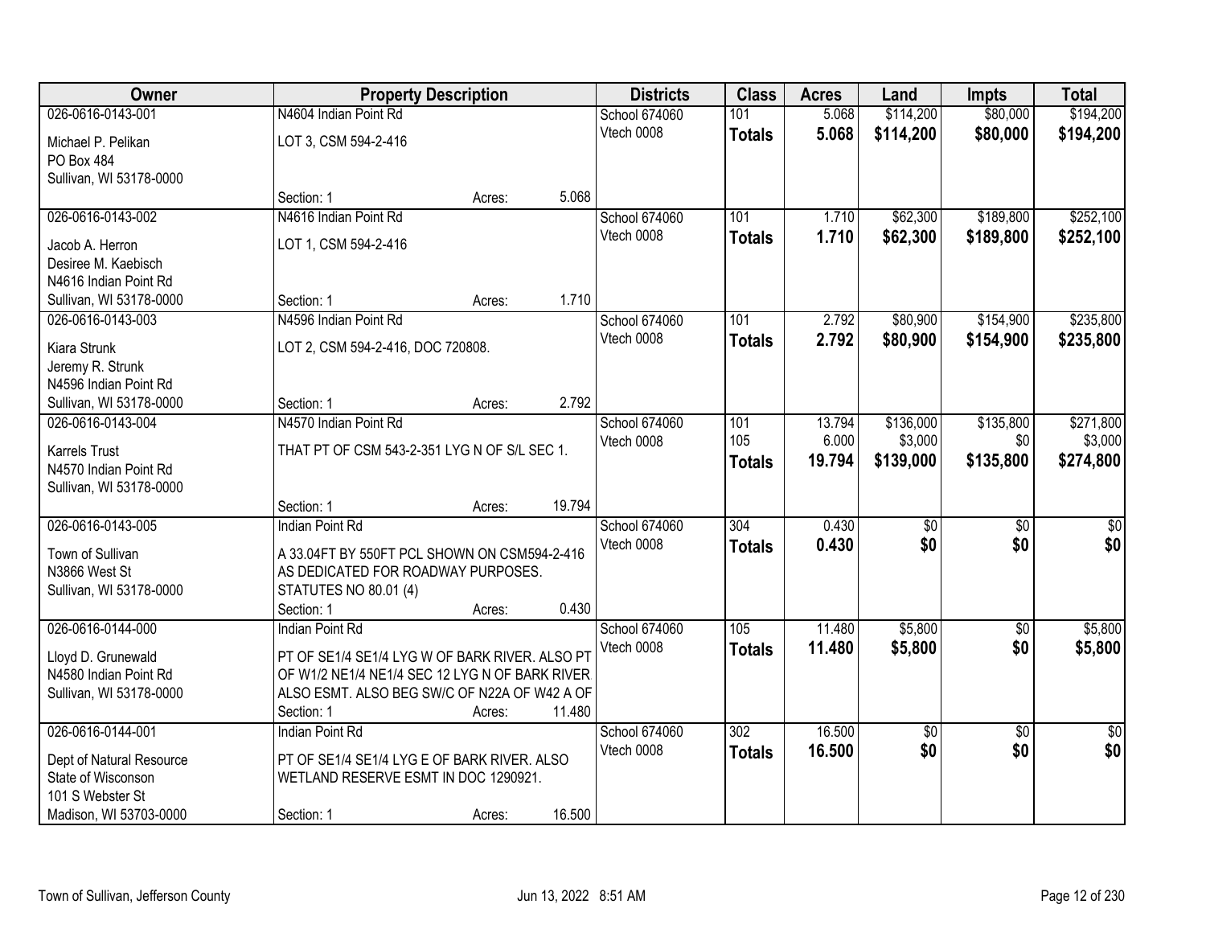| Owner | Property Description | Districts | Class | Acres | Land | Impts | Total |
|---|---|---|---|---|---|---|---|
| 026-0616-0143-001<br>Michael P. Pelikan<br>PO Box 484<br>Sullivan, WI 53178-0000 | N4604 Indian Point Rd<br>LOT 3, CSM 594-2-416<br>Section: 1 Acres: 5.068 | School 674060<br>Vtech 0008 | 101<br>**Totals** | 5.068<br>**5.068** | $114,200<br>**$114,200** | $80,000<br>**$80,000** | $194,200<br>**$194,200** |
| 026-0616-0143-002<br>Jacob A. Herron<br>Desiree M. Kaebisch<br>N4616 Indian Point Rd<br>Sullivan, WI 53178-0000 | N4616 Indian Point Rd<br>LOT 1, CSM 594-2-416<br>Section: 1 Acres: 1.710 | School 674060<br>Vtech 0008 | 101<br>**Totals** | 1.710<br>**1.710** | $62,300<br>**$62,300** | $189,800<br>**$189,800** | $252,100<br>**$252,100** |
| 026-0616-0143-003<br>Kiara Strunk<br>Jeremy R. Strunk<br>N4596 Indian Point Rd<br>Sullivan, WI 53178-0000 | N4596 Indian Point Rd<br>LOT 2, CSM 594-2-416, DOC 720808.<br>Section: 1 Acres: 2.792 | School 674060<br>Vtech 0008 | 101<br>**Totals** | 2.792<br>**2.792** | $80,900<br>**$80,900** | $154,900<br>**$154,900** | $235,800<br>**$235,800** |
| 026-0616-0143-004<br>Karrels Trust<br>N4570 Indian Point Rd<br>Sullivan, WI 53178-0000 | N4570 Indian Point Rd<br>THAT PT OF CSM 543-2-351 LYG N OF S/L SEC 1.<br>Section: 1 Acres: 19.794 | School 674060<br>Vtech 0008 | 101<br>105<br>**Totals** | 13.794<br>6.000<br>**19.794** | $136,000<br>$3,000<br>**$139,000** | $135,800<br>$0<br>**$135,800** | $271,800<br>$3,000<br>**$274,800** |
| 026-0616-0143-005<br>Town of Sullivan<br>N3866 West St<br>Sullivan, WI 53178-0000 | Indian Point Rd<br>A 33.04FT BY 550FT PCL SHOWN ON CSM594-2-416 AS DEDICATED FOR ROADWAY PURPOSES. STATUTES NO 80.01 (4)<br>Section: 1 Acres: 0.430 | School 674060<br>Vtech 0008 | 304<br>**Totals** | 0.430<br>**0.430** | $0<br>**$0** | $0<br>**$0** | $0<br>**$0** |
| 026-0616-0144-000<br>Lloyd D. Grunewald<br>N4580 Indian Point Rd<br>Sullivan, WI 53178-0000 | Indian Point Rd<br>PT OF SE1/4 SE1/4 LYG W OF BARK RIVER. ALSO PT OF W1/2 NE1/4 NE1/4 SEC 12 LYG N OF BARK RIVER. ALSO ESMT. ALSO BEG SW/C OF N22A OF W42 A OF<br>Section: 1 Acres: 11.480 | School 674060<br>Vtech 0008 | 105<br>**Totals** | 11.480<br>**11.480** | $5,800<br>**$5,800** | $0<br>**$0** | $5,800<br>**$5,800** |
| 026-0616-0144-001<br>Dept of Natural Resource<br>State of Wisconson<br>101 S Webster St<br>Madison, WI 53703-0000 | Indian Point Rd<br>PT OF SE1/4 SE1/4 LYG E OF BARK RIVER. ALSO WETLAND RESERVE ESMT IN DOC 1290921.<br>Section: 1 Acres: 16.500 | School 674060<br>Vtech 0008 | 302<br>**Totals** | 16.500<br>**16.500** | $0<br>**$0** | $0<br>**$0** | $0<br>**$0** |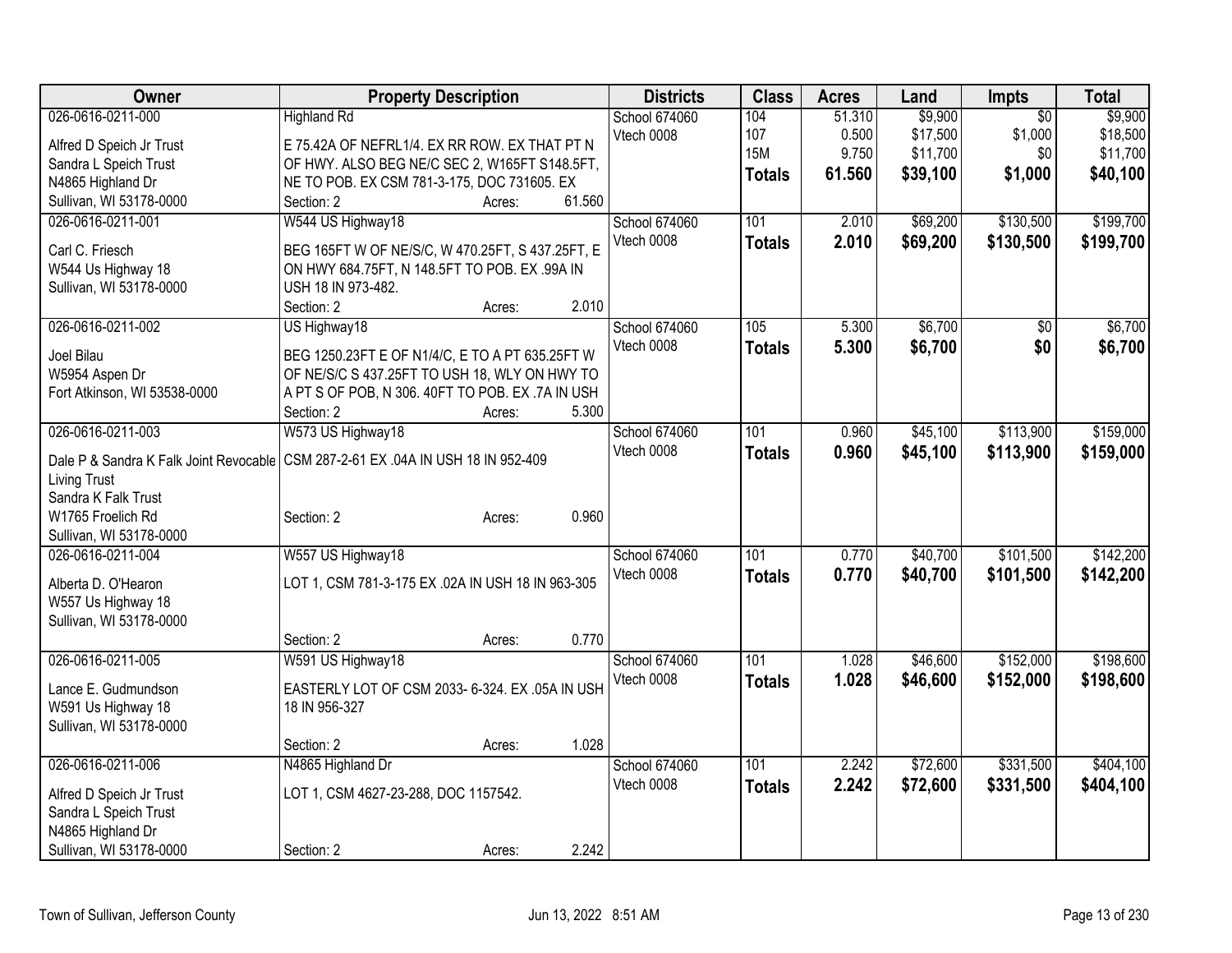| Owner | Property Description | Districts | Class | Acres | Land | Impts | Total |
|---|---|---|---|---|---|---|---|
| 026-0616-0211-000<br>Alfred D Speich Jr Trust<br>Sandra L Speich Trust<br>N4865 Highland Dr<br>Sullivan, WI 53178-0000 | Highland Rd<br>E 75.42A OF NEFRL1/4. EX RR ROW. EX THAT PT N OF HWY. ALSO BEG NE/C SEC 2, W165FT S148.5FT, NE TO POB. EX CSM 781-3-175, DOC 731605. EX<br>Section: 2 Acres: 61.560 | School 674060<br>Vtech 0008 | 104<br>107<br>15M<br>**Totals** | 51.310<br>0.500<br>9.750<br>**61.560** | $9,900<br>$17,500<br>$11,700<br>**$39,100** | $0<br>$1,000<br>$0<br>**$1,000** | $9,900<br>$18,500<br>$11,700<br>**$40,100** |
| 026-0616-0211-001<br>Carl C. Friesch<br>W544 Us Highway 18<br>Sullivan, WI 53178-0000 | W544 US Highway18<br>BEG 165FT W OF NE/S/C, W 470.25FT, S 437.25FT, E ON HWY 684.75FT, N 148.5FT TO POB. EX .99A IN USH 18 IN 973-482.<br>Section: 2 Acres: 2.010 | School 674060<br>Vtech 0008 | 101<br>**Totals** | 2.010<br>**2.010** | $69,200<br>**$69,200** | $130,500<br>**$130,500** | $199,700<br>**$199,700** |
| 026-0616-0211-002<br>Joel Bilau<br>W5954 Aspen Dr<br>Fort Atkinson, WI 53538-0000 | US Highway18<br>BEG 1250.23FT E OF N1/4/C, E TO A PT 635.25FT W OF NE/S/C S 437.25FT TO USH 18, WLY ON HWY TO A PT S OF POB, N 306. 40FT TO POB. EX .7A IN USH<br>Section: 2 Acres: 5.300 | School 674060<br>Vtech 0008 | 105<br>**Totals** | 5.300<br>**5.300** | $6,700<br>**$6,700** | $0<br>**$0** | $6,700<br>**$6,700** |
| 026-0616-0211-003<br>Dale P & Sandra K Falk Joint Revocable Living Trust<br>Sandra K Falk Trust<br>W1765 Froelich Rd<br>Sullivan, WI 53178-0000 | W573 US Highway18<br>CSM 287-2-61 EX .04A IN USH 18 IN 952-409<br>Section: 2 Acres: 0.960 | School 674060<br>Vtech 0008 | 101<br>**Totals** | 0.960<br>**0.960** | $45,100<br>**$45,100** | $113,900<br>**$113,900** | $159,000<br>**$159,000** |
| 026-0616-0211-004<br>Alberta D. O'Hearon<br>W557 Us Highway 18<br>Sullivan, WI 53178-0000 | W557 US Highway18<br>LOT 1, CSM 781-3-175 EX .02A IN USH 18 IN 963-305<br>Section: 2 Acres: 0.770 | School 674060<br>Vtech 0008 | 101<br>**Totals** | 0.770<br>**0.770** | $40,700<br>**$40,700** | $101,500<br>**$101,500** | $142,200<br>**$142,200** |
| 026-0616-0211-005<br>Lance E. Gudmundson<br>W591 Us Highway 18<br>Sullivan, WI 53178-0000 | W591 US Highway18<br>EASTERLY LOT OF CSM 2033- 6-324. EX .05A IN USH 18 IN 956-327<br>Section: 2 Acres: 1.028 | School 674060<br>Vtech 0008 | 101<br>**Totals** | 1.028<br>**1.028** | $46,600<br>**$46,600** | $152,000<br>**$152,000** | $198,600<br>**$198,600** |
| 026-0616-0211-006<br>Alfred D Speich Jr Trust<br>Sandra L Speich Trust<br>N4865 Highland Dr<br>Sullivan, WI 53178-0000 | N4865 Highland Dr<br>LOT 1, CSM 4627-23-288, DOC 1157542.<br>Section: 2 Acres: 2.242 | School 674060<br>Vtech 0008 | 101<br>**Totals** | 2.242<br>**2.242** | $72,600<br>**$72,600** | $331,500<br>**$331,500** | $404,100<br>**$404,100** |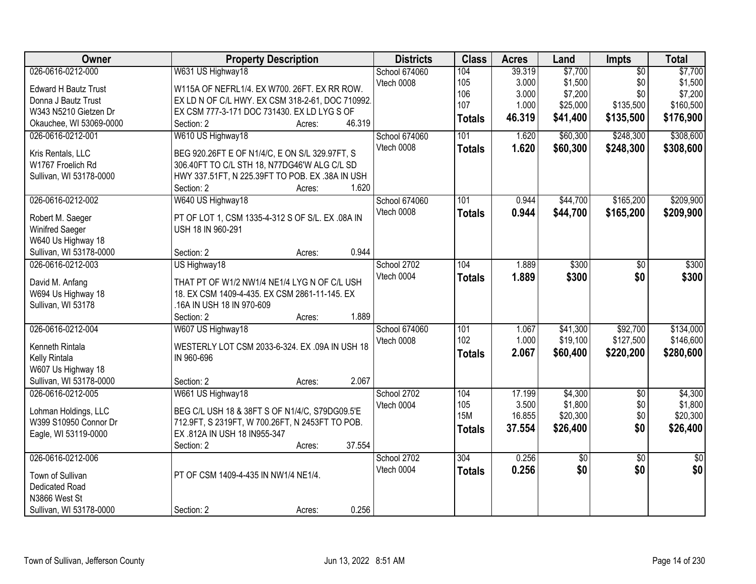| Owner | Property Description | Districts | Class | Acres | Land | Impts | Total |
|---|---|---|---|---|---|---|---|
| 026-0616-0212-000 | W631 US Highway18 | School 674060 | 104 | 39.319 | $7,700 | $0 | $7,700 |
| Edward H Bautz Trust | W115A OF NEFRL1/4. EX W700. 26FT. EX RR ROW. | Vtech 0008 | 105 | 3.000 | $1,500 | $0 | $1,500 |
| Donna J Bautz Trust | EX LD N OF C/L HWY. EX CSM 318-2-61, DOC 710992. | | 106 | 3.000 | $7,200 | $0 | $7,200 |
| W343 N5210 Gietzen Dr | EX CSM 777-3-171 DOC 731430. EX LD LYG S OF | | 107 | 1.000 | $25,000 | $135,500 | $160,500 |
| Okauchee, WI 53069-0000 | Section: 2 Acres: 46.319 | | **Totals** | **46.319** | **$41,400** | **$135,500** | **$176,900** |
| 026-0616-0212-001 | W610 US Highway18 | School 674060 | 101 | 1.620 | $60,300 | $248,300 | $308,600 |
| Kris Rentals, LLC | BEG 920.26FT E OF N1/4/C, E ON S/L 329.97FT, S | Vtech 0008 | **Totals** | **1.620** | **$60,300** | **$248,300** | **$308,600** |
| W1767 Froelich Rd | 306.40FT TO C/L STH 18, N77DG46'W ALG C/L SD | | | | | | |
| Sullivan, WI 53178-0000 | HWY 337.51FT, N 225.39FT TO POB. EX .38A IN USH | | | | | | |
| | Section: 2 Acres: 1.620 | | | | | | |
| 026-0616-0212-002 | W640 US Highway18 | School 674060 | 101 | 0.944 | $44,700 | $165,200 | $209,900 |
| Robert M. Saeger | PT OF LOT 1, CSM 1335-4-312 S OF S/L. EX .08A IN | Vtech 0008 | **Totals** | **0.944** | **$44,700** | **$165,200** | **$209,900** |
| Winifred Saeger | USH 18 IN 960-291 | | | | | | |
| W640 Us Highway 18 | | | | | | | |
| Sullivan, WI 53178-0000 | Section: 2 Acres: 0.944 | | | | | | |
| 026-0616-0212-003 | US Highway18 | School 2702 | 104 | 1.889 | $300 | $0 | $300 |
| David M. Anfang | THAT PT OF W1/2 NW1/4 NE1/4 LYG N OF C/L USH | Vtech 0004 | **Totals** | **1.889** | **$300** | **$0** | **$300** |
| W694 Us Highway 18 | 18. EX CSM 1409-4-435. EX CSM 2861-11-145. EX | | | | | | |
| Sullivan, WI 53178 | .16A IN USH 18 IN 970-609 | | | | | | |
| | Section: 2 Acres: 1.889 | | | | | | |
| 026-0616-0212-004 | W607 US Highway18 | School 674060 | 101 | 1.067 | $41,300 | $92,700 | $134,000 |
| Kenneth Rintala | WESTERLY LOT CSM 2033-6-324. EX .09A IN USH 18 | Vtech 0008 | 102 | 1.000 | $19,100 | $127,500 | $146,600 |
| Kelly Rintala | IN 960-696 | | **Totals** | **2.067** | **$60,400** | **$220,200** | **$280,600** |
| W607 Us Highway 18 | | | | | | | |
| Sullivan, WI 53178-0000 | Section: 2 Acres: 2.067 | | | | | | |
| 026-0616-0212-005 | W661 US Highway18 | School 2702 | 104 | 17.199 | $4,300 | $0 | $4,300 |
| Lohman Holdings, LLC | BEG C/L USH 18 & 38FT S OF N1/4/C, S79DG09.5'E | Vtech 0004 | 105 | 3.500 | $1,800 | $0 | $1,800 |
| W399 S10950 Connor Dr | 712.9FT, S 2319FT, W 700.26FT, N 2453FT TO POB. | | 15M | 16.855 | $20,300 | $0 | $20,300 |
| Eagle, WI 53119-0000 | EX .812A IN USH 18 IN955-347 | | **Totals** | **37.554** | **$26,400** | **$0** | **$26,400** |
| | Section: 2 Acres: 37.554 | | | | | | |
| 026-0616-0212-006 | | School 2702 | 304 | 0.256 | $0 | $0 | $0 |
| Town of Sullivan | PT OF CSM 1409-4-435 IN NW1/4 NE1/4. | Vtech 0004 | **Totals** | **0.256** | **$0** | **$0** | **$0** |
| Dedicated Road | | | | | | | |
| N3866 West St | | | | | | | |
| Sullivan, WI 53178-0000 | Section: 2 Acres: 0.256 | | | | | | |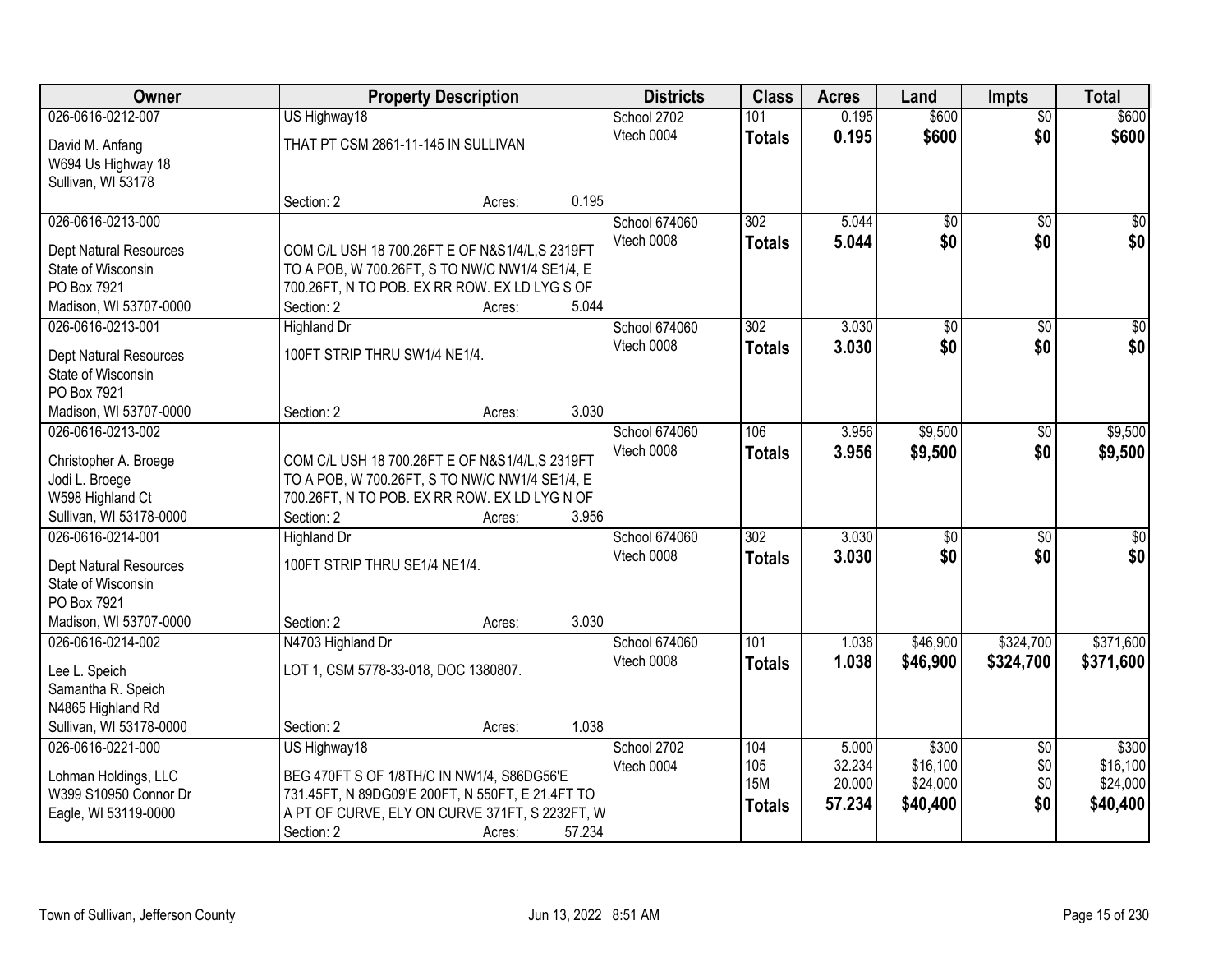| Owner | Property Description | Districts | Class | Acres | Land | Impts | Total |
|---|---|---|---|---|---|---|---|
| 026-0616-0212-007<br>David M. Anfang<br>W694 Us Highway 18<br>Sullivan, WI 53178 | US Highway18<br>THAT PT CSM 2861-11-145 IN SULLIVAN<br>Section: 2 Acres: 0.195 | School 2702<br>Vtech 0004 | 101<br>**Totals** | 0.195<br>**0.195** | $600<br>**$600** | $0<br>**$0** | $600<br>**$600** |
| 026-0616-0213-000<br>Dept Natural Resources<br>State of Wisconsin<br>PO Box 7921<br>Madison, WI 53707-0000 | COM C/L USH 18 700.26FT E OF N&S1/4/L,S 2319FT TO A POB, W 700.26FT, S TO NW/C NW1/4 SE1/4, E 700.26FT, N TO POB. EX RR ROW. EX LD LYG S OF<br>Section: 2 Acres: 5.044 | School 674060<br>Vtech 0008 | 302<br>**Totals** | 5.044<br>**5.044** | $0<br>**$0** | $0<br>**$0** | $0<br>**$0** |
| 026-0616-0213-001<br>Dept Natural Resources<br>State of Wisconsin<br>PO Box 7921<br>Madison, WI 53707-0000 | Highland Dr<br>100FT STRIP THRU SW1/4 NE1/4.<br>Section: 2 Acres: 3.030 | School 674060<br>Vtech 0008 | 302<br>**Totals** | 3.030<br>**3.030** | $0<br>**$0** | $0<br>**$0** | $0<br>**$0** |
| 026-0616-0213-002<br>Christopher A. Broege<br>Jodi L. Broege<br>W598 Highland Ct<br>Sullivan, WI 53178-0000 | COM C/L USH 18 700.26FT E OF N&S1/4/L,S 2319FT TO A POB, W 700.26FT, S TO NW/C NW1/4 SE1/4, E 700.26FT, N TO POB. EX RR ROW. EX LD LYG N OF<br>Section: 2 Acres: 3.956 | School 674060<br>Vtech 0008 | 106<br>**Totals** | 3.956<br>**3.956** | $9,500<br>**$9,500** | $0<br>**$0** | $9,500<br>**$9,500** |
| 026-0616-0214-001<br>Dept Natural Resources<br>State of Wisconsin<br>PO Box 7921<br>Madison, WI 53707-0000 | Highland Dr<br>100FT STRIP THRU SE1/4 NE1/4.<br>Section: 2 Acres: 3.030 | School 674060<br>Vtech 0008 | 302<br>**Totals** | 3.030<br>**3.030** | $0<br>**$0** | $0<br>**$0** | $0<br>**$0** |
| 026-0616-0214-002<br>Lee L. Speich<br>Samantha R. Speich<br>N4865 Highland Rd<br>Sullivan, WI 53178-0000 | N4703 Highland Dr<br>LOT 1, CSM 5778-33-018, DOC 1380807.<br>Section: 2 Acres: 1.038 | School 674060<br>Vtech 0008 | 101<br>**Totals** | 1.038<br>**1.038** | $46,900<br>**$46,900** | $324,700<br>**$324,700** | $371,600<br>**$371,600** |
| 026-0616-0221-000<br>Lohman Holdings, LLC<br>W399 S10950 Connor Dr<br>Eagle, WI 53119-0000 | US Highway18<br>BEG 470FT S OF 1/8TH/C IN NW1/4, S86DG56'E 731.45FT, N 89DG09'E 200FT, N 550FT, E 21.4FT TO A PT OF CURVE, ELY ON CURVE 371FT, S 2232FT, W<br>Section: 2 Acres: 57.234 | School 2702<br>Vtech 0004 | 104<br>105<br>15M<br>**Totals** | 5.000<br>32.234<br>20.000<br>**57.234** | $300<br>$16,100<br>$24,000<br>**$40,400** | $0<br>$0<br>$0<br>**$0** | $300<br>$16,100<br>$24,000<br>**$40,400** |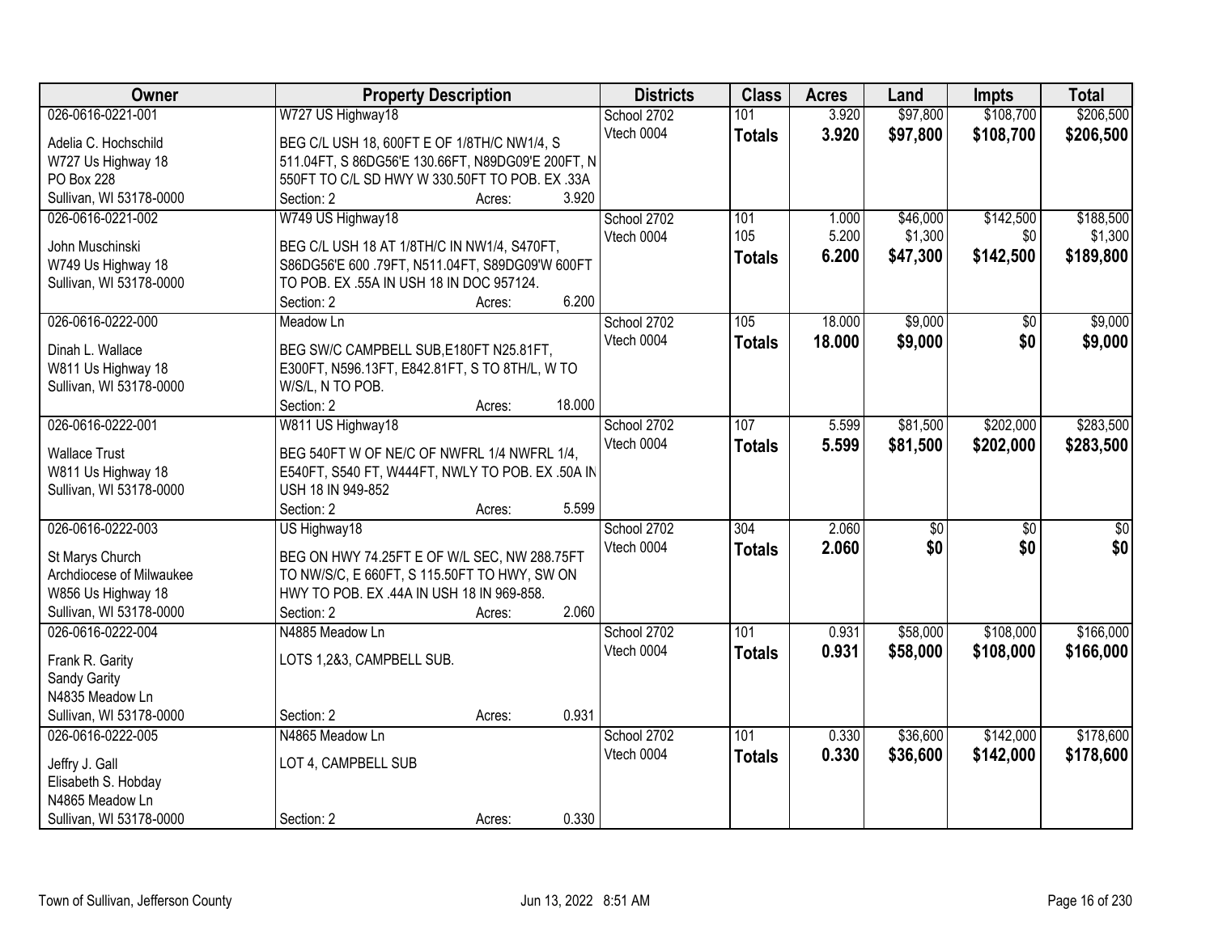| Owner | Property Description | Districts | Class | Acres | Land | Impts | Total |
|---|---|---|---|---|---|---|---|
| 026-0616-0221-001 | W727 US Highway18 | School 2702 | 101 | 3.920 | $97,800 | $108,700 | $206,500 |
| Adelia C. Hochschild<br>W727 Us Highway 18<br>PO Box 228<br>Sullivan, WI 53178-0000 | BEG C/L USH 18, 600FT E OF 1/8TH/C NW1/4, S 511.04FT, S 86DG56'E 130.66FT, N89DG09'E 200FT, N 550FT TO C/L SD HWY W 330.50FT TO POB. EX .33A<br>Section: 2 Acres: 3.920 | Vtech 0004 | **Totals** | **3.920** | **$97,800** | **$108,700** | **$206,500** |
| 026-0616-0221-002 | W749 US Highway18 | School 2702 | 101 | 1.000 | $46,000 | $142,500 | $188,500 |
| John Muschinski<br>W749 Us Highway 18<br>Sullivan, WI 53178-0000 | BEG C/L USH 18 AT 1/8TH/C IN NW1/4, S470FT, S86DG56'E 600 .79FT, N511.04FT, S89DG09'W 600FT TO POB. EX .55A IN USH 18 IN DOC 957124.<br>Section: 2 Acres: 6.200 | Vtech 0004 | 105 | 5.200 | $1,300 | $0 | $1,300 |
| | | | **Totals** | **6.200** | **$47,300** | **$142,500** | **$189,800** |
| 026-0616-0222-000 | Meadow Ln | School 2702 | 105 | 18.000 | $9,000 | $0 | $9,000 |
| Dinah L. Wallace<br>W811 Us Highway 18<br>Sullivan, WI 53178-0000 | BEG SW/C CAMPBELL SUB,E180FT N25.81FT, E300FT, N596.13FT, E842.81FT, S TO 8TH/L, W TO W/S/L, N TO POB.<br>Section: 2 Acres: 18.000 | Vtech 0004 | **Totals** | **18.000** | **$9,000** | **$0** | **$9,000** |
| 026-0616-0222-001 | W811 US Highway18 | School 2702 | 107 | 5.599 | $81,500 | $202,000 | $283,500 |
| Wallace Trust<br>W811 Us Highway 18<br>Sullivan, WI 53178-0000 | BEG 540FT W OF NE/C OF NWFRL 1/4 NWFRL 1/4, E540FT, S540 FT, W444FT, NWLY TO POB. EX .50A IN USH 18 IN 949-852<br>Section: 2 Acres: 5.599 | Vtech 0004 | **Totals** | **5.599** | **$81,500** | **$202,000** | **$283,500** |
| 026-0616-0222-003 | US Highway18 | School 2702 | 304 | 2.060 | $0 | $0 | $0 |
| St Marys Church<br>Archdiocese of Milwaukee<br>W856 Us Highway 18<br>Sullivan, WI 53178-0000 | BEG ON HWY 74.25FT E OF W/L SEC, NW 288.75FT TO NW/S/C, E 660FT, S 115.50FT TO HWY, SW ON HWY TO POB. EX .44A IN USH 18 IN 969-858.<br>Section: 2 Acres: 2.060 | Vtech 0004 | **Totals** | **2.060** | **$0** | **$0** | **$0** |
| 026-0616-0222-004 | N4885 Meadow Ln | School 2702 | 101 | 0.931 | $58,000 | $108,000 | $166,000 |
| Frank R. Garity<br>Sandy Garity<br>N4835 Meadow Ln<br>Sullivan, WI 53178-0000 | LOTS 1,2&3, CAMPBELL SUB.<br>Section: 2 Acres: 0.931 | Vtech 0004 | **Totals** | **0.931** | **$58,000** | **$108,000** | **$166,000** |
| 026-0616-0222-005 | N4865 Meadow Ln | School 2702 | 101 | 0.330 | $36,600 | $142,000 | $178,600 |
| Jeffry J. Gall<br>Elisabeth S. Hobday<br>N4865 Meadow Ln<br>Sullivan, WI 53178-0000 | LOT 4, CAMPBELL SUB<br>Section: 2 Acres: 0.330 | Vtech 0004 | **Totals** | **0.330** | **$36,600** | **$142,000** | **$178,600** |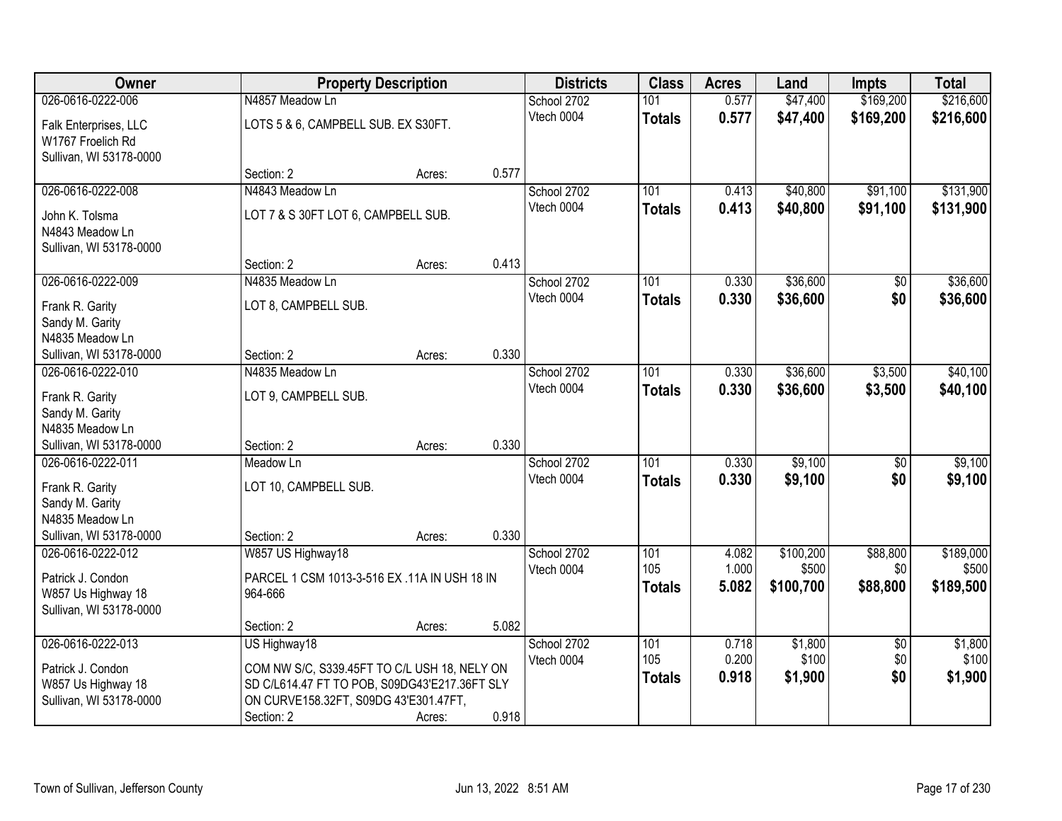| Owner | Property Description | | | Districts | Class | Acres | Land | Impts | Total |
|---|---|---|---|---|---|---|---|---|---|
| 026-0616-0222-006 | N4857 Meadow Ln | | | School 2702 | 101 | 0.577 | $47,400 | $169,200 | $216,600 |
| Falk Enterprises, LLC<br>W1767 Froelich Rd<br>Sullivan, WI 53178-0000 | LOTS 5 & 6, CAMPBELL SUB. EX S30FT. | | | Vtech 0004 | **Totals** | **0.577** | **$47,400** | **$169,200** | **$216,600** |
| | Section: 2 | Acres: | 0.577 | | | | | | |
| 026-0616-0222-008 | N4843 Meadow Ln | | | School 2702 | 101 | 0.413 | $40,800 | $91,100 | $131,900 |
| John K. Tolsma<br>N4843 Meadow Ln<br>Sullivan, WI 53178-0000 | LOT 7 & S 30FT LOT 6, CAMPBELL SUB. | | | Vtech 0004 | **Totals** | **0.413** | **$40,800** | **$91,100** | **$131,900** |
| | Section: 2 | Acres: | 0.413 | | | | | | |
| 026-0616-0222-009 | N4835 Meadow Ln | | | School 2702 | 101 | 0.330 | $36,600 | $0 | $36,600 |
| Frank R. Garity<br>Sandy M. Garity<br>N4835 Meadow Ln<br>Sullivan, WI 53178-0000 | LOT 8, CAMPBELL SUB. | | | Vtech 0004 | **Totals** | **0.330** | **$36,600** | **$0** | **$36,600** |
| | Section: 2 | Acres: | 0.330 | | | | | | |
| 026-0616-0222-010 | N4835 Meadow Ln | | | School 2702 | 101 | 0.330 | $36,600 | $3,500 | $40,100 |
| Frank R. Garity<br>Sandy M. Garity<br>N4835 Meadow Ln<br>Sullivan, WI 53178-0000 | LOT 9, CAMPBELL SUB. | | | Vtech 0004 | **Totals** | **0.330** | **$36,600** | **$3,500** | **$40,100** |
| | Section: 2 | Acres: | 0.330 | | | | | | |
| 026-0616-0222-011 | Meadow Ln | | | School 2702 | 101 | 0.330 | $9,100 | $0 | $9,100 |
| Frank R. Garity<br>Sandy M. Garity<br>N4835 Meadow Ln<br>Sullivan, WI 53178-0000 | LOT 10, CAMPBELL SUB. | | | Vtech 0004 | **Totals** | **0.330** | **$9,100** | **$0** | **$9,100** |
| | Section: 2 | Acres: | 0.330 | | | | | | |
| 026-0616-0222-012 | W857 US Highway18 | | | School 2702 | 101 | 4.082 | $100,200 | $88,800 | $189,000 |
| Patrick J. Condon<br>W857 Us Highway 18<br>Sullivan, WI 53178-0000 | PARCEL 1 CSM 1013-3-516 EX .11A IN USH 18 IN 964-666 | | | Vtech 0004 | 105 | 1.000 | $500 | $0 | $500 |
| | | | | | **Totals** | **5.082** | **$100,700** | **$88,800** | **$189,500** |
| | Section: 2 | Acres: | 5.082 | | | | | | |
| 026-0616-0222-013 | US Highway18 | | | School 2702 | 101 | 0.718 | $1,800 | $0 | $1,800 |
| Patrick J. Condon<br>W857 Us Highway 18<br>Sullivan, WI 53178-0000 | COM NW S/C, S339.45FT TO C/L USH 18, NELY ON SD C/L614.47 FT TO POB, S09DG43'E217.36FT SLY ON CURVE158.32FT, S09DG 43'E301.47FT, | | | Vtech 0004 | 105 | 0.200 | $100 | $0 | $100 |
| | | | | | **Totals** | **0.918** | **$1,900** | **$0** | **$1,900** |
| | Section: 2 | Acres: | 0.918 | | | | | | |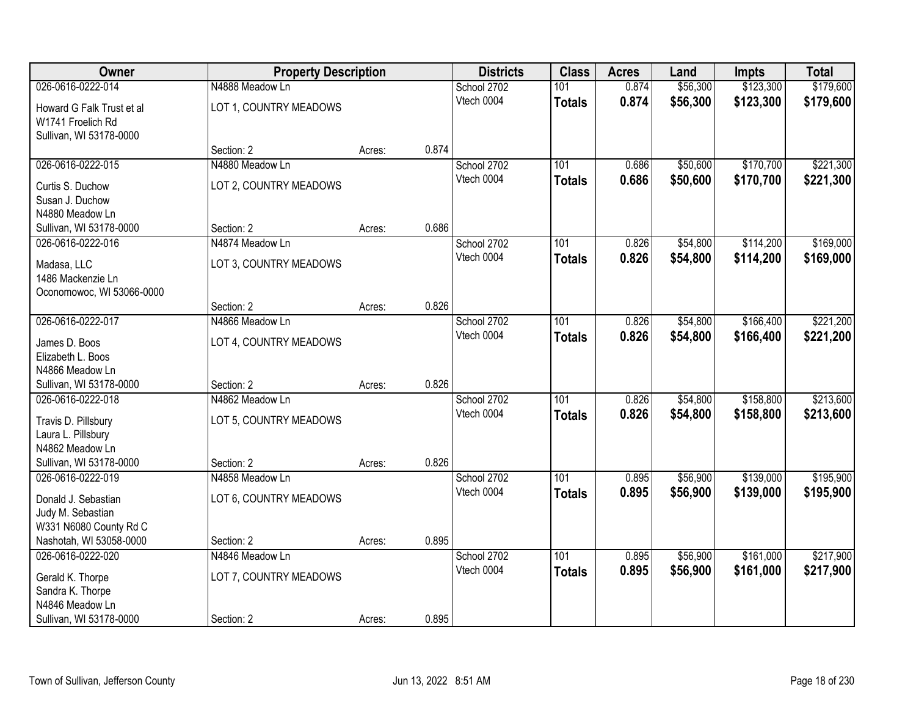| Owner | Property Description | | | Districts | Class | Acres | Land | Impts | Total |
|---|---|---|---|---|---|---|---|---|---|
| 026-0616-0222-014 | N4888 Meadow Ln | | | School 2702 | 101 | 0.874 | $56,300 | $123,300 | $179,600 |
| Howard G Falk Trust et al<br>W1741 Froelich Rd<br>Sullivan, WI 53178-0000 | LOT 1, COUNTRY MEADOWS | | | Vtech 0004 | **Totals** | **0.874** | **$56,300** | **$123,300** | **$179,600** |
| | Section: 2 | Acres: | 0.874 | | | | | | |
| 026-0616-0222-015 | N4880 Meadow Ln | | | School 2702 | 101 | 0.686 | $50,600 | $170,700 | $221,300 |
| Curtis S. Duchow<br>Susan J. Duchow<br>N4880 Meadow Ln<br>Sullivan, WI 53178-0000 | LOT 2, COUNTRY MEADOWS | | | Vtech 0004 | **Totals** | **0.686** | **$50,600** | **$170,700** | **$221,300** |
| | Section: 2 | Acres: | 0.686 | | | | | | |
| 026-0616-0222-016 | N4874 Meadow Ln | | | School 2702 | 101 | 0.826 | $54,800 | $114,200 | $169,000 |
| Madasa, LLC<br>1486 Mackenzie Ln<br>Oconomowoc, WI 53066-0000 | LOT 3, COUNTRY MEADOWS | | | Vtech 0004 | **Totals** | **0.826** | **$54,800** | **$114,200** | **$169,000** |
| | Section: 2 | Acres: | 0.826 | | | | | | |
| 026-0616-0222-017 | N4866 Meadow Ln | | | School 2702 | 101 | 0.826 | $54,800 | $166,400 | $221,200 |
| James D. Boos<br>Elizabeth L. Boos<br>N4866 Meadow Ln<br>Sullivan, WI 53178-0000 | LOT 4, COUNTRY MEADOWS | | | Vtech 0004 | **Totals** | **0.826** | **$54,800** | **$166,400** | **$221,200** |
| | Section: 2 | Acres: | 0.826 | | | | | | |
| 026-0616-0222-018 | N4862 Meadow Ln | | | School 2702 | 101 | 0.826 | $54,800 | $158,800 | $213,600 |
| Travis D. Pillsbury<br>Laura L. Pillsbury<br>N4862 Meadow Ln<br>Sullivan, WI 53178-0000 | LOT 5, COUNTRY MEADOWS | | | Vtech 0004 | **Totals** | **0.826** | **$54,800** | **$158,800** | **$213,600** |
| | Section: 2 | Acres: | 0.826 | | | | | | |
| 026-0616-0222-019 | N4858 Meadow Ln | | | School 2702 | 101 | 0.895 | $56,900 | $139,000 | $195,900 |
| Donald J. Sebastian<br>Judy M. Sebastian<br>W331 N6080 County Rd C<br>Nashotah, WI 53058-0000 | LOT 6, COUNTRY MEADOWS | | | Vtech 0004 | **Totals** | **0.895** | **$56,900** | **$139,000** | **$195,900** |
| | Section: 2 | Acres: | 0.895 | | | | | | |
| 026-0616-0222-020 | N4846 Meadow Ln | | | School 2702 | 101 | 0.895 | $56,900 | $161,000 | $217,900 |
| Gerald K. Thorpe<br>Sandra K. Thorpe<br>N4846 Meadow Ln<br>Sullivan, WI 53178-0000 | LOT 7, COUNTRY MEADOWS | | | Vtech 0004 | **Totals** | **0.895** | **$56,900** | **$161,000** | **$217,900** |
| | Section: 2 | Acres: | 0.895 | | | | | | |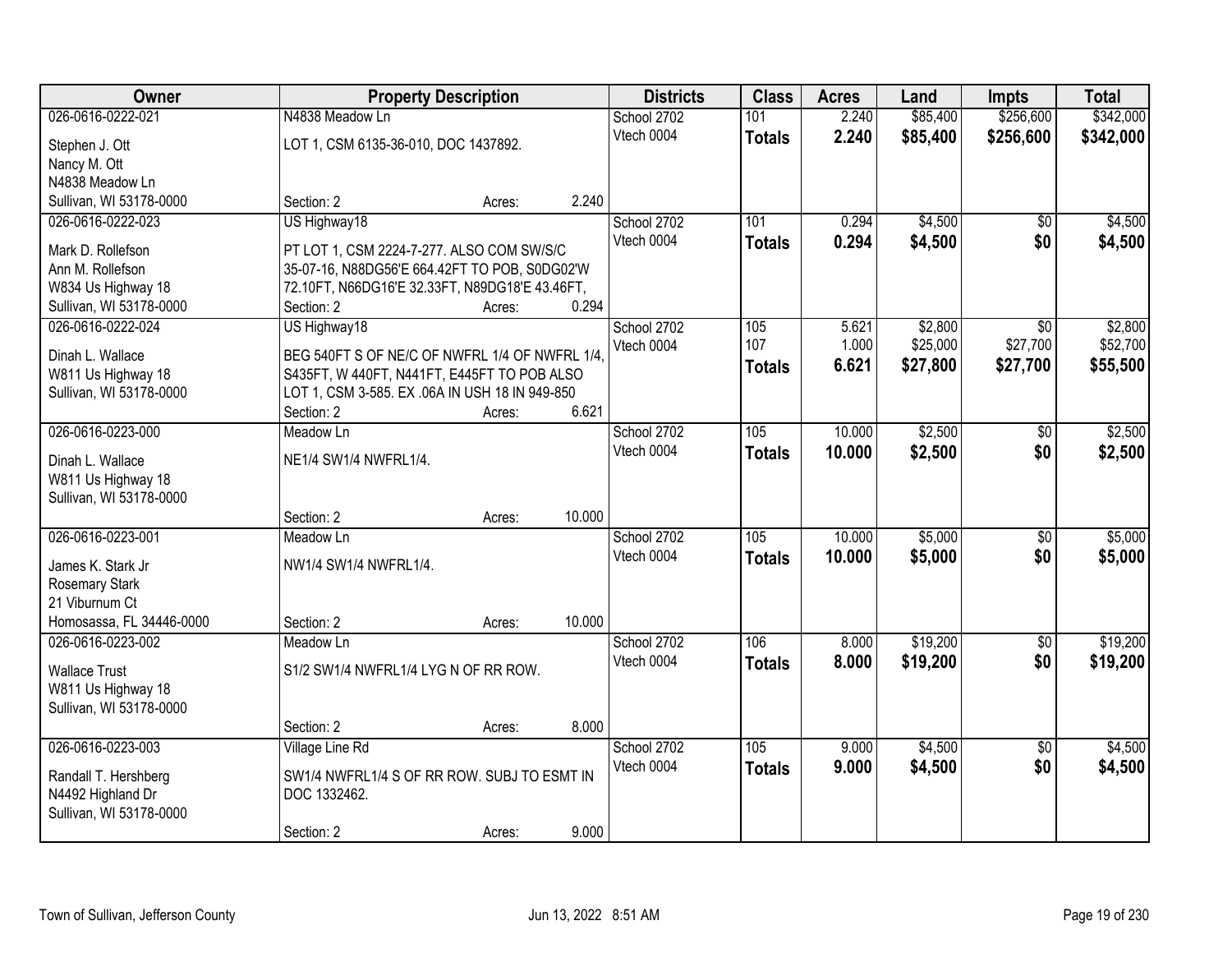| Owner | Property Description | | | Districts | Class | Acres | Land | Impts | Total |
|---|---|---|---|---|---|---|---|---|---|
| 026-0616-0222-021 | N4838 Meadow Ln | | | School 2702 | 101 | 2.240 | $85,400 | $256,600 | $342,000 |
| Stephen J. Ott<br>Nancy M. Ott<br>N4838 Meadow Ln<br>Sullivan, WI 53178-0000 | LOT 1, CSM 6135-36-010, DOC 1437892. | | | Vtech 0004 | **Totals** | **2.240** | **$85,400** | **$256,600** | **$342,000** |
| | Section: 2 | Acres: | 2.240 | | | | | | |
| 026-0616-0222-023 | US Highway18 | | | School 2702 | 101 | 0.294 | $4,500 | $0 | $4,500 |
| Mark D. Rollefson<br>Ann M. Rollefson<br>W834 Us Highway 18<br>Sullivan, WI 53178-0000 | PT LOT 1, CSM 2224-7-277. ALSO COM SW/S/C 35-07-16, N88DG56'E 664.42FT TO POB, S0DG02'W 72.10FT, N66DG16'E 32.33FT, N89DG18'E 43.46FT, | | | Vtech 0004 | **Totals** | **0.294** | **$4,500** | **$0** | **$4,500** |
| | Section: 2 | Acres: | 0.294 | | | | | | |
| 026-0616-0222-024 | US Highway18 | | | School 2702 | 105 | 5.621 | $2,800 | $0 | $2,800 |
| Dinah L. Wallace<br>W811 Us Highway 18<br>Sullivan, WI 53178-0000 | BEG 540FT S OF NE/C OF NWFRL 1/4 OF NWFRL 1/4, S435FT, W 440FT, N441FT, E445FT TO POB ALSO LOT 1, CSM 3-585. EX .06A IN USH 18 IN 949-850 | | | Vtech 0004 | 107 | 1.000 | $25,000 | $27,700 | $52,700 |
| | | | | | **Totals** | **6.621** | **$27,800** | **$27,700** | **$55,500** |
| | Section: 2 | Acres: | 6.621 | | | | | | |
| 026-0616-0223-000 | Meadow Ln | | | School 2702 | 105 | 10.000 | $2,500 | $0 | $2,500 |
| Dinah L. Wallace<br>W811 Us Highway 18<br>Sullivan, WI 53178-0000 | NE1/4 SW1/4 NWFRL1/4. | | | Vtech 0004 | **Totals** | **10.000** | **$2,500** | **$0** | **$2,500** |
| | Section: 2 | Acres: | 10.000 | | | | | | |
| 026-0616-0223-001 | Meadow Ln | | | School 2702 | 105 | 10.000 | $5,000 | $0 | $5,000 |
| James K. Stark Jr<br>Rosemary Stark<br>21 Viburnum Ct<br>Homosassa, FL 34446-0000 | NW1/4 SW1/4 NWFRL1/4. | | | Vtech 0004 | **Totals** | **10.000** | **$5,000** | **$0** | **$5,000** |
| | Section: 2 | Acres: | 10.000 | | | | | | |
| 026-0616-0223-002 | Meadow Ln | | | School 2702 | 106 | 8.000 | $19,200 | $0 | $19,200 |
| Wallace Trust<br>W811 Us Highway 18<br>Sullivan, WI 53178-0000 | S1/2 SW1/4 NWFRL1/4 LYG N OF RR ROW. | | | Vtech 0004 | **Totals** | **8.000** | **$19,200** | **$0** | **$19,200** |
| | Section: 2 | Acres: | 8.000 | | | | | | |
| 026-0616-0223-003 | Village Line Rd | | | School 2702 | 105 | 9.000 | $4,500 | $0 | $4,500 |
| Randall T. Hershberg<br>N4492 Highland Dr<br>Sullivan, WI 53178-0000 | SW1/4 NWFRL1/4 S OF RR ROW. SUBJ TO ESMT IN DOC 1332462. | | | Vtech 0004 | **Totals** | **9.000** | **$4,500** | **$0** | **$4,500** |
| | Section: 2 | Acres: | 9.000 | | | | | | |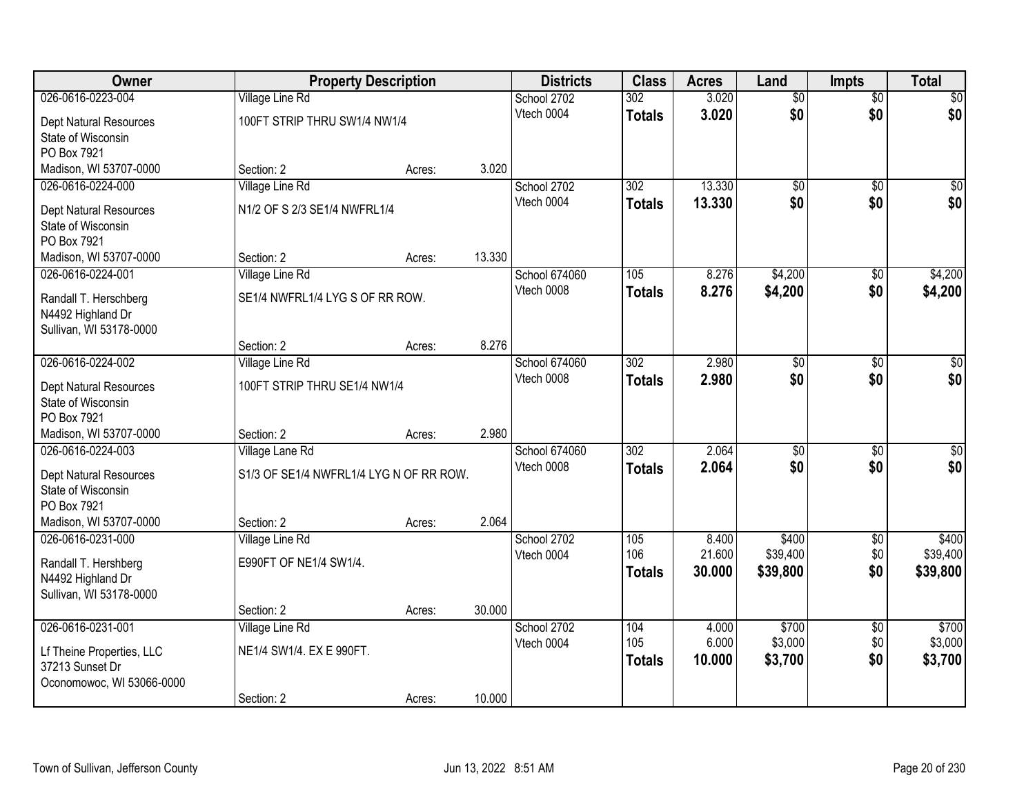| Owner | Property Description | | | Districts | Class | Acres | Land | Impts | Total |
|---|---|---|---|---|---|---|---|---|---|
| 026-0616-0223-004 | Village Line Rd | | | School 2702 | 302 | 3.020 | $0 | $0 | $0 |
| Dept Natural Resources<br>State of Wisconsin<br>PO Box 7921<br>Madison, WI 53707-0000 | 100FT STRIP THRU SW1/4 NW1/4 | | | Vtech 0004 | **Totals** | **3.020** | **$0** | **$0** | **$0** |
| | Section: 2 | Acres: | 3.020 | | | | | | |
| 026-0616-0224-000 | Village Line Rd | | | School 2702 | 302 | 13.330 | $0 | $0 | $0 |
| Dept Natural Resources<br>State of Wisconsin<br>PO Box 7921<br>Madison, WI 53707-0000 | N1/2 OF S 2/3 SE1/4 NWFRL1/4 | | | Vtech 0004 | **Totals** | **13.330** | **$0** | **$0** | **$0** |
| | Section: 2 | Acres: | 13.330 | | | | | | |
| 026-0616-0224-001 | Village Line Rd | | | School 674060 | 105 | 8.276 | $4,200 | $0 | $4,200 |
| Randall T. Herschberg<br>N4492 Highland Dr<br>Sullivan, WI 53178-0000 | SE1/4 NWFRL1/4 LYG S OF RR ROW. | | | Vtech 0008 | **Totals** | **8.276** | **$4,200** | **$0** | **$4,200** |
| | Section: 2 | Acres: | 8.276 | | | | | | |
| 026-0616-0224-002 | Village Line Rd | | | School 674060 | 302 | 2.980 | $0 | $0 | $0 |
| Dept Natural Resources<br>State of Wisconsin<br>PO Box 7921<br>Madison, WI 53707-0000 | 100FT STRIP THRU SE1/4 NW1/4 | | | Vtech 0008 | **Totals** | **2.980** | **$0** | **$0** | **$0** |
| | Section: 2 | Acres: | 2.980 | | | | | | |
| 026-0616-0224-003 | Village Lane Rd | | | School 674060 | 302 | 2.064 | $0 | $0 | $0 |
| Dept Natural Resources<br>State of Wisconsin<br>PO Box 7921<br>Madison, WI 53707-0000 | S1/3 OF SE1/4 NWFRL1/4 LYG N OF RR ROW. | | | Vtech 0008 | **Totals** | **2.064** | **$0** | **$0** | **$0** |
| | Section: 2 | Acres: | 2.064 | | | | | | |
| 026-0616-0231-000 | Village Line Rd | | | School 2702 | 105 | 8.400 | $400 | $0 | $400 |
| Randall T. Hershberg<br>N4492 Highland Dr<br>Sullivan, WI 53178-0000 | E990FT OF NE1/4 SW1/4. | | | Vtech 0004 | 106 | 21.600 | $39,400 | $0 | $39,400 |
| | | | | | **Totals** | **30.000** | **$39,800** | **$0** | **$39,800** |
| | Section: 2 | Acres: | 30.000 | | | | | | |
| 026-0616-0231-001 | Village Line Rd | | | School 2702 | 104 | 4.000 | $700 | $0 | $700 |
| Lf Theine Properties, LLC<br>37213 Sunset Dr<br>Oconomowoc, WI 53066-0000 | NE1/4 SW1/4. EX E 990FT. | | | Vtech 0004 | 105 | 6.000 | $3,000 | $0 | $3,000 |
| | | | | | **Totals** | **10.000** | **$3,700** | **$0** | **$3,700** |
| | Section: 2 | Acres: | 10.000 | | | | | | |

Town of Sullivan, Jefferson County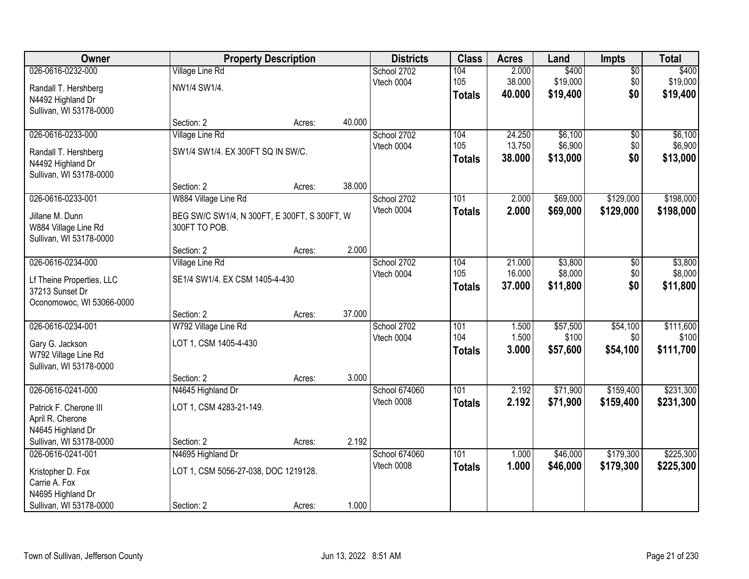| Owner | Property Description | | | Districts | Class | Acres | Land | Impts | Total |
|---|---|---|---|---|---|---|---|---|---|
| 026-0616-0232-000 | Village Line Rd | | | School 2702 | 104 | 2.000 | $400 | $0 | $400 |
| Randall T. Hershberg | NW1/4 SW1/4. | | | Vtech 0004 | 105 | 38.000 | $19,000 | $0 | $19,000 |
| N4492 Highland Dr | | | | | **Totals** | **40.000** | **$19,400** | **$0** | **$19,400** |
| Sullivan, WI 53178-0000 | Section: 2 | Acres: | 40.000 | | | | | | |
| 026-0616-0233-000 | Village Line Rd | | | School 2702 | 104 | 24.250 | $6,100 | $0 | $6,100 |
| Randall T. Hershberg | SW1/4 SW1/4. EX 300FT SQ IN SW/C. | | | Vtech 0004 | 105 | 13.750 | $6,900 | $0 | $6,900 |
| N4492 Highland Dr | | | | | **Totals** | **38.000** | **$13,000** | **$0** | **$13,000** |
| Sullivan, WI 53178-0000 | Section: 2 | Acres: | 38.000 | | | | | | |
| 026-0616-0233-001 | W884 Village Line Rd | | | School 2702 | 101 | 2.000 | $69,000 | $129,000 | $198,000 |
| Jillane M. Dunn | BEG SW/C SW1/4, N 300FT, E 300FT, S 300FT, W 300FT TO POB. | | | Vtech 0004 | **Totals** | **2.000** | **$69,000** | **$129,000** | **$198,000** |
| W884 Village Line Rd | | | | | | | | | |
| Sullivan, WI 53178-0000 | Section: 2 | Acres: | 2.000 | | | | | | |
| 026-0616-0234-000 | Village Line Rd | | | School 2702 | 104 | 21.000 | $3,800 | $0 | $3,800 |
| Lf Theine Properties, LLC | SE1/4 SW1/4. EX CSM 1405-4-430 | | | Vtech 0004 | 105 | 16.000 | $8,000 | $0 | $8,000 |
| 37213 Sunset Dr | | | | | **Totals** | **37.000** | **$11,800** | **$0** | **$11,800** |
| Oconomowoc, WI 53066-0000 | Section: 2 | Acres: | 37.000 | | | | | | |
| 026-0616-0234-001 | W792 Village Line Rd | | | School 2702 | 101 | 1.500 | $57,500 | $54,100 | $111,600 |
| Gary G. Jackson | LOT 1, CSM 1405-4-430 | | | Vtech 0004 | 104 | 1.500 | $100 | $0 | $100 |
| W792 Village Line Rd | | | | | **Totals** | **3.000** | **$57,600** | **$54,100** | **$111,700** |
| Sullivan, WI 53178-0000 | Section: 2 | Acres: | 3.000 | | | | | | |
| 026-0616-0241-000 | N4645 Highland Dr | | | School 674060 | 101 | 2.192 | $71,900 | $159,400 | $231,300 |
| Patrick F. Cherone III | LOT 1, CSM 4283-21-149. | | | Vtech 0008 | **Totals** | **2.192** | **$71,900** | **$159,400** | **$231,300** |
| April R. Cherone | | | | | | | | | |
| N4645 Highland Dr | | | | | | | | | |
| Sullivan, WI 53178-0000 | Section: 2 | Acres: | 2.192 | | | | | | |
| 026-0616-0241-001 | N4695 Highland Dr | | | School 674060 | 101 | 1.000 | $46,000 | $179,300 | $225,300 |
| Kristopher D. Fox | LOT 1, CSM 5056-27-038, DOC 1219128. | | | Vtech 0008 | **Totals** | **1.000** | **$46,000** | **$179,300** | **$225,300** |
| Carrie A. Fox | | | | | | | | | |
| N4695 Highland Dr | | | | | | | | | |
| Sullivan, WI 53178-0000 | Section: 2 | Acres: | 1.000 | | | | | | |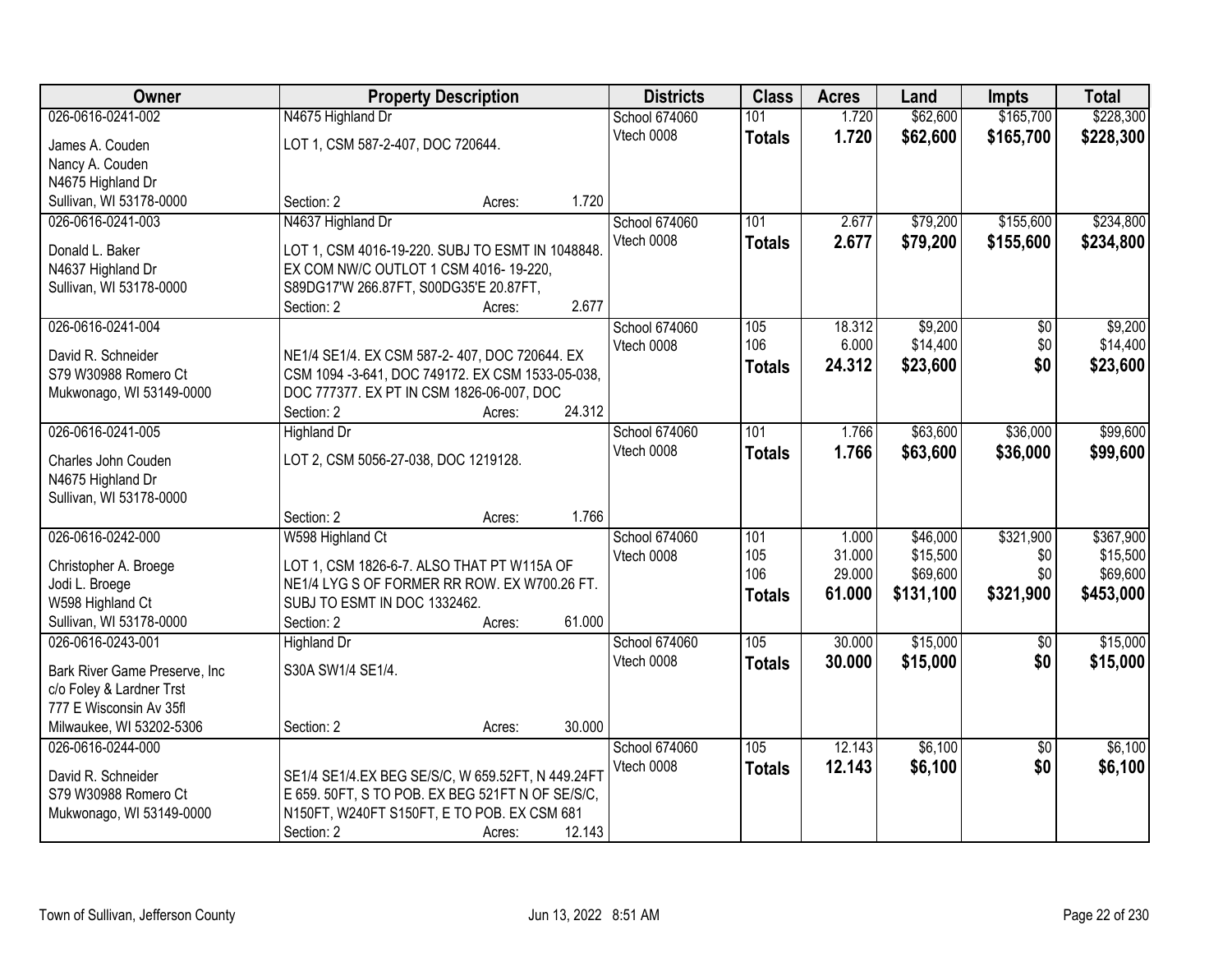| Owner | Property Description | Districts | Class | Acres | Land | Impts | Total |
|---|---|---|---|---|---|---|---|
| 026-0616-0241-002<br>James A. Couden<br>Nancy A. Couden<br>N4675 Highland Dr<br>Sullivan, WI 53178-0000 | N4675 Highland Dr<br>LOT 1, CSM 587-2-407, DOC 720644.<br>Section: 2 Acres: 1.720 | School 674060<br>Vtech 0008 | 101<br>**Totals** | 1.720<br>**1.720** | $62,600<br>**$62,600** | $165,700<br>**$165,700** | $228,300<br>**$228,300** |
| 026-0616-0241-003<br>Donald L. Baker<br>N4637 Highland Dr<br>Sullivan, WI 53178-0000 | N4637 Highland Dr<br>LOT 1, CSM 4016-19-220. SUBJ TO ESMT IN 1048848. EX COM NW/C OUTLOT 1 CSM 4016- 19-220, S89DG17'W 266.87FT, S00DG35'E 20.87FT,<br>Section: 2 Acres: 2.677 | School 674060<br>Vtech 0008 | 101<br>**Totals** | 2.677<br>**2.677** | $79,200<br>**$79,200** | $155,600<br>**$155,600** | $234,800<br>**$234,800** |
| 026-0616-0241-004<br>David R. Schneider<br>S79 W30988 Romero Ct<br>Mukwonago, WI 53149-0000 | NE1/4 SE1/4. EX CSM 587-2- 407, DOC 720644. EX CSM 1094 -3-641, DOC 749172. EX CSM 1533-05-038, DOC 777377. EX PT IN CSM 1826-06-007, DOC<br>Section: 2 Acres: 24.312 | School 674060<br>Vtech 0008 | 105<br>106<br>**Totals** | 18.312<br>6.000<br>**24.312** | $9,200<br>$14,400<br>**$23,600** | $0<br>$0<br>**$0** | $9,200<br>$14,400<br>**$23,600** |
| 026-0616-0241-005<br>Charles John Couden<br>N4675 Highland Dr<br>Sullivan, WI 53178-0000 | Highland Dr<br>LOT 2, CSM 5056-27-038, DOC 1219128.<br>Section: 2 Acres: 1.766 | School 674060<br>Vtech 0008 | 101<br>**Totals** | 1.766<br>**1.766** | $63,600<br>**$63,600** | $36,000<br>**$36,000** | $99,600<br>**$99,600** |
| 026-0616-0242-000<br>Christopher A. Broege<br>Jodi L. Broege<br>W598 Highland Ct<br>Sullivan, WI 53178-0000 | W598 Highland Ct<br>LOT 1, CSM 1826-6-7. ALSO THAT PT W115A OF NE1/4 LYG S OF FORMER RR ROW. EX W700.26 FT. SUBJ TO ESMT IN DOC 1332462.<br>Section: 2 Acres: 61.000 | School 674060<br>Vtech 0008 | 101<br>105<br>106<br>**Totals** | 1.000<br>31.000<br>29.000<br>**61.000** | $46,000<br>$15,500<br>$69,600<br>**$131,100** | $321,900<br>$0<br>$0<br>**$321,900** | $367,900<br>$15,500<br>$69,600<br>**$453,000** |
| 026-0616-0243-001<br>Bark River Game Preserve, Inc<br>c/o Foley & Lardner Trst<br>777 E Wisconsin Av 35fl<br>Milwaukee, WI 53202-5306 | Highland Dr<br>S30A SW1/4 SE1/4.<br>Section: 2 Acres: 30.000 | School 674060<br>Vtech 0008 | 105<br>**Totals** | 30.000<br>**30.000** | $15,000<br>**$15,000** | $0<br>**$0** | $15,000<br>**$15,000** |
| 026-0616-0244-000<br>David R. Schneider<br>S79 W30988 Romero Ct<br>Mukwonago, WI 53149-0000 | SE1/4 SE1/4.EX BEG SE/S/C, W 659.52FT, N 449.24FT E 659. 50FT, S TO POB. EX BEG 521FT N OF SE/S/C, N150FT, W240FT S150FT, E TO POB. EX CSM 681<br>Section: 2 Acres: 12.143 | School 674060<br>Vtech 0008 | 105<br>**Totals** | 12.143<br>**12.143** | $6,100<br>**$6,100** | $0<br>**$0** | $6,100<br>**$6,100** |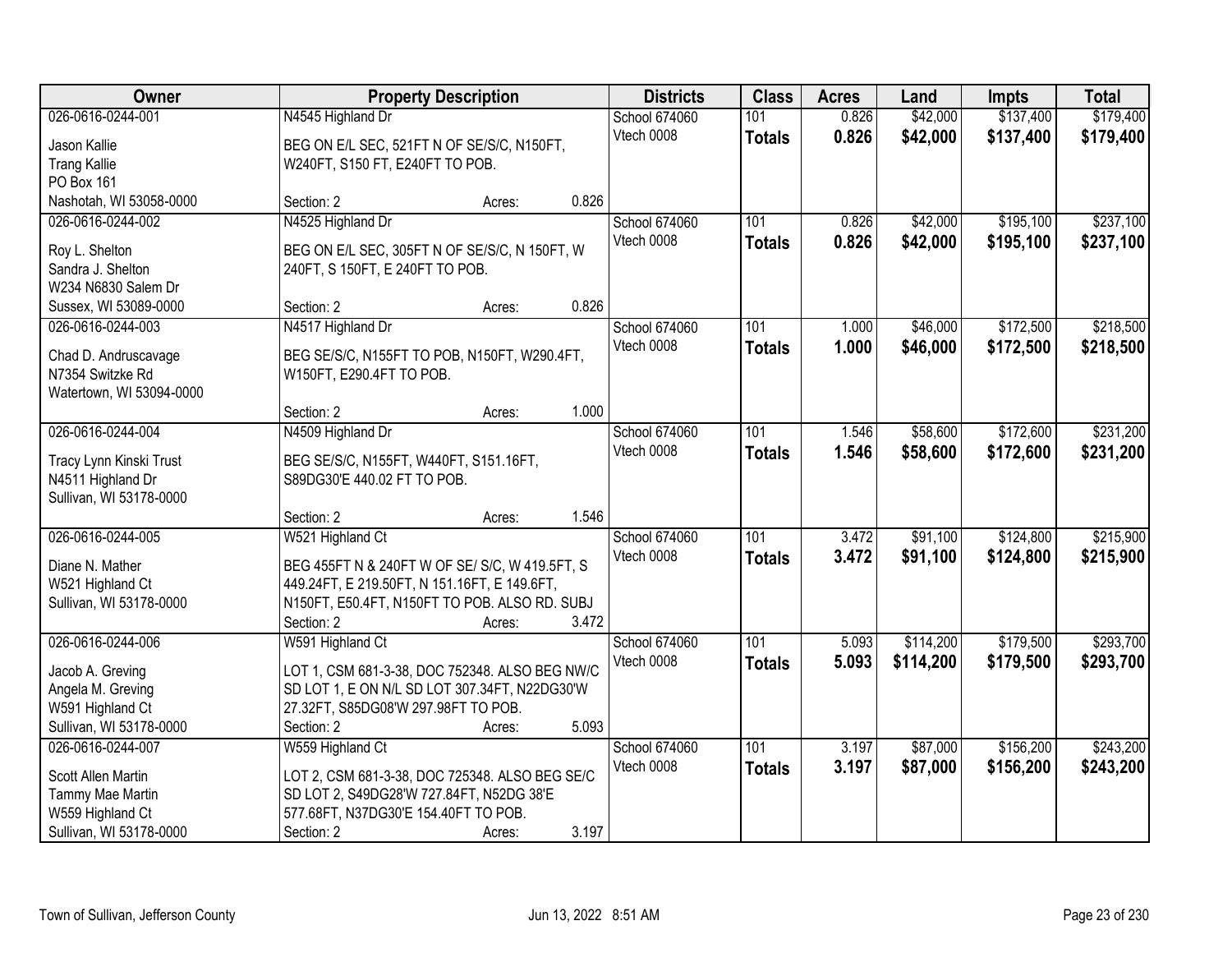| Owner | Property Description | Districts | Class | Acres | Land | Impts | Total |
|---|---|---|---|---|---|---|---|
| 026-0616-0244-001<br>Jason Kallie<br>Trang Kallie<br>PO Box 161<br>Nashotah, WI 53058-0000 | N4545 Highland Dr<br>BEG ON E/L SEC, 521FT N OF SE/S/C, N150FT, W240FT, S150 FT, E240FT TO POB.<br>Section: 2 Acres: 0.826 | School 674060<br>Vtech 0008 | 101<br>**Totals** | 0.826<br>**0.826** | $42,000<br>**$42,000** | $137,400<br>**$137,400** | $179,400<br>**$179,400** |
| 026-0616-0244-002<br>Roy L. Shelton<br>Sandra J. Shelton<br>W234 N6830 Salem Dr<br>Sussex, WI 53089-0000 | N4525 Highland Dr<br>BEG ON E/L SEC, 305FT N OF SE/S/C, N 150FT, W 240FT, S 150FT, E 240FT TO POB.<br>Section: 2 Acres: 0.826 | School 674060<br>Vtech 0008 | 101<br>**Totals** | 0.826<br>**0.826** | $42,000<br>**$42,000** | $195,100<br>**$195,100** | $237,100<br>**$237,100** |
| 026-0616-0244-003<br>Chad D. Andruscavage<br>N7354 Switzke Rd<br>Watertown, WI 53094-0000 | N4517 Highland Dr<br>BEG SE/S/C, N155FT TO POB, N150FT, W290.4FT, W150FT, E290.4FT TO POB.<br>Section: 2 Acres: 1.000 | School 674060<br>Vtech 0008 | 101<br>**Totals** | 1.000<br>**1.000** | $46,000<br>**$46,000** | $172,500<br>**$172,500** | $218,500<br>**$218,500** |
| 026-0616-0244-004<br>Tracy Lynn Kinski Trust<br>N4511 Highland Dr<br>Sullivan, WI 53178-0000 | N4509 Highland Dr<br>BEG SE/S/C, N155FT, W440FT, S151.16FT, S89DG30'E 440.02 FT TO POB.<br>Section: 2 Acres: 1.546 | School 674060<br>Vtech 0008 | 101<br>**Totals** | 1.546<br>**1.546** | $58,600<br>**$58,600** | $172,600<br>**$172,600** | $231,200<br>**$231,200** |
| 026-0616-0244-005<br>Diane N. Mather<br>W521 Highland Ct<br>Sullivan, WI 53178-0000 | W521 Highland Ct<br>BEG 455FT N & 240FT W OF SE/ S/C, W 419.5FT, S 449.24FT, E 219.50FT, N 151.16FT, E 149.6FT, N150FT, E50.4FT, N150FT TO POB. ALSO RD. SUBJ<br>Section: 2 Acres: 3.472 | School 674060<br>Vtech 0008 | 101<br>**Totals** | 3.472<br>**3.472** | $91,100<br>**$91,100** | $124,800<br>**$124,800** | $215,900<br>**$215,900** |
| 026-0616-0244-006<br>Jacob A. Greving<br>Angela M. Greving<br>W591 Highland Ct<br>Sullivan, WI 53178-0000 | W591 Highland Ct<br>LOT 1, CSM 681-3-38, DOC 752348. ALSO BEG NW/C SD LOT 1, E ON N/L SD LOT 307.34FT, N22DG30'W 27.32FT, S85DG08'W 297.98FT TO POB.<br>Section: 2 Acres: 5.093 | School 674060<br>Vtech 0008 | 101<br>**Totals** | 5.093<br>**5.093** | $114,200<br>**$114,200** | $179,500<br>**$179,500** | $293,700<br>**$293,700** |
| 026-0616-0244-007<br>Scott Allen Martin<br>Tammy Mae Martin<br>W559 Highland Ct<br>Sullivan, WI 53178-0000 | W559 Highland Ct<br>LOT 2, CSM 681-3-38, DOC 725348. ALSO BEG SE/C SD LOT 2, S49DG28'W 727.84FT, N52DG 38'E 577.68FT, N37DG30'E 154.40FT TO POB.<br>Section: 2 Acres: 3.197 | School 674060<br>Vtech 0008 | 101<br>**Totals** | 3.197<br>**3.197** | $87,000<br>**$87,000** | $156,200<br>**$156,200** | $243,200<br>**$243,200** |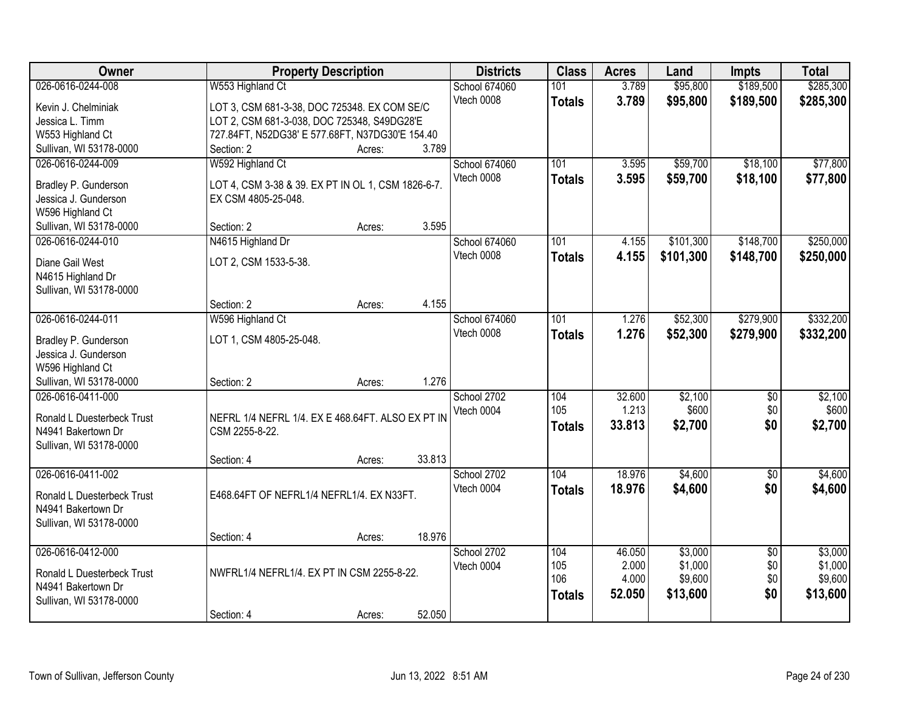| Owner | Property Description | Districts | Class | Acres | Land | Impts | Total |
|---|---|---|---|---|---|---|---|
| 026-0616-0244-008<br>Kevin J. Chelminiak<br>Jessica L. Timm<br>W553 Highland Ct<br>Sullivan, WI 53178-0000 | W553 Highland Ct<br>LOT 3, CSM 681-3-38, DOC 725348. EX COM SE/C LOT 2, CSM 681-3-038, DOC 725348, S49DG28'E 727.84FT, N52DG38' E 577.68FT, N37DG30'E 154.40<br>Section: 2 Acres: 3.789 | School 674060<br>Vtech 0008 | 101<br>**Totals** | 3.789<br>**3.789** | $95,800<br>**$95,800** | $189,500<br>**$189,500** | $285,300<br>**$285,300** |
| 026-0616-0244-009<br>Bradley P. Gunderson<br>Jessica J. Gunderson<br>W596 Highland Ct<br>Sullivan, WI 53178-0000 | W592 Highland Ct<br>LOT 4, CSM 3-38 & 39. EX PT IN OL 1, CSM 1826-6-7. EX CSM 4805-25-048.<br>Section: 2 Acres: 3.595 | School 674060<br>Vtech 0008 | 101<br>**Totals** | 3.595<br>**3.595** | $59,700<br>**$59,700** | $18,100<br>**$18,100** | $77,800<br>**$77,800** |
| 026-0616-0244-010<br>Diane Gail West<br>N4615 Highland Dr<br>Sullivan, WI 53178-0000 | N4615 Highland Dr<br>LOT 2, CSM 1533-5-38.<br>Section: 2 Acres: 4.155 | School 674060<br>Vtech 0008 | 101<br>**Totals** | 4.155<br>**4.155** | $101,300<br>**$101,300** | $148,700<br>**$148,700** | $250,000<br>**$250,000** |
| 026-0616-0244-011<br>Bradley P. Gunderson<br>Jessica J. Gunderson<br>W596 Highland Ct<br>Sullivan, WI 53178-0000 | W596 Highland Ct<br>LOT 1, CSM 4805-25-048.<br>Section: 2 Acres: 1.276 | School 674060<br>Vtech 0008 | 101<br>**Totals** | 1.276<br>**1.276** | $52,300<br>**$52,300** | $279,900<br>**$279,900** | $332,200<br>**$332,200** |
| 026-0616-0411-000<br>Ronald L Duesterbeck Trust<br>N4941 Bakertown Dr<br>Sullivan, WI 53178-0000 | NEFRL 1/4 NEFRL 1/4. EX E 468.64FT. ALSO EX PT IN CSM 2255-8-22.<br>Section: 4 Acres: 33.813 | School 2702<br>Vtech 0004 | 104<br>105<br>**Totals** | 32.600<br>1.213<br>**33.813** | $2,100<br>$600<br>**$2,700** | $0<br>$0<br>**$0** | $2,100<br>$600<br>**$2,700** |
| 026-0616-0411-002<br>Ronald L Duesterbeck Trust<br>N4941 Bakertown Dr<br>Sullivan, WI 53178-0000 | E468.64FT OF NEFRL1/4 NEFRL1/4. EX N33FT.<br>Section: 4 Acres: 18.976 | School 2702<br>Vtech 0004 | 104<br>**Totals** | 18.976<br>**18.976** | $4,600<br>**$4,600** | $0<br>**$0** | $4,600<br>**$4,600** |
| 026-0616-0412-000<br>Ronald L Duesterbeck Trust<br>N4941 Bakertown Dr<br>Sullivan, WI 53178-0000 | NWFRL1/4 NEFRL1/4. EX PT IN CSM 2255-8-22.<br>Section: 4 Acres: 52.050 | School 2702<br>Vtech 0004 | 104<br>105<br>106<br>**Totals** | 46.050<br>2.000<br>4.000<br>**52.050** | $3,000<br>$1,000<br>$9,600<br>**$13,600** | $0<br>$0<br>$0<br>**$0** | $3,000<br>$1,000<br>$9,600<br>**$13,600** |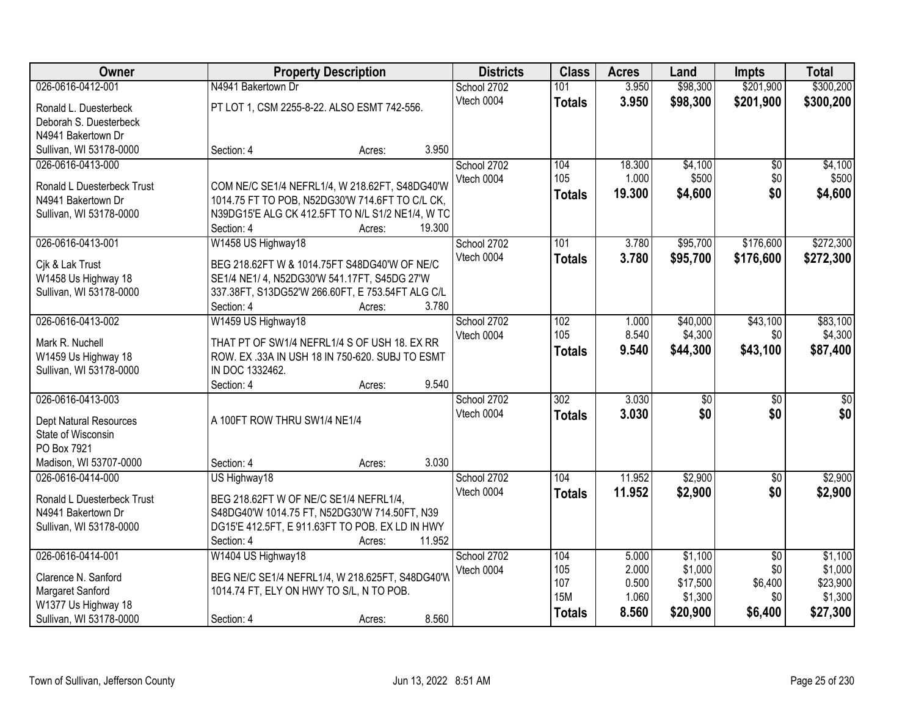| Owner | Property Description | Districts | Class | Acres | Land | Impts | Total |
|---|---|---|---|---|---|---|---|
| 026-0616-0412-001<br>Ronald L. Duesterbeck<br>Deborah S. Duesterbeck<br>N4941 Bakertown Dr<br>Sullivan, WI 53178-0000 | N4941 Bakertown Dr<br>PT LOT 1, CSM 2255-8-22. ALSO ESMT 742-556.<br>Section: 4 Acres: 3.950 | School 2702<br>Vtech 0004 | 101<br>**Totals** | 3.950<br>**3.950** | $98,300<br>**$98,300** | $201,900<br>**$201,900** | $300,200<br>**$300,200** |
| 026-0616-0413-000<br>Ronald L Duesterbeck Trust<br>N4941 Bakertown Dr<br>Sullivan, WI 53178-0000 | COM NE/C SE1/4 NEFRL1/4, W 218.62FT, S48DG40'W 1014.75 FT TO POB, N52DG30'W 714.6FT TO C/L CK, N39DG15'E ALG CK 412.5FT TO N/L S1/2 NE1/4, W TC<br>Section: 4 Acres: 19.300 | School 2702<br>Vtech 0004 | 104<br>105<br>**Totals** | 18.300<br>1.000<br>**19.300** | $4,100<br>$500<br>**$4,600** | $0<br>$0<br>**$0** | $4,100<br>$500<br>**$4,600** |
| 026-0616-0413-001<br>Cjk & Lak Trust<br>W1458 Us Highway 18<br>Sullivan, WI 53178-0000 | W1458 US Highway18<br>BEG 218.62FT W & 1014.75FT S48DG40'W OF NE/C SE1/4 NE1/ 4, N52DG30'W 541.17FT, S45DG 27'W 337.38FT, S13DG52'W 266.60FT, E 753.54FT ALG C/L<br>Section: 4 Acres: 3.780 | School 2702<br>Vtech 0004 | 101<br>**Totals** | 3.780<br>**3.780** | $95,700<br>**$95,700** | $176,600<br>**$176,600** | $272,300<br>**$272,300** |
| 026-0616-0413-002<br>Mark R. Nuchell<br>W1459 Us Highway 18<br>Sullivan, WI 53178-0000 | W1459 US Highway18<br>THAT PT OF SW1/4 NEFRL1/4 S OF USH 18. EX RR ROW. EX .33A IN USH 18 IN 750-620. SUBJ TO ESMT IN DOC 1332462.<br>Section: 4 Acres: 9.540 | School 2702<br>Vtech 0004 | 102<br>105<br>**Totals** | 1.000<br>8.540<br>**9.540** | $40,000<br>$4,300<br>**$44,300** | $43,100<br>$0<br>**$43,100** | $83,100<br>$4,300<br>**$87,400** |
| 026-0616-0413-003<br>Dept Natural Resources<br>State of Wisconsin<br>PO Box 7921<br>Madison, WI 53707-0000 | A 100FT ROW THRU SW1/4 NE1/4<br>Section: 4 Acres: 3.030 | School 2702<br>Vtech 0004 | 302<br>**Totals** | 3.030<br>**3.030** | $0<br>**$0** | $0<br>**$0** | $0<br>**$0** |
| 026-0616-0414-000<br>Ronald L Duesterbeck Trust<br>N4941 Bakertown Dr<br>Sullivan, WI 53178-0000 | US Highway18<br>BEG 218.62FT W OF NE/C SE1/4 NEFRL1/4, S48DG40'W 1014.75 FT, N52DG30'W 714.50FT, N39 DG15'E 412.5FT, E 911.63FT TO POB. EX LD IN HWY<br>Section: 4 Acres: 11.952 | School 2702<br>Vtech 0004 | 104<br>**Totals** | 11.952<br>**11.952** | $2,900<br>**$2,900** | $0<br>**$0** | $2,900<br>**$2,900** |
| 026-0616-0414-001<br>Clarence N. Sanford<br>Margaret Sanford<br>W1377 Us Highway 18<br>Sullivan, WI 53178-0000 | W1404 US Highway18<br>BEG NE/C SE1/4 NEFRL1/4, W 218.625FT, S48DG40'W 1014.74 FT, ELY ON HWY TO S/L, N TO POB.<br>Section: 4 Acres: 8.560 | School 2702<br>Vtech 0004 | 104<br>105<br>107<br>15M<br>**Totals** | 5.000<br>2.000<br>0.500<br>1.060<br>**8.560** | $1,100<br>$1,000<br>$17,500<br>$1,300<br>**$20,900** | $0<br>$0<br>$6,400<br>$0<br>**$6,400** | $1,100<br>$1,000<br>$23,900<br>$1,300<br>**$27,300** |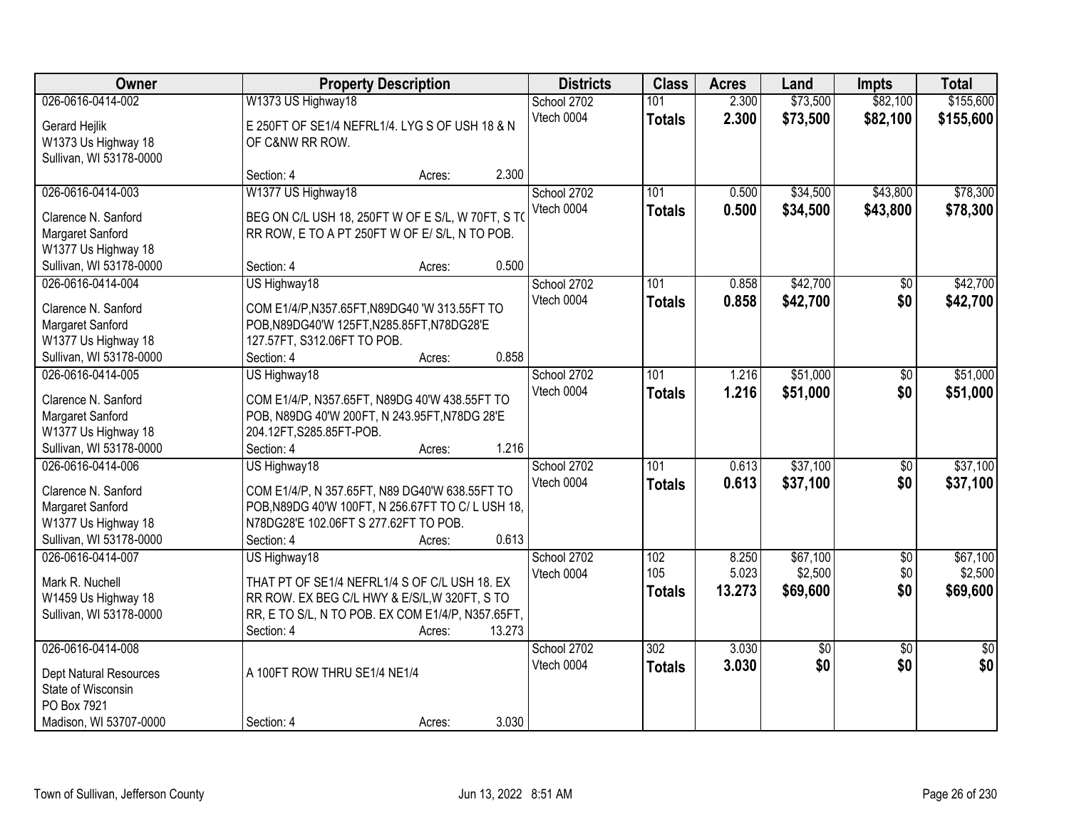| Owner | Property Description | | | Districts | Class | Acres | Land | Impts | Total |
|---|---|---|---|---|---|---|---|---|---|
| 026-0616-0414-002 | W1373 US Highway18 | | | School 2702 | 101 | 2.300 | $73,500 | $82,100 | $155,600 |
| Gerard Hejlik<br>W1373 Us Highway 18<br>Sullivan, WI 53178-0000 | E 250FT OF SE1/4 NEFRL1/4. LYG S OF USH 18 & N OF C&NW RR ROW. | | | Vtech 0004 | **Totals** | **2.300** | **$73,500** | **$82,100** | **$155,600** |
| | Section: 4 | Acres: | 2.300 | | | | | | |
| 026-0616-0414-003 | W1377 US Highway18 | | | School 2702 | 101 | 0.500 | $34,500 | $43,800 | $78,300 |
| Clarence N. Sanford<br>Margaret Sanford<br>W1377 Us Highway 18<br>Sullivan, WI 53178-0000 | BEG ON C/L USH 18, 250FT W OF E S/L, W 70FT, S TO RR ROW, E TO A PT 250FT W OF E/ S/L, N TO POB. | | | Vtech 0004 | **Totals** | **0.500** | **$34,500** | **$43,800** | **$78,300** |
| | Section: 4 | Acres: | 0.500 | | | | | | |
| 026-0616-0414-004 | US Highway18 | | | School 2702 | 101 | 0.858 | $42,700 | $0 | $42,700 |
| Clarence N. Sanford<br>Margaret Sanford<br>W1377 Us Highway 18<br>Sullivan, WI 53178-0000 | COM E1/4/P,N357.65FT,N89DG40 'W 313.55FT TO POB,N89DG40'W 125FT,N285.85FT,N78DG28'E 127.57FT, S312.06FT TO POB. | | | Vtech 0004 | **Totals** | **0.858** | **$42,700** | **$0** | **$42,700** |
| | Section: 4 | Acres: | 0.858 | | | | | | |
| 026-0616-0414-005 | US Highway18 | | | School 2702 | 101 | 1.216 | $51,000 | $0 | $51,000 |
| Clarence N. Sanford<br>Margaret Sanford<br>W1377 Us Highway 18<br>Sullivan, WI 53178-0000 | COM E1/4/P, N357.65FT, N89DG 40'W 438.55FT TO POB, N89DG 40'W 200FT, N 243.95FT,N78DG 28'E 204.12FT,S285.85FT-POB. | | | Vtech 0004 | **Totals** | **1.216** | **$51,000** | **$0** | **$51,000** |
| | Section: 4 | Acres: | 1.216 | | | | | | |
| 026-0616-0414-006 | US Highway18 | | | School 2702 | 101 | 0.613 | $37,100 | $0 | $37,100 |
| Clarence N. Sanford<br>Margaret Sanford<br>W1377 Us Highway 18<br>Sullivan, WI 53178-0000 | COM E1/4/P, N 357.65FT, N89 DG40'W 638.55FT TO POB,N89DG 40'W 100FT, N 256.67FT TO C/ L USH 18, N78DG28'E 102.06FT S 277.62FT TO POB. | | | Vtech 0004 | **Totals** | **0.613** | **$37,100** | **$0** | **$37,100** |
| | Section: 4 | Acres: | 0.613 | | | | | | |
| 026-0616-0414-007 | US Highway18 | | | School 2702 | 102 | 8.250 | $67,100 | $0 | $67,100 |
| Mark R. Nuchell<br>W1459 Us Highway 18<br>Sullivan, WI 53178-0000 | THAT PT OF SE1/4 NEFRL1/4 S OF C/L USH 18. EX RR ROW. EX BEG C/L HWY & E/S/L,W 320FT, S TO RR, E TO S/L, N TO POB. EX COM E1/4/P, N357.65FT, | | | Vtech 0004 | 105 | 5.023 | $2,500 | $0 | $2,500 |
| | | | | | **Totals** | **13.273** | **$69,600** | **$0** | **$69,600** |
| | Section: 4 | Acres: | 13.273 | | | | | | |
| 026-0616-0414-008 | | | | School 2702 | 302 | 3.030 | $0 | $0 | $0 |
| Dept Natural Resources<br>State of Wisconsin<br>PO Box 7921<br>Madison, WI 53707-0000 | A 100FT ROW THRU SE1/4 NE1/4 | | | Vtech 0004 | **Totals** | **3.030** | **$0** | **$0** | **$0** |
| | Section: 4 | Acres: | 3.030 | | | | | | |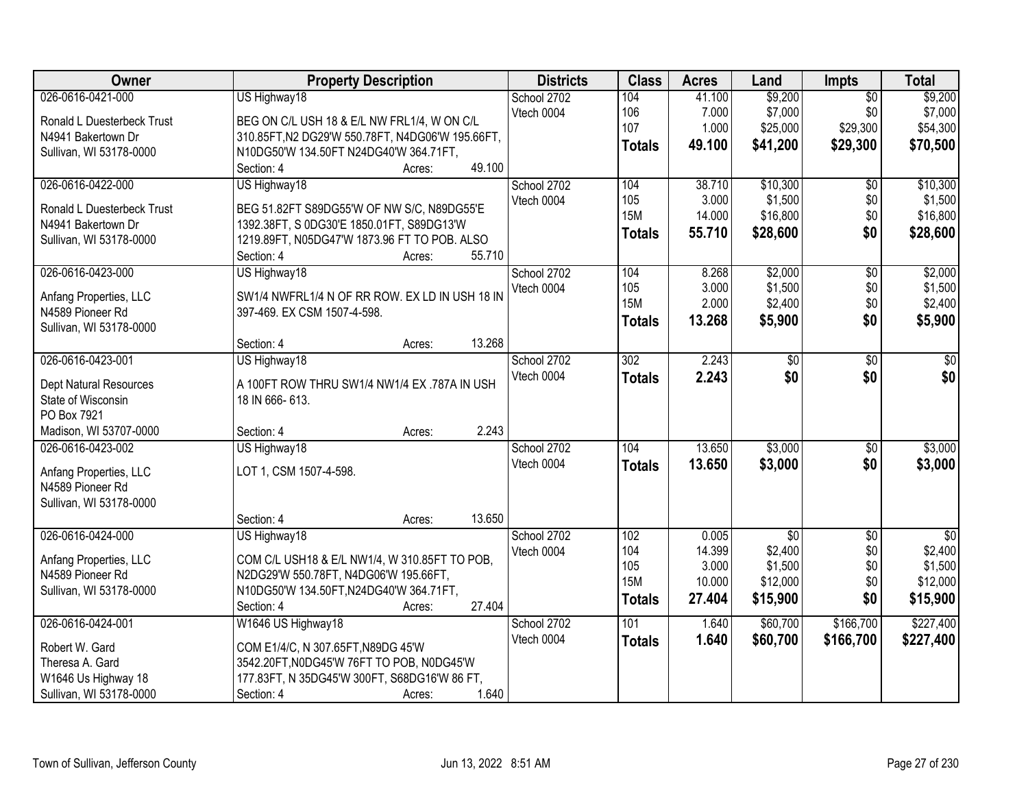| Owner | Property Description | Districts | Class | Acres | Land | Impts | Total |
|---|---|---|---|---|---|---|---|
| 026-0616-0421-000<br>Ronald L Duesterbeck Trust<br>N4941 Bakertown Dr<br>Sullivan, WI 53178-0000 | US Highway18<br>BEG ON C/L USH 18 & E/L NW FRL1/4, W ON C/L 310.85FT,N2 DG29'W 550.78FT, N4DG06'W 195.66FT, N10DG50'W 134.50FT N24DG40'W 364.71FT,<br>Section: 4 Acres: 49.100 | School 2702<br>Vtech 0004 | 104<br>106<br>107<br>**Totals** | 41.100<br>7.000<br>1.000<br>**49.100** | $9,200<br>$7,000<br>$25,000<br>**$41,200** | $0<br>$0<br>$29,300<br>**$29,300** | $9,200<br>$7,000<br>$54,300<br>**$70,500** |
| 026-0616-0422-000<br>Ronald L Duesterbeck Trust<br>N4941 Bakertown Dr<br>Sullivan, WI 53178-0000 | US Highway18<br>BEG 51.82FT S89DG55'W OF NW S/C, N89DG55'E 1392.38FT, S 0DG30'E 1850.01FT, S89DG13'W 1219.89FT, N05DG47'W 1873.96 FT TO POB. ALSO<br>Section: 4 Acres: 55.710 | School 2702<br>Vtech 0004 | 104<br>105<br>15M<br>**Totals** | 38.710<br>3.000<br>14.000<br>**55.710** | $10,300<br>$1,500<br>$16,800<br>**$28,600** | $0<br>$0<br>$0<br>**$0** | $10,300<br>$1,500<br>$16,800<br>**$28,600** |
| 026-0616-0423-000<br>Anfang Properties, LLC<br>N4589 Pioneer Rd<br>Sullivan, WI 53178-0000 | US Highway18<br>SW1/4 NWFRL1/4 N OF RR ROW. EX LD IN USH 18 IN 397-469. EX CSM 1507-4-598.<br>Section: 4 Acres: 13.268 | School 2702<br>Vtech 0004 | 104<br>105<br>15M<br>**Totals** | 8.268<br>3.000<br>2.000<br>**13.268** | $2,000<br>$1,500<br>$2,400<br>**$5,900** | $0<br>$0<br>$0<br>**$0** | $2,000<br>$1,500<br>$2,400<br>**$5,900** |
| 026-0616-0423-001<br>Dept Natural Resources<br>State of Wisconsin<br>PO Box 7921<br>Madison, WI 53707-0000 | US Highway18<br>A 100FT ROW THRU SW1/4 NW1/4 EX .787A IN USH 18 IN 666- 613.<br>Section: 4 Acres: 2.243 | School 2702<br>Vtech 0004 | 302<br>**Totals** | 2.243<br>**2.243** | $0<br>**$0** | $0<br>**$0** | $0<br>**$0** |
| 026-0616-0423-002<br>Anfang Properties, LLC<br>N4589 Pioneer Rd<br>Sullivan, WI 53178-0000 | US Highway18<br>LOT 1, CSM 1507-4-598.<br>Section: 4 Acres: 13.650 | School 2702<br>Vtech 0004 | 104<br>**Totals** | 13.650<br>**13.650** | $3,000<br>**$3,000** | $0<br>**$0** | $3,000<br>**$3,000** |
| 026-0616-0424-000<br>Anfang Properties, LLC<br>N4589 Pioneer Rd<br>Sullivan, WI 53178-0000 | US Highway18<br>COM C/L USH18 & E/L NW1/4, W 310.85FT TO POB, N2DG29'W 550.78FT, N4DG06'W 195.66FT, N10DG50'W 134.50FT,N24DG40'W 364.71FT,<br>Section: 4 Acres: 27.404 | School 2702<br>Vtech 0004 | 102<br>104<br>105<br>15M<br>**Totals** | 0.005<br>14.399<br>3.000<br>10.000<br>**27.404** | $0<br>$2,400<br>$1,500<br>$12,000<br>**$15,900** | $0<br>$0<br>$0<br>$0<br>**$0** | $0<br>$2,400<br>$1,500<br>$12,000<br>**$15,900** |
| 026-0616-0424-001<br>Robert W. Gard<br>Theresa A. Gard<br>W1646 Us Highway 18<br>Sullivan, WI 53178-0000 | W1646 US Highway18<br>COM E1/4/C, N 307.65FT,N89DG 45'W 3542.20FT,N0DG45'W 76FT TO POB, N0DG45'W 177.83FT, N 35DG45'W 300FT, S68DG16'W 86 FT,<br>Section: 4 Acres: 1.640 | School 2702<br>Vtech 0004 | 101<br>**Totals** | 1.640<br>**1.640** | $60,700<br>**$60,700** | $166,700<br>**$166,700** | $227,400<br>**$227,400** |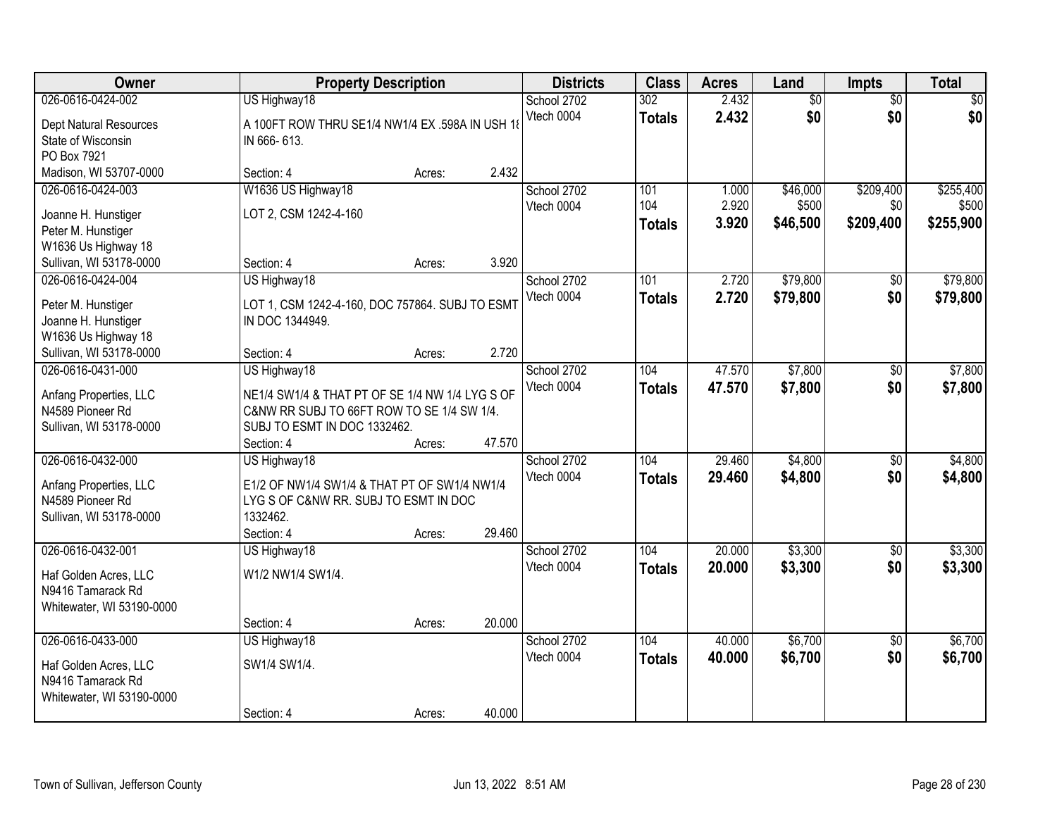| Owner | Property Description | Districts | Class | Acres | Land | Impts | Total |
|---|---|---|---|---|---|---|---|
| 026-0616-0424-002<br>Dept Natural Resources<br>State of Wisconsin<br>PO Box 7921<br>Madison, WI 53707-0000 | US Highway18<br>A 100FT ROW THRU SE1/4 NW1/4 EX .598A IN USH 18 IN 666- 613.<br>Section: 4 Acres: 2.432 | School 2702<br>Vtech 0004 | 302<br>**Totals** | 2.432<br>**2.432** | $0<br>**$0** | $0<br>**$0** | $0<br>**$0** |
| 026-0616-0424-003<br>Joanne H. Hunstiger<br>Peter M. Hunstiger<br>W1636 Us Highway 18<br>Sullivan, WI 53178-0000 | W1636 US Highway18<br>LOT 2, CSM 1242-4-160<br>Section: 4 Acres: 3.920 | School 2702<br>Vtech 0004 | 101<br>104<br>**Totals** | 1.000<br>2.920<br>**3.920** | $46,000<br>$500<br>**$46,500** | $209,400<br>$0<br>**$209,400** | $255,400<br>$500<br>**$255,900** |
| 026-0616-0424-004<br>Peter M. Hunstiger<br>Joanne H. Hunstiger<br>W1636 Us Highway 18<br>Sullivan, WI 53178-0000 | US Highway18<br>LOT 1, CSM 1242-4-160, DOC 757864. SUBJ TO ESMT IN DOC 1344949.<br>Section: 4 Acres: 2.720 | School 2702<br>Vtech 0004 | 101<br>**Totals** | 2.720<br>**2.720** | $79,800<br>**$79,800** | $0<br>**$0** | $79,800<br>**$79,800** |
| 026-0616-0431-000<br>Anfang Properties, LLC<br>N4589 Pioneer Rd<br>Sullivan, WI 53178-0000 | US Highway18<br>NE1/4 SW1/4 & THAT PT OF SE 1/4 NW 1/4 LYG S OF C&NW RR SUBJ TO 66FT ROW TO SE 1/4 SW 1/4. SUBJ TO ESMT IN DOC 1332462.<br>Section: 4 Acres: 47.570 | School 2702<br>Vtech 0004 | 104<br>**Totals** | 47.570<br>**47.570** | $7,800<br>**$7,800** | $0<br>**$0** | $7,800<br>**$7,800** |
| 026-0616-0432-000<br>Anfang Properties, LLC<br>N4589 Pioneer Rd<br>Sullivan, WI 53178-0000 | US Highway18<br>E1/2 OF NW1/4 SW1/4 & THAT PT OF SW1/4 NW1/4 LYG S OF C&NW RR. SUBJ TO ESMT IN DOC 1332462.<br>Section: 4 Acres: 29.460 | School 2702<br>Vtech 0004 | 104<br>**Totals** | 29.460<br>**29.460** | $4,800<br>**$4,800** | $0<br>**$0** | $4,800<br>**$4,800** |
| 026-0616-0432-001<br>Haf Golden Acres, LLC<br>N9416 Tamarack Rd<br>Whitewater, WI 53190-0000 | US Highway18<br>W1/2 NW1/4 SW1/4.<br>Section: 4 Acres: 20.000 | School 2702<br>Vtech 0004 | 104<br>**Totals** | 20.000<br>**20.000** | $3,300<br>**$3,300** | $0<br>**$0** | $3,300<br>**$3,300** |
| 026-0616-0433-000<br>Haf Golden Acres, LLC<br>N9416 Tamarack Rd<br>Whitewater, WI 53190-0000 | US Highway18<br>SW1/4 SW1/4.<br>Section: 4 Acres: 40.000 | School 2702<br>Vtech 0004 | 104<br>**Totals** | 40.000<br>**40.000** | $6,700<br>**$6,700** | $0<br>**$0** | $6,700<br>**$6,700** |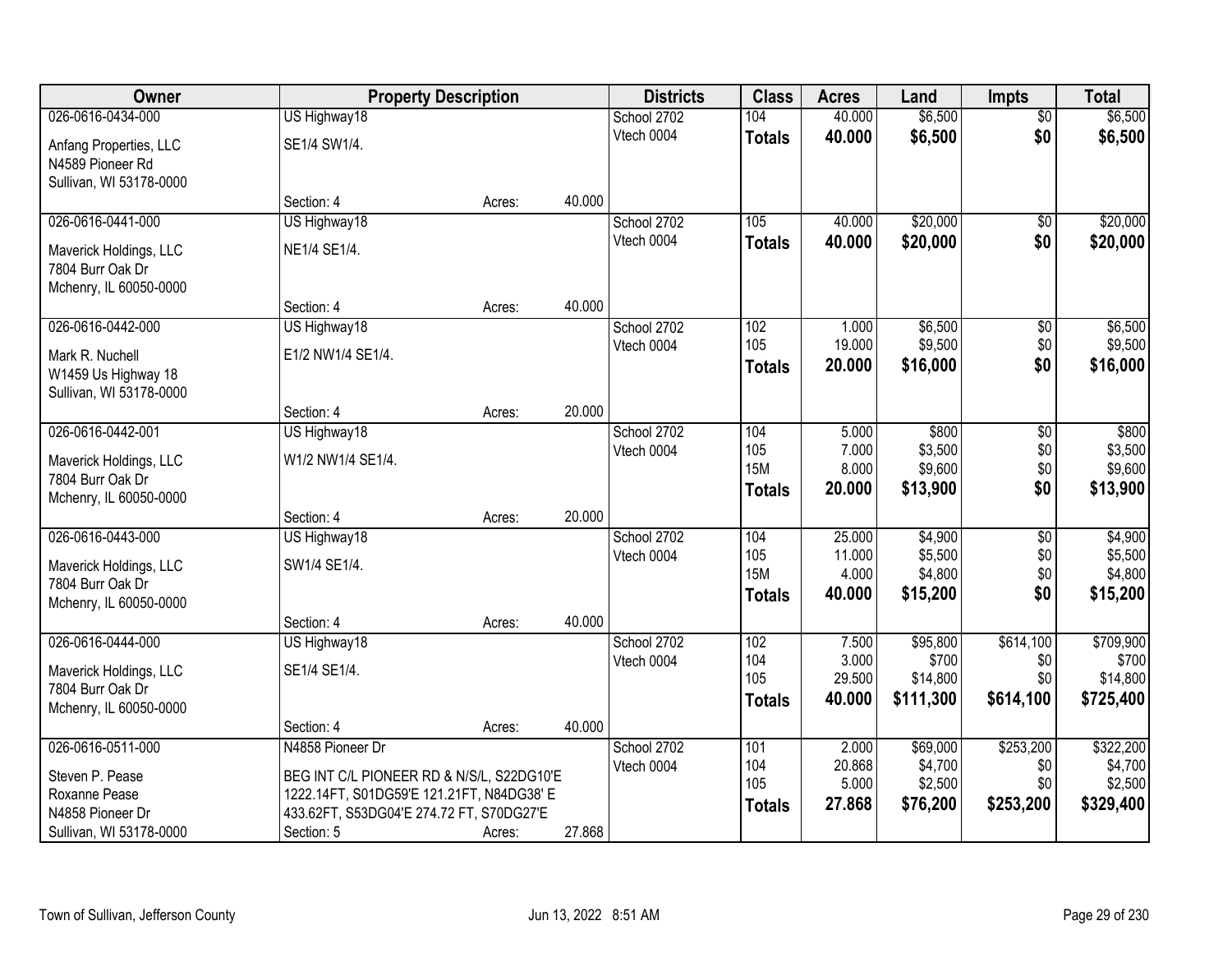| Owner | Property Description | | | Districts | Class | Acres | Land | Impts | Total |
|---|---|---|---|---|---|---|---|---|---|
| 026-0616-0434-000<br>Anfang Properties, LLC<br>N4589 Pioneer Rd<br>Sullivan, WI 53178-0000 | US Highway18<br>SE1/4 SW1/4.<br>Section: 4 | Acres: | 40.000 | School 2702<br>Vtech 0004 | 104<br>**Totals** | 40.000<br>**40.000** | $6,500<br>**$6,500** | $0<br>**$0** | $6,500<br>**$6,500** |
| 026-0616-0441-000<br>Maverick Holdings, LLC<br>7804 Burr Oak Dr<br>Mchenry, IL 60050-0000 | US Highway18<br>NE1/4 SE1/4.<br>Section: 4 | Acres: | 40.000 | School 2702<br>Vtech 0004 | 105<br>**Totals** | 40.000<br>**40.000** | $20,000<br>**$20,000** | $0<br>**$0** | $20,000<br>**$20,000** |
| 026-0616-0442-000<br>Mark R. Nuchell<br>W1459 Us Highway 18<br>Sullivan, WI 53178-0000 | US Highway18<br>E1/2 NW1/4 SE1/4.<br>Section: 4 | Acres: | 20.000 | School 2702<br>Vtech 0004 | 102<br>105<br>**Totals** | 1.000<br>19.000<br>**20.000** | $6,500<br>$9,500<br>**$16,000** | $0<br>$0<br>**$0** | $6,500<br>$9,500<br>**$16,000** |
| 026-0616-0442-001<br>Maverick Holdings, LLC<br>7804 Burr Oak Dr<br>Mchenry, IL 60050-0000 | US Highway18<br>W1/2 NW1/4 SE1/4.<br>Section: 4 | Acres: | 20.000 | School 2702<br>Vtech 0004 | 104<br>105<br>15M<br>**Totals** | 5.000<br>7.000<br>8.000<br>**20.000** | $800<br>$3,500<br>$9,600<br>**$13,900** | $0<br>$0<br>$0<br>**$0** | $800<br>$3,500<br>$9,600<br>**$13,900** |
| 026-0616-0443-000<br>Maverick Holdings, LLC<br>7804 Burr Oak Dr<br>Mchenry, IL 60050-0000 | US Highway18<br>SW1/4 SE1/4.<br>Section: 4 | Acres: | 40.000 | School 2702<br>Vtech 0004 | 104<br>105<br>15M<br>**Totals** | 25.000<br>11.000<br>4.000<br>**40.000** | $4,900<br>$5,500<br>$4,800<br>**$15,200** | $0<br>$0<br>$0<br>**$0** | $4,900<br>$5,500<br>$4,800<br>**$15,200** |
| 026-0616-0444-000<br>Maverick Holdings, LLC<br>7804 Burr Oak Dr<br>Mchenry, IL 60050-0000 | US Highway18<br>SE1/4 SE1/4.<br>Section: 4 | Acres: | 40.000 | School 2702<br>Vtech 0004 | 102<br>104<br>105<br>**Totals** | 7.500<br>3.000<br>29.500<br>**40.000** | $95,800<br>$700<br>$14,800<br>**$111,300** | $614,100<br>$0<br>$0<br>**$614,100** | $709,900<br>$700<br>$14,800<br>**$725,400** |
| 026-0616-0511-000<br>Steven P. Pease<br>Roxanne Pease<br>N4858 Pioneer Dr<br>Sullivan, WI 53178-0000 | N4858 Pioneer Dr<br>BEG INT C/L PIONEER RD & N/S/L, S22DG10'E 1222.14FT, S01DG59'E 121.21FT, N84DG38' E 433.62FT, S53DG04'E 274.72 FT, S70DG27'E<br>Section: 5 | Acres: | 27.868 | School 2702<br>Vtech 0004 | 101<br>104<br>105<br>**Totals** | 2.000<br>20.868<br>5.000<br>**27.868** | $69,000<br>$4,700<br>$2,500<br>**$76,200** | $253,200<br>$0<br>$0<br>**$253,200** | $322,200<br>$4,700<br>$2,500<br>**$329,400** |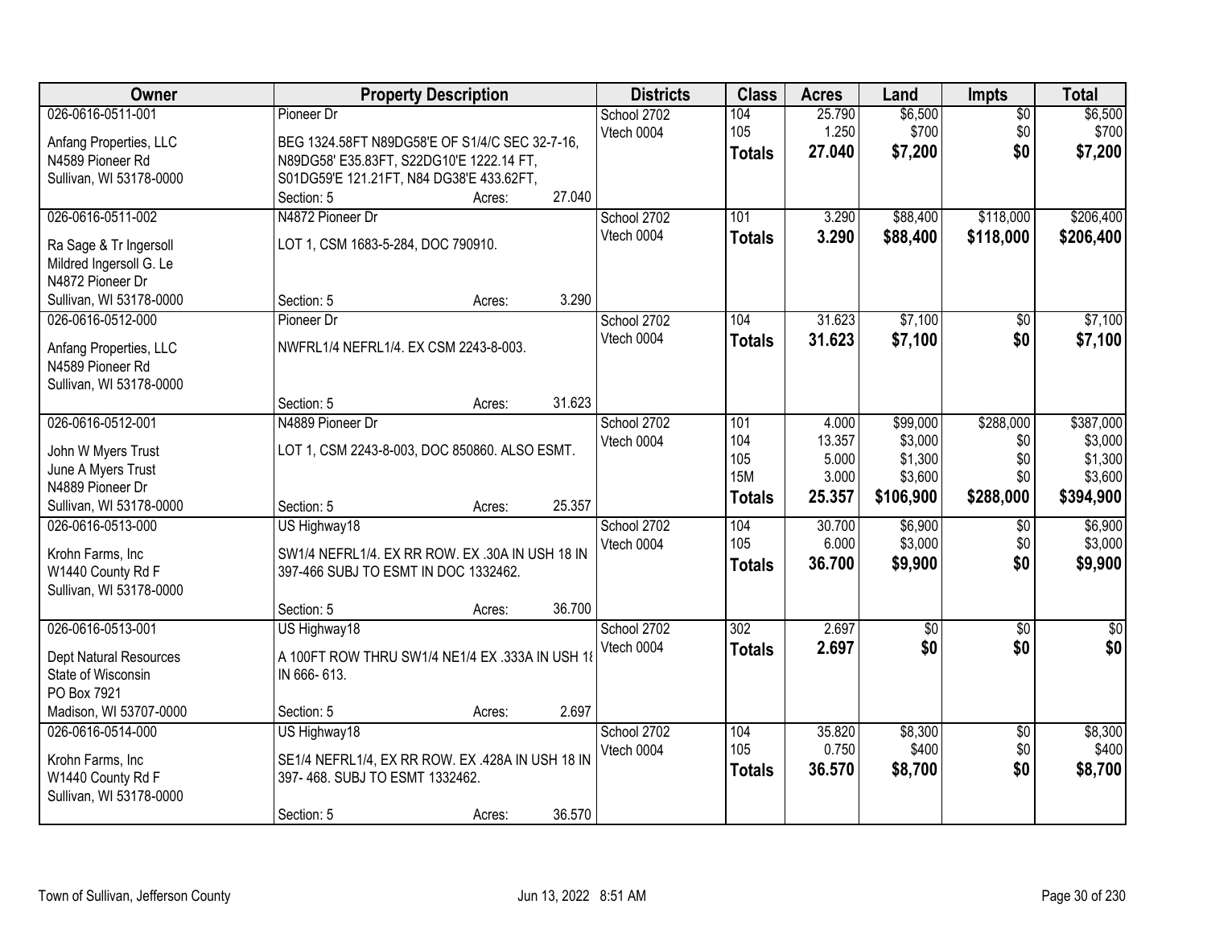| Owner | Property Description | | | Districts | Class | Acres | Land | Impts | Total |
|---|---|---|---|---|---|---|---|---|---|
| 026-0616-0511-001<br>Anfang Properties, LLC<br>N4589 Pioneer Rd<br>Sullivan, WI 53178-0000 | Pioneer Dr<br>BEG 1324.58FT N89DG58'E OF S1/4/C SEC 32-7-16, N89DG58' E35.83FT, S22DG10'E 1222.14 FT, S01DG59'E 121.21FT, N84 DG38'E 433.62FT,<br>Section: 5 | Acres: | 27.040 | School 2702<br>Vtech 0004 | 104<br>105<br>**Totals** | 25.790<br>1.250<br>**27.040** | $6,500<br>$700<br>**$7,200** | $0<br>$0<br>**$0** | $6,500<br>$700<br>**$7,200** |
| 026-0616-0511-002<br>Ra Sage & Tr Ingersoll<br>Mildred Ingersoll G. Le<br>N4872 Pioneer Dr<br>Sullivan, WI 53178-0000 | N4872 Pioneer Dr<br>LOT 1, CSM 1683-5-284, DOC 790910.<br>Section: 5 | Acres: | 3.290 | School 2702<br>Vtech 0004 | 101<br>**Totals** | 3.290<br>**3.290** | $88,400<br>**$88,400** | $118,000<br>**$118,000** | $206,400<br>**$206,400** |
| 026-0616-0512-000<br>Anfang Properties, LLC<br>N4589 Pioneer Rd<br>Sullivan, WI 53178-0000 | Pioneer Dr<br>NWFRL1/4 NEFRL1/4. EX CSM 2243-8-003.<br>Section: 5 | Acres: | 31.623 | School 2702<br>Vtech 0004 | 104<br>**Totals** | 31.623<br>**31.623** | $7,100<br>**$7,100** | $0<br>**$0** | $7,100<br>**$7,100** |
| 026-0616-0512-001<br>John W Myers Trust<br>June A Myers Trust<br>N4889 Pioneer Dr<br>Sullivan, WI 53178-0000 | N4889 Pioneer Dr<br>LOT 1, CSM 2243-8-003, DOC 850860. ALSO ESMT.<br>Section: 5 | Acres: | 25.357 | School 2702<br>Vtech 0004 | 101<br>104<br>105<br>15M<br>**Totals** | 4.000<br>13.357<br>5.000<br>3.000<br>**25.357** | $99,000<br>$3,000<br>$1,300<br>$3,600<br>**$106,900** | $288,000<br>$0<br>$0<br>$0<br>**$288,000** | $387,000<br>$3,000<br>$1,300<br>$3,600<br>**$394,900** |
| 026-0616-0513-000<br>Krohn Farms, Inc<br>W1440 County Rd F<br>Sullivan, WI 53178-0000 | US Highway18<br>SW1/4 NEFRL1/4. EX RR ROW. EX .30A IN USH 18 IN 397-466 SUBJ TO ESMT IN DOC 1332462.<br>Section: 5 | Acres: | 36.700 | School 2702<br>Vtech 0004 | 104<br>105<br>**Totals** | 30.700<br>6.000<br>**36.700** | $6,900<br>$3,000<br>**$9,900** | $0<br>$0<br>**$0** | $6,900<br>$3,000<br>**$9,900** |
| 026-0616-0513-001<br>Dept Natural Resources<br>State of Wisconsin<br>PO Box 7921<br>Madison, WI 53707-0000 | US Highway18<br>A 100FT ROW THRU SW1/4 NE1/4 EX .333A IN USH 18 IN 666- 613.<br>Section: 5 | Acres: | 2.697 | School 2702<br>Vtech 0004 | 302<br>**Totals** | 2.697<br>**2.697** | $0<br>**$0** | $0<br>**$0** | $0<br>**$0** |
| 026-0616-0514-000<br>Krohn Farms, Inc<br>W1440 County Rd F<br>Sullivan, WI 53178-0000 | US Highway18<br>SE1/4 NEFRL1/4, EX RR ROW. EX .428A IN USH 18 IN 397- 468. SUBJ TO ESMT 1332462.<br>Section: 5 | Acres: | 36.570 | School 2702<br>Vtech 0004 | 104<br>105<br>**Totals** | 35.820<br>0.750<br>**36.570** | $8,300<br>$400<br>**$8,700** | $0<br>$0<br>**$0** | $8,300<br>$400<br>**$8,700** |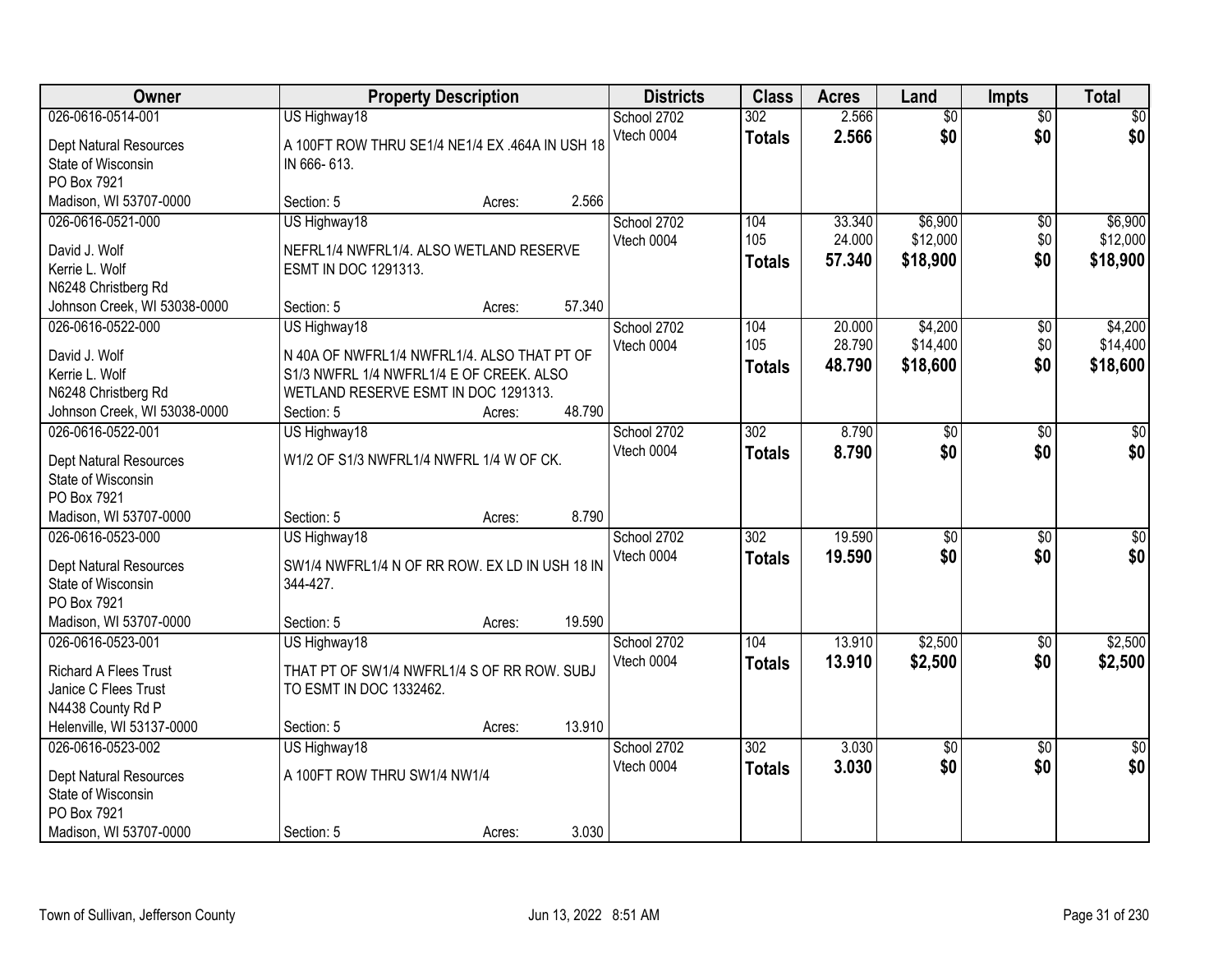| Owner | Property Description | Districts | Class | Acres | Land | Impts | Total |
|---|---|---|---|---|---|---|---|
| 026-0616-0514-001<br>Dept Natural Resources<br>State of Wisconsin<br>PO Box 7921<br>Madison, WI 53707-0000 | US Highway18<br>A 100FT ROW THRU SE1/4 NE1/4 EX .464A IN USH 18 IN 666- 613.<br>Section: 5 Acres: 2.566 | School 2702<br>Vtech 0004 | 302<br>**Totals** | 2.566<br>**2.566** | $0<br>**$0** | $0<br>**$0** | $0<br>**$0** |
| 026-0616-0521-000<br>David J. Wolf<br>Kerrie L. Wolf<br>N6248 Christberg Rd<br>Johnson Creek, WI 53038-0000 | US Highway18<br>NEFRL1/4 NWFRL1/4. ALSO WETLAND RESERVE ESMT IN DOC 1291313.<br>Section: 5 Acres: 57.340 | School 2702<br>Vtech 0004 | 104<br>105<br>**Totals** | 33.340<br>24.000<br>**57.340** | $6,900<br>$12,000<br>**$18,900** | $0<br>$0<br>**$0** | $6,900<br>$12,000<br>**$18,900** |
| 026-0616-0522-000<br>David J. Wolf<br>Kerrie L. Wolf<br>N6248 Christberg Rd<br>Johnson Creek, WI 53038-0000 | US Highway18<br>N 40A OF NWFRL1/4 NWFRL1/4. ALSO THAT PT OF S1/3 NWFRL 1/4 NWFRL1/4 E OF CREEK. ALSO WETLAND RESERVE ESMT IN DOC 1291313.<br>Section: 5 Acres: 48.790 | School 2702<br>Vtech 0004 | 104<br>105<br>**Totals** | 20.000<br>28.790<br>**48.790** | $4,200<br>$14,400<br>**$18,600** | $0<br>$0<br>**$0** | $4,200<br>$14,400<br>**$18,600** |
| 026-0616-0522-001<br>Dept Natural Resources<br>State of Wisconsin<br>PO Box 7921<br>Madison, WI 53707-0000 | US Highway18<br>W1/2 OF S1/3 NWFRL1/4 NWFRL 1/4 W OF CK.<br>Section: 5 Acres: 8.790 | School 2702<br>Vtech 0004 | 302<br>**Totals** | 8.790<br>**8.790** | $0<br>**$0** | $0<br>**$0** | $0<br>**$0** |
| 026-0616-0523-000<br>Dept Natural Resources<br>State of Wisconsin<br>PO Box 7921<br>Madison, WI 53707-0000 | US Highway18<br>SW1/4 NWFRL1/4 N OF RR ROW. EX LD IN USH 18 IN 344-427.<br>Section: 5 Acres: 19.590 | School 2702<br>Vtech 0004 | 302<br>**Totals** | 19.590<br>**19.590** | $0<br>**$0** | $0<br>**$0** | $0<br>**$0** |
| 026-0616-0523-001<br>Richard A Flees Trust<br>Janice C Flees Trust<br>N4438 County Rd P<br>Helenville, WI 53137-0000 | US Highway18<br>THAT PT OF SW1/4 NWFRL1/4 S OF RR ROW. SUBJ TO ESMT IN DOC 1332462.<br>Section: 5 Acres: 13.910 | School 2702<br>Vtech 0004 | 104<br>**Totals** | 13.910<br>**13.910** | $2,500<br>**$2,500** | $0<br>**$0** | $2,500<br>**$2,500** |
| 026-0616-0523-002<br>Dept Natural Resources<br>State of Wisconsin<br>PO Box 7921<br>Madison, WI 53707-0000 | US Highway18<br>A 100FT ROW THRU SW1/4 NW1/4<br>Section: 5 Acres: 3.030 | School 2702<br>Vtech 0004 | 302<br>**Totals** | 3.030<br>**3.030** | $0<br>**$0** | $0<br>**$0** | $0<br>**$0** |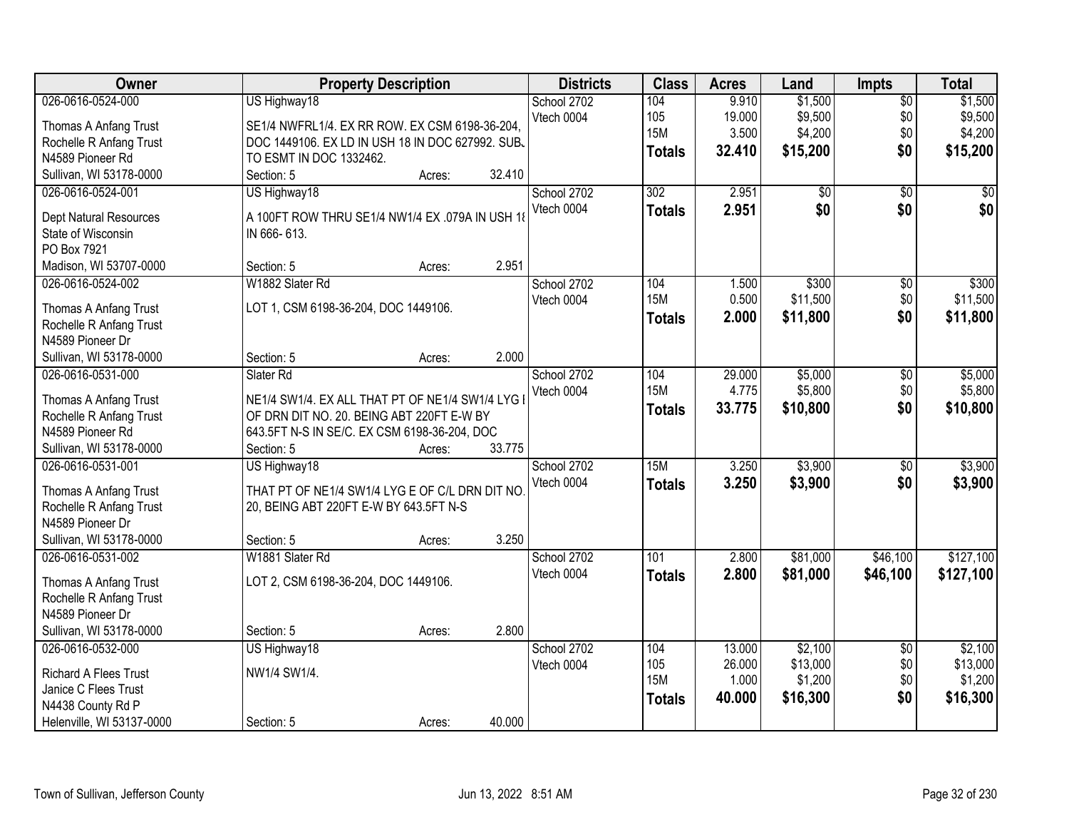| Owner | Property Description | | | Districts | Class | Acres | Land | Impts | Total |
|---|---|---|---|---|---|---|---|---|---|
| 026-0616-0524-000 | US Highway18 | | | School 2702 | 104 | 9.910 | $1,500 | $0 | $1,500 |
| Thomas A Anfang Trust | SE1/4 NWFRL1/4. EX RR ROW. EX CSM 6198-36-204, | | | Vtech 0004 | 105 | 19.000 | $9,500 | $0 | $9,500 |
| Rochelle R Anfang Trust | DOC 1449106. EX LD IN USH 18 IN DOC 627992. SUB. | | | | 15M | 3.500 | $4,200 | $0 | $4,200 |
| N4589 Pioneer Rd | TO ESMT IN DOC 1332462. | | | | **Totals** | **32.410** | **$15,200** | **$0** | **$15,200** |
| Sullivan, WI 53178-0000 | Section: 5 | Acres: | 32.410 | | | | | | |
| 026-0616-0524-001 | US Highway18 | | | School 2702 | 302 | 2.951 | $0 | $0 | $0 |
| Dept Natural Resources | A 100FT ROW THRU SE1/4 NW1/4 EX .079A IN USH 18 | | | Vtech 0004 | **Totals** | **2.951** | **$0** | **$0** | **$0** |
| State of Wisconsin | IN 666- 613. | | | | | | | | |
| PO Box 7921 | | | | | | | | | |
| Madison, WI 53707-0000 | Section: 5 | Acres: | 2.951 | | | | | | |
| 026-0616-0524-002 | W1882 Slater Rd | | | School 2702 | 104 | 1.500 | $300 | $0 | $300 |
| Thomas A Anfang Trust | LOT 1, CSM 6198-36-204, DOC 1449106. | | | Vtech 0004 | 15M | 0.500 | $11,500 | $0 | $11,500 |
| Rochelle R Anfang Trust | | | | | **Totals** | **2.000** | **$11,800** | **$0** | **$11,800** |
| N4589 Pioneer Dr | | | | | | | | | |
| Sullivan, WI 53178-0000 | Section: 5 | Acres: | 2.000 | | | | | | |
| 026-0616-0531-000 | Slater Rd | | | School 2702 | 104 | 29.000 | $5,000 | $0 | $5,000 |
| Thomas A Anfang Trust | NE1/4 SW1/4. EX ALL THAT PT OF NE1/4 SW1/4 LYG I | | | Vtech 0004 | 15M | 4.775 | $5,800 | $0 | $5,800 |
| Rochelle R Anfang Trust | OF DRN DIT NO. 20. BEING ABT 220FT E-W BY | | | | **Totals** | **33.775** | **$10,800** | **$0** | **$10,800** |
| N4589 Pioneer Rd | 643.5FT N-S IN SE/C. EX CSM 6198-36-204, DOC | | | | | | | | |
| Sullivan, WI 53178-0000 | Section: 5 | Acres: | 33.775 | | | | | | |
| 026-0616-0531-001 | US Highway18 | | | School 2702 | 15M | 3.250 | $3,900 | $0 | $3,900 |
| Thomas A Anfang Trust | THAT PT OF NE1/4 SW1/4 LYG E OF C/L DRN DIT NO. | | | Vtech 0004 | **Totals** | **3.250** | **$3,900** | **$0** | **$3,900** |
| Rochelle R Anfang Trust | 20, BEING ABT 220FT E-W BY 643.5FT N-S | | | | | | | | |
| N4589 Pioneer Dr | | | | | | | | | |
| Sullivan, WI 53178-0000 | Section: 5 | Acres: | 3.250 | | | | | | |
| 026-0616-0531-002 | W1881 Slater Rd | | | School 2702 | 101 | 2.800 | $81,000 | $46,100 | $127,100 |
| Thomas A Anfang Trust | LOT 2, CSM 6198-36-204, DOC 1449106. | | | Vtech 0004 | **Totals** | **2.800** | **$81,000** | **$46,100** | **$127,100** |
| Rochelle R Anfang Trust | | | | | | | | | |
| N4589 Pioneer Dr | | | | | | | | | |
| Sullivan, WI 53178-0000 | Section: 5 | Acres: | 2.800 | | | | | | |
| 026-0616-0532-000 | US Highway18 | | | School 2702 | 104 | 13.000 | $2,100 | $0 | $2,100 |
| Richard A Flees Trust | NW1/4 SW1/4. | | | Vtech 0004 | 105 | 26.000 | $13,000 | $0 | $13,000 |
| Janice C Flees Trust | | | | | 15M | 1.000 | $1,200 | $0 | $1,200 |
| N4438 County Rd P | | | | | **Totals** | **40.000** | **$16,300** | **$0** | **$16,300** |
| Helenville, WI 53137-0000 | Section: 5 | Acres: | 40.000 | | | | | | |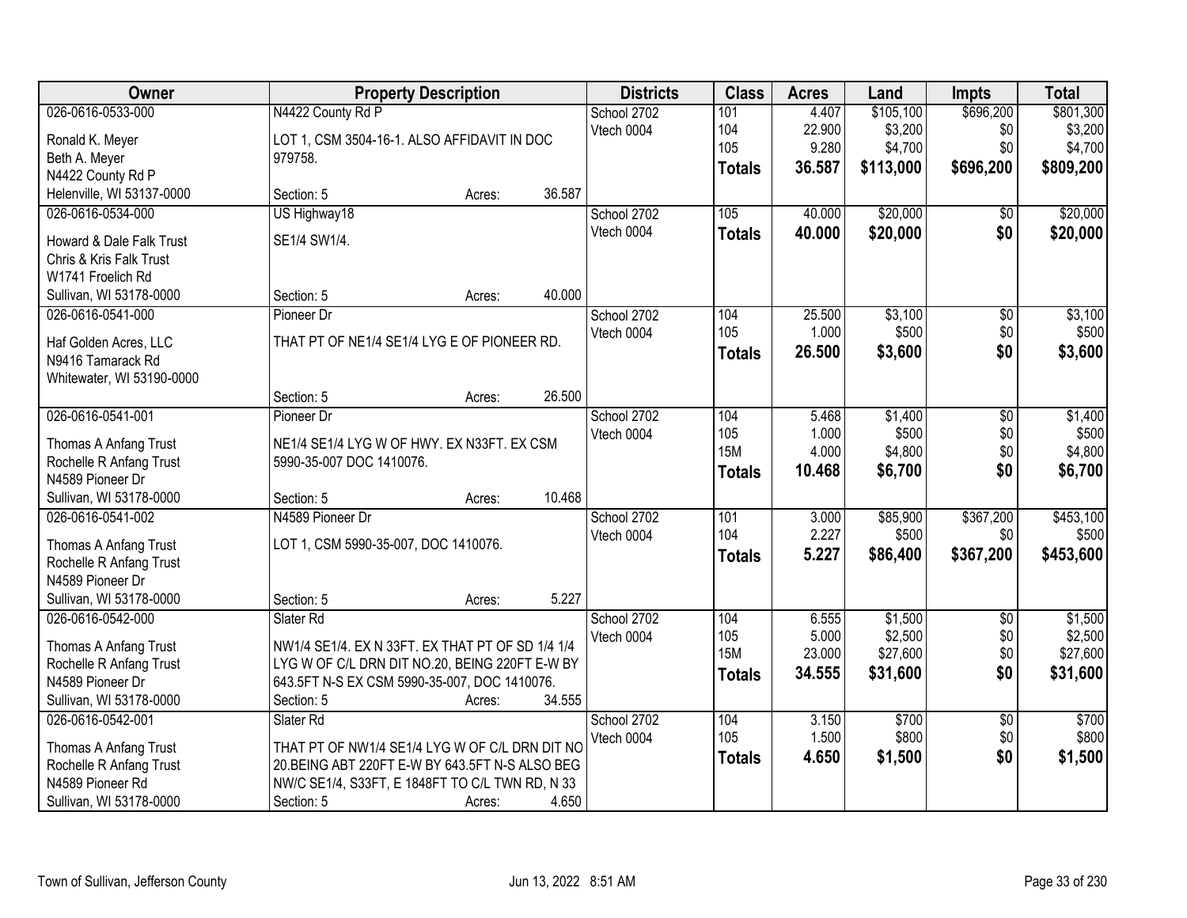| Owner | Property Description | Districts | Class | Acres | Land | Impts | Total |
|---|---|---|---|---|---|---|---|
| 026-0616-0533-000<br>Ronald K. Meyer<br>Beth A. Meyer<br>N4422 County Rd P<br>Helenville, WI 53137-0000 | N4422 County Rd P<br>LOT 1, CSM 3504-16-1. ALSO AFFIDAVIT IN DOC 979758.<br>Section: 5 Acres: 36.587 | School 2702<br>Vtech 0004 | 101<br>104<br>105<br>**Totals** | 4.407<br>22.900<br>9.280<br>**36.587** | $105,100<br>$3,200<br>$4,700<br>**$113,000** | $696,200<br>$0<br>$0<br>**$696,200** | $801,300<br>$3,200<br>$4,700<br>**$809,200** |
| 026-0616-0534-000<br>Howard & Dale Falk Trust<br>Chris & Kris Falk Trust<br>W1741 Froelich Rd<br>Sullivan, WI 53178-0000 | US Highway18<br>SE1/4 SW1/4.<br>Section: 5 Acres: 40.000 | School 2702<br>Vtech 0004 | 105<br>**Totals** | 40.000<br>**40.000** | $20,000<br>**$20,000** | $0<br>**$0** | $20,000<br>**$20,000** |
| 026-0616-0541-000<br>Haf Golden Acres, LLC<br>N9416 Tamarack Rd<br>Whitewater, WI 53190-0000 | Pioneer Dr<br>THAT PT OF NE1/4 SE1/4 LYG E OF PIONEER RD.<br>Section: 5 Acres: 26.500 | School 2702<br>Vtech 0004 | 104<br>105<br>**Totals** | 25.500<br>1.000<br>**26.500** | $3,100<br>$500<br>**$3,600** | $0<br>$0<br>**$0** | $3,100<br>$500<br>**$3,600** |
| 026-0616-0541-001<br>Thomas A Anfang Trust<br>Rochelle R Anfang Trust<br>N4589 Pioneer Dr<br>Sullivan, WI 53178-0000 | Pioneer Dr<br>NE1/4 SE1/4 LYG W OF HWY. EX N33FT. EX CSM 5990-35-007 DOC 1410076.<br>Section: 5 Acres: 10.468 | School 2702<br>Vtech 0004 | 104<br>105<br>15M<br>**Totals** | 5.468<br>1.000<br>4.000<br>**10.468** | $1,400<br>$500<br>$4,800<br>**$6,700** | $0<br>$0<br>$0<br>**$0** | $1,400<br>$500<br>$4,800<br>**$6,700** |
| 026-0616-0541-002<br>Thomas A Anfang Trust<br>Rochelle R Anfang Trust<br>N4589 Pioneer Dr<br>Sullivan, WI 53178-0000 | N4589 Pioneer Dr<br>LOT 1, CSM 5990-35-007, DOC 1410076.<br>Section: 5 Acres: 5.227 | School 2702<br>Vtech 0004 | 101<br>104<br>**Totals** | 3.000<br>2.227<br>**5.227** | $85,900<br>$500<br>**$86,400** | $367,200<br>$0<br>**$367,200** | $453,100<br>$500<br>**$453,600** |
| 026-0616-0542-000<br>Thomas A Anfang Trust<br>Rochelle R Anfang Trust<br>N4589 Pioneer Dr<br>Sullivan, WI 53178-0000 | Slater Rd<br>NW1/4 SE1/4. EX N 33FT. EX THAT PT OF SD 1/4 1/4 LYG W OF C/L DRN DIT NO.20, BEING 220FT E-W BY 643.5FT N-S EX CSM 5990-35-007, DOC 1410076.<br>Section: 5 Acres: 34.555 | School 2702<br>Vtech 0004 | 104<br>105<br>15M<br>**Totals** | 6.555<br>5.000<br>23.000<br>**34.555** | $1,500<br>$2,500<br>$27,600<br>**$31,600** | $0<br>$0<br>$0<br>**$0** | $1,500<br>$2,500<br>$27,600<br>**$31,600** |
| 026-0616-0542-001<br>Thomas A Anfang Trust<br>Rochelle R Anfang Trust<br>N4589 Pioneer Rd<br>Sullivan, WI 53178-0000 | Slater Rd<br>THAT PT OF NW1/4 SE1/4 LYG W OF C/L DRN DIT NO 20.BEING ABT 220FT E-W BY 643.5FT N-S ALSO BEG NW/C SE1/4, S33FT, E 1848FT TO C/L TWN RD, N 33<br>Section: 5 Acres: 4.650 | School 2702<br>Vtech 0004 | 104<br>105<br>**Totals** | 3.150<br>1.500<br>**4.650** | $700<br>$800<br>**$1,500** | $0<br>$0<br>**$0** | $700<br>$800<br>**$1,500** |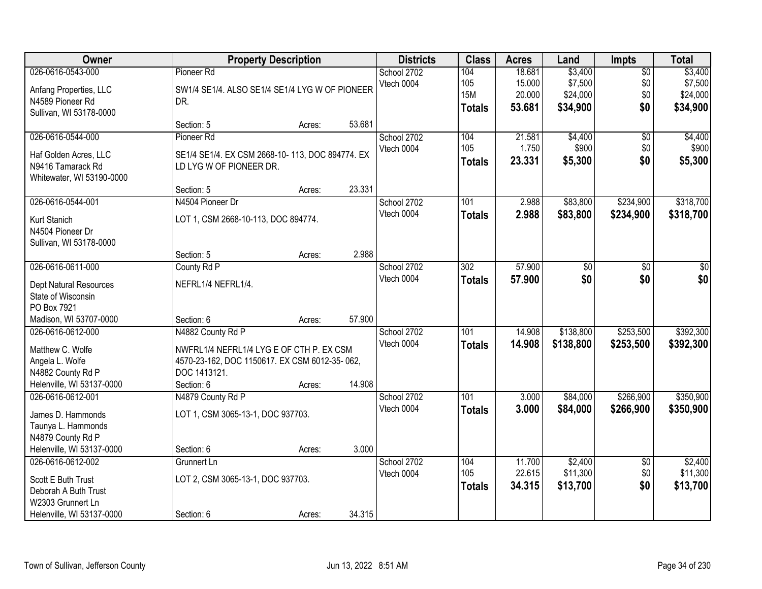| Owner | Property Description | Districts | Class | Acres | Land | Impts | Total |
|---|---|---|---|---|---|---|---|
| 026-0616-0543-000<br>Anfang Properties, LLC<br>N4589 Pioneer Rd<br>Sullivan, WI 53178-0000 | Pioneer Rd<br>SW1/4 SE1/4. ALSO SE1/4 SE1/4 LYG W OF PIONEER DR.<br>Section: 5 Acres: 53.681 | School 2702<br>Vtech 0004 | 104<br>105<br>15M<br>**Totals** | 18.681<br>15.000<br>20.000<br>**53.681** | $3,400<br>$7,500<br>$24,000<br>**$34,900** | $0<br>$0<br>$0<br>**$0** | $3,400<br>$7,500<br>$24,000<br>**$34,900** |
| 026-0616-0544-000<br>Haf Golden Acres, LLC<br>N9416 Tamarack Rd<br>Whitewater, WI 53190-0000 | Pioneer Rd<br>SE1/4 SE1/4. EX CSM 2668-10- 113, DOC 894774. EX LD LYG W OF PIONEER DR.<br>Section: 5 Acres: 23.331 | School 2702<br>Vtech 0004 | 104<br>105<br>**Totals** | 21.581<br>1.750<br>**23.331** | $4,400<br>$900<br>**$5,300** | $0<br>$0<br>**$0** | $4,400<br>$900<br>**$5,300** |
| 026-0616-0544-001<br>Kurt Stanich<br>N4504 Pioneer Dr<br>Sullivan, WI 53178-0000 | N4504 Pioneer Dr<br>LOT 1, CSM 2668-10-113, DOC 894774.<br>Section: 5 Acres: 2.988 | School 2702<br>Vtech 0004 | 101<br>**Totals** | 2.988<br>**2.988** | $83,800<br>**$83,800** | $234,900<br>**$234,900** | $318,700<br>**$318,700** |
| 026-0616-0611-000<br>Dept Natural Resources<br>State of Wisconsin<br>PO Box 7921<br>Madison, WI 53707-0000 | County Rd P<br>NEFRL1/4 NEFRL1/4.<br>Section: 6 Acres: 57.900 | School 2702<br>Vtech 0004 | 302<br>**Totals** | 57.900<br>**57.900** | $0<br>**$0** | $0<br>**$0** | $0<br>**$0** |
| 026-0616-0612-000<br>Matthew C. Wolfe<br>Angela L. Wolfe<br>N4882 County Rd P<br>Helenville, WI 53137-0000 | N4882 County Rd P<br>NWFRL1/4 NEFRL1/4 LYG E OF CTH P. EX CSM 4570-23-162, DOC 1150617. EX CSM 6012-35- 062, DOC 1413121.<br>Section: 6 Acres: 14.908 | School 2702<br>Vtech 0004 | 101<br>**Totals** | 14.908<br>**14.908** | $138,800<br>**$138,800** | $253,500<br>**$253,500** | $392,300<br>**$392,300** |
| 026-0616-0612-001<br>James D. Hammonds<br>Taunya L. Hammonds<br>N4879 County Rd P<br>Helenville, WI 53137-0000 | N4879 County Rd P<br>LOT 1, CSM 3065-13-1, DOC 937703.<br>Section: 6 Acres: 3.000 | School 2702<br>Vtech 0004 | 101<br>**Totals** | 3.000<br>**3.000** | $84,000<br>**$84,000** | $266,900<br>**$266,900** | $350,900<br>**$350,900** |
| 026-0616-0612-002<br>Scott E Buth Trust<br>Deborah A Buth Trust<br>W2303 Grunnert Ln<br>Helenville, WI 53137-0000 | Grunnert Ln<br>LOT 2, CSM 3065-13-1, DOC 937703.<br>Section: 6 Acres: 34.315 | School 2702<br>Vtech 0004 | 104<br>105<br>**Totals** | 11.700<br>22.615<br>**34.315** | $2,400<br>$11,300<br>**$13,700** | $0<br>$0<br>**$0** | $2,400<br>$11,300<br>**$13,700** |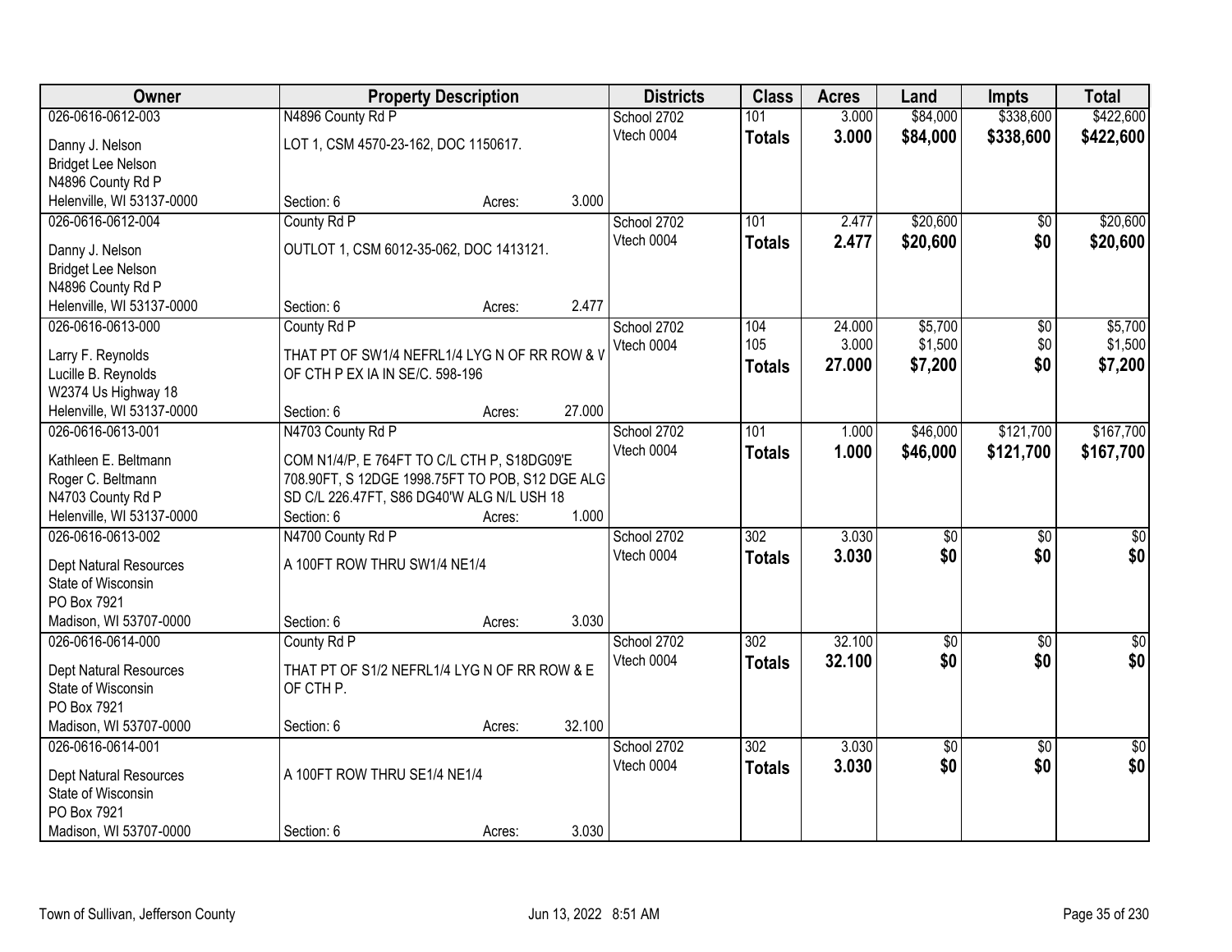| Owner | Property Description | | | Districts | Class | Acres | Land | Impts | Total |
|---|---|---|---|---|---|---|---|---|---|
| 026-0616-0612-003 | N4896 County Rd P | | | School 2702 | 101 | 3.000 | $84,000 | $338,600 | $422,600 |
| Danny J. Nelson<br>Bridget Lee Nelson<br>N4896 County Rd P<br>Helenville, WI 53137-0000 | LOT 1, CSM 4570-23-162, DOC 1150617. | | | Vtech 0004 | **Totals** | **3.000** | **$84,000** | **$338,600** | **$422,600** |
| | Section: 6 | Acres: | 3.000 | | | | | | |
| 026-0616-0612-004 | County Rd P | | | School 2702 | 101 | 2.477 | $20,600 | $0 | $20,600 |
| Danny J. Nelson<br>Bridget Lee Nelson<br>N4896 County Rd P<br>Helenville, WI 53137-0000 | OUTLOT 1, CSM 6012-35-062, DOC 1413121. | | | Vtech 0004 | **Totals** | **2.477** | **$20,600** | **$0** | **$20,600** |
| | Section: 6 | Acres: | 2.477 | | | | | | |
| 026-0616-0613-000 | County Rd P | | | School 2702 | 104 | 24.000 | $5,700 | $0 | $5,700 |
| Larry F. Reynolds<br>Lucille B. Reynolds<br>W2374 Us Highway 18<br>Helenville, WI 53137-0000 | THAT PT OF SW1/4 NEFRL1/4 LYG N OF RR ROW & V OF CTH P EX IA IN SE/C. 598-196 | | | Vtech 0004 | 105 | 3.000 | $1,500 | $0 | $1,500 |
| | | | | | **Totals** | **27.000** | **$7,200** | **$0** | **$7,200** |
| | Section: 6 | Acres: | 27.000 | | | | | | |
| 026-0616-0613-001 | N4703 County Rd P | | | School 2702 | 101 | 1.000 | $46,000 | $121,700 | $167,700 |
| Kathleen E. Beltmann<br>Roger C. Beltmann<br>N4703 County Rd P<br>Helenville, WI 53137-0000 | COM N1/4/P, E 764FT TO C/L CTH P, S18DG09'E 708.90FT, S 12DGE 1998.75FT TO POB, S12 DGE ALG SD C/L 226.47FT, S86 DG40'W ALG N/L USH 18 | | | Vtech 0004 | **Totals** | **1.000** | **$46,000** | **$121,700** | **$167,700** |
| | Section: 6 | Acres: | 1.000 | | | | | | |
| 026-0616-0613-002 | N4700 County Rd P | | | School 2702 | 302 | 3.030 | $0 | $0 | $0 |
| Dept Natural Resources<br>State of Wisconsin<br>PO Box 7921<br>Madison, WI 53707-0000 | A 100FT ROW THRU SW1/4 NE1/4 | | | Vtech 0004 | **Totals** | **3.030** | **$0** | **$0** | **$0** |
| | Section: 6 | Acres: | 3.030 | | | | | | |
| 026-0616-0614-000 | County Rd P | | | School 2702 | 302 | 32.100 | $0 | $0 | $0 |
| Dept Natural Resources<br>State of Wisconsin<br>PO Box 7921<br>Madison, WI 53707-0000 | THAT PT OF S1/2 NEFRL1/4 LYG N OF RR ROW & E OF CTH P. | | | Vtech 0004 | **Totals** | **32.100** | **$0** | **$0** | **$0** |
| | Section: 6 | Acres: | 32.100 | | | | | | |
| 026-0616-0614-001 | | | | School 2702 | 302 | 3.030 | $0 | $0 | $0 |
| Dept Natural Resources<br>State of Wisconsin<br>PO Box 7921<br>Madison, WI 53707-0000 | A 100FT ROW THRU SE1/4 NE1/4 | | | Vtech 0004 | **Totals** | **3.030** | **$0** | **$0** | **$0** |
| | Section: 6 | Acres: | 3.030 | | | | | | |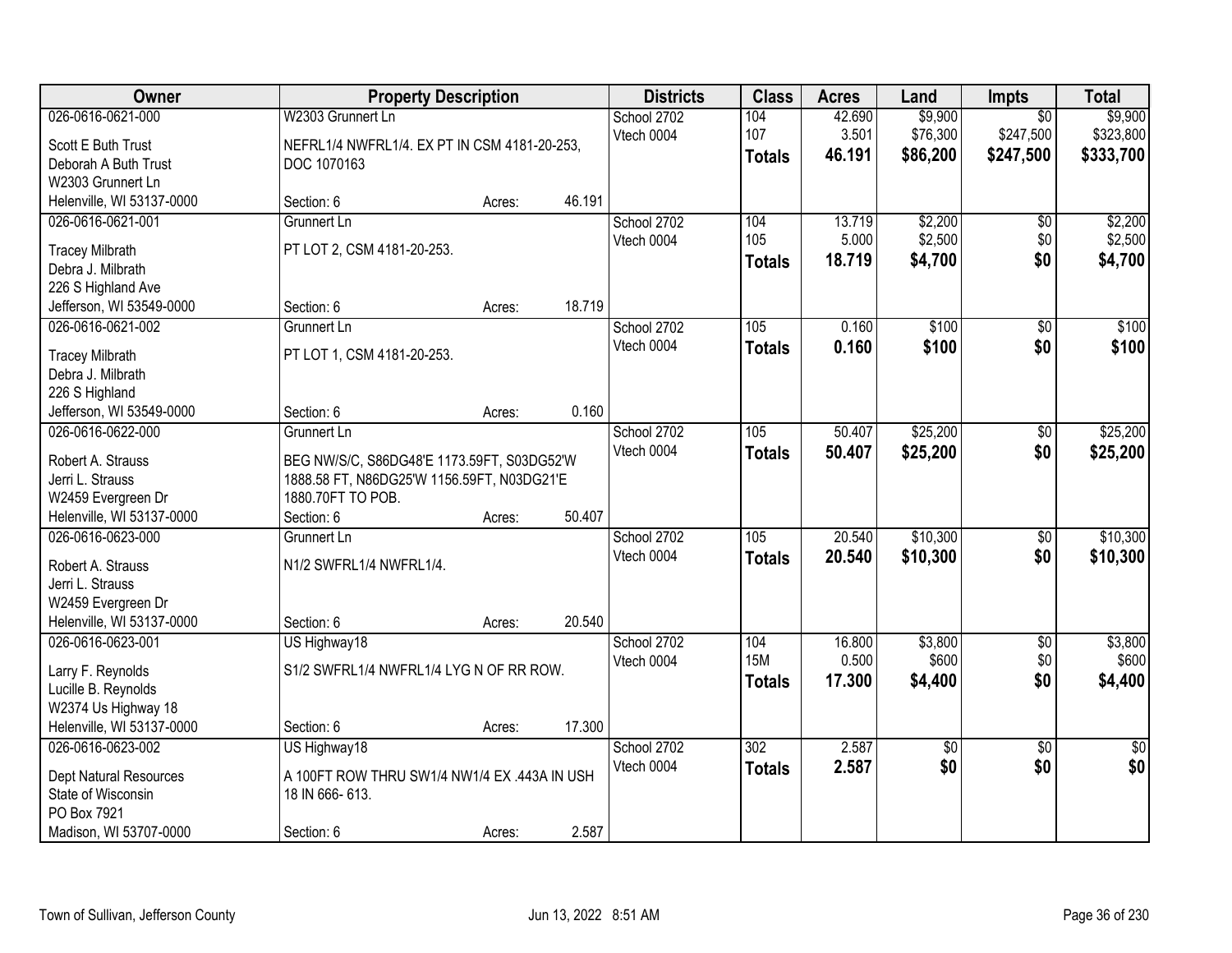| Owner | Property Description | Districts | Class | Acres | Land | Impts | Total |
|---|---|---|---|---|---|---|---|
| 026-0616-0621-000<br>Scott E Buth Trust<br>Deborah A Buth Trust<br>W2303 Grunnert Ln<br>Helenville, WI 53137-0000 | W2303 Grunnert Ln<br>NEFRL1/4 NWFRL1/4. EX PT IN CSM 4181-20-253, DOC 1070163<br>Section: 6 Acres: 46.191 | School 2702<br>Vtech 0004 | 104<br>107<br>**Totals** | 42.690<br>3.501<br>**46.191** | $9,900<br>$76,300<br>**$86,200** | $0<br>$247,500<br>**$247,500** | $9,900<br>$323,800<br>**$333,700** |
| 026-0616-0621-001<br>Tracey Milbrath<br>Debra J. Milbrath<br>226 S Highland Ave<br>Jefferson, WI 53549-0000 | Grunnert Ln<br>PT LOT 2, CSM 4181-20-253.<br>Section: 6 Acres: 18.719 | School 2702<br>Vtech 0004 | 104<br>105<br>**Totals** | 13.719<br>5.000<br>**18.719** | $2,200<br>$2,500<br>**$4,700** | $0<br>$0<br>**$0** | $2,200<br>$2,500<br>**$4,700** |
| 026-0616-0621-002<br>Tracey Milbrath<br>Debra J. Milbrath<br>226 S Highland<br>Jefferson, WI 53549-0000 | Grunnert Ln<br>PT LOT 1, CSM 4181-20-253.<br>Section: 6 Acres: 0.160 | School 2702<br>Vtech 0004 | 105<br>**Totals** | 0.160<br>**0.160** | $100<br>**$100** | $0<br>**$0** | $100<br>**$100** |
| 026-0616-0622-000<br>Robert A. Strauss<br>Jerri L. Strauss<br>W2459 Evergreen Dr<br>Helenville, WI 53137-0000 | Grunnert Ln<br>BEG NW/S/C, S86DG48'E 1173.59FT, S03DG52'W 1888.58 FT, N86DG25'W 1156.59FT, N03DG21'E 1880.70FT TO POB.<br>Section: 6 Acres: 50.407 | School 2702<br>Vtech 0004 | 105<br>**Totals** | 50.407<br>**50.407** | $25,200<br>**$25,200** | $0<br>**$0** | $25,200<br>**$25,200** |
| 026-0616-0623-000<br>Robert A. Strauss<br>Jerri L. Strauss<br>W2459 Evergreen Dr<br>Helenville, WI 53137-0000 | Grunnert Ln<br>N1/2 SWFRL1/4 NWFRL1/4.<br>Section: 6 Acres: 20.540 | School 2702<br>Vtech 0004 | 105<br>**Totals** | 20.540<br>**20.540** | $10,300<br>**$10,300** | $0<br>**$0** | $10,300<br>**$10,300** |
| 026-0616-0623-001<br>Larry F. Reynolds<br>Lucille B. Reynolds<br>W2374 Us Highway 18<br>Helenville, WI 53137-0000 | US Highway18<br>S1/2 SWFRL1/4 NWFRL1/4 LYG N OF RR ROW.<br>Section: 6 Acres: 17.300 | School 2702<br>Vtech 0004 | 104<br>15M<br>**Totals** | 16.800<br>0.500<br>**17.300** | $3,800<br>$600<br>**$4,400** | $0<br>$0<br>**$0** | $3,800<br>$600<br>**$4,400** |
| 026-0616-0623-002<br>Dept Natural Resources<br>State of Wisconsin<br>PO Box 7921<br>Madison, WI 53707-0000 | US Highway18<br>A 100FT ROW THRU SW1/4 NW1/4 EX .443A IN USH 18 IN 666- 613.<br>Section: 6 Acres: 2.587 | School 2702<br>Vtech 0004 | 302<br>**Totals** | 2.587<br>**2.587** | $0<br>**$0** | $0<br>**$0** | $0<br>**$0** |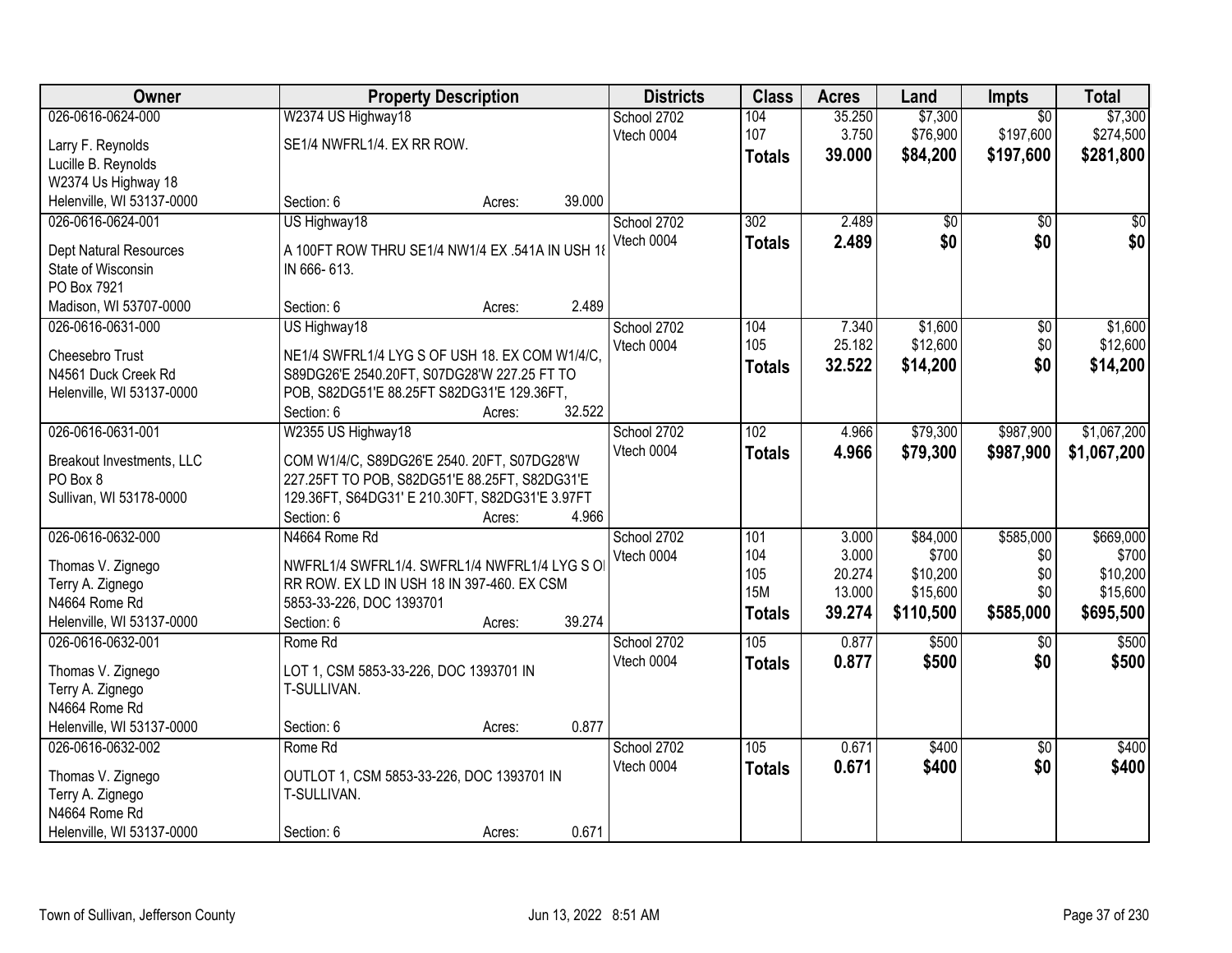| Owner | Property Description | Districts | Class | Acres | Land | Impts | Total |
|---|---|---|---|---|---|---|---|
| 026-0616-0624-000<br>Larry F. Reynolds<br>Lucille B. Reynolds<br>W2374 Us Highway 18<br>Helenville, WI 53137-0000 | W2374 US Highway18<br>SE1/4 NWFRL1/4. EX RR ROW.<br>Section: 6 Acres: 39.000 | School 2702<br>Vtech 0004 | 104<br>107<br>**Totals** | 35.250<br>3.750<br>**39.000** | $7,300<br>$76,900<br>**$84,200** | $0<br>$197,600<br>**$197,600** | $7,300<br>$274,500<br>**$281,800** |
| 026-0616-0624-001<br>Dept Natural Resources<br>State of Wisconsin<br>PO Box 7921<br>Madison, WI 53707-0000 | US Highway18<br>A 100FT ROW THRU SE1/4 NW1/4 EX .541A IN USH 18 IN 666- 613.<br>Section: 6 Acres: 2.489 | School 2702<br>Vtech 0004 | 302<br>**Totals** | 2.489<br>**2.489** | $0<br>**$0** | $0<br>**$0** | $0<br>**$0** |
| 026-0616-0631-000<br>Cheesebro Trust<br>N4561 Duck Creek Rd<br>Helenville, WI 53137-0000 | US Highway18<br>NE1/4 SWFRL1/4 LYG S OF USH 18. EX COM W1/4/C, S89DG26'E 2540.20FT, S07DG28'W 227.25 FT TO POB, S82DG51'E 88.25FT S82DG31'E 129.36FT,<br>Section: 6 Acres: 32.522 | School 2702<br>Vtech 0004 | 104<br>105<br>**Totals** | 7.340<br>25.182<br>**32.522** | $1,600<br>$12,600<br>**$14,200** | $0<br>$0<br>**$0** | $1,600<br>$12,600<br>**$14,200** |
| 026-0616-0631-001<br>Breakout Investments, LLC<br>PO Box 8<br>Sullivan, WI 53178-0000 | W2355 US Highway18<br>COM W1/4/C, S89DG26'E 2540. 20FT, S07DG28'W 227.25FT TO POB, S82DG51'E 88.25FT, S82DG31'E 129.36FT, S64DG31' E 210.30FT, S82DG31'E 3.97FT<br>Section: 6 Acres: 4.966 | School 2702<br>Vtech 0004 | 102<br>**Totals** | 4.966<br>**4.966** | $79,300<br>**$79,300** | $987,900<br>**$987,900** | $1,067,200<br>**$1,067,200** |
| 026-0616-0632-000<br>Thomas V. Zignego<br>Terry A. Zignego<br>N4664 Rome Rd<br>Helenville, WI 53137-0000 | N4664 Rome Rd<br>NWFRL1/4 SWFRL1/4. SWFRL1/4 NWFRL1/4 LYG S OF RR ROW. EX LD IN USH 18 IN 397-460. EX CSM 5853-33-226, DOC 1393701<br>Section: 6 Acres: 39.274 | School 2702<br>Vtech 0004 | 101<br>104<br>105<br>15M<br>**Totals** | 3.000<br>3.000<br>20.274<br>13.000<br>**39.274** | $84,000<br>$700<br>$10,200<br>$15,600<br>**$110,500** | $585,000<br>$0<br>$0<br>$0<br>**$585,000** | $669,000<br>$700<br>$10,200<br>$15,600<br>**$695,500** |
| 026-0616-0632-001<br>Thomas V. Zignego<br>Terry A. Zignego<br>N4664 Rome Rd<br>Helenville, WI 53137-0000 | Rome Rd<br>LOT 1, CSM 5853-33-226, DOC 1393701 IN T-SULLIVAN.<br>Section: 6 Acres: 0.877 | School 2702<br>Vtech 0004 | 105<br>**Totals** | 0.877<br>**0.877** | $500<br>**$500** | $0<br>**$0** | $500<br>**$500** |
| 026-0616-0632-002<br>Thomas V. Zignego<br>Terry A. Zignego<br>N4664 Rome Rd<br>Helenville, WI 53137-0000 | Rome Rd<br>OUTLOT 1, CSM 5853-33-226, DOC 1393701 IN T-SULLIVAN.<br>Section: 6 Acres: 0.671 | School 2702<br>Vtech 0004 | 105<br>**Totals** | 0.671<br>**0.671** | $400<br>**$400** | $0<br>**$0** | $400<br>**$400** |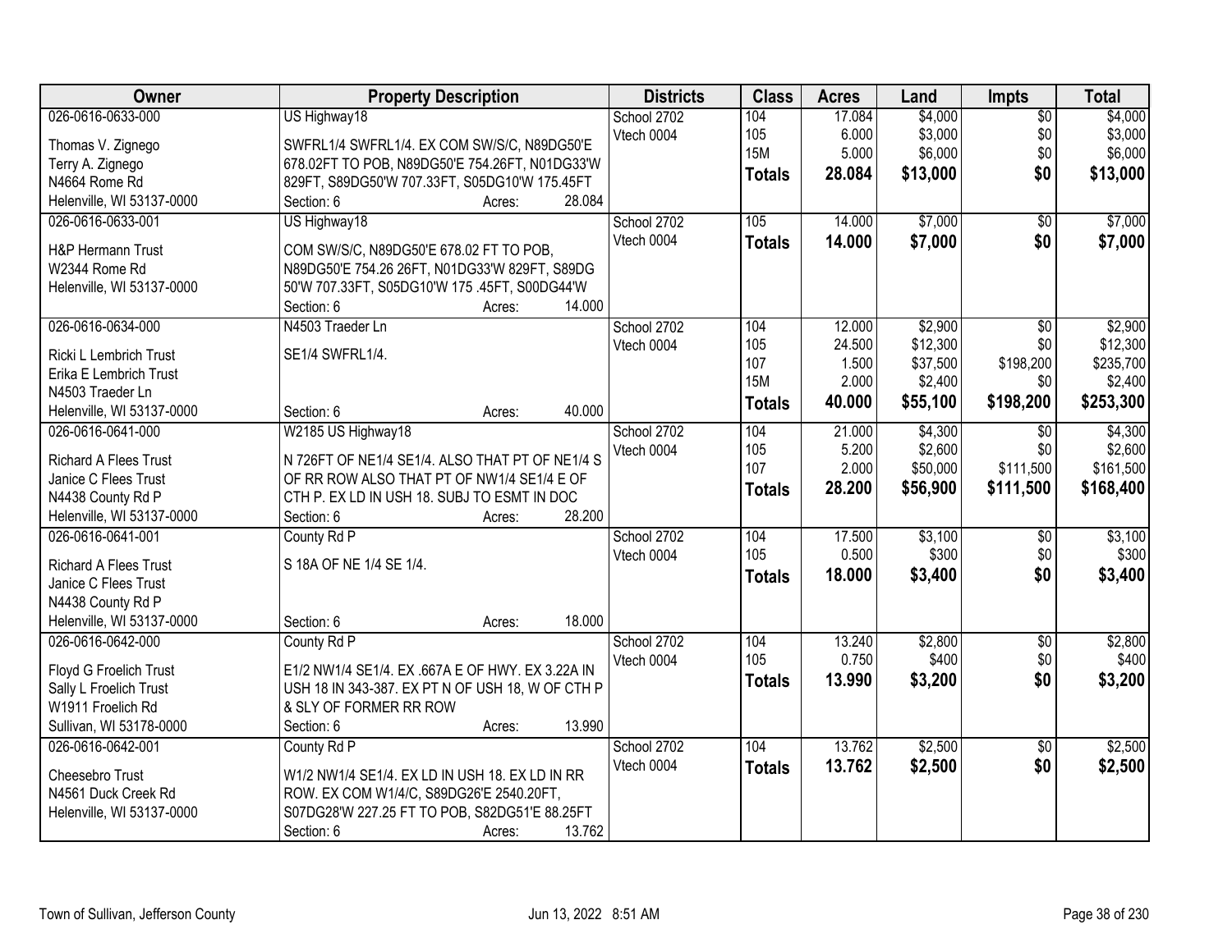| Owner | Property Description | Districts | Class | Acres | Land | Impts | Total |
|---|---|---|---|---|---|---|---|
| 026-0616-0633-000 | US Highway18 | School 2702 | 104 | 17.084 | $4,000 | $0 | $4,000 |
| Thomas V. Zignego | SWFRL1/4 SWFRL1/4. EX COM SW/S/C, N89DG50'E | Vtech 0004 | 105 | 6.000 | $3,000 | $0 | $3,000 |
| Terry A. Zignego | 678.02FT TO POB, N89DG50'E 754.26FT, N01DG33'W | | 15M | 5.000 | $6,000 | $0 | $6,000 |
| N4664 Rome Rd | 829FT, S89DG50'W 707.33FT, S05DG10'W 175.45FT | | **Totals** | **28.084** | **$13,000** | **$0** | **$13,000** |
| Helenville, WI 53137-0000 | Section: 6 Acres: 28.084 | | | | | | |
| 026-0616-0633-001 | US Highway18 | School 2702 | 105 | 14.000 | $7,000 | $0 | $7,000 |
| H&P Hermann Trust | COM SW/S/C, N89DG50'E 678.02 FT TO POB, | Vtech 0004 | **Totals** | **14.000** | **$7,000** | **$0** | **$7,000** |
| W2344 Rome Rd | N89DG50'E 754.26 26FT, N01DG33'W 829FT, S89DG | | | | | | |
| Helenville, WI 53137-0000 | 50'W 707.33FT, S05DG10'W 175 .45FT, S00DG44'W | | | | | | |
| | Section: 6 Acres: 14.000 | | | | | | |
| 026-0616-0634-000 | N4503 Traeder Ln | School 2702 | 104 | 12.000 | $2,900 | $0 | $2,900 |
| Ricki L Lembrich Trust | SE1/4 SWFRL1/4. | Vtech 0004 | 105 | 24.500 | $12,300 | $0 | $12,300 |
| Erika E Lembrich Trust | | | 107 | 1.500 | $37,500 | $198,200 | $235,700 |
| N4503 Traeder Ln | | | 15M | 2.000 | $2,400 | $0 | $2,400 |
| Helenville, WI 53137-0000 | Section: 6 Acres: 40.000 | | **Totals** | **40.000** | **$55,100** | **$198,200** | **$253,300** |
| 026-0616-0641-000 | W2185 US Highway18 | School 2702 | 104 | 21.000 | $4,300 | $0 | $4,300 |
| Richard A Flees Trust | N 726FT OF NE1/4 SE1/4. ALSO THAT PT OF NE1/4 S | Vtech 0004 | 105 | 5.200 | $2,600 | $0 | $2,600 |
| Janice C Flees Trust | OF RR ROW ALSO THAT PT OF NW1/4 SE1/4 E OF | | 107 | 2.000 | $50,000 | $111,500 | $161,500 |
| N4438 County Rd P | CTH P. EX LD IN USH 18. SUBJ TO ESMT IN DOC | | **Totals** | **28.200** | **$56,900** | **$111,500** | **$168,400** |
| Helenville, WI 53137-0000 | Section: 6 Acres: 28.200 | | | | | | |
| 026-0616-0641-001 | County Rd P | School 2702 | 104 | 17.500 | $3,100 | $0 | $3,100 |
| Richard A Flees Trust | S 18A OF NE 1/4 SE 1/4. | Vtech 0004 | 105 | 0.500 | $300 | $0 | $300 |
| Janice C Flees Trust | | | **Totals** | **18.000** | **$3,400** | **$0** | **$3,400** |
| N4438 County Rd P | | | | | | | |
| Helenville, WI 53137-0000 | Section: 6 Acres: 18.000 | | | | | | |
| 026-0616-0642-000 | County Rd P | School 2702 | 104 | 13.240 | $2,800 | $0 | $2,800 |
| Floyd G Froelich Trust | E1/2 NW1/4 SE1/4. EX .667A E OF HWY. EX 3.22A IN | Vtech 0004 | 105 | 0.750 | $400 | $0 | $400 |
| Sally L Froelich Trust | USH 18 IN 343-387. EX PT N OF USH 18, W OF CTH P | | **Totals** | **13.990** | **$3,200** | **$0** | **$3,200** |
| W1911 Froelich Rd | & SLY OF FORMER RR ROW | | | | | | |
| Sullivan, WI 53178-0000 | Section: 6 Acres: 13.990 | | | | | | |
| 026-0616-0642-001 | County Rd P | School 2702 | 104 | 13.762 | $2,500 | $0 | $2,500 |
| Cheesebro Trust | W1/2 NW1/4 SE1/4. EX LD IN USH 18. EX LD IN RR | Vtech 0004 | **Totals** | **13.762** | **$2,500** | **$0** | **$2,500** |
| N4561 Duck Creek Rd | ROW. EX COM W1/4/C, S89DG26'E 2540.20FT, | | | | | | |
| Helenville, WI 53137-0000 | S07DG28'W 227.25 FT TO POB, S82DG51'E 88.25FT | | | | | | |
| | Section: 6 Acres: 13.762 | | | | | | |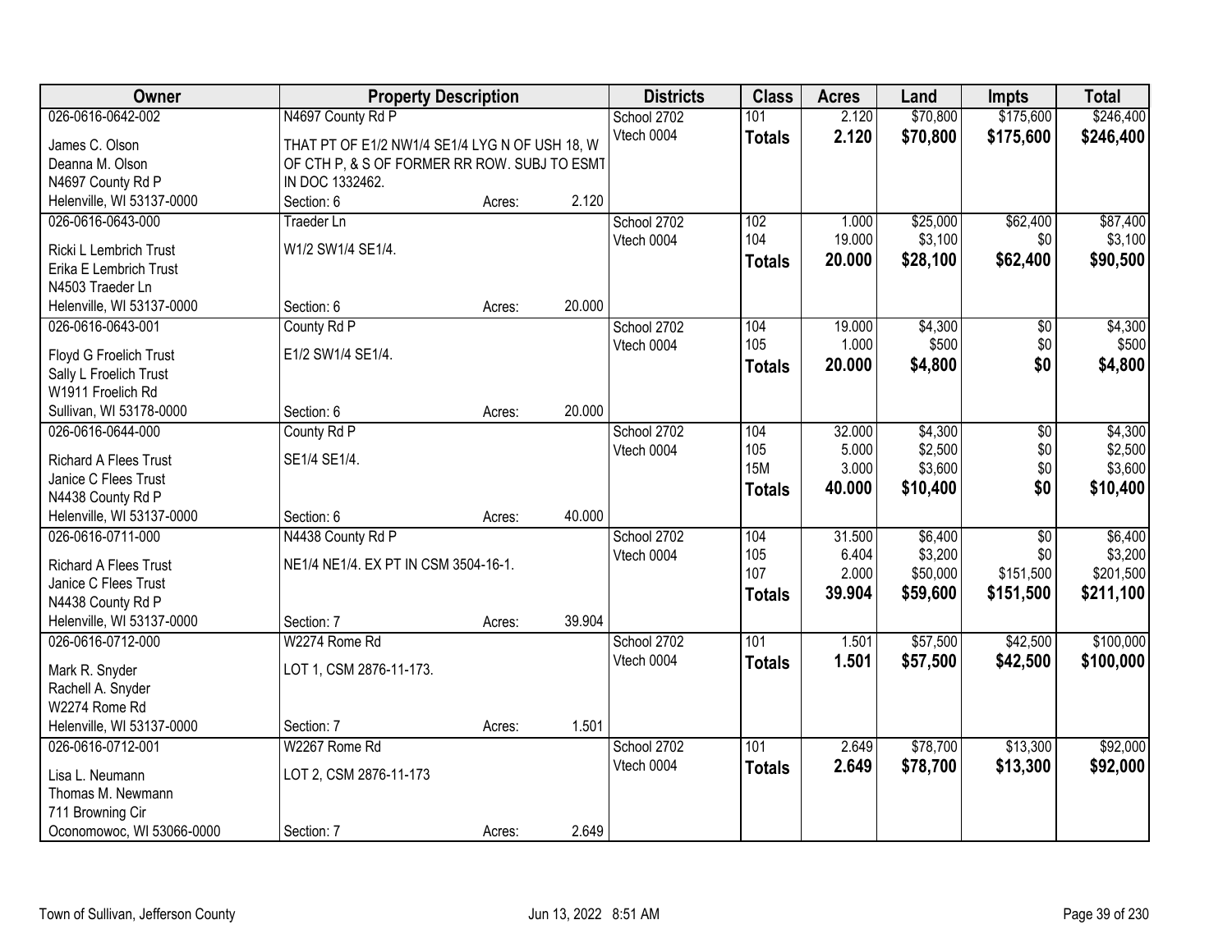| Owner | Property Description | | | Districts | Class | Acres | Land | Impts | Total |
|---|---|---|---|---|---|---|---|---|---|
| 026-0616-0642-002 | N4697 County Rd P | | | School 2702 | 101 | 2.120 | $70,800 | $175,600 | $246,400 |
| James C. Olson | THAT PT OF E1/2 NW1/4 SE1/4 LYG N OF USH 18, W | | | Vtech 0004 | **Totals** | **2.120** | **$70,800** | **$175,600** | **$246,400** |
| Deanna M. Olson | OF CTH P, & S OF FORMER RR ROW. SUBJ TO ESMT | | | | | | | | |
| N4697 County Rd P | IN DOC 1332462. | | | | | | | | |
| Helenville, WI 53137-0000 | Section: 6 | Acres: | 2.120 | | | | | | |
| 026-0616-0643-000 | Traeder Ln | | | School 2702 | 102 | 1.000 | $25,000 | $62,400 | $87,400 |
| Ricki L Lembrich Trust | W1/2 SW1/4 SE1/4. | | | Vtech 0004 | 104 | 19.000 | $3,100 | $0 | $3,100 |
| Erika E Lembrich Trust | | | | | **Totals** | **20.000** | **$28,100** | **$62,400** | **$90,500** |
| N4503 Traeder Ln | | | | | | | | | |
| Helenville, WI 53137-0000 | Section: 6 | Acres: | 20.000 | | | | | | |
| 026-0616-0643-001 | County Rd P | | | School 2702 | 104 | 19.000 | $4,300 | $0 | $4,300 |
| Floyd G Froelich Trust | E1/2 SW1/4 SE1/4. | | | Vtech 0004 | 105 | 1.000 | $500 | $0 | $500 |
| Sally L Froelich Trust | | | | | **Totals** | **20.000** | **$4,800** | **$0** | **$4,800** |
| W1911 Froelich Rd | | | | | | | | | |
| Sullivan, WI 53178-0000 | Section: 6 | Acres: | 20.000 | | | | | | |
| 026-0616-0644-000 | County Rd P | | | School 2702 | 104 | 32.000 | $4,300 | $0 | $4,300 |
| Richard A Flees Trust | SE1/4 SE1/4. | | | Vtech 0004 | 105 | 5.000 | $2,500 | $0 | $2,500 |
| Janice C Flees Trust | | | | | 15M | 3.000 | $3,600 | $0 | $3,600 |
| N4438 County Rd P | | | | | **Totals** | **40.000** | **$10,400** | **$0** | **$10,400** |
| Helenville, WI 53137-0000 | Section: 6 | Acres: | 40.000 | | | | | | |
| 026-0616-0711-000 | N4438 County Rd P | | | School 2702 | 104 | 31.500 | $6,400 | $0 | $6,400 |
| Richard A Flees Trust | NE1/4 NE1/4. EX PT IN CSM 3504-16-1. | | | Vtech 0004 | 105 | 6.404 | $3,200 | $0 | $3,200 |
| Janice C Flees Trust | | | | | 107 | 2.000 | $50,000 | $151,500 | $201,500 |
| N4438 County Rd P | | | | | **Totals** | **39.904** | **$59,600** | **$151,500** | **$211,100** |
| Helenville, WI 53137-0000 | Section: 7 | Acres: | 39.904 | | | | | | |
| 026-0616-0712-000 | W2274 Rome Rd | | | School 2702 | 101 | 1.501 | $57,500 | $42,500 | $100,000 |
| Mark R. Snyder | LOT 1, CSM 2876-11-173. | | | Vtech 0004 | **Totals** | **1.501** | **$57,500** | **$42,500** | **$100,000** |
| Rachell A. Snyder | | | | | | | | | |
| W2274 Rome Rd | | | | | | | | | |
| Helenville, WI 53137-0000 | Section: 7 | Acres: | 1.501 | | | | | | |
| 026-0616-0712-001 | W2267 Rome Rd | | | School 2702 | 101 | 2.649 | $78,700 | $13,300 | $92,000 |
| Lisa L. Neumann | LOT 2, CSM 2876-11-173 | | | Vtech 0004 | **Totals** | **2.649** | **$78,700** | **$13,300** | **$92,000** |
| Thomas M. Newmann | | | | | | | | | |
| 711 Browning Cir | | | | | | | | | |
| Oconomowoc, WI 53066-0000 | Section: 7 | Acres: | 2.649 | | | | | | |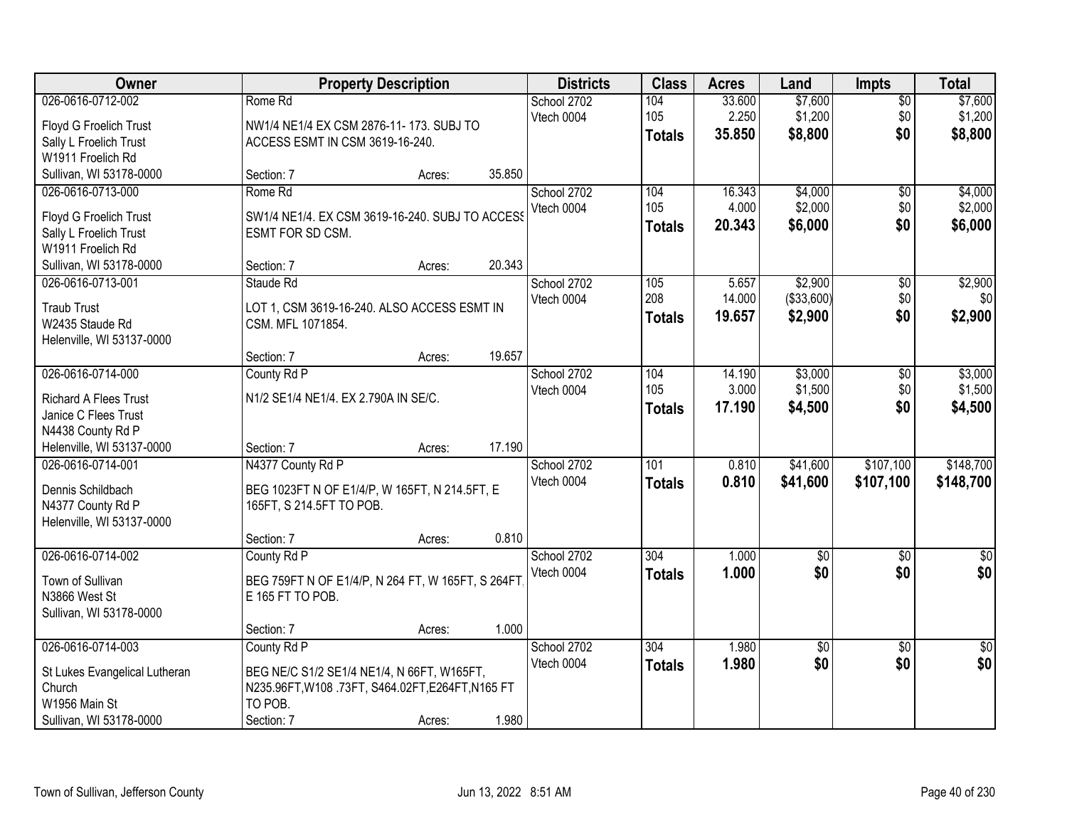| Owner | Property Description | | | Districts | Class | Acres | Land | Impts | Total |
|---|---|---|---|---|---|---|---|---|---|
| 026-0616-0712-002 | Rome Rd | | | School 2702 | 104 | 33.600 | $7,600 | $0 | $7,600 |
| Floyd G Froelich Trust | NW1/4 NE1/4 EX CSM 2876-11- 173. SUBJ TO | | | Vtech 0004 | 105 | 2.250 | $1,200 | $0 | $1,200 |
| Sally L Froelich Trust | ACCESS ESMT IN CSM 3619-16-240. | | | | **Totals** | **35.850** | **$8,800** | **$0** | **$8,800** |
| W1911 Froelich Rd | | | | | | | | | |
| Sullivan, WI 53178-0000 | Section: 7 | Acres: | 35.850 | | | | | | |
| 026-0616-0713-000 | Rome Rd | | | School 2702 | 104 | 16.343 | $4,000 | $0 | $4,000 |
| Floyd G Froelich Trust | SW1/4 NE1/4. EX CSM 3619-16-240. SUBJ TO ACCESS | | | Vtech 0004 | 105 | 4.000 | $2,000 | $0 | $2,000 |
| Sally L Froelich Trust | ESMT FOR SD CSM. | | | | **Totals** | **20.343** | **$6,000** | **$0** | **$6,000** |
| W1911 Froelich Rd | | | | | | | | | |
| Sullivan, WI 53178-0000 | Section: 7 | Acres: | 20.343 | | | | | | |
| 026-0616-0713-001 | Staude Rd | | | School 2702 | 105 | 5.657 | $2,900 | $0 | $2,900 |
| Traub Trust | LOT 1, CSM 3619-16-240. ALSO ACCESS ESMT IN | | | Vtech 0004 | 208 | 14.000 | ($33,600) | $0 | $0 |
| W2435 Staude Rd | CSM. MFL 1071854. | | | | **Totals** | **19.657** | **$2,900** | **$0** | **$2,900** |
| Helenville, WI 53137-0000 | | | | | | | | | |
| | Section: 7 | Acres: | 19.657 | | | | | | |
| 026-0616-0714-000 | County Rd P | | | School 2702 | 104 | 14.190 | $3,000 | $0 | $3,000 |
| Richard A Flees Trust | N1/2 SE1/4 NE1/4. EX 2.790A IN SE/C. | | | Vtech 0004 | 105 | 3.000 | $1,500 | $0 | $1,500 |
| Janice C Flees Trust | | | | | **Totals** | **17.190** | **$4,500** | **$0** | **$4,500** |
| N4438 County Rd P | | | | | | | | | |
| Helenville, WI 53137-0000 | Section: 7 | Acres: | 17.190 | | | | | | |
| 026-0616-0714-001 | N4377 County Rd P | | | School 2702 | 101 | 0.810 | $41,600 | $107,100 | $148,700 |
| Dennis Schildbach | BEG 1023FT N OF E1/4/P, W 165FT, N 214.5FT, E | | | Vtech 0004 | **Totals** | **0.810** | **$41,600** | **$107,100** | **$148,700** |
| N4377 County Rd P | 165FT, S 214.5FT TO POB. | | | | | | | | |
| Helenville, WI 53137-0000 | | | | | | | | | |
| | Section: 7 | Acres: | 0.810 | | | | | | |
| 026-0616-0714-002 | County Rd P | | | School 2702 | 304 | 1.000 | $0 | $0 | $0 |
| Town of Sullivan | BEG 759FT N OF E1/4/P, N 264 FT, W 165FT, S 264FT. | | | Vtech 0004 | **Totals** | **1.000** | **$0** | **$0** | **$0** |
| N3866 West St | E 165 FT TO POB. | | | | | | | | |
| Sullivan, WI 53178-0000 | | | | | | | | | |
| | Section: 7 | Acres: | 1.000 | | | | | | |
| 026-0616-0714-003 | County Rd P | | | School 2702 | 304 | 1.980 | $0 | $0 | $0 |
| St Lukes Evangelical Lutheran | BEG NE/C S1/2 SE1/4 NE1/4, N 66FT, W165FT, | | | Vtech 0004 | **Totals** | **1.980** | **$0** | **$0** | **$0** |
| Church | N235.96FT,W108 .73FT, S464.02FT,E264FT,N165 FT | | | | | | | | |
| W1956 Main St | TO POB. | | | | | | | | |
| Sullivan, WI 53178-0000 | Section: 7 | Acres: | 1.980 | | | | | | |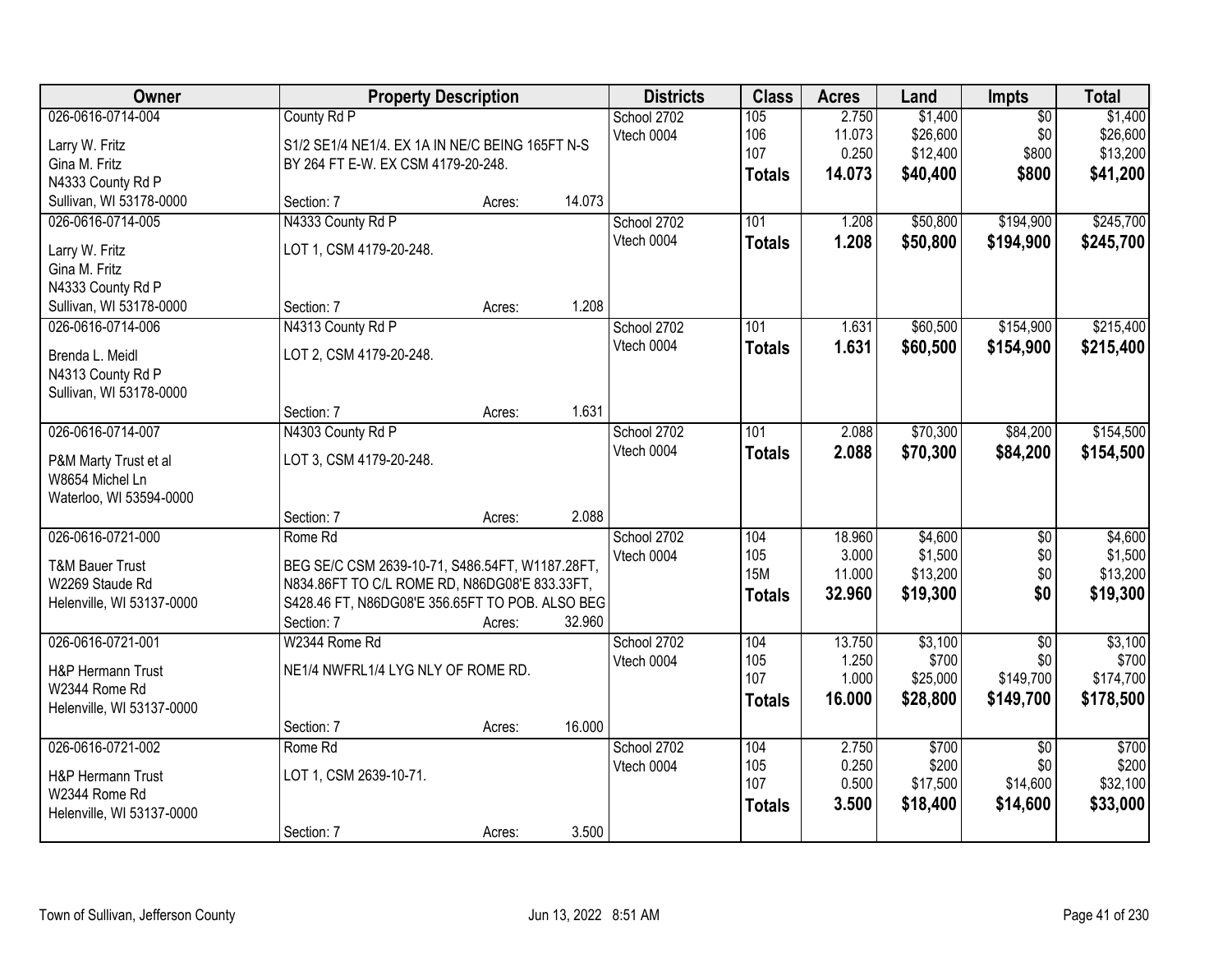| Owner | Property Description | | | Districts | Class | Acres | Land | Impts | Total |
|---|---|---|---|---|---|---|---|---|---|
| 026-0616-0714-004<br><br>Larry W. Fritz<br>Gina M. Fritz<br>N4333 County Rd P<br>Sullivan, WI 53178-0000 | County Rd P<br><br>S1/2 SE1/4 NE1/4. EX 1A IN NE/C BEING 165FT N-S BY 264 FT E-W. EX CSM 4179-20-248.<br><br>Section: 7 | Acres: | 14.073 | School 2702<br>Vtech 0004 | 105<br>106<br>107<br>**Totals** | 2.750<br>11.073<br>0.250<br>**14.073** | $1,400<br>$26,600<br>$12,400<br>**$40,400** | $0<br>$0<br>$800<br>**$800** | $1,400<br>$26,600<br>$13,200<br>**$41,200** |
| 026-0616-0714-005<br><br>Larry W. Fritz<br>Gina M. Fritz<br>N4333 County Rd P<br>Sullivan, WI 53178-0000 | N4333 County Rd P<br><br>LOT 1, CSM 4179-20-248.<br><br>Section: 7 | Acres: | 1.208 | School 2702<br>Vtech 0004 | 101<br>**Totals** | 1.208<br>**1.208** | $50,800<br>**$50,800** | $194,900<br>**$194,900** | $245,700<br>**$245,700** |
| 026-0616-0714-006<br><br>Brenda L. Meidl<br>N4313 County Rd P<br>Sullivan, WI 53178-0000 | N4313 County Rd P<br><br>LOT 2, CSM 4179-20-248.<br><br>Section: 7 | Acres: | 1.631 | School 2702<br>Vtech 0004 | 101<br>**Totals** | 1.631<br>**1.631** | $60,500<br>**$60,500** | $154,900<br>**$154,900** | $215,400<br>**$215,400** |
| 026-0616-0714-007<br><br>P&M Marty Trust et al<br>W8654 Michel Ln<br>Waterloo, WI 53594-0000 | N4303 County Rd P<br><br>LOT 3, CSM 4179-20-248.<br><br>Section: 7 | Acres: | 2.088 | School 2702<br>Vtech 0004 | 101<br>**Totals** | 2.088<br>**2.088** | $70,300<br>**$70,300** | $84,200<br>**$84,200** | $154,500<br>**$154,500** |
| 026-0616-0721-000<br><br>T&M Bauer Trust<br>W2269 Staude Rd<br>Helenville, WI 53137-0000 | Rome Rd<br><br>BEG SE/C CSM 2639-10-71, S486.54FT, W1187.28FT, N834.86FT TO C/L ROME RD, N86DG08'E 833.33FT, S428.46 FT, N86DG08'E 356.65FT TO POB. ALSO BEG<br>Section: 7 | Acres: | 32.960 | School 2702<br>Vtech 0004 | 104<br>105<br>15M<br>**Totals** | 18.960<br>3.000<br>11.000<br>**32.960** | $4,600<br>$1,500<br>$13,200<br>**$19,300** | $0<br>$0<br>$0<br>**$0** | $4,600<br>$1,500<br>$13,200<br>**$19,300** |
| 026-0616-0721-001<br><br>H&P Hermann Trust<br>W2344 Rome Rd<br>Helenville, WI 53137-0000 | W2344 Rome Rd<br><br>NE1/4 NWFRL1/4 LYG NLY OF ROME RD.<br><br>Section: 7 | Acres: | 16.000 | School 2702<br>Vtech 0004 | 104<br>105<br>107<br>**Totals** | 13.750<br>1.250<br>1.000<br>**16.000** | $3,100<br>$700<br>$25,000<br>**$28,800** | $0<br>$0<br>$149,700<br>**$149,700** | $3,100<br>$700<br>$174,700<br>**$178,500** |
| 026-0616-0721-002<br><br>H&P Hermann Trust<br>W2344 Rome Rd<br>Helenville, WI 53137-0000 | Rome Rd<br><br>LOT 1, CSM 2639-10-71.<br><br>Section: 7 | Acres: | 3.500 | School 2702<br>Vtech 0004 | 104<br>105<br>107<br>**Totals** | 2.750<br>0.250<br>0.500<br>**3.500** | $700<br>$200<br>$17,500<br>**$18,400** | $0<br>$0<br>$14,600<br>**$14,600** | $700<br>$200<br>$32,100<br>**$33,000** |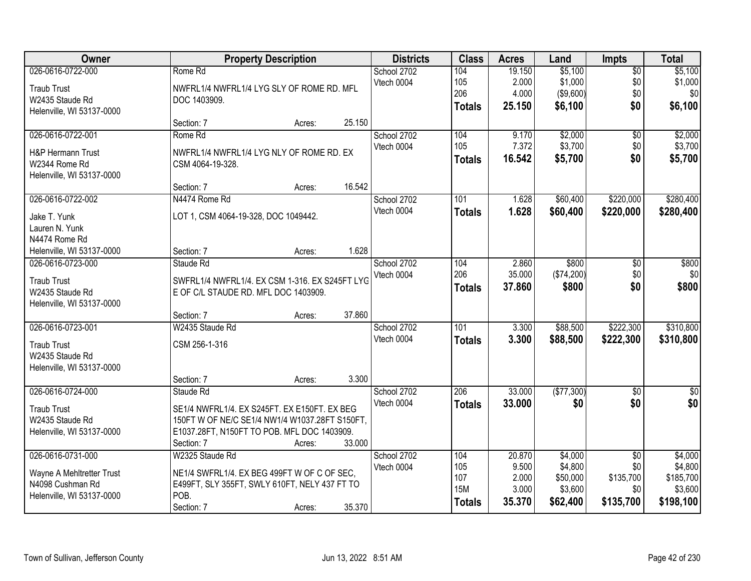| Owner | Property Description | | | Districts | Class | Acres | Land | Impts | Total |
|---|---|---|---|---|---|---|---|---|---|
| 026-0616-0722-000 | Rome Rd | | | School 2702 | 104 | 19.150 | $5,100 | $0 | $5,100 |
| Traub Trust | NWFRL1/4 NWFRL1/4 LYG SLY OF ROME RD. MFL | | | Vtech 0004 | 105 | 2.000 | $1,000 | $0 | $1,000 |
| W2435 Staude Rd | DOC 1403909. | | | | 206 | 4.000 | ($9,600) | $0 | $0 |
| Helenville, WI 53137-0000 | | | | | **Totals** | **25.150** | **$6,100** | **$0** | **$6,100** |
| | Section: 7 | Acres: | 25.150 | | | | | | |
| 026-0616-0722-001 | Rome Rd | | | School 2702 | 104 | 9.170 | $2,000 | $0 | $2,000 |
| H&P Hermann Trust | NWFRL1/4 NWFRL1/4 LYG NLY OF ROME RD. EX | | | Vtech 0004 | 105 | 7.372 | $3,700 | $0 | $3,700 |
| W2344 Rome Rd | CSM 4064-19-328. | | | | **Totals** | **16.542** | **$5,700** | **$0** | **$5,700** |
| Helenville, WI 53137-0000 | | | | | | | | | |
| | Section: 7 | Acres: | 16.542 | | | | | | |
| 026-0616-0722-002 | N4474 Rome Rd | | | School 2702 | 101 | 1.628 | $60,400 | $220,000 | $280,400 |
| Jake T. Yunk | LOT 1, CSM 4064-19-328, DOC 1049442. | | | Vtech 0004 | **Totals** | **1.628** | **$60,400** | **$220,000** | **$280,400** |
| Lauren N. Yunk | | | | | | | | | |
| N4474 Rome Rd | | | | | | | | | |
| Helenville, WI 53137-0000 | Section: 7 | Acres: | 1.628 | | | | | | |
| 026-0616-0723-000 | Staude Rd | | | School 2702 | 104 | 2.860 | $800 | $0 | $800 |
| Traub Trust | SWFRL1/4 NWFRL1/4. EX CSM 1-316. EX S245FT LYG | | | Vtech 0004 | 206 | 35.000 | ($74,200) | $0 | $0 |
| W2435 Staude Rd | E OF C/L STAUDE RD. MFL DOC 1403909. | | | | **Totals** | **37.860** | **$800** | **$0** | **$800** |
| Helenville, WI 53137-0000 | | | | | | | | | |
| | Section: 7 | Acres: | 37.860 | | | | | | |
| 026-0616-0723-001 | W2435 Staude Rd | | | School 2702 | 101 | 3.300 | $88,500 | $222,300 | $310,800 |
| Traub Trust | CSM 256-1-316 | | | Vtech 0004 | **Totals** | **3.300** | **$88,500** | **$222,300** | **$310,800** |
| W2435 Staude Rd | | | | | | | | | |
| Helenville, WI 53137-0000 | | | | | | | | | |
| | Section: 7 | Acres: | 3.300 | | | | | | |
| 026-0616-0724-000 | Staude Rd | | | School 2702 | 206 | 33.000 | ($77,300) | $0 | $0 |
| Traub Trust | SE1/4 NWFRL1/4. EX S245FT. EX E150FT. EX BEG | | | Vtech 0004 | **Totals** | **33.000** | **$0** | **$0** | **$0** |
| W2435 Staude Rd | 150FT W OF NE/C SE1/4 NW1/4 W1037.28FT S150FT, | | | | | | | | |
| Helenville, WI 53137-0000 | E1037.28FT, N150FT TO POB. MFL DOC 1403909. | | | | | | | | |
| | Section: 7 | Acres: | 33.000 | | | | | | |
| 026-0616-0731-000 | W2325 Staude Rd | | | School 2702 | 104 | 20.870 | $4,000 | $0 | $4,000 |
| Wayne A Mehltretter Trust | NE1/4 SWFRL1/4. EX BEG 499FT W OF C OF SEC, | | | Vtech 0004 | 105 | 9.500 | $4,800 | $0 | $4,800 |
| N4098 Cushman Rd | E499FT, SLY 355FT, SWLY 610FT, NELY 437 FT TO | | | | 107 | 2.000 | $50,000 | $135,700 | $185,700 |
| Helenville, WI 53137-0000 | POB. | | | | 15M | 3.000 | $3,600 | $0 | $3,600 |
| | Section: 7 | Acres: | 35.370 | | **Totals** | **35.370** | **$62,400** | **$135,700** | **$198,100** |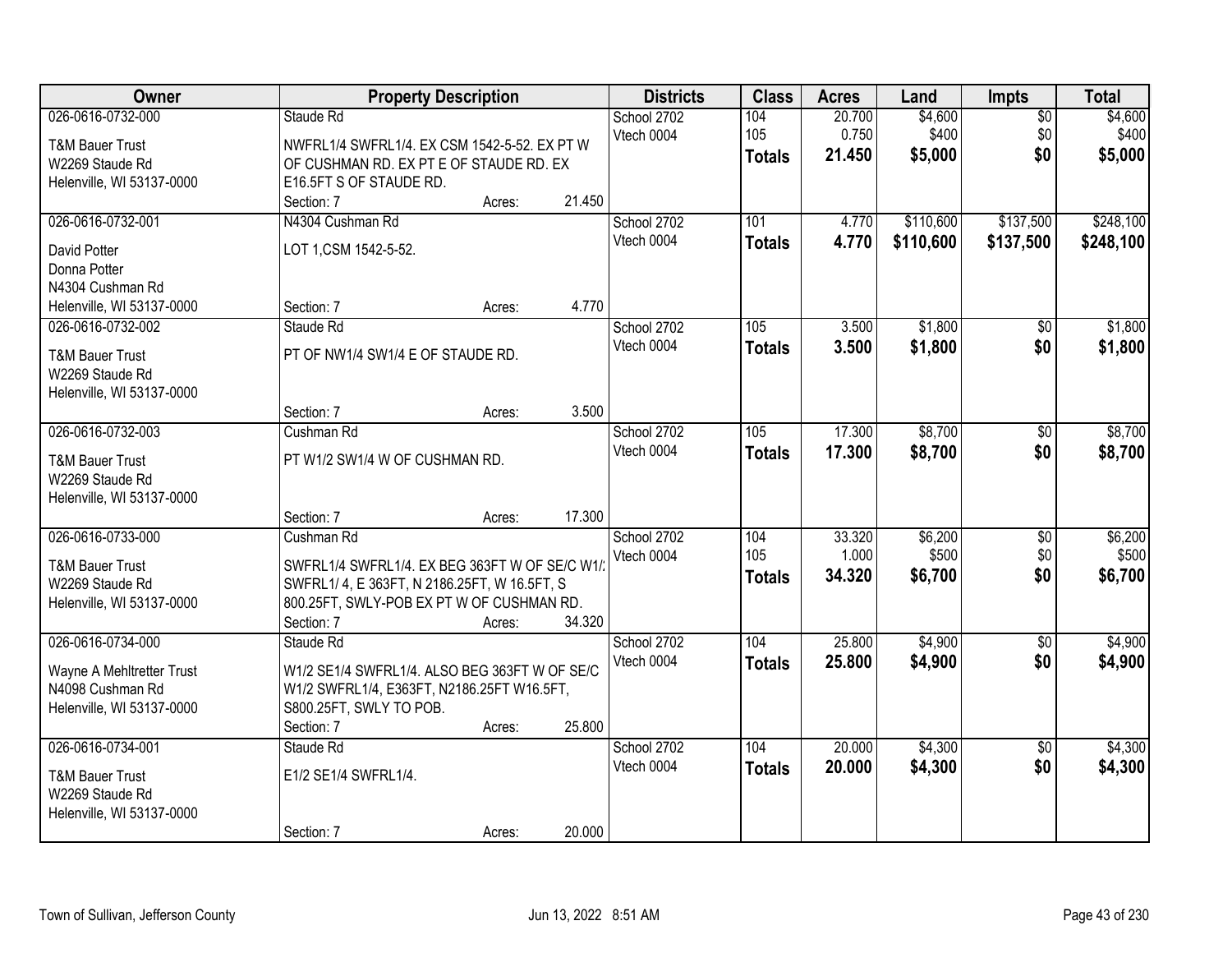| Owner | Property Description | Districts | Class | Acres | Land | Impts | Total |
|---|---|---|---|---|---|---|---|
| 026-0616-0732-000<br>T&M Bauer Trust<br>W2269 Staude Rd<br>Helenville, WI 53137-0000 | Staude Rd<br>NWFRL1/4 SWFRL1/4. EX CSM 1542-5-52. EX PT W OF CUSHMAN RD. EX PT E OF STAUDE RD. EX E16.5FT S OF STAUDE RD.<br>Section: 7 Acres: 21.450 | School 2702<br>Vtech 0004 | 104<br>105<br>**Totals** | 20.700<br>0.750<br>**21.450** | $4,600<br>$400<br>**$5,000** | $0<br>$0<br>**$0** | $4,600<br>$400<br>**$5,000** |
| 026-0616-0732-001<br>David Potter<br>Donna Potter<br>N4304 Cushman Rd<br>Helenville, WI 53137-0000 | N4304 Cushman Rd<br>LOT 1,CSM 1542-5-52.<br>Section: 7 Acres: 4.770 | School 2702<br>Vtech 0004 | 101<br>**Totals** | 4.770<br>**4.770** | $110,600<br>**$110,600** | $137,500<br>**$137,500** | $248,100<br>**$248,100** |
| 026-0616-0732-002<br>T&M Bauer Trust<br>W2269 Staude Rd<br>Helenville, WI 53137-0000 | Staude Rd<br>PT OF NW1/4 SW1/4 E OF STAUDE RD.<br>Section: 7 Acres: 3.500 | School 2702<br>Vtech 0004 | 105<br>**Totals** | 3.500<br>**3.500** | $1,800<br>**$1,800** | $0<br>**$0** | $1,800<br>**$1,800** |
| 026-0616-0732-003<br>T&M Bauer Trust<br>W2269 Staude Rd<br>Helenville, WI 53137-0000 | Cushman Rd<br>PT W1/2 SW1/4 W OF CUSHMAN RD.<br>Section: 7 Acres: 17.300 | School 2702<br>Vtech 0004 | 105<br>**Totals** | 17.300<br>**17.300** | $8,700<br>**$8,700** | $0<br>**$0** | $8,700<br>**$8,700** |
| 026-0616-0733-000<br>T&M Bauer Trust<br>W2269 Staude Rd<br>Helenville, WI 53137-0000 | Cushman Rd<br>SWFRL1/4 SWFRL1/4. EX BEG 363FT W OF SE/C W1/2 SWFRL1/ 4, E 363FT, N 2186.25FT, W 16.5FT, S 800.25FT, SWLY-POB EX PT W OF CUSHMAN RD.<br>Section: 7 Acres: 34.320 | School 2702<br>Vtech 0004 | 104<br>105<br>**Totals** | 33.320<br>1.000<br>**34.320** | $6,200<br>$500<br>**$6,700** | $0<br>$0<br>**$0** | $6,200<br>$500<br>**$6,700** |
| 026-0616-0734-000<br>Wayne A Mehltretter Trust<br>N4098 Cushman Rd<br>Helenville, WI 53137-0000 | Staude Rd<br>W1/2 SE1/4 SWFRL1/4. ALSO BEG 363FT W OF SE/C W1/2 SWFRL1/4, E363FT, N2186.25FT W16.5FT, S800.25FT, SWLY TO POB.<br>Section: 7 Acres: 25.800 | School 2702<br>Vtech 0004 | 104<br>**Totals** | 25.800<br>**25.800** | $4,900<br>**$4,900** | $0<br>**$0** | $4,900<br>**$4,900** |
| 026-0616-0734-001<br>T&M Bauer Trust<br>W2269 Staude Rd<br>Helenville, WI 53137-0000 | Staude Rd<br>E1/2 SE1/4 SWFRL1/4.<br>Section: 7 Acres: 20.000 | School 2702<br>Vtech 0004 | 104<br>**Totals** | 20.000<br>**20.000** | $4,300<br>**$4,300** | $0<br>**$0** | $4,300<br>**$4,300** |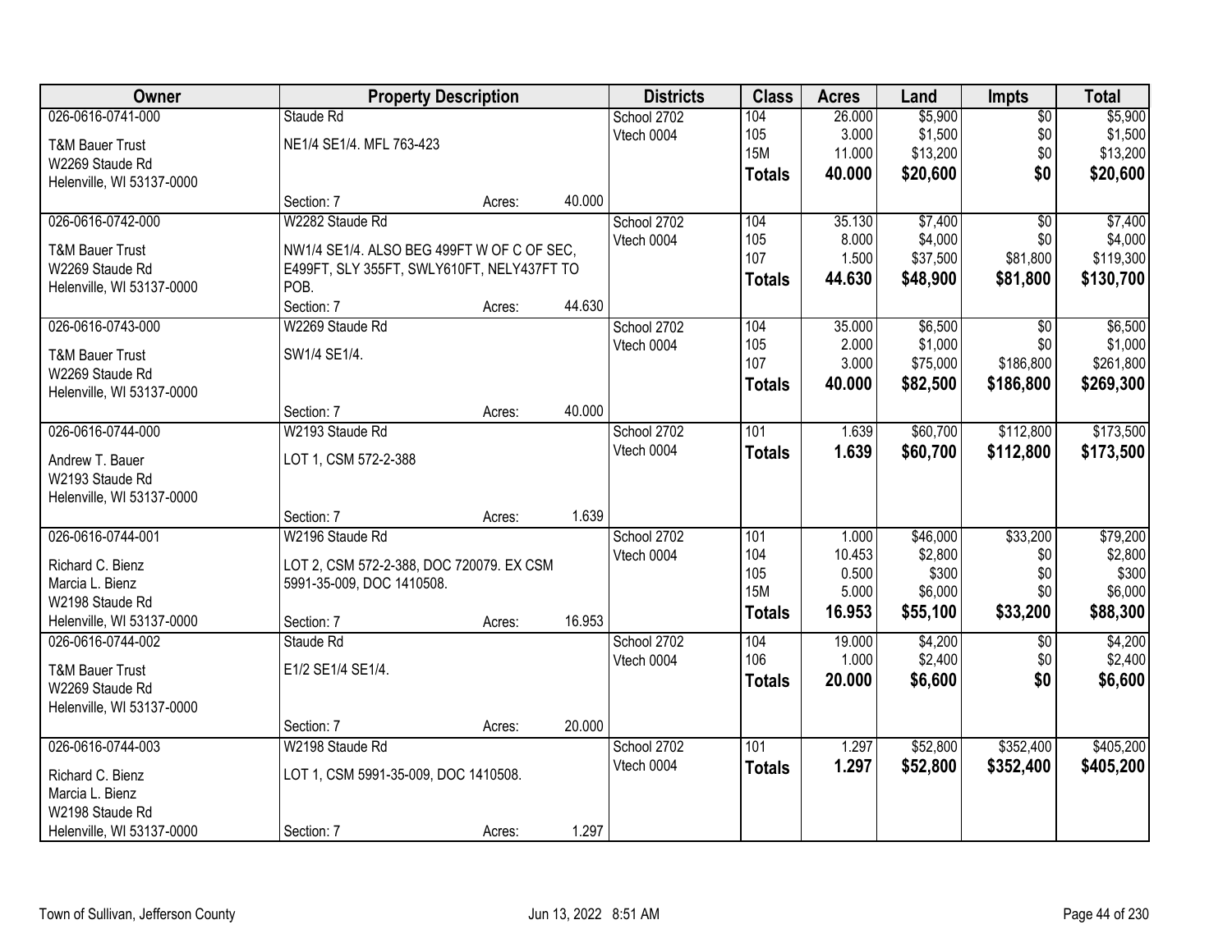| Owner | Property Description | Districts | Class | Acres | Land | Impts | Total |
|---|---|---|---|---|---|---|---|
| 026-0616-0741-000<br>T&M Bauer Trust<br>W2269 Staude Rd<br>Helenville, WI 53137-0000 | Staude Rd<br>NE1/4 SE1/4. MFL 763-423<br>Section: 7 Acres: 40.000 | School 2702<br>Vtech 0004 | 104<br>105<br>15M<br>**Totals** | 26.000<br>3.000<br>11.000<br>**40.000** | $5,900<br>$1,500<br>$13,200<br>**$20,600** | $0<br>$0<br>$0<br>**$0** | $5,900<br>$1,500<br>$13,200<br>**$20,600** |
| 026-0616-0742-000<br>T&M Bauer Trust<br>W2269 Staude Rd<br>Helenville, WI 53137-0000 | W2282 Staude Rd<br>NW1/4 SE1/4. ALSO BEG 499FT W OF C OF SEC, E499FT, SLY 355FT, SWLY610FT, NELY437FT TO POB.<br>Section: 7 Acres: 44.630 | School 2702<br>Vtech 0004 | 104<br>105<br>107<br>**Totals** | 35.130<br>8.000<br>1.500<br>**44.630** | $7,400<br>$4,000<br>$37,500<br>**$48,900** | $0<br>$0<br>$81,800<br>**$81,800** | $7,400<br>$4,000<br>$119,300<br>**$130,700** |
| 026-0616-0743-000<br>T&M Bauer Trust<br>W2269 Staude Rd<br>Helenville, WI 53137-0000 | W2269 Staude Rd<br>SW1/4 SE1/4.<br>Section: 7 Acres: 40.000 | School 2702<br>Vtech 0004 | 104<br>105<br>107<br>**Totals** | 35.000<br>2.000<br>3.000<br>**40.000** | $6,500<br>$1,000<br>$75,000<br>**$82,500** | $0<br>$0<br>$186,800<br>**$186,800** | $6,500<br>$1,000<br>$261,800<br>**$269,300** |
| 026-0616-0744-000<br>Andrew T. Bauer<br>W2193 Staude Rd<br>Helenville, WI 53137-0000 | W2193 Staude Rd<br>LOT 1, CSM 572-2-388<br>Section: 7 Acres: 1.639 | School 2702<br>Vtech 0004 | 101<br>**Totals** | 1.639<br>**1.639** | $60,700<br>**$60,700** | $112,800<br>**$112,800** | $173,500<br>**$173,500** |
| 026-0616-0744-001<br>Richard C. Bienz<br>Marcia L. Bienz<br>W2198 Staude Rd<br>Helenville, WI 53137-0000 | W2196 Staude Rd<br>LOT 2, CSM 572-2-388, DOC 720079. EX CSM 5991-35-009, DOC 1410508.<br>Section: 7 Acres: 16.953 | School 2702<br>Vtech 0004 | 101<br>104<br>105<br>15M<br>**Totals** | 1.000<br>10.453<br>0.500<br>5.000<br>**16.953** | $46,000<br>$2,800<br>$300<br>$6,000<br>**$55,100** | $33,200<br>$0<br>$0<br>$0<br>**$33,200** | $79,200<br>$2,800<br>$300<br>$6,000<br>**$88,300** |
| 026-0616-0744-002<br>T&M Bauer Trust<br>W2269 Staude Rd<br>Helenville, WI 53137-0000 | Staude Rd<br>E1/2 SE1/4 SE1/4.<br>Section: 7 Acres: 20.000 | School 2702<br>Vtech 0004 | 104<br>106<br>**Totals** | 19.000<br>1.000<br>**20.000** | $4,200<br>$2,400<br>**$6,600** | $0<br>$0<br>**$0** | $4,200<br>$2,400<br>**$6,600** |
| 026-0616-0744-003<br>Richard C. Bienz<br>Marcia L. Bienz<br>W2198 Staude Rd<br>Helenville, WI 53137-0000 | W2198 Staude Rd<br>LOT 1, CSM 5991-35-009, DOC 1410508.<br>Section: 7 Acres: 1.297 | School 2702<br>Vtech 0004 | 101<br>**Totals** | 1.297<br>**1.297** | $52,800<br>**$52,800** | $352,400<br>**$352,400** | $405,200<br>**$405,200** |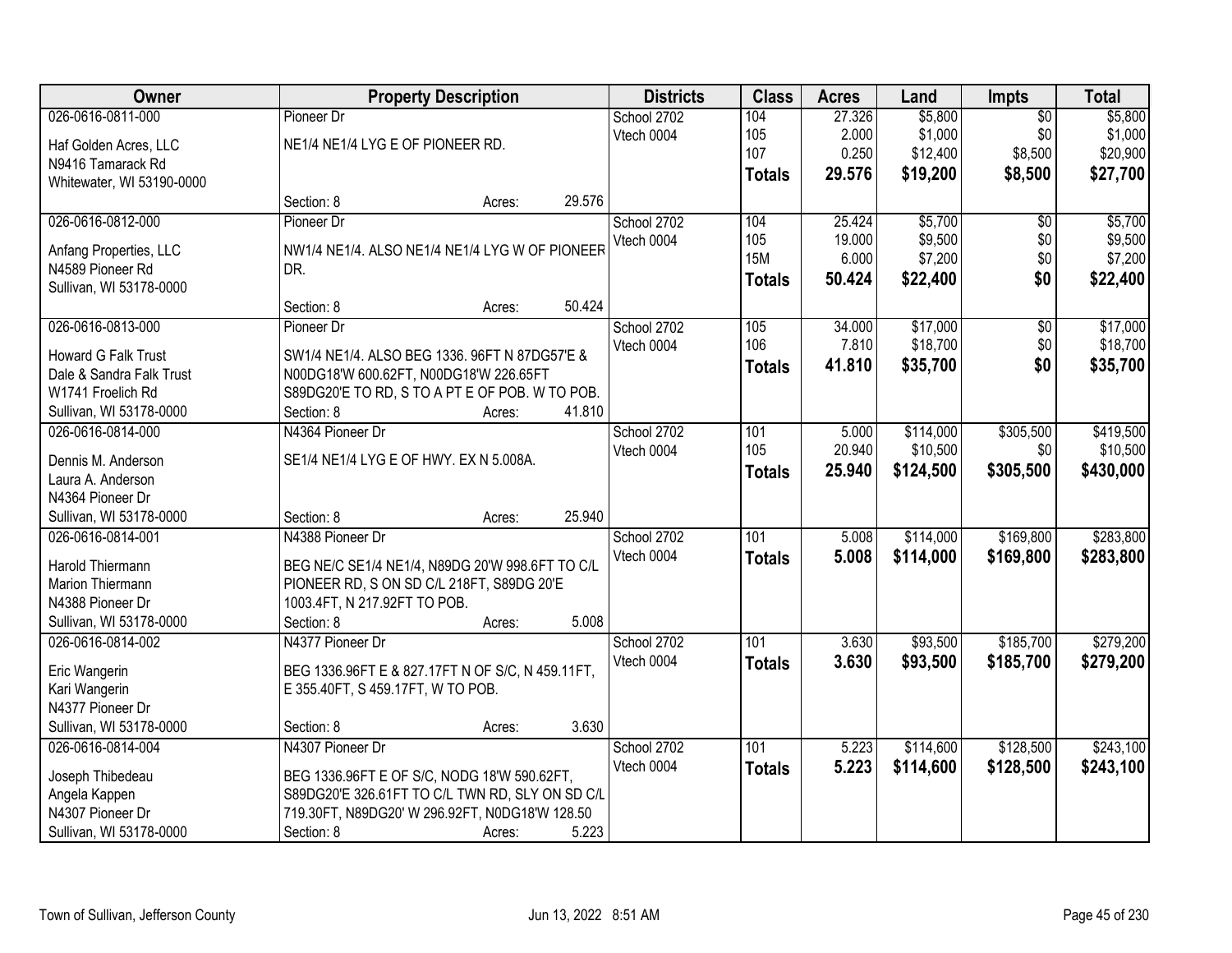| Owner | Property Description | Districts | Class | Acres | Land | Impts | Total |
|---|---|---|---|---|---|---|---|
| 026-0616-0811-000<br><br>Haf Golden Acres, LLC<br>N9416 Tamarack Rd<br>Whitewater, WI 53190-0000 | Pioneer Dr<br><br>NE1/4 NE1/4 LYG E OF PIONEER RD.<br><br>Section: 8 Acres: 29.576 | School 2702<br>Vtech 0004 | 104<br>105<br>107<br>**Totals** | 27.326<br>2.000<br>0.250<br>**29.576** | $5,800<br>$1,000<br>$12,400<br>**$19,200** | $0<br>$0<br>$8,500<br>**$8,500** | $5,800<br>$1,000<br>$20,900<br>**$27,700** |
| 026-0616-0812-000<br><br>Anfang Properties, LLC<br>N4589 Pioneer Rd<br>Sullivan, WI 53178-0000 | Pioneer Dr<br><br>NW1/4 NE1/4. ALSO NE1/4 NE1/4 LYG W OF PIONEER DR.<br><br>Section: 8 Acres: 50.424 | School 2702<br>Vtech 0004 | 104<br>105<br>15M<br>**Totals** | 25.424<br>19.000<br>6.000<br>**50.424** | $5,700<br>$9,500<br>$7,200<br>**$22,400** | $0<br>$0<br>$0<br>**$0** | $5,700<br>$9,500<br>$7,200<br>**$22,400** |
| 026-0616-0813-000<br><br>Howard G Falk Trust<br>Dale & Sandra Falk Trust<br>W1741 Froelich Rd<br>Sullivan, WI 53178-0000 | Pioneer Dr<br><br>SW1/4 NE1/4. ALSO BEG 1336. 96FT N 87DG57'E & N00DG18'W 600.62FT, N00DG18'W 226.65FT S89DG20'E TO RD, S TO A PT E OF POB. W TO POB.<br>Section: 8 Acres: 41.810 | School 2702<br>Vtech 0004 | 105<br>106<br>**Totals** | 34.000<br>7.810<br>**41.810** | $17,000<br>$18,700<br>**$35,700** | $0<br>$0<br>**$0** | $17,000<br>$18,700<br>**$35,700** |
| 026-0616-0814-000<br><br>Dennis M. Anderson<br>Laura A. Anderson<br>N4364 Pioneer Dr<br>Sullivan, WI 53178-0000 | N4364 Pioneer Dr<br><br>SE1/4 NE1/4 LYG E OF HWY. EX N 5.008A.<br><br>Section: 8 Acres: 25.940 | School 2702<br>Vtech 0004 | 101<br>105<br>**Totals** | 5.000<br>20.940<br>**25.940** | $114,000<br>$10,500<br>**$124,500** | $305,500<br>$0<br>**$305,500** | $419,500<br>$10,500<br>**$430,000** |
| 026-0616-0814-001<br><br>Harold Thiermann<br>Marion Thiermann<br>N4388 Pioneer Dr<br>Sullivan, WI 53178-0000 | N4388 Pioneer Dr<br><br>BEG NE/C SE1/4 NE1/4, N89DG 20'W 998.6FT TO C/L PIONEER RD, S ON SD C/L 218FT, S89DG 20'E 1003.4FT, N 217.92FT TO POB.<br>Section: 8 Acres: 5.008 | School 2702<br>Vtech 0004 | 101<br>**Totals** | 5.008<br>**5.008** | $114,000<br>**$114,000** | $169,800<br>**$169,800** | $283,800<br>**$283,800** |
| 026-0616-0814-002<br><br>Eric Wangerin<br>Kari Wangerin<br>N4377 Pioneer Dr<br>Sullivan, WI 53178-0000 | N4377 Pioneer Dr<br><br>BEG 1336.96FT E & 827.17FT N OF S/C, N 459.11FT, E 355.40FT, S 459.17FT, W TO POB.<br><br>Section: 8 Acres: 3.630 | School 2702<br>Vtech 0004 | 101<br>**Totals** | 3.630<br>**3.630** | $93,500<br>**$93,500** | $185,700<br>**$185,700** | $279,200<br>**$279,200** |
| 026-0616-0814-004<br><br>Joseph Thibedeau<br>Angela Kappen<br>N4307 Pioneer Dr<br>Sullivan, WI 53178-0000 | N4307 Pioneer Dr<br><br>BEG 1336.96FT E OF S/C, NODG 18'W 590.62FT, S89DG20'E 326.61FT TO C/L TWN RD, SLY ON SD C/L 719.30FT, N89DG20' W 296.92FT, N0DG18'W 128.50<br>Section: 8 Acres: 5.223 | School 2702<br>Vtech 0004 | 101<br>**Totals** | 5.223<br>**5.223** | $114,600<br>**$114,600** | $128,500<br>**$128,500** | $243,100<br>**$243,100** |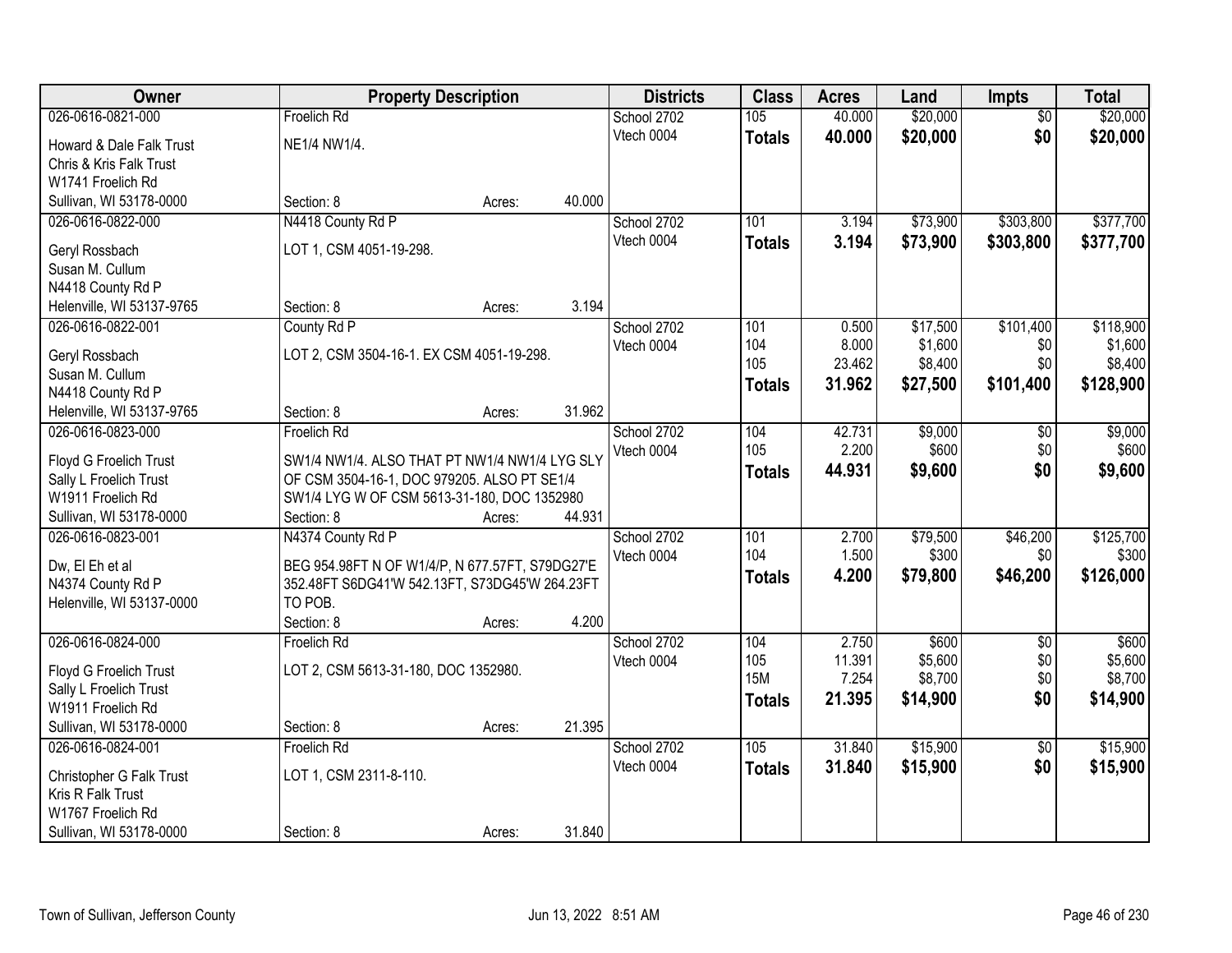| Owner | Property Description | Districts | Class | Acres | Land | Impts | Total |
|---|---|---|---|---|---|---|---|
| 026-0616-0821-000<br>Howard & Dale Falk Trust<br>Chris & Kris Falk Trust<br>W1741 Froelich Rd<br>Sullivan, WI 53178-0000 | Froelich Rd<br>NE1/4 NW1/4.<br>Section: 8 Acres: 40.000 | School 2702<br>Vtech 0004 | 105<br>**Totals** | 40.000<br>**40.000** | \$20,000<br>**\$20,000** | \$0<br>**\$0** | \$20,000<br>**\$20,000** |
| 026-0616-0822-000<br>Geryl Rossbach<br>Susan M. Cullum<br>N4418 County Rd P<br>Helenville, WI 53137-9765 | N4418 County Rd P<br>LOT 1, CSM 4051-19-298.<br>Section: 8 Acres: 3.194 | School 2702<br>Vtech 0004 | 101<br>**Totals** | 3.194<br>**3.194** | \$73,900<br>**\$73,900** | \$303,800<br>**\$303,800** | \$377,700<br>**\$377,700** |
| 026-0616-0822-001<br>Geryl Rossbach<br>Susan M. Cullum<br>N4418 County Rd P<br>Helenville, WI 53137-9765 | County Rd P<br>LOT 2, CSM 3504-16-1. EX CSM 4051-19-298.<br>Section: 8 Acres: 31.962 | School 2702<br>Vtech 0004 | 101<br>104<br>105<br>**Totals** | 0.500<br>8.000<br>23.462<br>**31.962** | \$17,500<br>\$1,600<br>\$8,400<br>**\$27,500** | \$101,400<br>\$0<br>\$0<br>**\$101,400** | \$118,900<br>\$1,600<br>\$8,400<br>**\$128,900** |
| 026-0616-0823-000<br>Floyd G Froelich Trust<br>Sally L Froelich Trust<br>W1911 Froelich Rd<br>Sullivan, WI 53178-0000 | Froelich Rd<br>SW1/4 NW1/4. ALSO THAT PT NW1/4 NW1/4 LYG SLY OF CSM 3504-16-1, DOC 979205. ALSO PT SE1/4 SW1/4 LYG W OF CSM 5613-31-180, DOC 1352980<br>Section: 8 Acres: 44.931 | School 2702<br>Vtech 0004 | 104<br>105<br>**Totals** | 42.731<br>2.200<br>**44.931** | \$9,000<br>\$600<br>**\$9,600** | \$0<br>\$0<br>**\$0** | \$9,000<br>\$600<br>**\$9,600** |
| 026-0616-0823-001<br>Dw, El Eh et al<br>N4374 County Rd P<br>Helenville, WI 53137-0000 | N4374 County Rd P<br>BEG 954.98FT N OF W1/4/P, N 677.57FT, S79DG27'E 352.48FT S6DG41'W 542.13FT, S73DG45'W 264.23FT TO POB.<br>Section: 8 Acres: 4.200 | School 2702<br>Vtech 0004 | 101<br>104<br>**Totals** | 2.700<br>1.500<br>**4.200** | \$79,500<br>\$300<br>**\$79,800** | \$46,200<br>\$0<br>**\$46,200** | \$125,700<br>\$300<br>**\$126,000** |
| 026-0616-0824-000<br>Floyd G Froelich Trust<br>Sally L Froelich Trust<br>W1911 Froelich Rd<br>Sullivan, WI 53178-0000 | Froelich Rd<br>LOT 2, CSM 5613-31-180, DOC 1352980.<br>Section: 8 Acres: 21.395 | School 2702<br>Vtech 0004 | 104<br>105<br>15M<br>**Totals** | 2.750<br>11.391<br>7.254<br>**21.395** | \$600<br>\$5,600<br>\$8,700<br>**\$14,900** | \$0<br>\$0<br>\$0<br>**\$0** | \$600<br>\$5,600<br>\$8,700<br>**\$14,900** |
| 026-0616-0824-001<br>Christopher G Falk Trust<br>Kris R Falk Trust<br>W1767 Froelich Rd<br>Sullivan, WI 53178-0000 | Froelich Rd<br>LOT 1, CSM 2311-8-110.<br>Section: 8 Acres: 31.840 | School 2702<br>Vtech 0004 | 105<br>**Totals** | 31.840<br>**31.840** | \$15,900<br>**\$15,900** | \$0<br>**\$0** | \$15,900<br>**\$15,900** |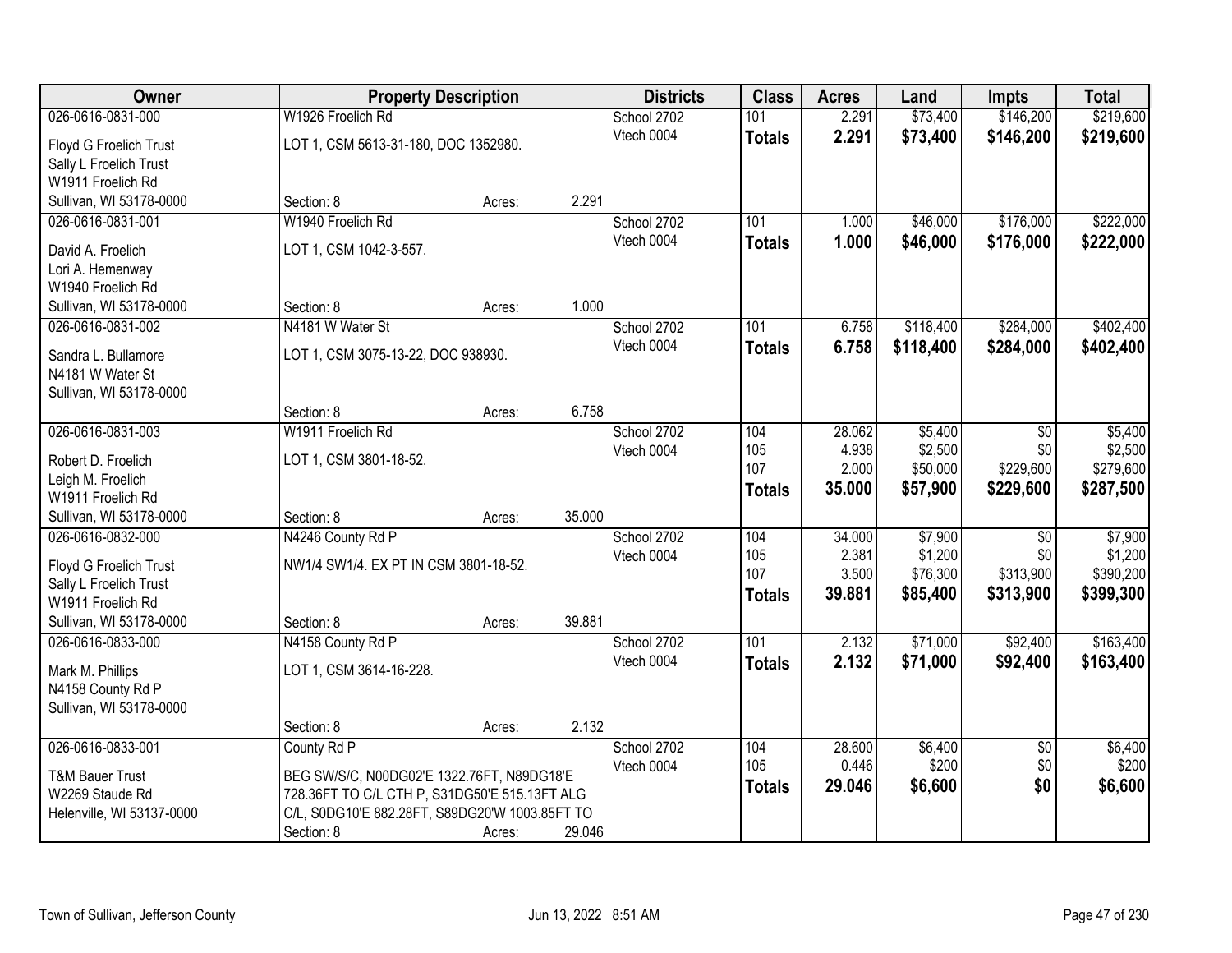| Owner | Property Description | | | Districts | Class | Acres | Land | Impts | Total |
|---|---|---|---|---|---|---|---|---|---|
| 026-0616-0831-000 | W1926 Froelich Rd | | | School 2702 | 101 | 2.291 | $73,400 | $146,200 | $219,600 |
| Floyd G Froelich Trust | LOT 1, CSM 5613-31-180, DOC 1352980. | | | Vtech 0004 | **Totals** | **2.291** | **$73,400** | **$146,200** | **$219,600** |
| Sally L Froelich Trust | | | | | | | | | |
| W1911 Froelich Rd | | | | | | | | | |
| Sullivan, WI 53178-0000 | Section: 8 | Acres: | 2.291 | | | | | | |
| 026-0616-0831-001 | W1940 Froelich Rd | | | School 2702 | 101 | 1.000 | $46,000 | $176,000 | $222,000 |
| David A. Froelich | LOT 1, CSM 1042-3-557. | | | Vtech 0004 | **Totals** | **1.000** | **$46,000** | **$176,000** | **$222,000** |
| Lori A. Hemenway | | | | | | | | | |
| W1940 Froelich Rd | | | | | | | | | |
| Sullivan, WI 53178-0000 | Section: 8 | Acres: | 1.000 | | | | | | |
| 026-0616-0831-002 | N4181 W Water St | | | School 2702 | 101 | 6.758 | $118,400 | $284,000 | $402,400 |
| Sandra L. Bullamore | LOT 1, CSM 3075-13-22, DOC 938930. | | | Vtech 0004 | **Totals** | **6.758** | **$118,400** | **$284,000** | **$402,400** |
| N4181 W Water St | | | | | | | | | |
| Sullivan, WI 53178-0000 | | | | | | | | | |
| | Section: 8 | Acres: | 6.758 | | | | | | |
| 026-0616-0831-003 | W1911 Froelich Rd | | | School 2702 | 104 | 28.062 | $5,400 | $0 | $5,400 |
| Robert D. Froelich | LOT 1, CSM 3801-18-52. | | | Vtech 0004 | 105 | 4.938 | $2,500 | $0 | $2,500 |
| Leigh M. Froelich | | | | | 107 | 2.000 | $50,000 | $229,600 | $279,600 |
| W1911 Froelich Rd | | | | | **Totals** | **35.000** | **$57,900** | **$229,600** | **$287,500** |
| Sullivan, WI 53178-0000 | Section: 8 | Acres: | 35.000 | | | | | | |
| 026-0616-0832-000 | N4246 County Rd P | | | School 2702 | 104 | 34.000 | $7,900 | $0 | $7,900 |
| Floyd G Froelich Trust | NW1/4 SW1/4. EX PT IN CSM 3801-18-52. | | | Vtech 0004 | 105 | 2.381 | $1,200 | $0 | $1,200 |
| Sally L Froelich Trust | | | | | 107 | 3.500 | $76,300 | $313,900 | $390,200 |
| W1911 Froelich Rd | | | | | **Totals** | **39.881** | **$85,400** | **$313,900** | **$399,300** |
| Sullivan, WI 53178-0000 | Section: 8 | Acres: | 39.881 | | | | | | |
| 026-0616-0833-000 | N4158 County Rd P | | | School 2702 | 101 | 2.132 | $71,000 | $92,400 | $163,400 |
| Mark M. Phillips | LOT 1, CSM 3614-16-228. | | | Vtech 0004 | **Totals** | **2.132** | **$71,000** | **$92,400** | **$163,400** |
| N4158 County Rd P | | | | | | | | | |
| Sullivan, WI 53178-0000 | | | | | | | | | |
| | Section: 8 | Acres: | 2.132 | | | | | | |
| 026-0616-0833-001 | County Rd P | | | School 2702 | 104 | 28.600 | $6,400 | $0 | $6,400 |
| T&M Bauer Trust | BEG SW/S/C, N00DG02'E 1322.76FT, N89DG18'E | | | Vtech 0004 | 105 | 0.446 | $200 | $0 | $200 |
| W2269 Staude Rd | 728.36FT TO C/L CTH P, S31DG50'E 515.13FT ALG | | | | **Totals** | **29.046** | **$6,600** | **$0** | **$6,600** |
| Helenville, WI 53137-0000 | C/L, S0DG10'E 882.28FT, S89DG20'W 1003.85FT TO | | | | | | | | |
| | Section: 8 | Acres: | 29.046 | | | | | | |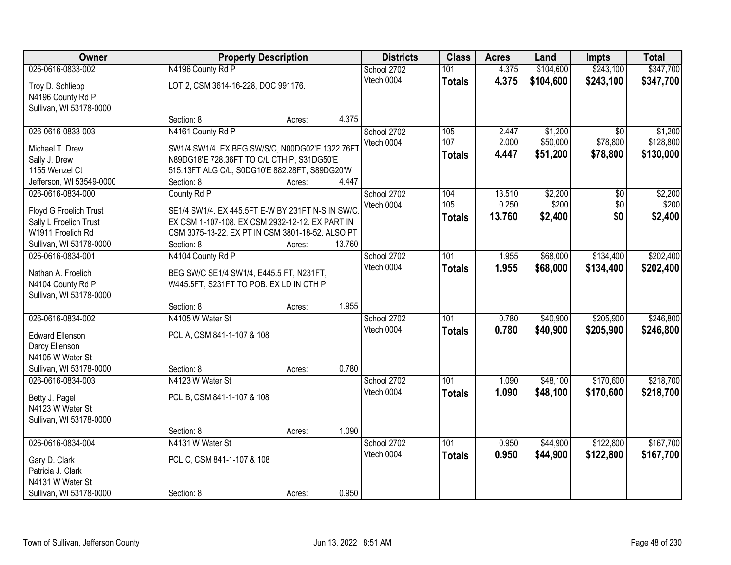| Owner | Property Description | Districts | Class | Acres | Land | Impts | Total |
|---|---|---|---|---|---|---|---|
| 026-0616-0833-002<br>Troy D. Schliepp<br>N4196 County Rd P<br>Sullivan, WI 53178-0000 | N4196 County Rd P<br>LOT 2, CSM 3614-16-228, DOC 991176.<br>Section: 8 Acres: 4.375 | School 2702<br>Vtech 0004 | 101<br>**Totals** | 4.375<br>**4.375** | $104,600<br>**$104,600** | $243,100<br>**$243,100** | $347,700<br>**$347,700** |
| 026-0616-0833-003<br>Michael T. Drew<br>Sally J. Drew<br>1155 Wenzel Ct<br>Jefferson, WI 53549-0000 | N4161 County Rd P<br>SW1/4 SW1/4. EX BEG SW/S/C, N00DG02'E 1322.76FT N89DG18'E 728.36FT TO C/L CTH P, S31DG50'E 515.13FT ALG C/L, S0DG10'E 882.28FT, S89DG20'W<br>Section: 8 Acres: 4.447 | School 2702<br>Vtech 0004 | 105<br>107<br>**Totals** | 2.447<br>2.000<br>**4.447** | $1,200<br>$50,000<br>**$51,200** | $0<br>$78,800<br>**$78,800** | $1,200<br>$128,800<br>**$130,000** |
| 026-0616-0834-000<br>Floyd G Froelich Trust<br>Sally L Froelich Trust<br>W1911 Froelich Rd<br>Sullivan, WI 53178-0000 | County Rd P<br>SE1/4 SW1/4. EX 445.5FT E-W BY 231FT N-S IN SW/C. EX CSM 1-107-108. EX CSM 2932-12-12. EX PART IN CSM 3075-13-22. EX PT IN CSM 3801-18-52. ALSO PT<br>Section: 8 Acres: 13.760 | School 2702<br>Vtech 0004 | 104<br>105<br>**Totals** | 13.510<br>0.250<br>**13.760** | $2,200<br>$200<br>**$2,400** | $0<br>$0<br>**$0** | $2,200<br>$200<br>**$2,400** |
| 026-0616-0834-001<br>Nathan A. Froelich<br>N4104 County Rd P<br>Sullivan, WI 53178-0000 | N4104 County Rd P<br>BEG SW/C SE1/4 SW1/4, E445.5 FT, N231FT, W445.5FT, S231FT TO POB. EX LD IN CTH P<br>Section: 8 Acres: 1.955 | School 2702<br>Vtech 0004 | 101<br>**Totals** | 1.955<br>**1.955** | $68,000<br>**$68,000** | $134,400<br>**$134,400** | $202,400<br>**$202,400** |
| 026-0616-0834-002<br>Edward Ellenson<br>Darcy Ellenson<br>N4105 W Water St<br>Sullivan, WI 53178-0000 | N4105 W Water St<br>PCL A, CSM 841-1-107 & 108<br>Section: 8 Acres: 0.780 | School 2702<br>Vtech 0004 | 101<br>**Totals** | 0.780<br>**0.780** | $40,900<br>**$40,900** | $205,900<br>**$205,900** | $246,800<br>**$246,800** |
| 026-0616-0834-003<br>Betty J. Pagel<br>N4123 W Water St<br>Sullivan, WI 53178-0000 | N4123 W Water St<br>PCL B, CSM 841-1-107 & 108<br>Section: 8 Acres: 1.090 | School 2702<br>Vtech 0004 | 101<br>**Totals** | 1.090<br>**1.090** | $48,100<br>**$48,100** | $170,600<br>**$170,600** | $218,700<br>**$218,700** |
| 026-0616-0834-004<br>Gary D. Clark<br>Patricia J. Clark<br>N4131 W Water St<br>Sullivan, WI 53178-0000 | N4131 W Water St<br>PCL C, CSM 841-1-107 & 108<br>Section: 8 Acres: 0.950 | School 2702<br>Vtech 0004 | 101<br>**Totals** | 0.950<br>**0.950** | $44,900<br>**$44,900** | $122,800<br>**$122,800** | $167,700<br>**$167,700** |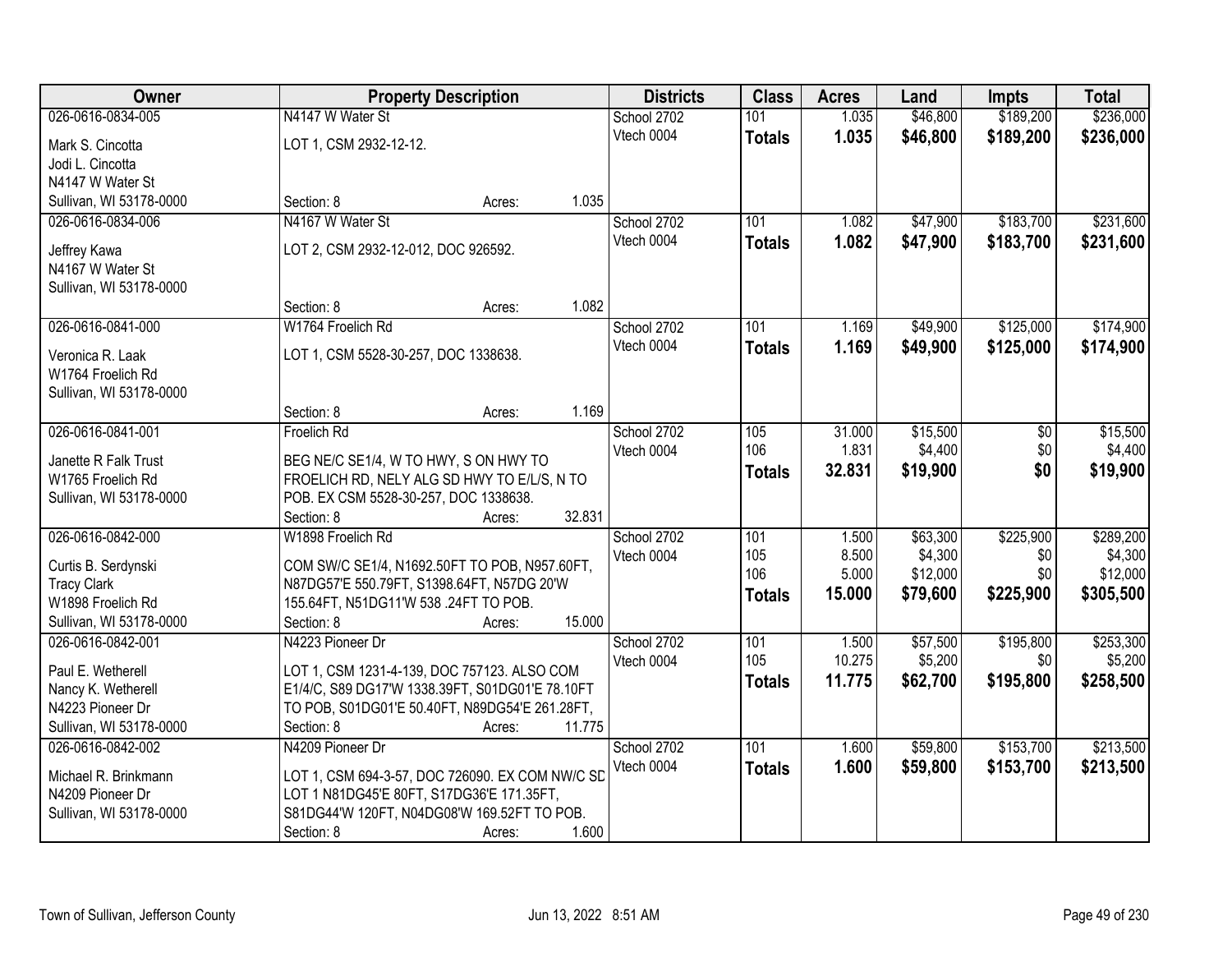| Owner | Property Description | Districts | Class | Acres | Land | Impts | Total |
|---|---|---|---|---|---|---|---|
| 026-0616-0834-005<br>Mark S. Cincotta<br>Jodi L. Cincotta<br>N4147 W Water St<br>Sullivan, WI 53178-0000 | N4147 W Water St<br>LOT 1, CSM 2932-12-12.<br>Section: 8 Acres: 1.035 | School 2702<br>Vtech 0004 | 101<br>**Totals** | 1.035<br>**1.035** | $46,800<br>**$46,800** | $189,200<br>**$189,200** | $236,000<br>**$236,000** |
| 026-0616-0834-006<br>Jeffrey Kawa<br>N4167 W Water St<br>Sullivan, WI 53178-0000 | N4167 W Water St<br>LOT 2, CSM 2932-12-012, DOC 926592.<br>Section: 8 Acres: 1.082 | School 2702<br>Vtech 0004 | 101<br>**Totals** | 1.082<br>**1.082** | $47,900<br>**$47,900** | $183,700<br>**$183,700** | $231,600<br>**$231,600** |
| 026-0616-0841-000<br>Veronica R. Laak<br>W1764 Froelich Rd<br>Sullivan, WI 53178-0000 | W1764 Froelich Rd<br>LOT 1, CSM 5528-30-257, DOC 1338638.<br>Section: 8 Acres: 1.169 | School 2702<br>Vtech 0004 | 101<br>**Totals** | 1.169<br>**1.169** | $49,900<br>**$49,900** | $125,000<br>**$125,000** | $174,900<br>**$174,900** |
| 026-0616-0841-001<br>Janette R Falk Trust<br>W1765 Froelich Rd<br>Sullivan, WI 53178-0000 | Froelich Rd<br>BEG NE/C SE1/4, W TO HWY, S ON HWY TO FROELICH RD, NELY ALG SD HWY TO E/L/S, N TO POB. EX CSM 5528-30-257, DOC 1338638.<br>Section: 8 Acres: 32.831 | School 2702<br>Vtech 0004 | 105<br>106<br>**Totals** | 31.000<br>1.831<br>**32.831** | $15,500<br>$4,400<br>**$19,900** | $0<br>$0<br>**$0** | $15,500<br>$4,400<br>**$19,900** |
| 026-0616-0842-000<br>Curtis B. Serdynski<br>Tracy Clark<br>W1898 Froelich Rd<br>Sullivan, WI 53178-0000 | W1898 Froelich Rd<br>COM SW/C SE1/4, N1692.50FT TO POB, N957.60FT, N87DG57'E 550.79FT, S1398.64FT, N57DG 20'W 155.64FT, N51DG11'W 538 .24FT TO POB.<br>Section: 8 Acres: 15.000 | School 2702<br>Vtech 0004 | 101<br>105<br>106<br>**Totals** | 1.500<br>8.500<br>5.000<br>**15.000** | $63,300<br>$4,300<br>$12,000<br>**$79,600** | $225,900<br>$0<br>$0<br>**$225,900** | $289,200<br>$4,300<br>$12,000<br>**$305,500** |
| 026-0616-0842-001<br>Paul E. Wetherell<br>Nancy K. Wetherell<br>N4223 Pioneer Dr<br>Sullivan, WI 53178-0000 | N4223 Pioneer Dr<br>LOT 1, CSM 1231-4-139, DOC 757123. ALSO COM E1/4/C, S89 DG17'W 1338.39FT, S01DG01'E 78.10FT TO POB, S01DG01'E 50.40FT, N89DG54'E 261.28FT,<br>Section: 8 Acres: 11.775 | School 2702<br>Vtech 0004 | 101<br>105<br>**Totals** | 1.500<br>10.275<br>**11.775** | $57,500<br>$5,200<br>**$62,700** | $195,800<br>$0<br>**$195,800** | $253,300<br>$5,200<br>**$258,500** |
| 026-0616-0842-002<br>Michael R. Brinkmann<br>N4209 Pioneer Dr<br>Sullivan, WI 53178-0000 | N4209 Pioneer Dr<br>LOT 1, CSM 694-3-57, DOC 726090. EX COM NW/C SD LOT 1 N81DG45'E 80FT, S17DG36'E 171.35FT, S81DG44'W 120FT, N04DG08'W 169.52FT TO POB.<br>Section: 8 Acres: 1.600 | School 2702<br>Vtech 0004 | 101<br>**Totals** | 1.600<br>**1.600** | $59,800<br>**$59,800** | $153,700<br>**$153,700** | $213,500<br>**$213,500** |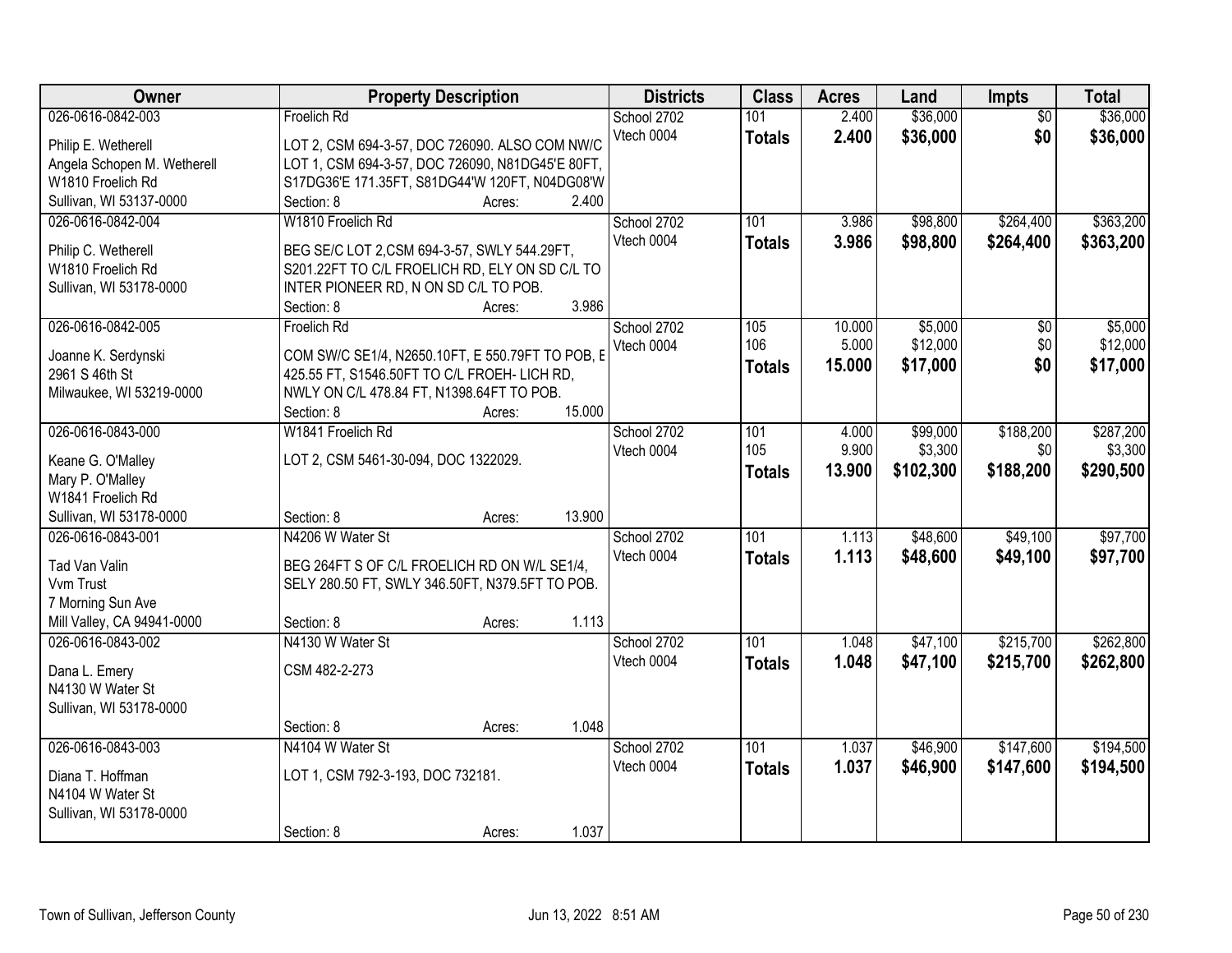| Owner | Property Description | Districts | Class | Acres | Land | Impts | Total |
|---|---|---|---|---|---|---|---|
| 026-0616-0842-003<br><br>Philip E. Wetherell<br>Angela Schopen M. Wetherell<br>W1810 Froelich Rd<br>Sullivan, WI 53137-0000 | Froelich Rd<br><br>LOT 2, CSM 694-3-57, DOC 726090. ALSO COM NW/C LOT 1, CSM 694-3-57, DOC 726090, N81DG45'E 80FT, S17DG36'E 171.35FT, S81DG44'W 120FT, N04DG08'W<br>Section: 8 Acres: 2.400 | School 2702<br>Vtech 0004 | 101<br>**Totals** | 2.400<br>**2.400** | \$36,000<br>**\$36,000** | \$0<br>**\$0** | \$36,000<br>**\$36,000** |
| 026-0616-0842-004<br><br>Philip C. Wetherell<br>W1810 Froelich Rd<br>Sullivan, WI 53178-0000 | W1810 Froelich Rd<br><br>BEG SE/C LOT 2,CSM 694-3-57, SWLY 544.29FT, S201.22FT TO C/L FROELICH RD, ELY ON SD C/L TO INTER PIONEER RD, N ON SD C/L TO POB.<br>Section: 8 Acres: 3.986 | School 2702<br>Vtech 0004 | 101<br>**Totals** | 3.986<br>**3.986** | \$98,800<br>**\$98,800** | \$264,400<br>**\$264,400** | \$363,200<br>**\$363,200** |
| 026-0616-0842-005<br><br>Joanne K. Serdynski<br>2961 S 46th St<br>Milwaukee, WI 53219-0000 | Froelich Rd<br><br>COM SW/C SE1/4, N2650.10FT, E 550.79FT TO POB, E 425.55 FT, S1546.50FT TO C/L FROEH- LICH RD, NWLY ON C/L 478.84 FT, N1398.64FT TO POB.<br>Section: 8 Acres: 15.000 | School 2702<br>Vtech 0004 | 105<br>106<br>**Totals** | 10.000<br>5.000<br>**15.000** | \$5,000<br>\$12,000<br>**\$17,000** | \$0<br>\$0<br>**\$0** | \$5,000<br>\$12,000<br>**\$17,000** |
| 026-0616-0843-000<br><br>Keane G. O'Malley<br>Mary P. O'Malley<br>W1841 Froelich Rd<br>Sullivan, WI 53178-0000 | W1841 Froelich Rd<br><br>LOT 2, CSM 5461-30-094, DOC 1322029.<br><br>Section: 8 Acres: 13.900 | School 2702<br>Vtech 0004 | 101<br>105<br>**Totals** | 4.000<br>9.900<br>**13.900** | \$99,000<br>\$3,300<br>**\$102,300** | \$188,200<br>\$0<br>**\$188,200** | \$287,200<br>\$3,300<br>**\$290,500** |
| 026-0616-0843-001<br><br>Tad Van Valin<br>Vvm Trust<br>7 Morning Sun Ave<br>Mill Valley, CA 94941-0000 | N4206 W Water St<br><br>BEG 264FT S OF C/L FROELICH RD ON W/L SE1/4, SELY 280.50 FT, SWLY 346.50FT, N379.5FT TO POB.<br><br>Section: 8 Acres: 1.113 | School 2702<br>Vtech 0004 | 101<br>**Totals** | 1.113<br>**1.113** | \$48,600<br>**\$48,600** | \$49,100<br>**\$49,100** | \$97,700<br>**\$97,700** |
| 026-0616-0843-002<br><br>Dana L. Emery<br>N4130 W Water St<br>Sullivan, WI 53178-0000 | N4130 W Water St<br><br>CSM 482-2-273<br><br>Section: 8 Acres: 1.048 | School 2702<br>Vtech 0004 | 101<br>**Totals** | 1.048<br>**1.048** | \$47,100<br>**\$47,100** | \$215,700<br>**\$215,700** | \$262,800<br>**\$262,800** |
| 026-0616-0843-003<br><br>Diana T. Hoffman<br>N4104 W Water St<br>Sullivan, WI 53178-0000 | N4104 W Water St<br><br>LOT 1, CSM 792-3-193, DOC 732181.<br><br>Section: 8 Acres: 1.037 | School 2702<br>Vtech 0004 | 101<br>**Totals** | 1.037<br>**1.037** | \$46,900<br>**\$46,900** | \$147,600<br>**\$147,600** | \$194,500<br>**\$194,500** |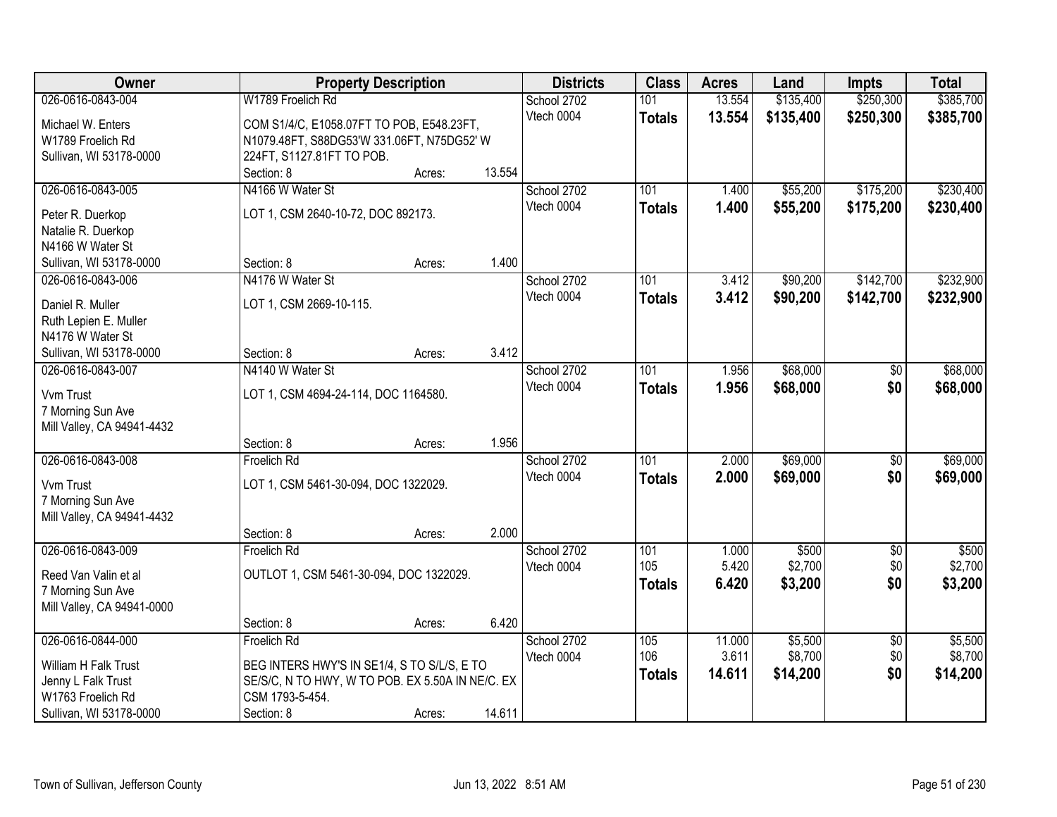| Owner | Property Description | | | Districts | Class | Acres | Land | Impts | Total |
|---|---|---|---|---|---|---|---|---|---|
| 026-0616-0843-004 | W1789 Froelich Rd | | | School 2702 | 101 | 13.554 | $135,400 | $250,300 | $385,700 |
| Michael W. Enters<br>W1789 Froelich Rd<br>Sullivan, WI 53178-0000 | COM S1/4/C, E1058.07FT TO POB, E548.23FT, N1079.48FT, S88DG53'W 331.06FT, N75DG52' W 224FT, S1127.81FT TO POB. | | | Vtech 0004 | **Totals** | **13.554** | **$135,400** | **$250,300** | **$385,700** |
| | Section: 8 | Acres: | 13.554 | | | | | | |
| 026-0616-0843-005 | N4166 W Water St | | | School 2702 | 101 | 1.400 | $55,200 | $175,200 | $230,400 |
| Peter R. Duerkop<br>Natalie R. Duerkop<br>N4166 W Water St<br>Sullivan, WI 53178-0000 | LOT 1, CSM 2640-10-72, DOC 892173. | | | Vtech 0004 | **Totals** | **1.400** | **$55,200** | **$175,200** | **$230,400** |
| | Section: 8 | Acres: | 1.400 | | | | | | |
| 026-0616-0843-006 | N4176 W Water St | | | School 2702 | 101 | 3.412 | $90,200 | $142,700 | $232,900 |
| Daniel R. Muller<br>Ruth Lepien E. Muller<br>N4176 W Water St<br>Sullivan, WI 53178-0000 | LOT 1, CSM 2669-10-115. | | | Vtech 0004 | **Totals** | **3.412** | **$90,200** | **$142,700** | **$232,900** |
| | Section: 8 | Acres: | 3.412 | | | | | | |
| 026-0616-0843-007 | N4140 W Water St | | | School 2702 | 101 | 1.956 | $68,000 | $0 | $68,000 |
| Vvm Trust<br>7 Morning Sun Ave<br>Mill Valley, CA 94941-4432 | LOT 1, CSM 4694-24-114, DOC 1164580. | | | Vtech 0004 | **Totals** | **1.956** | **$68,000** | **$0** | **$68,000** |
| | Section: 8 | Acres: | 1.956 | | | | | | |
| 026-0616-0843-008 | Froelich Rd | | | School 2702 | 101 | 2.000 | $69,000 | $0 | $69,000 |
| Vvm Trust<br>7 Morning Sun Ave<br>Mill Valley, CA 94941-4432 | LOT 1, CSM 5461-30-094, DOC 1322029. | | | Vtech 0004 | **Totals** | **2.000** | **$69,000** | **$0** | **$69,000** |
| | Section: 8 | Acres: | 2.000 | | | | | | |
| 026-0616-0843-009 | Froelich Rd | | | School 2702 | 101 | 1.000 | $500 | $0 | $500 |
| Reed Van Valin et al<br>7 Morning Sun Ave<br>Mill Valley, CA 94941-0000 | OUTLOT 1, CSM 5461-30-094, DOC 1322029. | | | Vtech 0004 | 105 | 5.420 | $2,700 | $0 | $2,700 |
| | | | | | **Totals** | **6.420** | **$3,200** | **$0** | **$3,200** |
| | Section: 8 | Acres: | 6.420 | | | | | | |
| 026-0616-0844-000 | Froelich Rd | | | School 2702 | 105 | 11.000 | $5,500 | $0 | $5,500 |
| William H Falk Trust<br>Jenny L Falk Trust<br>W1763 Froelich Rd<br>Sullivan, WI 53178-0000 | BEG INTERS HWY'S IN SE1/4, S TO S/L/S, E TO SE/S/C, N TO HWY, W TO POB. EX 5.50A IN NE/C. EX CSM 1793-5-454. | | | Vtech 0004 | 106 | 3.611 | $8,700 | $0 | $8,700 |
| | | | | | **Totals** | **14.611** | **$14,200** | **$0** | **$14,200** |
| | Section: 8 | Acres: | 14.611 | | | | | | |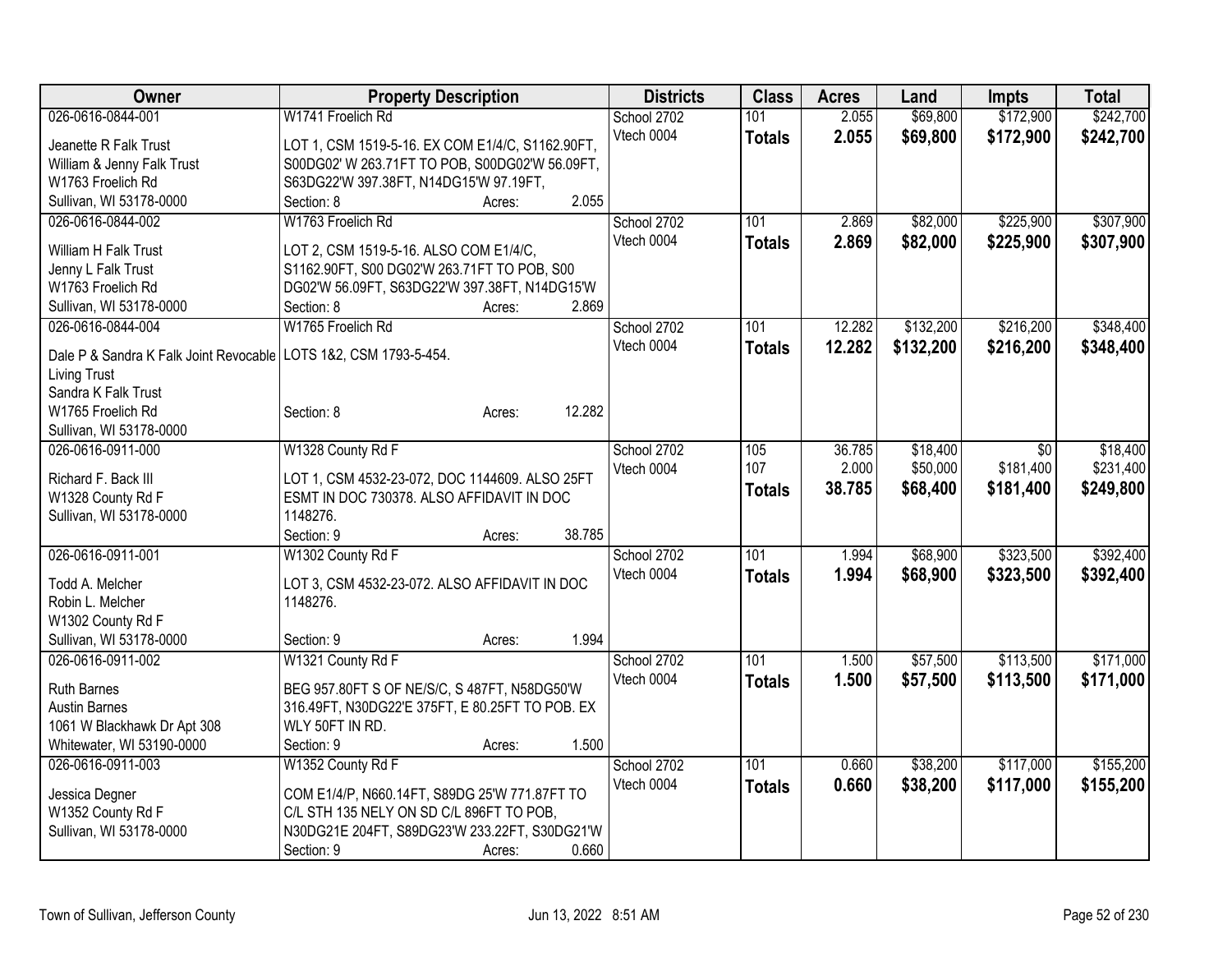| Owner | Property Description | Districts | Class | Acres | Land | Impts | Total |
|---|---|---|---|---|---|---|---|
| 026-0616-0844-001 | W1741 Froelich Rd | School 2702 | 101 | 2.055 | $69,800 | $172,900 | $242,700 |
| Jeanette R Falk Trust<br>William & Jenny Falk Trust<br>W1763 Froelich Rd<br>Sullivan, WI 53178-0000 | LOT 1, CSM 1519-5-16. EX COM E1/4/C, S1162.90FT, S00DG02' W 263.71FT TO POB, S00DG02'W 56.09FT, S63DG22'W 397.38FT, N14DG15'W 97.19FT,<br>Section: 8 Acres: 2.055 | Vtech 0004 | **Totals** | **2.055** | **$69,800** | **$172,900** | **$242,700** |
| 026-0616-0844-002 | W1763 Froelich Rd | School 2702 | 101 | 2.869 | $82,000 | $225,900 | $307,900 |
| William H Falk Trust<br>Jenny L Falk Trust<br>W1763 Froelich Rd<br>Sullivan, WI 53178-0000 | LOT 2, CSM 1519-5-16. ALSO COM E1/4/C, S1162.90FT, S00 DG02'W 263.71FT TO POB, S00 DG02'W 56.09FT, S63DG22'W 397.38FT, N14DG15'W<br>Section: 8 Acres: 2.869 | Vtech 0004 | **Totals** | **2.869** | **$82,000** | **$225,900** | **$307,900** |
| 026-0616-0844-004 | W1765 Froelich Rd | School 2702 | 101 | 12.282 | $132,200 | $216,200 | $348,400 |
| Dale P & Sandra K Falk Joint Revocable Living Trust<br>Sandra K Falk Trust<br>W1765 Froelich Rd<br>Sullivan, WI 53178-0000 | LOTS 1&2, CSM 1793-5-454.<br>Section: 8 Acres: 12.282 | Vtech 0004 | **Totals** | **12.282** | **$132,200** | **$216,200** | **$348,400** |
| 026-0616-0911-000 | W1328 County Rd F | School 2702 | 105 | 36.785 | $18,400 | $0 | $18,400 |
| Richard F. Back III<br>W1328 County Rd F<br>Sullivan, WI 53178-0000 | LOT 1, CSM 4532-23-072, DOC 1144609. ALSO 25FT ESMT IN DOC 730378. ALSO AFFIDAVIT IN DOC 1148276.<br>Section: 9 Acres: 38.785 | Vtech 0004 | 107 | 2.000 | $50,000 | $181,400 | $231,400 |
| | | | **Totals** | **38.785** | **$68,400** | **$181,400** | **$249,800** |
| 026-0616-0911-001 | W1302 County Rd F | School 2702 | 101 | 1.994 | $68,900 | $323,500 | $392,400 |
| Todd A. Melcher<br>Robin L. Melcher<br>W1302 County Rd F<br>Sullivan, WI 53178-0000 | LOT 3, CSM 4532-23-072. ALSO AFFIDAVIT IN DOC 1148276.<br>Section: 9 Acres: 1.994 | Vtech 0004 | **Totals** | **1.994** | **$68,900** | **$323,500** | **$392,400** |
| 026-0616-0911-002 | W1321 County Rd F | School 2702 | 101 | 1.500 | $57,500 | $113,500 | $171,000 |
| Ruth Barnes<br>Austin Barnes<br>1061 W Blackhawk Dr Apt 308<br>Whitewater, WI 53190-0000 | BEG 957.80FT S OF NE/S/C, S 487FT, N58DG50'W 316.49FT, N30DG22'E 375FT, E 80.25FT TO POB. EX WLY 50FT IN RD.<br>Section: 9 Acres: 1.500 | Vtech 0004 | **Totals** | **1.500** | **$57,500** | **$113,500** | **$171,000** |
| 026-0616-0911-003 | W1352 County Rd F | School 2702 | 101 | 0.660 | $38,200 | $117,000 | $155,200 |
| Jessica Degner<br>W1352 County Rd F<br>Sullivan, WI 53178-0000 | COM E1/4/P, N660.14FT, S89DG 25'W 771.87FT TO C/L STH 135 NELY ON SD C/L 896FT TO POB, N30DG21E 204FT, S89DG23'W 233.22FT, S30DG21'W<br>Section: 9 Acres: 0.660 | Vtech 0004 | **Totals** | **0.660** | **$38,200** | **$117,000** | **$155,200** |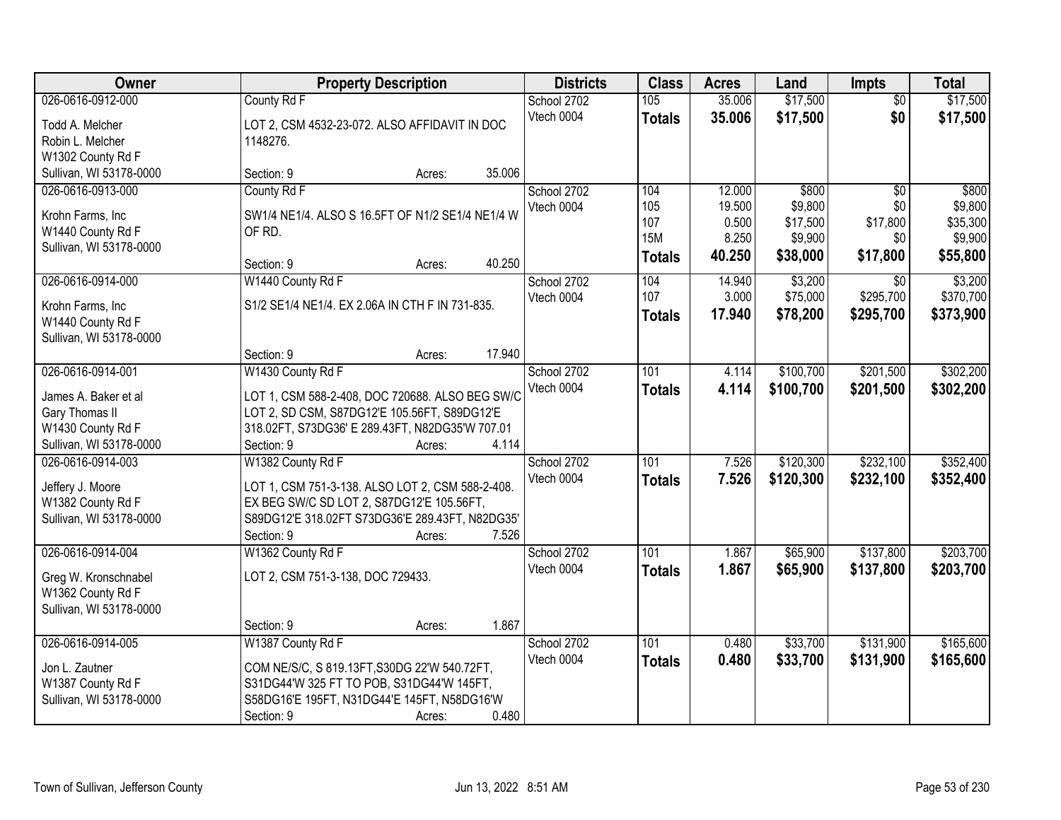| Owner | Property Description | Districts | Class | Acres | Land | Impts | Total |
|---|---|---|---|---|---|---|---|
| 026-0616-0912-000<br>Todd A. Melcher<br>Robin L. Melcher<br>W1302 County Rd F<br>Sullivan, WI 53178-0000 | County Rd F<br>LOT 2, CSM 4532-23-072. ALSO AFFIDAVIT IN DOC 1148276.<br>Section: 9 Acres: 35.006 | School 2702<br>Vtech 0004 | 105<br>**Totals** | 35.006<br>**35.006** | $17,500<br>**$17,500** | $0<br>**$0** | $17,500<br>**$17,500** |
| 026-0616-0913-000<br>Krohn Farms, Inc<br>W1440 County Rd F<br>Sullivan, WI 53178-0000 | County Rd F<br>SW1/4 NE1/4. ALSO S 16.5FT OF N1/2 SE1/4 NE1/4 W OF RD.<br>Section: 9 Acres: 40.250 | School 2702<br>Vtech 0004 | 104<br>105<br>107<br>15M<br>**Totals** | 12.000<br>19.500<br>0.500<br>8.250<br>**40.250** | $800<br>$9,800<br>$17,500<br>$9,900<br>**$38,000** | $0<br>$0<br>$17,800<br>$0<br>**$17,800** | $800<br>$9,800<br>$35,300<br>$9,900<br>**$55,800** |
| 026-0616-0914-000<br>Krohn Farms, Inc<br>W1440 County Rd F<br>Sullivan, WI 53178-0000 | W1440 County Rd F<br>S1/2 SE1/4 NE1/4. EX 2.06A IN CTH F IN 731-835.<br>Section: 9 Acres: 17.940 | School 2702<br>Vtech 0004 | 104<br>107<br>**Totals** | 14.940<br>3.000<br>**17.940** | $3,200<br>$75,000<br>**$78,200** | $0<br>$295,700<br>**$295,700** | $3,200<br>$370,700<br>**$373,900** |
| 026-0616-0914-001<br>James A. Baker et al<br>Gary Thomas II<br>W1430 County Rd F<br>Sullivan, WI 53178-0000 | W1430 County Rd F<br>LOT 1, CSM 588-2-408, DOC 720688. ALSO BEG SW/C LOT 2, SD CSM, S87DG12'E 105.56FT, S89DG12'E 318.02FT, S73DG36' E 289.43FT, N82DG35'W 707.01<br>Section: 9 Acres: 4.114 | School 2702<br>Vtech 0004 | 101<br>**Totals** | 4.114<br>**4.114** | $100,700<br>**$100,700** | $201,500<br>**$201,500** | $302,200<br>**$302,200** |
| 026-0616-0914-003<br>Jeffery J. Moore<br>W1382 County Rd F<br>Sullivan, WI 53178-0000 | W1382 County Rd F<br>LOT 1, CSM 751-3-138. ALSO LOT 2, CSM 588-2-408. EX BEG SW/C SD LOT 2, S87DG12'E 105.56FT, S89DG12'E 318.02FT S73DG36'E 289.43FT, N82DG35'<br>Section: 9 Acres: 7.526 | School 2702<br>Vtech 0004 | 101<br>**Totals** | 7.526<br>**7.526** | $120,300<br>**$120,300** | $232,100<br>**$232,100** | $352,400<br>**$352,400** |
| 026-0616-0914-004<br>Greg W. Kronschnabel<br>W1362 County Rd F<br>Sullivan, WI 53178-0000 | W1362 County Rd F<br>LOT 2, CSM 751-3-138, DOC 729433.<br>Section: 9 Acres: 1.867 | School 2702<br>Vtech 0004 | 101<br>**Totals** | 1.867<br>**1.867** | $65,900<br>**$65,900** | $137,800<br>**$137,800** | $203,700<br>**$203,700** |
| 026-0616-0914-005<br>Jon L. Zautner<br>W1387 County Rd F<br>Sullivan, WI 53178-0000 | W1387 County Rd F<br>COM NE/S/C, S 819.13FT,S30DG 22'W 540.72FT, S31DG44'W 325 FT TO POB, S31DG44'W 145FT, S58DG16'E 195FT, N31DG44'E 145FT, N58DG16'W<br>Section: 9 Acres: 0.480 | School 2702<br>Vtech 0004 | 101<br>**Totals** | 0.480<br>**0.480** | $33,700<br>**$33,700** | $131,900<br>**$131,900** | $165,600<br>**$165,600** |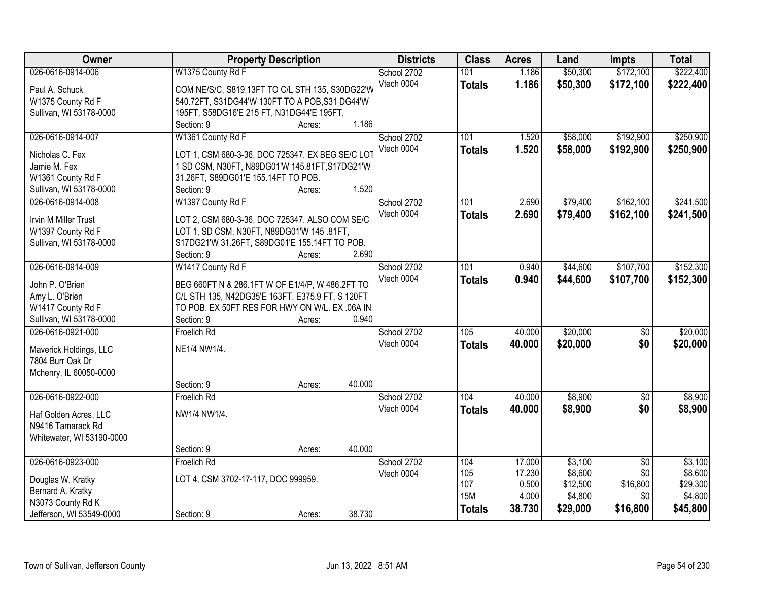| Owner | Property Description | Districts | Class | Acres | Land | Impts | Total |
|---|---|---|---|---|---|---|---|
| 026-0616-0914-006<br>Paul A. Schuck<br>W1375 County Rd F<br>Sullivan, WI 53178-0000 | W1375 County Rd F<br>COM NE/S/C, S819.13FT TO C/L STH 135, S30DG22'W 540.72FT, S31DG44'W 130FT TO A POB,S31 DG44'W 195FT, S58DG16'E 215 FT, N31DG44'E 195FT,<br>Section: 9 Acres: 1.186 | School 2702<br>Vtech 0004 | 101<br>**Totals** | 1.186<br>**1.186** | \$50,300<br>**\$50,300** | \$172,100<br>**\$172,100** | \$222,400<br>**\$222,400** |
| 026-0616-0914-007<br>Nicholas C. Fex<br>Jamie M. Fex<br>W1361 County Rd F<br>Sullivan, WI 53178-0000 | W1361 County Rd F<br>LOT 1, CSM 680-3-36, DOC 725347. EX BEG SE/C LOT 1 SD CSM, N30FT, N89DG01'W 145.81FT,S17DG21'W 31.26FT, S89DG01'E 155.14FT TO POB.<br>Section: 9 Acres: 1.520 | School 2702<br>Vtech 0004 | 101<br>**Totals** | 1.520<br>**1.520** | \$58,000<br>**\$58,000** | \$192,900<br>**\$192,900** | \$250,900<br>**\$250,900** |
| 026-0616-0914-008<br>Irvin M Miller Trust<br>W1397 County Rd F<br>Sullivan, WI 53178-0000 | W1397 County Rd F<br>LOT 2, CSM 680-3-36, DOC 725347. ALSO COM SE/C LOT 1, SD CSM, N30FT, N89DG01'W 145 .81FT, S17DG21'W 31.26FT, S89DG01'E 155.14FT TO POB.<br>Section: 9 Acres: 2.690 | School 2702<br>Vtech 0004 | 101<br>**Totals** | 2.690<br>**2.690** | \$79,400<br>**\$79,400** | \$162,100<br>**\$162,100** | \$241,500<br>**\$241,500** |
| 026-0616-0914-009<br>John P. O'Brien<br>Amy L. O'Brien<br>W1417 County Rd F<br>Sullivan, WI 53178-0000 | W1417 County Rd F<br>BEG 660FT N & 286.1FT W OF E1/4/P, W 486.2FT TO C/L STH 135, N42DG35'E 163FT, E375.9 FT, S 120FT TO POB. EX 50FT RES FOR HWY ON W/L. EX .06A IN<br>Section: 9 Acres: 0.940 | School 2702<br>Vtech 0004 | 101<br>**Totals** | 0.940<br>**0.940** | \$44,600<br>**\$44,600** | \$107,700<br>**\$107,700** | \$152,300<br>**\$152,300** |
| 026-0616-0921-000<br>Maverick Holdings, LLC<br>7804 Burr Oak Dr<br>Mchenry, IL 60050-0000 | Froelich Rd<br>NE1/4 NW1/4.<br>Section: 9 Acres: 40.000 | School 2702<br>Vtech 0004 | 105<br>**Totals** | 40.000<br>**40.000** | \$20,000<br>**\$20,000** | \$0<br>**\$0** | \$20,000<br>**\$20,000** |
| 026-0616-0922-000<br>Haf Golden Acres, LLC<br>N9416 Tamarack Rd<br>Whitewater, WI 53190-0000 | Froelich Rd<br>NW1/4 NW1/4.<br>Section: 9 Acres: 40.000 | School 2702<br>Vtech 0004 | 104<br>**Totals** | 40.000<br>**40.000** | \$8,900<br>**\$8,900** | \$0<br>**\$0** | \$8,900<br>**\$8,900** |
| 026-0616-0923-000<br>Douglas W. Kratky<br>Bernard A. Kratky<br>N3073 County Rd K<br>Jefferson, WI 53549-0000 | Froelich Rd<br>LOT 4, CSM 3702-17-117, DOC 999959.<br>Section: 9 Acres: 38.730 | School 2702<br>Vtech 0004 | 104<br>105<br>107<br>15M<br>**Totals** | 17.000<br>17.230<br>0.500<br>4.000<br>**38.730** | \$3,100<br>\$8,600<br>\$12,500<br>\$4,800<br>**\$29,000** | \$0<br>\$0<br>\$16,800<br>\$0<br>**\$16,800** | \$3,100<br>\$8,600<br>\$29,300<br>\$4,800<br>**\$45,800** |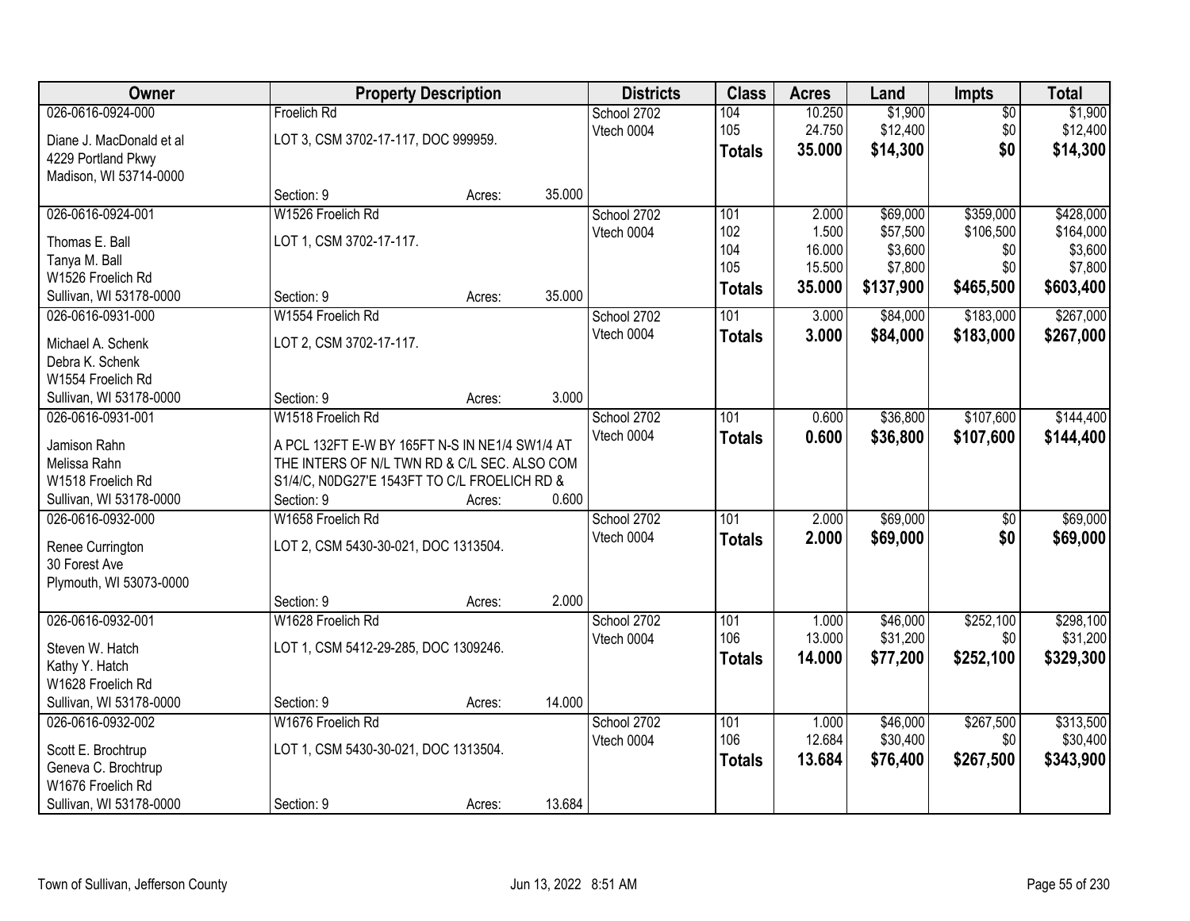| Owner | Property Description | | | Districts | Class | Acres | Land | Impts | Total |
|---|---|---|---|---|---|---|---|---|---|
| 026-0616-0924-000 | Froelich Rd | | | School 2702 | 104 | 10.250 | $1,900 | $0 | $1,900 |
| Diane J. MacDonald et al | LOT 3, CSM 3702-17-117, DOC 999959. | | | Vtech 0004 | 105 | 24.750 | $12,400 | $0 | $12,400 |
| 4229 Portland Pkwy | | | | | **Totals** | **35.000** | **$14,300** | **$0** | **$14,300** |
| Madison, WI 53714-0000 | | | | | | | | | |
| | Section: 9 | Acres: | 35.000 | | | | | | |
| 026-0616-0924-001 | W1526 Froelich Rd | | | School 2702 | 101 | 2.000 | $69,000 | $359,000 | $428,000 |
| Thomas E. Ball | LOT 1, CSM 3702-17-117. | | | Vtech 0004 | 102 | 1.500 | $57,500 | $106,500 | $164,000 |
| Tanya M. Ball | | | | | 104 | 16.000 | $3,600 | $0 | $3,600 |
| W1526 Froelich Rd | | | | | 105 | 15.500 | $7,800 | $0 | $7,800 |
| Sullivan, WI 53178-0000 | Section: 9 | Acres: | 35.000 | | **Totals** | **35.000** | **$137,900** | **$465,500** | **$603,400** |
| 026-0616-0931-000 | W1554 Froelich Rd | | | School 2702 | 101 | 3.000 | $84,000 | $183,000 | $267,000 |
| Michael A. Schenk | LOT 2, CSM 3702-17-117. | | | Vtech 0004 | **Totals** | **3.000** | **$84,000** | **$183,000** | **$267,000** |
| Debra K. Schenk | | | | | | | | | |
| W1554 Froelich Rd | | | | | | | | | |
| Sullivan, WI 53178-0000 | Section: 9 | Acres: | 3.000 | | | | | | |
| 026-0616-0931-001 | W1518 Froelich Rd | | | School 2702 | 101 | 0.600 | $36,800 | $107,600 | $144,400 |
| Jamison Rahn | A PCL 132FT E-W BY 165FT N-S IN NE1/4 SW1/4 AT | | | Vtech 0004 | **Totals** | **0.600** | **$36,800** | **$107,600** | **$144,400** |
| Melissa Rahn | THE INTERS OF N/L TWN RD & C/L SEC. ALSO COM | | | | | | | | |
| W1518 Froelich Rd | S1/4/C, N0DG27'E 1543FT TO C/L FROELICH RD & | | | | | | | | |
| Sullivan, WI 53178-0000 | Section: 9 | Acres: | 0.600 | | | | | | |
| 026-0616-0932-000 | W1658 Froelich Rd | | | School 2702 | 101 | 2.000 | $69,000 | $0 | $69,000 |
| Renee Currington | LOT 2, CSM 5430-30-021, DOC 1313504. | | | Vtech 0004 | **Totals** | **2.000** | **$69,000** | **$0** | **$69,000** |
| 30 Forest Ave | | | | | | | | | |
| Plymouth, WI 53073-0000 | | | | | | | | | |
| | Section: 9 | Acres: | 2.000 | | | | | | |
| 026-0616-0932-001 | W1628 Froelich Rd | | | School 2702 | 101 | 1.000 | $46,000 | $252,100 | $298,100 |
| Steven W. Hatch | LOT 1, CSM 5412-29-285, DOC 1309246. | | | Vtech 0004 | 106 | 13.000 | $31,200 | $0 | $31,200 |
| Kathy Y. Hatch | | | | | **Totals** | **14.000** | **$77,200** | **$252,100** | **$329,300** |
| W1628 Froelich Rd | | | | | | | | | |
| Sullivan, WI 53178-0000 | Section: 9 | Acres: | 14.000 | | | | | | |
| 026-0616-0932-002 | W1676 Froelich Rd | | | School 2702 | 101 | 1.000 | $46,000 | $267,500 | $313,500 |
| Scott E. Brochtrup | LOT 1, CSM 5430-30-021, DOC 1313504. | | | Vtech 0004 | 106 | 12.684 | $30,400 | $0 | $30,400 |
| Geneva C. Brochtrup | | | | | **Totals** | **13.684** | **$76,400** | **$267,500** | **$343,900** |
| W1676 Froelich Rd | | | | | | | | | |
| Sullivan, WI 53178-0000 | Section: 9 | Acres: | 13.684 | | | | | | |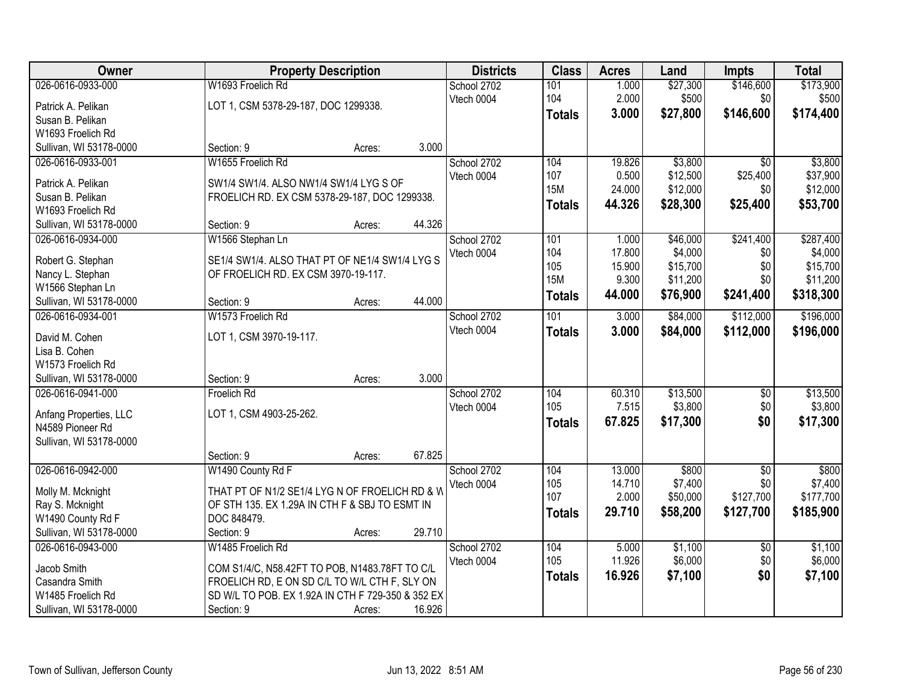| Owner | Property Description | | | Districts | Class | Acres | Land | Impts | Total |
|---|---|---|---|---|---|---|---|---|---|
| 026-0616-0933-000 | W1693 Froelich Rd | | | School 2702 | 101 | 1.000 | $27,300 | $146,600 | $173,900 |
| Patrick A. Pelikan | LOT 1, CSM 5378-29-187, DOC 1299338. | | | Vtech 0004 | 104 | 2.000 | $500 | $0 | $500 |
| Susan B. Pelikan | | | | | **Totals** | **3.000** | **$27,800** | **$146,600** | **$174,400** |
| W1693 Froelich Rd | | | | | | | | | |
| Sullivan, WI 53178-0000 | Section: 9 | Acres: | 3.000 | | | | | | |
| 026-0616-0933-001 | W1655 Froelich Rd | | | School 2702 | 104 | 19.826 | $3,800 | $0 | $3,800 |
| Patrick A. Pelikan | SW1/4 SW1/4. ALSO NW1/4 SW1/4 LYG S OF | | | Vtech 0004 | 107 | 0.500 | $12,500 | $25,400 | $37,900 |
| Susan B. Pelikan | FROELICH RD. EX CSM 5378-29-187, DOC 1299338. | | | | 15M | 24.000 | $12,000 | $0 | $12,000 |
| W1693 Froelich Rd | | | | | **Totals** | **44.326** | **$28,300** | **$25,400** | **$53,700** |
| Sullivan, WI 53178-0000 | Section: 9 | Acres: | 44.326 | | | | | | |
| 026-0616-0934-000 | W1566 Stephan Ln | | | School 2702 | 101 | 1.000 | $46,000 | $241,400 | $287,400 |
| Robert G. Stephan | SE1/4 SW1/4. ALSO THAT PT OF NE1/4 SW1/4 LYG S | | | Vtech 0004 | 104 | 17.800 | $4,000 | $0 | $4,000 |
| Nancy L. Stephan | OF FROELICH RD. EX CSM 3970-19-117. | | | | 105 | 15.900 | $15,700 | $0 | $15,700 |
| W1566 Stephan Ln | | | | | 15M | 9.300 | $11,200 | $0 | $11,200 |
| Sullivan, WI 53178-0000 | Section: 9 | Acres: | 44.000 | | **Totals** | **44.000** | **$76,900** | **$241,400** | **$318,300** |
| 026-0616-0934-001 | W1573 Froelich Rd | | | School 2702 | 101 | 3.000 | $84,000 | $112,000 | $196,000 |
| David M. Cohen | LOT 1, CSM 3970-19-117. | | | Vtech 0004 | **Totals** | **3.000** | **$84,000** | **$112,000** | **$196,000** |
| Lisa B. Cohen | | | | | | | | | |
| W1573 Froelich Rd | | | | | | | | | |
| Sullivan, WI 53178-0000 | Section: 9 | Acres: | 3.000 | | | | | | |
| 026-0616-0941-000 | Froelich Rd | | | School 2702 | 104 | 60.310 | $13,500 | $0 | $13,500 |
| Anfang Properties, LLC | LOT 1, CSM 4903-25-262. | | | Vtech 0004 | 105 | 7.515 | $3,800 | $0 | $3,800 |
| N4589 Pioneer Rd | | | | | **Totals** | **67.825** | **$17,300** | **$0** | **$17,300** |
| Sullivan, WI 53178-0000 | | | | | | | | | |
| | Section: 9 | Acres: | 67.825 | | | | | | |
| 026-0616-0942-000 | W1490 County Rd F | | | School 2702 | 104 | 13.000 | $800 | $0 | $800 |
| Molly M. Mcknight | THAT PT OF N1/2 SE1/4 LYG N OF FROELICH RD & W | | | Vtech 0004 | 105 | 14.710 | $7,400 | $0 | $7,400 |
| Ray S. Mcknight | OF STH 135. EX 1.29A IN CTH F & SBJ TO ESMT IN | | | | 107 | 2.000 | $50,000 | $127,700 | $177,700 |
| W1490 County Rd F | DOC 848479. | | | | **Totals** | **29.710** | **$58,200** | **$127,700** | **$185,900** |
| Sullivan, WI 53178-0000 | Section: 9 | Acres: | 29.710 | | | | | | |
| 026-0616-0943-000 | W1485 Froelich Rd | | | School 2702 | 104 | 5.000 | $1,100 | $0 | $1,100 |
| Jacob Smith | COM S1/4/C, N58.42FT TO POB, N1483.78FT TO C/L | | | Vtech 0004 | 105 | 11.926 | $6,000 | $0 | $6,000 |
| Casandra Smith | FROELICH RD, E ON SD C/L TO W/L CTH F, SLY ON | | | | **Totals** | **16.926** | **$7,100** | **$0** | **$7,100** |
| W1485 Froelich Rd | SD W/L TO POB. EX 1.92A IN CTH F 729-350 & 352 EX | | | | | | | | |
| Sullivan, WI 53178-0000 | Section: 9 | Acres: | 16.926 | | | | | | |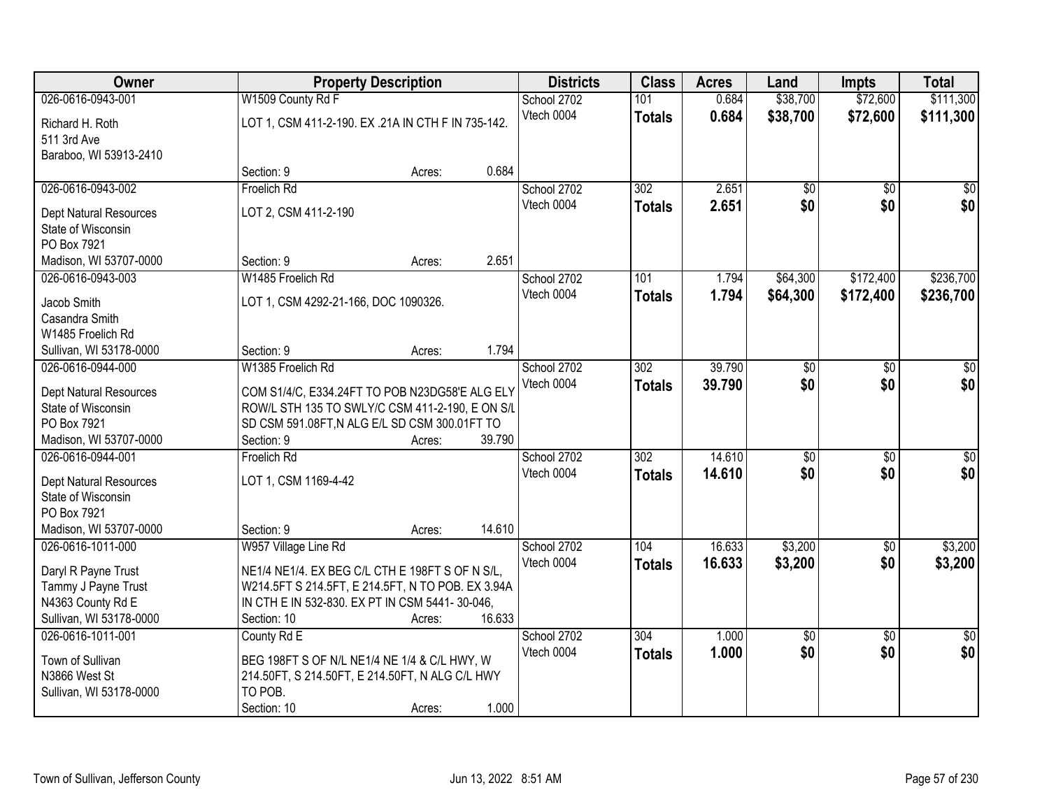| Owner | Property Description | | | Districts | Class | Acres | Land | Impts | Total |
|---|---|---|---|---|---|---|---|---|---|
| 026-0616-0943-001 | W1509 County Rd F | | | School 2702 | 101 | 0.684 | $38,700 | $72,600 | $111,300 |
| Richard H. Roth<br>511 3rd Ave<br>Baraboo, WI 53913-2410 | LOT 1, CSM 411-2-190. EX .21A IN CTH F IN 735-142. | | | Vtech 0004 | **Totals** | **0.684** | **$38,700** | **$72,600** | **$111,300** |
| | Section: 9 | Acres: | 0.684 | | | | | | |
| 026-0616-0943-002 | Froelich Rd | | | School 2702 | 302 | 2.651 | $0 | $0 | $0 |
| Dept Natural Resources<br>State of Wisconsin<br>PO Box 7921<br>Madison, WI 53707-0000 | LOT 2, CSM 411-2-190 | | | Vtech 0004 | **Totals** | **2.651** | **$0** | **$0** | **$0** |
| | Section: 9 | Acres: | 2.651 | | | | | | |
| 026-0616-0943-003 | W1485 Froelich Rd | | | School 2702 | 101 | 1.794 | $64,300 | $172,400 | $236,700 |
| Jacob Smith<br>Casandra Smith<br>W1485 Froelich Rd<br>Sullivan, WI 53178-0000 | LOT 1, CSM 4292-21-166, DOC 1090326. | | | Vtech 0004 | **Totals** | **1.794** | **$64,300** | **$172,400** | **$236,700** |
| | Section: 9 | Acres: | 1.794 | | | | | | |
| 026-0616-0944-000 | W1385 Froelich Rd | | | School 2702 | 302 | 39.790 | $0 | $0 | $0 |
| Dept Natural Resources<br>State of Wisconsin<br>PO Box 7921<br>Madison, WI 53707-0000 | COM S1/4/C, E334.24FT TO POB N23DG58'E ALG ELY ROW/L STH 135 TO SWLY/C CSM 411-2-190, E ON S/L SD CSM 591.08FT,N ALG E/L SD CSM 300.01FT TO | | | Vtech 0004 | **Totals** | **39.790** | **$0** | **$0** | **$0** |
| | Section: 9 | Acres: | 39.790 | | | | | | |
| 026-0616-0944-001 | Froelich Rd | | | School 2702 | 302 | 14.610 | $0 | $0 | $0 |
| Dept Natural Resources<br>State of Wisconsin<br>PO Box 7921<br>Madison, WI 53707-0000 | LOT 1, CSM 1169-4-42 | | | Vtech 0004 | **Totals** | **14.610** | **$0** | **$0** | **$0** |
| | Section: 9 | Acres: | 14.610 | | | | | | |
| 026-0616-1011-000 | W957 Village Line Rd | | | School 2702 | 104 | 16.633 | $3,200 | $0 | $3,200 |
| Daryl R Payne Trust<br>Tammy J Payne Trust<br>N4363 County Rd E<br>Sullivan, WI 53178-0000 | NE1/4 NE1/4. EX BEG C/L CTH E 198FT S OF N S/L, W214.5FT S 214.5FT, E 214.5FT, N TO POB. EX 3.94A IN CTH E IN 532-830. EX PT IN CSM 5441- 30-046, | | | Vtech 0004 | **Totals** | **16.633** | **$3,200** | **$0** | **$3,200** |
| | Section: 10 | Acres: | 16.633 | | | | | | |
| 026-0616-1011-001 | County Rd E | | | School 2702 | 304 | 1.000 | $0 | $0 | $0 |
| Town of Sullivan<br>N3866 West St<br>Sullivan, WI 53178-0000 | BEG 198FT S OF N/L NE1/4 NE 1/4 & C/L HWY, W 214.50FT, S 214.50FT, E 214.50FT, N ALG C/L HWY TO POB. | | | Vtech 0004 | **Totals** | **1.000** | **$0** | **$0** | **$0** |
| | Section: 10 | Acres: | 1.000 | | | | | | |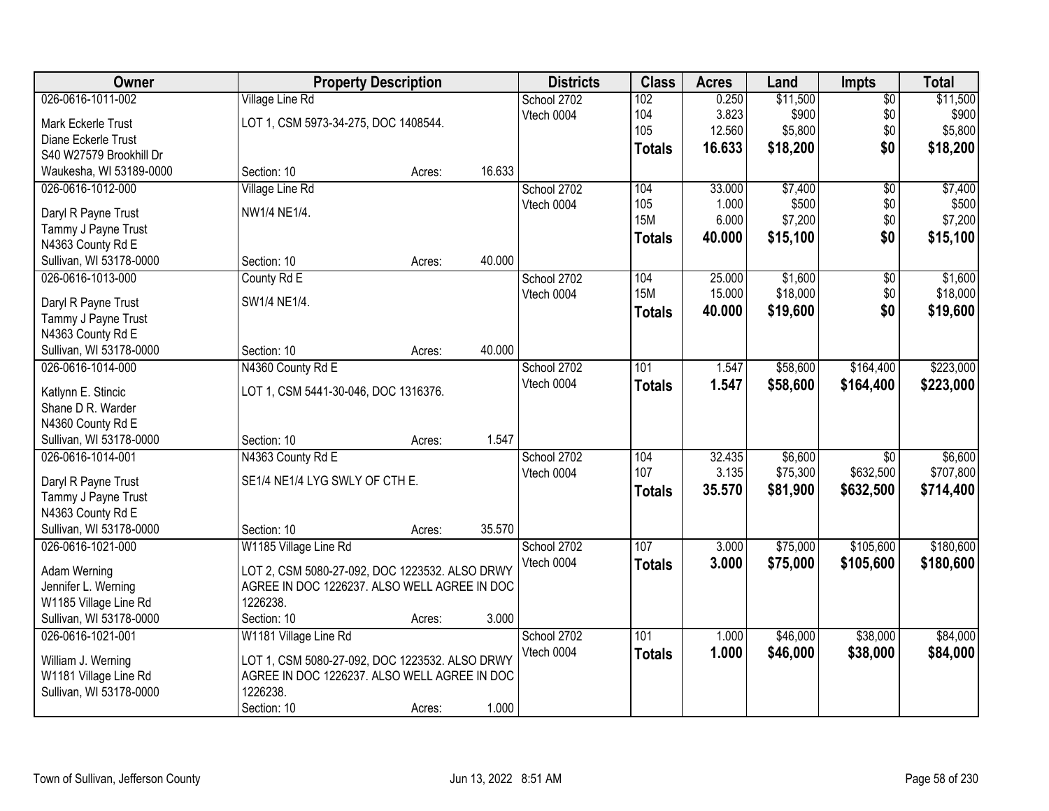| Owner | Property Description | | | Districts | Class | Acres | Land | Impts | Total |
|---|---|---|---|---|---|---|---|---|---|
| 026-0616-1011-002 | Village Line Rd | | | School 2702 | 102 | 0.250 | $11,500 | $0 | $11,500 |
| Mark Eckerle Trust | LOT 1, CSM 5973-34-275, DOC 1408544. | | | Vtech 0004 | 104 | 3.823 | $900 | $0 | $900 |
| Diane Eckerle Trust | | | | | 105 | 12.560 | $5,800 | $0 | $5,800 |
| S40 W27579 Brookhill Dr | | | | | **Totals** | **16.633** | **$18,200** | **$0** | **$18,200** |
| Waukesha, WI 53189-0000 | Section: 10 | Acres: | 16.633 | | | | | | |
| 026-0616-1012-000 | Village Line Rd | | | School 2702 | 104 | 33.000 | $7,400 | $0 | $7,400 |
| Daryl R Payne Trust | NW1/4 NE1/4. | | | Vtech 0004 | 105 | 1.000 | $500 | $0 | $500 |
| Tammy J Payne Trust | | | | | 15M | 6.000 | $7,200 | $0 | $7,200 |
| N4363 County Rd E | | | | | **Totals** | **40.000** | **$15,100** | **$0** | **$15,100** |
| Sullivan, WI 53178-0000 | Section: 10 | Acres: | 40.000 | | | | | | |
| 026-0616-1013-000 | County Rd E | | | School 2702 | 104 | 25.000 | $1,600 | $0 | $1,600 |
| Daryl R Payne Trust | SW1/4 NE1/4. | | | Vtech 0004 | 15M | 15.000 | $18,000 | $0 | $18,000 |
| Tammy J Payne Trust | | | | | **Totals** | **40.000** | **$19,600** | **$0** | **$19,600** |
| N4363 County Rd E | | | | | | | | | |
| Sullivan, WI 53178-0000 | Section: 10 | Acres: | 40.000 | | | | | | |
| 026-0616-1014-000 | N4360 County Rd E | | | School 2702 | 101 | 1.547 | $58,600 | $164,400 | $223,000 |
| Katlynn E. Stincic | LOT 1, CSM 5441-30-046, DOC 1316376. | | | Vtech 0004 | **Totals** | **1.547** | **$58,600** | **$164,400** | **$223,000** |
| Shane D R. Warder | | | | | | | | | |
| N4360 County Rd E | | | | | | | | | |
| Sullivan, WI 53178-0000 | Section: 10 | Acres: | 1.547 | | | | | | |
| 026-0616-1014-001 | N4363 County Rd E | | | School 2702 | 104 | 32.435 | $6,600 | $0 | $6,600 |
| Daryl R Payne Trust | SE1/4 NE1/4 LYG SWLY OF CTH E. | | | Vtech 0004 | 107 | 3.135 | $75,300 | $632,500 | $707,800 |
| Tammy J Payne Trust | | | | | **Totals** | **35.570** | **$81,900** | **$632,500** | **$714,400** |
| N4363 County Rd E | | | | | | | | | |
| Sullivan, WI 53178-0000 | Section: 10 | Acres: | 35.570 | | | | | | |
| 026-0616-1021-000 | W1185 Village Line Rd | | | School 2702 | 107 | 3.000 | $75,000 | $105,600 | $180,600 |
| Adam Werning | LOT 2, CSM 5080-27-092, DOC 1223532. ALSO DRWY | | | Vtech 0004 | **Totals** | **3.000** | **$75,000** | **$105,600** | **$180,600** |
| Jennifer L. Werning | AGREE IN DOC 1226237. ALSO WELL AGREE IN DOC | | | | | | | | |
| W1185 Village Line Rd | 1226238. | | | | | | | | |
| Sullivan, WI 53178-0000 | Section: 10 | Acres: | 3.000 | | | | | | |
| 026-0616-1021-001 | W1181 Village Line Rd | | | School 2702 | 101 | 1.000 | $46,000 | $38,000 | $84,000 |
| William J. Werning | LOT 1, CSM 5080-27-092, DOC 1223532. ALSO DRWY | | | Vtech 0004 | **Totals** | **1.000** | **$46,000** | **$38,000** | **$84,000** |
| W1181 Village Line Rd | AGREE IN DOC 1226237. ALSO WELL AGREE IN DOC | | | | | | | | |
| Sullivan, WI 53178-0000 | 1226238. | | | | | | | | |
| | Section: 10 | Acres: | 1.000 | | | | | | |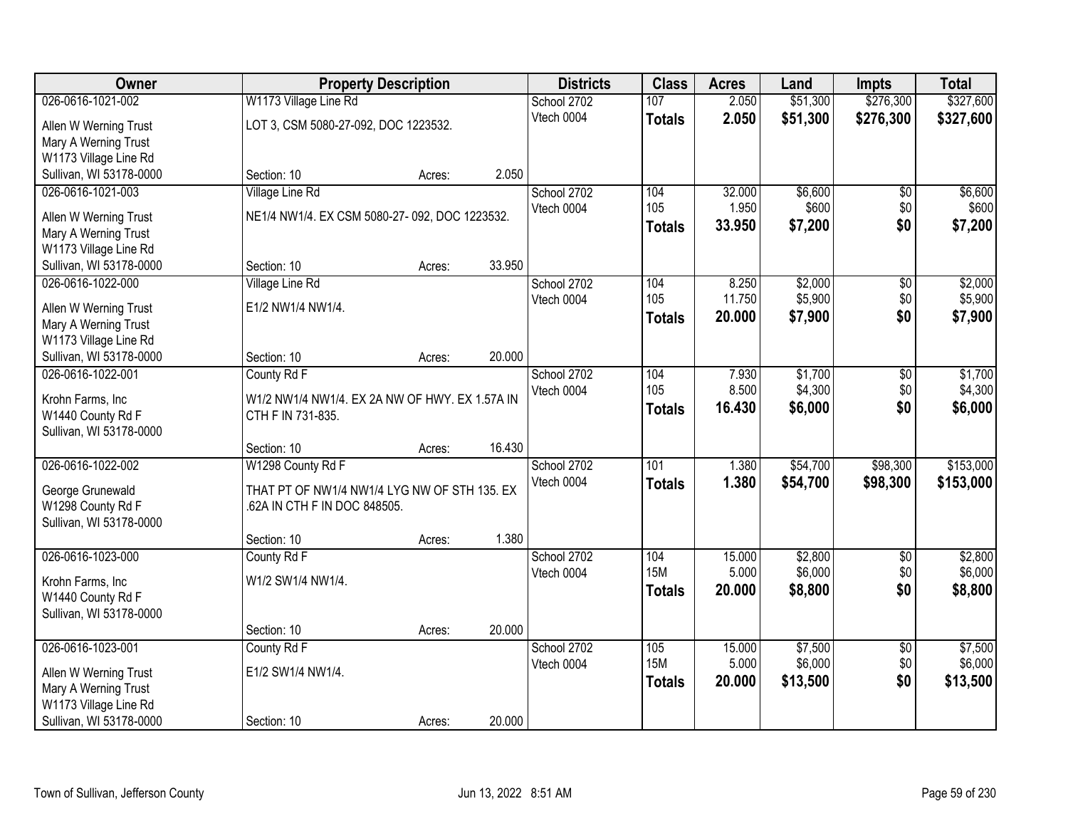| Owner | Property Description | Districts | Class | Acres | Land | Impts | Total |
|---|---|---|---|---|---|---|---|
| 026-0616-1021-002 | W1173 Village Line Rd | School 2702 | 107 | 2.050 | $51,300 | $276,300 | $327,600 |
| Allen W Werning Trust<br>Mary A Werning Trust<br>W1173 Village Line Rd<br>Sullivan, WI 53178-0000 | LOT 3, CSM 5080-27-092, DOC 1223532.<br><br>Section: 10 Acres: 2.050 | Vtech 0004 | **Totals** | **2.050** | **$51,300** | **$276,300** | **$327,600** |
| 026-0616-1021-003 | Village Line Rd | School 2702 | 104 | 32.000 | $6,600 | $0 | $6,600 |
| Allen W Werning Trust<br>Mary A Werning Trust<br>W1173 Village Line Rd<br>Sullivan, WI 53178-0000 | NE1/4 NW1/4. EX CSM 5080-27- 092, DOC 1223532.<br><br>Section: 10 Acres: 33.950 | Vtech 0004 | 105 | 1.950 | $600 | $0 | $600 |
| | | | **Totals** | **33.950** | **$7,200** | **$0** | **$7,200** |
| 026-0616-1022-000 | Village Line Rd | School 2702 | 104 | 8.250 | $2,000 | $0 | $2,000 |
| Allen W Werning Trust<br>Mary A Werning Trust<br>W1173 Village Line Rd<br>Sullivan, WI 53178-0000 | E1/2 NW1/4 NW1/4.<br><br>Section: 10 Acres: 20.000 | Vtech 0004 | 105 | 11.750 | $5,900 | $0 | $5,900 |
| | | | **Totals** | **20.000** | **$7,900** | **$0** | **$7,900** |
| 026-0616-1022-001 | County Rd F | School 2702 | 104 | 7.930 | $1,700 | $0 | $1,700 |
| Krohn Farms, Inc<br>W1440 County Rd F<br>Sullivan, WI 53178-0000 | W1/2 NW1/4 NW1/4. EX 2A NW OF HWY. EX 1.57A IN CTH F IN 731-835.<br><br>Section: 10 Acres: 16.430 | Vtech 0004 | 105 | 8.500 | $4,300 | $0 | $4,300 |
| | | | **Totals** | **16.430** | **$6,000** | **$0** | **$6,000** |
| 026-0616-1022-002 | W1298 County Rd F | School 2702 | 101 | 1.380 | $54,700 | $98,300 | $153,000 |
| George Grunewald<br>W1298 County Rd F<br>Sullivan, WI 53178-0000 | THAT PT OF NW1/4 NW1/4 LYG NW OF STH 135. EX .62A IN CTH F IN DOC 848505.<br><br>Section: 10 Acres: 1.380 | Vtech 0004 | **Totals** | **1.380** | **$54,700** | **$98,300** | **$153,000** |
| 026-0616-1023-000 | County Rd F | School 2702 | 104 | 15.000 | $2,800 | $0 | $2,800 |
| Krohn Farms, Inc<br>W1440 County Rd F<br>Sullivan, WI 53178-0000 | W1/2 SW1/4 NW1/4.<br><br>Section: 10 Acres: 20.000 | Vtech 0004 | 15M | 5.000 | $6,000 | $0 | $6,000 |
| | | | **Totals** | **20.000** | **$8,800** | **$0** | **$8,800** |
| 026-0616-1023-001 | County Rd F | School 2702 | 105 | 15.000 | $7,500 | $0 | $7,500 |
| Allen W Werning Trust<br>Mary A Werning Trust<br>W1173 Village Line Rd<br>Sullivan, WI 53178-0000 | E1/2 SW1/4 NW1/4.<br><br>Section: 10 Acres: 20.000 | Vtech 0004 | 15M | 5.000 | $6,000 | $0 | $6,000 |
| | | | **Totals** | **20.000** | **$13,500** | **$0** | **$13,500** |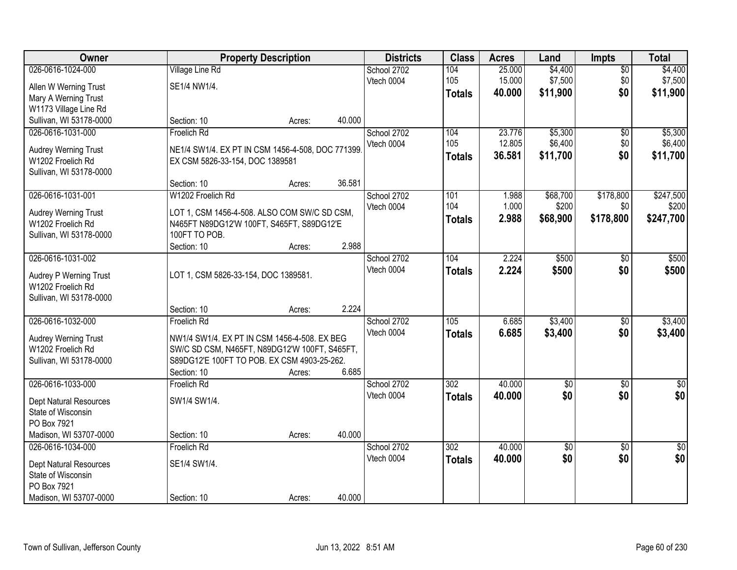| Owner | Property Description | Districts | Class | Acres | Land | Impts | Total |
|---|---|---|---|---|---|---|---|
| 026-0616-1024-000<br>Allen W Werning Trust<br>Mary A Werning Trust<br>W1173 Village Line Rd<br>Sullivan, WI 53178-0000 | Village Line Rd<br>SE1/4 NW1/4.<br>Section: 10 Acres: 40.000 | School 2702<br>Vtech 0004 | 104<br>105<br>**Totals** | 25.000<br>15.000<br>**40.000** | $4,400<br>$7,500<br>**$11,900** | $0<br>$0<br>**$0** | $4,400<br>$7,500<br>**$11,900** |
| 026-0616-1031-000<br>Audrey Werning Trust<br>W1202 Froelich Rd<br>Sullivan, WI 53178-0000 | Froelich Rd<br>NE1/4 SW1/4. EX PT IN CSM 1456-4-508, DOC 771399. EX CSM 5826-33-154, DOC 1389581<br>Section: 10 Acres: 36.581 | School 2702<br>Vtech 0004 | 104<br>105<br>**Totals** | 23.776<br>12.805<br>**36.581** | $5,300<br>$6,400<br>**$11,700** | $0<br>$0<br>**$0** | $5,300<br>$6,400<br>**$11,700** |
| 026-0616-1031-001<br>Audrey Werning Trust<br>W1202 Froelich Rd<br>Sullivan, WI 53178-0000 | W1202 Froelich Rd<br>LOT 1, CSM 1456-4-508. ALSO COM SW/C SD CSM, N465FT N89DG12'W 100FT, S465FT, S89DG12'E 100FT TO POB.<br>Section: 10 Acres: 2.988 | School 2702<br>Vtech 0004 | 101<br>104<br>**Totals** | 1.988<br>1.000<br>**2.988** | $68,700<br>$200<br>**$68,900** | $178,800<br>$0<br>**$178,800** | $247,500<br>$200<br>**$247,700** |
| 026-0616-1031-002<br>Audrey P Werning Trust<br>W1202 Froelich Rd<br>Sullivan, WI 53178-0000 | LOT 1, CSM 5826-33-154, DOC 1389581.<br>Section: 10 Acres: 2.224 | School 2702<br>Vtech 0004 | 104<br>**Totals** | 2.224<br>**2.224** | $500<br>**$500** | $0<br>**$0** | $500<br>**$500** |
| 026-0616-1032-000<br>Audrey Werning Trust<br>W1202 Froelich Rd<br>Sullivan, WI 53178-0000 | Froelich Rd<br>NW1/4 SW1/4. EX PT IN CSM 1456-4-508. EX BEG SW/C SD CSM, N465FT, N89DG12'W 100FT, S465FT, S89DG12'E 100FT TO POB. EX CSM 4903-25-262.<br>Section: 10 Acres: 6.685 | School 2702<br>Vtech 0004 | 105<br>**Totals** | 6.685<br>**6.685** | $3,400<br>**$3,400** | $0<br>**$0** | $3,400<br>**$3,400** |
| 026-0616-1033-000<br>Dept Natural Resources<br>State of Wisconsin<br>PO Box 7921<br>Madison, WI 53707-0000 | Froelich Rd<br>SW1/4 SW1/4.<br>Section: 10 Acres: 40.000 | School 2702<br>Vtech 0004 | 302<br>**Totals** | 40.000<br>**40.000** | $0<br>**$0** | $0<br>**$0** | $0<br>**$0** |
| 026-0616-1034-000<br>Dept Natural Resources<br>State of Wisconsin<br>PO Box 7921<br>Madison, WI 53707-0000 | Froelich Rd<br>SE1/4 SW1/4.<br>Section: 10 Acres: 40.000 | School 2702<br>Vtech 0004 | 302<br>**Totals** | 40.000<br>**40.000** | $0<br>**$0** | $0<br>**$0** | $0<br>**$0** |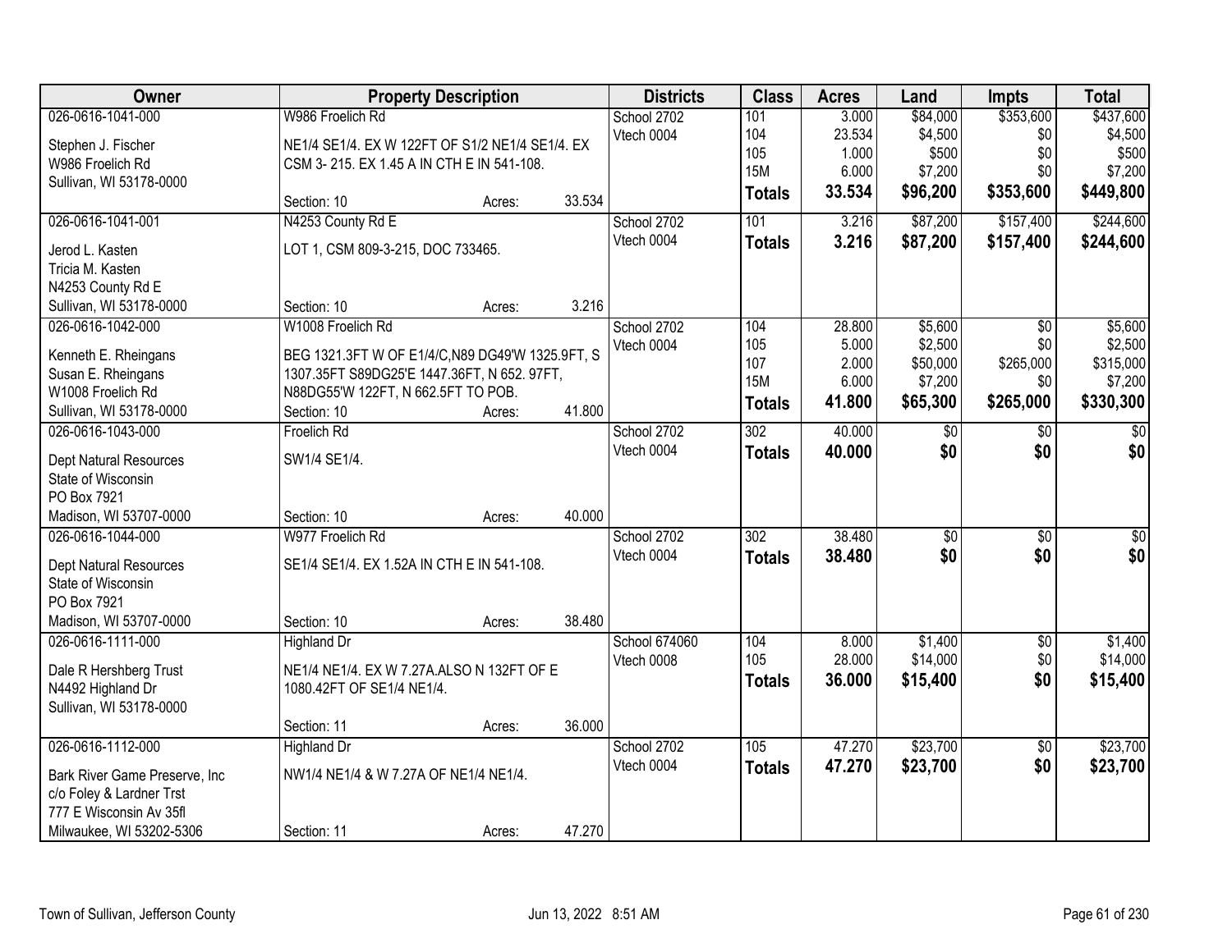| Owner | Property Description | Districts | Class | Acres | Land | Impts | Total |
|---|---|---|---|---|---|---|---|
| 026-0616-1041-000<br><br>Stephen J. Fischer<br>W986 Froelich Rd<br>Sullivan, WI 53178-0000 | W986 Froelich Rd<br><br>NE1/4 SE1/4. EX W 122FT OF S1/2 NE1/4 SE1/4. EX CSM 3- 215. EX 1.45 A IN CTH E IN 541-108.<br><br>Section: 10 Acres: 33.534 | School 2702<br>Vtech 0004 | 101<br>104<br>105<br>15M<br>**Totals** | 3.000<br>23.534<br>1.000<br>6.000<br>**33.534** | $84,000<br>$4,500<br>$500<br>$7,200<br>**$96,200** | $353,600<br>$0<br>$0<br>$0<br>**$353,600** | $437,600<br>$4,500<br>$500<br>$7,200<br>**$449,800** |
| 026-0616-1041-001<br><br>Jerod L. Kasten<br>Tricia M. Kasten<br>N4253 County Rd E<br>Sullivan, WI 53178-0000 | N4253 County Rd E<br><br>LOT 1, CSM 809-3-215, DOC 733465.<br><br>Section: 10 Acres: 3.216 | School 2702<br>Vtech 0004 | 101<br>**Totals** | 3.216<br>**3.216** | $87,200<br>**$87,200** | $157,400<br>**$157,400** | $244,600<br>**$244,600** |
| 026-0616-1042-000<br><br>Kenneth E. Rheingans<br>Susan E. Rheingans<br>W1008 Froelich Rd<br>Sullivan, WI 53178-0000 | W1008 Froelich Rd<br><br>BEG 1321.3FT W OF E1/4/C,N89 DG49'W 1325.9FT, S 1307.35FT S89DG25'E 1447.36FT, N 652. 97FT, N88DG55'W 122FT, N 662.5FT TO POB.<br>Section: 10 Acres: 41.800 | School 2702<br>Vtech 0004 | 104<br>105<br>107<br>15M<br>**Totals** | 28.800<br>5.000<br>2.000<br>6.000<br>**41.800** | $5,600<br>$2,500<br>$50,000<br>$7,200<br>**$65,300** | $0<br>$0<br>$265,000<br>$0<br>**$265,000** | $5,600<br>$2,500<br>$315,000<br>$7,200<br>**$330,300** |
| 026-0616-1043-000<br><br>Dept Natural Resources<br>State of Wisconsin<br>PO Box 7921<br>Madison, WI 53707-0000 | Froelich Rd<br><br>SW1/4 SE1/4.<br><br>Section: 10 Acres: 40.000 | School 2702<br>Vtech 0004 | 302<br>**Totals** | 40.000<br>**40.000** | $0<br>**$0** | $0<br>**$0** | $0<br>**$0** |
| 026-0616-1044-000<br><br>Dept Natural Resources<br>State of Wisconsin<br>PO Box 7921<br>Madison, WI 53707-0000 | W977 Froelich Rd<br><br>SE1/4 SE1/4. EX 1.52A IN CTH E IN 541-108.<br><br>Section: 10 Acres: 38.480 | School 2702<br>Vtech 0004 | 302<br>**Totals** | 38.480<br>**38.480** | $0<br>**$0** | $0<br>**$0** | $0<br>**$0** |
| 026-0616-1111-000<br><br>Dale R Hershberg Trust<br>N4492 Highland Dr<br>Sullivan, WI 53178-0000 | Highland Dr<br><br>NE1/4 NE1/4. EX W 7.27A.ALSO N 132FT OF E 1080.42FT OF SE1/4 NE1/4.<br><br>Section: 11 Acres: 36.000 | School 674060<br>Vtech 0008 | 104<br>105<br>**Totals** | 8.000<br>28.000<br>**36.000** | $1,400<br>$14,000<br>**$15,400** | $0<br>$0<br>**$0** | $1,400<br>$14,000<br>**$15,400** |
| 026-0616-1112-000<br><br>Bark River Game Preserve, Inc<br>c/o Foley & Lardner Trst<br>777 E Wisconsin Av 35fl<br>Milwaukee, WI 53202-5306 | Highland Dr<br><br>NW1/4 NE1/4 & W 7.27A OF NE1/4 NE1/4.<br><br>Section: 11 Acres: 47.270 | School 2702<br>Vtech 0004 | 105<br>**Totals** | 47.270<br>**47.270** | $23,700<br>**$23,700** | $0<br>**$0** | $23,700<br>**$23,700** |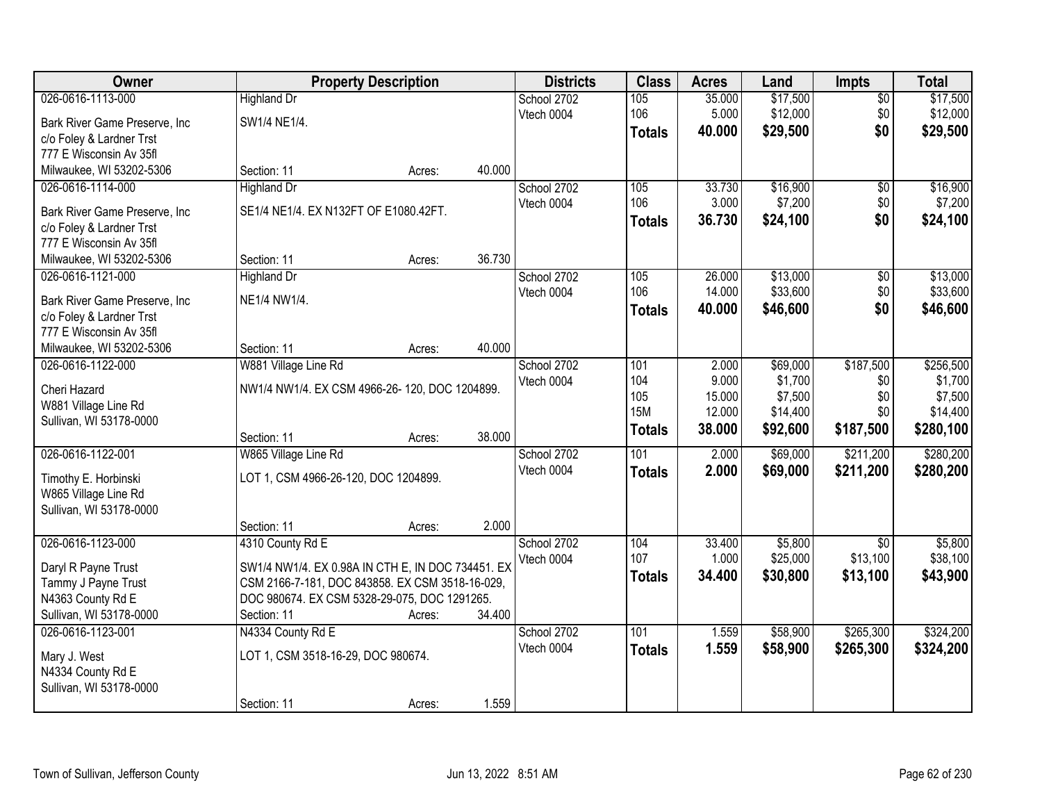| Owner | Property Description | Districts | Class | Acres | Land | Impts | Total |
|---|---|---|---|---|---|---|---|
| 026-0616-1113-000<br>Bark River Game Preserve, Inc<br>c/o Foley & Lardner Trst<br>777 E Wisconsin Av 35fl<br>Milwaukee, WI 53202-5306 | Highland Dr<br>SW1/4 NE1/4.<br>Section: 11 Acres: 40.000 | School 2702<br>Vtech 0004 | 105<br>106<br>**Totals** | 35.000<br>5.000<br>**40.000** | \$17,500<br>\$12,000<br>**\$29,500** | \$0<br>\$0<br>**\$0** | \$17,500<br>\$12,000<br>**\$29,500** |
| 026-0616-1114-000<br>Bark River Game Preserve, Inc<br>c/o Foley & Lardner Trst<br>777 E Wisconsin Av 35fl<br>Milwaukee, WI 53202-5306 | Highland Dr<br>SE1/4 NE1/4. EX N132FT OF E1080.42FT.<br>Section: 11 Acres: 36.730 | School 2702<br>Vtech 0004 | 105<br>106<br>**Totals** | 33.730<br>3.000<br>**36.730** | \$16,900<br>\$7,200<br>**\$24,100** | \$0<br>\$0<br>**\$0** | \$16,900<br>\$7,200<br>**\$24,100** |
| 026-0616-1121-000<br>Bark River Game Preserve, Inc<br>c/o Foley & Lardner Trst<br>777 E Wisconsin Av 35fl<br>Milwaukee, WI 53202-5306 | Highland Dr<br>NE1/4 NW1/4.<br>Section: 11 Acres: 40.000 | School 2702<br>Vtech 0004 | 105<br>106<br>**Totals** | 26.000<br>14.000<br>**40.000** | \$13,000<br>\$33,600<br>**\$46,600** | \$0<br>\$0<br>**\$0** | \$13,000<br>\$33,600<br>**\$46,600** |
| 026-0616-1122-000<br>Cheri Hazard<br>W881 Village Line Rd<br>Sullivan, WI 53178-0000 | W881 Village Line Rd<br>NW1/4 NW1/4. EX CSM 4966-26- 120, DOC 1204899.<br>Section: 11 Acres: 38.000 | School 2702<br>Vtech 0004 | 101<br>104<br>105<br>15M<br>**Totals** | 2.000<br>9.000<br>15.000<br>12.000<br>**38.000** | \$69,000<br>\$1,700<br>\$7,500<br>\$14,400<br>**\$92,600** | \$187,500<br>\$0<br>\$0<br>\$0<br>**\$187,500** | \$256,500<br>\$1,700<br>\$7,500<br>\$14,400<br>**\$280,100** |
| 026-0616-1122-001<br>Timothy E. Horbinski<br>W865 Village Line Rd<br>Sullivan, WI 53178-0000 | W865 Village Line Rd<br>LOT 1, CSM 4966-26-120, DOC 1204899.<br>Section: 11 Acres: 2.000 | School 2702<br>Vtech 0004 | 101<br>**Totals** | 2.000<br>**2.000** | \$69,000<br>**\$69,000** | \$211,200<br>**\$211,200** | \$280,200<br>**\$280,200** |
| 026-0616-1123-000<br>Daryl R Payne Trust<br>Tammy J Payne Trust<br>N4363 County Rd E<br>Sullivan, WI 53178-0000 | 4310 County Rd E<br>SW1/4 NW1/4. EX 0.98A IN CTH E, IN DOC 734451. EX CSM 2166-7-181, DOC 843858. EX CSM 3518-16-029, DOC 980674. EX CSM 5328-29-075, DOC 1291265.<br>Section: 11 Acres: 34.400 | School 2702<br>Vtech 0004 | 104<br>107<br>**Totals** | 33.400<br>1.000<br>**34.400** | \$5,800<br>\$25,000<br>**\$30,800** | \$0<br>\$13,100<br>**\$13,100** | \$5,800<br>\$38,100<br>**\$43,900** |
| 026-0616-1123-001<br>Mary J. West<br>N4334 County Rd E<br>Sullivan, WI 53178-0000 | N4334 County Rd E<br>LOT 1, CSM 3518-16-29, DOC 980674.<br>Section: 11 Acres: 1.559 | School 2702<br>Vtech 0004 | 101<br>**Totals** | 1.559<br>**1.559** | \$58,900<br>**\$58,900** | \$265,300<br>**\$265,300** | \$324,200<br>**\$324,200** |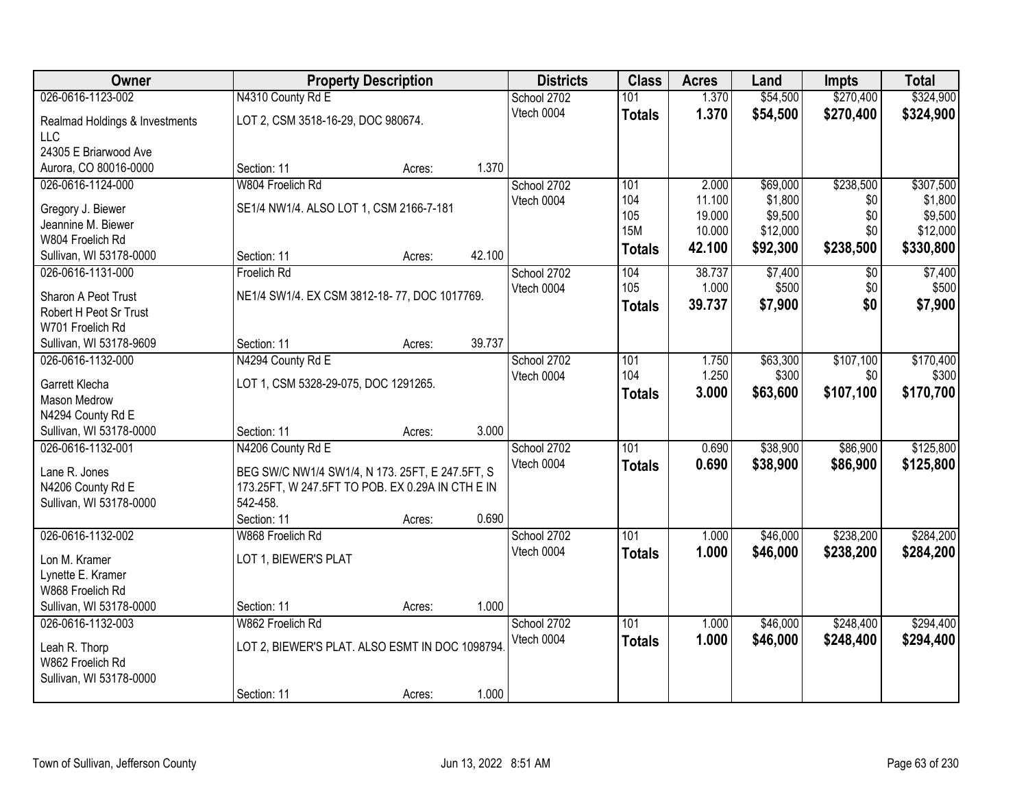| Owner | Property Description | | | Districts | Class | Acres | Land | Impts | Total |
|---|---|---|---|---|---|---|---|---|---|
| 026-0616-1123-002 | N4310 County Rd E | | | School 2702 | 101 | 1.370 | $54,500 | $270,400 | $324,900 |
| Realmad Holdings & Investments LLC | LOT 2, CSM 3518-16-29, DOC 980674. | | | Vtech 0004 | **Totals** | **1.370** | **$54,500** | **$270,400** | **$324,900** |
| 24305 E Briarwood Ave | | | | | | | | | |
| Aurora, CO 80016-0000 | Section: 11 | Acres: | 1.370 | | | | | | |
| 026-0616-1124-000 | W804 Froelich Rd | | | School 2702 | 101 | 2.000 | $69,000 | $238,500 | $307,500 |
| Gregory J. Biewer | SE1/4 NW1/4. ALSO LOT 1, CSM 2166-7-181 | | | Vtech 0004 | 104 | 11.100 | $1,800 | $0 | $1,800 |
| Jeannine M. Biewer | | | | | 105 | 19.000 | $9,500 | $0 | $9,500 |
| W804 Froelich Rd | | | | | 15M | 10.000 | $12,000 | $0 | $12,000 |
| Sullivan, WI 53178-0000 | Section: 11 | Acres: | 42.100 | | **Totals** | **42.100** | **$92,300** | **$238,500** | **$330,800** |
| 026-0616-1131-000 | Froelich Rd | | | School 2702 | 104 | 38.737 | $7,400 | $0 | $7,400 |
| Sharon A Peot Trust | NE1/4 SW1/4. EX CSM 3812-18- 77, DOC 1017769. | | | Vtech 0004 | 105 | 1.000 | $500 | $0 | $500 |
| Robert H Peot Sr Trust | | | | | **Totals** | **39.737** | **$7,900** | **$0** | **$7,900** |
| W701 Froelich Rd | | | | | | | | | |
| Sullivan, WI 53178-9609 | Section: 11 | Acres: | 39.737 | | | | | | |
| 026-0616-1132-000 | N4294 County Rd E | | | School 2702 | 101 | 1.750 | $63,300 | $107,100 | $170,400 |
| Garrett Klecha | LOT 1, CSM 5328-29-075, DOC 1291265. | | | Vtech 0004 | 104 | 1.250 | $300 | $0 | $300 |
| Mason Medrow | | | | | **Totals** | **3.000** | **$63,600** | **$107,100** | **$170,700** |
| N4294 County Rd E | | | | | | | | | |
| Sullivan, WI 53178-0000 | Section: 11 | Acres: | 3.000 | | | | | | |
| 026-0616-1132-001 | N4206 County Rd E | | | School 2702 | 101 | 0.690 | $38,900 | $86,900 | $125,800 |
| Lane R. Jones | BEG SW/C NW1/4 SW1/4, N 173. 25FT, E 247.5FT, S 173.25FT, W 247.5FT TO POB. EX 0.29A IN CTH E IN 542-458. | | | Vtech 0004 | **Totals** | **0.690** | **$38,900** | **$86,900** | **$125,800** |
| N4206 County Rd E | | | | | | | | | |
| Sullivan, WI 53178-0000 | Section: 11 | Acres: | 0.690 | | | | | | |
| 026-0616-1132-002 | W868 Froelich Rd | | | School 2702 | 101 | 1.000 | $46,000 | $238,200 | $284,200 |
| Lon M. Kramer | LOT 1, BIEWER'S PLAT | | | Vtech 0004 | **Totals** | **1.000** | **$46,000** | **$238,200** | **$284,200** |
| Lynette E. Kramer | | | | | | | | | |
| W868 Froelich Rd | | | | | | | | | |
| Sullivan, WI 53178-0000 | Section: 11 | Acres: | 1.000 | | | | | | |
| 026-0616-1132-003 | W862 Froelich Rd | | | School 2702 | 101 | 1.000 | $46,000 | $248,400 | $294,400 |
| Leah R. Thorp | LOT 2, BIEWER'S PLAT. ALSO ESMT IN DOC 1098794. | | | Vtech 0004 | **Totals** | **1.000** | **$46,000** | **$248,400** | **$294,400** |
| W862 Froelich Rd | | | | | | | | | |
| Sullivan, WI 53178-0000 | Section: 11 | Acres: | 1.000 | | | | | | |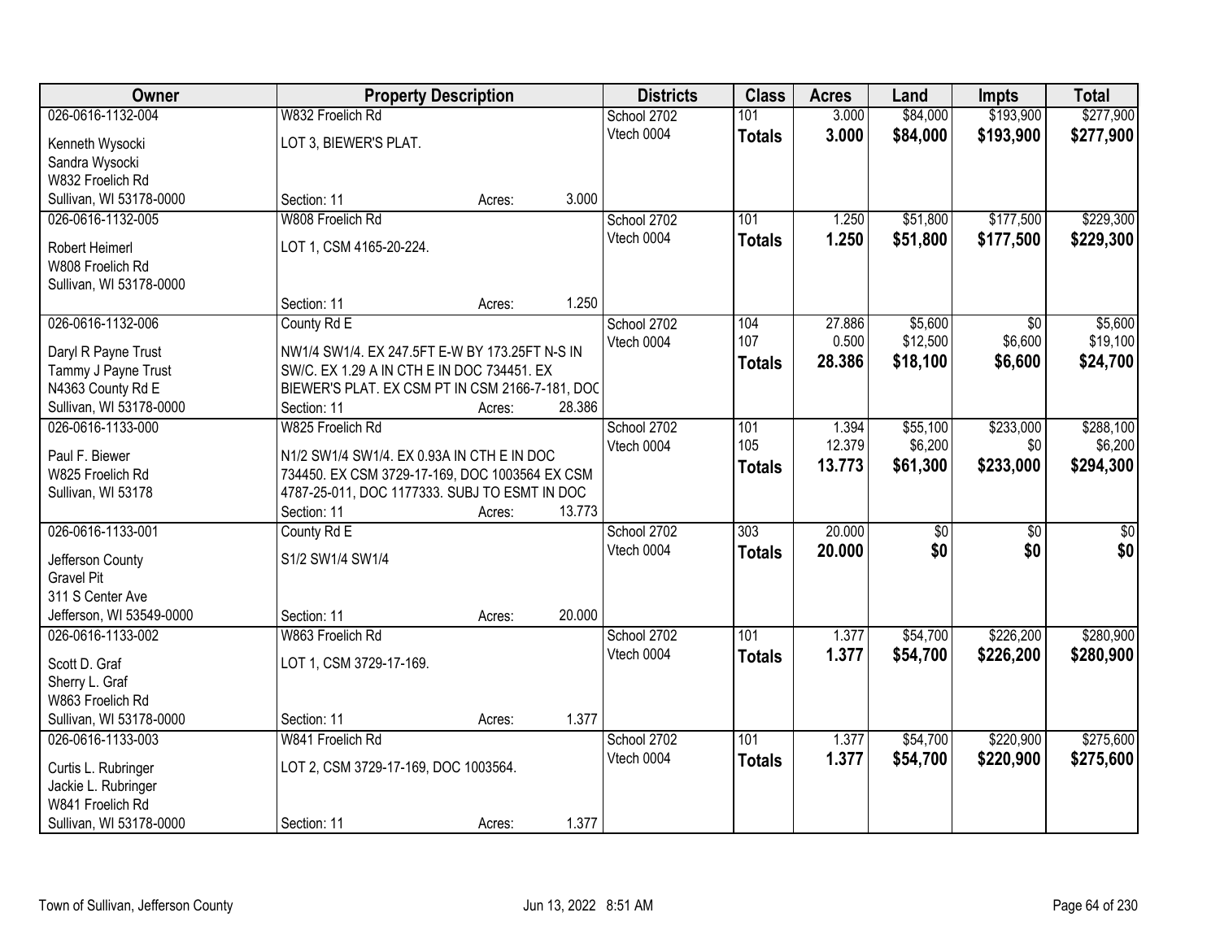| Owner | Property Description | | | Districts | Class | Acres | Land | Impts | Total |
|---|---|---|---|---|---|---|---|---|---|
| 026-0616-1132-004 | W832 Froelich Rd | | | School 2702 | 101 | 3.000 | $84,000 | $193,900 | $277,900 |
| Kenneth Wysocki<br>Sandra Wysocki<br>W832 Froelich Rd<br>Sullivan, WI 53178-0000 | LOT 3, BIEWER'S PLAT. | | | Vtech 0004 | **Totals** | **3.000** | **$84,000** | **$193,900** | **$277,900** |
| | Section: 11 | Acres: | 3.000 | | | | | | |
| 026-0616-1132-005 | W808 Froelich Rd | | | School 2702 | 101 | 1.250 | $51,800 | $177,500 | $229,300 |
| Robert Heimerl<br>W808 Froelich Rd<br>Sullivan, WI 53178-0000 | LOT 1, CSM 4165-20-224. | | | Vtech 0004 | **Totals** | **1.250** | **$51,800** | **$177,500** | **$229,300** |
| | Section: 11 | Acres: | 1.250 | | | | | | |
| 026-0616-1132-006 | County Rd E | | | School 2702 | 104 | 27.886 | $5,600 | $0 | $5,600 |
| Daryl R Payne Trust<br>Tammy J Payne Trust<br>N4363 County Rd E<br>Sullivan, WI 53178-0000 | NW1/4 SW1/4. EX 247.5FT E-W BY 173.25FT N-S IN SW/C. EX 1.29 A IN CTH E IN DOC 734451. EX BIEWER'S PLAT. EX CSM PT IN CSM 2166-7-181, DOC | | | Vtech 0004 | 107 | 0.500 | $12,500 | $6,600 | $19,100 |
| | | | | | **Totals** | **28.386** | **$18,100** | **$6,600** | **$24,700** |
| | Section: 11 | Acres: | 28.386 | | | | | | |
| 026-0616-1133-000 | W825 Froelich Rd | | | School 2702 | 101 | 1.394 | $55,100 | $233,000 | $288,100 |
| Paul F. Biewer<br>W825 Froelich Rd<br>Sullivan, WI 53178 | N1/2 SW1/4 SW1/4. EX 0.93A IN CTH E IN DOC 734450. EX CSM 3729-17-169, DOC 1003564 EX CSM 4787-25-011, DOC 1177333. SUBJ TO ESMT IN DOC | | | Vtech 0004 | 105 | 12.379 | $6,200 | $0 | $6,200 |
| | | | | | **Totals** | **13.773** | **$61,300** | **$233,000** | **$294,300** |
| | Section: 11 | Acres: | 13.773 | | | | | | |
| 026-0616-1133-001 | County Rd E | | | School 2702 | 303 | 20.000 | $0 | $0 | $0 |
| Jefferson County<br>Gravel Pit<br>311 S Center Ave<br>Jefferson, WI 53549-0000 | S1/2 SW1/4 SW1/4 | | | Vtech 0004 | **Totals** | **20.000** | **$0** | **$0** | **$0** |
| | Section: 11 | Acres: | 20.000 | | | | | | |
| 026-0616-1133-002 | W863 Froelich Rd | | | School 2702 | 101 | 1.377 | $54,700 | $226,200 | $280,900 |
| Scott D. Graf<br>Sherry L. Graf<br>W863 Froelich Rd<br>Sullivan, WI 53178-0000 | LOT 1, CSM 3729-17-169. | | | Vtech 0004 | **Totals** | **1.377** | **$54,700** | **$226,200** | **$280,900** |
| | Section: 11 | Acres: | 1.377 | | | | | | |
| 026-0616-1133-003 | W841 Froelich Rd | | | School 2702 | 101 | 1.377 | $54,700 | $220,900 | $275,600 |
| Curtis L. Rubringer<br>Jackie L. Rubringer<br>W841 Froelich Rd<br>Sullivan, WI 53178-0000 | LOT 2, CSM 3729-17-169, DOC 1003564. | | | Vtech 0004 | **Totals** | **1.377** | **$54,700** | **$220,900** | **$275,600** |
| | Section: 11 | Acres: | 1.377 | | | | | | |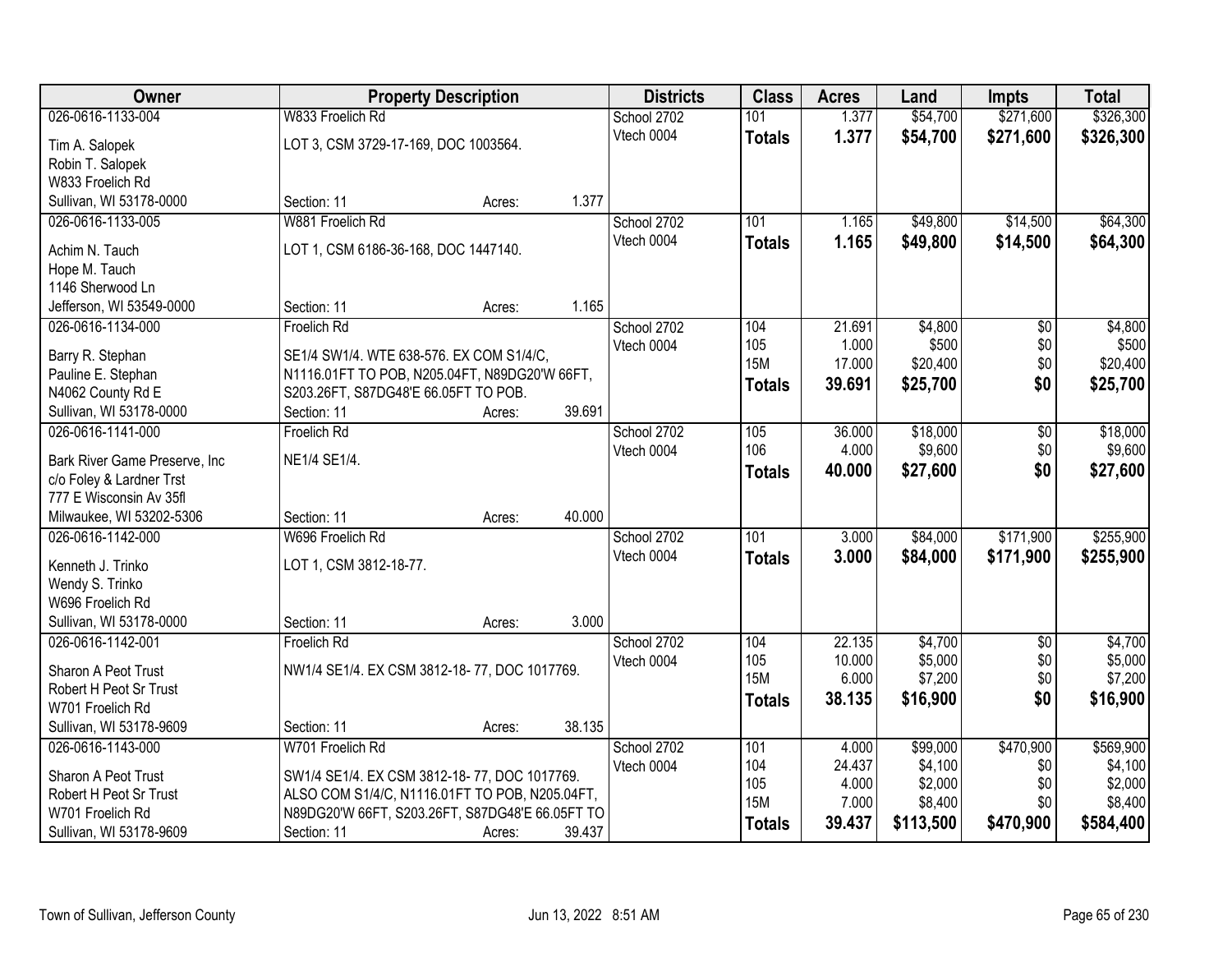| Owner | Property Description | | | Districts | Class | Acres | Land | Impts | Total |
|---|---|---|---|---|---|---|---|---|---|
| 026-0616-1133-004 | W833 Froelich Rd | | | School 2702 | 101 | 1.377 | $54,700 | $271,600 | $326,300 |
| Tim A. Salopek<br>Robin T. Salopek<br>W833 Froelich Rd<br>Sullivan, WI 53178-0000 | LOT 3, CSM 3729-17-169, DOC 1003564.<br>Section: 11 | Acres: | 1.377 | Vtech 0004 | **Totals** | **1.377** | **$54,700** | **$271,600** | **$326,300** |
| 026-0616-1133-005 | W881 Froelich Rd | | | School 2702 | 101 | 1.165 | $49,800 | $14,500 | $64,300 |
| Achim N. Tauch<br>Hope M. Tauch<br>1146 Sherwood Ln<br>Jefferson, WI 53549-0000 | LOT 1, CSM 6186-36-168, DOC 1447140.<br>Section: 11 | Acres: | 1.165 | Vtech 0004 | **Totals** | **1.165** | **$49,800** | **$14,500** | **$64,300** |
| 026-0616-1134-000 | Froelich Rd | | | School 2702 | 104 | 21.691 | $4,800 | $0 | $4,800 |
| Barry R. Stephan<br>Pauline E. Stephan<br>N4062 County Rd E<br>Sullivan, WI 53178-0000 | SE1/4 SW1/4. WTE 638-576. EX COM S1/4/C, N1116.01FT TO POB, N205.04FT, N89DG20'W 66FT, S203.26FT, S87DG48'E 66.05FT TO POB.<br>Section: 11 | Acres: | 39.691 | Vtech 0004 | 105 | 1.000 | $500 | $0 | $500 |
| | | | | | 15M | 17.000 | $20,400 | $0 | $20,400 |
| | | | | | **Totals** | **39.691** | **$25,700** | **$0** | **$25,700** |
| 026-0616-1141-000 | Froelich Rd | | | School 2702 | 105 | 36.000 | $18,000 | $0 | $18,000 |
| Bark River Game Preserve, Inc<br>c/o Foley & Lardner Trst<br>777 E Wisconsin Av 35fl<br>Milwaukee, WI 53202-5306 | NE1/4 SE1/4.<br>Section: 11 | Acres: | 40.000 | Vtech 0004 | 106 | 4.000 | $9,600 | $0 | $9,600 |
| | | | | | **Totals** | **40.000** | **$27,600** | **$0** | **$27,600** |
| 026-0616-1142-000 | W696 Froelich Rd | | | School 2702 | 101 | 3.000 | $84,000 | $171,900 | $255,900 |
| Kenneth J. Trinko<br>Wendy S. Trinko<br>W696 Froelich Rd<br>Sullivan, WI 53178-0000 | LOT 1, CSM 3812-18-77.<br>Section: 11 | Acres: | 3.000 | Vtech 0004 | **Totals** | **3.000** | **$84,000** | **$171,900** | **$255,900** |
| 026-0616-1142-001 | Froelich Rd | | | School 2702 | 104 | 22.135 | $4,700 | $0 | $4,700 |
| Sharon A Peot Trust<br>Robert H Peot Sr Trust<br>W701 Froelich Rd<br>Sullivan, WI 53178-9609 | NW1/4 SE1/4. EX CSM 3812-18- 77, DOC 1017769.<br>Section: 11 | Acres: | 38.135 | Vtech 0004 | 105 | 10.000 | $5,000 | $0 | $5,000 |
| | | | | | 15M | 6.000 | $7,200 | $0 | $7,200 |
| | | | | | **Totals** | **38.135** | **$16,900** | **$0** | **$16,900** |
| 026-0616-1143-000 | W701 Froelich Rd | | | School 2702 | 101 | 4.000 | $99,000 | $470,900 | $569,900 |
| Sharon A Peot Trust<br>Robert H Peot Sr Trust<br>W701 Froelich Rd<br>Sullivan, WI 53178-9609 | SW1/4 SE1/4. EX CSM 3812-18- 77, DOC 1017769. ALSO COM S1/4/C, N1116.01FT TO POB, N205.04FT, N89DG20'W 66FT, S203.26FT, S87DG48'E 66.05FT TO<br>Section: 11 | Acres: | 39.437 | Vtech 0004 | 104 | 24.437 | $4,100 | $0 | $4,100 |
| | | | | | 105 | 4.000 | $2,000 | $0 | $2,000 |
| | | | | | 15M | 7.000 | $8,400 | $0 | $8,400 |
| | | | | | **Totals** | **39.437** | **$113,500** | **$470,900** | **$584,400** |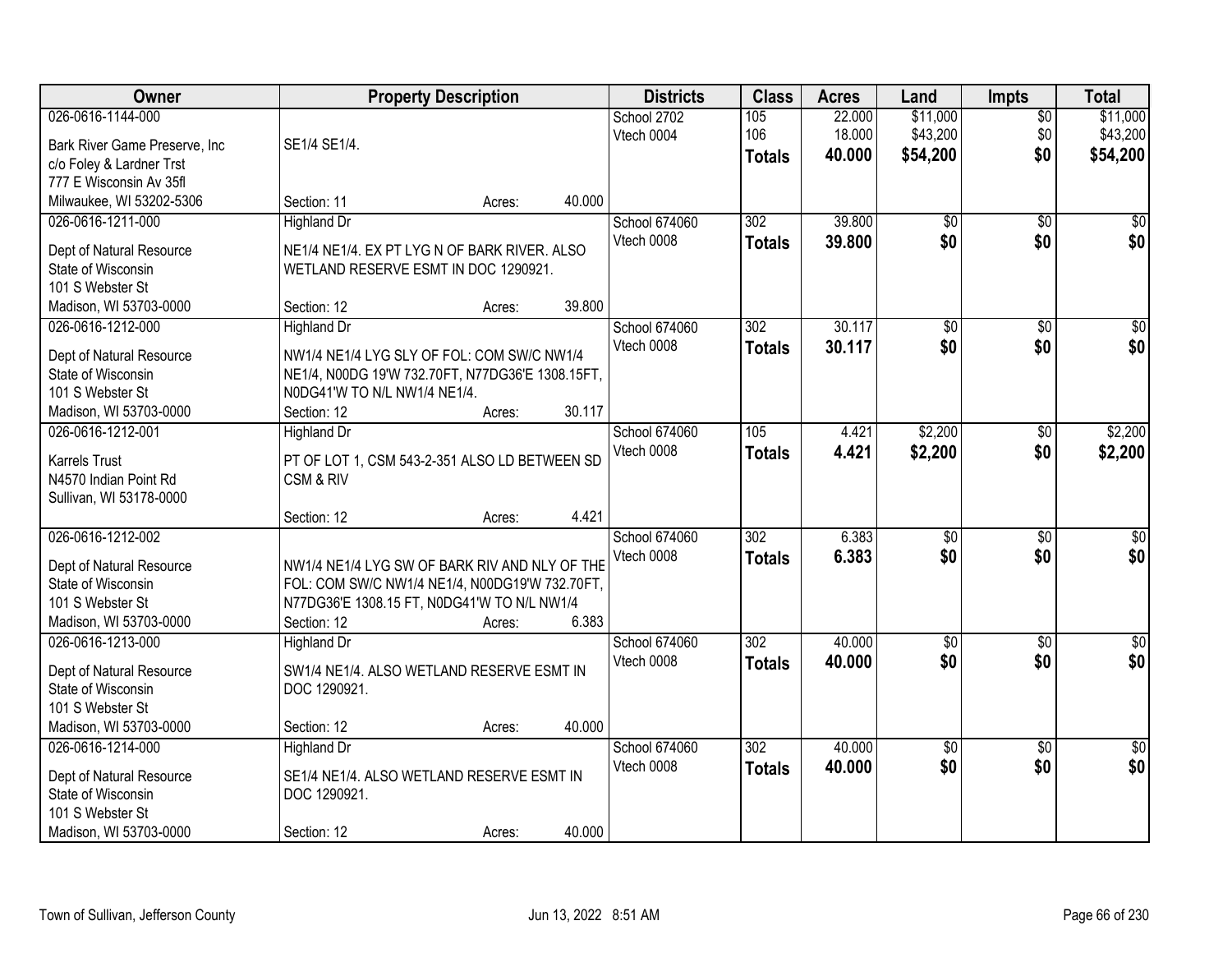| Owner | Property Description | Districts | Class | Acres | Land | Impts | Total |
|---|---|---|---|---|---|---|---|
| 026-0616-1144-000<br>Bark River Game Preserve, Inc<br>c/o Foley & Lardner Trst<br>777 E Wisconsin Av 35fl<br>Milwaukee, WI 53202-5306 | SE1/4 SE1/4.<br>Section: 11 Acres: 40.000 | School 2702<br>Vtech 0004 | 105<br>106<br>**Totals** | 22.000<br>18.000<br>**40.000** | $11,000<br>$43,200<br>**$54,200** | $0<br>$0<br>**$0** | $11,000<br>$43,200<br>**$54,200** |
| 026-0616-1211-000<br>Dept of Natural Resource<br>State of Wisconsin<br>101 S Webster St<br>Madison, WI 53703-0000 | Highland Dr<br>NE1/4 NE1/4. EX PT LYG N OF BARK RIVER. ALSO WETLAND RESERVE ESMT IN DOC 1290921.<br>Section: 12 Acres: 39.800 | School 674060<br>Vtech 0008 | 302<br>**Totals** | 39.800<br>**39.800** | $0<br>**$0** | $0<br>**$0** | $0<br>**$0** |
| 026-0616-1212-000<br>Dept of Natural Resource<br>State of Wisconsin<br>101 S Webster St<br>Madison, WI 53703-0000 | Highland Dr<br>NW1/4 NE1/4 LYG SLY OF FOL: COM SW/C NW1/4 NE1/4, N00DG 19'W 732.70FT, N77DG36'E 1308.15FT, N0DG41'W TO N/L NW1/4 NE1/4.<br>Section: 12 Acres: 30.117 | School 674060<br>Vtech 0008 | 302<br>**Totals** | 30.117<br>**30.117** | $0<br>**$0** | $0<br>**$0** | $0<br>**$0** |
| 026-0616-1212-001<br>Karrels Trust<br>N4570 Indian Point Rd<br>Sullivan, WI 53178-0000 | Highland Dr<br>PT OF LOT 1, CSM 543-2-351 ALSO LD BETWEEN SD CSM & RIV<br>Section: 12 Acres: 4.421 | School 674060<br>Vtech 0008 | 105<br>**Totals** | 4.421<br>**4.421** | $2,200<br>**$2,200** | $0<br>**$0** | $2,200<br>**$2,200** |
| 026-0616-1212-002<br>Dept of Natural Resource<br>State of Wisconsin<br>101 S Webster St<br>Madison, WI 53703-0000 | NW1/4 NE1/4 LYG SW OF BARK RIV AND NLY OF THE FOL: COM SW/C NW1/4 NE1/4, N00DG19'W 732.70FT, N77DG36'E 1308.15 FT, N0DG41'W TO N/L NW1/4<br>Section: 12 Acres: 6.383 | School 674060<br>Vtech 0008 | 302<br>**Totals** | 6.383<br>**6.383** | $0<br>**$0** | $0<br>**$0** | $0<br>**$0** |
| 026-0616-1213-000<br>Dept of Natural Resource<br>State of Wisconsin<br>101 S Webster St<br>Madison, WI 53703-0000 | Highland Dr<br>SW1/4 NE1/4. ALSO WETLAND RESERVE ESMT IN DOC 1290921.<br>Section: 12 Acres: 40.000 | School 674060<br>Vtech 0008 | 302<br>**Totals** | 40.000<br>**40.000** | $0<br>**$0** | $0<br>**$0** | $0<br>**$0** |
| 026-0616-1214-000<br>Dept of Natural Resource<br>State of Wisconsin<br>101 S Webster St<br>Madison, WI 53703-0000 | Highland Dr<br>SE1/4 NE1/4. ALSO WETLAND RESERVE ESMT IN DOC 1290921.<br>Section: 12 Acres: 40.000 | School 674060<br>Vtech 0008 | 302<br>**Totals** | 40.000<br>**40.000** | $0<br>**$0** | $0<br>**$0** | $0<br>**$0** |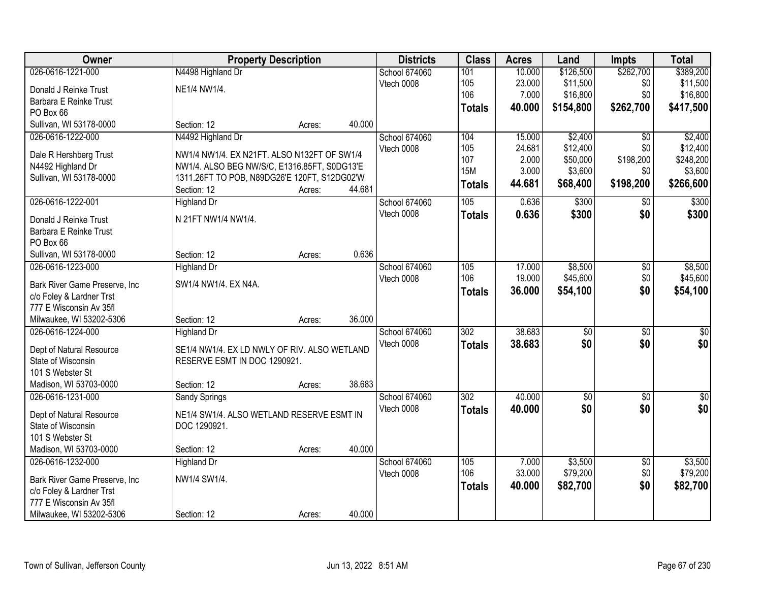| Owner | Property Description | Districts | Class | Acres | Land | Impts | Total |
|---|---|---|---|---|---|---|---|
| 026-0616-1221-000<br>Donald J Reinke Trust<br>Barbara E Reinke Trust<br>PO Box 66<br>Sullivan, WI 53178-0000 | N4498 Highland Dr<br>NE1/4 NW1/4.<br>Section: 12 Acres: 40.000 | School 674060<br>Vtech 0008 | 101<br>105<br>106<br>**Totals** | 10.000<br>23.000<br>7.000<br>**40.000** | $126,500<br>$11,500<br>$16,800<br>**$154,800** | $262,700<br>$0<br>$0<br>**$262,700** | $389,200<br>$11,500<br>$16,800<br>**$417,500** |
| 026-0616-1222-000<br>Dale R Hershberg Trust<br>N4492 Highland Dr<br>Sullivan, WI 53178-0000 | N4492 Highland Dr<br>NW1/4 NW1/4. EX N21FT. ALSO N132FT OF SW1/4 NW1/4. ALSO BEG NW/S/C, E1316.85FT, S0DG13'E 1311.26FT TO POB, N89DG26'E 120FT, S12DG02'W<br>Section: 12 Acres: 44.681 | School 674060<br>Vtech 0008 | 104<br>105<br>107<br>15M<br>**Totals** | 15.000<br>24.681<br>2.000<br>3.000<br>**44.681** | $2,400<br>$12,400<br>$50,000<br>$3,600<br>**$68,400** | $0<br>$0<br>$198,200<br>$0<br>**$198,200** | $2,400<br>$12,400<br>$248,200<br>$3,600<br>**$266,600** |
| 026-0616-1222-001<br>Donald J Reinke Trust<br>Barbara E Reinke Trust<br>PO Box 66<br>Sullivan, WI 53178-0000 | Highland Dr<br>N 21FT NW1/4 NW1/4.<br>Section: 12 Acres: 0.636 | School 674060<br>Vtech 0008 | 105<br>**Totals** | 0.636<br>**0.636** | $300<br>**$300** | $0<br>**$0** | $300<br>**$300** |
| 026-0616-1223-000<br>Bark River Game Preserve, Inc<br>c/o Foley & Lardner Trst<br>777 E Wisconsin Av 35fl<br>Milwaukee, WI 53202-5306 | Highland Dr<br>SW1/4 NW1/4. EX N4A.<br>Section: 12 Acres: 36.000 | School 674060<br>Vtech 0008 | 105<br>106<br>**Totals** | 17.000<br>19.000<br>**36.000** | $8,500<br>$45,600<br>**$54,100** | $0<br>$0<br>**$0** | $8,500<br>$45,600<br>**$54,100** |
| 026-0616-1224-000<br>Dept of Natural Resource<br>State of Wisconsin<br>101 S Webster St<br>Madison, WI 53703-0000 | Highland Dr<br>SE1/4 NW1/4. EX LD NWLY OF RIV. ALSO WETLAND RESERVE ESMT IN DOC 1290921.<br>Section: 12 Acres: 38.683 | School 674060<br>Vtech 0008 | 302<br>**Totals** | 38.683<br>**38.683** | $0<br>**$0** | $0<br>**$0** | $0<br>**$0** |
| 026-0616-1231-000<br>Dept of Natural Resource<br>State of Wisconsin<br>101 S Webster St<br>Madison, WI 53703-0000 | Sandy Springs<br>NE1/4 SW1/4. ALSO WETLAND RESERVE ESMT IN DOC 1290921.<br>Section: 12 Acres: 40.000 | School 674060<br>Vtech 0008 | 302<br>**Totals** | 40.000<br>**40.000** | $0<br>**$0** | $0<br>**$0** | $0<br>**$0** |
| 026-0616-1232-000<br>Bark River Game Preserve, Inc<br>c/o Foley & Lardner Trst<br>777 E Wisconsin Av 35fl<br>Milwaukee, WI 53202-5306 | Highland Dr<br>NW1/4 SW1/4.<br>Section: 12 Acres: 40.000 | School 674060<br>Vtech 0008 | 105<br>106<br>**Totals** | 7.000<br>33.000<br>**40.000** | $3,500<br>$79,200<br>**$82,700** | $0<br>$0<br>**$0** | $3,500<br>$79,200<br>**$82,700** |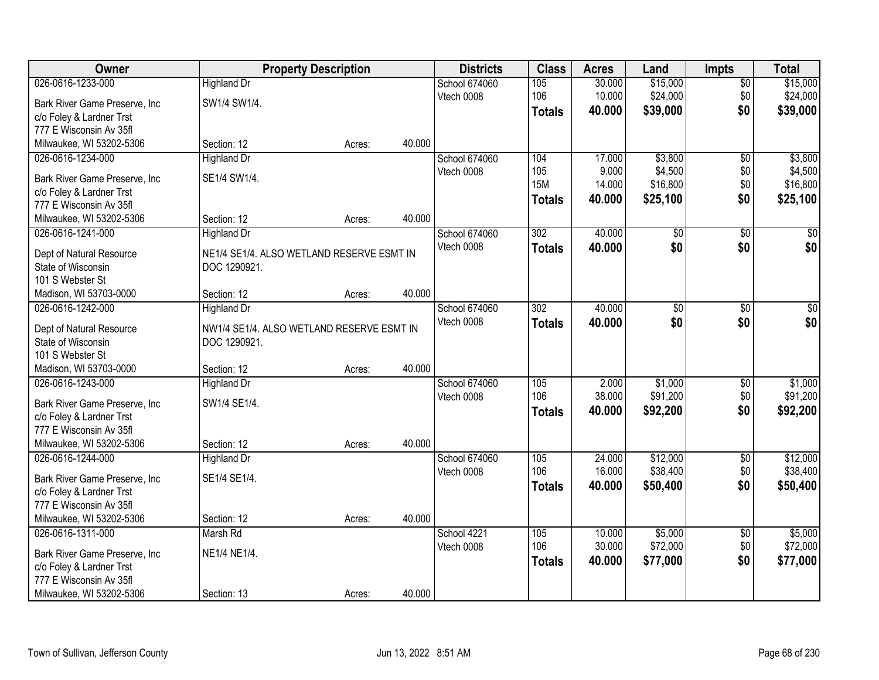| Owner | Property Description | | | Districts | Class | Acres | Land | Impts | Total |
|---|---|---|---|---|---|---|---|---|---|
| 026-0616-1233-000 | Highland Dr | | | School 674060 | 105 | 30.000 | $15,000 | $0 | $15,000 |
| Bark River Game Preserve, Inc | SW1/4 SW1/4. | | | Vtech 0008 | 106 | 10.000 | $24,000 | $0 | $24,000 |
| c/o Foley & Lardner Trst | | | | | **Totals** | **40.000** | **$39,000** | **$0** | **$39,000** |
| 777 E Wisconsin Av 35fl | | | | | | | | | |
| Milwaukee, WI 53202-5306 | Section: 12 | Acres: | 40.000 | | | | | | |
| 026-0616-1234-000 | Highland Dr | | | School 674060 | 104 | 17.000 | $3,800 | $0 | $3,800 |
| Bark River Game Preserve, Inc | SE1/4 SW1/4. | | | Vtech 0008 | 105 | 9.000 | $4,500 | $0 | $4,500 |
| c/o Foley & Lardner Trst | | | | | 15M | 14.000 | $16,800 | $0 | $16,800 |
| 777 E Wisconsin Av 35fl | | | | | **Totals** | **40.000** | **$25,100** | **$0** | **$25,100** |
| Milwaukee, WI 53202-5306 | Section: 12 | Acres: | 40.000 | | | | | | |
| 026-0616-1241-000 | Highland Dr | | | School 674060 | 302 | 40.000 | $0 | $0 | $0 |
| Dept of Natural Resource | NE1/4 SE1/4. ALSO WETLAND RESERVE ESMT IN | | | Vtech 0008 | **Totals** | **40.000** | **$0** | **$0** | **$0** |
| State of Wisconsin | DOC 1290921. | | | | | | | | |
| 101 S Webster St | | | | | | | | | |
| Madison, WI 53703-0000 | Section: 12 | Acres: | 40.000 | | | | | | |
| 026-0616-1242-000 | Highland Dr | | | School 674060 | 302 | 40.000 | $0 | $0 | $0 |
| Dept of Natural Resource | NW1/4 SE1/4. ALSO WETLAND RESERVE ESMT IN | | | Vtech 0008 | **Totals** | **40.000** | **$0** | **$0** | **$0** |
| State of Wisconsin | DOC 1290921. | | | | | | | | |
| 101 S Webster St | | | | | | | | | |
| Madison, WI 53703-0000 | Section: 12 | Acres: | 40.000 | | | | | | |
| 026-0616-1243-000 | Highland Dr | | | School 674060 | 105 | 2.000 | $1,000 | $0 | $1,000 |
| Bark River Game Preserve, Inc | SW1/4 SE1/4. | | | Vtech 0008 | 106 | 38.000 | $91,200 | $0 | $91,200 |
| c/o Foley & Lardner Trst | | | | | **Totals** | **40.000** | **$92,200** | **$0** | **$92,200** |
| 777 E Wisconsin Av 35fl | | | | | | | | | |
| Milwaukee, WI 53202-5306 | Section: 12 | Acres: | 40.000 | | | | | | |
| 026-0616-1244-000 | Highland Dr | | | School 674060 | 105 | 24.000 | $12,000 | $0 | $12,000 |
| Bark River Game Preserve, Inc | SE1/4 SE1/4. | | | Vtech 0008 | 106 | 16.000 | $38,400 | $0 | $38,400 |
| c/o Foley & Lardner Trst | | | | | **Totals** | **40.000** | **$50,400** | **$0** | **$50,400** |
| 777 E Wisconsin Av 35fl | | | | | | | | | |
| Milwaukee, WI 53202-5306 | Section: 12 | Acres: | 40.000 | | | | | | |
| 026-0616-1311-000 | Marsh Rd | | | School 4221 | 105 | 10.000 | $5,000 | $0 | $5,000 |
| Bark River Game Preserve, Inc | NE1/4 NE1/4. | | | Vtech 0008 | 106 | 30.000 | $72,000 | $0 | $72,000 |
| c/o Foley & Lardner Trst | | | | | **Totals** | **40.000** | **$77,000** | **$0** | **$77,000** |
| 777 E Wisconsin Av 35fl | | | | | | | | | |
| Milwaukee, WI 53202-5306 | Section: 13 | Acres: | 40.000 | | | | | | |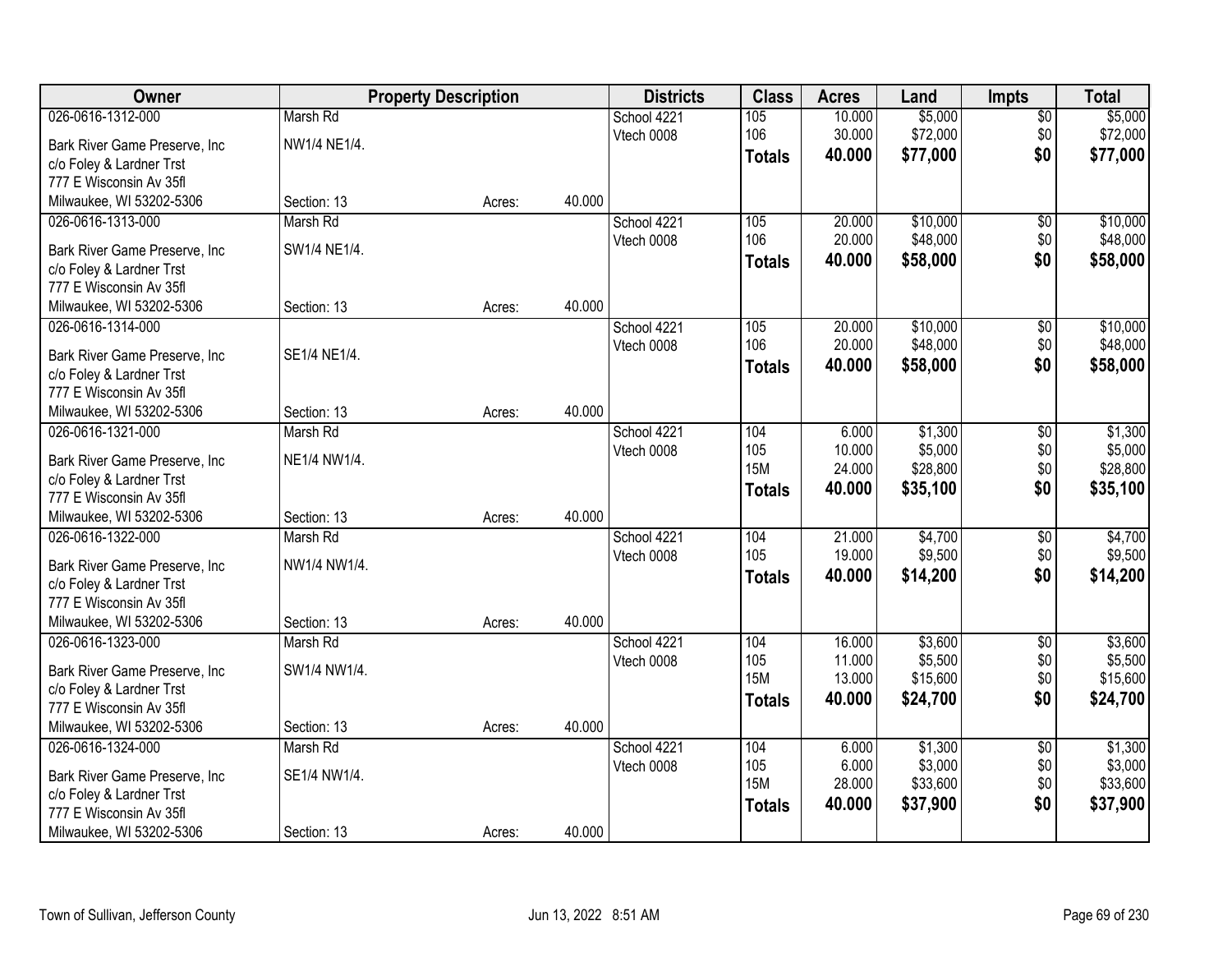| Owner | Property Description | | | Districts | Class | Acres | Land | Impts | Total |
|---|---|---|---|---|---|---|---|---|---|
| 026-0616-1312-000 | Marsh Rd | | | School 4221 | 105 | 10.000 | $5,000 | $0 | $5,000 |
| Bark River Game Preserve, Inc | NW1/4 NE1/4. | | | Vtech 0008 | 106 | 30.000 | $72,000 | $0 | $72,000 |
| c/o Foley & Lardner Trst | | | | | **Totals** | **40.000** | **$77,000** | **$0** | **$77,000** |
| 777 E Wisconsin Av 35fl | | | | | | | | | |
| Milwaukee, WI 53202-5306 | Section: 13 | Acres: | 40.000 | | | | | | |
| 026-0616-1313-000 | Marsh Rd | | | School 4221 | 105 | 20.000 | $10,000 | $0 | $10,000 |
| Bark River Game Preserve, Inc | SW1/4 NE1/4. | | | Vtech 0008 | 106 | 20.000 | $48,000 | $0 | $48,000 |
| c/o Foley & Lardner Trst | | | | | **Totals** | **40.000** | **$58,000** | **$0** | **$58,000** |
| 777 E Wisconsin Av 35fl | | | | | | | | | |
| Milwaukee, WI 53202-5306 | Section: 13 | Acres: | 40.000 | | | | | | |
| 026-0616-1314-000 | | | | School 4221 | 105 | 20.000 | $10,000 | $0 | $10,000 |
| Bark River Game Preserve, Inc | SE1/4 NE1/4. | | | Vtech 0008 | 106 | 20.000 | $48,000 | $0 | $48,000 |
| c/o Foley & Lardner Trst | | | | | **Totals** | **40.000** | **$58,000** | **$0** | **$58,000** |
| 777 E Wisconsin Av 35fl | | | | | | | | | |
| Milwaukee, WI 53202-5306 | Section: 13 | Acres: | 40.000 | | | | | | |
| 026-0616-1321-000 | Marsh Rd | | | School 4221 | 104 | 6.000 | $1,300 | $0 | $1,300 |
| Bark River Game Preserve, Inc | NE1/4 NW1/4. | | | Vtech 0008 | 105 | 10.000 | $5,000 | $0 | $5,000 |
| c/o Foley & Lardner Trst | | | | | 15M | 24.000 | $28,800 | $0 | $28,800 |
| 777 E Wisconsin Av 35fl | | | | | **Totals** | **40.000** | **$35,100** | **$0** | **$35,100** |
| Milwaukee, WI 53202-5306 | Section: 13 | Acres: | 40.000 | | | | | | |
| 026-0616-1322-000 | Marsh Rd | | | School 4221 | 104 | 21.000 | $4,700 | $0 | $4,700 |
| Bark River Game Preserve, Inc | NW1/4 NW1/4. | | | Vtech 0008 | 105 | 19.000 | $9,500 | $0 | $9,500 |
| c/o Foley & Lardner Trst | | | | | **Totals** | **40.000** | **$14,200** | **$0** | **$14,200** |
| 777 E Wisconsin Av 35fl | | | | | | | | | |
| Milwaukee, WI 53202-5306 | Section: 13 | Acres: | 40.000 | | | | | | |
| 026-0616-1323-000 | Marsh Rd | | | School 4221 | 104 | 16.000 | $3,600 | $0 | $3,600 |
| Bark River Game Preserve, Inc | SW1/4 NW1/4. | | | Vtech 0008 | 105 | 11.000 | $5,500 | $0 | $5,500 |
| c/o Foley & Lardner Trst | | | | | 15M | 13.000 | $15,600 | $0 | $15,600 |
| 777 E Wisconsin Av 35fl | | | | | **Totals** | **40.000** | **$24,700** | **$0** | **$24,700** |
| Milwaukee, WI 53202-5306 | Section: 13 | Acres: | 40.000 | | | | | | |
| 026-0616-1324-000 | Marsh Rd | | | School 4221 | 104 | 6.000 | $1,300 | $0 | $1,300 |
| Bark River Game Preserve, Inc | SE1/4 NW1/4. | | | Vtech 0008 | 105 | 6.000 | $3,000 | $0 | $3,000 |
| c/o Foley & Lardner Trst | | | | | 15M | 28.000 | $33,600 | $0 | $33,600 |
| 777 E Wisconsin Av 35fl | | | | | **Totals** | **40.000** | **$37,900** | **$0** | **$37,900** |
| Milwaukee, WI 53202-5306 | Section: 13 | Acres: | 40.000 | | | | | | |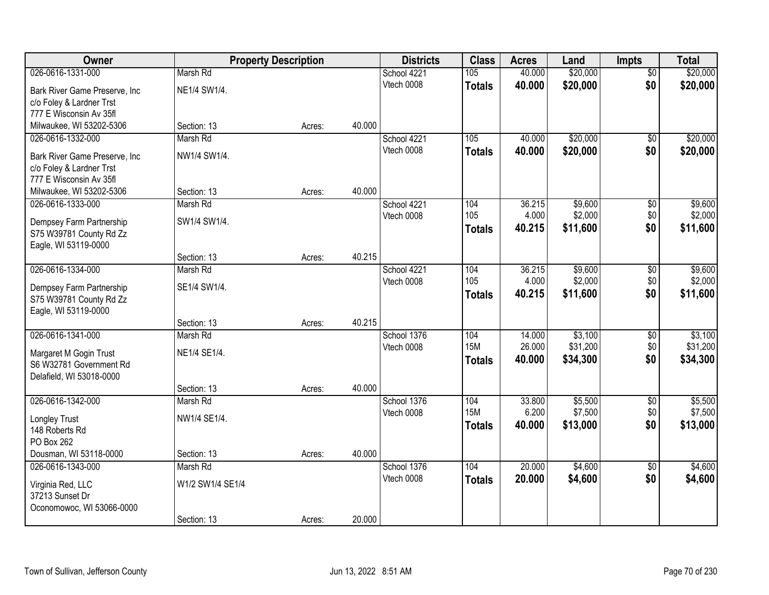| Owner | Property Description | | | Districts | Class | Acres | Land | Impts | Total |
|---|---|---|---|---|---|---|---|---|---|
| 026-0616-1331-000 | Marsh Rd | | | School 4221 | 105 | 40.000 | $20,000 | $0 | $20,000 |
| Bark River Game Preserve, Inc | NE1/4 SW1/4. | | | Vtech 0008 | **Totals** | **40.000** | **$20,000** | **$0** | **$20,000** |
| c/o Foley & Lardner Trst | | | | | | | | | |
| 777 E Wisconsin Av 35fl | | | | | | | | | |
| Milwaukee, WI 53202-5306 | Section: 13 | Acres: | 40.000 | | | | | | |
| 026-0616-1332-000 | Marsh Rd | | | School 4221 | 105 | 40.000 | $20,000 | $0 | $20,000 |
| Bark River Game Preserve, Inc | NW1/4 SW1/4. | | | Vtech 0008 | **Totals** | **40.000** | **$20,000** | **$0** | **$20,000** |
| c/o Foley & Lardner Trst | | | | | | | | | |
| 777 E Wisconsin Av 35fl | | | | | | | | | |
| Milwaukee, WI 53202-5306 | Section: 13 | Acres: | 40.000 | | | | | | |
| 026-0616-1333-000 | Marsh Rd | | | School 4221 | 104 | 36.215 | $9,600 | $0 | $9,600 |
| Dempsey Farm Partnership | SW1/4 SW1/4. | | | Vtech 0008 | 105 | 4.000 | $2,000 | $0 | $2,000 |
| S75 W39781 County Rd Zz | | | | | **Totals** | **40.215** | **$11,600** | **$0** | **$11,600** |
| Eagle, WI 53119-0000 | | | | | | | | | |
| | Section: 13 | Acres: | 40.215 | | | | | | |
| 026-0616-1334-000 | Marsh Rd | | | School 4221 | 104 | 36.215 | $9,600 | $0 | $9,600 |
| Dempsey Farm Partnership | SE1/4 SW1/4. | | | Vtech 0008 | 105 | 4.000 | $2,000 | $0 | $2,000 |
| S75 W39781 County Rd Zz | | | | | **Totals** | **40.215** | **$11,600** | **$0** | **$11,600** |
| Eagle, WI 53119-0000 | | | | | | | | | |
| | Section: 13 | Acres: | 40.215 | | | | | | |
| 026-0616-1341-000 | Marsh Rd | | | School 1376 | 104 | 14.000 | $3,100 | $0 | $3,100 |
| Margaret M Gogin Trust | NE1/4 SE1/4. | | | Vtech 0008 | 15M | 26.000 | $31,200 | $0 | $31,200 |
| S6 W32781 Government Rd | | | | | **Totals** | **40.000** | **$34,300** | **$0** | **$34,300** |
| Delafield, WI 53018-0000 | | | | | | | | | |
| | Section: 13 | Acres: | 40.000 | | | | | | |
| 026-0616-1342-000 | Marsh Rd | | | School 1376 | 104 | 33.800 | $5,500 | $0 | $5,500 |
| Longley Trust | NW1/4 SE1/4. | | | Vtech 0008 | 15M | 6.200 | $7,500 | $0 | $7,500 |
| 148 Roberts Rd | | | | | **Totals** | **40.000** | **$13,000** | **$0** | **$13,000** |
| PO Box 262 | | | | | | | | | |
| Dousman, WI 53118-0000 | Section: 13 | Acres: | 40.000 | | | | | | |
| 026-0616-1343-000 | Marsh Rd | | | School 1376 | 104 | 20.000 | $4,600 | $0 | $4,600 |
| Virginia Red, LLC | W1/2 SW1/4 SE1/4 | | | Vtech 0008 | **Totals** | **20.000** | **$4,600** | **$0** | **$4,600** |
| 37213 Sunset Dr | | | | | | | | | |
| Oconomowoc, WI 53066-0000 | | | | | | | | | |
| | Section: 13 | Acres: | 20.000 | | | | | | |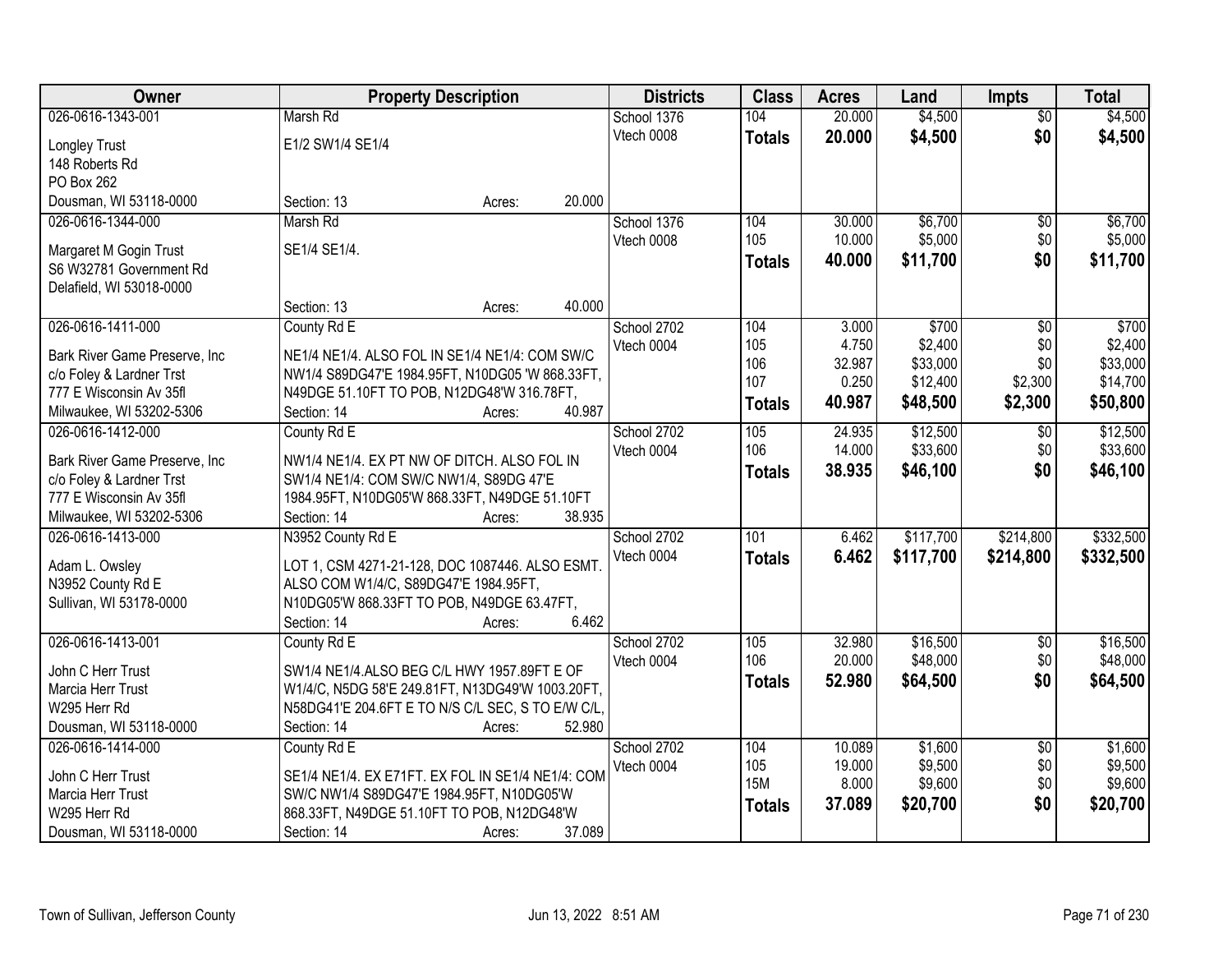| Owner | Property Description | Districts | Class | Acres | Land | Impts | Total |
|---|---|---|---|---|---|---|---|
| 026-0616-1343-001<br>Longley Trust<br>148 Roberts Rd<br>PO Box 262<br>Dousman, WI 53118-0000 | Marsh Rd<br>E1/2 SW1/4 SE1/4<br>Section: 13 Acres: 20.000 | School 1376<br>Vtech 0008 | 104<br>**Totals** | 20.000<br>**20.000** | $4,500<br>**$4,500** | $0<br>**$0** | $4,500<br>**$4,500** |
| 026-0616-1344-000<br>Margaret M Gogin Trust<br>S6 W32781 Government Rd<br>Delafield, WI 53018-0000 | Marsh Rd<br>SE1/4 SE1/4.<br>Section: 13 Acres: 40.000 | School 1376<br>Vtech 0008 | 104<br>105<br>**Totals** | 30.000<br>10.000<br>**40.000** | $6,700<br>$5,000<br>**$11,700** | $0<br>$0<br>**$0** | $6,700<br>$5,000<br>**$11,700** |
| 026-0616-1411-000<br>Bark River Game Preserve, Inc<br>c/o Foley & Lardner Trst<br>777 E Wisconsin Av 35fl<br>Milwaukee, WI 53202-5306 | County Rd E<br>NE1/4 NE1/4. ALSO FOL IN SE1/4 NE1/4: COM SW/C NW1/4 S89DG47'E 1984.95FT, N10DG05 'W 868.33FT, N49DGE 51.10FT TO POB, N12DG48'W 316.78FT,<br>Section: 14 Acres: 40.987 | School 2702<br>Vtech 0004 | 104<br>105<br>106<br>107<br>**Totals** | 3.000<br>4.750<br>32.987<br>0.250<br>**40.987** | $700<br>$2,400<br>$33,000<br>$12,400<br>**$48,500** | $0<br>$0<br>$0<br>$2,300<br>**$2,300** | $700<br>$2,400<br>$33,000<br>$14,700<br>**$50,800** |
| 026-0616-1412-000<br>Bark River Game Preserve, Inc<br>c/o Foley & Lardner Trst<br>777 E Wisconsin Av 35fl<br>Milwaukee, WI 53202-5306 | County Rd E<br>NW1/4 NE1/4. EX PT NW OF DITCH. ALSO FOL IN SW1/4 NE1/4: COM SW/C NW1/4, S89DG 47'E 1984.95FT, N10DG05'W 868.33FT, N49DGE 51.10FT<br>Section: 14 Acres: 38.935 | School 2702<br>Vtech 0004 | 105<br>106<br>**Totals** | 24.935<br>14.000<br>**38.935** | $12,500<br>$33,600<br>**$46,100** | $0<br>$0<br>**$0** | $12,500<br>$33,600<br>**$46,100** |
| 026-0616-1413-000<br>Adam L. Owsley<br>N3952 County Rd E<br>Sullivan, WI 53178-0000 | N3952 County Rd E<br>LOT 1, CSM 4271-21-128, DOC 1087446. ALSO ESMT. ALSO COM W1/4/C, S89DG47'E 1984.95FT, N10DG05'W 868.33FT TO POB, N49DGE 63.47FT,<br>Section: 14 Acres: 6.462 | School 2702<br>Vtech 0004 | 101<br>**Totals** | 6.462<br>**6.462** | $117,700<br>**$117,700** | $214,800<br>**$214,800** | $332,500<br>**$332,500** |
| 026-0616-1413-001<br>John C Herr Trust<br>Marcia Herr Trust<br>W295 Herr Rd<br>Dousman, WI 53118-0000 | County Rd E<br>SW1/4 NE1/4.ALSO BEG C/L HWY 1957.89FT E OF W1/4/C, N5DG 58'E 249.81FT, N13DG49'W 1003.20FT, N58DG41'E 204.6FT E TO N/S C/L SEC, S TO E/W C/L,<br>Section: 14 Acres: 52.980 | School 2702<br>Vtech 0004 | 105<br>106<br>**Totals** | 32.980<br>20.000<br>**52.980** | $16,500<br>$48,000<br>**$64,500** | $0<br>$0<br>**$0** | $16,500<br>$48,000<br>**$64,500** |
| 026-0616-1414-000<br>John C Herr Trust<br>Marcia Herr Trust<br>W295 Herr Rd<br>Dousman, WI 53118-0000 | County Rd E<br>SE1/4 NE1/4. EX E71FT. EX FOL IN SE1/4 NE1/4: COM SW/C NW1/4 S89DG47'E 1984.95FT, N10DG05'W 868.33FT, N49DGE 51.10FT TO POB, N12DG48'W<br>Section: 14 Acres: 37.089 | School 2702<br>Vtech 0004 | 104<br>105<br>15M<br>**Totals** | 10.089<br>19.000<br>8.000<br>**37.089** | $1,600<br>$9,500<br>$9,600<br>**$20,700** | $0<br>$0<br>$0<br>**$0** | $1,600<br>$9,500<br>$9,600<br>**$20,700** |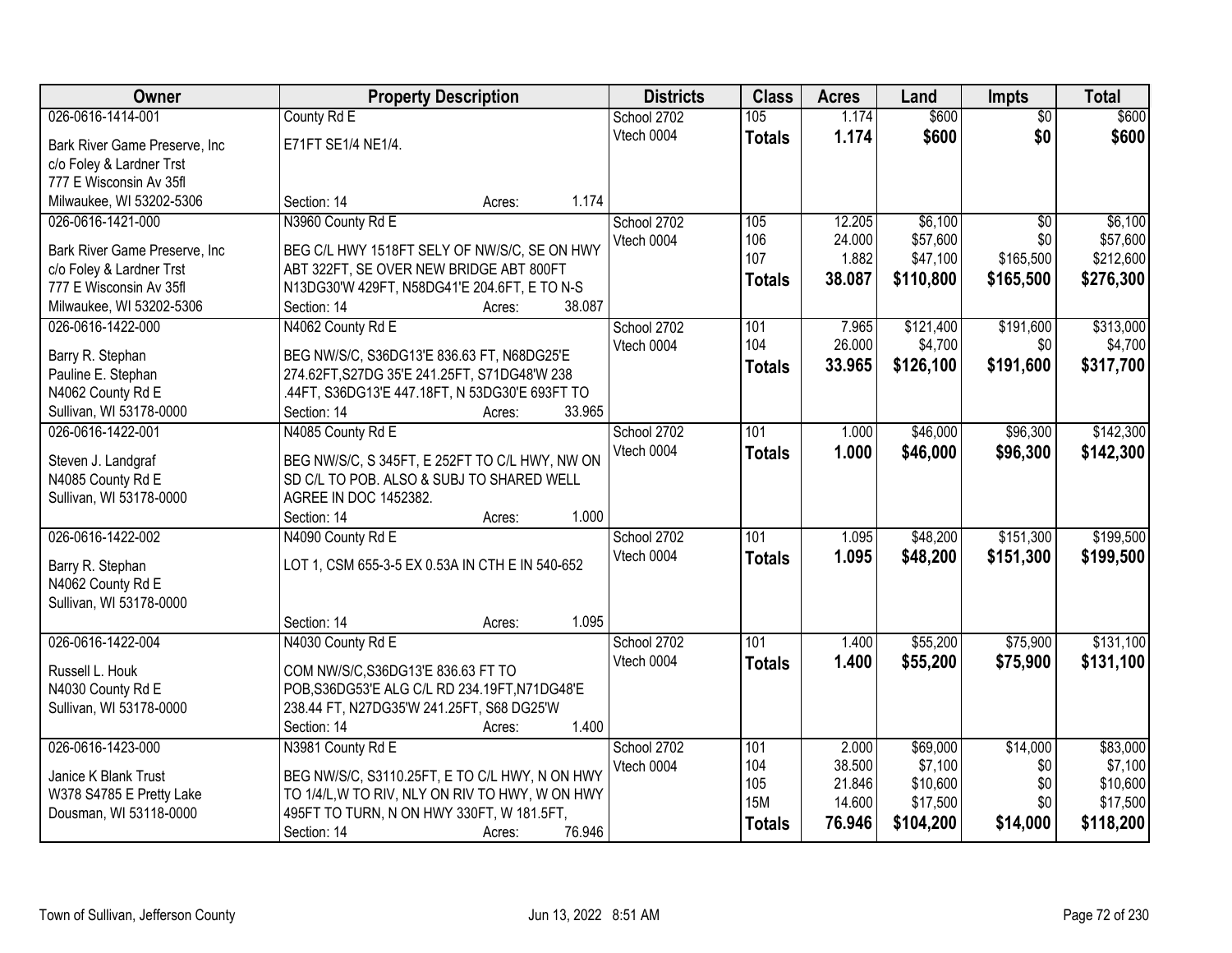| Owner | Property Description | Districts | Class | Acres | Land | Impts | Total |
|---|---|---|---|---|---|---|---|
| 026-0616-1414-001 | County Rd E | School 2702 | 105 | 1.174 | $600 | $0 | $600 |
| Bark River Game Preserve, Inc<br>c/o Foley & Lardner Trst<br>777 E Wisconsin Av 35fl<br>Milwaukee, WI 53202-5306 | E71FT SE1/4 NE1/4.<br><br>Section: 14 Acres: 1.174 | Vtech 0004 | **Totals** | **1.174** | **$600** | **$0** | **$600** |
| 026-0616-1421-000 | N3960 County Rd E | School 2702 | 105 | 12.205 | $6,100 | $0 | $6,100 |
| Bark River Game Preserve, Inc<br>c/o Foley & Lardner Trst<br>777 E Wisconsin Av 35fl<br>Milwaukee, WI 53202-5306 | BEG C/L HWY 1518FT SELY OF NW/S/C, SE ON HWY ABT 322FT, SE OVER NEW BRIDGE ABT 800FT N13DG30'W 429FT, N58DG41'E 204.6FT, E TO N-S<br>Section: 14 Acres: 38.087 | Vtech 0004 | 106 | 24.000 | $57,600 | $0 | $57,600 |
| | | | 107 | 1.882 | $47,100 | $165,500 | $212,600 |
| | | | **Totals** | **38.087** | **$110,800** | **$165,500** | **$276,300** |
| 026-0616-1422-000 | N4062 County Rd E | School 2702 | 101 | 7.965 | $121,400 | $191,600 | $313,000 |
| Barry R. Stephan<br>Pauline E. Stephan<br>N4062 County Rd E<br>Sullivan, WI 53178-0000 | BEG NW/S/C, S36DG13'E 836.63 FT, N68DG25'E 274.62FT,S27DG 35'E 241.25FT, S71DG48'W 238 .44FT, S36DG13'E 447.18FT, N 53DG30'E 693FT TO<br>Section: 14 Acres: 33.965 | Vtech 0004 | 104 | 26.000 | $4,700 | $0 | $4,700 |
| | | | **Totals** | **33.965** | **$126,100** | **$191,600** | **$317,700** |
| 026-0616-1422-001 | N4085 County Rd E | School 2702 | 101 | 1.000 | $46,000 | $96,300 | $142,300 |
| Steven J. Landgraf<br>N4085 County Rd E<br>Sullivan, WI 53178-0000 | BEG NW/S/C, S 345FT, E 252FT TO C/L HWY, NW ON SD C/L TO POB. ALSO & SUBJ TO SHARED WELL AGREE IN DOC 1452382.<br>Section: 14 Acres: 1.000 | Vtech 0004 | **Totals** | **1.000** | **$46,000** | **$96,300** | **$142,300** |
| 026-0616-1422-002 | N4090 County Rd E | School 2702 | 101 | 1.095 | $48,200 | $151,300 | $199,500 |
| Barry R. Stephan<br>N4062 County Rd E<br>Sullivan, WI 53178-0000 | LOT 1, CSM 655-3-5 EX 0.53A IN CTH E IN 540-652<br><br>Section: 14 Acres: 1.095 | Vtech 0004 | **Totals** | **1.095** | **$48,200** | **$151,300** | **$199,500** |
| 026-0616-1422-004 | N4030 County Rd E | School 2702 | 101 | 1.400 | $55,200 | $75,900 | $131,100 |
| Russell L. Houk<br>N4030 County Rd E<br>Sullivan, WI 53178-0000 | COM NW/S/C,S36DG13'E 836.63 FT TO POB,S36DG53'E ALG C/L RD 234.19FT,N71DG48'E 238.44 FT, N27DG35'W 241.25FT, S68 DG25'W<br>Section: 14 Acres: 1.400 | Vtech 0004 | **Totals** | **1.400** | **$55,200** | **$75,900** | **$131,100** |
| 026-0616-1423-000 | N3981 County Rd E | School 2702 | 101 | 2.000 | $69,000 | $14,000 | $83,000 |
| Janice K Blank Trust<br>W378 S4785 E Pretty Lake<br>Dousman, WI 53118-0000 | BEG NW/S/C, S3110.25FT, E TO C/L HWY, N ON HWY TO 1/4/L,W TO RIV, NLY ON RIV TO HWY, W ON HWY 495FT TO TURN, N ON HWY 330FT, W 181.5FT,<br>Section: 14 Acres: 76.946 | Vtech 0004 | 104 | 38.500 | $7,100 | $0 | $7,100 |
| | | | 105 | 21.846 | $10,600 | $0 | $10,600 |
| | | | 15M | 14.600 | $17,500 | $0 | $17,500 |
| | | | **Totals** | **76.946** | **$104,200** | **$14,000** | **$118,200** |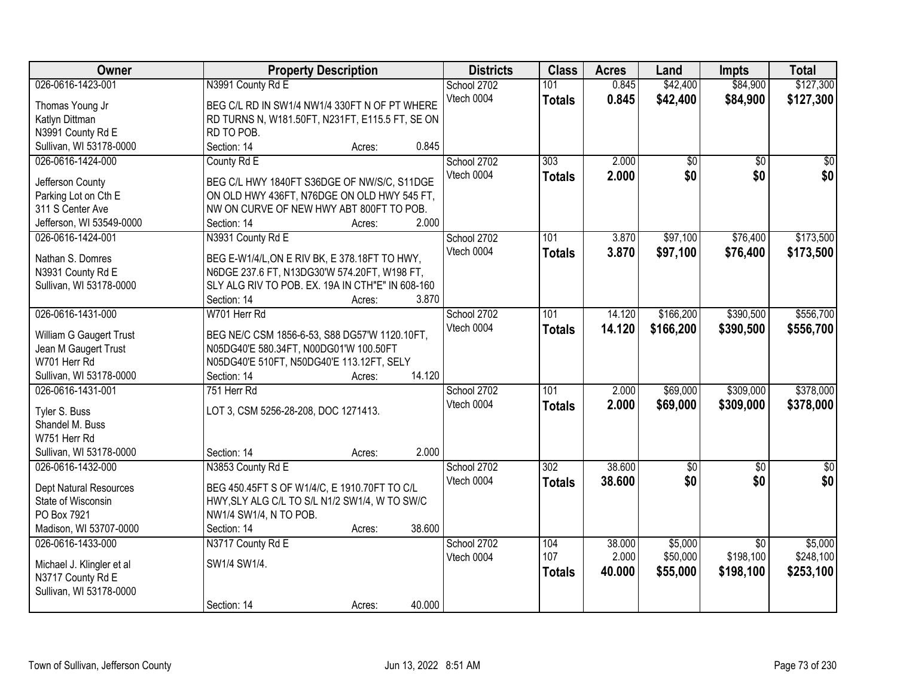| Owner | Property Description | Districts | Class | Acres | Land | Impts | Total |
|---|---|---|---|---|---|---|---|
| 026-0616-1423-001 | N3991 County Rd E | School 2702 | 101 | 0.845 | $42,400 | $84,900 | $127,300 |
| Thomas Young Jr<br>Katlyn Dittman<br>N3991 County Rd E<br>Sullivan, WI 53178-0000 | BEG C/L RD IN SW1/4 NW1/4 330FT N OF PT WHERE RD TURNS N, W181.50FT, N231FT, E115.5 FT, SE ON RD TO POB.<br>Section: 14 Acres: 0.845 | Vtech 0004 | **Totals** | **0.845** | **$42,400** | **$84,900** | **$127,300** |
| 026-0616-1424-000 | County Rd E | School 2702 | 303 | 2.000 | $0 | $0 | $0 |
| Jefferson County<br>Parking Lot on Cth E<br>311 S Center Ave<br>Jefferson, WI 53549-0000 | BEG C/L HWY 1840FT S36DGE OF NW/S/C, S11DGE ON OLD HWY 436FT, N76DGE ON OLD HWY 545 FT, NW ON CURVE OF NEW HWY ABT 800FT TO POB.<br>Section: 14 Acres: 2.000 | Vtech 0004 | **Totals** | **2.000** | **$0** | **$0** | **$0** |
| 026-0616-1424-001 | N3931 County Rd E | School 2702 | 101 | 3.870 | $97,100 | $76,400 | $173,500 |
| Nathan S. Domres<br>N3931 County Rd E<br>Sullivan, WI 53178-0000 | BEG E-W1/4/L,ON E RIV BK, E 378.18FT TO HWY, N6DGE 237.6 FT, N13DG30'W 574.20FT, W198 FT, SLY ALG RIV TO POB. EX. 19A IN CTH"E" IN 608-160<br>Section: 14 Acres: 3.870 | Vtech 0004 | **Totals** | **3.870** | **$97,100** | **$76,400** | **$173,500** |
| 026-0616-1431-000 | W701 Herr Rd | School 2702 | 101 | 14.120 | $166,200 | $390,500 | $556,700 |
| William G Gaugert Trust<br>Jean M Gaugert Trust<br>W701 Herr Rd<br>Sullivan, WI 53178-0000 | BEG NE/C CSM 1856-6-53, S88 DG57'W 1120.10FT, N05DG40'E 580.34FT, N00DG01'W 100.50FT N05DG40'E 510FT, N50DG40'E 113.12FT, SELY<br>Section: 14 Acres: 14.120 | Vtech 0004 | **Totals** | **14.120** | **$166,200** | **$390,500** | **$556,700** |
| 026-0616-1431-001 | 751 Herr Rd | School 2702 | 101 | 2.000 | $69,000 | $309,000 | $378,000 |
| Tyler S. Buss<br>Shandel M. Buss<br>W751 Herr Rd<br>Sullivan, WI 53178-0000 | LOT 3, CSM 5256-28-208, DOC 1271413.<br>Section: 14 Acres: 2.000 | Vtech 0004 | **Totals** | **2.000** | **$69,000** | **$309,000** | **$378,000** |
| 026-0616-1432-000 | N3853 County Rd E | School 2702 | 302 | 38.600 | $0 | $0 | $0 |
| Dept Natural Resources<br>State of Wisconsin<br>PO Box 7921<br>Madison, WI 53707-0000 | BEG 450.45FT S OF W1/4/C, E 1910.70FT TO C/L HWY,SLY ALG C/L TO S/L N1/2 SW1/4, W TO SW/C NW1/4 SW1/4, N TO POB.<br>Section: 14 Acres: 38.600 | Vtech 0004 | **Totals** | **38.600** | **$0** | **$0** | **$0** |
| 026-0616-1433-000 | N3717 County Rd E | School 2702 | 104 | 38.000 | $5,000 | $0 | $5,000 |
| Michael J. Klingler et al<br>N3717 County Rd E<br>Sullivan, WI 53178-0000 | SW1/4 SW1/4.<br>Section: 14 Acres: 40.000 | Vtech 0004 | 107 | 2.000 | $50,000 | $198,100 | $248,100 |
| | | | **Totals** | **40.000** | **$55,000** | **$198,100** | **$253,100** |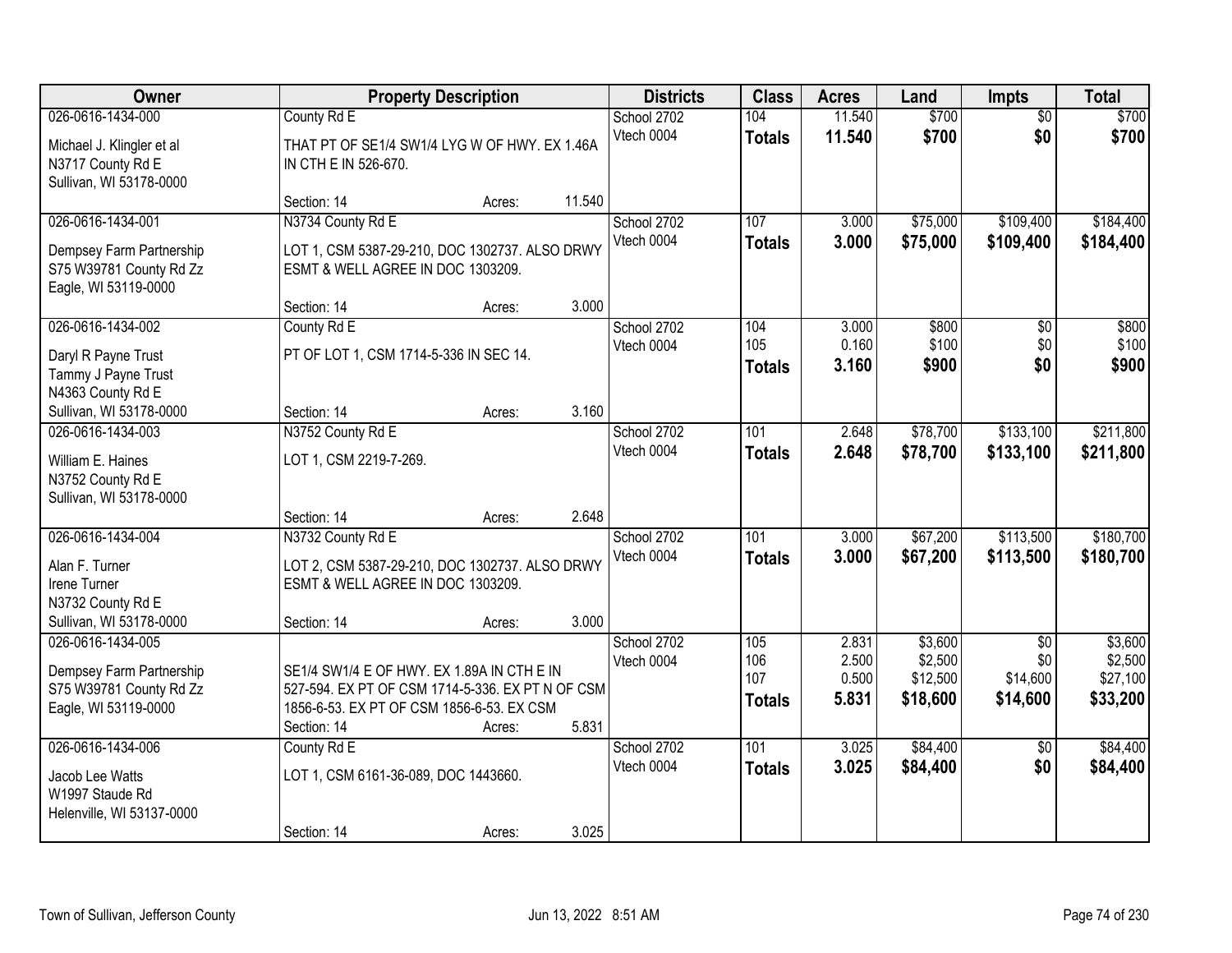| Owner | Property Description | Districts | Class | Acres | Land | Impts | Total |
|---|---|---|---|---|---|---|---|
| 026-0616-1434-000<br>Michael J. Klingler et al<br>N3717 County Rd E<br>Sullivan, WI 53178-0000 | County Rd E<br>THAT PT OF SE1/4 SW1/4 LYG W OF HWY. EX 1.46A IN CTH E IN 526-670.<br>Section: 14 Acres: 11.540 | School 2702<br>Vtech 0004 | 104<br>**Totals** | 11.540<br>**11.540** | $700<br>**$700** | $0<br>**$0** | $700<br>**$700** |
| 026-0616-1434-001<br>Dempsey Farm Partnership<br>S75 W39781 County Rd Zz<br>Eagle, WI 53119-0000 | N3734 County Rd E<br>LOT 1, CSM 5387-29-210, DOC 1302737. ALSO DRWY ESMT & WELL AGREE IN DOC 1303209.<br>Section: 14 Acres: 3.000 | School 2702<br>Vtech 0004 | 107<br>**Totals** | 3.000<br>**3.000** | $75,000<br>**$75,000** | $109,400<br>**$109,400** | $184,400<br>**$184,400** |
| 026-0616-1434-002<br>Daryl R Payne Trust<br>Tammy J Payne Trust<br>N4363 County Rd E<br>Sullivan, WI 53178-0000 | County Rd E<br>PT OF LOT 1, CSM 1714-5-336 IN SEC 14.<br>Section: 14 Acres: 3.160 | School 2702<br>Vtech 0004 | 104<br>105<br>**Totals** | 3.000<br>0.160<br>**3.160** | $800<br>$100<br>**$900** | $0<br>$0<br>**$0** | $800<br>$100<br>**$900** |
| 026-0616-1434-003<br>William E. Haines<br>N3752 County Rd E<br>Sullivan, WI 53178-0000 | N3752 County Rd E<br>LOT 1, CSM 2219-7-269.<br>Section: 14 Acres: 2.648 | School 2702<br>Vtech 0004 | 101<br>**Totals** | 2.648<br>**2.648** | $78,700<br>**$78,700** | $133,100<br>**$133,100** | $211,800<br>**$211,800** |
| 026-0616-1434-004<br>Alan F. Turner<br>Irene Turner<br>N3732 County Rd E<br>Sullivan, WI 53178-0000 | N3732 County Rd E<br>LOT 2, CSM 5387-29-210, DOC 1302737. ALSO DRWY ESMT & WELL AGREE IN DOC 1303209.<br>Section: 14 Acres: 3.000 | School 2702<br>Vtech 0004 | 101<br>**Totals** | 3.000<br>**3.000** | $67,200<br>**$67,200** | $113,500<br>**$113,500** | $180,700<br>**$180,700** |
| 026-0616-1434-005<br>Dempsey Farm Partnership<br>S75 W39781 County Rd Zz<br>Eagle, WI 53119-0000 | SE1/4 SW1/4 E OF HWY. EX 1.89A IN CTH E IN 527-594. EX PT OF CSM 1714-5-336. EX PT N OF CSM 1856-6-53. EX PT OF CSM 1856-6-53. EX CSM<br>Section: 14 Acres: 5.831 | School 2702<br>Vtech 0004 | 105<br>106<br>107<br>**Totals** | 2.831<br>2.500<br>0.500<br>**5.831** | $3,600<br>$2,500<br>$12,500<br>**$18,600** | $0<br>$0<br>$14,600<br>**$14,600** | $3,600<br>$2,500<br>$27,100<br>**$33,200** |
| 026-0616-1434-006<br>Jacob Lee Watts<br>W1997 Staude Rd<br>Helenville, WI 53137-0000 | County Rd E<br>LOT 1, CSM 6161-36-089, DOC 1443660.<br>Section: 14 Acres: 3.025 | School 2702<br>Vtech 0004 | 101<br>**Totals** | 3.025<br>**3.025** | $84,400<br>**$84,400** | $0<br>**$0** | $84,400<br>**$84,400** |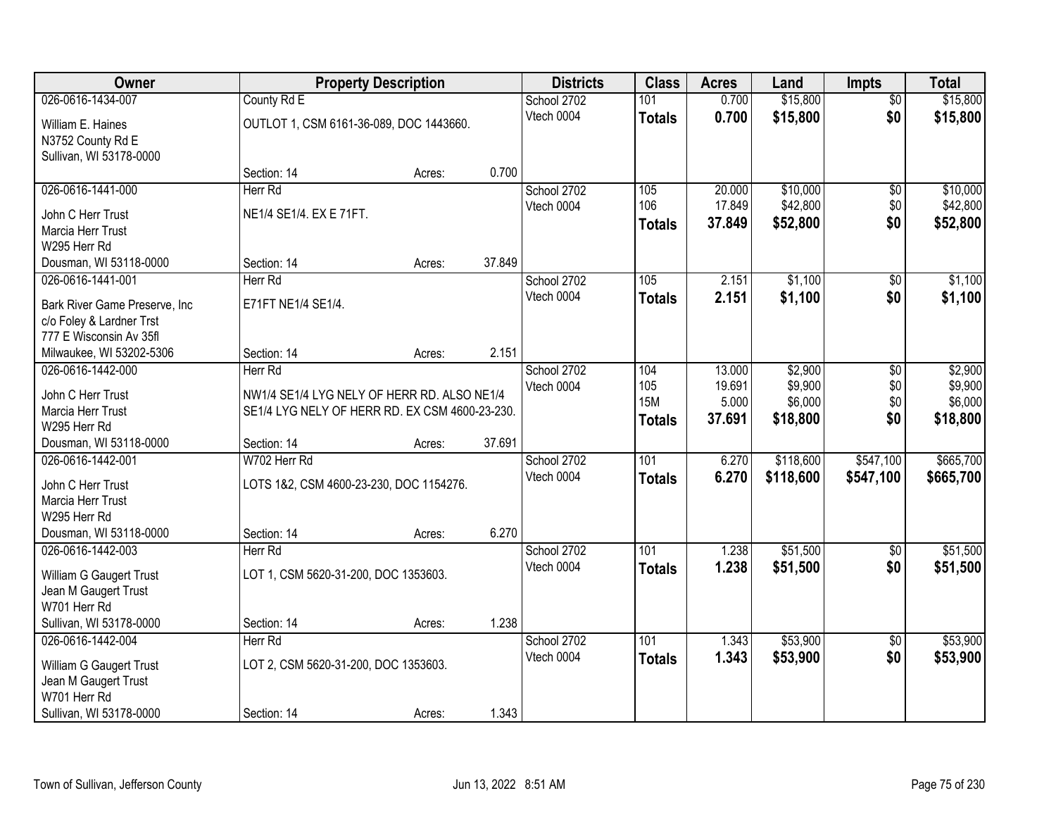| Owner | Property Description | | | Districts | Class | Acres | Land | Impts | Total |
|---|---|---|---|---|---|---|---|---|---|
| 026-0616-1434-007 | County Rd E | | | School 2702 | 101 | 0.700 | $15,800 | $0 | $15,800 |
| William E. Haines<br>N3752 County Rd E<br>Sullivan, WI 53178-0000 | OUTLOT 1, CSM 6161-36-089, DOC 1443660. | | | Vtech 0004 | **Totals** | **0.700** | **$15,800** | **$0** | **$15,800** |
| | Section: 14 | Acres: | 0.700 | | | | | | |
| 026-0616-1441-000 | Herr Rd | | | School 2702 | 105 | 20.000 | $10,000 | $0 | $10,000 |
| John C Herr Trust<br>Marcia Herr Trust<br>W295 Herr Rd | NE1/4 SE1/4. EX E 71FT. | | | Vtech 0004 | 106 | 17.849 | $42,800 | $0 | $42,800 |
| | | | | | **Totals** | **37.849** | **$52,800** | **$0** | **$52,800** |
| Dousman, WI 53118-0000 | Section: 14 | Acres: | 37.849 | | | | | | |
| 026-0616-1441-001 | Herr Rd | | | School 2702 | 105 | 2.151 | $1,100 | $0 | $1,100 |
| Bark River Game Preserve, Inc<br>c/o Foley & Lardner Trst<br>777 E Wisconsin Av 35fl | E71FT NE1/4 SE1/4. | | | Vtech 0004 | **Totals** | **2.151** | **$1,100** | **$0** | **$1,100** |
| Milwaukee, WI 53202-5306 | Section: 14 | Acres: | 2.151 | | | | | | |
| 026-0616-1442-000 | Herr Rd | | | School 2702 | 104 | 13.000 | $2,900 | $0 | $2,900 |
| John C Herr Trust<br>Marcia Herr Trust<br>W295 Herr Rd | NW1/4 SE1/4 LYG NELY OF HERR RD. ALSO NE1/4 SE1/4 LYG NELY OF HERR RD. EX CSM 4600-23-230. | | | Vtech 0004 | 105 | 19.691 | $9,900 | $0 | $9,900 |
| | | | | | 15M | 5.000 | $6,000 | $0 | $6,000 |
| | | | | | **Totals** | **37.691** | **$18,800** | **$0** | **$18,800** |
| Dousman, WI 53118-0000 | Section: 14 | Acres: | 37.691 | | | | | | |
| 026-0616-1442-001 | W702 Herr Rd | | | School 2702 | 101 | 6.270 | $118,600 | $547,100 | $665,700 |
| John C Herr Trust<br>Marcia Herr Trust<br>W295 Herr Rd | LOTS 1&2, CSM 4600-23-230, DOC 1154276. | | | Vtech 0004 | **Totals** | **6.270** | **$118,600** | **$547,100** | **$665,700** |
| Dousman, WI 53118-0000 | Section: 14 | Acres: | 6.270 | | | | | | |
| 026-0616-1442-003 | Herr Rd | | | School 2702 | 101 | 1.238 | $51,500 | $0 | $51,500 |
| William G Gaugert Trust<br>Jean M Gaugert Trust<br>W701 Herr Rd | LOT 1, CSM 5620-31-200, DOC 1353603. | | | Vtech 0004 | **Totals** | **1.238** | **$51,500** | **$0** | **$51,500** |
| Sullivan, WI 53178-0000 | Section: 14 | Acres: | 1.238 | | | | | | |
| 026-0616-1442-004 | Herr Rd | | | School 2702 | 101 | 1.343 | $53,900 | $0 | $53,900 |
| William G Gaugert Trust<br>Jean M Gaugert Trust<br>W701 Herr Rd | LOT 2, CSM 5620-31-200, DOC 1353603. | | | Vtech 0004 | **Totals** | **1.343** | **$53,900** | **$0** | **$53,900** |
| Sullivan, WI 53178-0000 | Section: 14 | Acres: | 1.343 | | | | | | |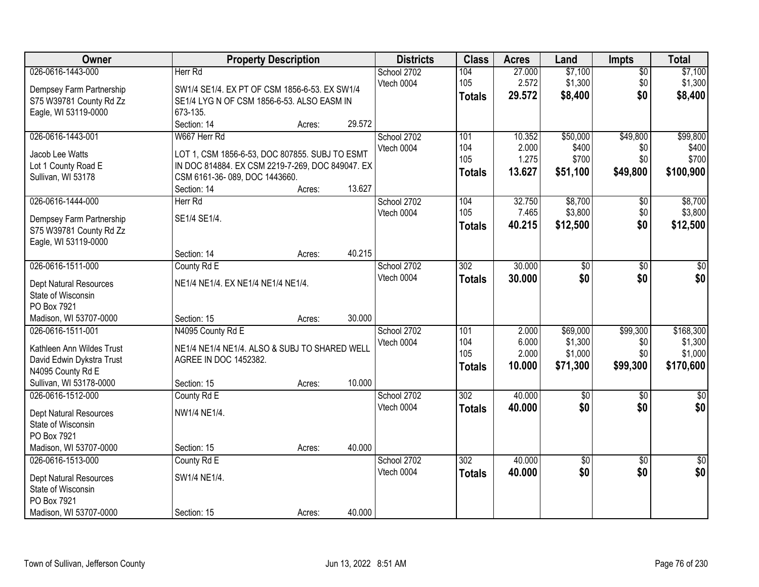| Owner | Property Description | Districts | Class | Acres | Land | Impts | Total |
|---|---|---|---|---|---|---|---|
| 026-0616-1443-000<br>Dempsey Farm Partnership<br>S75 W39781 County Rd Zz<br>Eagle, WI 53119-0000 | Herr Rd<br>SW1/4 SE1/4. EX PT OF CSM 1856-6-53. EX SW1/4 SE1/4 LYG N OF CSM 1856-6-53. ALSO EASM IN 673-135.<br>Section: 14 Acres: 29.572 | School 2702<br>Vtech 0004 | 104<br>105<br>**Totals** | 27.000<br>2.572<br>**29.572** | $7,100<br>$1,300<br>**$8,400** | $0<br>$0<br>**$0** | $7,100<br>$1,300<br>**$8,400** |
| 026-0616-1443-001<br>Jacob Lee Watts<br>Lot 1 County Road E<br>Sullivan, WI 53178 | W667 Herr Rd<br>LOT 1, CSM 1856-6-53, DOC 807855. SUBJ TO ESMT IN DOC 814884. EX CSM 2219-7-269, DOC 849047. EX CSM 6161-36- 089, DOC 1443660.<br>Section: 14 Acres: 13.627 | School 2702<br>Vtech 0004 | 101<br>104<br>105<br>**Totals** | 10.352<br>2.000<br>1.275<br>**13.627** | $50,000<br>$400<br>$700<br>**$51,100** | $49,800<br>$0<br>$0<br>**$49,800** | $99,800<br>$400<br>$700<br>**$100,900** |
| 026-0616-1444-000<br>Dempsey Farm Partnership<br>S75 W39781 County Rd Zz<br>Eagle, WI 53119-0000 | Herr Rd<br>SE1/4 SE1/4.<br>Section: 14 Acres: 40.215 | School 2702<br>Vtech 0004 | 104<br>105<br>**Totals** | 32.750<br>7.465<br>**40.215** | $8,700<br>$3,800<br>**$12,500** | $0<br>$0<br>**$0** | $8,700<br>$3,800<br>**$12,500** |
| 026-0616-1511-000<br>Dept Natural Resources<br>State of Wisconsin<br>PO Box 7921<br>Madison, WI 53707-0000 | County Rd E<br>NE1/4 NE1/4. EX NE1/4 NE1/4 NE1/4.<br>Section: 15 Acres: 30.000 | School 2702<br>Vtech 0004 | 302<br>**Totals** | 30.000<br>**30.000** | $0<br>**$0** | $0<br>**$0** | $0<br>**$0** |
| 026-0616-1511-001<br>Kathleen Ann Wildes Trust<br>David Edwin Dykstra Trust<br>N4095 County Rd E<br>Sullivan, WI 53178-0000 | N4095 County Rd E<br>NE1/4 NE1/4 NE1/4. ALSO & SUBJ TO SHARED WELL AGREE IN DOC 1452382.<br>Section: 15 Acres: 10.000 | School 2702<br>Vtech 0004 | 101<br>104<br>105<br>**Totals** | 2.000<br>6.000<br>2.000<br>**10.000** | $69,000<br>$1,300<br>$1,000<br>**$71,300** | $99,300<br>$0<br>$0<br>**$99,300** | $168,300<br>$1,300<br>$1,000<br>**$170,600** |
| 026-0616-1512-000<br>Dept Natural Resources<br>State of Wisconsin<br>PO Box 7921<br>Madison, WI 53707-0000 | County Rd E<br>NW1/4 NE1/4.<br>Section: 15 Acres: 40.000 | School 2702<br>Vtech 0004 | 302<br>**Totals** | 40.000<br>**40.000** | $0<br>**$0** | $0<br>**$0** | $0<br>**$0** |
| 026-0616-1513-000<br>Dept Natural Resources<br>State of Wisconsin<br>PO Box 7921<br>Madison, WI 53707-0000 | County Rd E<br>SW1/4 NE1/4.<br>Section: 15 Acres: 40.000 | School 2702<br>Vtech 0004 | 302<br>**Totals** | 40.000<br>**40.000** | $0<br>**$0** | $0<br>**$0** | $0<br>**$0** |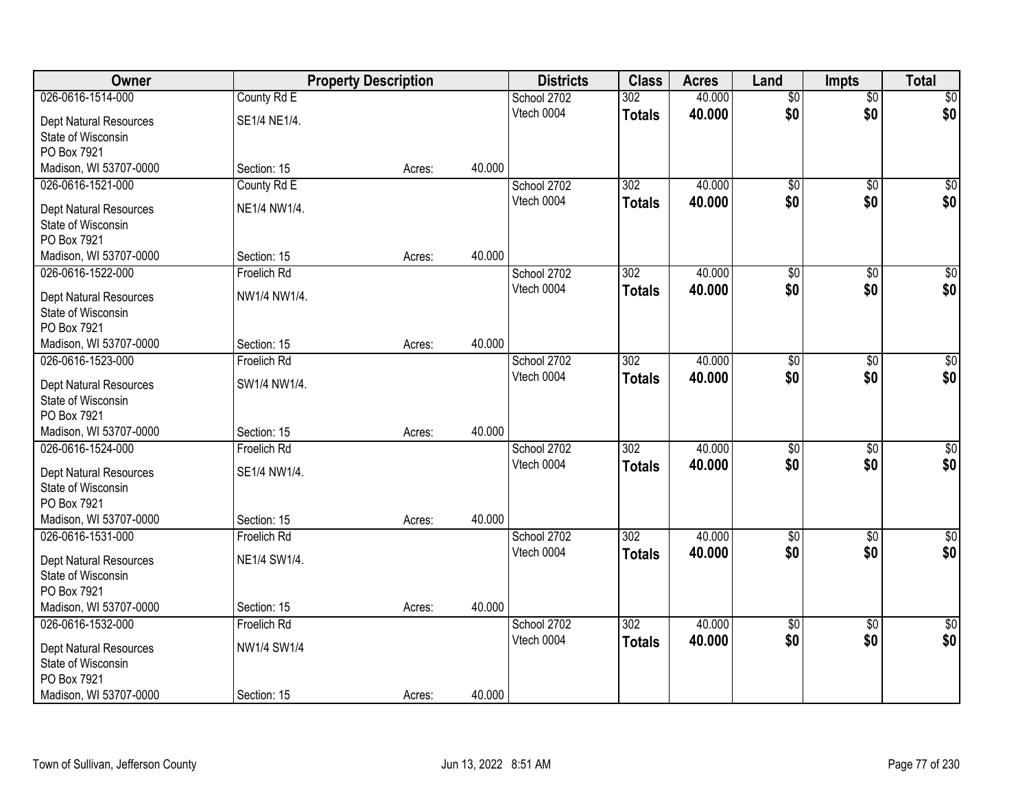| Owner | Property Description | | | Districts | Class | Acres | Land | Impts | Total |
|---|---|---|---|---|---|---|---|---|---|
| 026-0616-1514-000 | County Rd E | | | School 2702 | 302 | 40.000 | $0 | $0 | $0 |
| Dept Natural Resources<br>State of Wisconsin<br>PO Box 7921<br>Madison, WI 53707-0000 | SE1/4 NE1/4.<br><br><br>Section: 15 | Acres: | 40.000 | Vtech 0004 | **Totals** | **40.000** | **$0** | **$0** | **$0** |
| 026-0616-1521-000 | County Rd E | | | School 2702 | 302 | 40.000 | $0 | $0 | $0 |
| Dept Natural Resources<br>State of Wisconsin<br>PO Box 7921<br>Madison, WI 53707-0000 | NE1/4 NW1/4.<br><br><br>Section: 15 | Acres: | 40.000 | Vtech 0004 | **Totals** | **40.000** | **$0** | **$0** | **$0** |
| 026-0616-1522-000 | Froelich Rd | | | School 2702 | 302 | 40.000 | $0 | $0 | $0 |
| Dept Natural Resources<br>State of Wisconsin<br>PO Box 7921<br>Madison, WI 53707-0000 | NW1/4 NW1/4.<br><br><br>Section: 15 | Acres: | 40.000 | Vtech 0004 | **Totals** | **40.000** | **$0** | **$0** | **$0** |
| 026-0616-1523-000 | Froelich Rd | | | School 2702 | 302 | 40.000 | $0 | $0 | $0 |
| Dept Natural Resources<br>State of Wisconsin<br>PO Box 7921<br>Madison, WI 53707-0000 | SW1/4 NW1/4.<br><br><br>Section: 15 | Acres: | 40.000 | Vtech 0004 | **Totals** | **40.000** | **$0** | **$0** | **$0** |
| 026-0616-1524-000 | Froelich Rd | | | School 2702 | 302 | 40.000 | $0 | $0 | $0 |
| Dept Natural Resources<br>State of Wisconsin<br>PO Box 7921<br>Madison, WI 53707-0000 | SE1/4 NW1/4.<br><br><br>Section: 15 | Acres: | 40.000 | Vtech 0004 | **Totals** | **40.000** | **$0** | **$0** | **$0** |
| 026-0616-1531-000 | Froelich Rd | | | School 2702 | 302 | 40.000 | $0 | $0 | $0 |
| Dept Natural Resources<br>State of Wisconsin<br>PO Box 7921<br>Madison, WI 53707-0000 | NE1/4 SW1/4.<br><br><br>Section: 15 | Acres: | 40.000 | Vtech 0004 | **Totals** | **40.000** | **$0** | **$0** | **$0** |
| 026-0616-1532-000 | Froelich Rd | | | School 2702 | 302 | 40.000 | $0 | $0 | $0 |
| Dept Natural Resources<br>State of Wisconsin<br>PO Box 7921<br>Madison, WI 53707-0000 | NW1/4 SW1/4<br><br><br>Section: 15 | Acres: | 40.000 | Vtech 0004 | **Totals** | **40.000** | **$0** | **$0** | **$0** |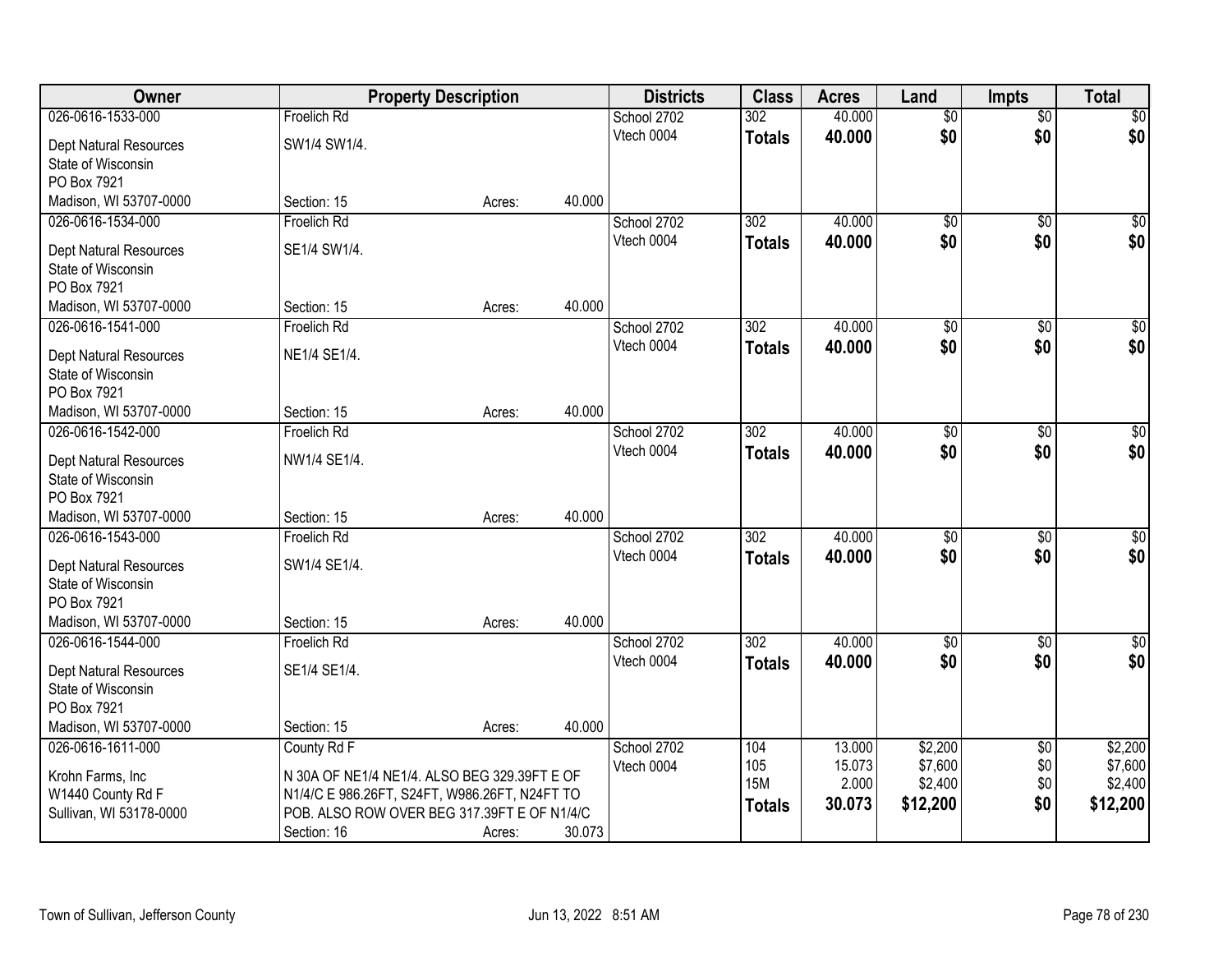| Owner | Property Description | | | Districts | Class | Acres | Land | Impts | Total |
|---|---|---|---|---|---|---|---|---|---|
| 026-0616-1533-000 | Froelich Rd | | | School 2702 | 302 | 40.000 | $0 | $0 | $0 |
| Dept Natural Resources | SW1/4 SW1/4. | | | Vtech 0004 | **Totals** | **40.000** | **$0** | **$0** | **$0** |
| State of Wisconsin | | | | | | | | | |
| PO Box 7921 | | | | | | | | | |
| Madison, WI 53707-0000 | Section: 15 | Acres: | 40.000 | | | | | | |
| 026-0616-1534-000 | Froelich Rd | | | School 2702 | 302 | 40.000 | $0 | $0 | $0 |
| Dept Natural Resources | SE1/4 SW1/4. | | | Vtech 0004 | **Totals** | **40.000** | **$0** | **$0** | **$0** |
| State of Wisconsin | | | | | | | | | |
| PO Box 7921 | | | | | | | | | |
| Madison, WI 53707-0000 | Section: 15 | Acres: | 40.000 | | | | | | |
| 026-0616-1541-000 | Froelich Rd | | | School 2702 | 302 | 40.000 | $0 | $0 | $0 |
| Dept Natural Resources | NE1/4 SE1/4. | | | Vtech 0004 | **Totals** | **40.000** | **$0** | **$0** | **$0** |
| State of Wisconsin | | | | | | | | | |
| PO Box 7921 | | | | | | | | | |
| Madison, WI 53707-0000 | Section: 15 | Acres: | 40.000 | | | | | | |
| 026-0616-1542-000 | Froelich Rd | | | School 2702 | 302 | 40.000 | $0 | $0 | $0 |
| Dept Natural Resources | NW1/4 SE1/4. | | | Vtech 0004 | **Totals** | **40.000** | **$0** | **$0** | **$0** |
| State of Wisconsin | | | | | | | | | |
| PO Box 7921 | | | | | | | | | |
| Madison, WI 53707-0000 | Section: 15 | Acres: | 40.000 | | | | | | |
| 026-0616-1543-000 | Froelich Rd | | | School 2702 | 302 | 40.000 | $0 | $0 | $0 |
| Dept Natural Resources | SW1/4 SE1/4. | | | Vtech 0004 | **Totals** | **40.000** | **$0** | **$0** | **$0** |
| State of Wisconsin | | | | | | | | | |
| PO Box 7921 | | | | | | | | | |
| Madison, WI 53707-0000 | Section: 15 | Acres: | 40.000 | | | | | | |
| 026-0616-1544-000 | Froelich Rd | | | School 2702 | 302 | 40.000 | $0 | $0 | $0 |
| Dept Natural Resources | SE1/4 SE1/4. | | | Vtech 0004 | **Totals** | **40.000** | **$0** | **$0** | **$0** |
| State of Wisconsin | | | | | | | | | |
| PO Box 7921 | | | | | | | | | |
| Madison, WI 53707-0000 | Section: 15 | Acres: | 40.000 | | | | | | |
| 026-0616-1611-000 | County Rd F | | | School 2702 | 104 | 13.000 | $2,200 | $0 | $2,200 |
| Krohn Farms, Inc | N 30A OF NE1/4 NE1/4. ALSO BEG 329.39FT E OF | | | Vtech 0004 | 105 | 15.073 | $7,600 | $0 | $7,600 |
| W1440 County Rd F | N1/4/C E 986.26FT, S24FT, W986.26FT, N24FT TO | | | | 15M | 2.000 | $2,400 | $0 | $2,400 |
| Sullivan, WI 53178-0000 | POB. ALSO ROW OVER BEG 317.39FT E OF N1/4/C | | | | **Totals** | **30.073** | **$12,200** | **$0** | **$12,200** |
| | Section: 16 | Acres: | 30.073 | | | | | | |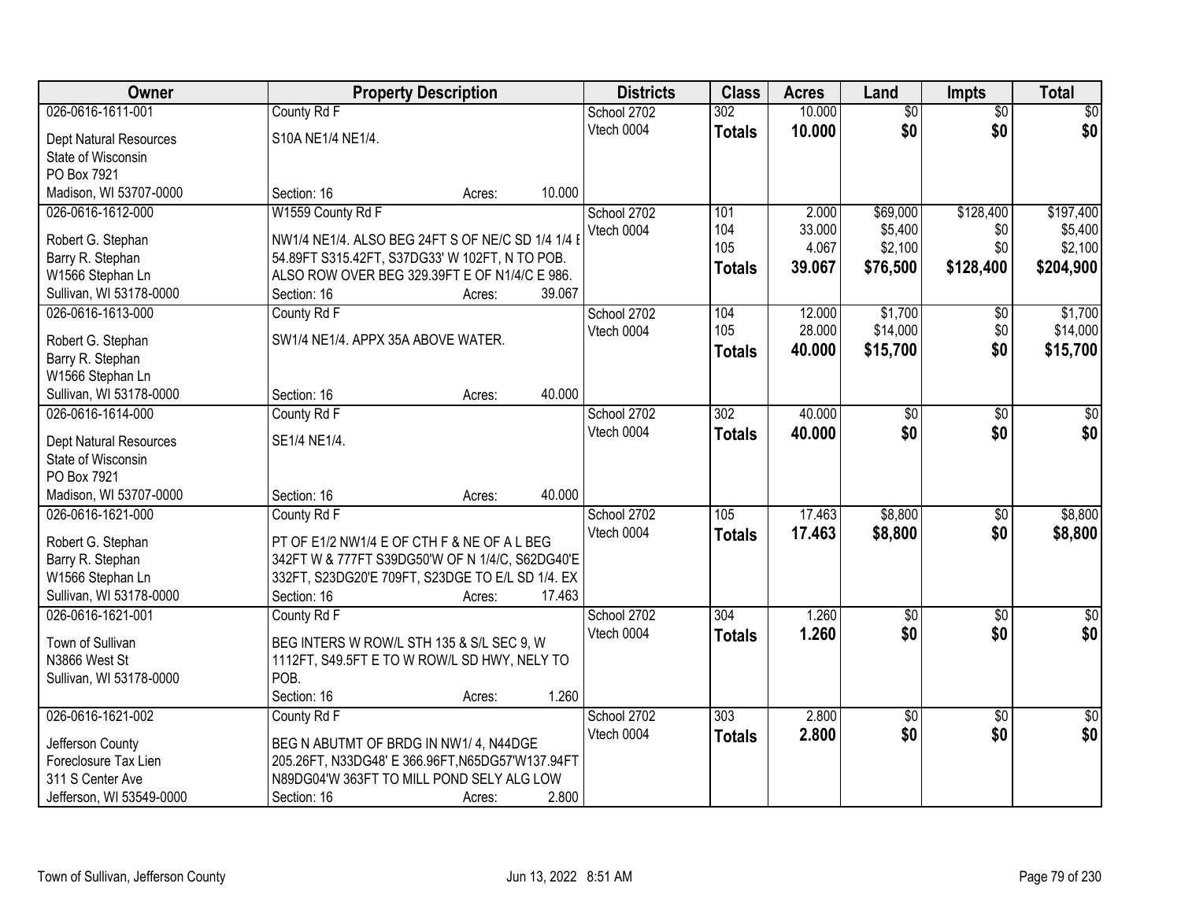| Owner | Property Description | Districts | Class | Acres | Land | Impts | Total |
|---|---|---|---|---|---|---|---|
| 026-0616-1611-001<br>Dept Natural Resources<br>State of Wisconsin<br>PO Box 7921<br>Madison, WI 53707-0000 | County Rd F<br>S10A NE1/4 NE1/4.<br>Section: 16 Acres: 10.000 | School 2702<br>Vtech 0004 | 302<br>**Totals** | 10.000<br>**10.000** | $0<br>**$0** | $0<br>**$0** | $0<br>**$0** |
| 026-0616-1612-000<br>Robert G. Stephan<br>Barry R. Stephan<br>W1566 Stephan Ln<br>Sullivan, WI 53178-0000 | W1559 County Rd F<br>NW1/4 NE1/4. ALSO BEG 24FT S OF NE/C SD 1/4 1/4 E 54.89FT S315.42FT, S37DG33' W 102FT, N TO POB. ALSO ROW OVER BEG 329.39FT E OF N1/4/C E 986.<br>Section: 16 Acres: 39.067 | School 2702<br>Vtech 0004 | 101<br>104<br>105<br>**Totals** | 2.000<br>33.000<br>4.067<br>**39.067** | $69,000<br>$5,400<br>$2,100<br>**$76,500** | $128,400<br>$0<br>$0<br>**$128,400** | $197,400<br>$5,400<br>$2,100<br>**$204,900** |
| 026-0616-1613-000<br>Robert G. Stephan<br>Barry R. Stephan<br>W1566 Stephan Ln<br>Sullivan, WI 53178-0000 | County Rd F<br>SW1/4 NE1/4. APPX 35A ABOVE WATER.<br>Section: 16 Acres: 40.000 | School 2702<br>Vtech 0004 | 104<br>105<br>**Totals** | 12.000<br>28.000<br>**40.000** | $1,700<br>$14,000<br>**$15,700** | $0<br>$0<br>**$0** | $1,700<br>$14,000<br>**$15,700** |
| 026-0616-1614-000<br>Dept Natural Resources<br>State of Wisconsin<br>PO Box 7921<br>Madison, WI 53707-0000 | County Rd F<br>SE1/4 NE1/4.<br>Section: 16 Acres: 40.000 | School 2702<br>Vtech 0004 | 302<br>**Totals** | 40.000<br>**40.000** | $0<br>**$0** | $0<br>**$0** | $0<br>**$0** |
| 026-0616-1621-000<br>Robert G. Stephan<br>Barry R. Stephan<br>W1566 Stephan Ln<br>Sullivan, WI 53178-0000 | County Rd F<br>PT OF E1/2 NW1/4 E OF CTH F & NE OF A L BEG 342FT W & 777FT S39DG50'W OF N 1/4/C, S62DG40'E 332FT, S23DG20'E 709FT, S23DGE TO E/L SD 1/4. EX<br>Section: 16 Acres: 17.463 | School 2702<br>Vtech 0004 | 105<br>**Totals** | 17.463<br>**17.463** | $8,800<br>**$8,800** | $0<br>**$0** | $8,800<br>**$8,800** |
| 026-0616-1621-001<br>Town of Sullivan<br>N3866 West St<br>Sullivan, WI 53178-0000 | County Rd F<br>BEG INTERS W ROW/L STH 135 & S/L SEC 9, W 1112FT, S49.5FT E TO W ROW/L SD HWY, NELY TO POB.<br>Section: 16 Acres: 1.260 | School 2702<br>Vtech 0004 | 304<br>**Totals** | 1.260<br>**1.260** | $0<br>**$0** | $0<br>**$0** | $0<br>**$0** |
| 026-0616-1621-002<br>Jefferson County<br>Foreclosure Tax Lien<br>311 S Center Ave<br>Jefferson, WI 53549-0000 | County Rd F<br>BEG N ABUTMT OF BRDG IN NW1/ 4, N44DGE 205.26FT, N33DG48' E 366.96FT,N65DG57'W137.94FT N89DG04'W 363FT TO MILL POND SELY ALG LOW<br>Section: 16 Acres: 2.800 | School 2702<br>Vtech 0004 | 303<br>**Totals** | 2.800<br>**2.800** | $0<br>**$0** | $0<br>**$0** | $0<br>**$0** |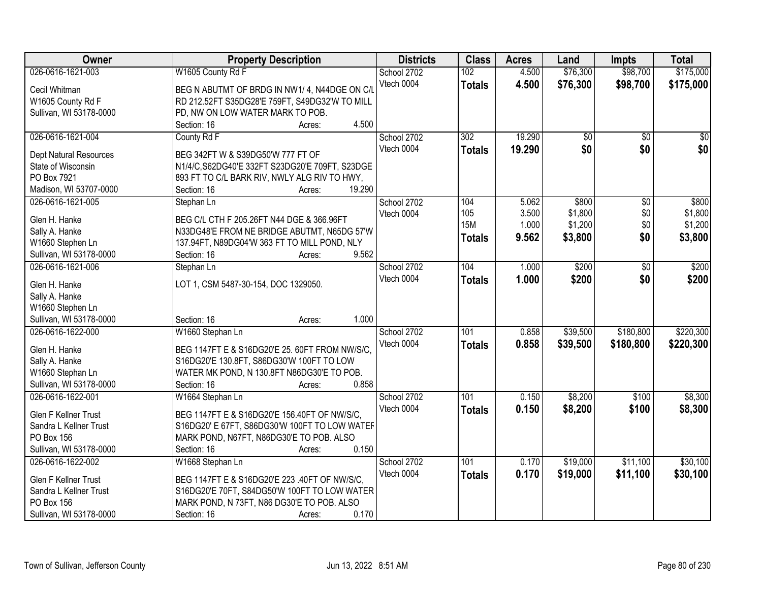| Owner | Property Description | Districts | Class | Acres | Land | Impts | Total |
|---|---|---|---|---|---|---|---|
| 026-0616-1621-003<br>Cecil Whitman<br>W1605 County Rd F<br>Sullivan, WI 53178-0000 | W1605 County Rd F<br>BEG N ABUTMT OF BRDG IN NW1/ 4, N44DGE ON C/L RD 212.52FT S35DG28'E 759FT, S49DG32'W TO MILL PD, NW ON LOW WATER MARK TO POB.<br>Section: 16 Acres: 4.500 | School 2702<br>Vtech 0004 | 102<br>**Totals** | 4.500<br>**4.500** | \$76,300<br>**\$76,300** | \$98,700<br>**\$98,700** | \$175,000<br>**\$175,000** |
| 026-0616-1621-004<br>Dept Natural Resources<br>State of Wisconsin<br>PO Box 7921<br>Madison, WI 53707-0000 | County Rd F<br>BEG 342FT W & S39DG50'W 777 FT OF N1/4/C,S62DG40'E 332FT S23DG20'E 709FT, S23DGE 893 FT TO C/L BARK RIV, NWLY ALG RIV TO HWY,<br>Section: 16 Acres: 19.290 | School 2702<br>Vtech 0004 | 302<br>**Totals** | 19.290<br>**19.290** | \$0<br>**\$0** | \$0<br>**\$0** | \$0<br>**\$0** |
| 026-0616-1621-005<br>Glen H. Hanke<br>Sally A. Hanke<br>W1660 Stephen Ln<br>Sullivan, WI 53178-0000 | Stephan Ln<br>BEG C/L CTH F 205.26FT N44 DGE & 366.96FT N33DG48'E FROM NE BRIDGE ABUTMT, N65DG 57'W 137.94FT, N89DG04'W 363 FT TO MILL POND, NLY<br>Section: 16 Acres: 9.562 | School 2702<br>Vtech 0004 | 104<br>105<br>15M<br>**Totals** | 5.062<br>3.500<br>1.000<br>**9.562** | \$800<br>\$1,800<br>\$1,200<br>**\$3,800** | \$0<br>\$0<br>\$0<br>**\$0** | \$800<br>\$1,800<br>\$1,200<br>**\$3,800** |
| 026-0616-1621-006<br>Glen H. Hanke<br>Sally A. Hanke<br>W1660 Stephen Ln<br>Sullivan, WI 53178-0000 | Stephan Ln<br>LOT 1, CSM 5487-30-154, DOC 1329050.<br>Section: 16 Acres: 1.000 | School 2702<br>Vtech 0004 | 104<br>**Totals** | 1.000<br>**1.000** | \$200<br>**\$200** | \$0<br>**\$0** | \$200<br>**\$200** |
| 026-0616-1622-000<br>Glen H. Hanke<br>Sally A. Hanke<br>W1660 Stephan Ln<br>Sullivan, WI 53178-0000 | W1660 Stephan Ln<br>BEG 1147FT E & S16DG20'E 25. 60FT FROM NW/S/C, S16DG20'E 130.8FT, S86DG30'W 100FT TO LOW WATER MK POND, N 130.8FT N86DG30'E TO POB.<br>Section: 16 Acres: 0.858 | School 2702<br>Vtech 0004 | 101<br>**Totals** | 0.858<br>**0.858** | \$39,500<br>**\$39,500** | \$180,800<br>**\$180,800** | \$220,300<br>**\$220,300** |
| 026-0616-1622-001<br>Glen F Kellner Trust<br>Sandra L Kellner Trust<br>PO Box 156<br>Sullivan, WI 53178-0000 | W1664 Stephan Ln<br>BEG 1147FT E & S16DG20'E 156.40FT OF NW/S/C, S16DG20' E 67FT, S86DG30'W 100FT TO LOW WATER MARK POND, N67FT, N86DG30'E TO POB. ALSO<br>Section: 16 Acres: 0.150 | School 2702<br>Vtech 0004 | 101<br>**Totals** | 0.150<br>**0.150** | \$8,200<br>**\$8,200** | \$100<br>**\$100** | \$8,300<br>**\$8,300** |
| 026-0616-1622-002<br>Glen F Kellner Trust<br>Sandra L Kellner Trust<br>PO Box 156<br>Sullivan, WI 53178-0000 | W1668 Stephan Ln<br>BEG 1147FT E & S16DG20'E 223 .40FT OF NW/S/C, S16DG20'E 70FT, S84DG50'W 100FT TO LOW WATER MARK POND, N 73FT, N86 DG30'E TO POB. ALSO<br>Section: 16 Acres: 0.170 | School 2702<br>Vtech 0004 | 101<br>**Totals** | 0.170<br>**0.170** | \$19,000<br>**\$19,000** | \$11,100<br>**\$11,100** | \$30,100<br>**\$30,100** |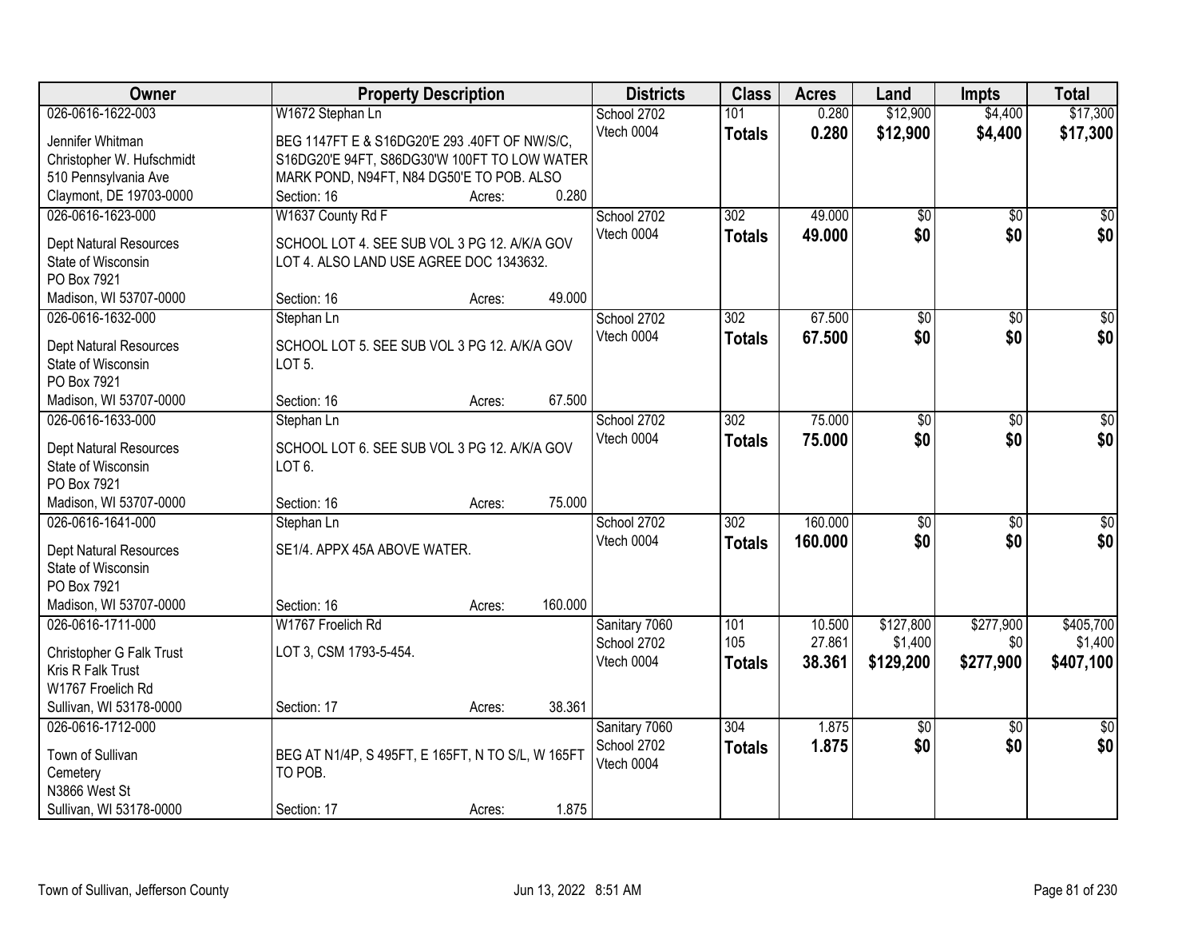| Owner | Property Description | Districts | Class | Acres | Land | Impts | Total |
|---|---|---|---|---|---|---|---|
| 026-0616-1622-003 | W1672 Stephan Ln | School 2702 | 101 | 0.280 | $12,900 | $4,400 | $17,300 |
| Jennifer Whitman<br>Christopher W. Hufschmidt<br>510 Pennsylvania Ave<br>Claymont, DE 19703-0000 | BEG 1147FT E & S16DG20'E 293 .40FT OF NW/S/C, S16DG20'E 94FT, S86DG30'W 100FT TO LOW WATER MARK POND, N94FT, N84 DG50'E TO POB. ALSO<br>Section: 16 Acres: 0.280 | Vtech 0004 | **Totals** | **0.280** | **$12,900** | **$4,400** | **$17,300** |
| 026-0616-1623-000 | W1637 County Rd F | School 2702 | 302 | 49.000 | $0 | $0 | $0 |
| Dept Natural Resources<br>State of Wisconsin<br>PO Box 7921<br>Madison, WI 53707-0000 | SCHOOL LOT 4. SEE SUB VOL 3 PG 12. A/K/A GOV LOT 4. ALSO LAND USE AGREE DOC 1343632.<br>Section: 16 Acres: 49.000 | Vtech 0004 | **Totals** | **49.000** | **$0** | **$0** | **$0** |
| 026-0616-1632-000 | Stephan Ln | School 2702 | 302 | 67.500 | $0 | $0 | $0 |
| Dept Natural Resources<br>State of Wisconsin<br>PO Box 7921<br>Madison, WI 53707-0000 | SCHOOL LOT 5. SEE SUB VOL 3 PG 12. A/K/A GOV LOT 5.<br>Section: 16 Acres: 67.500 | Vtech 0004 | **Totals** | **67.500** | **$0** | **$0** | **$0** |
| 026-0616-1633-000 | Stephan Ln | School 2702 | 302 | 75.000 | $0 | $0 | $0 |
| Dept Natural Resources<br>State of Wisconsin<br>PO Box 7921<br>Madison, WI 53707-0000 | SCHOOL LOT 6. SEE SUB VOL 3 PG 12. A/K/A GOV LOT 6.<br>Section: 16 Acres: 75.000 | Vtech 0004 | **Totals** | **75.000** | **$0** | **$0** | **$0** |
| 026-0616-1641-000 | Stephan Ln | School 2702 | 302 | 160.000 | $0 | $0 | $0 |
| Dept Natural Resources<br>State of Wisconsin<br>PO Box 7921<br>Madison, WI 53707-0000 | SE1/4. APPX 45A ABOVE WATER.<br>Section: 16 Acres: 160.000 | Vtech 0004 | **Totals** | **160.000** | **$0** | **$0** | **$0** |
| 026-0616-1711-000 | W1767 Froelich Rd | Sanitary 7060 | 101 | 10.500 | $127,800 | $277,900 | $405,700 |
| Christopher G Falk Trust<br>Kris R Falk Trust<br>W1767 Froelich Rd<br>Sullivan, WI 53178-0000 | LOT 3, CSM 1793-5-454.<br>Section: 17 Acres: 38.361 | School 2702 | 105 | 27.861 | $1,400 | $0 | $1,400 |
| | | Vtech 0004 | **Totals** | **38.361** | **$129,200** | **$277,900** | **$407,100** |
| 026-0616-1712-000 | | Sanitary 7060 | 304 | 1.875 | $0 | $0 | $0 |
| Town of Sullivan<br>Cemetery<br>N3866 West St<br>Sullivan, WI 53178-0000 | BEG AT N1/4P, S 495FT, E 165FT, N TO S/L, W 165FT TO POB.<br>Section: 17 Acres: 1.875 | School 2702<br>Vtech 0004 | **Totals** | **1.875** | **$0** | **$0** | **$0** |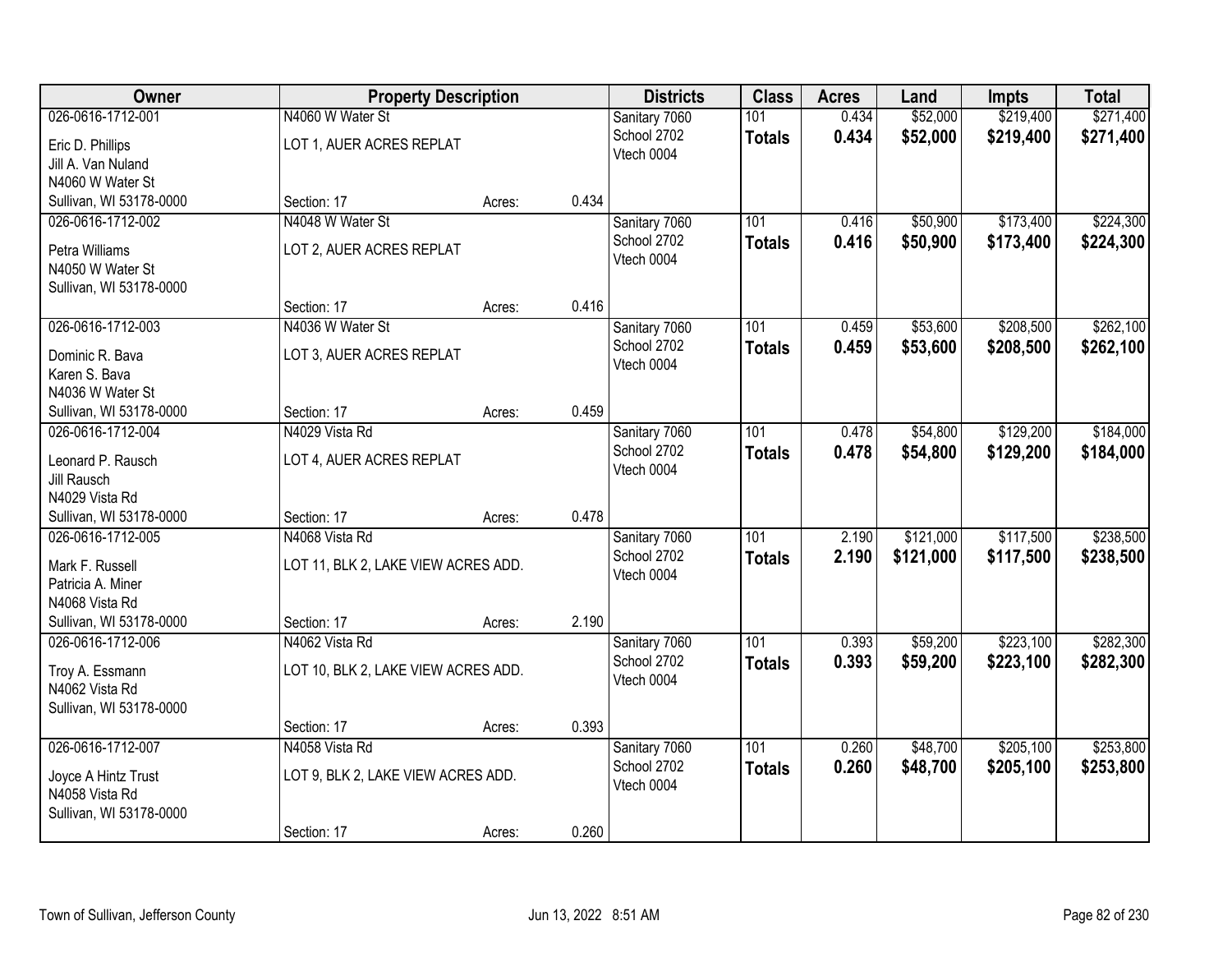| Owner | Property Description | | | Districts | Class | Acres | Land | Impts | Total |
|---|---|---|---|---|---|---|---|---|---|
| 026-0616-1712-001<br>Eric D. Phillips<br>Jill A. Van Nuland<br>N4060 W Water St<br>Sullivan, WI 53178-0000 | N4060 W Water St<br>LOT 1, AUER ACRES REPLAT<br>Section: 17 | Acres: | 0.434 | Sanitary 7060<br>School 2702<br>Vtech 0004 | 101<br>**Totals** | 0.434<br>**0.434** | $52,000<br>**$52,000** | $219,400<br>**$219,400** | $271,400<br>**$271,400** |
| 026-0616-1712-002<br>Petra Williams<br>N4050 W Water St<br>Sullivan, WI 53178-0000 | N4048 W Water St<br>LOT 2, AUER ACRES REPLAT<br>Section: 17 | Acres: | 0.416 | Sanitary 7060<br>School 2702<br>Vtech 0004 | 101<br>**Totals** | 0.416<br>**0.416** | $50,900<br>**$50,900** | $173,400<br>**$173,400** | $224,300<br>**$224,300** |
| 026-0616-1712-003<br>Dominic R. Bava<br>Karen S. Bava<br>N4036 W Water St<br>Sullivan, WI 53178-0000 | N4036 W Water St<br>LOT 3, AUER ACRES REPLAT<br>Section: 17 | Acres: | 0.459 | Sanitary 7060<br>School 2702<br>Vtech 0004 | 101<br>**Totals** | 0.459<br>**0.459** | $53,600<br>**$53,600** | $208,500<br>**$208,500** | $262,100<br>**$262,100** |
| 026-0616-1712-004<br>Leonard P. Rausch<br>Jill Rausch<br>N4029 Vista Rd<br>Sullivan, WI 53178-0000 | N4029 Vista Rd<br>LOT 4, AUER ACRES REPLAT<br>Section: 17 | Acres: | 0.478 | Sanitary 7060<br>School 2702<br>Vtech 0004 | 101<br>**Totals** | 0.478<br>**0.478** | $54,800<br>**$54,800** | $129,200<br>**$129,200** | $184,000<br>**$184,000** |
| 026-0616-1712-005<br>Mark F. Russell<br>Patricia A. Miner<br>N4068 Vista Rd<br>Sullivan, WI 53178-0000 | N4068 Vista Rd<br>LOT 11, BLK 2, LAKE VIEW ACRES ADD.<br>Section: 17 | Acres: | 2.190 | Sanitary 7060<br>School 2702<br>Vtech 0004 | 101<br>**Totals** | 2.190<br>**2.190** | $121,000<br>**$121,000** | $117,500<br>**$117,500** | $238,500<br>**$238,500** |
| 026-0616-1712-006<br>Troy A. Essmann<br>N4062 Vista Rd<br>Sullivan, WI 53178-0000 | N4062 Vista Rd<br>LOT 10, BLK 2, LAKE VIEW ACRES ADD.<br>Section: 17 | Acres: | 0.393 | Sanitary 7060<br>School 2702<br>Vtech 0004 | 101<br>**Totals** | 0.393<br>**0.393** | $59,200<br>**$59,200** | $223,100<br>**$223,100** | $282,300<br>**$282,300** |
| 026-0616-1712-007<br>Joyce A Hintz Trust<br>N4058 Vista Rd<br>Sullivan, WI 53178-0000 | N4058 Vista Rd<br>LOT 9, BLK 2, LAKE VIEW ACRES ADD.<br>Section: 17 | Acres: | 0.260 | Sanitary 7060<br>School 2702<br>Vtech 0004 | 101<br>**Totals** | 0.260<br>**0.260** | $48,700<br>**$48,700** | $205,100<br>**$205,100** | $253,800<br>**$253,800** |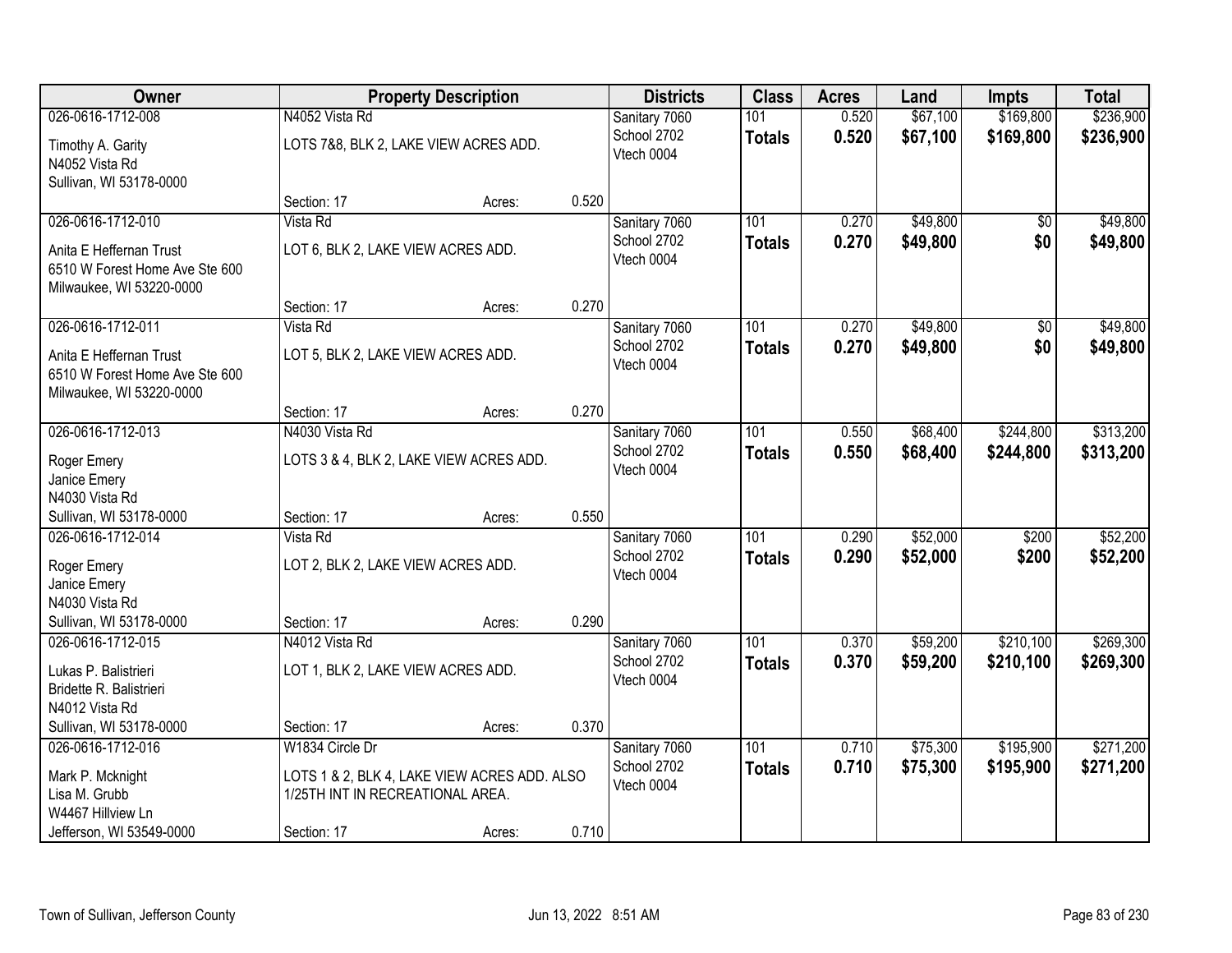| Owner | Property Description | | | Districts | Class | Acres | Land | Impts | Total |
|---|---|---|---|---|---|---|---|---|---|
| 026-0616-1712-008 | N4052 Vista Rd | | | Sanitary 7060 | 101 | 0.520 | $67,100 | $169,800 | $236,900 |
| Timothy A. Garity<br>N4052 Vista Rd<br>Sullivan, WI 53178-0000 | LOTS 7&8, BLK 2, LAKE VIEW ACRES ADD. | | | School 2702<br>Vtech 0004 | **Totals** | **0.520** | **$67,100** | **$169,800** | **$236,900** |
| | Section: 17 | Acres: | 0.520 | | | | | | |
| 026-0616-1712-010 | Vista Rd | | | Sanitary 7060 | 101 | 0.270 | $49,800 | $0 | $49,800 |
| Anita E Heffernan Trust<br>6510 W Forest Home Ave Ste 600<br>Milwaukee, WI 53220-0000 | LOT 6, BLK 2, LAKE VIEW ACRES ADD. | | | School 2702<br>Vtech 0004 | **Totals** | **0.270** | **$49,800** | **$0** | **$49,800** |
| | Section: 17 | Acres: | 0.270 | | | | | | |
| 026-0616-1712-011 | Vista Rd | | | Sanitary 7060 | 101 | 0.270 | $49,800 | $0 | $49,800 |
| Anita E Heffernan Trust<br>6510 W Forest Home Ave Ste 600<br>Milwaukee, WI 53220-0000 | LOT 5, BLK 2, LAKE VIEW ACRES ADD. | | | School 2702<br>Vtech 0004 | **Totals** | **0.270** | **$49,800** | **$0** | **$49,800** |
| | Section: 17 | Acres: | 0.270 | | | | | | |
| 026-0616-1712-013 | N4030 Vista Rd | | | Sanitary 7060 | 101 | 0.550 | $68,400 | $244,800 | $313,200 |
| Roger Emery<br>Janice Emery<br>N4030 Vista Rd<br>Sullivan, WI 53178-0000 | LOTS 3 & 4, BLK 2, LAKE VIEW ACRES ADD. | | | School 2702<br>Vtech 0004 | **Totals** | **0.550** | **$68,400** | **$244,800** | **$313,200** |
| | Section: 17 | Acres: | 0.550 | | | | | | |
| 026-0616-1712-014 | Vista Rd | | | Sanitary 7060 | 101 | 0.290 | $52,000 | $200 | $52,200 |
| Roger Emery<br>Janice Emery<br>N4030 Vista Rd<br>Sullivan, WI 53178-0000 | LOT 2, BLK 2, LAKE VIEW ACRES ADD. | | | School 2702<br>Vtech 0004 | **Totals** | **0.290** | **$52,000** | **$200** | **$52,200** |
| | Section: 17 | Acres: | 0.290 | | | | | | |
| 026-0616-1712-015 | N4012 Vista Rd | | | Sanitary 7060 | 101 | 0.370 | $59,200 | $210,100 | $269,300 |
| Lukas P. Balistrieri<br>Bridette R. Balistrieri<br>N4012 Vista Rd<br>Sullivan, WI 53178-0000 | LOT 1, BLK 2, LAKE VIEW ACRES ADD. | | | School 2702<br>Vtech 0004 | **Totals** | **0.370** | **$59,200** | **$210,100** | **$269,300** |
| | Section: 17 | Acres: | 0.370 | | | | | | |
| 026-0616-1712-016 | W1834 Circle Dr | | | Sanitary 7060 | 101 | 0.710 | $75,300 | $195,900 | $271,200 |
| Mark P. Mcknight<br>Lisa M. Grubb<br>W4467 Hillview Ln<br>Jefferson, WI 53549-0000 | LOTS 1 & 2, BLK 4, LAKE VIEW ACRES ADD. ALSO 1/25TH INT IN RECREATIONAL AREA. | | | School 2702<br>Vtech 0004 | **Totals** | **0.710** | **$75,300** | **$195,900** | **$271,200** |
| | Section: 17 | Acres: | 0.710 | | | | | | |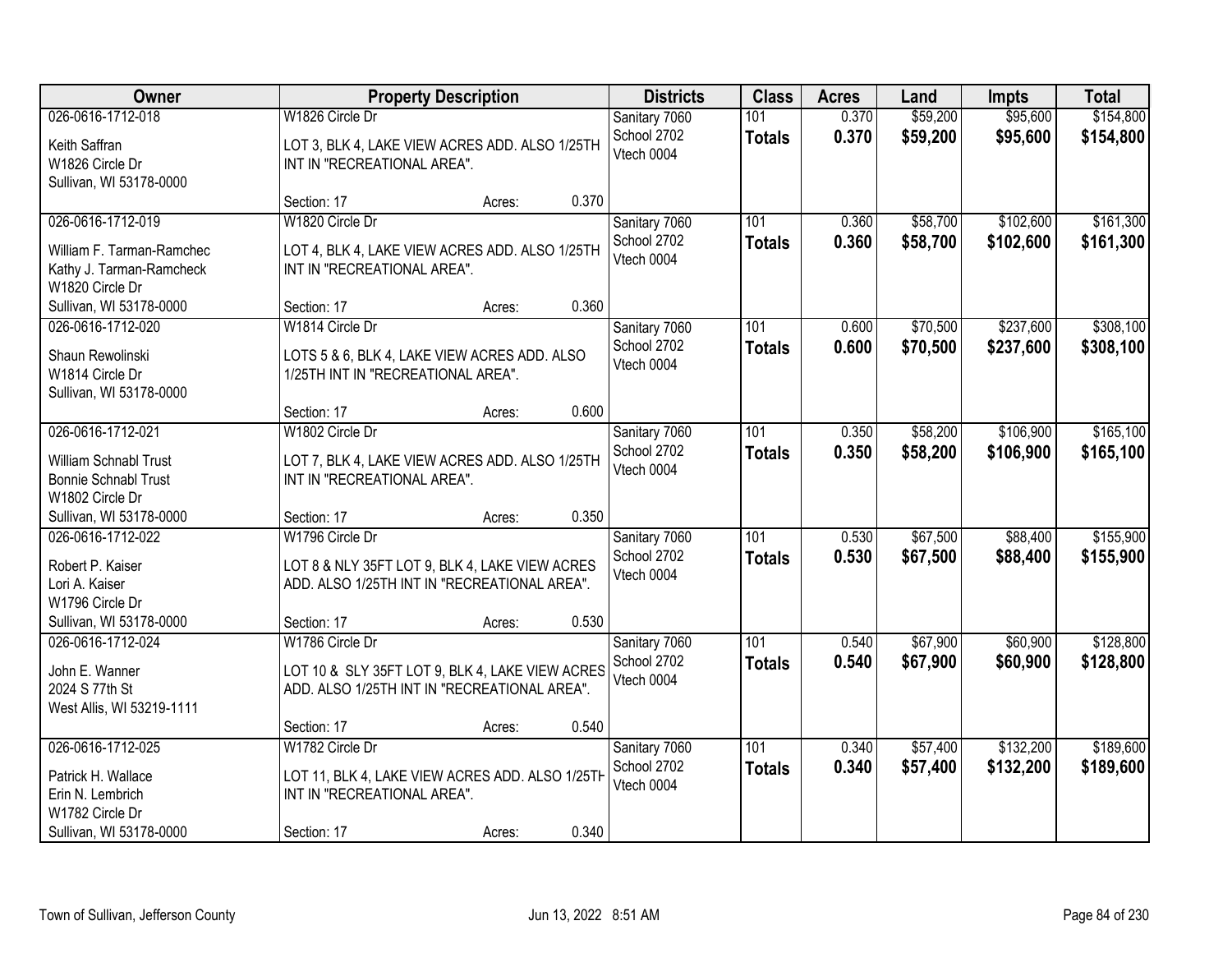| Owner | Property Description | Districts | Class | Acres | Land | Impts | Total |
|---|---|---|---|---|---|---|---|
| 026-0616-1712-018<br>Keith Saffran<br>W1826 Circle Dr<br>Sullivan, WI 53178-0000 | W1826 Circle Dr<br>LOT 3, BLK 4, LAKE VIEW ACRES ADD. ALSO 1/25TH INT IN "RECREATIONAL AREA".<br>Section: 17 Acres: 0.370 | Sanitary 7060<br>School 2702<br>Vtech 0004 | 101<br>**Totals** | 0.370<br>**0.370** | $59,200<br>**$59,200** | $95,600<br>**$95,600** | $154,800<br>**$154,800** |
| 026-0616-1712-019<br>William F. Tarman-Ramchec<br>Kathy J. Tarman-Ramcheck<br>W1820 Circle Dr<br>Sullivan, WI 53178-0000 | W1820 Circle Dr<br>LOT 4, BLK 4, LAKE VIEW ACRES ADD. ALSO 1/25TH INT IN "RECREATIONAL AREA".<br>Section: 17 Acres: 0.360 | Sanitary 7060<br>School 2702<br>Vtech 0004 | 101<br>**Totals** | 0.360<br>**0.360** | $58,700<br>**$58,700** | $102,600<br>**$102,600** | $161,300<br>**$161,300** |
| 026-0616-1712-020<br>Shaun Rewolinski<br>W1814 Circle Dr<br>Sullivan, WI 53178-0000 | W1814 Circle Dr<br>LOTS 5 & 6, BLK 4, LAKE VIEW ACRES ADD. ALSO 1/25TH INT IN "RECREATIONAL AREA".<br>Section: 17 Acres: 0.600 | Sanitary 7060<br>School 2702<br>Vtech 0004 | 101<br>**Totals** | 0.600<br>**0.600** | $70,500<br>**$70,500** | $237,600<br>**$237,600** | $308,100<br>**$308,100** |
| 026-0616-1712-021<br>William Schnabl Trust<br>Bonnie Schnabl Trust<br>W1802 Circle Dr<br>Sullivan, WI 53178-0000 | W1802 Circle Dr<br>LOT 7, BLK 4, LAKE VIEW ACRES ADD. ALSO 1/25TH INT IN "RECREATIONAL AREA".<br>Section: 17 Acres: 0.350 | Sanitary 7060<br>School 2702<br>Vtech 0004 | 101<br>**Totals** | 0.350<br>**0.350** | $58,200<br>**$58,200** | $106,900<br>**$106,900** | $165,100<br>**$165,100** |
| 026-0616-1712-022<br>Robert P. Kaiser<br>Lori A. Kaiser<br>W1796 Circle Dr<br>Sullivan, WI 53178-0000 | W1796 Circle Dr<br>LOT 8 & NLY 35FT LOT 9, BLK 4, LAKE VIEW ACRES ADD. ALSO 1/25TH INT IN "RECREATIONAL AREA".<br>Section: 17 Acres: 0.530 | Sanitary 7060<br>School 2702<br>Vtech 0004 | 101<br>**Totals** | 0.530<br>**0.530** | $67,500<br>**$67,500** | $88,400<br>**$88,400** | $155,900<br>**$155,900** |
| 026-0616-1712-024<br>John E. Wanner<br>2024 S 77th St<br>West Allis, WI 53219-1111 | W1786 Circle Dr<br>LOT 10 & SLY 35FT LOT 9, BLK 4, LAKE VIEW ACRES ADD. ALSO 1/25TH INT IN "RECREATIONAL AREA".<br>Section: 17 Acres: 0.540 | Sanitary 7060<br>School 2702<br>Vtech 0004 | 101<br>**Totals** | 0.540<br>**0.540** | $67,900<br>**$67,900** | $60,900<br>**$60,900** | $128,800<br>**$128,800** |
| 026-0616-1712-025<br>Patrick H. Wallace<br>Erin N. Lembrich<br>W1782 Circle Dr<br>Sullivan, WI 53178-0000 | W1782 Circle Dr<br>LOT 11, BLK 4, LAKE VIEW ACRES ADD. ALSO 1/25TH INT IN "RECREATIONAL AREA".<br>Section: 17 Acres: 0.340 | Sanitary 7060<br>School 2702<br>Vtech 0004 | 101<br>**Totals** | 0.340<br>**0.340** | $57,400<br>**$57,400** | $132,200<br>**$132,200** | $189,600<br>**$189,600** |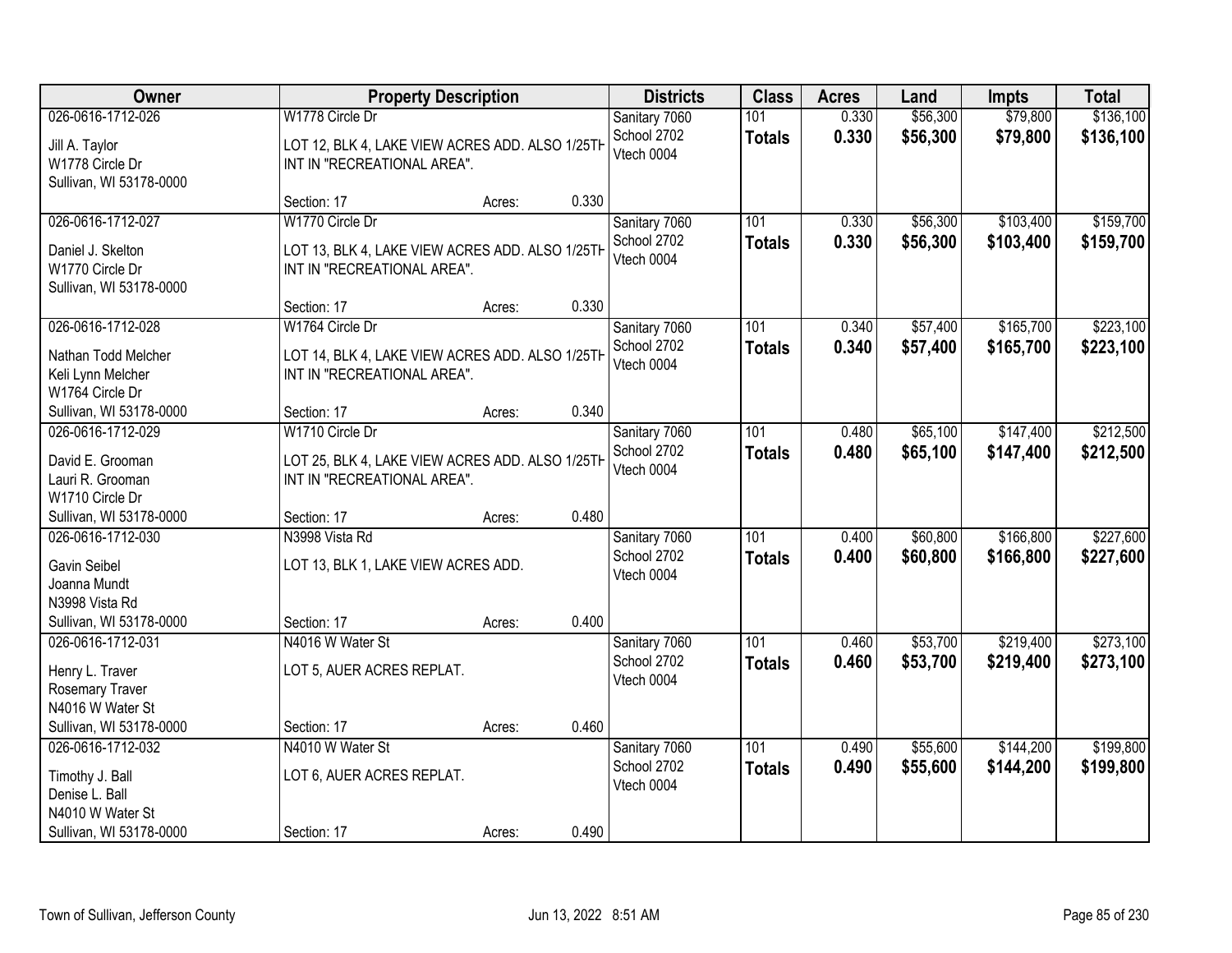| Owner | Property Description | | | Districts | Class | Acres | Land | Impts | Total |
|---|---|---|---|---|---|---|---|---|---|
| 026-0616-1712-026<br>Jill A. Taylor<br>W1778 Circle Dr<br>Sullivan, WI 53178-0000 | W1778 Circle Dr<br>LOT 12, BLK 4, LAKE VIEW ACRES ADD. ALSO 1/25TH INT IN "RECREATIONAL AREA".<br>Section: 17 | Acres: | 0.330 | Sanitary 7060<br>School 2702<br>Vtech 0004 | 101<br>**Totals** | 0.330<br>**0.330** | $56,300<br>**$56,300** | $79,800<br>**$79,800** | $136,100<br>**$136,100** |
| 026-0616-1712-027<br>Daniel J. Skelton<br>W1770 Circle Dr<br>Sullivan, WI 53178-0000 | W1770 Circle Dr<br>LOT 13, BLK 4, LAKE VIEW ACRES ADD. ALSO 1/25TH INT IN "RECREATIONAL AREA".<br>Section: 17 | Acres: | 0.330 | Sanitary 7060<br>School 2702<br>Vtech 0004 | 101<br>**Totals** | 0.330<br>**0.330** | $56,300<br>**$56,300** | $103,400<br>**$103,400** | $159,700<br>**$159,700** |
| 026-0616-1712-028<br>Nathan Todd Melcher<br>Keli Lynn Melcher<br>W1764 Circle Dr<br>Sullivan, WI 53178-0000 | W1764 Circle Dr<br>LOT 14, BLK 4, LAKE VIEW ACRES ADD. ALSO 1/25TH INT IN "RECREATIONAL AREA".<br>Section: 17 | Acres: | 0.340 | Sanitary 7060<br>School 2702<br>Vtech 0004 | 101<br>**Totals** | 0.340<br>**0.340** | $57,400<br>**$57,400** | $165,700<br>**$165,700** | $223,100<br>**$223,100** |
| 026-0616-1712-029<br>David E. Grooman<br>Lauri R. Grooman<br>W1710 Circle Dr<br>Sullivan, WI 53178-0000 | W1710 Circle Dr<br>LOT 25, BLK 4, LAKE VIEW ACRES ADD. ALSO 1/25TH INT IN "RECREATIONAL AREA".<br>Section: 17 | Acres: | 0.480 | Sanitary 7060<br>School 2702<br>Vtech 0004 | 101<br>**Totals** | 0.480<br>**0.480** | $65,100<br>**$65,100** | $147,400<br>**$147,400** | $212,500<br>**$212,500** |
| 026-0616-1712-030<br>Gavin Seibel<br>Joanna Mundt<br>N3998 Vista Rd<br>Sullivan, WI 53178-0000 | N3998 Vista Rd<br>LOT 13, BLK 1, LAKE VIEW ACRES ADD.<br>Section: 17 | Acres: | 0.400 | Sanitary 7060<br>School 2702<br>Vtech 0004 | 101<br>**Totals** | 0.400<br>**0.400** | $60,800<br>**$60,800** | $166,800<br>**$166,800** | $227,600<br>**$227,600** |
| 026-0616-1712-031<br>Henry L. Traver<br>Rosemary Traver<br>N4016 W Water St<br>Sullivan, WI 53178-0000 | N4016 W Water St<br>LOT 5, AUER ACRES REPLAT.<br>Section: 17 | Acres: | 0.460 | Sanitary 7060<br>School 2702<br>Vtech 0004 | 101<br>**Totals** | 0.460<br>**0.460** | $53,700<br>**$53,700** | $219,400<br>**$219,400** | $273,100<br>**$273,100** |
| 026-0616-1712-032<br>Timothy J. Ball<br>Denise L. Ball<br>N4010 W Water St<br>Sullivan, WI 53178-0000 | N4010 W Water St<br>LOT 6, AUER ACRES REPLAT.<br>Section: 17 | Acres: | 0.490 | Sanitary 7060<br>School 2702<br>Vtech 0004 | 101<br>**Totals** | 0.490<br>**0.490** | $55,600<br>**$55,600** | $144,200<br>**$144,200** | $199,800<br>**$199,800** |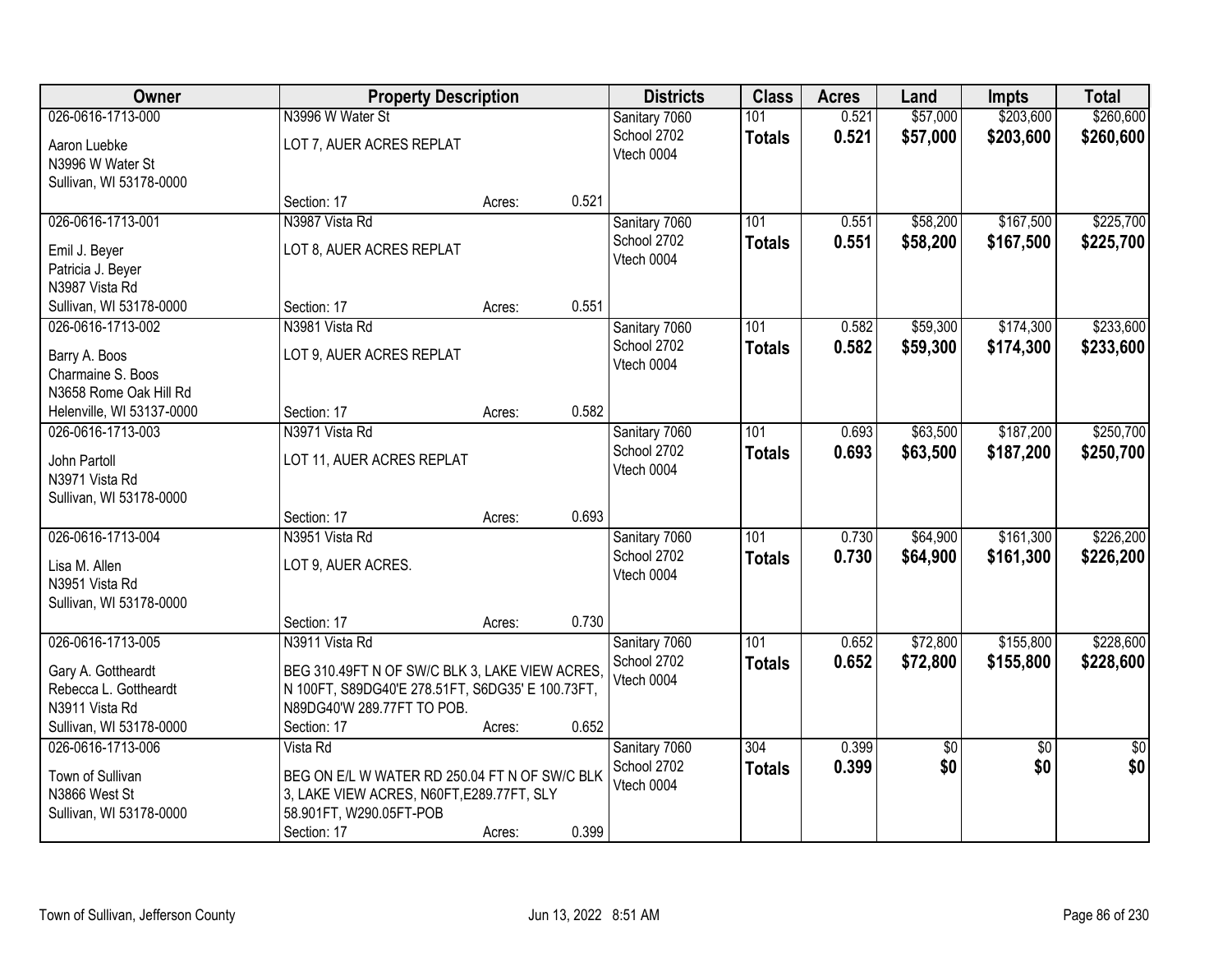| Owner | Property Description | | | Districts | Class | Acres | Land | Impts | Total |
|---|---|---|---|---|---|---|---|---|---|
| 026-0616-1713-000<br>Aaron Luebke<br>N3996 W Water St<br>Sullivan, WI 53178-0000 | N3996 W Water St<br>LOT 7, AUER ACRES REPLAT<br>Section: 17 | Acres: | 0.521 | Sanitary 7060<br>School 2702<br>Vtech 0004 | 101<br>**Totals** | 0.521<br>**0.521** | $57,000<br>**$57,000** | $203,600<br>**$203,600** | $260,600<br>**$260,600** |
| 026-0616-1713-001<br>Emil J. Beyer<br>Patricia J. Beyer<br>N3987 Vista Rd<br>Sullivan, WI 53178-0000 | N3987 Vista Rd<br>LOT 8, AUER ACRES REPLAT<br>Section: 17 | Acres: | 0.551 | Sanitary 7060<br>School 2702<br>Vtech 0004 | 101<br>**Totals** | 0.551<br>**0.551** | $58,200<br>**$58,200** | $167,500<br>**$167,500** | $225,700<br>**$225,700** |
| 026-0616-1713-002<br>Barry A. Boos<br>Charmaine S. Boos<br>N3658 Rome Oak Hill Rd<br>Helenville, WI 53137-0000 | N3981 Vista Rd<br>LOT 9, AUER ACRES REPLAT<br>Section: 17 | Acres: | 0.582 | Sanitary 7060<br>School 2702<br>Vtech 0004 | 101<br>**Totals** | 0.582<br>**0.582** | $59,300<br>**$59,300** | $174,300<br>**$174,300** | $233,600<br>**$233,600** |
| 026-0616-1713-003<br>John Partoll<br>N3971 Vista Rd<br>Sullivan, WI 53178-0000 | N3971 Vista Rd<br>LOT 11, AUER ACRES REPLAT<br>Section: 17 | Acres: | 0.693 | Sanitary 7060<br>School 2702<br>Vtech 0004 | 101<br>**Totals** | 0.693<br>**0.693** | $63,500<br>**$63,500** | $187,200<br>**$187,200** | $250,700<br>**$250,700** |
| 026-0616-1713-004<br>Lisa M. Allen<br>N3951 Vista Rd<br>Sullivan, WI 53178-0000 | N3951 Vista Rd<br>LOT 9, AUER ACRES.<br>Section: 17 | Acres: | 0.730 | Sanitary 7060<br>School 2702<br>Vtech 0004 | 101<br>**Totals** | 0.730<br>**0.730** | $64,900<br>**$64,900** | $161,300<br>**$161,300** | $226,200<br>**$226,200** |
| 026-0616-1713-005<br>Gary A. Gottheardt<br>Rebecca L. Gottheardt<br>N3911 Vista Rd<br>Sullivan, WI 53178-0000 | N3911 Vista Rd<br>BEG 310.49FT N OF SW/C BLK 3, LAKE VIEW ACRES, N 100FT, S89DG40'E 278.51FT, S6DG35' E 100.73FT, N89DG40'W 289.77FT TO POB.<br>Section: 17 | Acres: | 0.652 | Sanitary 7060<br>School 2702<br>Vtech 0004 | 101<br>**Totals** | 0.652<br>**0.652** | $72,800<br>**$72,800** | $155,800<br>**$155,800** | $228,600<br>**$228,600** |
| 026-0616-1713-006<br>Town of Sullivan<br>N3866 West St<br>Sullivan, WI 53178-0000 | Vista Rd<br>BEG ON E/L W WATER RD 250.04 FT N OF SW/C BLK 3, LAKE VIEW ACRES, N60FT,E289.77FT, SLY 58.901FT, W290.05FT-POB<br>Section: 17 | Acres: | 0.399 | Sanitary 7060<br>School 2702<br>Vtech 0004 | 304<br>**Totals** | 0.399<br>**0.399** | $0<br>**$0** | $0<br>**$0** | $0<br>**$0** |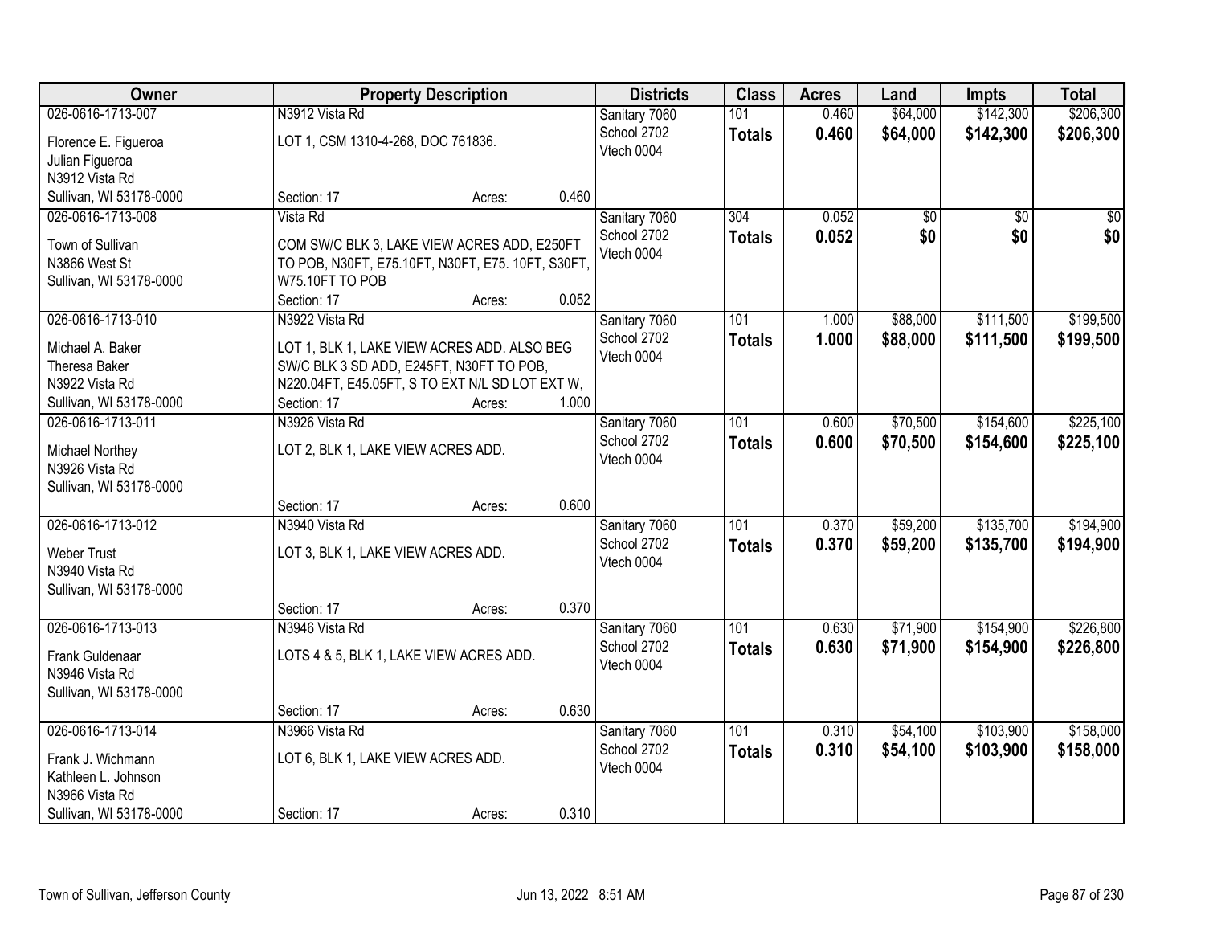| Owner | Property Description | Districts | Class | Acres | Land | Impts | Total |
|---|---|---|---|---|---|---|---|
| 026-0616-1713-007<br>Florence E. Figueroa<br>Julian Figueroa<br>N3912 Vista Rd<br>Sullivan, WI 53178-0000 | N3912 Vista Rd<br>LOT 1, CSM 1310-4-268, DOC 761836.<br>Section: 17 Acres: 0.460 | Sanitary 7060<br>School 2702<br>Vtech 0004 | 101<br>**Totals** | 0.460<br>**0.460** | $64,000<br>**$64,000** | $142,300<br>**$142,300** | $206,300<br>**$206,300** |
| 026-0616-1713-008<br>Town of Sullivan<br>N3866 West St<br>Sullivan, WI 53178-0000 | Vista Rd<br>COM SW/C BLK 3, LAKE VIEW ACRES ADD, E250FT TO POB, N30FT, E75.10FT, N30FT, E75. 10FT, S30FT, W75.10FT TO POB<br>Section: 17 Acres: 0.052 | Sanitary 7060<br>School 2702<br>Vtech 0004 | 304<br>**Totals** | 0.052<br>**0.052** | $0<br>**$0** | $0<br>**$0** | $0<br>**$0** |
| 026-0616-1713-010<br>Michael A. Baker<br>Theresa Baker<br>N3922 Vista Rd<br>Sullivan, WI 53178-0000 | N3922 Vista Rd<br>LOT 1, BLK 1, LAKE VIEW ACRES ADD. ALSO BEG SW/C BLK 3 SD ADD, E245FT, N30FT TO POB, N220.04FT, E45.05FT, S TO EXT N/L SD LOT EXT W,<br>Section: 17 Acres: 1.000 | Sanitary 7060<br>School 2702<br>Vtech 0004 | 101<br>**Totals** | 1.000<br>**1.000** | $88,000<br>**$88,000** | $111,500<br>**$111,500** | $199,500<br>**$199,500** |
| 026-0616-1713-011<br>Michael Northey<br>N3926 Vista Rd<br>Sullivan, WI 53178-0000 | N3926 Vista Rd<br>LOT 2, BLK 1, LAKE VIEW ACRES ADD.<br>Section: 17 Acres: 0.600 | Sanitary 7060<br>School 2702<br>Vtech 0004 | 101<br>**Totals** | 0.600<br>**0.600** | $70,500<br>**$70,500** | $154,600<br>**$154,600** | $225,100<br>**$225,100** |
| 026-0616-1713-012<br>Weber Trust<br>N3940 Vista Rd<br>Sullivan, WI 53178-0000 | N3940 Vista Rd<br>LOT 3, BLK 1, LAKE VIEW ACRES ADD.<br>Section: 17 Acres: 0.370 | Sanitary 7060<br>School 2702<br>Vtech 0004 | 101<br>**Totals** | 0.370<br>**0.370** | $59,200<br>**$59,200** | $135,700<br>**$135,700** | $194,900<br>**$194,900** |
| 026-0616-1713-013<br>Frank Guldenaar<br>N3946 Vista Rd<br>Sullivan, WI 53178-0000 | N3946 Vista Rd<br>LOTS 4 & 5, BLK 1, LAKE VIEW ACRES ADD.<br>Section: 17 Acres: 0.630 | Sanitary 7060<br>School 2702<br>Vtech 0004 | 101<br>**Totals** | 0.630<br>**0.630** | $71,900<br>**$71,900** | $154,900<br>**$154,900** | $226,800<br>**$226,800** |
| 026-0616-1713-014<br>Frank J. Wichmann<br>Kathleen L. Johnson<br>N3966 Vista Rd<br>Sullivan, WI 53178-0000 | N3966 Vista Rd<br>LOT 6, BLK 1, LAKE VIEW ACRES ADD.<br>Section: 17 Acres: 0.310 | Sanitary 7060<br>School 2702<br>Vtech 0004 | 101<br>**Totals** | 0.310<br>**0.310** | $54,100<br>**$54,100** | $103,900<br>**$103,900** | $158,000<br>**$158,000** |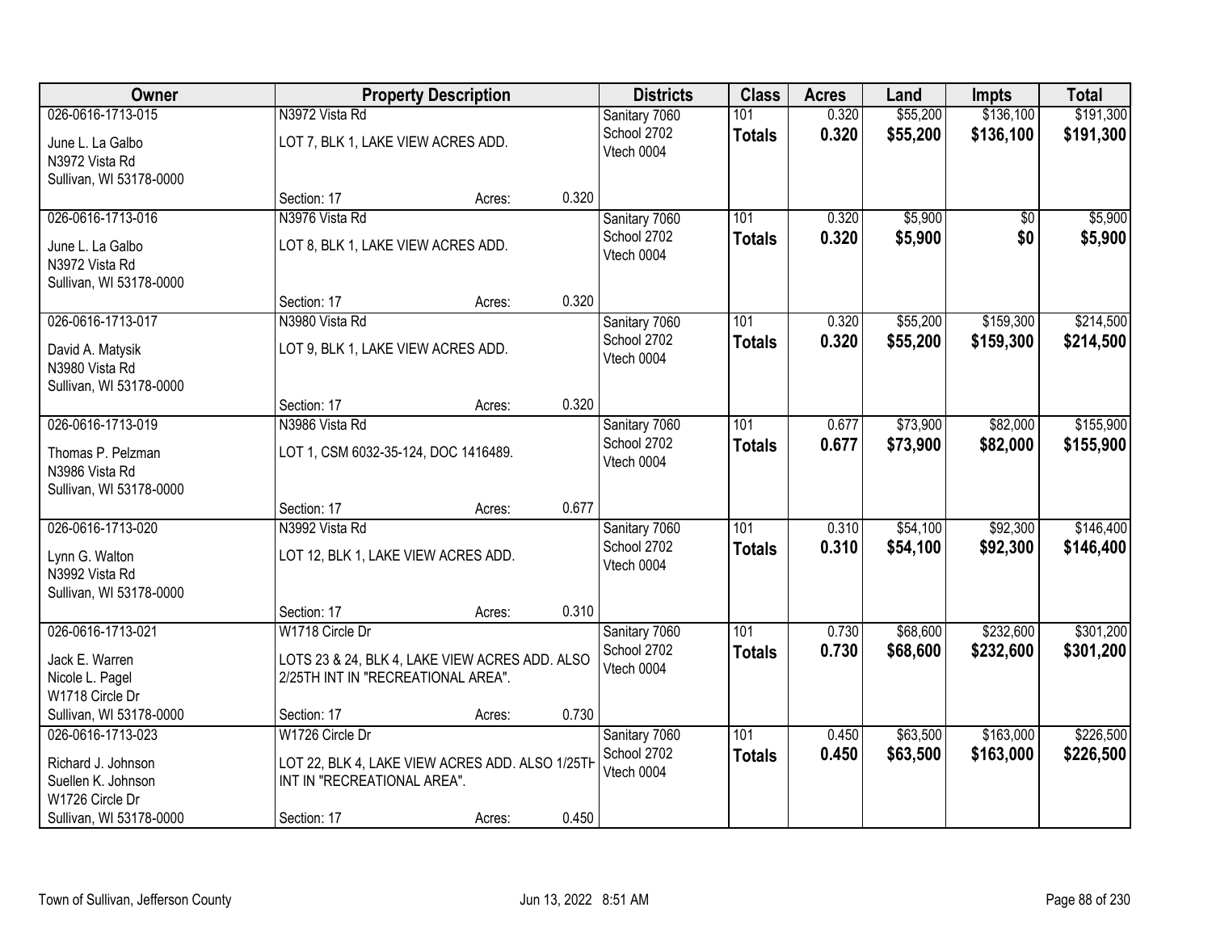| Owner | Property Description | | | Districts | Class | Acres | Land | Impts | Total |
|---|---|---|---|---|---|---|---|---|---|
| 026-0616-1713-015 | N3972 Vista Rd | | | Sanitary 7060 | 101 | 0.320 | $55,200 | $136,100 | $191,300 |
| June L. La Galbo<br>N3972 Vista Rd<br>Sullivan, WI 53178-0000 | LOT 7, BLK 1, LAKE VIEW ACRES ADD. | | | School 2702<br>Vtech 0004 | **Totals** | **0.320** | **$55,200** | **$136,100** | **$191,300** |
| | Section: 17 | Acres: | 0.320 | | | | | | |
| 026-0616-1713-016 | N3976 Vista Rd | | | Sanitary 7060 | 101 | 0.320 | $5,900 | $0 | $5,900 |
| June L. La Galbo<br>N3972 Vista Rd<br>Sullivan, WI 53178-0000 | LOT 8, BLK 1, LAKE VIEW ACRES ADD. | | | School 2702<br>Vtech 0004 | **Totals** | **0.320** | **$5,900** | **$0** | **$5,900** |
| | Section: 17 | Acres: | 0.320 | | | | | | |
| 026-0616-1713-017 | N3980 Vista Rd | | | Sanitary 7060 | 101 | 0.320 | $55,200 | $159,300 | $214,500 |
| David A. Matysik<br>N3980 Vista Rd<br>Sullivan, WI 53178-0000 | LOT 9, BLK 1, LAKE VIEW ACRES ADD. | | | School 2702<br>Vtech 0004 | **Totals** | **0.320** | **$55,200** | **$159,300** | **$214,500** |
| | Section: 17 | Acres: | 0.320 | | | | | | |
| 026-0616-1713-019 | N3986 Vista Rd | | | Sanitary 7060 | 101 | 0.677 | $73,900 | $82,000 | $155,900 |
| Thomas P. Pelzman<br>N3986 Vista Rd<br>Sullivan, WI 53178-0000 | LOT 1, CSM 6032-35-124, DOC 1416489. | | | School 2702<br>Vtech 0004 | **Totals** | **0.677** | **$73,900** | **$82,000** | **$155,900** |
| | Section: 17 | Acres: | 0.677 | | | | | | |
| 026-0616-1713-020 | N3992 Vista Rd | | | Sanitary 7060 | 101 | 0.310 | $54,100 | $92,300 | $146,400 |
| Lynn G. Walton<br>N3992 Vista Rd<br>Sullivan, WI 53178-0000 | LOT 12, BLK 1, LAKE VIEW ACRES ADD. | | | School 2702<br>Vtech 0004 | **Totals** | **0.310** | **$54,100** | **$92,300** | **$146,400** |
| | Section: 17 | Acres: | 0.310 | | | | | | |
| 026-0616-1713-021 | W1718 Circle Dr | | | Sanitary 7060 | 101 | 0.730 | $68,600 | $232,600 | $301,200 |
| Jack E. Warren<br>Nicole L. Pagel<br>W1718 Circle Dr<br>Sullivan, WI 53178-0000 | LOTS 23 & 24, BLK 4, LAKE VIEW ACRES ADD. ALSO 2/25TH INT IN "RECREATIONAL AREA". | | | School 2702<br>Vtech 0004 | **Totals** | **0.730** | **$68,600** | **$232,600** | **$301,200** |
| | Section: 17 | Acres: | 0.730 | | | | | | |
| 026-0616-1713-023 | W1726 Circle Dr | | | Sanitary 7060 | 101 | 0.450 | $63,500 | $163,000 | $226,500 |
| Richard J. Johnson<br>Suellen K. Johnson<br>W1726 Circle Dr<br>Sullivan, WI 53178-0000 | LOT 22, BLK 4, LAKE VIEW ACRES ADD. ALSO 1/25TH INT IN "RECREATIONAL AREA". | | | School 2702<br>Vtech 0004 | **Totals** | **0.450** | **$63,500** | **$163,000** | **$226,500** |
| | Section: 17 | Acres: | 0.450 | | | | | | |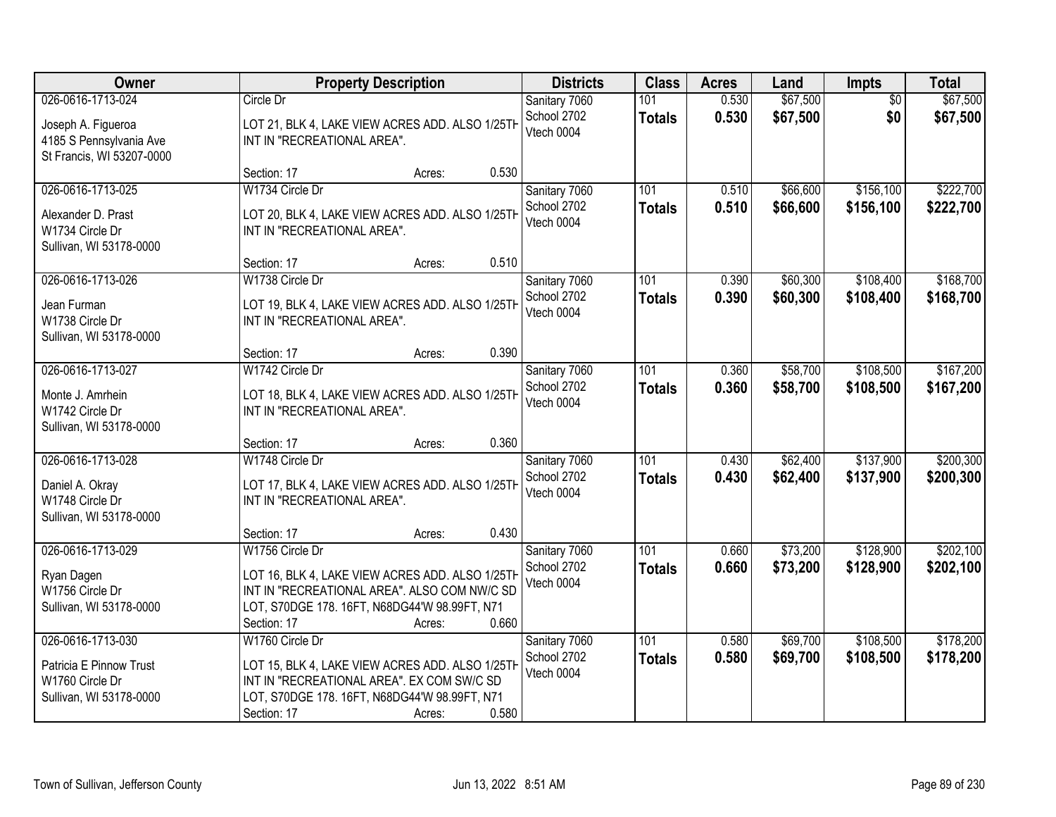| Owner | Property Description | Districts | Class | Acres | Land | Impts | Total |
|---|---|---|---|---|---|---|---|
| 026-0616-1713-024<br>Joseph A. Figueroa<br>4185 S Pennsylvania Ave<br>St Francis, WI 53207-0000 | Circle Dr<br>LOT 21, BLK 4, LAKE VIEW ACRES ADD. ALSO 1/25TH INT IN "RECREATIONAL AREA".<br>Section: 17 Acres: 0.530 | Sanitary 7060<br>School 2702<br>Vtech 0004 | 101<br>**Totals** | 0.530<br>**0.530** | $67,500<br>**$67,500** | $0<br>**$0** | $67,500<br>**$67,500** |
| 026-0616-1713-025<br>Alexander D. Prast<br>W1734 Circle Dr<br>Sullivan, WI 53178-0000 | W1734 Circle Dr<br>LOT 20, BLK 4, LAKE VIEW ACRES ADD. ALSO 1/25TH INT IN "RECREATIONAL AREA".<br>Section: 17 Acres: 0.510 | Sanitary 7060<br>School 2702<br>Vtech 0004 | 101<br>**Totals** | 0.510<br>**0.510** | $66,600<br>**$66,600** | $156,100<br>**$156,100** | $222,700<br>**$222,700** |
| 026-0616-1713-026<br>Jean Furman<br>W1738 Circle Dr<br>Sullivan, WI 53178-0000 | W1738 Circle Dr<br>LOT 19, BLK 4, LAKE VIEW ACRES ADD. ALSO 1/25TH INT IN "RECREATIONAL AREA".<br>Section: 17 Acres: 0.390 | Sanitary 7060<br>School 2702<br>Vtech 0004 | 101<br>**Totals** | 0.390<br>**0.390** | $60,300<br>**$60,300** | $108,400<br>**$108,400** | $168,700<br>**$168,700** |
| 026-0616-1713-027<br>Monte J. Amrhein<br>W1742 Circle Dr<br>Sullivan, WI 53178-0000 | W1742 Circle Dr<br>LOT 18, BLK 4, LAKE VIEW ACRES ADD. ALSO 1/25TH INT IN "RECREATIONAL AREA".<br>Section: 17 Acres: 0.360 | Sanitary 7060<br>School 2702<br>Vtech 0004 | 101<br>**Totals** | 0.360<br>**0.360** | $58,700<br>**$58,700** | $108,500<br>**$108,500** | $167,200<br>**$167,200** |
| 026-0616-1713-028<br>Daniel A. Okray<br>W1748 Circle Dr<br>Sullivan, WI 53178-0000 | W1748 Circle Dr<br>LOT 17, BLK 4, LAKE VIEW ACRES ADD. ALSO 1/25TH INT IN "RECREATIONAL AREA".<br>Section: 17 Acres: 0.430 | Sanitary 7060<br>School 2702<br>Vtech 0004 | 101<br>**Totals** | 0.430<br>**0.430** | $62,400<br>**$62,400** | $137,900<br>**$137,900** | $200,300<br>**$200,300** |
| 026-0616-1713-029<br>Ryan Dagen<br>W1756 Circle Dr<br>Sullivan, WI 53178-0000 | W1756 Circle Dr<br>LOT 16, BLK 4, LAKE VIEW ACRES ADD. ALSO 1/25TH INT IN "RECREATIONAL AREA". ALSO COM NW/C SD LOT, S70DGE 178. 16FT, N68DG44'W 98.99FT, N71<br>Section: 17 Acres: 0.660 | Sanitary 7060<br>School 2702<br>Vtech 0004 | 101<br>**Totals** | 0.660<br>**0.660** | $73,200<br>**$73,200** | $128,900<br>**$128,900** | $202,100<br>**$202,100** |
| 026-0616-1713-030<br>Patricia E Pinnow Trust<br>W1760 Circle Dr<br>Sullivan, WI 53178-0000 | W1760 Circle Dr<br>LOT 15, BLK 4, LAKE VIEW ACRES ADD. ALSO 1/25TH INT IN "RECREATIONAL AREA". EX COM SW/C SD LOT, S70DGE 178. 16FT, N68DG44'W 98.99FT, N71<br>Section: 17 Acres: 0.580 | Sanitary 7060<br>School 2702<br>Vtech 0004 | 101<br>**Totals** | 0.580<br>**0.580** | $69,700<br>**$69,700** | $108,500<br>**$108,500** | $178,200<br>**$178,200** |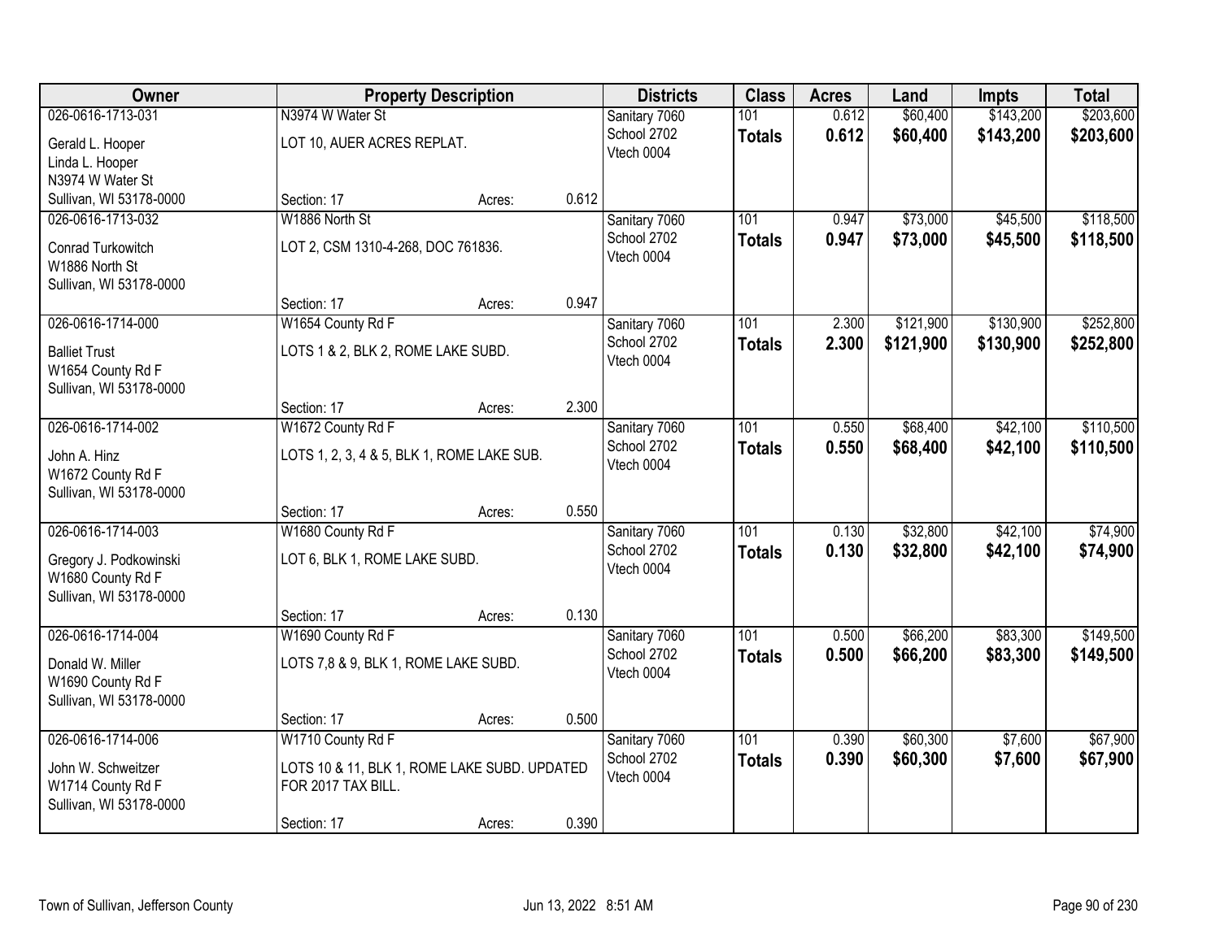| Owner | Property Description | | | Districts | Class | Acres | Land | Impts | Total |
|---|---|---|---|---|---|---|---|---|---|
| 026-0616-1713-031<br>Gerald L. Hooper<br>Linda L. Hooper<br>N3974 W Water St<br>Sullivan, WI 53178-0000 | N3974 W Water St<br>LOT 10, AUER ACRES REPLAT.<br>Section: 17 | Acres: | 0.612 | Sanitary 7060<br>School 2702<br>Vtech 0004 | 101<br>**Totals** | 0.612<br>**0.612** | $60,400<br>**$60,400** | $143,200<br>**$143,200** | $203,600<br>**$203,600** |
| 026-0616-1713-032<br>Conrad Turkowitch<br>W1886 North St<br>Sullivan, WI 53178-0000 | W1886 North St<br>LOT 2, CSM 1310-4-268, DOC 761836.<br>Section: 17 | Acres: | 0.947 | Sanitary 7060<br>School 2702<br>Vtech 0004 | 101<br>**Totals** | 0.947<br>**0.947** | $73,000<br>**$73,000** | $45,500<br>**$45,500** | $118,500<br>**$118,500** |
| 026-0616-1714-000<br>Balliet Trust<br>W1654 County Rd F<br>Sullivan, WI 53178-0000 | W1654 County Rd F<br>LOTS 1 & 2, BLK 2, ROME LAKE SUBD.<br>Section: 17 | Acres: | 2.300 | Sanitary 7060<br>School 2702<br>Vtech 0004 | 101<br>**Totals** | 2.300<br>**2.300** | $121,900<br>**$121,900** | $130,900<br>**$130,900** | $252,800<br>**$252,800** |
| 026-0616-1714-002<br>John A. Hinz<br>W1672 County Rd F<br>Sullivan, WI 53178-0000 | W1672 County Rd F<br>LOTS 1, 2, 3, 4 & 5, BLK 1, ROME LAKE SUB.<br>Section: 17 | Acres: | 0.550 | Sanitary 7060<br>School 2702<br>Vtech 0004 | 101<br>**Totals** | 0.550<br>**0.550** | $68,400<br>**$68,400** | $42,100<br>**$42,100** | $110,500<br>**$110,500** |
| 026-0616-1714-003<br>Gregory J. Podkowinski<br>W1680 County Rd F<br>Sullivan, WI 53178-0000 | W1680 County Rd F<br>LOT 6, BLK 1, ROME LAKE SUBD.<br>Section: 17 | Acres: | 0.130 | Sanitary 7060<br>School 2702<br>Vtech 0004 | 101<br>**Totals** | 0.130<br>**0.130** | $32,800<br>**$32,800** | $42,100<br>**$42,100** | $74,900<br>**$74,900** |
| 026-0616-1714-004<br>Donald W. Miller<br>W1690 County Rd F<br>Sullivan, WI 53178-0000 | W1690 County Rd F<br>LOTS 7,8 & 9, BLK 1, ROME LAKE SUBD.<br>Section: 17 | Acres: | 0.500 | Sanitary 7060<br>School 2702<br>Vtech 0004 | 101<br>**Totals** | 0.500<br>**0.500** | $66,200<br>**$66,200** | $83,300<br>**$83,300** | $149,500<br>**$149,500** |
| 026-0616-1714-006<br>John W. Schweitzer<br>W1714 County Rd F<br>Sullivan, WI 53178-0000 | W1710 County Rd F<br>LOTS 10 & 11, BLK 1, ROME LAKE SUBD. UPDATED FOR 2017 TAX BILL.<br>Section: 17 | Acres: | 0.390 | Sanitary 7060<br>School 2702<br>Vtech 0004 | 101<br>**Totals** | 0.390<br>**0.390** | $60,300<br>**$60,300** | $7,600<br>**$7,600** | $67,900<br>**$67,900** |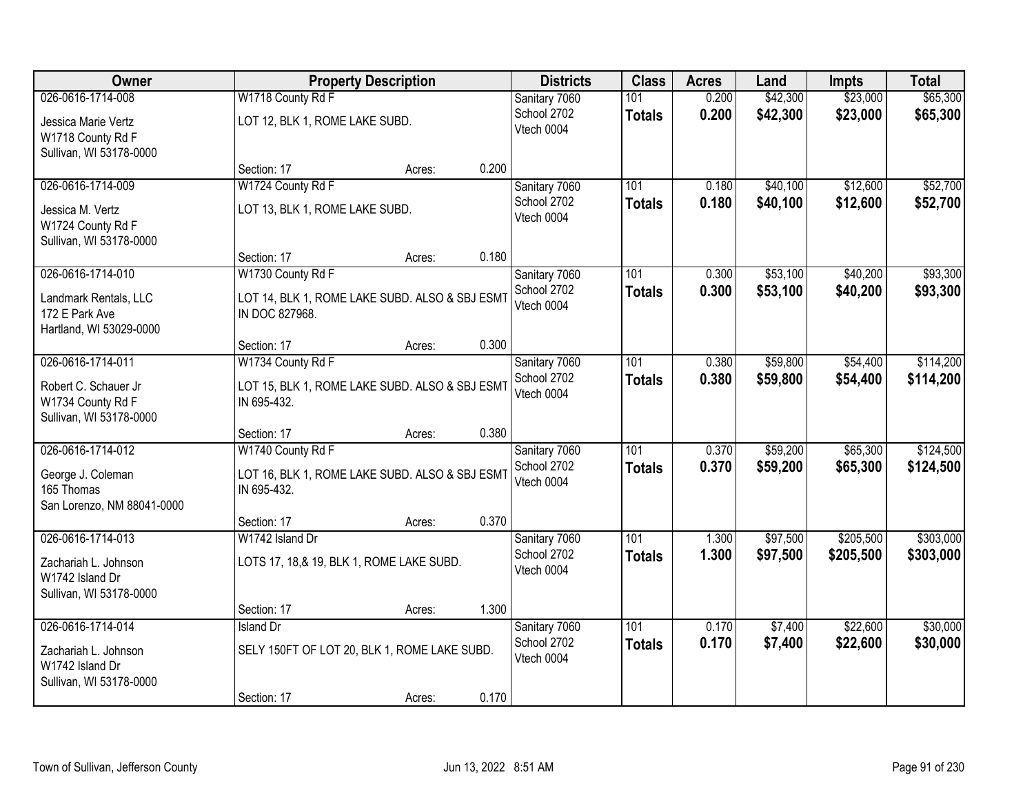| Owner | Property Description | | | Districts | Class | Acres | Land | Impts | Total |
|---|---|---|---|---|---|---|---|---|---|
| 026-0616-1714-008<br><br>Jessica Marie Vertz<br>W1718 County Rd F<br>Sullivan, WI 53178-0000 | W1718 County Rd F<br><br>LOT 12, BLK 1, ROME LAKE SUBD.<br><br>Section: 17 | Acres: | 0.200 | Sanitary 7060<br>School 2702<br>Vtech 0004 | 101<br>**Totals** | 0.200<br>**0.200** | $42,300<br>**$42,300** | $23,000<br>**$23,000** | $65,300<br>**$65,300** |
| 026-0616-1714-009<br><br>Jessica M. Vertz<br>W1724 County Rd F<br>Sullivan, WI 53178-0000 | W1724 County Rd F<br><br>LOT 13, BLK 1, ROME LAKE SUBD.<br><br>Section: 17 | Acres: | 0.180 | Sanitary 7060<br>School 2702<br>Vtech 0004 | 101<br>**Totals** | 0.180<br>**0.180** | $40,100<br>**$40,100** | $12,600<br>**$12,600** | $52,700<br>**$52,700** |
| 026-0616-1714-010<br><br>Landmark Rentals, LLC<br>172 E Park Ave<br>Hartland, WI 53029-0000 | W1730 County Rd F<br><br>LOT 14, BLK 1, ROME LAKE SUBD. ALSO & SBJ ESMT IN DOC 827968.<br><br>Section: 17 | Acres: | 0.300 | Sanitary 7060<br>School 2702<br>Vtech 0004 | 101<br>**Totals** | 0.300<br>**0.300** | $53,100<br>**$53,100** | $40,200<br>**$40,200** | $93,300<br>**$93,300** |
| 026-0616-1714-011<br><br>Robert C. Schauer Jr<br>W1734 County Rd F<br>Sullivan, WI 53178-0000 | W1734 County Rd F<br><br>LOT 15, BLK 1, ROME LAKE SUBD. ALSO & SBJ ESMT IN 695-432.<br><br>Section: 17 | Acres: | 0.380 | Sanitary 7060<br>School 2702<br>Vtech 0004 | 101<br>**Totals** | 0.380<br>**0.380** | $59,800<br>**$59,800** | $54,400<br>**$54,400** | $114,200<br>**$114,200** |
| 026-0616-1714-012<br><br>George J. Coleman<br>165 Thomas<br>San Lorenzo, NM 88041-0000 | W1740 County Rd F<br><br>LOT 16, BLK 1, ROME LAKE SUBD. ALSO & SBJ ESMT IN 695-432.<br><br>Section: 17 | Acres: | 0.370 | Sanitary 7060<br>School 2702<br>Vtech 0004 | 101<br>**Totals** | 0.370<br>**0.370** | $59,200<br>**$59,200** | $65,300<br>**$65,300** | $124,500<br>**$124,500** |
| 026-0616-1714-013<br><br>Zachariah L. Johnson<br>W1742 Island Dr<br>Sullivan, WI 53178-0000 | W1742 Island Dr<br><br>LOTS 17, 18,& 19, BLK 1, ROME LAKE SUBD.<br><br>Section: 17 | Acres: | 1.300 | Sanitary 7060<br>School 2702<br>Vtech 0004 | 101<br>**Totals** | 1.300<br>**1.300** | $97,500<br>**$97,500** | $205,500<br>**$205,500** | $303,000<br>**$303,000** |
| 026-0616-1714-014<br><br>Zachariah L. Johnson<br>W1742 Island Dr<br>Sullivan, WI 53178-0000 | Island Dr<br><br>SELY 150FT OF LOT 20, BLK 1, ROME LAKE SUBD.<br><br>Section: 17 | Acres: | 0.170 | Sanitary 7060<br>School 2702<br>Vtech 0004 | 101<br>**Totals** | 0.170<br>**0.170** | $7,400<br>**$7,400** | $22,600<br>**$22,600** | $30,000<br>**$30,000** |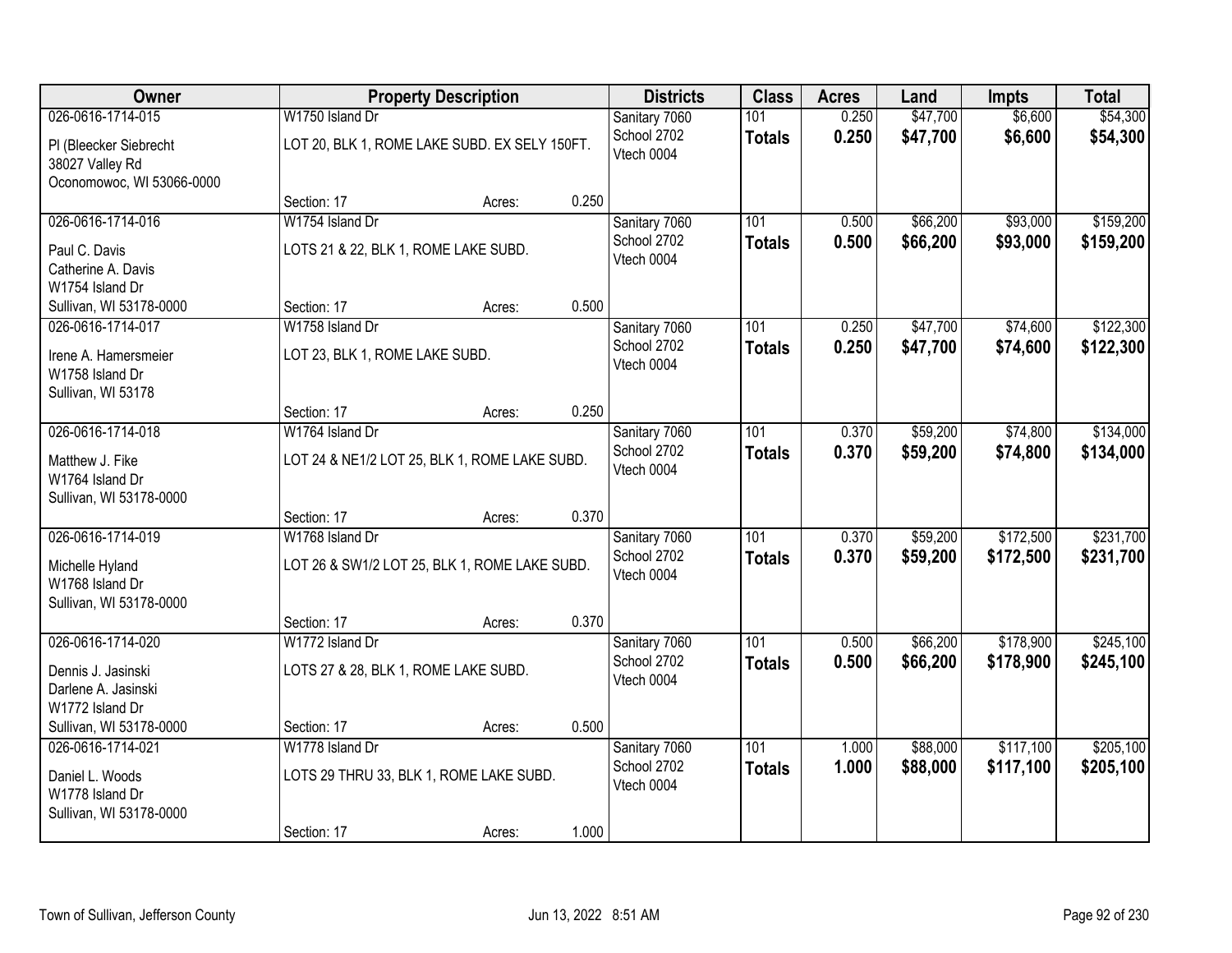| Owner | Property Description | | | Districts | Class | Acres | Land | Impts | Total |
|---|---|---|---|---|---|---|---|---|---|
| 026-0616-1714-015 | W1750 Island Dr | | | Sanitary 7060 | 101 | 0.250 | $47,700 | $6,600 | $54,300 |
| Pl (Bleecker Siebrecht<br>38027 Valley Rd<br>Oconomowoc, WI 53066-0000 | LOT 20, BLK 1, ROME LAKE SUBD. EX SELY 150FT. | | | School 2702<br>Vtech 0004 | **Totals** | **0.250** | **$47,700** | **$6,600** | **$54,300** |
| | Section: 17 | Acres: | 0.250 | | | | | | |
| 026-0616-1714-016 | W1754 Island Dr | | | Sanitary 7060 | 101 | 0.500 | $66,200 | $93,000 | $159,200 |
| Paul C. Davis<br>Catherine A. Davis<br>W1754 Island Dr<br>Sullivan, WI 53178-0000 | LOTS 21 & 22, BLK 1, ROME LAKE SUBD. | | | School 2702<br>Vtech 0004 | **Totals** | **0.500** | **$66,200** | **$93,000** | **$159,200** |
| | Section: 17 | Acres: | 0.500 | | | | | | |
| 026-0616-1714-017 | W1758 Island Dr | | | Sanitary 7060 | 101 | 0.250 | $47,700 | $74,600 | $122,300 |
| Irene A. Hamersmeier<br>W1758 Island Dr<br>Sullivan, WI 53178 | LOT 23, BLK 1, ROME LAKE SUBD. | | | School 2702<br>Vtech 0004 | **Totals** | **0.250** | **$47,700** | **$74,600** | **$122,300** |
| | Section: 17 | Acres: | 0.250 | | | | | | |
| 026-0616-1714-018 | W1764 Island Dr | | | Sanitary 7060 | 101 | 0.370 | $59,200 | $74,800 | $134,000 |
| Matthew J. Fike<br>W1764 Island Dr<br>Sullivan, WI 53178-0000 | LOT 24 & NE1/2 LOT 25, BLK 1, ROME LAKE SUBD. | | | School 2702<br>Vtech 0004 | **Totals** | **0.370** | **$59,200** | **$74,800** | **$134,000** |
| | Section: 17 | Acres: | 0.370 | | | | | | |
| 026-0616-1714-019 | W1768 Island Dr | | | Sanitary 7060 | 101 | 0.370 | $59,200 | $172,500 | $231,700 |
| Michelle Hyland<br>W1768 Island Dr<br>Sullivan, WI 53178-0000 | LOT 26 & SW1/2 LOT 25, BLK 1, ROME LAKE SUBD. | | | School 2702<br>Vtech 0004 | **Totals** | **0.370** | **$59,200** | **$172,500** | **$231,700** |
| | Section: 17 | Acres: | 0.370 | | | | | | |
| 026-0616-1714-020 | W1772 Island Dr | | | Sanitary 7060 | 101 | 0.500 | $66,200 | $178,900 | $245,100 |
| Dennis J. Jasinski<br>Darlene A. Jasinski<br>W1772 Island Dr<br>Sullivan, WI 53178-0000 | LOTS 27 & 28, BLK 1, ROME LAKE SUBD. | | | School 2702<br>Vtech 0004 | **Totals** | **0.500** | **$66,200** | **$178,900** | **$245,100** |
| | Section: 17 | Acres: | 0.500 | | | | | | |
| 026-0616-1714-021 | W1778 Island Dr | | | Sanitary 7060 | 101 | 1.000 | $88,000 | $117,100 | $205,100 |
| Daniel L. Woods<br>W1778 Island Dr<br>Sullivan, WI 53178-0000 | LOTS 29 THRU 33, BLK 1, ROME LAKE SUBD. | | | School 2702<br>Vtech 0004 | **Totals** | **1.000** | **$88,000** | **$117,100** | **$205,100** |
| | Section: 17 | Acres: | 1.000 | | | | | | |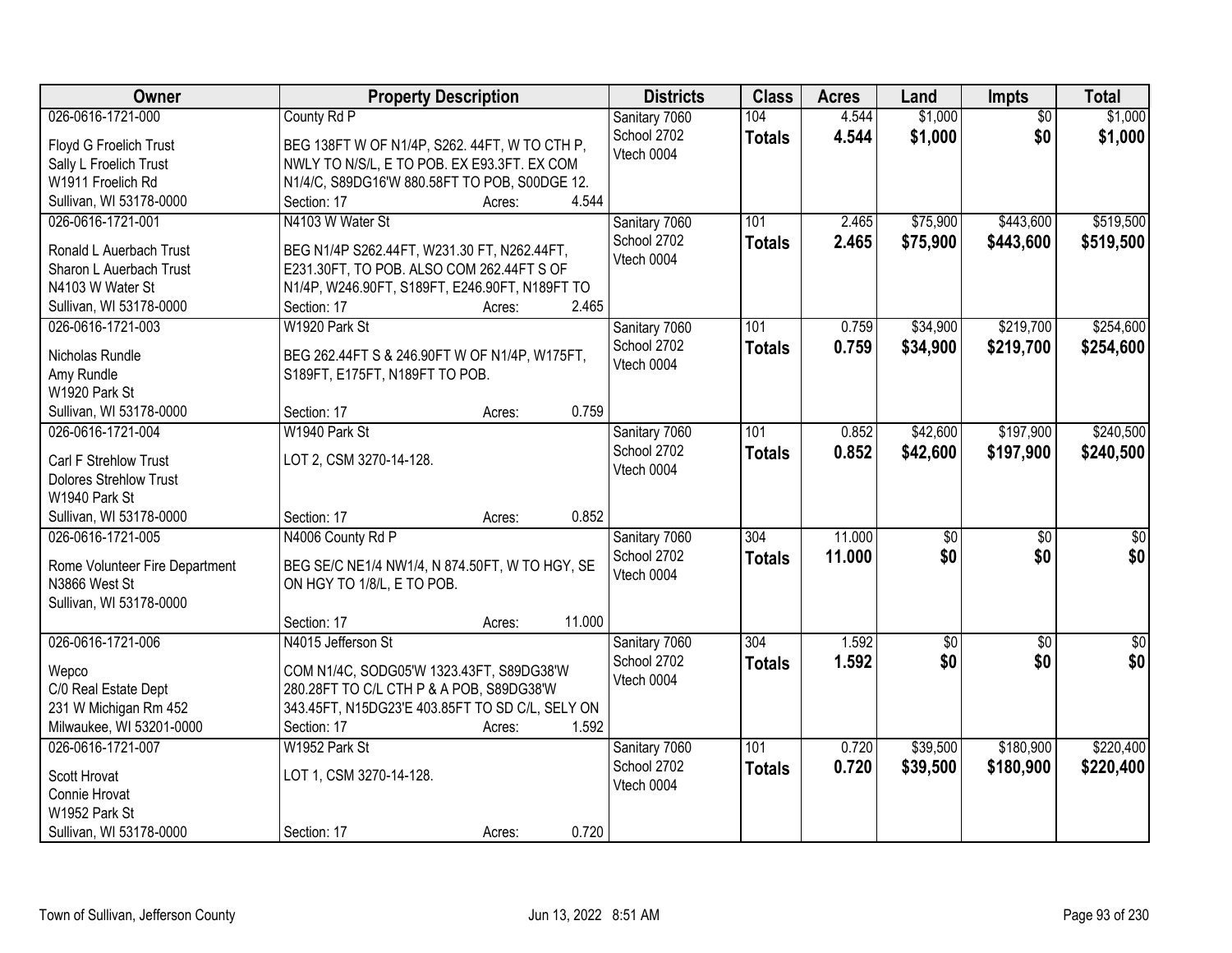| Owner | Property Description | Districts | Class | Acres | Land | Impts | Total |
|---|---|---|---|---|---|---|---|
| 026-0616-1721-000<br>Floyd G Froelich Trust<br>Sally L Froelich Trust<br>W1911 Froelich Rd<br>Sullivan, WI 53178-0000 | County Rd P<br>BEG 138FT W OF N1/4P, S262. 44FT, W TO CTH P, NWLY TO N/S/L, E TO POB. EX E93.3FT. EX COM N1/4/C, S89DG16'W 880.58FT TO POB, S00DGE 12.<br>Section: 17 Acres: 4.544 | Sanitary 7060<br>School 2702<br>Vtech 0004 | 104<br>**Totals** | 4.544<br>**4.544** | $1,000<br>**$1,000** | $0<br>**$0** | $1,000<br>**$1,000** |
| 026-0616-1721-001<br>Ronald L Auerbach Trust<br>Sharon L Auerbach Trust<br>N4103 W Water St<br>Sullivan, WI 53178-0000 | N4103 W Water St<br>BEG N1/4P S262.44FT, W231.30 FT, N262.44FT, E231.30FT, TO POB. ALSO COM 262.44FT S OF N1/4P, W246.90FT, S189FT, E246.90FT, N189FT TO<br>Section: 17 Acres: 2.465 | Sanitary 7060<br>School 2702<br>Vtech 0004 | 101<br>**Totals** | 2.465<br>**2.465** | $75,900<br>**$75,900** | $443,600<br>**$443,600** | $519,500<br>**$519,500** |
| 026-0616-1721-003<br>Nicholas Rundle<br>Amy Rundle<br>W1920 Park St<br>Sullivan, WI 53178-0000 | W1920 Park St<br>BEG 262.44FT S & 246.90FT W OF N1/4P, W175FT, S189FT, E175FT, N189FT TO POB.<br>Section: 17 Acres: 0.759 | Sanitary 7060<br>School 2702<br>Vtech 0004 | 101<br>**Totals** | 0.759<br>**0.759** | $34,900<br>**$34,900** | $219,700<br>**$219,700** | $254,600<br>**$254,600** |
| 026-0616-1721-004<br>Carl F Strehlow Trust<br>Dolores Strehlow Trust<br>W1940 Park St<br>Sullivan, WI 53178-0000 | W1940 Park St<br>LOT 2, CSM 3270-14-128.<br>Section: 17 Acres: 0.852 | Sanitary 7060<br>School 2702<br>Vtech 0004 | 101<br>**Totals** | 0.852<br>**0.852** | $42,600<br>**$42,600** | $197,900<br>**$197,900** | $240,500<br>**$240,500** |
| 026-0616-1721-005<br>Rome Volunteer Fire Department<br>N3866 West St<br>Sullivan, WI 53178-0000 | N4006 County Rd P<br>BEG SE/C NE1/4 NW1/4, N 874.50FT, W TO HGY, SE ON HGY TO 1/8/L, E TO POB.<br>Section: 17 Acres: 11.000 | Sanitary 7060<br>School 2702<br>Vtech 0004 | 304<br>**Totals** | 11.000<br>**11.000** | $0<br>**$0** | $0<br>**$0** | $0<br>**$0** |
| 026-0616-1721-006<br>Wepco<br>C/0 Real Estate Dept<br>231 W Michigan Rm 452<br>Milwaukee, WI 53201-0000 | N4015 Jefferson St<br>COM N1/4C, SODG05'W 1323.43FT, S89DG38'W 280.28FT TO C/L CTH P & A POB, S89DG38'W 343.45FT, N15DG23'E 403.85FT TO SD C/L, SELY ON<br>Section: 17 Acres: 1.592 | Sanitary 7060<br>School 2702<br>Vtech 0004 | 304<br>**Totals** | 1.592<br>**1.592** | $0<br>**$0** | $0<br>**$0** | $0<br>**$0** |
| 026-0616-1721-007<br>Scott Hrovat<br>Connie Hrovat<br>W1952 Park St<br>Sullivan, WI 53178-0000 | W1952 Park St<br>LOT 1, CSM 3270-14-128.<br>Section: 17 Acres: 0.720 | Sanitary 7060<br>School 2702<br>Vtech 0004 | 101<br>**Totals** | 0.720<br>**0.720** | $39,500<br>**$39,500** | $180,900<br>**$180,900** | $220,400<br>**$220,400** |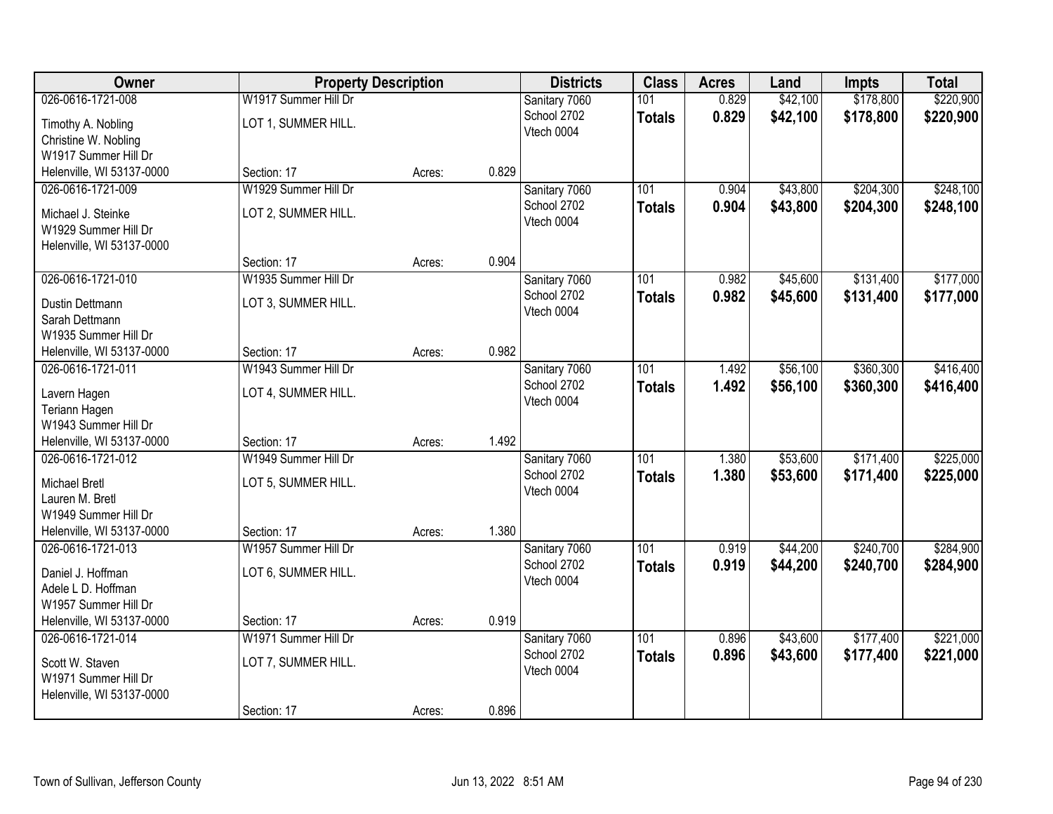| Owner | Property Description | | | Districts | Class | Acres | Land | Impts | Total |
|---|---|---|---|---|---|---|---|---|---|
| 026-0616-1721-008<br>Timothy A. Nobling<br>Christine W. Nobling<br>W1917 Summer Hill Dr<br>Helenville, WI 53137-0000 | W1917 Summer Hill Dr<br>LOT 1, SUMMER HILL.<br>Section: 17 | Acres: | 0.829 | Sanitary 7060<br>School 2702<br>Vtech 0004 | 101<br>**Totals** | 0.829<br>**0.829** | $42,100<br>**$42,100** | $178,800<br>**$178,800** | $220,900<br>**$220,900** |
| 026-0616-1721-009<br>Michael J. Steinke<br>W1929 Summer Hill Dr<br>Helenville, WI 53137-0000 | W1929 Summer Hill Dr<br>LOT 2, SUMMER HILL.<br>Section: 17 | Acres: | 0.904 | Sanitary 7060<br>School 2702<br>Vtech 0004 | 101<br>**Totals** | 0.904<br>**0.904** | $43,800<br>**$43,800** | $204,300<br>**$204,300** | $248,100<br>**$248,100** |
| 026-0616-1721-010<br>Dustin Dettmann<br>Sarah Dettmann<br>W1935 Summer Hill Dr<br>Helenville, WI 53137-0000 | W1935 Summer Hill Dr<br>LOT 3, SUMMER HILL.<br>Section: 17 | Acres: | 0.982 | Sanitary 7060<br>School 2702<br>Vtech 0004 | 101<br>**Totals** | 0.982<br>**0.982** | $45,600<br>**$45,600** | $131,400<br>**$131,400** | $177,000<br>**$177,000** |
| 026-0616-1721-011<br>Lavern Hagen<br>Teriann Hagen<br>W1943 Summer Hill Dr<br>Helenville, WI 53137-0000 | W1943 Summer Hill Dr<br>LOT 4, SUMMER HILL.<br>Section: 17 | Acres: | 1.492 | Sanitary 7060<br>School 2702<br>Vtech 0004 | 101<br>**Totals** | 1.492<br>**1.492** | $56,100<br>**$56,100** | $360,300<br>**$360,300** | $416,400<br>**$416,400** |
| 026-0616-1721-012<br>Michael Bretl<br>Lauren M. Bretl<br>W1949 Summer Hill Dr<br>Helenville, WI 53137-0000 | W1949 Summer Hill Dr<br>LOT 5, SUMMER HILL.<br>Section: 17 | Acres: | 1.380 | Sanitary 7060<br>School 2702<br>Vtech 0004 | 101<br>**Totals** | 1.380<br>**1.380** | $53,600<br>**$53,600** | $171,400<br>**$171,400** | $225,000<br>**$225,000** |
| 026-0616-1721-013<br>Daniel J. Hoffman<br>Adele L D. Hoffman<br>W1957 Summer Hill Dr<br>Helenville, WI 53137-0000 | W1957 Summer Hill Dr<br>LOT 6, SUMMER HILL.<br>Section: 17 | Acres: | 0.919 | Sanitary 7060<br>School 2702<br>Vtech 0004 | 101<br>**Totals** | 0.919<br>**0.919** | $44,200<br>**$44,200** | $240,700<br>**$240,700** | $284,900<br>**$284,900** |
| 026-0616-1721-014<br>Scott W. Staven<br>W1971 Summer Hill Dr<br>Helenville, WI 53137-0000 | W1971 Summer Hill Dr<br>LOT 7, SUMMER HILL.<br>Section: 17 | Acres: | 0.896 | Sanitary 7060<br>School 2702<br>Vtech 0004 | 101<br>**Totals** | 0.896<br>**0.896** | $43,600<br>**$43,600** | $177,400<br>**$177,400** | $221,000<br>**$221,000** |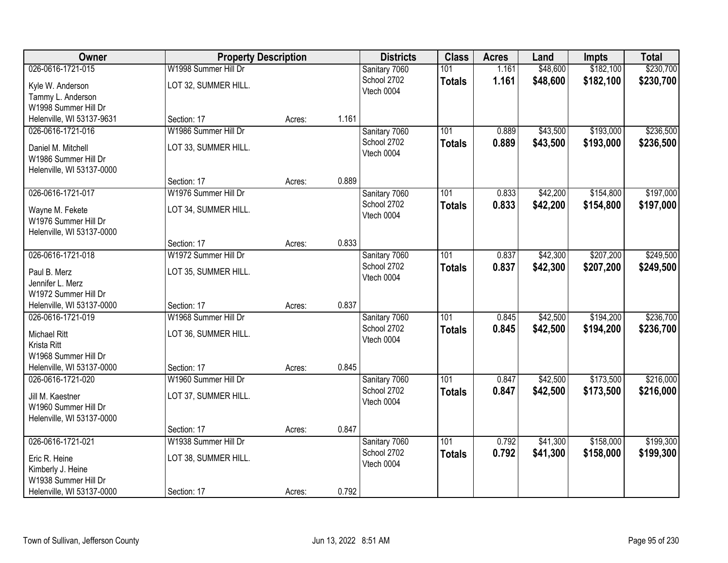| Owner | Property Description | | | Districts | Class | Acres | Land | Impts | Total |
|---|---|---|---|---|---|---|---|---|---|
| 026-0616-1721-015 | W1998 Summer Hill Dr | | | Sanitary 7060 | 101 | 1.161 | $48,600 | $182,100 | $230,700 |
| Kyle W. Anderson<br>Tammy L. Anderson<br>W1998 Summer Hill Dr<br>Helenville, WI 53137-9631 | LOT 32, SUMMER HILL.<br><br><br>Section: 17 | Acres: | 1.161 | School 2702<br>Vtech 0004 | **Totals** | **1.161** | **$48,600** | **$182,100** | **$230,700** |
| 026-0616-1721-016 | W1986 Summer Hill Dr | | | Sanitary 7060 | 101 | 0.889 | $43,500 | $193,000 | $236,500 |
| Daniel M. Mitchell<br>W1986 Summer Hill Dr<br>Helenville, WI 53137-0000 | LOT 33, SUMMER HILL.<br><br>Section: 17 | Acres: | 0.889 | School 2702<br>Vtech 0004 | **Totals** | **0.889** | **$43,500** | **$193,000** | **$236,500** |
| 026-0616-1721-017 | W1976 Summer Hill Dr | | | Sanitary 7060 | 101 | 0.833 | $42,200 | $154,800 | $197,000 |
| Wayne M. Fekete<br>W1976 Summer Hill Dr<br>Helenville, WI 53137-0000 | LOT 34, SUMMER HILL.<br><br>Section: 17 | Acres: | 0.833 | School 2702<br>Vtech 0004 | **Totals** | **0.833** | **$42,200** | **$154,800** | **$197,000** |
| 026-0616-1721-018 | W1972 Summer Hill Dr | | | Sanitary 7060 | 101 | 0.837 | $42,300 | $207,200 | $249,500 |
| Paul B. Merz<br>Jennifer L. Merz<br>W1972 Summer Hill Dr<br>Helenville, WI 53137-0000 | LOT 35, SUMMER HILL.<br><br><br>Section: 17 | Acres: | 0.837 | School 2702<br>Vtech 0004 | **Totals** | **0.837** | **$42,300** | **$207,200** | **$249,500** |
| 026-0616-1721-019 | W1968 Summer Hill Dr | | | Sanitary 7060 | 101 | 0.845 | $42,500 | $194,200 | $236,700 |
| Michael Ritt<br>Krista Ritt<br>W1968 Summer Hill Dr<br>Helenville, WI 53137-0000 | LOT 36, SUMMER HILL.<br><br><br>Section: 17 | Acres: | 0.845 | School 2702<br>Vtech 0004 | **Totals** | **0.845** | **$42,500** | **$194,200** | **$236,700** |
| 026-0616-1721-020 | W1960 Summer Hill Dr | | | Sanitary 7060 | 101 | 0.847 | $42,500 | $173,500 | $216,000 |
| Jill M. Kaestner<br>W1960 Summer Hill Dr<br>Helenville, WI 53137-0000 | LOT 37, SUMMER HILL.<br><br>Section: 17 | Acres: | 0.847 | School 2702<br>Vtech 0004 | **Totals** | **0.847** | **$42,500** | **$173,500** | **$216,000** |
| 026-0616-1721-021 | W1938 Summer Hill Dr | | | Sanitary 7060 | 101 | 0.792 | $41,300 | $158,000 | $199,300 |
| Eric R. Heine<br>Kimberly J. Heine<br>W1938 Summer Hill Dr<br>Helenville, WI 53137-0000 | LOT 38, SUMMER HILL.<br><br><br>Section: 17 | Acres: | 0.792 | School 2702<br>Vtech 0004 | **Totals** | **0.792** | **$41,300** | **$158,000** | **$199,300** |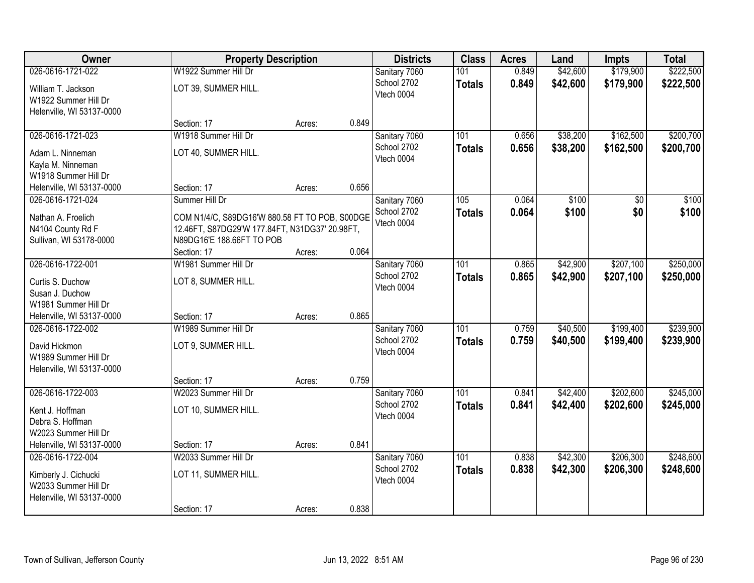| Owner | Property Description | | | Districts | Class | Acres | Land | Impts | Total |
|---|---|---|---|---|---|---|---|---|---|
| 026-0616-1721-022<br>William T. Jackson<br>W1922 Summer Hill Dr<br>Helenville, WI 53137-0000 | W1922 Summer Hill Dr<br>LOT 39, SUMMER HILL.<br>Section: 17 | Acres: | 0.849 | Sanitary 7060<br>School 2702<br>Vtech 0004 | 101<br>**Totals** | 0.849<br>**0.849** | $42,600<br>**$42,600** | $179,900<br>**$179,900** | $222,500<br>**$222,500** |
| 026-0616-1721-023<br>Adam L. Ninneman<br>Kayla M. Ninneman<br>W1918 Summer Hill Dr<br>Helenville, WI 53137-0000 | W1918 Summer Hill Dr<br>LOT 40, SUMMER HILL.<br>Section: 17 | Acres: | 0.656 | Sanitary 7060<br>School 2702<br>Vtech 0004 | 101<br>**Totals** | 0.656<br>**0.656** | $38,200<br>**$38,200** | $162,500<br>**$162,500** | $200,700<br>**$200,700** |
| 026-0616-1721-024<br>Nathan A. Froelich<br>N4104 County Rd F<br>Sullivan, WI 53178-0000 | Summer Hill Dr<br>COM N1/4/C, S89DG16'W 880.58 FT TO POB, S00DGE 12.46FT, S87DG29'W 177.84FT, N31DG37' 20.98FT, N89DG16'E 188.66FT TO POB<br>Section: 17 | Acres: | 0.064 | Sanitary 7060<br>School 2702<br>Vtech 0004 | 105<br>**Totals** | 0.064<br>**0.064** | $100<br>**$100** | $0<br>**$0** | $100<br>**$100** |
| 026-0616-1722-001<br>Curtis S. Duchow<br>Susan J. Duchow<br>W1981 Summer Hill Dr<br>Helenville, WI 53137-0000 | W1981 Summer Hill Dr<br>LOT 8, SUMMER HILL.<br>Section: 17 | Acres: | 0.865 | Sanitary 7060<br>School 2702<br>Vtech 0004 | 101<br>**Totals** | 0.865<br>**0.865** | $42,900<br>**$42,900** | $207,100<br>**$207,100** | $250,000<br>**$250,000** |
| 026-0616-1722-002<br>David Hickmon<br>W1989 Summer Hill Dr<br>Helenville, WI 53137-0000 | W1989 Summer Hill Dr<br>LOT 9, SUMMER HILL.<br>Section: 17 | Acres: | 0.759 | Sanitary 7060<br>School 2702<br>Vtech 0004 | 101<br>**Totals** | 0.759<br>**0.759** | $40,500<br>**$40,500** | $199,400<br>**$199,400** | $239,900<br>**$239,900** |
| 026-0616-1722-003<br>Kent J. Hoffman<br>Debra S. Hoffman<br>W2023 Summer Hill Dr<br>Helenville, WI 53137-0000 | W2023 Summer Hill Dr<br>LOT 10, SUMMER HILL.<br>Section: 17 | Acres: | 0.841 | Sanitary 7060<br>School 2702<br>Vtech 0004 | 101<br>**Totals** | 0.841<br>**0.841** | $42,400<br>**$42,400** | $202,600<br>**$202,600** | $245,000<br>**$245,000** |
| 026-0616-1722-004<br>Kimberly J. Cichucki<br>W2033 Summer Hill Dr<br>Helenville, WI 53137-0000 | W2033 Summer Hill Dr<br>LOT 11, SUMMER HILL.<br>Section: 17 | Acres: | 0.838 | Sanitary 7060<br>School 2702<br>Vtech 0004 | 101<br>**Totals** | 0.838<br>**0.838** | $42,300<br>**$42,300** | $206,300<br>**$206,300** | $248,600<br>**$248,600** |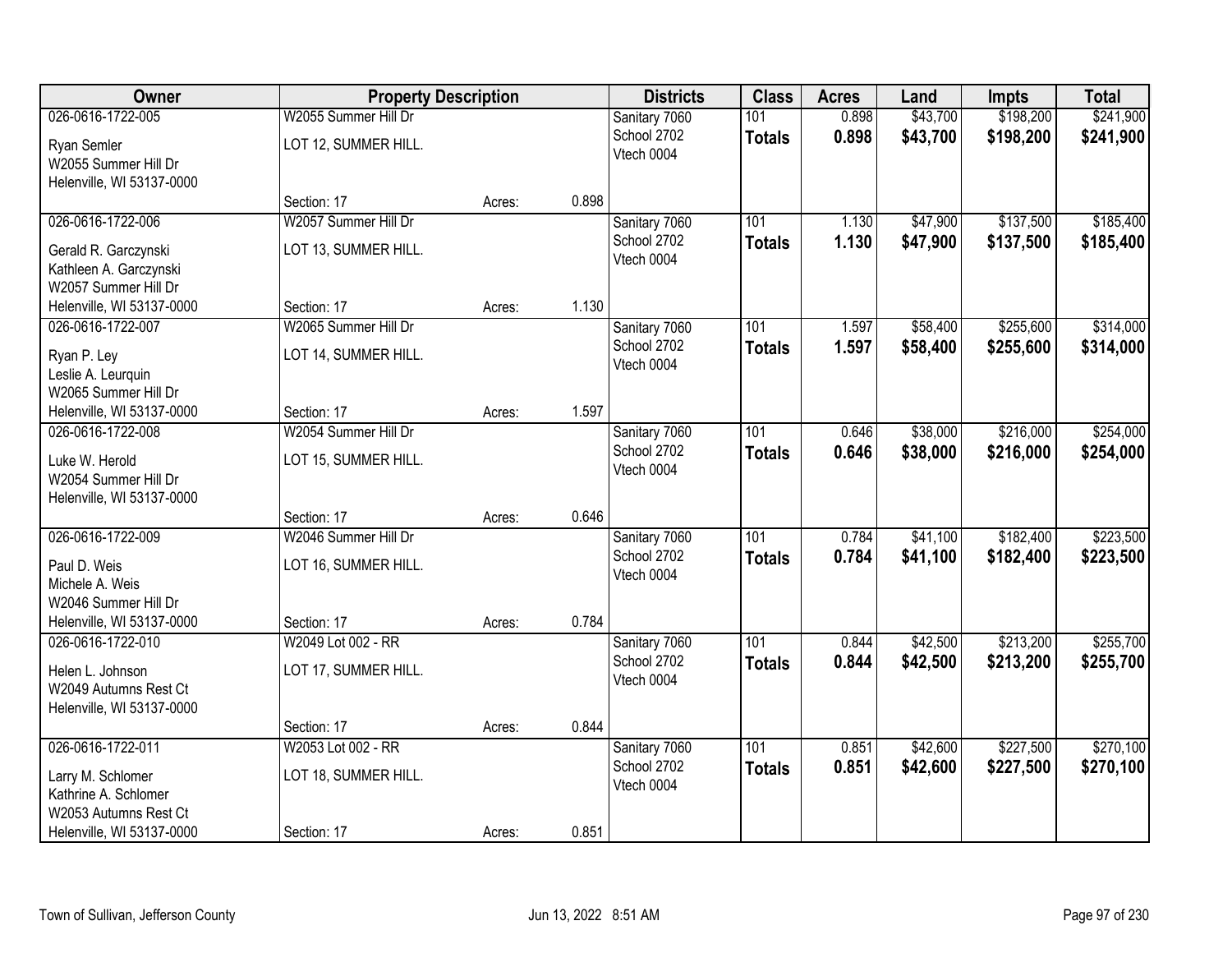| Owner | Property Description | | | Districts | Class | Acres | Land | Impts | Total |
|---|---|---|---|---|---|---|---|---|---|
| 026-0616-1722-005 | W2055 Summer Hill Dr | | | Sanitary 7060 | 101 | 0.898 | $43,700 | $198,200 | $241,900 |
| Ryan Semler<br>W2055 Summer Hill Dr<br>Helenville, WI 53137-0000 | LOT 12, SUMMER HILL. | | | School 2702<br>Vtech 0004 | **Totals** | **0.898** | **$43,700** | **$198,200** | **$241,900** |
| | Section: 17 | Acres: | 0.898 | | | | | | |
| 026-0616-1722-006 | W2057 Summer Hill Dr | | | Sanitary 7060 | 101 | 1.130 | $47,900 | $137,500 | $185,400 |
| Gerald R. Garczynski<br>Kathleen A. Garczynski<br>W2057 Summer Hill Dr<br>Helenville, WI 53137-0000 | LOT 13, SUMMER HILL. | | | School 2702<br>Vtech 0004 | **Totals** | **1.130** | **$47,900** | **$137,500** | **$185,400** |
| | Section: 17 | Acres: | 1.130 | | | | | | |
| 026-0616-1722-007 | W2065 Summer Hill Dr | | | Sanitary 7060 | 101 | 1.597 | $58,400 | $255,600 | $314,000 |
| Ryan P. Ley<br>Leslie A. Leurquin<br>W2065 Summer Hill Dr<br>Helenville, WI 53137-0000 | LOT 14, SUMMER HILL. | | | School 2702<br>Vtech 0004 | **Totals** | **1.597** | **$58,400** | **$255,600** | **$314,000** |
| | Section: 17 | Acres: | 1.597 | | | | | | |
| 026-0616-1722-008 | W2054 Summer Hill Dr | | | Sanitary 7060 | 101 | 0.646 | $38,000 | $216,000 | $254,000 |
| Luke W. Herold<br>W2054 Summer Hill Dr<br>Helenville, WI 53137-0000 | LOT 15, SUMMER HILL. | | | School 2702<br>Vtech 0004 | **Totals** | **0.646** | **$38,000** | **$216,000** | **$254,000** |
| | Section: 17 | Acres: | 0.646 | | | | | | |
| 026-0616-1722-009 | W2046 Summer Hill Dr | | | Sanitary 7060 | 101 | 0.784 | $41,100 | $182,400 | $223,500 |
| Paul D. Weis<br>Michele A. Weis<br>W2046 Summer Hill Dr<br>Helenville, WI 53137-0000 | LOT 16, SUMMER HILL. | | | School 2702<br>Vtech 0004 | **Totals** | **0.784** | **$41,100** | **$182,400** | **$223,500** |
| | Section: 17 | Acres: | 0.784 | | | | | | |
| 026-0616-1722-010 | W2049 Lot 002 - RR | | | Sanitary 7060 | 101 | 0.844 | $42,500 | $213,200 | $255,700 |
| Helen L. Johnson<br>W2049 Autumns Rest Ct<br>Helenville, WI 53137-0000 | LOT 17, SUMMER HILL. | | | School 2702<br>Vtech 0004 | **Totals** | **0.844** | **$42,500** | **$213,200** | **$255,700** |
| | Section: 17 | Acres: | 0.844 | | | | | | |
| 026-0616-1722-011 | W2053 Lot 002 - RR | | | Sanitary 7060 | 101 | 0.851 | $42,600 | $227,500 | $270,100 |
| Larry M. Schlomer<br>Kathrine A. Schlomer<br>W2053 Autumns Rest Ct<br>Helenville, WI 53137-0000 | LOT 18, SUMMER HILL. | | | School 2702<br>Vtech 0004 | **Totals** | **0.851** | **$42,600** | **$227,500** | **$270,100** |
| | Section: 17 | Acres: | 0.851 | | | | | | |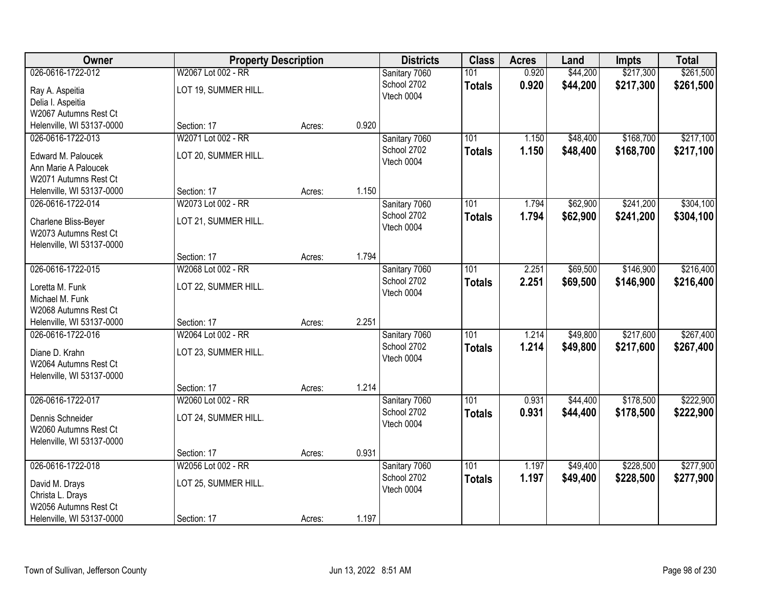| Owner | Property Description | | | Districts | Class | Acres | Land | Impts | Total |
|---|---|---|---|---|---|---|---|---|---|
| 026-0616-1722-012<br>Ray A. Aspeitia<br>Delia I. Aspeitia<br>W2067 Autumns Rest Ct<br>Helenville, WI 53137-0000 | W2067 Lot 002 - RR<br>LOT 19, SUMMER HILL.<br>Section: 17 | Acres: | 0.920 | Sanitary 7060<br>School 2702<br>Vtech 0004 | 101<br>**Totals** | 0.920<br>**0.920** | $44,200<br>**$44,200** | $217,300<br>**$217,300** | $261,500<br>**$261,500** |
| 026-0616-1722-013<br>Edward M. Paloucek<br>Ann Marie A Paloucek<br>W2071 Autumns Rest Ct<br>Helenville, WI 53137-0000 | W2071 Lot 002 - RR<br>LOT 20, SUMMER HILL.<br>Section: 17 | Acres: | 1.150 | Sanitary 7060<br>School 2702<br>Vtech 0004 | 101<br>**Totals** | 1.150<br>**1.150** | $48,400<br>**$48,400** | $168,700<br>**$168,700** | $217,100<br>**$217,100** |
| 026-0616-1722-014<br>Charlene Bliss-Beyer<br>W2073 Autumns Rest Ct<br>Helenville, WI 53137-0000 | W2073 Lot 002 - RR<br>LOT 21, SUMMER HILL.<br>Section: 17 | Acres: | 1.794 | Sanitary 7060<br>School 2702<br>Vtech 0004 | 101<br>**Totals** | 1.794<br>**1.794** | $62,900<br>**$62,900** | $241,200<br>**$241,200** | $304,100<br>**$304,100** |
| 026-0616-1722-015<br>Loretta M. Funk<br>Michael M. Funk<br>W2068 Autumns Rest Ct<br>Helenville, WI 53137-0000 | W2068 Lot 002 - RR<br>LOT 22, SUMMER HILL.<br>Section: 17 | Acres: | 2.251 | Sanitary 7060<br>School 2702<br>Vtech 0004 | 101<br>**Totals** | 2.251<br>**2.251** | $69,500<br>**$69,500** | $146,900<br>**$146,900** | $216,400<br>**$216,400** |
| 026-0616-1722-016<br>Diane D. Krahn<br>W2064 Autumns Rest Ct<br>Helenville, WI 53137-0000 | W2064 Lot 002 - RR<br>LOT 23, SUMMER HILL.<br>Section: 17 | Acres: | 1.214 | Sanitary 7060<br>School 2702<br>Vtech 0004 | 101<br>**Totals** | 1.214<br>**1.214** | $49,800<br>**$49,800** | $217,600<br>**$217,600** | $267,400<br>**$267,400** |
| 026-0616-1722-017<br>Dennis Schneider<br>W2060 Autumns Rest Ct<br>Helenville, WI 53137-0000 | W2060 Lot 002 - RR<br>LOT 24, SUMMER HILL.<br>Section: 17 | Acres: | 0.931 | Sanitary 7060<br>School 2702<br>Vtech 0004 | 101<br>**Totals** | 0.931<br>**0.931** | $44,400<br>**$44,400** | $178,500<br>**$178,500** | $222,900<br>**$222,900** |
| 026-0616-1722-018<br>David M. Drays<br>Christa L. Drays<br>W2056 Autumns Rest Ct<br>Helenville, WI 53137-0000 | W2056 Lot 002 - RR<br>LOT 25, SUMMER HILL.<br>Section: 17 | Acres: | 1.197 | Sanitary 7060<br>School 2702<br>Vtech 0004 | 101<br>**Totals** | 1.197<br>**1.197** | $49,400<br>**$49,400** | $228,500<br>**$228,500** | $277,900<br>**$277,900** |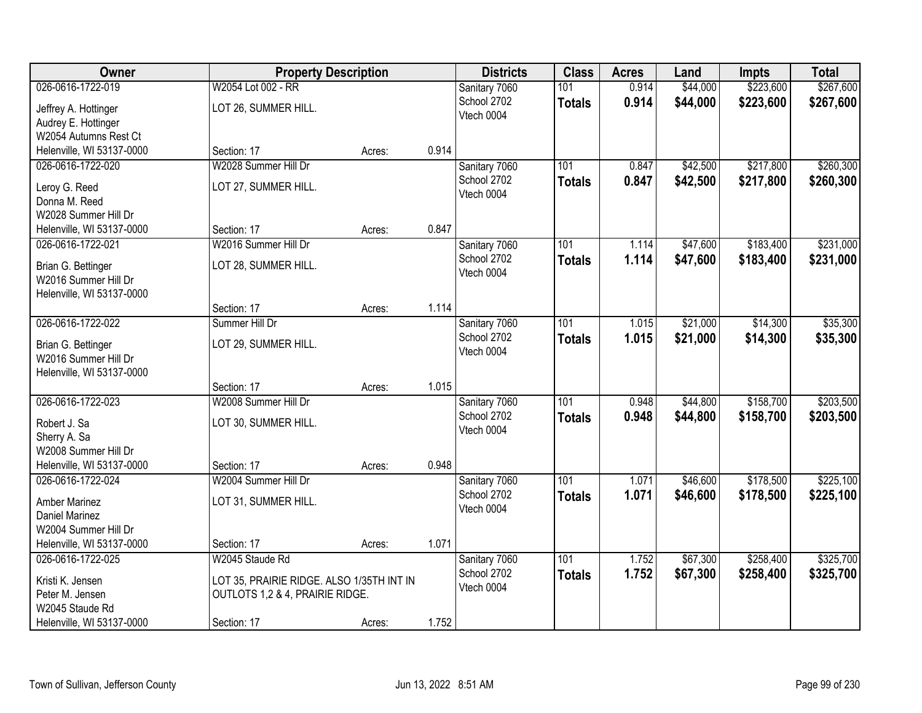| Owner | Property Description | | | Districts | Class | Acres | Land | Impts | Total |
|---|---|---|---|---|---|---|---|---|---|
| 026-0616-1722-019<br>Jeffrey A. Hottinger<br>Audrey E. Hottinger<br>W2054 Autumns Rest Ct<br>Helenville, WI 53137-0000 | W2054 Lot 002 - RR<br>LOT 26, SUMMER HILL.<br>Section: 17 | Acres: | 0.914 | Sanitary 7060<br>School 2702<br>Vtech 0004 | 101<br>**Totals** | 0.914<br>**0.914** | $44,000<br>**$44,000** | $223,600<br>**$223,600** | $267,600<br>**$267,600** |
| 026-0616-1722-020<br>Leroy G. Reed<br>Donna M. Reed<br>W2028 Summer Hill Dr<br>Helenville, WI 53137-0000 | W2028 Summer Hill Dr<br>LOT 27, SUMMER HILL.<br>Section: 17 | Acres: | 0.847 | Sanitary 7060<br>School 2702<br>Vtech 0004 | 101<br>**Totals** | 0.847<br>**0.847** | $42,500<br>**$42,500** | $217,800<br>**$217,800** | $260,300<br>**$260,300** |
| 026-0616-1722-021<br>Brian G. Bettinger<br>W2016 Summer Hill Dr<br>Helenville, WI 53137-0000 | W2016 Summer Hill Dr<br>LOT 28, SUMMER HILL.<br>Section: 17 | Acres: | 1.114 | Sanitary 7060<br>School 2702<br>Vtech 0004 | 101<br>**Totals** | 1.114<br>**1.114** | $47,600<br>**$47,600** | $183,400<br>**$183,400** | $231,000<br>**$231,000** |
| 026-0616-1722-022<br>Brian G. Bettinger<br>W2016 Summer Hill Dr<br>Helenville, WI 53137-0000 | Summer Hill Dr<br>LOT 29, SUMMER HILL.<br>Section: 17 | Acres: | 1.015 | Sanitary 7060<br>School 2702<br>Vtech 0004 | 101<br>**Totals** | 1.015<br>**1.015** | $21,000<br>**$21,000** | $14,300<br>**$14,300** | $35,300<br>**$35,300** |
| 026-0616-1722-023<br>Robert J. Sa<br>Sherry A. Sa<br>W2008 Summer Hill Dr<br>Helenville, WI 53137-0000 | W2008 Summer Hill Dr<br>LOT 30, SUMMER HILL.<br>Section: 17 | Acres: | 0.948 | Sanitary 7060<br>School 2702<br>Vtech 0004 | 101<br>**Totals** | 0.948<br>**0.948** | $44,800<br>**$44,800** | $158,700<br>**$158,700** | $203,500<br>**$203,500** |
| 026-0616-1722-024<br>Amber Marinez<br>Daniel Marinez<br>W2004 Summer Hill Dr<br>Helenville, WI 53137-0000 | W2004 Summer Hill Dr<br>LOT 31, SUMMER HILL.<br>Section: 17 | Acres: | 1.071 | Sanitary 7060<br>School 2702<br>Vtech 0004 | 101<br>**Totals** | 1.071<br>**1.071** | $46,600<br>**$46,600** | $178,500<br>**$178,500** | $225,100<br>**$225,100** |
| 026-0616-1722-025<br>Kristi K. Jensen<br>Peter M. Jensen<br>W2045 Staude Rd<br>Helenville, WI 53137-0000 | W2045 Staude Rd<br>LOT 35, PRAIRIE RIDGE. ALSO 1/35TH INT IN OUTLOTS 1,2 & 4, PRAIRIE RIDGE.<br>Section: 17 | Acres: | 1.752 | Sanitary 7060<br>School 2702<br>Vtech 0004 | 101<br>**Totals** | 1.752<br>**1.752** | $67,300<br>**$67,300** | $258,400<br>**$258,400** | $325,700<br>**$325,700** |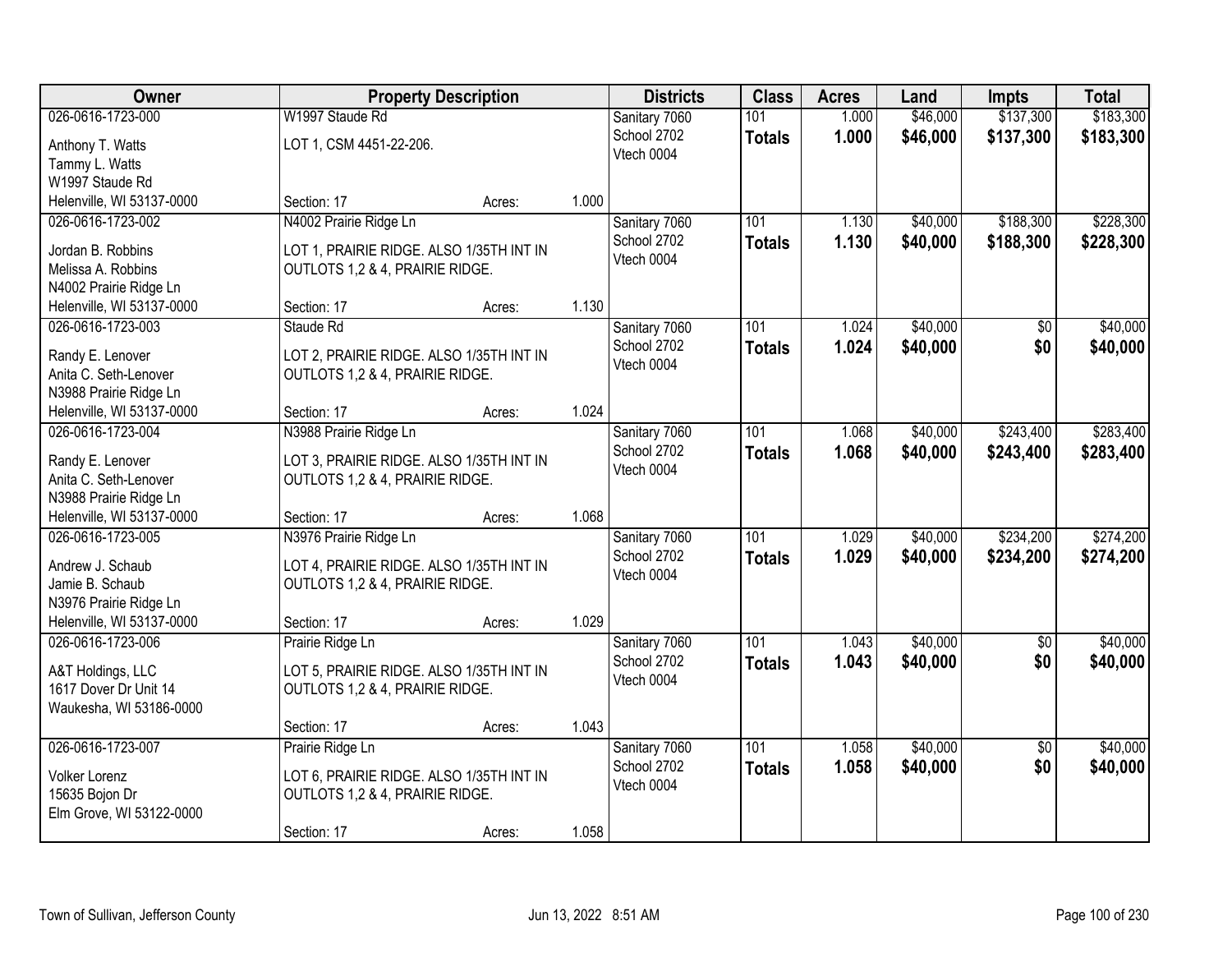| Owner | Property Description | Districts | Class | Acres | Land | Impts | Total |
|---|---|---|---|---|---|---|---|
| 026-0616-1723-000<br>Anthony T. Watts<br>Tammy L. Watts<br>W1997 Staude Rd<br>Helenville, WI 53137-0000 | W1997 Staude Rd<br>LOT 1, CSM 4451-22-206.<br>Section: 17 Acres: 1.000 | Sanitary 7060<br>School 2702<br>Vtech 0004 | 101<br>**Totals** | 1.000<br>**1.000** | $46,000<br>**$46,000** | $137,300<br>**$137,300** | $183,300<br>**$183,300** |
| 026-0616-1723-002<br>Jordan B. Robbins<br>Melissa A. Robbins<br>N4002 Prairie Ridge Ln<br>Helenville, WI 53137-0000 | N4002 Prairie Ridge Ln<br>LOT 1, PRAIRIE RIDGE. ALSO 1/35TH INT IN OUTLOTS 1,2 & 4, PRAIRIE RIDGE.<br>Section: 17 Acres: 1.130 | Sanitary 7060<br>School 2702<br>Vtech 0004 | 101<br>**Totals** | 1.130<br>**1.130** | $40,000<br>**$40,000** | $188,300<br>**$188,300** | $228,300<br>**$228,300** |
| 026-0616-1723-003<br>Randy E. Lenover<br>Anita C. Seth-Lenover<br>N3988 Prairie Ridge Ln<br>Helenville, WI 53137-0000 | Staude Rd<br>LOT 2, PRAIRIE RIDGE. ALSO 1/35TH INT IN OUTLOTS 1,2 & 4, PRAIRIE RIDGE.<br>Section: 17 Acres: 1.024 | Sanitary 7060<br>School 2702<br>Vtech 0004 | 101<br>**Totals** | 1.024<br>**1.024** | $40,000<br>**$40,000** | $0<br>**$0** | $40,000<br>**$40,000** |
| 026-0616-1723-004<br>Randy E. Lenover<br>Anita C. Seth-Lenover<br>N3988 Prairie Ridge Ln<br>Helenville, WI 53137-0000 | N3988 Prairie Ridge Ln<br>LOT 3, PRAIRIE RIDGE. ALSO 1/35TH INT IN OUTLOTS 1,2 & 4, PRAIRIE RIDGE.<br>Section: 17 Acres: 1.068 | Sanitary 7060<br>School 2702<br>Vtech 0004 | 101<br>**Totals** | 1.068<br>**1.068** | $40,000<br>**$40,000** | $243,400<br>**$243,400** | $283,400<br>**$283,400** |
| 026-0616-1723-005<br>Andrew J. Schaub<br>Jamie B. Schaub<br>N3976 Prairie Ridge Ln<br>Helenville, WI 53137-0000 | N3976 Prairie Ridge Ln<br>LOT 4, PRAIRIE RIDGE. ALSO 1/35TH INT IN OUTLOTS 1,2 & 4, PRAIRIE RIDGE.<br>Section: 17 Acres: 1.029 | Sanitary 7060<br>School 2702<br>Vtech 0004 | 101<br>**Totals** | 1.029<br>**1.029** | $40,000<br>**$40,000** | $234,200<br>**$234,200** | $274,200<br>**$274,200** |
| 026-0616-1723-006<br>A&T Holdings, LLC<br>1617 Dover Dr Unit 14<br>Waukesha, WI 53186-0000 | Prairie Ridge Ln<br>LOT 5, PRAIRIE RIDGE. ALSO 1/35TH INT IN OUTLOTS 1,2 & 4, PRAIRIE RIDGE.<br>Section: 17 Acres: 1.043 | Sanitary 7060<br>School 2702<br>Vtech 0004 | 101<br>**Totals** | 1.043<br>**1.043** | $40,000<br>**$40,000** | $0<br>**$0** | $40,000<br>**$40,000** |
| 026-0616-1723-007<br>Volker Lorenz<br>15635 Bojon Dr<br>Elm Grove, WI 53122-0000 | Prairie Ridge Ln<br>LOT 6, PRAIRIE RIDGE. ALSO 1/35TH INT IN OUTLOTS 1,2 & 4, PRAIRIE RIDGE.<br>Section: 17 Acres: 1.058 | Sanitary 7060<br>School 2702<br>Vtech 0004 | 101<br>**Totals** | 1.058<br>**1.058** | $40,000<br>**$40,000** | $0<br>**$0** | $40,000<br>**$40,000** |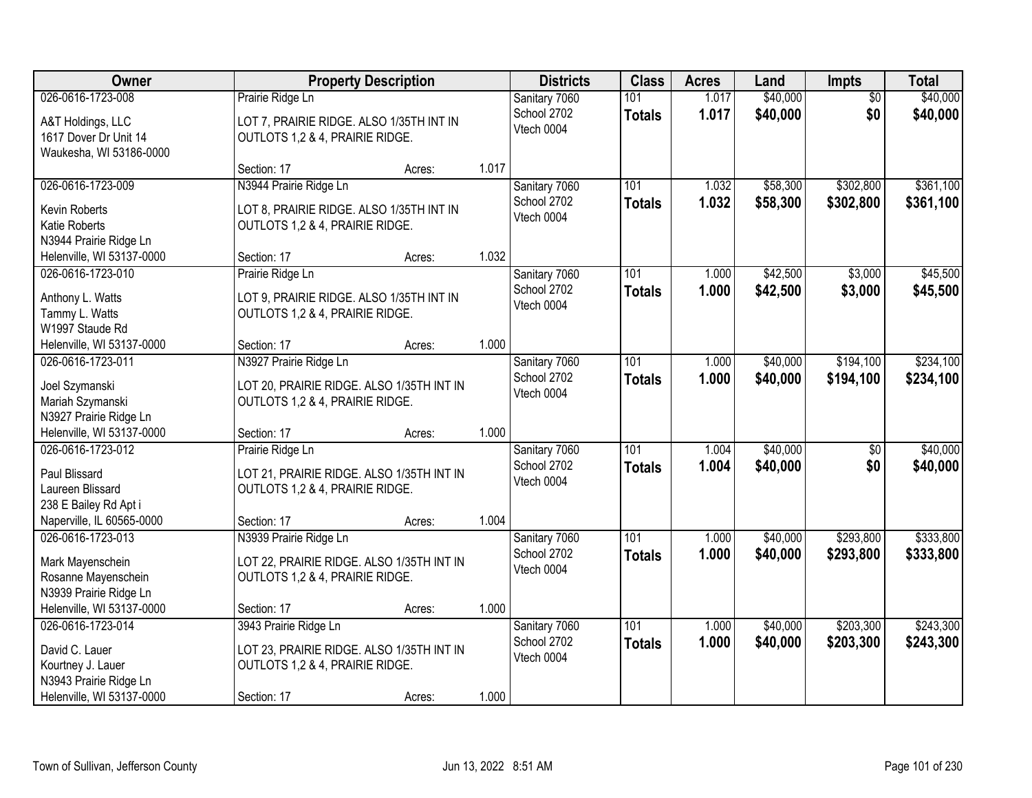| Owner | Property Description | | | Districts | Class | Acres | Land | Impts | Total |
|---|---|---|---|---|---|---|---|---|---|
| 026-0616-1723-008<br>A&T Holdings, LLC<br>1617 Dover Dr Unit 14<br>Waukesha, WI 53186-0000 | Prairie Ridge Ln<br>LOT 7, PRAIRIE RIDGE. ALSO 1/35TH INT IN OUTLOTS 1,2 & 4, PRAIRIE RIDGE.<br>Section: 17 | Acres: | 1.017 | Sanitary 7060<br>School 2702<br>Vtech 0004 | 101<br>**Totals** | 1.017<br>**1.017** | $40,000<br>**$40,000** | $0<br>**$0** | $40,000<br>**$40,000** |
| 026-0616-1723-009<br>Kevin Roberts<br>Katie Roberts<br>N3944 Prairie Ridge Ln<br>Helenville, WI 53137-0000 | N3944 Prairie Ridge Ln<br>LOT 8, PRAIRIE RIDGE. ALSO 1/35TH INT IN OUTLOTS 1,2 & 4, PRAIRIE RIDGE.<br>Section: 17 | Acres: | 1.032 | Sanitary 7060<br>School 2702<br>Vtech 0004 | 101<br>**Totals** | 1.032<br>**1.032** | $58,300<br>**$58,300** | $302,800<br>**$302,800** | $361,100<br>**$361,100** |
| 026-0616-1723-010<br>Anthony L. Watts<br>Tammy L. Watts<br>W1997 Staude Rd<br>Helenville, WI 53137-0000 | Prairie Ridge Ln<br>LOT 9, PRAIRIE RIDGE. ALSO 1/35TH INT IN OUTLOTS 1,2 & 4, PRAIRIE RIDGE.<br>Section: 17 | Acres: | 1.000 | Sanitary 7060<br>School 2702<br>Vtech 0004 | 101<br>**Totals** | 1.000<br>**1.000** | $42,500<br>**$42,500** | $3,000<br>**$3,000** | $45,500<br>**$45,500** |
| 026-0616-1723-011<br>Joel Szymanski<br>Mariah Szymanski<br>N3927 Prairie Ridge Ln<br>Helenville, WI 53137-0000 | N3927 Prairie Ridge Ln<br>LOT 20, PRAIRIE RIDGE. ALSO 1/35TH INT IN OUTLOTS 1,2 & 4, PRAIRIE RIDGE.<br>Section: 17 | Acres: | 1.000 | Sanitary 7060<br>School 2702<br>Vtech 0004 | 101<br>**Totals** | 1.000<br>**1.000** | $40,000<br>**$40,000** | $194,100<br>**$194,100** | $234,100<br>**$234,100** |
| 026-0616-1723-012<br>Paul Blissard<br>Laureen Blissard<br>238 E Bailey Rd Apt i<br>Naperville, IL 60565-0000 | Prairie Ridge Ln<br>LOT 21, PRAIRIE RIDGE. ALSO 1/35TH INT IN OUTLOTS 1,2 & 4, PRAIRIE RIDGE.<br>Section: 17 | Acres: | 1.004 | Sanitary 7060<br>School 2702<br>Vtech 0004 | 101<br>**Totals** | 1.004<br>**1.004** | $40,000<br>**$40,000** | $0<br>**$0** | $40,000<br>**$40,000** |
| 026-0616-1723-013<br>Mark Mayenschein<br>Rosanne Mayenschein<br>N3939 Prairie Ridge Ln<br>Helenville, WI 53137-0000 | N3939 Prairie Ridge Ln<br>LOT 22, PRAIRIE RIDGE. ALSO 1/35TH INT IN OUTLOTS 1,2 & 4, PRAIRIE RIDGE.<br>Section: 17 | Acres: | 1.000 | Sanitary 7060<br>School 2702<br>Vtech 0004 | 101<br>**Totals** | 1.000<br>**1.000** | $40,000<br>**$40,000** | $293,800<br>**$293,800** | $333,800<br>**$333,800** |
| 026-0616-1723-014<br>David C. Lauer<br>Kourtney J. Lauer<br>N3943 Prairie Ridge Ln<br>Helenville, WI 53137-0000 | 3943 Prairie Ridge Ln<br>LOT 23, PRAIRIE RIDGE. ALSO 1/35TH INT IN OUTLOTS 1,2 & 4, PRAIRIE RIDGE.<br>Section: 17 | Acres: | 1.000 | Sanitary 7060<br>School 2702<br>Vtech 0004 | 101<br>**Totals** | 1.000<br>**1.000** | $40,000<br>**$40,000** | $203,300<br>**$203,300** | $243,300<br>**$243,300** |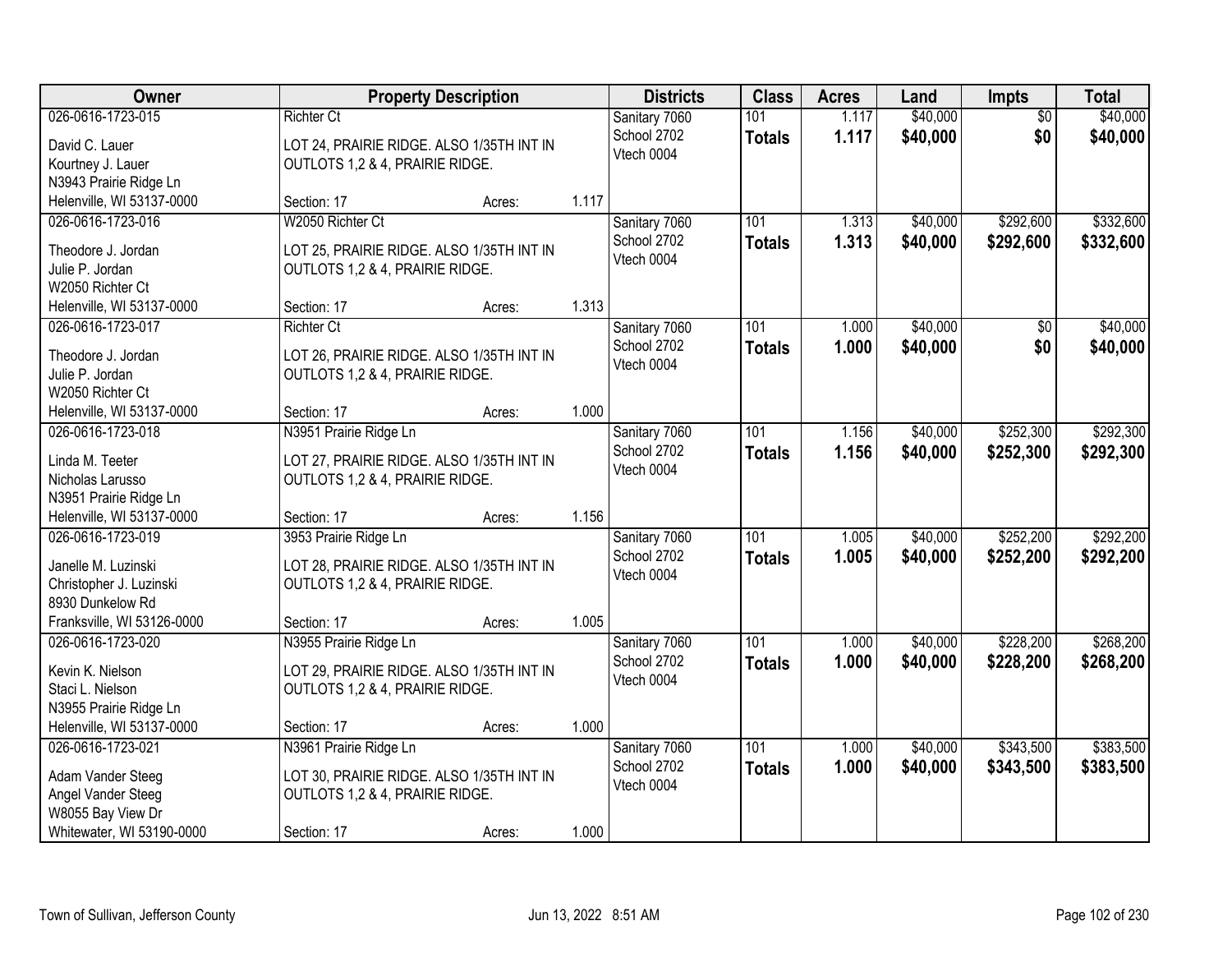| Owner | Property Description | | | Districts | Class | Acres | Land | Impts | Total |
|---|---|---|---|---|---|---|---|---|---|
| 026-0616-1723-015<br>David C. Lauer<br>Kourtney J. Lauer<br>N3943 Prairie Ridge Ln<br>Helenville, WI 53137-0000 | Richter Ct<br>LOT 24, PRAIRIE RIDGE. ALSO 1/35TH INT IN OUTLOTS 1,2 & 4, PRAIRIE RIDGE.<br>Section: 17 | Acres: | 1.117 | Sanitary 7060<br>School 2702<br>Vtech 0004 | 101<br>**Totals** | 1.117<br>**1.117** | $40,000<br>**$40,000** | $0<br>**$0** | $40,000<br>**$40,000** |
| 026-0616-1723-016<br>Theodore J. Jordan<br>Julie P. Jordan<br>W2050 Richter Ct<br>Helenville, WI 53137-0000 | W2050 Richter Ct<br>LOT 25, PRAIRIE RIDGE. ALSO 1/35TH INT IN OUTLOTS 1,2 & 4, PRAIRIE RIDGE.<br>Section: 17 | Acres: | 1.313 | Sanitary 7060<br>School 2702<br>Vtech 0004 | 101<br>**Totals** | 1.313<br>**1.313** | $40,000<br>**$40,000** | $292,600<br>**$292,600** | $332,600<br>**$332,600** |
| 026-0616-1723-017<br>Theodore J. Jordan<br>Julie P. Jordan<br>W2050 Richter Ct<br>Helenville, WI 53137-0000 | Richter Ct<br>LOT 26, PRAIRIE RIDGE. ALSO 1/35TH INT IN OUTLOTS 1,2 & 4, PRAIRIE RIDGE.<br>Section: 17 | Acres: | 1.000 | Sanitary 7060<br>School 2702<br>Vtech 0004 | 101<br>**Totals** | 1.000<br>**1.000** | $40,000<br>**$40,000** | $0<br>**$0** | $40,000<br>**$40,000** |
| 026-0616-1723-018<br>Linda M. Teeter<br>Nicholas Larusso<br>N3951 Prairie Ridge Ln<br>Helenville, WI 53137-0000 | N3951 Prairie Ridge Ln<br>LOT 27, PRAIRIE RIDGE. ALSO 1/35TH INT IN OUTLOTS 1,2 & 4, PRAIRIE RIDGE.<br>Section: 17 | Acres: | 1.156 | Sanitary 7060<br>School 2702<br>Vtech 0004 | 101<br>**Totals** | 1.156<br>**1.156** | $40,000<br>**$40,000** | $252,300<br>**$252,300** | $292,300<br>**$292,300** |
| 026-0616-1723-019<br>Janelle M. Luzinski<br>Christopher J. Luzinski<br>8930 Dunkelow Rd<br>Franksville, WI 53126-0000 | 3953 Prairie Ridge Ln<br>LOT 28, PRAIRIE RIDGE. ALSO 1/35TH INT IN OUTLOTS 1,2 & 4, PRAIRIE RIDGE.<br>Section: 17 | Acres: | 1.005 | Sanitary 7060<br>School 2702<br>Vtech 0004 | 101<br>**Totals** | 1.005<br>**1.005** | $40,000<br>**$40,000** | $252,200<br>**$252,200** | $292,200<br>**$292,200** |
| 026-0616-1723-020<br>Kevin K. Nielson<br>Staci L. Nielson<br>N3955 Prairie Ridge Ln<br>Helenville, WI 53137-0000 | N3955 Prairie Ridge Ln<br>LOT 29, PRAIRIE RIDGE. ALSO 1/35TH INT IN OUTLOTS 1,2 & 4, PRAIRIE RIDGE.<br>Section: 17 | Acres: | 1.000 | Sanitary 7060<br>School 2702<br>Vtech 0004 | 101<br>**Totals** | 1.000<br>**1.000** | $40,000<br>**$40,000** | $228,200<br>**$228,200** | $268,200<br>**$268,200** |
| 026-0616-1723-021<br>Adam Vander Steeg<br>Angel Vander Steeg<br>W8055 Bay View Dr<br>Whitewater, WI 53190-0000 | N3961 Prairie Ridge Ln<br>LOT 30, PRAIRIE RIDGE. ALSO 1/35TH INT IN OUTLOTS 1,2 & 4, PRAIRIE RIDGE.<br>Section: 17 | Acres: | 1.000 | Sanitary 7060<br>School 2702<br>Vtech 0004 | 101<br>**Totals** | 1.000<br>**1.000** | $40,000<br>**$40,000** | $343,500<br>**$343,500** | $383,500<br>**$383,500** |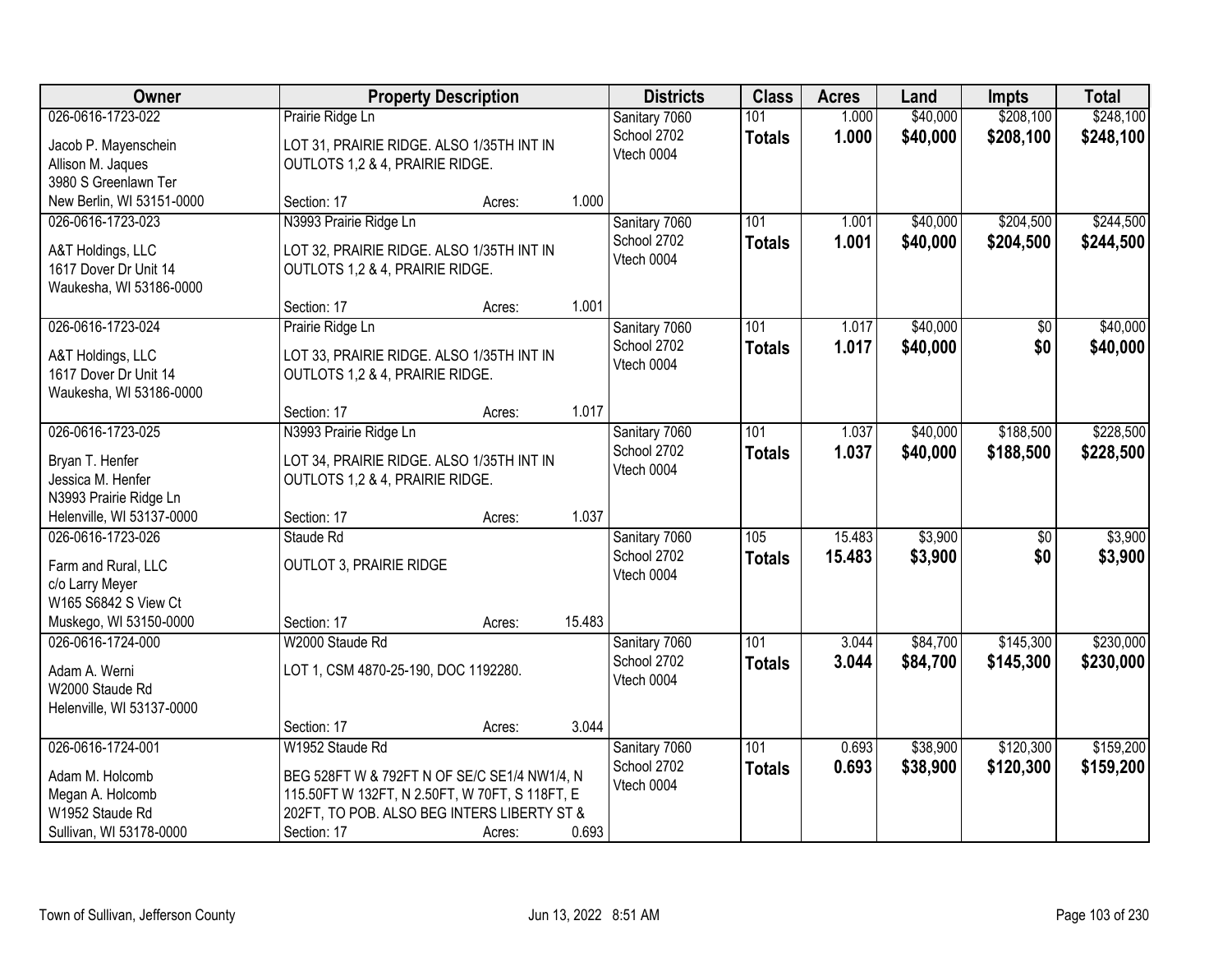| Owner | Property Description | Districts | Class | Acres | Land | Impts | Total |
|---|---|---|---|---|---|---|---|
| 026-0616-1723-022<br>Jacob P. Mayenschein<br>Allison M. Jaques<br>3980 S Greenlawn Ter<br>New Berlin, WI 53151-0000 | Prairie Ridge Ln<br>LOT 31, PRAIRIE RIDGE. ALSO 1/35TH INT IN OUTLOTS 1,2 & 4, PRAIRIE RIDGE.<br>Section: 17 Acres: 1.000 | Sanitary 7060<br>School 2702<br>Vtech 0004 | 101<br>**Totals** | 1.000<br>**1.000** | $40,000<br>**$40,000** | $208,100<br>**$208,100** | $248,100<br>**$248,100** |
| 026-0616-1723-023<br>A&T Holdings, LLC<br>1617 Dover Dr Unit 14<br>Waukesha, WI 53186-0000 | N3993 Prairie Ridge Ln<br>LOT 32, PRAIRIE RIDGE. ALSO 1/35TH INT IN OUTLOTS 1,2 & 4, PRAIRIE RIDGE.<br>Section: 17 Acres: 1.001 | Sanitary 7060<br>School 2702<br>Vtech 0004 | 101<br>**Totals** | 1.001<br>**1.001** | $40,000<br>**$40,000** | $204,500<br>**$204,500** | $244,500<br>**$244,500** |
| 026-0616-1723-024<br>A&T Holdings, LLC<br>1617 Dover Dr Unit 14<br>Waukesha, WI 53186-0000 | Prairie Ridge Ln<br>LOT 33, PRAIRIE RIDGE. ALSO 1/35TH INT IN OUTLOTS 1,2 & 4, PRAIRIE RIDGE.<br>Section: 17 Acres: 1.017 | Sanitary 7060<br>School 2702<br>Vtech 0004 | 101<br>**Totals** | 1.017<br>**1.017** | $40,000<br>**$40,000** | $0<br>**$0** | $40,000<br>**$40,000** |
| 026-0616-1723-025<br>Bryan T. Henfer<br>Jessica M. Henfer<br>N3993 Prairie Ridge Ln<br>Helenville, WI 53137-0000 | N3993 Prairie Ridge Ln<br>LOT 34, PRAIRIE RIDGE. ALSO 1/35TH INT IN OUTLOTS 1,2 & 4, PRAIRIE RIDGE.<br>Section: 17 Acres: 1.037 | Sanitary 7060<br>School 2702<br>Vtech 0004 | 101<br>**Totals** | 1.037<br>**1.037** | $40,000<br>**$40,000** | $188,500<br>**$188,500** | $228,500<br>**$228,500** |
| 026-0616-1723-026<br>Farm and Rural, LLC<br>c/o Larry Meyer<br>W165 S6842 S View Ct<br>Muskego, WI 53150-0000 | Staude Rd<br>OUTLOT 3, PRAIRIE RIDGE<br>Section: 17 Acres: 15.483 | Sanitary 7060<br>School 2702<br>Vtech 0004 | 105<br>**Totals** | 15.483<br>**15.483** | $3,900<br>**$3,900** | $0<br>**$0** | $3,900<br>**$3,900** |
| 026-0616-1724-000<br>Adam A. Werni<br>W2000 Staude Rd<br>Helenville, WI 53137-0000 | W2000 Staude Rd<br>LOT 1, CSM 4870-25-190, DOC 1192280.<br>Section: 17 Acres: 3.044 | Sanitary 7060<br>School 2702<br>Vtech 0004 | 101<br>**Totals** | 3.044<br>**3.044** | $84,700<br>**$84,700** | $145,300<br>**$145,300** | $230,000<br>**$230,000** |
| 026-0616-1724-001<br>Adam M. Holcomb<br>Megan A. Holcomb<br>W1952 Staude Rd<br>Sullivan, WI 53178-0000 | W1952 Staude Rd<br>BEG 528FT W & 792FT N OF SE/C SE1/4 NW1/4, N 115.50FT W 132FT, N 2.50FT, W 70FT, S 118FT, E 202FT, TO POB. ALSO BEG INTERS LIBERTY ST &<br>Section: 17 Acres: 0.693 | Sanitary 7060<br>School 2702<br>Vtech 0004 | 101<br>**Totals** | 0.693<br>**0.693** | $38,900<br>**$38,900** | $120,300<br>**$120,300** | $159,200<br>**$159,200** |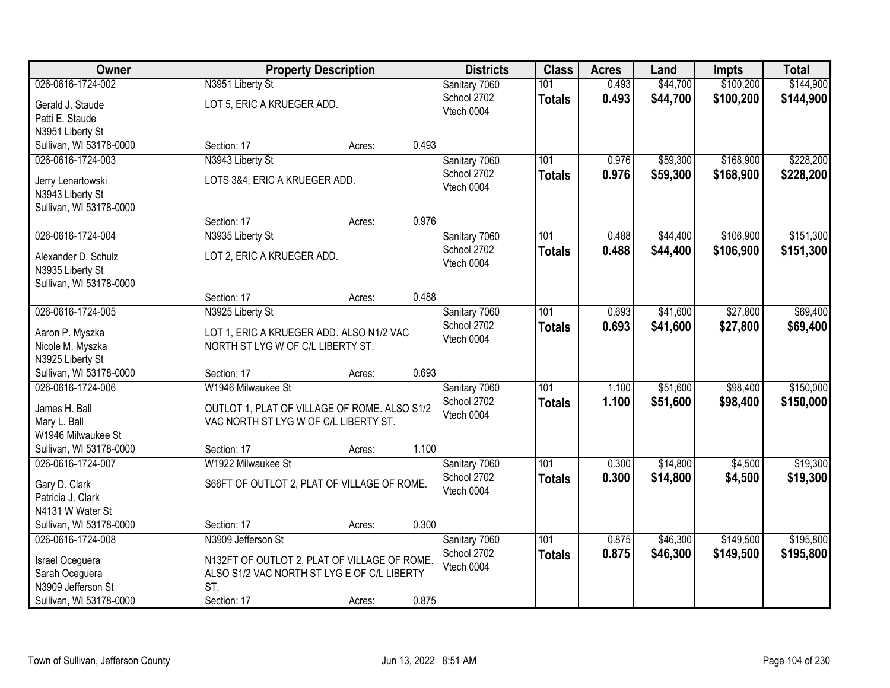| Owner | Property Description | Districts | Class | Acres | Land | Impts | Total |
|---|---|---|---|---|---|---|---|
| 026-0616-1724-002<br>Gerald J. Staude<br>Patti E. Staude<br>N3951 Liberty St<br>Sullivan, WI 53178-0000 | N3951 Liberty St<br>LOT 5, ERIC A KRUEGER ADD.<br>Section: 17 Acres: 0.493 | Sanitary 7060<br>School 2702<br>Vtech 0004 | 101<br>**Totals** | 0.493<br>**0.493** | $44,700<br>**$44,700** | $100,200<br>**$100,200** | $144,900<br>**$144,900** |
| 026-0616-1724-003<br>Jerry Lenartowski<br>N3943 Liberty St<br>Sullivan, WI 53178-0000 | N3943 Liberty St<br>LOTS 3&4, ERIC A KRUEGER ADD.<br>Section: 17 Acres: 0.976 | Sanitary 7060<br>School 2702<br>Vtech 0004 | 101<br>**Totals** | 0.976<br>**0.976** | $59,300<br>**$59,300** | $168,900<br>**$168,900** | $228,200<br>**$228,200** |
| 026-0616-1724-004<br>Alexander D. Schulz<br>N3935 Liberty St<br>Sullivan, WI 53178-0000 | N3935 Liberty St<br>LOT 2, ERIC A KRUEGER ADD.<br>Section: 17 Acres: 0.488 | Sanitary 7060<br>School 2702<br>Vtech 0004 | 101<br>**Totals** | 0.488<br>**0.488** | $44,400<br>**$44,400** | $106,900<br>**$106,900** | $151,300<br>**$151,300** |
| 026-0616-1724-005<br>Aaron P. Myszka<br>Nicole M. Myszka<br>N3925 Liberty St<br>Sullivan, WI 53178-0000 | N3925 Liberty St<br>LOT 1, ERIC A KRUEGER ADD. ALSO N1/2 VAC NORTH ST LYG W OF C/L LIBERTY ST.<br>Section: 17 Acres: 0.693 | Sanitary 7060<br>School 2702<br>Vtech 0004 | 101<br>**Totals** | 0.693<br>**0.693** | $41,600<br>**$41,600** | $27,800<br>**$27,800** | $69,400<br>**$69,400** |
| 026-0616-1724-006<br>James H. Ball<br>Mary L. Ball<br>W1946 Milwaukee St<br>Sullivan, WI 53178-0000 | W1946 Milwaukee St<br>OUTLOT 1, PLAT OF VILLAGE OF ROME. ALSO S1/2 VAC NORTH ST LYG W OF C/L LIBERTY ST.<br>Section: 17 Acres: 1.100 | Sanitary 7060<br>School 2702<br>Vtech 0004 | 101<br>**Totals** | 1.100<br>**1.100** | $51,600<br>**$51,600** | $98,400<br>**$98,400** | $150,000<br>**$150,000** |
| 026-0616-1724-007<br>Gary D. Clark<br>Patricia J. Clark<br>N4131 W Water St<br>Sullivan, WI 53178-0000 | W1922 Milwaukee St<br>S66FT OF OUTLOT 2, PLAT OF VILLAGE OF ROME.<br>Section: 17 Acres: 0.300 | Sanitary 7060<br>School 2702<br>Vtech 0004 | 101<br>**Totals** | 0.300<br>**0.300** | $14,800<br>**$14,800** | $4,500<br>**$4,500** | $19,300<br>**$19,300** |
| 026-0616-1724-008<br>Israel Oceguera<br>Sarah Oceguera<br>N3909 Jefferson St<br>Sullivan, WI 53178-0000 | N3909 Jefferson St<br>N132FT OF OUTLOT 2, PLAT OF VILLAGE OF ROME. ALSO S1/2 VAC NORTH ST LYG E OF C/L LIBERTY ST.<br>Section: 17 Acres: 0.875 | Sanitary 7060<br>School 2702<br>Vtech 0004 | 101<br>**Totals** | 0.875<br>**0.875** | $46,300<br>**$46,300** | $149,500<br>**$149,500** | $195,800<br>**$195,800** |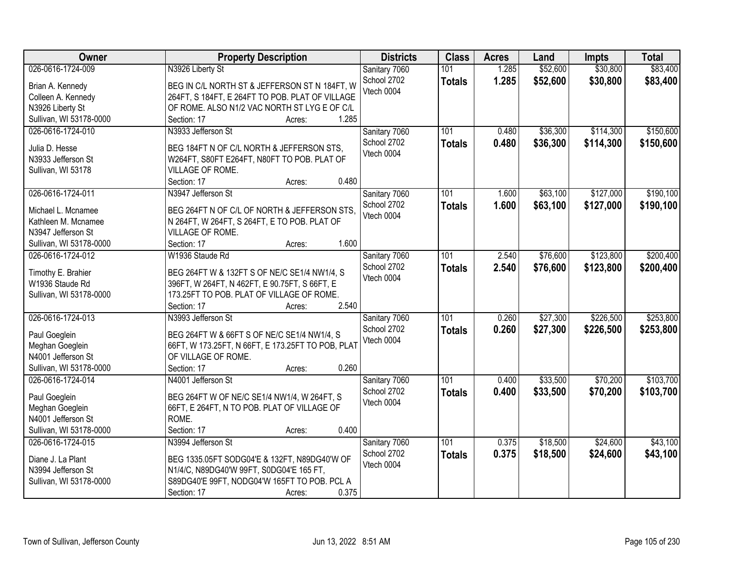| Owner | Property Description | Districts | Class | Acres | Land | Impts | Total |
|---|---|---|---|---|---|---|---|
| 026-0616-1724-009<br>Brian A. Kennedy<br>Colleen A. Kennedy<br>N3926 Liberty St<br>Sullivan, WI 53178-0000 | N3926 Liberty St<br>BEG IN C/L NORTH ST & JEFFERSON ST N 184FT, W 264FT, S 184FT, E 264FT TO POB. PLAT OF VILLAGE OF ROME. ALSO N1/2 VAC NORTH ST LYG E OF C/L<br>Section: 17 Acres: 1.285 | Sanitary 7060<br>School 2702<br>Vtech 0004 | 101<br>**Totals** | 1.285<br>**1.285** | $52,600<br>**$52,600** | $30,800<br>**$30,800** | $83,400<br>**$83,400** |
| 026-0616-1724-010<br>Julia D. Hesse<br>N3933 Jefferson St<br>Sullivan, WI 53178 | N3933 Jefferson St<br>BEG 184FT N OF C/L NORTH & JEFFERSON STS, W264FT, S80FT E264FT, N80FT TO POB. PLAT OF VILLAGE OF ROME.<br>Section: 17 Acres: 0.480 | Sanitary 7060<br>School 2702<br>Vtech 0004 | 101<br>**Totals** | 0.480<br>**0.480** | $36,300<br>**$36,300** | $114,300<br>**$114,300** | $150,600<br>**$150,600** |
| 026-0616-1724-011<br>Michael L. Mcnamee<br>Kathleen M. Mcnamee<br>N3947 Jefferson St<br>Sullivan, WI 53178-0000 | N3947 Jefferson St<br>BEG 264FT N OF C/L OF NORTH & JEFFERSON STS, N 264FT, W 264FT, S 264FT, E TO POB. PLAT OF VILLAGE OF ROME.<br>Section: 17 Acres: 1.600 | Sanitary 7060<br>School 2702<br>Vtech 0004 | 101<br>**Totals** | 1.600<br>**1.600** | $63,100<br>**$63,100** | $127,000<br>**$127,000** | $190,100<br>**$190,100** |
| 026-0616-1724-012<br>Timothy E. Brahier<br>W1936 Staude Rd<br>Sullivan, WI 53178-0000 | W1936 Staude Rd<br>BEG 264FT W & 132FT S OF NE/C SE1/4 NW1/4, S 396FT, W 264FT, N 462FT, E 90.75FT, S 66FT, E 173.25FT TO POB. PLAT OF VILLAGE OF ROME.<br>Section: 17 Acres: 2.540 | Sanitary 7060<br>School 2702<br>Vtech 0004 | 101<br>**Totals** | 2.540<br>**2.540** | $76,600<br>**$76,600** | $123,800<br>**$123,800** | $200,400<br>**$200,400** |
| 026-0616-1724-013<br>Paul Goeglein<br>Meghan Goeglein<br>N4001 Jefferson St<br>Sullivan, WI 53178-0000 | N3993 Jefferson St<br>BEG 264FT W & 66FT S OF NE/C SE1/4 NW1/4, S 66FT, W 173.25FT, N 66FT, E 173.25FT TO POB, PLAT OF VILLAGE OF ROME.<br>Section: 17 Acres: 0.260 | Sanitary 7060<br>School 2702<br>Vtech 0004 | 101<br>**Totals** | 0.260<br>**0.260** | $27,300<br>**$27,300** | $226,500<br>**$226,500** | $253,800<br>**$253,800** |
| 026-0616-1724-014<br>Paul Goeglein<br>Meghan Goeglein<br>N4001 Jefferson St<br>Sullivan, WI 53178-0000 | N4001 Jefferson St<br>BEG 264FT W OF NE/C SE1/4 NW1/4, W 264FT, S 66FT, E 264FT, N TO POB. PLAT OF VILLAGE OF ROME.<br>Section: 17 Acres: 0.400 | Sanitary 7060<br>School 2702<br>Vtech 0004 | 101<br>**Totals** | 0.400<br>**0.400** | $33,500<br>**$33,500** | $70,200<br>**$70,200** | $103,700<br>**$103,700** |
| 026-0616-1724-015<br>Diane J. La Plant<br>N3994 Jefferson St<br>Sullivan, WI 53178-0000 | N3994 Jefferson St<br>BEG 1335.05FT SODG04'E & 132FT, N89DG40'W OF N1/4/C, N89DG40'W 99FT, S0DG04'E 165 FT, S89DG40'E 99FT, NODG04'W 165FT TO POB. PCL A<br>Section: 17 Acres: 0.375 | Sanitary 7060<br>School 2702<br>Vtech 0004 | 101<br>**Totals** | 0.375<br>**0.375** | $18,500<br>**$18,500** | $24,600<br>**$24,600** | $43,100<br>**$43,100** |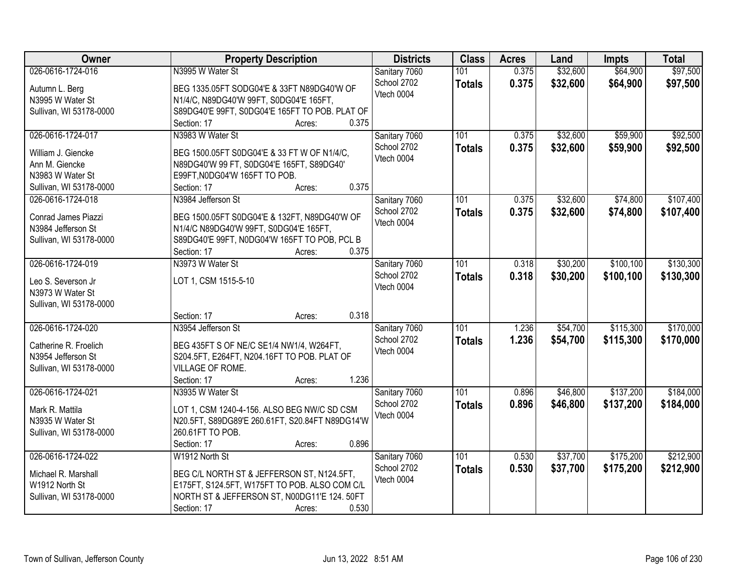| Owner | Property Description | Districts | Class | Acres | Land | Impts | Total |
|---|---|---|---|---|---|---|---|
| 026-0616-1724-016<br>Autumn L. Berg<br>N3995 W Water St<br>Sullivan, WI 53178-0000 | N3995 W Water St<br>BEG 1335.05FT SODG04'E & 33FT N89DG40'W OF N1/4/C, N89DG40'W 99FT, S0DG04'E 165FT, S89DG40'E 99FT, S0DG04'E 165FT TO POB. PLAT OF<br>Section: 17 Acres: 0.375 | Sanitary 7060<br>School 2702<br>Vtech 0004 | 101<br>**Totals** | 0.375<br>**0.375** | $32,600<br>**$32,600** | $64,900<br>**$64,900** | $97,500<br>**$97,500** |
| 026-0616-1724-017<br>William J. Giencke<br>Ann M. Giencke<br>N3983 W Water St<br>Sullivan, WI 53178-0000 | N3983 W Water St<br>BEG 1500.05FT S0DG04'E & 33 FT W OF N1/4/C, N89DG40'W 99 FT, S0DG04'E 165FT, S89DG40' E99FT,N0DG04'W 165FT TO POB.<br>Section: 17 Acres: 0.375 | Sanitary 7060<br>School 2702<br>Vtech 0004 | 101<br>**Totals** | 0.375<br>**0.375** | $32,600<br>**$32,600** | $59,900<br>**$59,900** | $92,500<br>**$92,500** |
| 026-0616-1724-018<br>Conrad James Piazzi<br>N3984 Jefferson St<br>Sullivan, WI 53178-0000 | N3984 Jefferson St<br>BEG 1500.05FT S0DG04'E & 132FT, N89DG40'W OF N1/4/C N89DG40'W 99FT, S0DG04'E 165FT, S89DG40'E 99FT, N0DG04'W 165FT TO POB, PCL B<br>Section: 17 Acres: 0.375 | Sanitary 7060<br>School 2702<br>Vtech 0004 | 101<br>**Totals** | 0.375<br>**0.375** | $32,600<br>**$32,600** | $74,800<br>**$74,800** | $107,400<br>**$107,400** |
| 026-0616-1724-019<br>Leo S. Severson Jr<br>N3973 W Water St<br>Sullivan, WI 53178-0000 | N3973 W Water St<br>LOT 1, CSM 1515-5-10<br>Section: 17 Acres: 0.318 | Sanitary 7060<br>School 2702<br>Vtech 0004 | 101<br>**Totals** | 0.318<br>**0.318** | $30,200<br>**$30,200** | $100,100<br>**$100,100** | $130,300<br>**$130,300** |
| 026-0616-1724-020<br>Catherine R. Froelich<br>N3954 Jefferson St<br>Sullivan, WI 53178-0000 | N3954 Jefferson St<br>BEG 435FT S OF NE/C SE1/4 NW1/4, W264FT, S204.5FT, E264FT, N204.16FT TO POB. PLAT OF VILLAGE OF ROME.<br>Section: 17 Acres: 1.236 | Sanitary 7060<br>School 2702<br>Vtech 0004 | 101<br>**Totals** | 1.236<br>**1.236** | $54,700<br>**$54,700** | $115,300<br>**$115,300** | $170,000<br>**$170,000** |
| 026-0616-1724-021<br>Mark R. Mattila<br>N3935 W Water St<br>Sullivan, WI 53178-0000 | N3935 W Water St<br>LOT 1, CSM 1240-4-156. ALSO BEG NW/C SD CSM N20.5FT, S89DG89'E 260.61FT, S20.84FT N89DG14'W 260.61FT TO POB.<br>Section: 17 Acres: 0.896 | Sanitary 7060<br>School 2702<br>Vtech 0004 | 101<br>**Totals** | 0.896<br>**0.896** | $46,800<br>**$46,800** | $137,200<br>**$137,200** | $184,000<br>**$184,000** |
| 026-0616-1724-022<br>Michael R. Marshall<br>W1912 North St<br>Sullivan, WI 53178-0000 | W1912 North St<br>BEG C/L NORTH ST & JEFFERSON ST, N124.5FT, E175FT, S124.5FT, W175FT TO POB. ALSO COM C/L NORTH ST & JEFFERSON ST, N00DG11'E 124. 50FT<br>Section: 17 Acres: 0.530 | Sanitary 7060<br>School 2702<br>Vtech 0004 | 101<br>**Totals** | 0.530<br>**0.530** | $37,700<br>**$37,700** | $175,200<br>**$175,200** | $212,900<br>**$212,900** |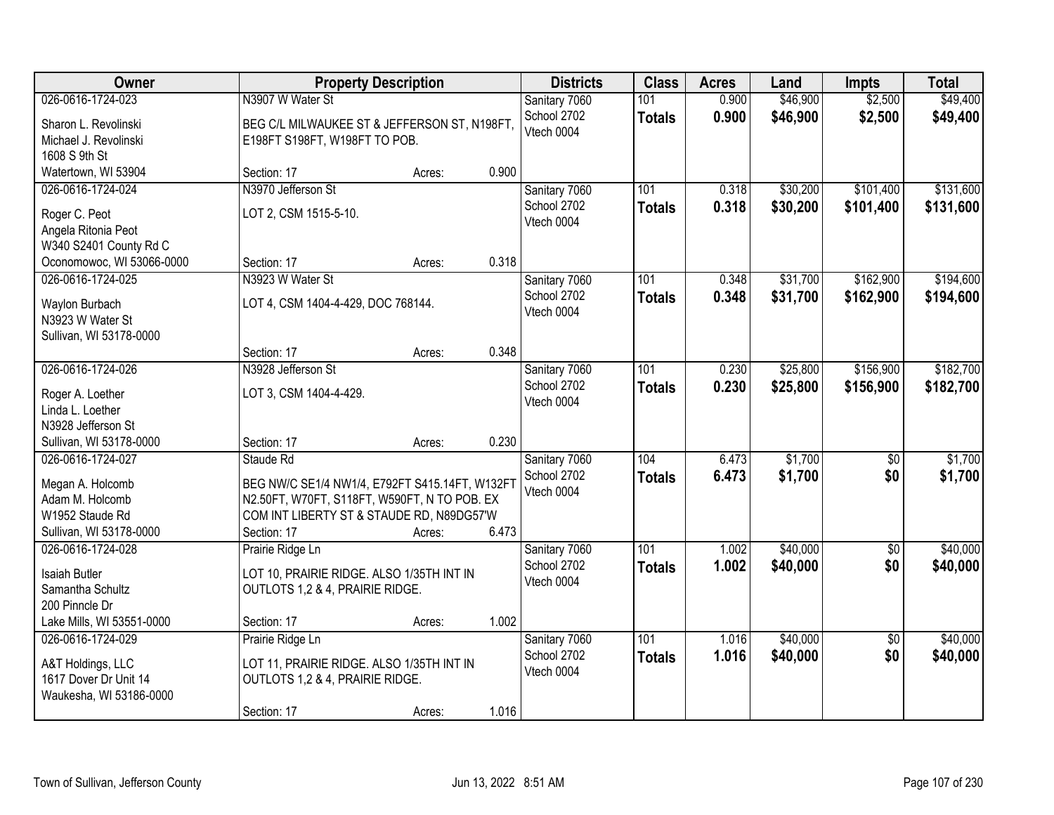| Owner | Property Description | Districts | Class | Acres | Land | Impts | Total |
|---|---|---|---|---|---|---|---|
| 026-0616-1724-023<br>Sharon L. Revolinski<br>Michael J. Revolinski<br>1608 S 9th St<br>Watertown, WI 53904 | N3907 W Water St<br>BEG C/L MILWAUKEE ST & JEFFERSON ST, N198FT, E198FT S198FT, W198FT TO POB.<br>Section: 17 Acres: 0.900 | Sanitary 7060<br>School 2702<br>Vtech 0004 | 101<br>**Totals** | 0.900<br>**0.900** | $46,900<br>**$46,900** | $2,500<br>**$2,500** | $49,400<br>**$49,400** |
| 026-0616-1724-024<br>Roger C. Peot<br>Angela Ritonia Peot<br>W340 S2401 County Rd C<br>Oconomowoc, WI 53066-0000 | N3970 Jefferson St<br>LOT 2, CSM 1515-5-10.<br>Section: 17 Acres: 0.318 | Sanitary 7060<br>School 2702<br>Vtech 0004 | 101<br>**Totals** | 0.318<br>**0.318** | $30,200<br>**$30,200** | $101,400<br>**$101,400** | $131,600<br>**$131,600** |
| 026-0616-1724-025<br>Waylon Burbach<br>N3923 W Water St<br>Sullivan, WI 53178-0000 | N3923 W Water St<br>LOT 4, CSM 1404-4-429, DOC 768144.<br>Section: 17 Acres: 0.348 | Sanitary 7060<br>School 2702<br>Vtech 0004 | 101<br>**Totals** | 0.348<br>**0.348** | $31,700<br>**$31,700** | $162,900<br>**$162,900** | $194,600<br>**$194,600** |
| 026-0616-1724-026<br>Roger A. Loether<br>Linda L. Loether<br>N3928 Jefferson St<br>Sullivan, WI 53178-0000 | N3928 Jefferson St<br>LOT 3, CSM 1404-4-429.<br>Section: 17 Acres: 0.230 | Sanitary 7060<br>School 2702<br>Vtech 0004 | 101<br>**Totals** | 0.230<br>**0.230** | $25,800<br>**$25,800** | $156,900<br>**$156,900** | $182,700<br>**$182,700** |
| 026-0616-1724-027<br>Megan A. Holcomb<br>Adam M. Holcomb<br>W1952 Staude Rd<br>Sullivan, WI 53178-0000 | Staude Rd<br>BEG NW/C SE1/4 NW1/4, E792FT S415.14FT, W132FT N2.50FT, W70FT, S118FT, W590FT, N TO POB. EX COM INT LIBERTY ST & STAUDE RD, N89DG57'W<br>Section: 17 Acres: 6.473 | Sanitary 7060<br>School 2702<br>Vtech 0004 | 104<br>**Totals** | 6.473<br>**6.473** | $1,700<br>**$1,700** | $0<br>**$0** | $1,700<br>**$1,700** |
| 026-0616-1724-028<br>Isaiah Butler<br>Samantha Schultz<br>200 Pinncle Dr<br>Lake Mills, WI 53551-0000 | Prairie Ridge Ln<br>LOT 10, PRAIRIE RIDGE. ALSO 1/35TH INT IN OUTLOTS 1,2 & 4, PRAIRIE RIDGE.<br>Section: 17 Acres: 1.002 | Sanitary 7060<br>School 2702<br>Vtech 0004 | 101<br>**Totals** | 1.002<br>**1.002** | $40,000<br>**$40,000** | $0<br>**$0** | $40,000<br>**$40,000** |
| 026-0616-1724-029<br>A&T Holdings, LLC<br>1617 Dover Dr Unit 14<br>Waukesha, WI 53186-0000 | Prairie Ridge Ln<br>LOT 11, PRAIRIE RIDGE. ALSO 1/35TH INT IN OUTLOTS 1,2 & 4, PRAIRIE RIDGE.<br>Section: 17 Acres: 1.016 | Sanitary 7060<br>School 2702<br>Vtech 0004 | 101<br>**Totals** | 1.016<br>**1.016** | $40,000<br>**$40,000** | $0<br>**$0** | $40,000<br>**$40,000** |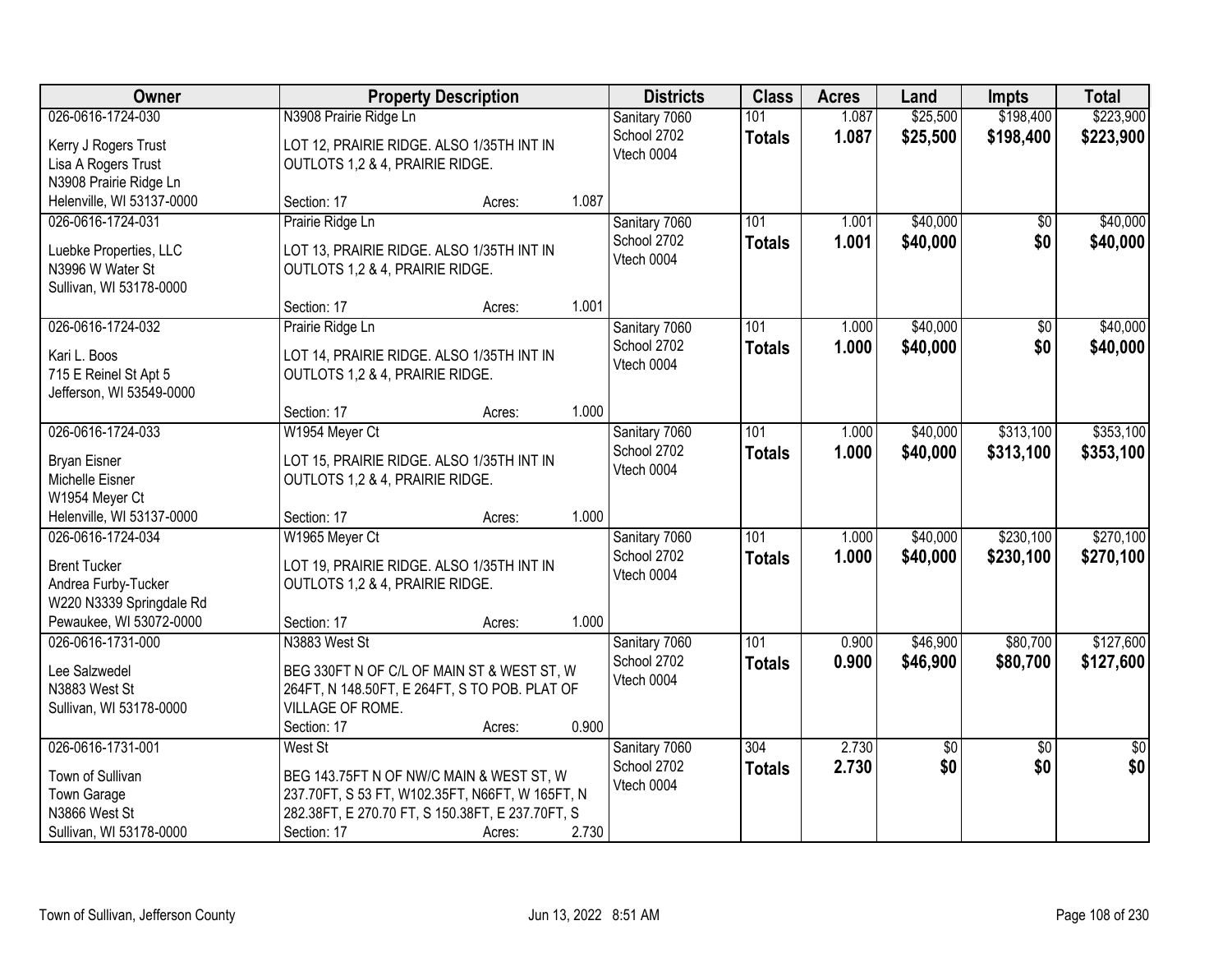| Owner | Property Description | Districts | Class | Acres | Land | Impts | Total |
|---|---|---|---|---|---|---|---|
| 026-0616-1724-030<br>Kerry J Rogers Trust<br>Lisa A Rogers Trust<br>N3908 Prairie Ridge Ln<br>Helenville, WI 53137-0000 | N3908 Prairie Ridge Ln<br>LOT 12, PRAIRIE RIDGE. ALSO 1/35TH INT IN OUTLOTS 1,2 & 4, PRAIRIE RIDGE.<br>Section: 17 Acres: 1.087 | Sanitary 7060<br>School 2702<br>Vtech 0004 | 101<br>**Totals** | 1.087<br>**1.087** | $25,500<br>**$25,500** | $198,400<br>**$198,400** | $223,900<br>**$223,900** |
| 026-0616-1724-031<br>Luebke Properties, LLC<br>N3996 W Water St<br>Sullivan, WI 53178-0000 | Prairie Ridge Ln<br>LOT 13, PRAIRIE RIDGE. ALSO 1/35TH INT IN OUTLOTS 1,2 & 4, PRAIRIE RIDGE.<br>Section: 17 Acres: 1.001 | Sanitary 7060<br>School 2702<br>Vtech 0004 | 101<br>**Totals** | 1.001<br>**1.001** | $40,000<br>**$40,000** | $0<br>**$0** | $40,000<br>**$40,000** |
| 026-0616-1724-032<br>Kari L. Boos<br>715 E Reinel St Apt 5<br>Jefferson, WI 53549-0000 | Prairie Ridge Ln<br>LOT 14, PRAIRIE RIDGE. ALSO 1/35TH INT IN OUTLOTS 1,2 & 4, PRAIRIE RIDGE.<br>Section: 17 Acres: 1.000 | Sanitary 7060<br>School 2702<br>Vtech 0004 | 101<br>**Totals** | 1.000<br>**1.000** | $40,000<br>**$40,000** | $0<br>**$0** | $40,000<br>**$40,000** |
| 026-0616-1724-033<br>Bryan Eisner<br>Michelle Eisner<br>W1954 Meyer Ct<br>Helenville, WI 53137-0000 | W1954 Meyer Ct<br>LOT 15, PRAIRIE RIDGE. ALSO 1/35TH INT IN OUTLOTS 1,2 & 4, PRAIRIE RIDGE.<br>Section: 17 Acres: 1.000 | Sanitary 7060<br>School 2702<br>Vtech 0004 | 101<br>**Totals** | 1.000<br>**1.000** | $40,000<br>**$40,000** | $313,100<br>**$313,100** | $353,100<br>**$353,100** |
| 026-0616-1724-034<br>Brent Tucker<br>Andrea Furby-Tucker<br>W220 N3339 Springdale Rd<br>Pewaukee, WI 53072-0000 | W1965 Meyer Ct<br>LOT 19, PRAIRIE RIDGE. ALSO 1/35TH INT IN OUTLOTS 1,2 & 4, PRAIRIE RIDGE.<br>Section: 17 Acres: 1.000 | Sanitary 7060<br>School 2702<br>Vtech 0004 | 101<br>**Totals** | 1.000<br>**1.000** | $40,000<br>**$40,000** | $230,100<br>**$230,100** | $270,100<br>**$270,100** |
| 026-0616-1731-000<br>Lee Salzwedel<br>N3883 West St<br>Sullivan, WI 53178-0000 | N3883 West St<br>BEG 330FT N OF C/L OF MAIN ST & WEST ST, W 264FT, N 148.50FT, E 264FT, S TO POB. PLAT OF VILLAGE OF ROME.<br>Section: 17 Acres: 0.900 | Sanitary 7060<br>School 2702<br>Vtech 0004 | 101<br>**Totals** | 0.900<br>**0.900** | $46,900<br>**$46,900** | $80,700<br>**$80,700** | $127,600<br>**$127,600** |
| 026-0616-1731-001<br>Town of Sullivan<br>Town Garage<br>N3866 West St<br>Sullivan, WI 53178-0000 | West St<br>BEG 143.75FT N OF NW/C MAIN & WEST ST, W 237.70FT, S 53 FT, W102.35FT, N66FT, W 165FT, N 282.38FT, E 270.70 FT, S 150.38FT, E 237.70FT, S<br>Section: 17 Acres: 2.730 | Sanitary 7060<br>School 2702<br>Vtech 0004 | 304<br>**Totals** | 2.730<br>**2.730** | $0<br>**$0** | $0<br>**$0** | $0<br>**$0** |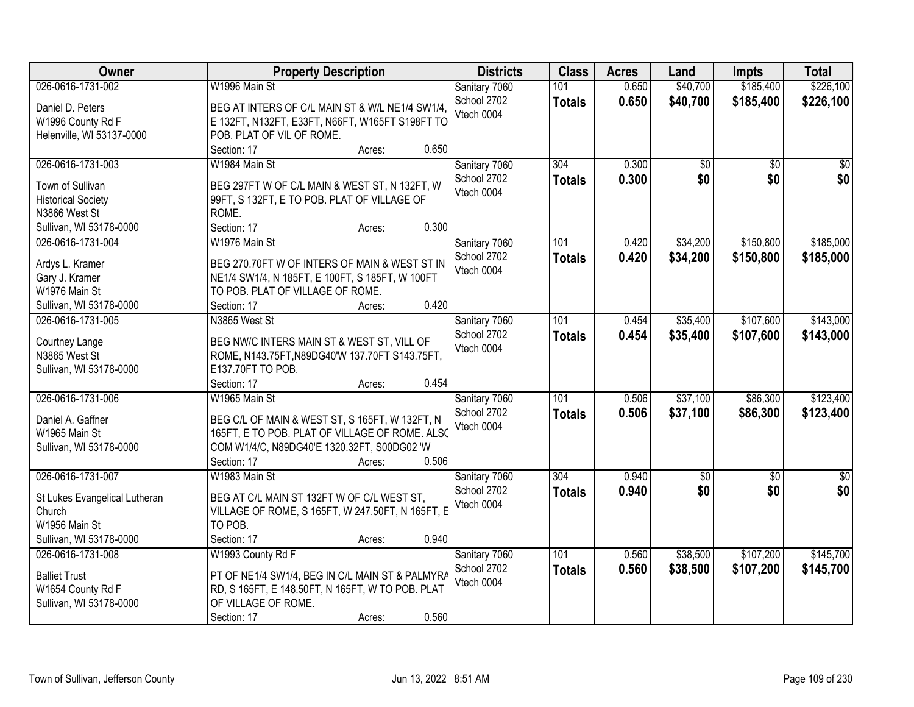| Owner | Property Description | Districts | Class | Acres | Land | Impts | Total |
|---|---|---|---|---|---|---|---|
| 026-0616-1731-002<br>Daniel D. Peters<br>W1996 County Rd F<br>Helenville, WI 53137-0000 | W1996 Main St<br>BEG AT INTERS OF C/L MAIN ST & W/L NE1/4 SW1/4, E 132FT, N132FT, E33FT, N66FT, W165FT S198FT TO POB. PLAT OF VIL OF ROME.<br>Section: 17 Acres: 0.650 | Sanitary 7060<br>School 2702<br>Vtech 0004 | 101<br>**Totals** | 0.650<br>**0.650** | $40,700<br>**$40,700** | $185,400<br>**$185,400** | $226,100<br>**$226,100** |
| 026-0616-1731-003<br>Town of Sullivan<br>Historical Society<br>N3866 West St<br>Sullivan, WI 53178-0000 | W1984 Main St<br>BEG 297FT W OF C/L MAIN & WEST ST, N 132FT, W 99FT, S 132FT, E TO POB. PLAT OF VILLAGE OF ROME.<br>Section: 17 Acres: 0.300 | Sanitary 7060<br>School 2702<br>Vtech 0004 | 304<br>**Totals** | 0.300<br>**0.300** | $0<br>**$0** | $0<br>**$0** | $0<br>**$0** |
| 026-0616-1731-004<br>Ardys L. Kramer<br>Gary J. Kramer<br>W1976 Main St<br>Sullivan, WI 53178-0000 | W1976 Main St<br>BEG 270.70FT W OF INTERS OF MAIN & WEST ST IN NE1/4 SW1/4, N 185FT, E 100FT, S 185FT, W 100FT TO POB. PLAT OF VILLAGE OF ROME.<br>Section: 17 Acres: 0.420 | Sanitary 7060<br>School 2702<br>Vtech 0004 | 101<br>**Totals** | 0.420<br>**0.420** | $34,200<br>**$34,200** | $150,800<br>**$150,800** | $185,000<br>**$185,000** |
| 026-0616-1731-005<br>Courtney Lange<br>N3865 West St<br>Sullivan, WI 53178-0000 | N3865 West St<br>BEG NW/C INTERS MAIN ST & WEST ST, VILL OF ROME, N143.75FT,N89DG40'W 137.70FT S143.75FT, E137.70FT TO POB.<br>Section: 17 Acres: 0.454 | Sanitary 7060<br>School 2702<br>Vtech 0004 | 101<br>**Totals** | 0.454<br>**0.454** | $35,400<br>**$35,400** | $107,600<br>**$107,600** | $143,000<br>**$143,000** |
| 026-0616-1731-006<br>Daniel A. Gaffner<br>W1965 Main St<br>Sullivan, WI 53178-0000 | W1965 Main St<br>BEG C/L OF MAIN & WEST ST, S 165FT, W 132FT, N 165FT, E TO POB. PLAT OF VILLAGE OF ROME. ALSO COM W1/4/C, N89DG40'E 1320.32FT, S00DG02 'W<br>Section: 17 Acres: 0.506 | Sanitary 7060<br>School 2702<br>Vtech 0004 | 101<br>**Totals** | 0.506<br>**0.506** | $37,100<br>**$37,100** | $86,300<br>**$86,300** | $123,400<br>**$123,400** |
| 026-0616-1731-007<br>St Lukes Evangelical Lutheran Church<br>W1956 Main St<br>Sullivan, WI 53178-0000 | W1983 Main St<br>BEG AT C/L MAIN ST 132FT W OF C/L WEST ST, VILLAGE OF ROME, S 165FT, W 247.50FT, N 165FT, E TO POB.<br>Section: 17 Acres: 0.940 | Sanitary 7060<br>School 2702<br>Vtech 0004 | 304<br>**Totals** | 0.940<br>**0.940** | $0<br>**$0** | $0<br>**$0** | $0<br>**$0** |
| 026-0616-1731-008<br>Balliet Trust<br>W1654 County Rd F<br>Sullivan, WI 53178-0000 | W1993 County Rd F<br>PT OF NE1/4 SW1/4, BEG IN C/L MAIN ST & PALMYRA RD, S 165FT, E 148.50FT, N 165FT, W TO POB. PLAT OF VILLAGE OF ROME.<br>Section: 17 Acres: 0.560 | Sanitary 7060<br>School 2702<br>Vtech 0004 | 101<br>**Totals** | 0.560<br>**0.560** | $38,500<br>**$38,500** | $107,200<br>**$107,200** | $145,700<br>**$145,700** |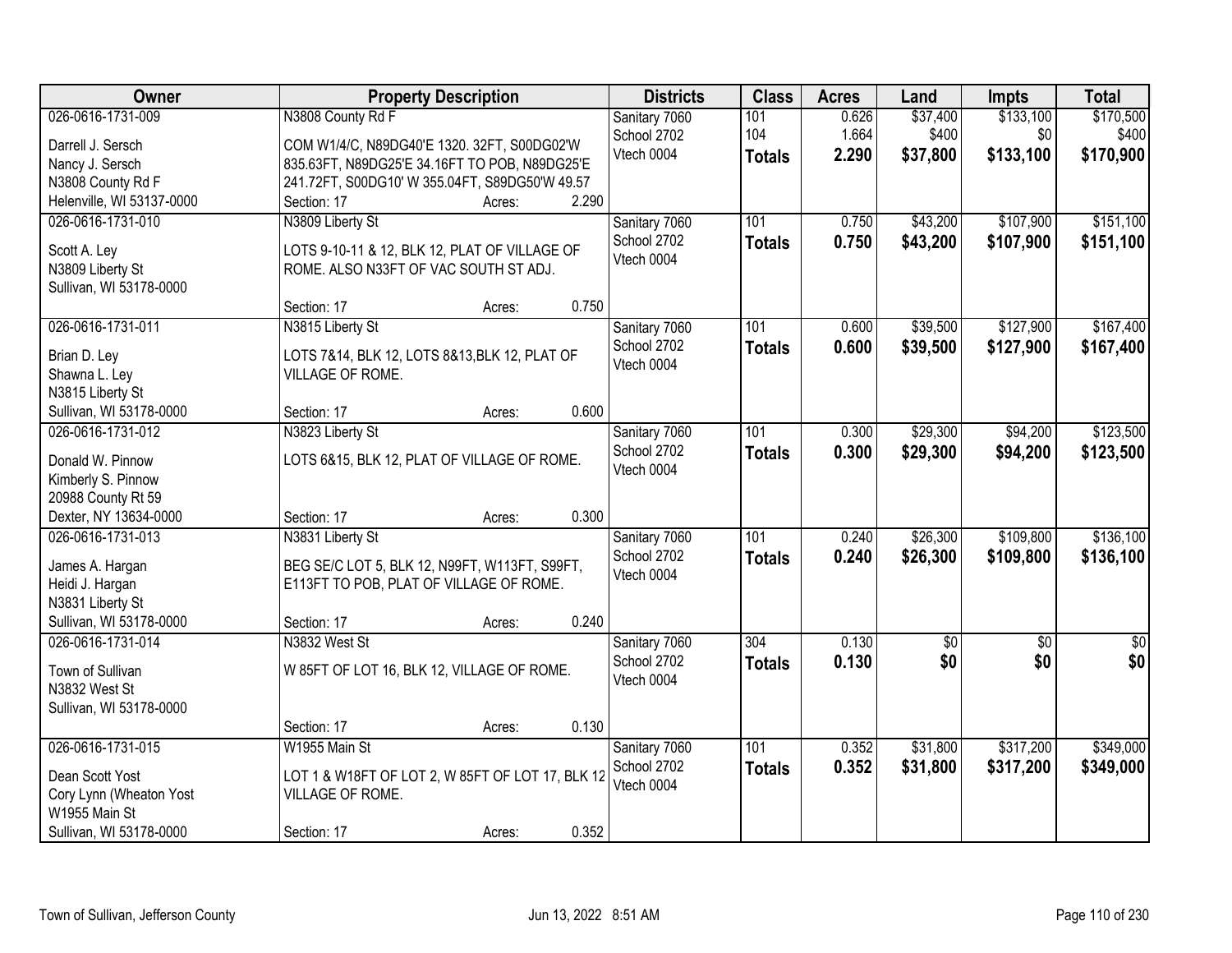| Owner | Property Description | Districts | Class | Acres | Land | Impts | Total |
|---|---|---|---|---|---|---|---|
| 026-0616-1731-009<br>Darrell J. Sersch<br>Nancy J. Sersch<br>N3808 County Rd F<br>Helenville, WI 53137-0000 | N3808 County Rd F<br>COM W1/4/C, N89DG40'E 1320. 32FT, S00DG02'W 835.63FT, N89DG25'E 34.16FT TO POB, N89DG25'E 241.72FT, S00DG10' W 355.04FT, S89DG50'W 49.57<br>Section: 17 Acres: 2.290 | Sanitary 7060<br>School 2702<br>Vtech 0004 | 101<br>104<br>**Totals** | 0.626<br>1.664<br>**2.290** | $37,400<br>$400<br>**$37,800** | $133,100<br>$0<br>**$133,100** | $170,500<br>$400<br>**$170,900** |
| 026-0616-1731-010<br>Scott A. Ley<br>N3809 Liberty St<br>Sullivan, WI 53178-0000 | N3809 Liberty St<br>LOTS 9-10-11 & 12, BLK 12, PLAT OF VILLAGE OF ROME. ALSO N33FT OF VAC SOUTH ST ADJ.<br>Section: 17 Acres: 0.750 | Sanitary 7060<br>School 2702<br>Vtech 0004 | 101<br>**Totals** | 0.750<br>**0.750** | $43,200<br>**$43,200** | $107,900<br>**$107,900** | $151,100<br>**$151,100** |
| 026-0616-1731-011<br>Brian D. Ley<br>Shawna L. Ley<br>N3815 Liberty St<br>Sullivan, WI 53178-0000 | N3815 Liberty St<br>LOTS 7&14, BLK 12, LOTS 8&13,BLK 12, PLAT OF VILLAGE OF ROME.<br>Section: 17 Acres: 0.600 | Sanitary 7060<br>School 2702<br>Vtech 0004 | 101<br>**Totals** | 0.600<br>**0.600** | $39,500<br>**$39,500** | $127,900<br>**$127,900** | $167,400<br>**$167,400** |
| 026-0616-1731-012<br>Donald W. Pinnow<br>Kimberly S. Pinnow<br>20988 County Rt 59<br>Dexter, NY 13634-0000 | N3823 Liberty St<br>LOTS 6&15, BLK 12, PLAT OF VILLAGE OF ROME.<br>Section: 17 Acres: 0.300 | Sanitary 7060<br>School 2702<br>Vtech 0004 | 101<br>**Totals** | 0.300<br>**0.300** | $29,300<br>**$29,300** | $94,200<br>**$94,200** | $123,500<br>**$123,500** |
| 026-0616-1731-013<br>James A. Hargan<br>Heidi J. Hargan<br>N3831 Liberty St<br>Sullivan, WI 53178-0000 | N3831 Liberty St<br>BEG SE/C LOT 5, BLK 12, N99FT, W113FT, S99FT, E113FT TO POB, PLAT OF VILLAGE OF ROME.<br>Section: 17 Acres: 0.240 | Sanitary 7060<br>School 2702<br>Vtech 0004 | 101<br>**Totals** | 0.240<br>**0.240** | $26,300<br>**$26,300** | $109,800<br>**$109,800** | $136,100<br>**$136,100** |
| 026-0616-1731-014<br>Town of Sullivan<br>N3832 West St<br>Sullivan, WI 53178-0000 | N3832 West St<br>W 85FT OF LOT 16, BLK 12, VILLAGE OF ROME.<br>Section: 17 Acres: 0.130 | Sanitary 7060<br>School 2702<br>Vtech 0004 | 304<br>**Totals** | 0.130<br>**0.130** | $0<br>**$0** | $0<br>**$0** | $0<br>**$0** |
| 026-0616-1731-015<br>Dean Scott Yost<br>Cory Lynn (Wheaton Yost<br>W1955 Main St<br>Sullivan, WI 53178-0000 | W1955 Main St<br>LOT 1 & W18FT OF LOT 2, W 85FT OF LOT 17, BLK 12 VILLAGE OF ROME.<br>Section: 17 Acres: 0.352 | Sanitary 7060<br>School 2702<br>Vtech 0004 | 101<br>**Totals** | 0.352<br>**0.352** | $31,800<br>**$31,800** | $317,200<br>**$317,200** | $349,000<br>**$349,000** |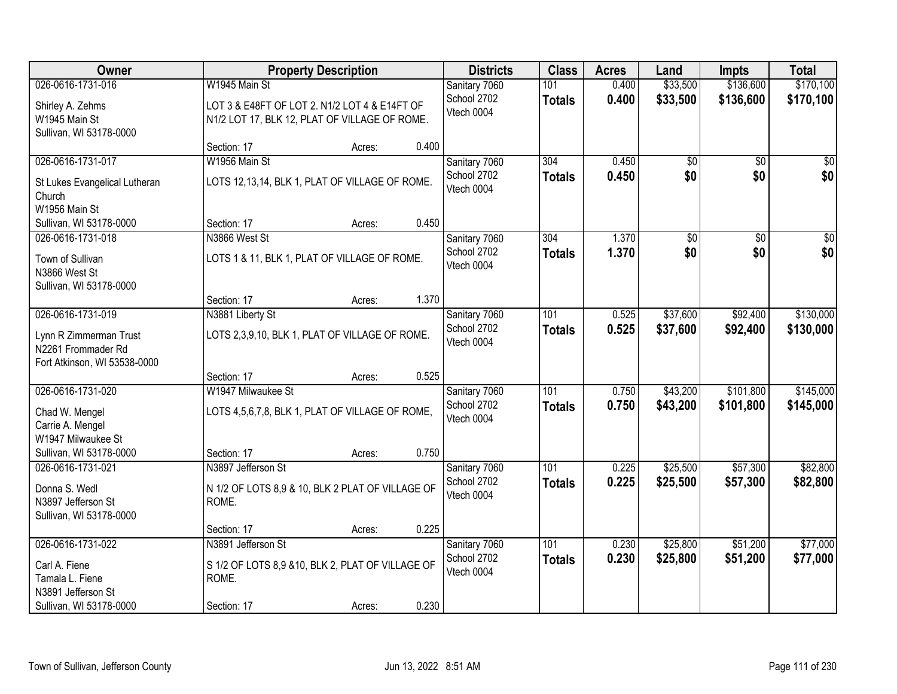| Owner | Property Description | Districts | Class | Acres | Land | Impts | Total |
|---|---|---|---|---|---|---|---|
| 026-0616-1731-016<br>Shirley A. Zehms<br>W1945 Main St<br>Sullivan, WI 53178-0000 | W1945 Main St<br>LOT 3 & E48FT OF LOT 2. N1/2 LOT 4 & E14FT OF N1/2 LOT 17, BLK 12, PLAT OF VILLAGE OF ROME.<br>Section: 17 Acres: 0.400 | Sanitary 7060<br>School 2702<br>Vtech 0004 | 101<br>**Totals** | 0.400<br>**0.400** | $33,500<br>**$33,500** | $136,600<br>**$136,600** | $170,100<br>**$170,100** |
| 026-0616-1731-017<br>St Lukes Evangelical Lutheran Church<br>W1956 Main St<br>Sullivan, WI 53178-0000 | W1956 Main St<br>LOTS 12,13,14, BLK 1, PLAT OF VILLAGE OF ROME.<br>Section: 17 Acres: 0.450 | Sanitary 7060<br>School 2702<br>Vtech 0004 | 304<br>**Totals** | 0.450<br>**0.450** | $0<br>**$0** | $0<br>**$0** | $0<br>**$0** |
| 026-0616-1731-018<br>Town of Sullivan<br>N3866 West St<br>Sullivan, WI 53178-0000 | N3866 West St<br>LOTS 1 & 11, BLK 1, PLAT OF VILLAGE OF ROME.<br>Section: 17 Acres: 1.370 | Sanitary 7060<br>School 2702<br>Vtech 0004 | 304<br>**Totals** | 1.370<br>**1.370** | $0<br>**$0** | $0<br>**$0** | $0<br>**$0** |
| 026-0616-1731-019<br>Lynn R Zimmerman Trust<br>N2261 Frommader Rd<br>Fort Atkinson, WI 53538-0000 | N3881 Liberty St<br>LOTS 2,3,9,10, BLK 1, PLAT OF VILLAGE OF ROME.<br>Section: 17 Acres: 0.525 | Sanitary 7060<br>School 2702<br>Vtech 0004 | 101<br>**Totals** | 0.525<br>**0.525** | $37,600<br>**$37,600** | $92,400<br>**$92,400** | $130,000<br>**$130,000** |
| 026-0616-1731-020<br>Chad W. Mengel<br>Carrie A. Mengel<br>W1947 Milwaukee St<br>Sullivan, WI 53178-0000 | W1947 Milwaukee St<br>LOTS 4,5,6,7,8, BLK 1, PLAT OF VILLAGE OF ROME,<br>Section: 17 Acres: 0.750 | Sanitary 7060<br>School 2702<br>Vtech 0004 | 101<br>**Totals** | 0.750<br>**0.750** | $43,200<br>**$43,200** | $101,800<br>**$101,800** | $145,000<br>**$145,000** |
| 026-0616-1731-021<br>Donna S. Wedl<br>N3897 Jefferson St<br>Sullivan, WI 53178-0000 | N3897 Jefferson St<br>N 1/2 OF LOTS 8,9 & 10, BLK 2 PLAT OF VILLAGE OF ROME.<br>Section: 17 Acres: 0.225 | Sanitary 7060<br>School 2702<br>Vtech 0004 | 101<br>**Totals** | 0.225<br>**0.225** | $25,500<br>**$25,500** | $57,300<br>**$57,300** | $82,800<br>**$82,800** |
| 026-0616-1731-022<br>Carl A. Fiene<br>Tamala L. Fiene<br>N3891 Jefferson St<br>Sullivan, WI 53178-0000 | N3891 Jefferson St<br>S 1/2 OF LOTS 8,9 &10, BLK 2, PLAT OF VILLAGE OF ROME.<br>Section: 17 Acres: 0.230 | Sanitary 7060<br>School 2702<br>Vtech 0004 | 101<br>**Totals** | 0.230<br>**0.230** | $25,800<br>**$25,800** | $51,200<br>**$51,200** | $77,000<br>**$77,000** |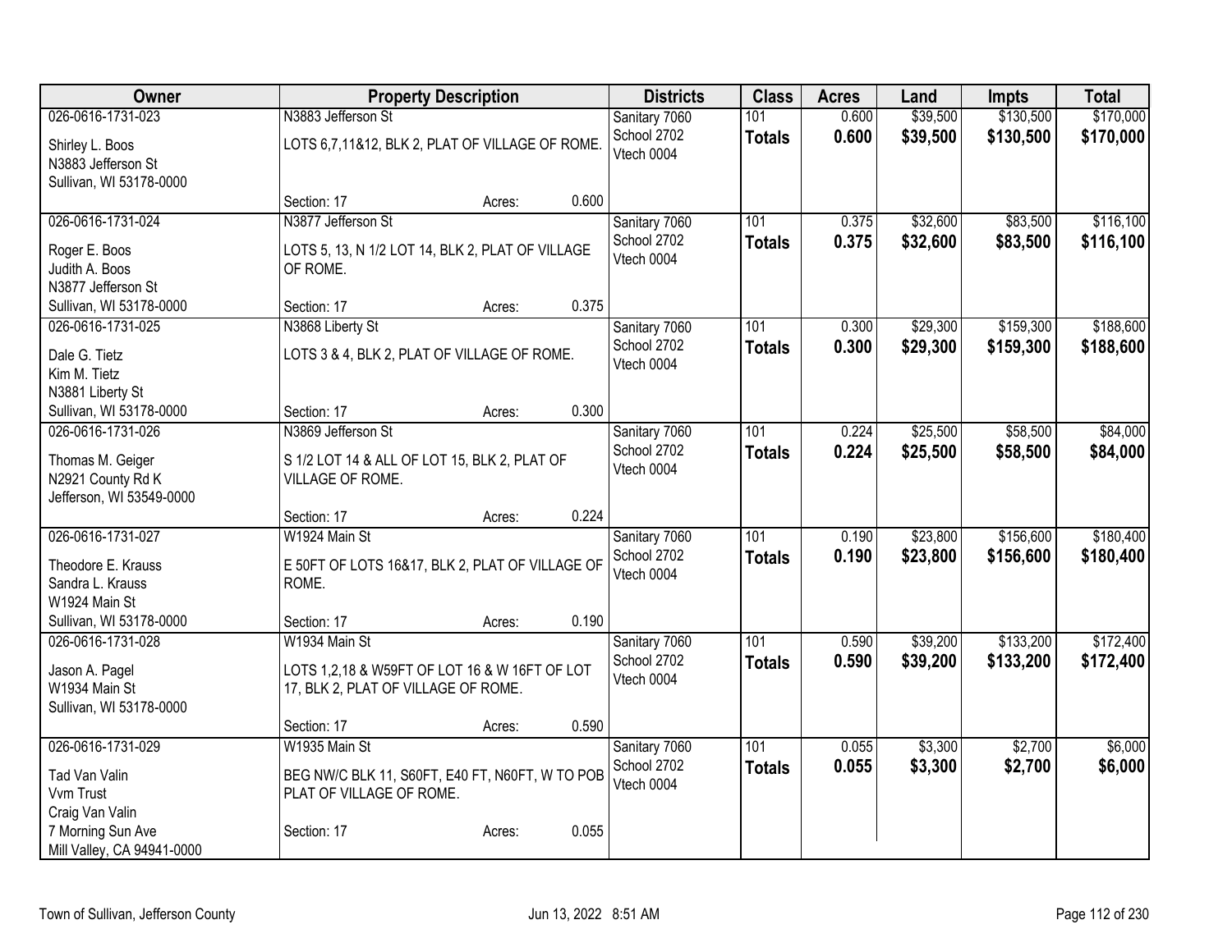| Owner | Property Description | Districts | Class | Acres | Land | Impts | Total |
|---|---|---|---|---|---|---|---|
| 026-0616-1731-023<br>Shirley L. Boos<br>N3883 Jefferson St<br>Sullivan, WI 53178-0000 | N3883 Jefferson St<br>LOTS 6,7,11&12, BLK 2, PLAT OF VILLAGE OF ROME.<br>Section: 17 Acres: 0.600 | Sanitary 7060<br>School 2702<br>Vtech 0004 | 101<br>**Totals** | 0.600<br>**0.600** | $39,500<br>**$39,500** | $130,500<br>**$130,500** | $170,000<br>**$170,000** |
| 026-0616-1731-024<br>Roger E. Boos<br>Judith A. Boos<br>N3877 Jefferson St<br>Sullivan, WI 53178-0000 | N3877 Jefferson St<br>LOTS 5, 13, N 1/2 LOT 14, BLK 2, PLAT OF VILLAGE OF ROME.<br>Section: 17 Acres: 0.375 | Sanitary 7060<br>School 2702<br>Vtech 0004 | 101<br>**Totals** | 0.375<br>**0.375** | $32,600<br>**$32,600** | $83,500<br>**$83,500** | $116,100<br>**$116,100** |
| 026-0616-1731-025<br>Dale G. Tietz<br>Kim M. Tietz<br>N3881 Liberty St<br>Sullivan, WI 53178-0000 | N3868 Liberty St<br>LOTS 3 & 4, BLK 2, PLAT OF VILLAGE OF ROME.<br>Section: 17 Acres: 0.300 | Sanitary 7060<br>School 2702<br>Vtech 0004 | 101<br>**Totals** | 0.300<br>**0.300** | $29,300<br>**$29,300** | $159,300<br>**$159,300** | $188,600<br>**$188,600** |
| 026-0616-1731-026<br>Thomas M. Geiger<br>N2921 County Rd K<br>Jefferson, WI 53549-0000 | N3869 Jefferson St<br>S 1/2 LOT 14 & ALL OF LOT 15, BLK 2, PLAT OF VILLAGE OF ROME.<br>Section: 17 Acres: 0.224 | Sanitary 7060<br>School 2702<br>Vtech 0004 | 101<br>**Totals** | 0.224<br>**0.224** | $25,500<br>**$25,500** | $58,500<br>**$58,500** | $84,000<br>**$84,000** |
| 026-0616-1731-027<br>Theodore E. Krauss<br>Sandra L. Krauss<br>W1924 Main St<br>Sullivan, WI 53178-0000 | W1924 Main St<br>E 50FT OF LOTS 16&17, BLK 2, PLAT OF VILLAGE OF ROME.<br>Section: 17 Acres: 0.190 | Sanitary 7060<br>School 2702<br>Vtech 0004 | 101<br>**Totals** | 0.190<br>**0.190** | $23,800<br>**$23,800** | $156,600<br>**$156,600** | $180,400<br>**$180,400** |
| 026-0616-1731-028<br>Jason A. Pagel<br>W1934 Main St<br>Sullivan, WI 53178-0000 | W1934 Main St<br>LOTS 1,2,18 & W59FT OF LOT 16 & W 16FT OF LOT 17, BLK 2, PLAT OF VILLAGE OF ROME.<br>Section: 17 Acres: 0.590 | Sanitary 7060<br>School 2702<br>Vtech 0004 | 101<br>**Totals** | 0.590<br>**0.590** | $39,200<br>**$39,200** | $133,200<br>**$133,200** | $172,400<br>**$172,400** |
| 026-0616-1731-029<br>Tad Van Valin<br>Vvm Trust<br>Craig Van Valin<br>7 Morning Sun Ave<br>Mill Valley, CA 94941-0000 | W1935 Main St<br>BEG NW/C BLK 11, S60FT, E40 FT, N60FT, W TO POB PLAT OF VILLAGE OF ROME.<br>Section: 17 Acres: 0.055 | Sanitary 7060<br>School 2702<br>Vtech 0004 | 101<br>**Totals** | 0.055<br>**0.055** | $3,300<br>**$3,300** | $2,700<br>**$2,700** | $6,000<br>**$6,000** |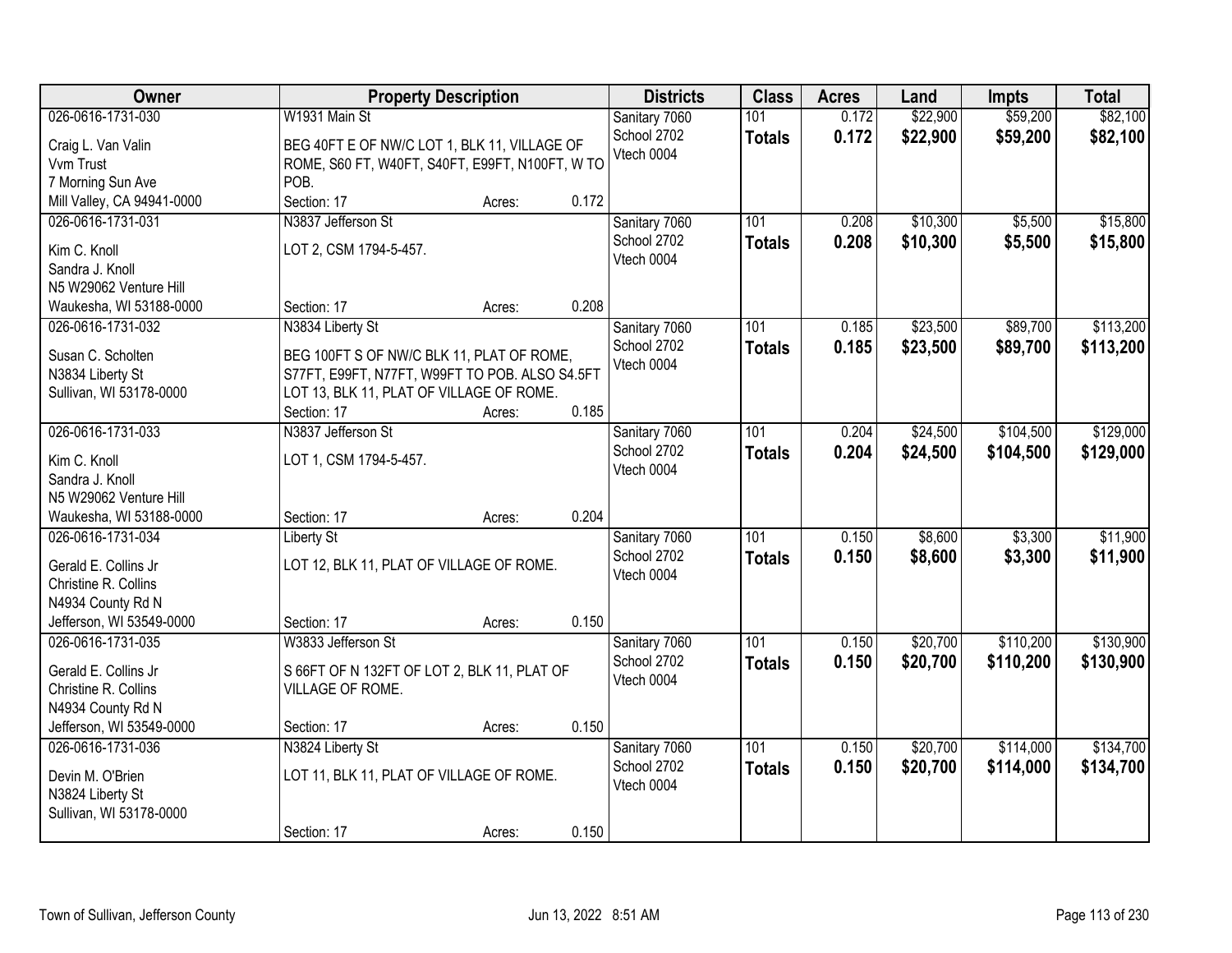| Owner | Property Description | Districts | Class | Acres | Land | Impts | Total |
|---|---|---|---|---|---|---|---|
| 026-0616-1731-030<br>Craig L. Van Valin<br>Vvm Trust<br>7 Morning Sun Ave<br>Mill Valley, CA 94941-0000 | W1931 Main St<br>BEG 40FT E OF NW/C LOT 1, BLK 11, VILLAGE OF ROME, S60 FT, W40FT, S40FT, E99FT, N100FT, W TO POB.<br>Section: 17 Acres: 0.172 | Sanitary 7060<br>School 2702<br>Vtech 0004 | 101<br>**Totals** | 0.172<br>**0.172** | $22,900<br>**$22,900** | $59,200<br>**$59,200** | $82,100<br>**$82,100** |
| 026-0616-1731-031<br>Kim C. Knoll<br>Sandra J. Knoll<br>N5 W29062 Venture Hill<br>Waukesha, WI 53188-0000 | N3837 Jefferson St<br>LOT 2, CSM 1794-5-457.<br>Section: 17 Acres: 0.208 | Sanitary 7060<br>School 2702<br>Vtech 0004 | 101<br>**Totals** | 0.208<br>**0.208** | $10,300<br>**$10,300** | $5,500<br>**$5,500** | $15,800<br>**$15,800** |
| 026-0616-1731-032<br>Susan C. Scholten<br>N3834 Liberty St<br>Sullivan, WI 53178-0000 | N3834 Liberty St<br>BEG 100FT S OF NW/C BLK 11, PLAT OF ROME, S77FT, E99FT, N77FT, W99FT TO POB. ALSO S4.5FT LOT 13, BLK 11, PLAT OF VILLAGE OF ROME.<br>Section: 17 Acres: 0.185 | Sanitary 7060<br>School 2702<br>Vtech 0004 | 101<br>**Totals** | 0.185<br>**0.185** | $23,500<br>**$23,500** | $89,700<br>**$89,700** | $113,200<br>**$113,200** |
| 026-0616-1731-033<br>Kim C. Knoll<br>Sandra J. Knoll<br>N5 W29062 Venture Hill<br>Waukesha, WI 53188-0000 | N3837 Jefferson St<br>LOT 1, CSM 1794-5-457.<br>Section: 17 Acres: 0.204 | Sanitary 7060<br>School 2702<br>Vtech 0004 | 101<br>**Totals** | 0.204<br>**0.204** | $24,500<br>**$24,500** | $104,500<br>**$104,500** | $129,000<br>**$129,000** |
| 026-0616-1731-034<br>Gerald E. Collins Jr<br>Christine R. Collins<br>N4934 County Rd N<br>Jefferson, WI 53549-0000 | Liberty St<br>LOT 12, BLK 11, PLAT OF VILLAGE OF ROME.<br>Section: 17 Acres: 0.150 | Sanitary 7060<br>School 2702<br>Vtech 0004 | 101<br>**Totals** | 0.150<br>**0.150** | $8,600<br>**$8,600** | $3,300<br>**$3,300** | $11,900<br>**$11,900** |
| 026-0616-1731-035<br>Gerald E. Collins Jr<br>Christine R. Collins<br>N4934 County Rd N<br>Jefferson, WI 53549-0000 | W3833 Jefferson St<br>S 66FT OF N 132FT OF LOT 2, BLK 11, PLAT OF VILLAGE OF ROME.<br>Section: 17 Acres: 0.150 | Sanitary 7060<br>School 2702<br>Vtech 0004 | 101<br>**Totals** | 0.150<br>**0.150** | $20,700<br>**$20,700** | $110,200<br>**$110,200** | $130,900<br>**$130,900** |
| 026-0616-1731-036<br>Devin M. O'Brien<br>N3824 Liberty St<br>Sullivan, WI 53178-0000 | N3824 Liberty St<br>LOT 11, BLK 11, PLAT OF VILLAGE OF ROME.<br>Section: 17 Acres: 0.150 | Sanitary 7060<br>School 2702<br>Vtech 0004 | 101<br>**Totals** | 0.150<br>**0.150** | $20,700<br>**$20,700** | $114,000<br>**$114,000** | $134,700<br>**$134,700** |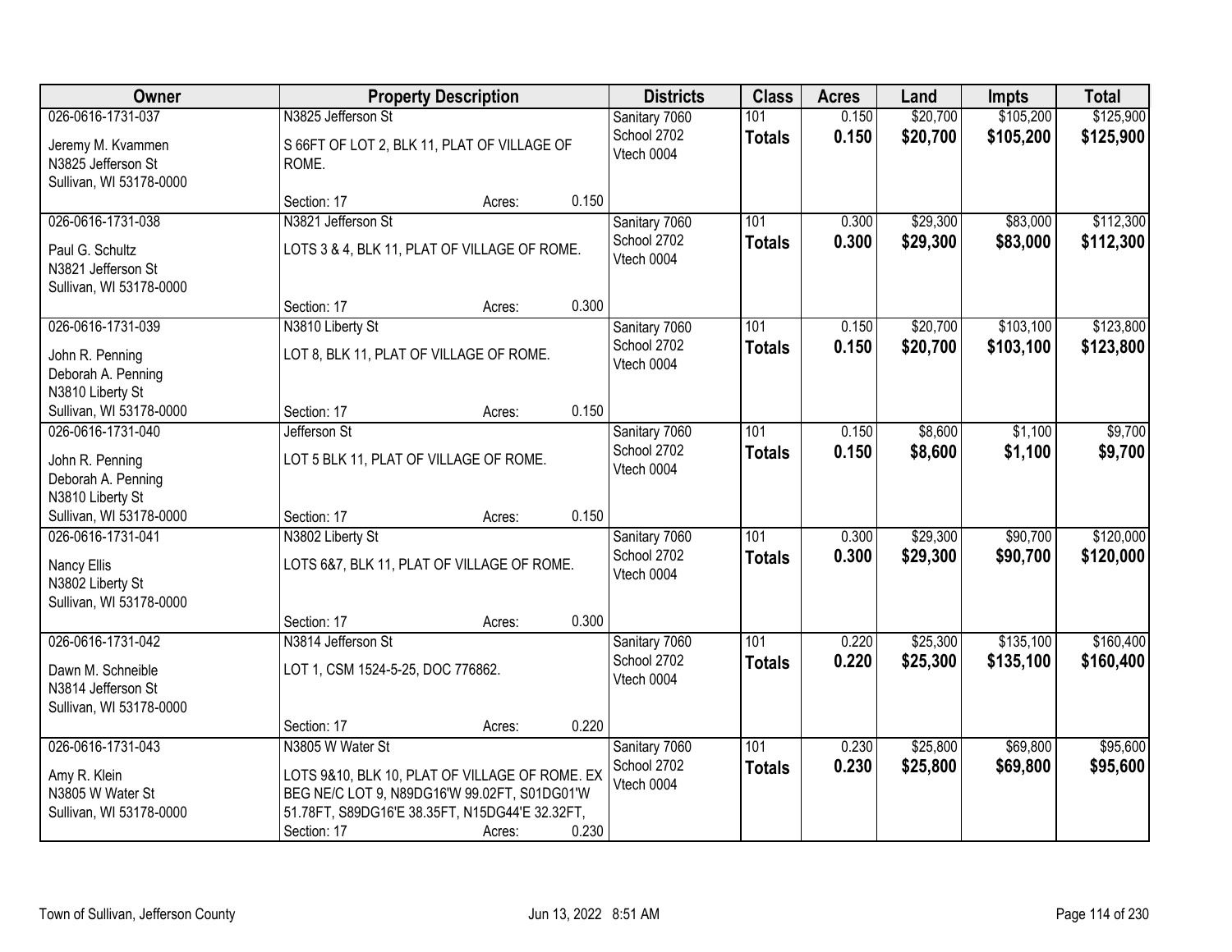| Owner | Property Description | | | Districts | Class | Acres | Land | Impts | Total |
|---|---|---|---|---|---|---|---|---|---|
| 026-0616-1731-037<br>Jeremy M. Kvammen<br>N3825 Jefferson St<br>Sullivan, WI 53178-0000 | N3825 Jefferson St<br>S 66FT OF LOT 2, BLK 11, PLAT OF VILLAGE OF ROME.<br>Section: 17 | Acres: | 0.150 | Sanitary 7060<br>School 2702<br>Vtech 0004 | 101<br>**Totals** | 0.150<br>**0.150** | $20,700<br>**$20,700** | $105,200<br>**$105,200** | $125,900<br>**$125,900** |
| 026-0616-1731-038<br>Paul G. Schultz<br>N3821 Jefferson St<br>Sullivan, WI 53178-0000 | N3821 Jefferson St<br>LOTS 3 & 4, BLK 11, PLAT OF VILLAGE OF ROME.<br>Section: 17 | Acres: | 0.300 | Sanitary 7060<br>School 2702<br>Vtech 0004 | 101<br>**Totals** | 0.300<br>**0.300** | $29,300<br>**$29,300** | $83,000<br>**$83,000** | $112,300<br>**$112,300** |
| 026-0616-1731-039<br>John R. Penning<br>Deborah A. Penning<br>N3810 Liberty St<br>Sullivan, WI 53178-0000 | N3810 Liberty St<br>LOT 8, BLK 11, PLAT OF VILLAGE OF ROME.<br>Section: 17 | Acres: | 0.150 | Sanitary 7060<br>School 2702<br>Vtech 0004 | 101<br>**Totals** | 0.150<br>**0.150** | $20,700<br>**$20,700** | $103,100<br>**$103,100** | $123,800<br>**$123,800** |
| 026-0616-1731-040<br>John R. Penning<br>Deborah A. Penning<br>N3810 Liberty St<br>Sullivan, WI 53178-0000 | Jefferson St<br>LOT 5 BLK 11, PLAT OF VILLAGE OF ROME.<br>Section: 17 | Acres: | 0.150 | Sanitary 7060<br>School 2702<br>Vtech 0004 | 101<br>**Totals** | 0.150<br>**0.150** | $8,600<br>**$8,600** | $1,100<br>**$1,100** | $9,700<br>**$9,700** |
| 026-0616-1731-041<br>Nancy Ellis<br>N3802 Liberty St<br>Sullivan, WI 53178-0000 | N3802 Liberty St<br>LOTS 6&7, BLK 11, PLAT OF VILLAGE OF ROME.<br>Section: 17 | Acres: | 0.300 | Sanitary 7060<br>School 2702<br>Vtech 0004 | 101<br>**Totals** | 0.300<br>**0.300** | $29,300<br>**$29,300** | $90,700<br>**$90,700** | $120,000<br>**$120,000** |
| 026-0616-1731-042<br>Dawn M. Schneible<br>N3814 Jefferson St<br>Sullivan, WI 53178-0000 | N3814 Jefferson St<br>LOT 1, CSM 1524-5-25, DOC 776862.<br>Section: 17 | Acres: | 0.220 | Sanitary 7060<br>School 2702<br>Vtech 0004 | 101<br>**Totals** | 0.220<br>**0.220** | $25,300<br>**$25,300** | $135,100<br>**$135,100** | $160,400<br>**$160,400** |
| 026-0616-1731-043<br>Amy R. Klein<br>N3805 W Water St<br>Sullivan, WI 53178-0000 | N3805 W Water St<br>LOTS 9&10, BLK 10, PLAT OF VILLAGE OF ROME. EX BEG NE/C LOT 9, N89DG16'W 99.02FT, S01DG01'W 51.78FT, S89DG16'E 38.35FT, N15DG44'E 32.32FT,<br>Section: 17 | Acres: | 0.230 | Sanitary 7060<br>School 2702<br>Vtech 0004 | 101<br>**Totals** | 0.230<br>**0.230** | $25,800<br>**$25,800** | $69,800<br>**$69,800** | $95,600<br>**$95,600** |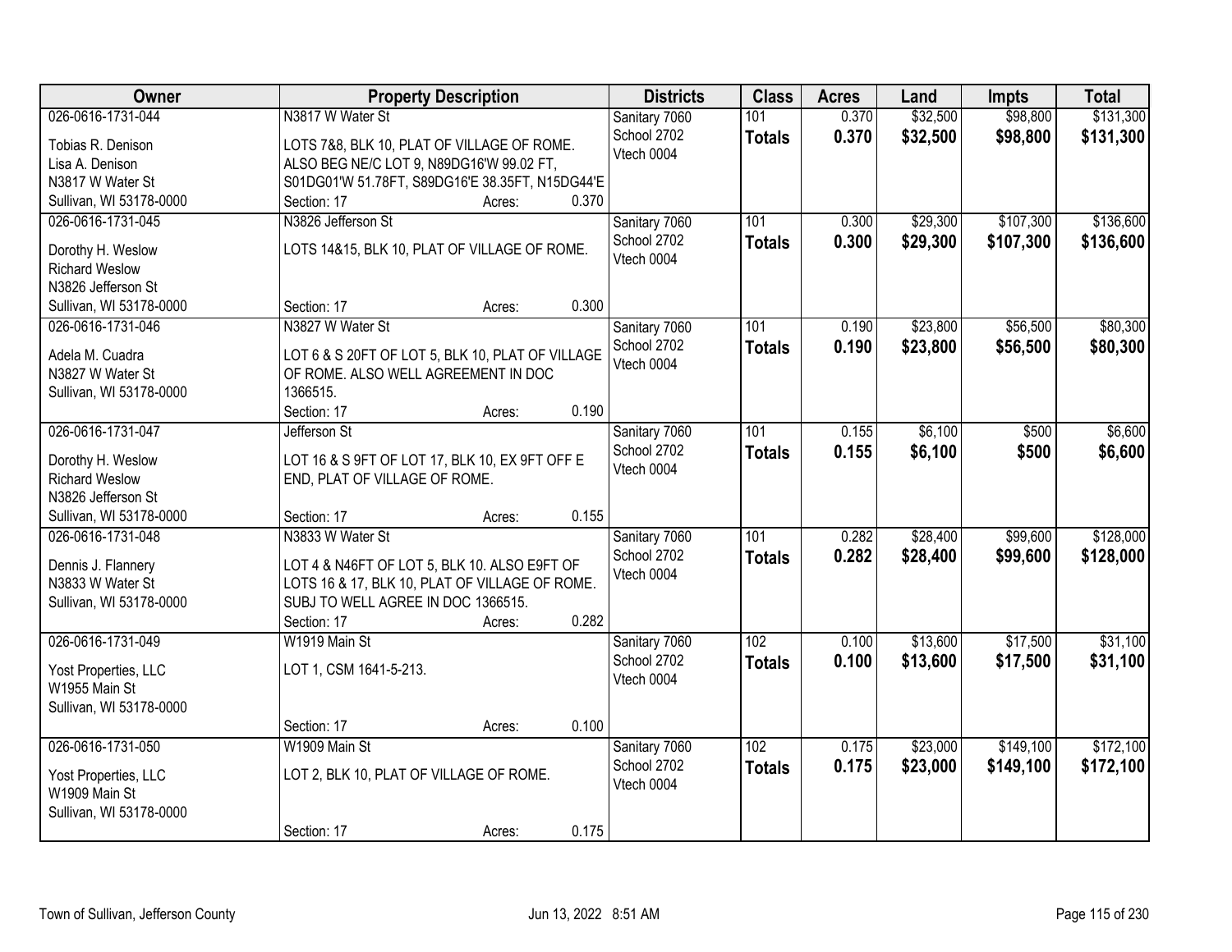| Owner | Property Description | Districts | Class | Acres | Land | Impts | Total |
|---|---|---|---|---|---|---|---|
| 026-0616-1731-044<br>Tobias R. Denison<br>Lisa A. Denison<br>N3817 W Water St<br>Sullivan, WI 53178-0000 | N3817 W Water St<br>LOTS 7&8, BLK 10, PLAT OF VILLAGE OF ROME. ALSO BEG NE/C LOT 9, N89DG16'W 99.02 FT, S01DG01'W 51.78FT, S89DG16'E 38.35FT, N15DG44'E<br>Section: 17 Acres: 0.370 | Sanitary 7060<br>School 2702<br>Vtech 0004 | 101<br>**Totals** | 0.370<br>**0.370** | $32,500<br>**$32,500** | $98,800<br>**$98,800** | $131,300<br>**$131,300** |
| 026-0616-1731-045<br>Dorothy H. Weslow<br>Richard Weslow<br>N3826 Jefferson St<br>Sullivan, WI 53178-0000 | N3826 Jefferson St<br>LOTS 14&15, BLK 10, PLAT OF VILLAGE OF ROME.<br>Section: 17 Acres: 0.300 | Sanitary 7060<br>School 2702<br>Vtech 0004 | 101<br>**Totals** | 0.300<br>**0.300** | $29,300<br>**$29,300** | $107,300<br>**$107,300** | $136,600<br>**$136,600** |
| 026-0616-1731-046<br>Adela M. Cuadra<br>N3827 W Water St<br>Sullivan, WI 53178-0000 | N3827 W Water St<br>LOT 6 & S 20FT OF LOT 5, BLK 10, PLAT OF VILLAGE OF ROME. ALSO WELL AGREEMENT IN DOC 1366515.<br>Section: 17 Acres: 0.190 | Sanitary 7060<br>School 2702<br>Vtech 0004 | 101<br>**Totals** | 0.190<br>**0.190** | $23,800<br>**$23,800** | $56,500<br>**$56,500** | $80,300<br>**$80,300** |
| 026-0616-1731-047<br>Dorothy H. Weslow<br>Richard Weslow<br>N3826 Jefferson St<br>Sullivan, WI 53178-0000 | Jefferson St<br>LOT 16 & S 9FT OF LOT 17, BLK 10, EX 9FT OFF E END, PLAT OF VILLAGE OF ROME.<br>Section: 17 Acres: 0.155 | Sanitary 7060<br>School 2702<br>Vtech 0004 | 101<br>**Totals** | 0.155<br>**0.155** | $6,100<br>**$6,100** | $500<br>**$500** | $6,600<br>**$6,600** |
| 026-0616-1731-048<br>Dennis J. Flannery<br>N3833 W Water St<br>Sullivan, WI 53178-0000 | N3833 W Water St<br>LOT 4 & N46FT OF LOT 5, BLK 10. ALSO E9FT OF LOTS 16 & 17, BLK 10, PLAT OF VILLAGE OF ROME. SUBJ TO WELL AGREE IN DOC 1366515.<br>Section: 17 Acres: 0.282 | Sanitary 7060<br>School 2702<br>Vtech 0004 | 101<br>**Totals** | 0.282<br>**0.282** | $28,400<br>**$28,400** | $99,600<br>**$99,600** | $128,000<br>**$128,000** |
| 026-0616-1731-049<br>Yost Properties, LLC<br>W1955 Main St<br>Sullivan, WI 53178-0000 | W1919 Main St<br>LOT 1, CSM 1641-5-213.<br>Section: 17 Acres: 0.100 | Sanitary 7060<br>School 2702<br>Vtech 0004 | 102<br>**Totals** | 0.100<br>**0.100** | $13,600<br>**$13,600** | $17,500<br>**$17,500** | $31,100<br>**$31,100** |
| 026-0616-1731-050<br>Yost Properties, LLC<br>W1909 Main St<br>Sullivan, WI 53178-0000 | W1909 Main St<br>LOT 2, BLK 10, PLAT OF VILLAGE OF ROME.<br>Section: 17 Acres: 0.175 | Sanitary 7060<br>School 2702<br>Vtech 0004 | 102<br>**Totals** | 0.175<br>**0.175** | $23,000<br>**$23,000** | $149,100<br>**$149,100** | $172,100<br>**$172,100** |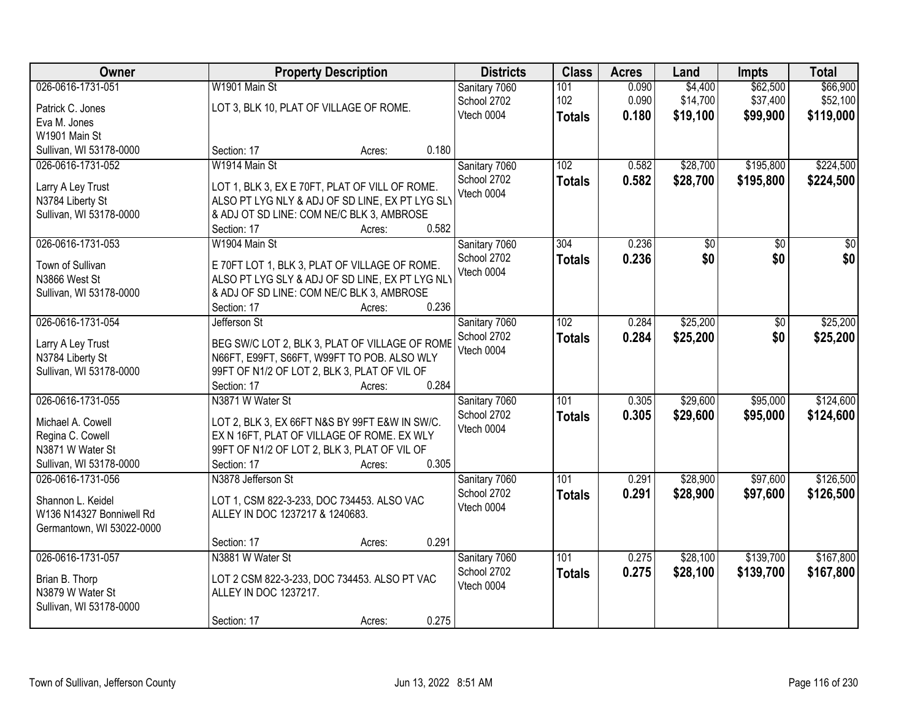| Owner | Property Description | Districts | Class | Acres | Land | Impts | Total |
|---|---|---|---|---|---|---|---|
| 026-0616-1731-051<br>Patrick C. Jones<br>Eva M. Jones<br>W1901 Main St<br>Sullivan, WI 53178-0000 | W1901 Main St<br>LOT 3, BLK 10, PLAT OF VILLAGE OF ROME.<br>Section: 17 Acres: 0.180 | Sanitary 7060<br>School 2702<br>Vtech 0004 | 101<br>102<br>**Totals** | 0.090<br>0.090<br>**0.180** | $4,400<br>$14,700<br>**$19,100** | $62,500<br>$37,400<br>**$99,900** | $66,900<br>$52,100<br>**$119,000** |
| 026-0616-1731-052<br>Larry A Ley Trust<br>N3784 Liberty St<br>Sullivan, WI 53178-0000 | W1914 Main St<br>LOT 1, BLK 3, EX E 70FT, PLAT OF VILL OF ROME. ALSO PT LYG NLY & ADJ OF SD LINE, EX PT LYG SLY & ADJ OT SD LINE: COM NE/C BLK 3, AMBROSE<br>Section: 17 Acres: 0.582 | Sanitary 7060<br>School 2702<br>Vtech 0004 | 102<br>**Totals** | 0.582<br>**0.582** | $28,700<br>**$28,700** | $195,800<br>**$195,800** | $224,500<br>**$224,500** |
| 026-0616-1731-053<br>Town of Sullivan<br>N3866 West St<br>Sullivan, WI 53178-0000 | W1904 Main St<br>E 70FT LOT 1, BLK 3, PLAT OF VILLAGE OF ROME. ALSO PT LYG SLY & ADJ OF SD LINE, EX PT LYG NLY & ADJ OF SD LINE: COM NE/C BLK 3, AMBROSE<br>Section: 17 Acres: 0.236 | Sanitary 7060<br>School 2702<br>Vtech 0004 | 304<br>**Totals** | 0.236<br>**0.236** | $0<br>**$0** | $0<br>**$0** | $0<br>**$0** |
| 026-0616-1731-054<br>Larry A Ley Trust<br>N3784 Liberty St<br>Sullivan, WI 53178-0000 | Jefferson St<br>BEG SW/C LOT 2, BLK 3, PLAT OF VILLAGE OF ROME N66FT, E99FT, S66FT, W99FT TO POB. ALSO WLY 99FT OF N1/2 OF LOT 2, BLK 3, PLAT OF VIL OF<br>Section: 17 Acres: 0.284 | Sanitary 7060<br>School 2702<br>Vtech 0004 | 102<br>**Totals** | 0.284<br>**0.284** | $25,200<br>**$25,200** | $0<br>**$0** | $25,200<br>**$25,200** |
| 026-0616-1731-055<br>Michael A. Cowell<br>Regina C. Cowell<br>N3871 W Water St<br>Sullivan, WI 53178-0000 | N3871 W Water St<br>LOT 2, BLK 3, EX 66FT N&S BY 99FT E&W IN SW/C. EX N 16FT, PLAT OF VILLAGE OF ROME. EX WLY 99FT OF N1/2 OF LOT 2, BLK 3, PLAT OF VIL OF<br>Section: 17 Acres: 0.305 | Sanitary 7060<br>School 2702<br>Vtech 0004 | 101<br>**Totals** | 0.305<br>**0.305** | $29,600<br>**$29,600** | $95,000<br>**$95,000** | $124,600<br>**$124,600** |
| 026-0616-1731-056<br>Shannon L. Keidel<br>W136 N14327 Bonniwell Rd<br>Germantown, WI 53022-0000 | N3878 Jefferson St<br>LOT 1, CSM 822-3-233, DOC 734453. ALSO VAC ALLEY IN DOC 1237217 & 1240683.<br>Section: 17 Acres: 0.291 | Sanitary 7060<br>School 2702<br>Vtech 0004 | 101<br>**Totals** | 0.291<br>**0.291** | $28,900<br>**$28,900** | $97,600<br>**$97,600** | $126,500<br>**$126,500** |
| 026-0616-1731-057<br>Brian B. Thorp<br>N3879 W Water St<br>Sullivan, WI 53178-0000 | N3881 W Water St<br>LOT 2 CSM 822-3-233, DOC 734453. ALSO PT VAC ALLEY IN DOC 1237217.<br>Section: 17 Acres: 0.275 | Sanitary 7060<br>School 2702<br>Vtech 0004 | 101<br>**Totals** | 0.275<br>**0.275** | $28,100<br>**$28,100** | $139,700<br>**$139,700** | $167,800<br>**$167,800** |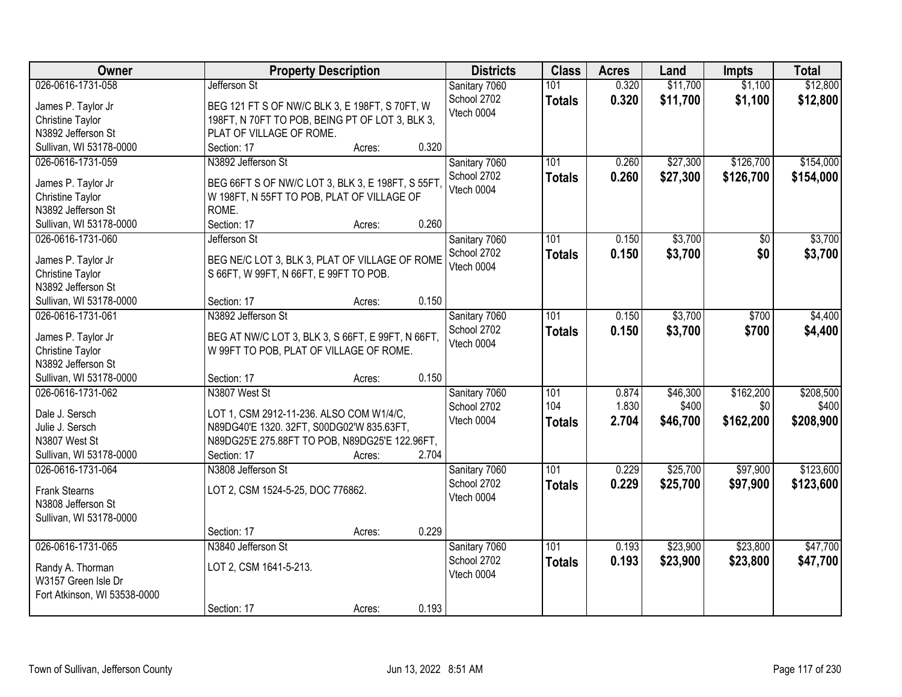| Owner | Property Description | Districts | Class | Acres | Land | Impts | Total |
|---|---|---|---|---|---|---|---|
| 026-0616-1731-058<br>James P. Taylor Jr<br>Christine Taylor<br>N3892 Jefferson St<br>Sullivan, WI 53178-0000 | Jefferson St<br>BEG 121 FT S OF NW/C BLK 3, E 198FT, S 70FT, W 198FT, N 70FT TO POB, BEING PT OF LOT 3, BLK 3, PLAT OF VILLAGE OF ROME.<br>Section: 17 Acres: 0.320 | Sanitary 7060<br>School 2702<br>Vtech 0004 | 101<br>**Totals** | 0.320<br>**0.320** | $11,700<br>**$11,700** | $1,100<br>**$1,100** | $12,800<br>**$12,800** |
| 026-0616-1731-059<br>James P. Taylor Jr<br>Christine Taylor<br>N3892 Jefferson St<br>Sullivan, WI 53178-0000 | N3892 Jefferson St<br>BEG 66FT S OF NW/C LOT 3, BLK 3, E 198FT, S 55FT, W 198FT, N 55FT TO POB, PLAT OF VILLAGE OF ROME.<br>Section: 17 Acres: 0.260 | Sanitary 7060<br>School 2702<br>Vtech 0004 | 101<br>**Totals** | 0.260<br>**0.260** | $27,300<br>**$27,300** | $126,700<br>**$126,700** | $154,000<br>**$154,000** |
| 026-0616-1731-060<br>James P. Taylor Jr<br>Christine Taylor<br>N3892 Jefferson St<br>Sullivan, WI 53178-0000 | Jefferson St<br>BEG NE/C LOT 3, BLK 3, PLAT OF VILLAGE OF ROME S 66FT, W 99FT, N 66FT, E 99FT TO POB.<br>Section: 17 Acres: 0.150 | Sanitary 7060<br>School 2702<br>Vtech 0004 | 101<br>**Totals** | 0.150<br>**0.150** | $3,700<br>**$3,700** | $0<br>**$0** | $3,700<br>**$3,700** |
| 026-0616-1731-061<br>James P. Taylor Jr<br>Christine Taylor<br>N3892 Jefferson St<br>Sullivan, WI 53178-0000 | N3892 Jefferson St<br>BEG AT NW/C LOT 3, BLK 3, S 66FT, E 99FT, N 66FT, W 99FT TO POB, PLAT OF VILLAGE OF ROME.<br>Section: 17 Acres: 0.150 | Sanitary 7060<br>School 2702<br>Vtech 0004 | 101<br>**Totals** | 0.150<br>**0.150** | $3,700<br>**$3,700** | $700<br>**$700** | $4,400<br>**$4,400** |
| 026-0616-1731-062<br>Dale J. Sersch<br>Julie J. Sersch<br>N3807 West St<br>Sullivan, WI 53178-0000 | N3807 West St<br>LOT 1, CSM 2912-11-236. ALSO COM W1/4/C, N89DG40'E 1320. 32FT, S00DG02'W 835.63FT, N89DG25'E 275.88FT TO POB, N89DG25'E 122.96FT,<br>Section: 17 Acres: 2.704 | Sanitary 7060<br>School 2702<br>Vtech 0004 | 101<br>104<br>**Totals** | 0.874<br>1.830<br>**2.704** | $46,300<br>$400<br>**$46,700** | $162,200<br>$0<br>**$162,200** | $208,500<br>$400<br>**$208,900** |
| 026-0616-1731-064<br>Frank Stearns<br>N3808 Jefferson St<br>Sullivan, WI 53178-0000 | N3808 Jefferson St<br>LOT 2, CSM 1524-5-25, DOC 776862.<br>Section: 17 Acres: 0.229 | Sanitary 7060<br>School 2702<br>Vtech 0004 | 101<br>**Totals** | 0.229<br>**0.229** | $25,700<br>**$25,700** | $97,900<br>**$97,900** | $123,600<br>**$123,600** |
| 026-0616-1731-065<br>Randy A. Thorman<br>W3157 Green Isle Dr<br>Fort Atkinson, WI 53538-0000 | N3840 Jefferson St<br>LOT 2, CSM 1641-5-213.<br>Section: 17 Acres: 0.193 | Sanitary 7060<br>School 2702<br>Vtech 0004 | 101<br>**Totals** | 0.193<br>**0.193** | $23,900<br>**$23,900** | $23,800<br>**$23,800** | $47,700<br>**$47,700** |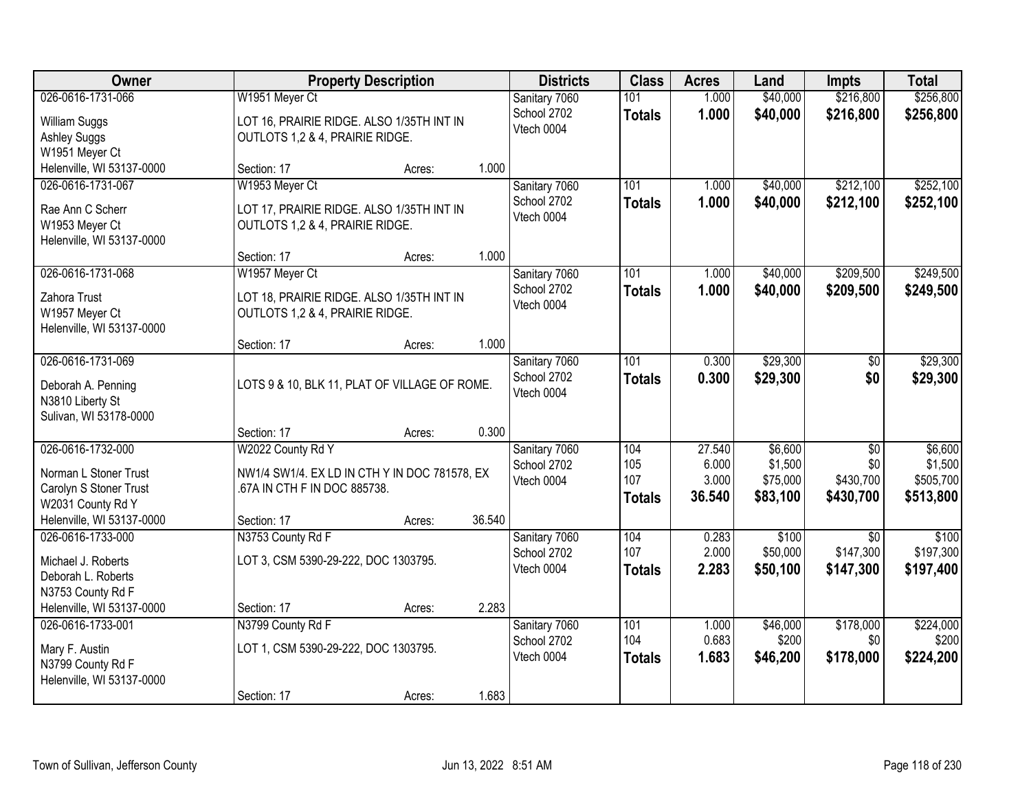| Owner | Property Description | Districts | Class | Acres | Land | Impts | Total |
|---|---|---|---|---|---|---|---|
| 026-0616-1731-066<br>William Suggs<br>Ashley Suggs<br>W1951 Meyer Ct<br>Helenville, WI 53137-0000 | W1951 Meyer Ct<br>LOT 16, PRAIRIE RIDGE. ALSO 1/35TH INT IN OUTLOTS 1,2 & 4, PRAIRIE RIDGE.<br>Section: 17 Acres: 1.000 | Sanitary 7060<br>School 2702<br>Vtech 0004 | 101<br>**Totals** | 1.000<br>**1.000** | $40,000<br>**$40,000** | $216,800<br>**$216,800** | $256,800<br>**$256,800** |
| 026-0616-1731-067<br>Rae Ann C Scherr<br>W1953 Meyer Ct<br>Helenville, WI 53137-0000 | W1953 Meyer Ct<br>LOT 17, PRAIRIE RIDGE. ALSO 1/35TH INT IN OUTLOTS 1,2 & 4, PRAIRIE RIDGE.<br>Section: 17 Acres: 1.000 | Sanitary 7060<br>School 2702<br>Vtech 0004 | 101<br>**Totals** | 1.000<br>**1.000** | $40,000<br>**$40,000** | $212,100<br>**$212,100** | $252,100<br>**$252,100** |
| 026-0616-1731-068<br>Zahora Trust<br>W1957 Meyer Ct<br>Helenville, WI 53137-0000 | W1957 Meyer Ct<br>LOT 18, PRAIRIE RIDGE. ALSO 1/35TH INT IN OUTLOTS 1,2 & 4, PRAIRIE RIDGE.<br>Section: 17 Acres: 1.000 | Sanitary 7060<br>School 2702<br>Vtech 0004 | 101<br>**Totals** | 1.000<br>**1.000** | $40,000<br>**$40,000** | $209,500<br>**$209,500** | $249,500<br>**$249,500** |
| 026-0616-1731-069<br>Deborah A. Penning<br>N3810 Liberty St<br>Sulivan, WI 53178-0000 | LOTS 9 & 10, BLK 11, PLAT OF VILLAGE OF ROME.<br>Section: 17 Acres: 0.300 | Sanitary 7060<br>School 2702<br>Vtech 0004 | 101<br>**Totals** | 0.300<br>**0.300** | $29,300<br>**$29,300** | $0<br>**$0** | $29,300<br>**$29,300** |
| 026-0616-1732-000<br>Norman L Stoner Trust<br>Carolyn S Stoner Trust<br>W2031 County Rd Y<br>Helenville, WI 53137-0000 | W2022 County Rd Y<br>NW1/4 SW1/4. EX LD IN CTH Y IN DOC 781578, EX .67A IN CTH F IN DOC 885738.<br>Section: 17 Acres: 36.540 | Sanitary 7060<br>School 2702<br>Vtech 0004 | 104<br>105<br>107<br>**Totals** | 27.540<br>6.000<br>3.000<br>**36.540** | $6,600<br>$1,500<br>$75,000<br>**$83,100** | $0<br>$0<br>$430,700<br>**$430,700** | $6,600<br>$1,500<br>$505,700<br>**$513,800** |
| 026-0616-1733-000<br>Michael J. Roberts<br>Deborah L. Roberts<br>N3753 County Rd F<br>Helenville, WI 53137-0000 | N3753 County Rd F<br>LOT 3, CSM 5390-29-222, DOC 1303795.<br>Section: 17 Acres: 2.283 | Sanitary 7060<br>School 2702<br>Vtech 0004 | 104<br>107<br>**Totals** | 0.283<br>2.000<br>**2.283** | $100<br>$50,000<br>**$50,100** | $0<br>$147,300<br>**$147,300** | $100<br>$197,300<br>**$197,400** |
| 026-0616-1733-001<br>Mary F. Austin<br>N3799 County Rd F<br>Helenville, WI 53137-0000 | N3799 County Rd F<br>LOT 1, CSM 5390-29-222, DOC 1303795.<br>Section: 17 Acres: 1.683 | Sanitary 7060<br>School 2702<br>Vtech 0004 | 101<br>104<br>**Totals** | 1.000<br>0.683<br>**1.683** | $46,000<br>$200<br>**$46,200** | $178,000<br>$0<br>**$178,000** | $224,000<br>$200<br>**$224,200** |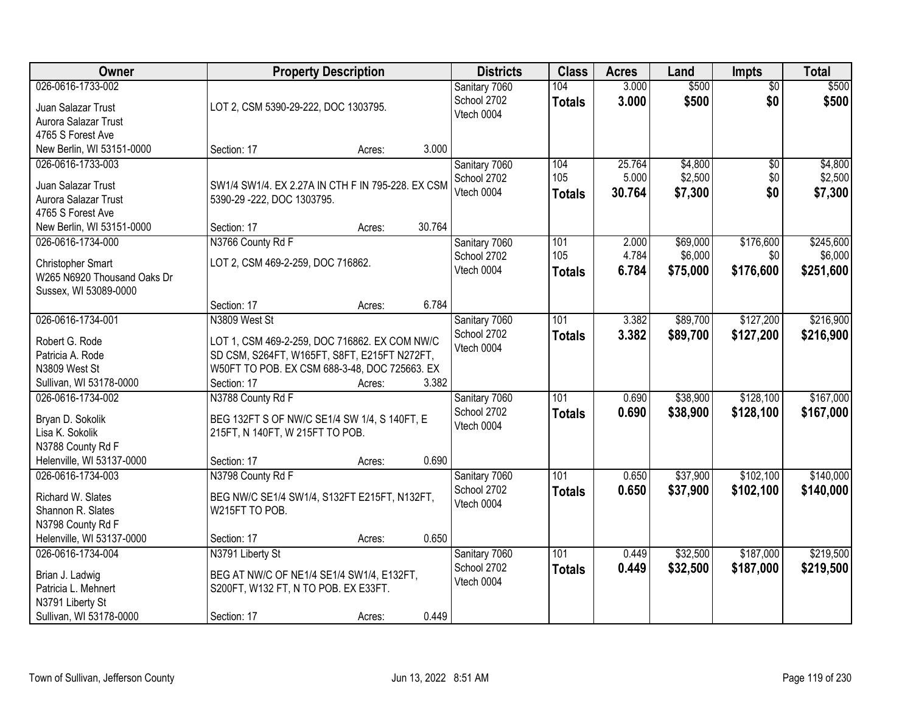| Owner | Property Description | Districts | Class | Acres | Land | Impts | Total |
|---|---|---|---|---|---|---|---|
| 026-0616-1733-002<br>Juan Salazar Trust<br>Aurora Salazar Trust<br>4765 S Forest Ave<br>New Berlin, WI 53151-0000 | LOT 2, CSM 5390-29-222, DOC 1303795.<br>Section: 17 Acres: 3.000 | Sanitary 7060<br>School 2702<br>Vtech 0004 | 104<br>**Totals** | 3.000<br>**3.000** | $500<br>**$500** | $0<br>**$0** | $500<br>**$500** |
| 026-0616-1733-003<br>Juan Salazar Trust<br>Aurora Salazar Trust<br>4765 S Forest Ave<br>New Berlin, WI 53151-0000 | SW1/4 SW1/4. EX 2.27A IN CTH F IN 795-228. EX CSM 5390-29 -222, DOC 1303795.<br>Section: 17 Acres: 30.764 | Sanitary 7060<br>School 2702<br>Vtech 0004 | 104<br>105<br>**Totals** | 25.764<br>5.000<br>**30.764** | $4,800<br>$2,500<br>**$7,300** | $0<br>$0<br>**$0** | $4,800<br>$2,500<br>**$7,300** |
| 026-0616-1734-000<br>Christopher Smart<br>W265 N6920 Thousand Oaks Dr<br>Sussex, WI 53089-0000 | N3766 County Rd F<br>LOT 2, CSM 469-2-259, DOC 716862.<br>Section: 17 Acres: 6.784 | Sanitary 7060<br>School 2702<br>Vtech 0004 | 101<br>105<br>**Totals** | 2.000<br>4.784<br>**6.784** | $69,000<br>$6,000<br>**$75,000** | $176,600<br>$0<br>**$176,600** | $245,600<br>$6,000<br>**$251,600** |
| 026-0616-1734-001<br>Robert G. Rode<br>Patricia A. Rode<br>N3809 West St<br>Sullivan, WI 53178-0000 | N3809 West St<br>LOT 1, CSM 469-2-259, DOC 716862. EX COM NW/C SD CSM, S264FT, W165FT, S8FT, E215FT N272FT, W50FT TO POB. EX CSM 688-3-48, DOC 725663. EX<br>Section: 17 Acres: 3.382 | Sanitary 7060<br>School 2702<br>Vtech 0004 | 101<br>**Totals** | 3.382<br>**3.382** | $89,700<br>**$89,700** | $127,200<br>**$127,200** | $216,900<br>**$216,900** |
| 026-0616-1734-002<br>Bryan D. Sokolik<br>Lisa K. Sokolik<br>N3788 County Rd F<br>Helenville, WI 53137-0000 | N3788 County Rd F<br>BEG 132FT S OF NW/C SE1/4 SW 1/4, S 140FT, E 215FT, N 140FT, W 215FT TO POB.<br>Section: 17 Acres: 0.690 | Sanitary 7060<br>School 2702<br>Vtech 0004 | 101<br>**Totals** | 0.690<br>**0.690** | $38,900<br>**$38,900** | $128,100<br>**$128,100** | $167,000<br>**$167,000** |
| 026-0616-1734-003<br>Richard W. Slates<br>Shannon R. Slates<br>N3798 County Rd F<br>Helenville, WI 53137-0000 | N3798 County Rd F<br>BEG NW/C SE1/4 SW1/4, S132FT E215FT, N132FT, W215FT TO POB.<br>Section: 17 Acres: 0.650 | Sanitary 7060<br>School 2702<br>Vtech 0004 | 101<br>**Totals** | 0.650<br>**0.650** | $37,900<br>**$37,900** | $102,100<br>**$102,100** | $140,000<br>**$140,000** |
| 026-0616-1734-004<br>Brian J. Ladwig<br>Patricia L. Mehnert<br>N3791 Liberty St<br>Sullivan, WI 53178-0000 | N3791 Liberty St<br>BEG AT NW/C OF NE1/4 SE1/4 SW1/4, E132FT, S200FT, W132 FT, N TO POB. EX E33FT.<br>Section: 17 Acres: 0.449 | Sanitary 7060<br>School 2702<br>Vtech 0004 | 101<br>**Totals** | 0.449<br>**0.449** | $32,500<br>**$32,500** | $187,000<br>**$187,000** | $219,500<br>**$219,500** |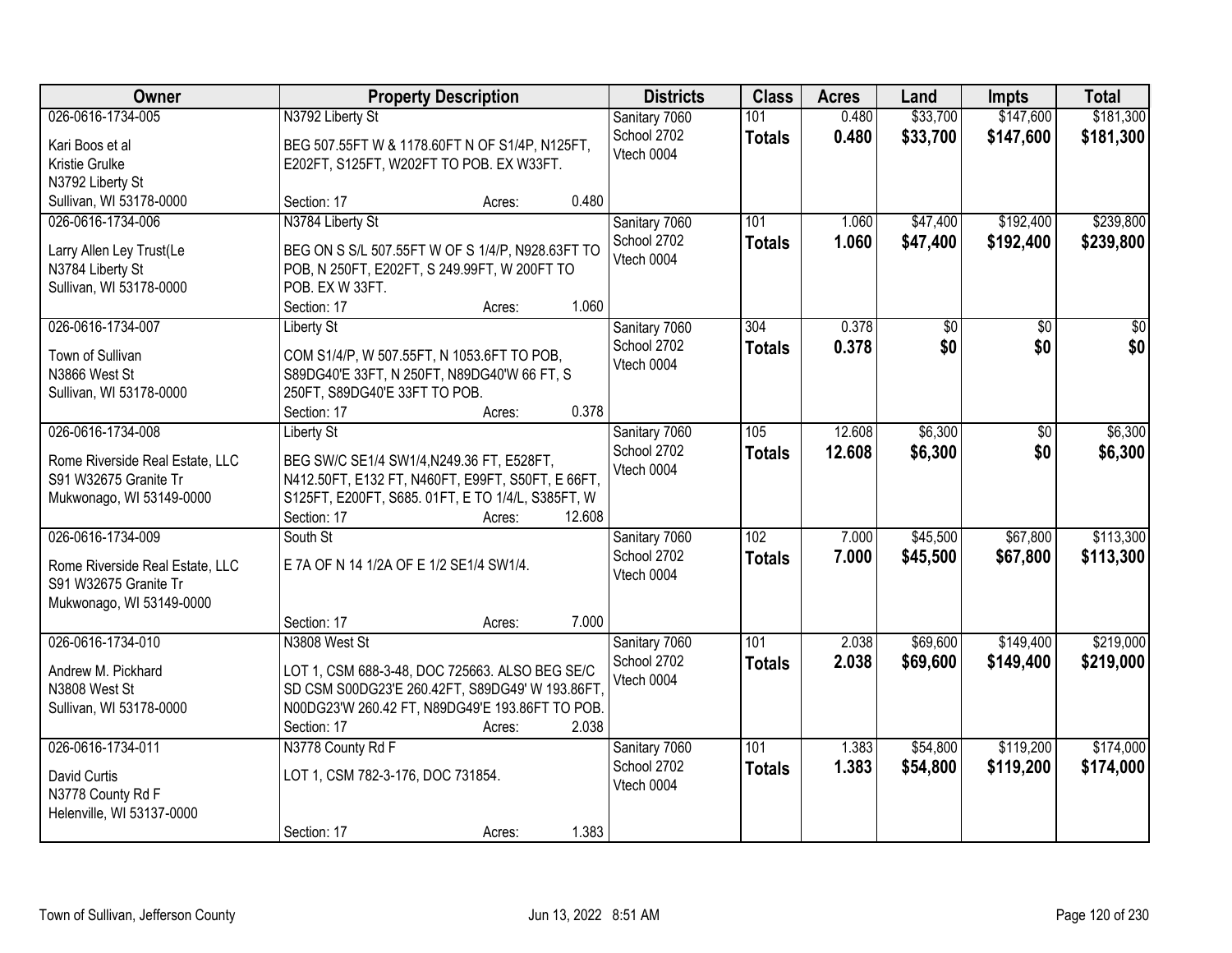| Owner | Property Description | Districts | Class | Acres | Land | Impts | Total |
|---|---|---|---|---|---|---|---|
| 026-0616-1734-005<br>Kari Boos et al<br>Kristie Grulke<br>N3792 Liberty St<br>Sullivan, WI 53178-0000 | N3792 Liberty St<br>BEG 507.55FT W & 1178.60FT N OF S1/4P, N125FT, E202FT, S125FT, W202FT TO POB. EX W33FT.<br>Section: 17 Acres: 0.480 | Sanitary 7060<br>School 2702<br>Vtech 0004 | 101<br>**Totals** | 0.480<br>**0.480** | $33,700<br>**$33,700** | $147,600<br>**$147,600** | $181,300<br>**$181,300** |
| 026-0616-1734-006<br>Larry Allen Ley Trust(Le<br>N3784 Liberty St<br>Sullivan, WI 53178-0000 | N3784 Liberty St<br>BEG ON S S/L 507.55FT W OF S 1/4/P, N928.63FT TO POB, N 250FT, E202FT, S 249.99FT, W 200FT TO POB. EX W 33FT.<br>Section: 17 Acres: 1.060 | Sanitary 7060<br>School 2702<br>Vtech 0004 | 101<br>**Totals** | 1.060<br>**1.060** | $47,400<br>**$47,400** | $192,400<br>**$192,400** | $239,800<br>**$239,800** |
| 026-0616-1734-007<br>Town of Sullivan<br>N3866 West St<br>Sullivan, WI 53178-0000 | Liberty St<br>COM S1/4/P, W 507.55FT, N 1053.6FT TO POB, S89DG40'E 33FT, N 250FT, N89DG40'W 66 FT, S 250FT, S89DG40'E 33FT TO POB.<br>Section: 17 Acres: 0.378 | Sanitary 7060<br>School 2702<br>Vtech 0004 | 304<br>**Totals** | 0.378<br>**0.378** | $0<br>**$0** | $0<br>**$0** | $0<br>**$0** |
| 026-0616-1734-008<br>Rome Riverside Real Estate, LLC<br>S91 W32675 Granite Tr<br>Mukwonago, WI 53149-0000 | Liberty St<br>BEG SW/C SE1/4 SW1/4,N249.36 FT, E528FT, N412.50FT, E132 FT, N460FT, E99FT, S50FT, E 66FT, S125FT, E200FT, S685. 01FT, E TO 1/4/L, S385FT, W<br>Section: 17 Acres: 12.608 | Sanitary 7060<br>School 2702<br>Vtech 0004 | 105<br>**Totals** | 12.608<br>**12.608** | $6,300<br>**$6,300** | $0<br>**$0** | $6,300<br>**$6,300** |
| 026-0616-1734-009<br>Rome Riverside Real Estate, LLC<br>S91 W32675 Granite Tr<br>Mukwonago, WI 53149-0000 | South St<br>E 7A OF N 14 1/2A OF E 1/2 SE1/4 SW1/4.<br>Section: 17 Acres: 7.000 | Sanitary 7060<br>School 2702<br>Vtech 0004 | 102<br>**Totals** | 7.000<br>**7.000** | $45,500<br>**$45,500** | $67,800<br>**$67,800** | $113,300<br>**$113,300** |
| 026-0616-1734-010<br>Andrew M. Pickhard<br>N3808 West St<br>Sullivan, WI 53178-0000 | N3808 West St<br>LOT 1, CSM 688-3-48, DOC 725663. ALSO BEG SE/C SD CSM S00DG23'E 260.42FT, S89DG49' W 193.86FT, N00DG23'W 260.42 FT, N89DG49'E 193.86FT TO POB.<br>Section: 17 Acres: 2.038 | Sanitary 7060<br>School 2702<br>Vtech 0004 | 101<br>**Totals** | 2.038<br>**2.038** | $69,600<br>**$69,600** | $149,400<br>**$149,400** | $219,000<br>**$219,000** |
| 026-0616-1734-011<br>David Curtis<br>N3778 County Rd F<br>Helenville, WI 53137-0000 | N3778 County Rd F<br>LOT 1, CSM 782-3-176, DOC 731854.<br>Section: 17 Acres: 1.383 | Sanitary 7060<br>School 2702<br>Vtech 0004 | 101<br>**Totals** | 1.383<br>**1.383** | $54,800<br>**$54,800** | $119,200<br>**$119,200** | $174,000<br>**$174,000** |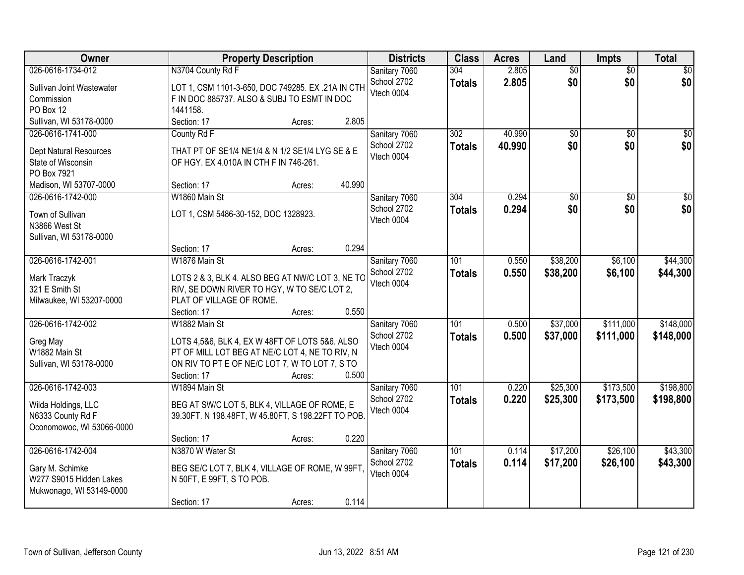| Owner | Property Description | Districts | Class | Acres | Land | Impts | Total |
|---|---|---|---|---|---|---|---|
| 026-0616-1734-012<br>Sullivan Joint Wastewater Commission<br>PO Box 12<br>Sullivan, WI 53178-0000 | N3704 County Rd F<br>LOT 1, CSM 1101-3-650, DOC 749285. EX .21A IN CTH F IN DOC 885737. ALSO & SUBJ TO ESMT IN DOC 1441158.<br>Section: 17 Acres: 2.805 | Sanitary 7060<br>School 2702<br>Vtech 0004 | 304<br>**Totals** | 2.805<br>**2.805** | $0<br>**$0** | $0<br>**$0** | $0<br>**$0** |
| 026-0616-1741-000<br>Dept Natural Resources<br>State of Wisconsin<br>PO Box 7921<br>Madison, WI 53707-0000 | County Rd F<br>THAT PT OF SE1/4 NE1/4 & N 1/2 SE1/4 LYG SE & E OF HGY. EX 4.010A IN CTH F IN 746-261.<br>Section: 17 Acres: 40.990 | Sanitary 7060<br>School 2702<br>Vtech 0004 | 302<br>**Totals** | 40.990<br>**40.990** | $0<br>**$0** | $0<br>**$0** | $0<br>**$0** |
| 026-0616-1742-000<br>Town of Sullivan<br>N3866 West St<br>Sullivan, WI 53178-0000 | W1860 Main St<br>LOT 1, CSM 5486-30-152, DOC 1328923.<br>Section: 17 Acres: 0.294 | Sanitary 7060<br>School 2702<br>Vtech 0004 | 304<br>**Totals** | 0.294<br>**0.294** | $0<br>**$0** | $0<br>**$0** | $0<br>**$0** |
| 026-0616-1742-001<br>Mark Traczyk<br>321 E Smith St<br>Milwaukee, WI 53207-0000 | W1876 Main St<br>LOTS 2 & 3, BLK 4. ALSO BEG AT NW/C LOT 3, NE TO RIV, SE DOWN RIVER TO HGY, W TO SE/C LOT 2, PLAT OF VILLAGE OF ROME.<br>Section: 17 Acres: 0.550 | Sanitary 7060<br>School 2702<br>Vtech 0004 | 101<br>**Totals** | 0.550<br>**0.550** | $38,200<br>**$38,200** | $6,100<br>**$6,100** | $44,300<br>**$44,300** |
| 026-0616-1742-002<br>Greg May<br>W1882 Main St<br>Sullivan, WI 53178-0000 | W1882 Main St<br>LOTS 4,5&6, BLK 4, EX W 48FT OF LOTS 5&6. ALSO PT OF MILL LOT BEG AT NE/C LOT 4, NE TO RIV, N ON RIV TO PT E OF NE/C LOT 7, W TO LOT 7, S TO<br>Section: 17 Acres: 0.500 | Sanitary 7060<br>School 2702<br>Vtech 0004 | 101<br>**Totals** | 0.500<br>**0.500** | $37,000<br>**$37,000** | $111,000<br>**$111,000** | $148,000<br>**$148,000** |
| 026-0616-1742-003<br>Wilda Holdings, LLC<br>N6333 County Rd F<br>Oconomowoc, WI 53066-0000 | W1894 Main St<br>BEG AT SW/C LOT 5, BLK 4, VILLAGE OF ROME, E 39.30FT. N 198.48FT, W 45.80FT, S 198.22FT TO POB.<br>Section: 17 Acres: 0.220 | Sanitary 7060<br>School 2702<br>Vtech 0004 | 101<br>**Totals** | 0.220<br>**0.220** | $25,300<br>**$25,300** | $173,500<br>**$173,500** | $198,800<br>**$198,800** |
| 026-0616-1742-004<br>Gary M. Schimke<br>W277 S9015 Hidden Lakes<br>Mukwonago, WI 53149-0000 | N3870 W Water St<br>BEG SE/C LOT 7, BLK 4, VILLAGE OF ROME, W 99FT, N 50FT, E 99FT, S TO POB.<br>Section: 17 Acres: 0.114 | Sanitary 7060<br>School 2702<br>Vtech 0004 | 101<br>**Totals** | 0.114<br>**0.114** | $17,200<br>**$17,200** | $26,100<br>**$26,100** | $43,300<br>**$43,300** |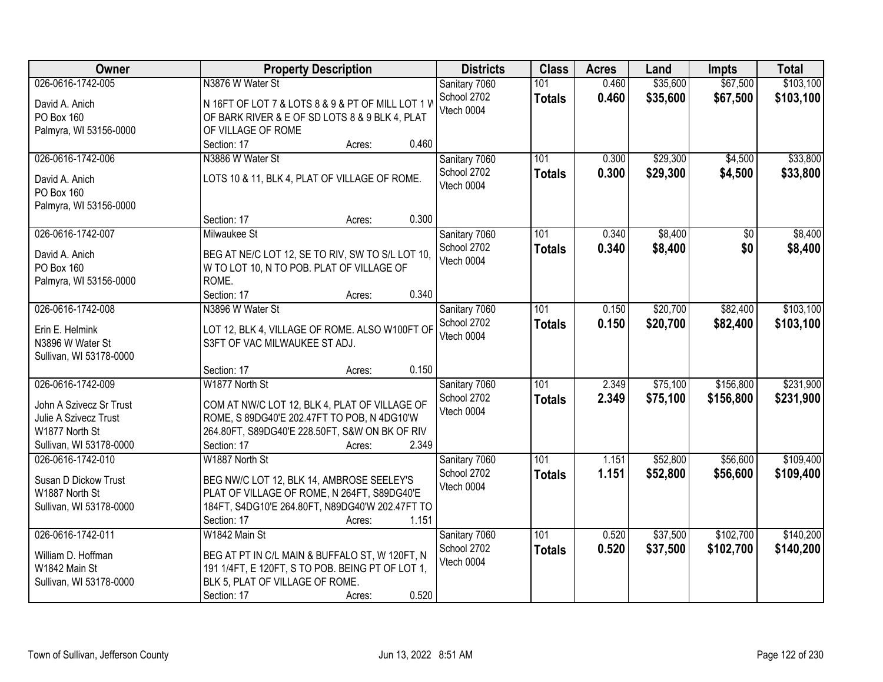| Owner | Property Description | Districts | Class | Acres | Land | Impts | Total |
|---|---|---|---|---|---|---|---|
| 026-0616-1742-005<br>David A. Anich<br>PO Box 160<br>Palmyra, WI 53156-0000 | N3876 W Water St<br>N 16FT OF LOT 7 & LOTS 8 & 9 & PT OF MILL LOT 1 W OF BARK RIVER & E OF SD LOTS 8 & 9 BLK 4, PLAT OF VILLAGE OF ROME<br>Section: 17 Acres: 0.460 | Sanitary 7060<br>School 2702<br>Vtech 0004 | 101<br>**Totals** | 0.460<br>**0.460** | $35,600<br>**$35,600** | $67,500<br>**$67,500** | $103,100<br>**$103,100** |
| 026-0616-1742-006<br>David A. Anich<br>PO Box 160<br>Palmyra, WI 53156-0000 | N3886 W Water St<br>LOTS 10 & 11, BLK 4, PLAT OF VILLAGE OF ROME.<br>Section: 17 Acres: 0.300 | Sanitary 7060<br>School 2702<br>Vtech 0004 | 101<br>**Totals** | 0.300<br>**0.300** | $29,300<br>**$29,300** | $4,500<br>**$4,500** | $33,800<br>**$33,800** |
| 026-0616-1742-007<br>David A. Anich<br>PO Box 160<br>Palmyra, WI 53156-0000 | Milwaukee St<br>BEG AT NE/C LOT 12, SE TO RIV, SW TO S/L LOT 10, W TO LOT 10, N TO POB. PLAT OF VILLAGE OF ROME.<br>Section: 17 Acres: 0.340 | Sanitary 7060<br>School 2702<br>Vtech 0004 | 101<br>**Totals** | 0.340<br>**0.340** | $8,400<br>**$8,400** | $0<br>**$0** | $8,400<br>**$8,400** |
| 026-0616-1742-008<br>Erin E. Helmink<br>N3896 W Water St<br>Sullivan, WI 53178-0000 | N3896 W Water St<br>LOT 12, BLK 4, VILLAGE OF ROME. ALSO W100FT OF S3FT OF VAC MILWAUKEE ST ADJ.<br>Section: 17 Acres: 0.150 | Sanitary 7060<br>School 2702<br>Vtech 0004 | 101<br>**Totals** | 0.150<br>**0.150** | $20,700<br>**$20,700** | $82,400<br>**$82,400** | $103,100<br>**$103,100** |
| 026-0616-1742-009<br>John A Szivecz Sr Trust<br>Julie A Szivecz Trust<br>W1877 North St<br>Sullivan, WI 53178-0000 | W1877 North St<br>COM AT NW/C LOT 12, BLK 4, PLAT OF VILLAGE OF ROME, S 89DG40'E 202.47FT TO POB, N 4DG10'W 264.80FT, S89DG40'E 228.50FT, S&W ON BK OF RIV<br>Section: 17 Acres: 2.349 | Sanitary 7060<br>School 2702<br>Vtech 0004 | 101<br>**Totals** | 2.349<br>**2.349** | $75,100<br>**$75,100** | $156,800<br>**$156,800** | $231,900<br>**$231,900** |
| 026-0616-1742-010<br>Susan D Dickow Trust<br>W1887 North St<br>Sullivan, WI 53178-0000 | W1887 North St<br>BEG NW/C LOT 12, BLK 14, AMBROSE SEELEY'S PLAT OF VILLAGE OF ROME, N 264FT, S89DG40'E 184FT, S4DG10'E 264.80FT, N89DG40'W 202.47FT TO<br>Section: 17 Acres: 1.151 | Sanitary 7060<br>School 2702<br>Vtech 0004 | 101<br>**Totals** | 1.151<br>**1.151** | $52,800<br>**$52,800** | $56,600<br>**$56,600** | $109,400<br>**$109,400** |
| 026-0616-1742-011<br>William D. Hoffman<br>W1842 Main St<br>Sullivan, WI 53178-0000 | W1842 Main St<br>BEG AT PT IN C/L MAIN & BUFFALO ST, W 120FT, N 191 1/4FT, E 120FT, S TO POB. BEING PT OF LOT 1, BLK 5, PLAT OF VILLAGE OF ROME.<br>Section: 17 Acres: 0.520 | Sanitary 7060<br>School 2702<br>Vtech 0004 | 101<br>**Totals** | 0.520<br>**0.520** | $37,500<br>**$37,500** | $102,700<br>**$102,700** | $140,200<br>**$140,200** |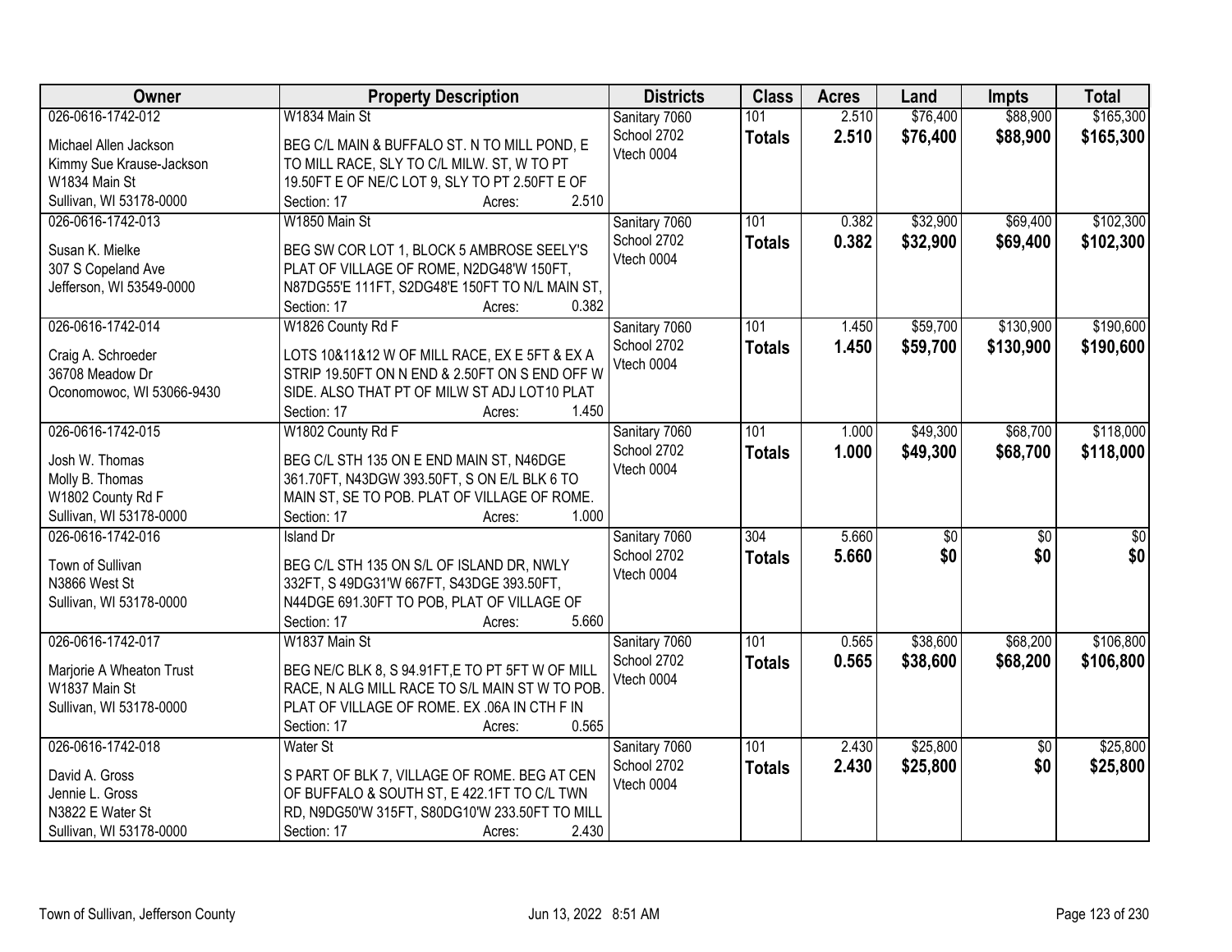| Owner | Property Description | Districts | Class | Acres | Land | Impts | Total |
|---|---|---|---|---|---|---|---|
| 026-0616-1742-012<br>Michael Allen Jackson<br>Kimmy Sue Krause-Jackson<br>W1834 Main St<br>Sullivan, WI 53178-0000 | W1834 Main St<br>BEG C/L MAIN & BUFFALO ST. N TO MILL POND, E TO MILL RACE, SLY TO C/L MILW. ST, W TO PT 19.50FT E OF NE/C LOT 9, SLY TO PT 2.50FT E OF<br>Section: 17 Acres: 2.510 | Sanitary 7060<br>School 2702<br>Vtech 0004 | 101<br>**Totals** | 2.510<br>**2.510** | $76,400<br>**$76,400** | $88,900<br>**$88,900** | $165,300<br>**$165,300** |
| 026-0616-1742-013<br>Susan K. Mielke<br>307 S Copeland Ave<br>Jefferson, WI 53549-0000 | W1850 Main St<br>BEG SW COR LOT 1, BLOCK 5 AMBROSE SEELY'S PLAT OF VILLAGE OF ROME, N2DG48'W 150FT, N87DG55'E 111FT, S2DG48'E 150FT TO N/L MAIN ST,<br>Section: 17 Acres: 0.382 | Sanitary 7060<br>School 2702<br>Vtech 0004 | 101<br>**Totals** | 0.382<br>**0.382** | $32,900<br>**$32,900** | $69,400<br>**$69,400** | $102,300<br>**$102,300** |
| 026-0616-1742-014<br>Craig A. Schroeder<br>36708 Meadow Dr<br>Oconomowoc, WI 53066-9430 | W1826 County Rd F<br>LOTS 10&11&12 W OF MILL RACE, EX E 5FT & EX A STRIP 19.50FT ON N END & 2.50FT ON S END OFF W SIDE. ALSO THAT PT OF MILW ST ADJ LOT10 PLAT<br>Section: 17 Acres: 1.450 | Sanitary 7060<br>School 2702<br>Vtech 0004 | 101<br>**Totals** | 1.450<br>**1.450** | $59,700<br>**$59,700** | $130,900<br>**$130,900** | $190,600<br>**$190,600** |
| 026-0616-1742-015<br>Josh W. Thomas<br>Molly B. Thomas<br>W1802 County Rd F<br>Sullivan, WI 53178-0000 | W1802 County Rd F<br>BEG C/L STH 135 ON E END MAIN ST, N46DGE 361.70FT, N43DGW 393.50FT, S ON E/L BLK 6 TO MAIN ST, SE TO POB. PLAT OF VILLAGE OF ROME.<br>Section: 17 Acres: 1.000 | Sanitary 7060<br>School 2702<br>Vtech 0004 | 101<br>**Totals** | 1.000<br>**1.000** | $49,300<br>**$49,300** | $68,700<br>**$68,700** | $118,000<br>**$118,000** |
| 026-0616-1742-016<br>Town of Sullivan<br>N3866 West St<br>Sullivan, WI 53178-0000 | Island Dr<br>BEG C/L STH 135 ON S/L OF ISLAND DR, NWLY 332FT, S 49DG31'W 667FT, S43DGE 393.50FT, N44DGE 691.30FT TO POB, PLAT OF VILLAGE OF<br>Section: 17 Acres: 5.660 | Sanitary 7060<br>School 2702<br>Vtech 0004 | 304<br>**Totals** | 5.660<br>**5.660** | $0<br>**$0** | $0<br>**$0** | $0<br>**$0** |
| 026-0616-1742-017<br>Marjorie A Wheaton Trust<br>W1837 Main St<br>Sullivan, WI 53178-0000 | W1837 Main St<br>BEG NE/C BLK 8, S 94.91FT,E TO PT 5FT W OF MILL RACE, N ALG MILL RACE TO S/L MAIN ST W TO POB. PLAT OF VILLAGE OF ROME. EX .06A IN CTH F IN<br>Section: 17 Acres: 0.565 | Sanitary 7060<br>School 2702<br>Vtech 0004 | 101<br>**Totals** | 0.565<br>**0.565** | $38,600<br>**$38,600** | $68,200<br>**$68,200** | $106,800<br>**$106,800** |
| 026-0616-1742-018<br>David A. Gross<br>Jennie L. Gross<br>N3822 E Water St<br>Sullivan, WI 53178-0000 | Water St<br>S PART OF BLK 7, VILLAGE OF ROME. BEG AT CEN OF BUFFALO & SOUTH ST, E 422.1FT TO C/L TWN RD, N9DG50'W 315FT, S80DG10'W 233.50FT TO MILL<br>Section: 17 Acres: 2.430 | Sanitary 7060<br>School 2702<br>Vtech 0004 | 101<br>**Totals** | 2.430<br>**2.430** | $25,800<br>**$25,800** | $0<br>**$0** | $25,800<br>**$25,800** |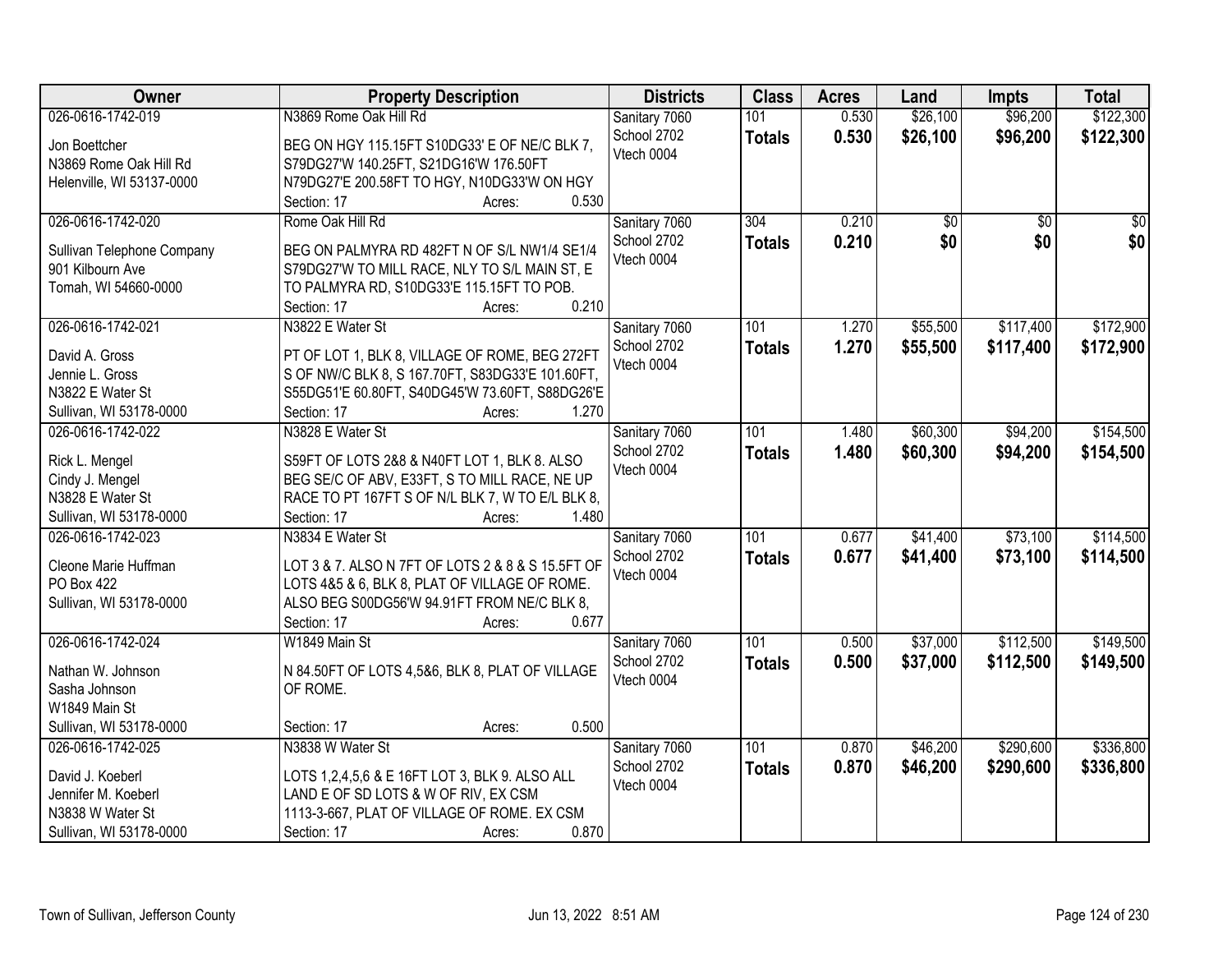| Owner | Property Description | Districts | Class | Acres | Land | Impts | Total |
|---|---|---|---|---|---|---|---|
| 026-0616-1742-019<br>Jon Boettcher<br>N3869 Rome Oak Hill Rd<br>Helenville, WI 53137-0000 | N3869 Rome Oak Hill Rd<br>BEG ON HGY 115.15FT S10DG33' E OF NE/C BLK 7, S79DG27'W 140.25FT, S21DG16'W 176.50FT N79DG27'E 200.58FT TO HGY, N10DG33'W ON HGY<br>Section: 17 Acres: 0.530 | Sanitary 7060<br>School 2702<br>Vtech 0004 | 101<br>**Totals** | 0.530<br>**0.530** | $26,100<br>**$26,100** | $96,200<br>**$96,200** | $122,300<br>**$122,300** |
| 026-0616-1742-020<br>Sullivan Telephone Company<br>901 Kilbourn Ave<br>Tomah, WI 54660-0000 | Rome Oak Hill Rd<br>BEG ON PALMYRA RD 482FT N OF S/L NW1/4 SE1/4 S79DG27'W TO MILL RACE, NLY TO S/L MAIN ST, E TO PALMYRA RD, S10DG33'E 115.15FT TO POB.<br>Section: 17 Acres: 0.210 | Sanitary 7060<br>School 2702<br>Vtech 0004 | 304<br>**Totals** | 0.210<br>**0.210** | $0<br>**$0** | $0<br>**$0** | $0<br>**$0** |
| 026-0616-1742-021<br>David A. Gross<br>Jennie L. Gross<br>N3822 E Water St<br>Sullivan, WI 53178-0000 | N3822 E Water St<br>PT OF LOT 1, BLK 8, VILLAGE OF ROME, BEG 272FT S OF NW/C BLK 8, S 167.70FT, S83DG33'E 101.60FT, S55DG51'E 60.80FT, S40DG45'W 73.60FT, S88DG26'E<br>Section: 17 Acres: 1.270 | Sanitary 7060<br>School 2702<br>Vtech 0004 | 101<br>**Totals** | 1.270<br>**1.270** | $55,500<br>**$55,500** | $117,400<br>**$117,400** | $172,900<br>**$172,900** |
| 026-0616-1742-022<br>Rick L. Mengel<br>Cindy J. Mengel<br>N3828 E Water St<br>Sullivan, WI 53178-0000 | N3828 E Water St<br>S59FT OF LOTS 2&8 & N40FT LOT 1, BLK 8. ALSO BEG SE/C OF ABV, E33FT, S TO MILL RACE, NE UP RACE TO PT 167FT S OF N/L BLK 7, W TO E/L BLK 8,<br>Section: 17 Acres: 1.480 | Sanitary 7060<br>School 2702<br>Vtech 0004 | 101<br>**Totals** | 1.480<br>**1.480** | $60,300<br>**$60,300** | $94,200<br>**$94,200** | $154,500<br>**$154,500** |
| 026-0616-1742-023<br>Cleone Marie Huffman<br>PO Box 422<br>Sullivan, WI 53178-0000 | N3834 E Water St<br>LOT 3 & 7. ALSO N 7FT OF LOTS 2 & 8 & S 15.5FT OF LOTS 4&5 & 6, BLK 8, PLAT OF VILLAGE OF ROME. ALSO BEG S00DG56'W 94.91FT FROM NE/C BLK 8,<br>Section: 17 Acres: 0.677 | Sanitary 7060<br>School 2702<br>Vtech 0004 | 101<br>**Totals** | 0.677<br>**0.677** | $41,400<br>**$41,400** | $73,100<br>**$73,100** | $114,500<br>**$114,500** |
| 026-0616-1742-024<br>Nathan W. Johnson<br>Sasha Johnson<br>W1849 Main St<br>Sullivan, WI 53178-0000 | W1849 Main St<br>N 84.50FT OF LOTS 4,5&6, BLK 8, PLAT OF VILLAGE OF ROME.<br>Section: 17 Acres: 0.500 | Sanitary 7060<br>School 2702<br>Vtech 0004 | 101<br>**Totals** | 0.500<br>**0.500** | $37,000<br>**$37,000** | $112,500<br>**$112,500** | $149,500<br>**$149,500** |
| 026-0616-1742-025<br>David J. Koeberl<br>Jennifer M. Koeberl<br>N3838 W Water St<br>Sullivan, WI 53178-0000 | N3838 W Water St<br>LOTS 1,2,4,5,6 & E 16FT LOT 3, BLK 9. ALSO ALL LAND E OF SD LOTS & W OF RIV, EX CSM 1113-3-667, PLAT OF VILLAGE OF ROME. EX CSM<br>Section: 17 Acres: 0.870 | Sanitary 7060<br>School 2702<br>Vtech 0004 | 101<br>**Totals** | 0.870<br>**0.870** | $46,200<br>**$46,200** | $290,600<br>**$290,600** | $336,800<br>**$336,800** |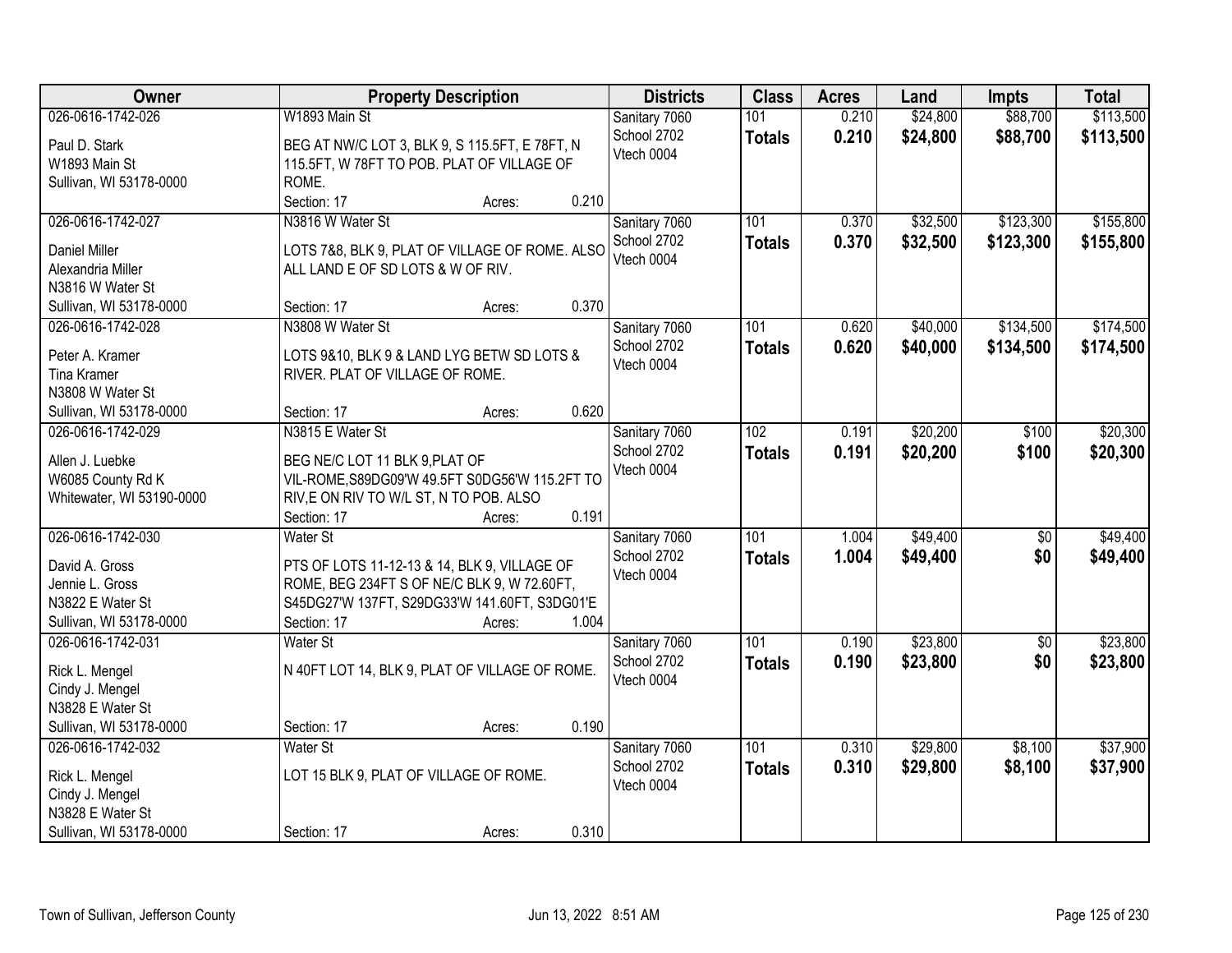| Owner | Property Description | Districts | Class | Acres | Land | Impts | Total |
|---|---|---|---|---|---|---|---|
| 026-0616-1742-026<br>Paul D. Stark<br>W1893 Main St<br>Sullivan, WI 53178-0000 | W1893 Main St<br>BEG AT NW/C LOT 3, BLK 9, S 115.5FT, E 78FT, N 115.5FT, W 78FT TO POB. PLAT OF VILLAGE OF ROME.<br>Section: 17 Acres: 0.210 | Sanitary 7060<br>School 2702<br>Vtech 0004 | 101<br>**Totals** | 0.210<br>**0.210** | $24,800<br>**$24,800** | $88,700<br>**$88,700** | $113,500<br>**$113,500** |
| 026-0616-1742-027<br>Daniel Miller<br>Alexandria Miller<br>N3816 W Water St<br>Sullivan, WI 53178-0000 | N3816 W Water St<br>LOTS 7&8, BLK 9, PLAT OF VILLAGE OF ROME. ALSO ALL LAND E OF SD LOTS & W OF RIV.<br>Section: 17 Acres: 0.370 | Sanitary 7060<br>School 2702<br>Vtech 0004 | 101<br>**Totals** | 0.370<br>**0.370** | $32,500<br>**$32,500** | $123,300<br>**$123,300** | $155,800<br>**$155,800** |
| 026-0616-1742-028<br>Peter A. Kramer<br>Tina Kramer<br>N3808 W Water St<br>Sullivan, WI 53178-0000 | N3808 W Water St<br>LOTS 9&10, BLK 9 & LAND LYG BETW SD LOTS & RIVER. PLAT OF VILLAGE OF ROME.<br>Section: 17 Acres: 0.620 | Sanitary 7060<br>School 2702<br>Vtech 0004 | 101<br>**Totals** | 0.620<br>**0.620** | $40,000<br>**$40,000** | $134,500<br>**$134,500** | $174,500<br>**$174,500** |
| 026-0616-1742-029<br>Allen J. Luebke<br>W6085 County Rd K<br>Whitewater, WI 53190-0000 | N3815 E Water St<br>BEG NE/C LOT 11 BLK 9,PLAT OF VIL-ROME,S89DG09'W 49.5FT S0DG56'W 115.2FT TO RIV,E ON RIV TO W/L ST, N TO POB. ALSO<br>Section: 17 Acres: 0.191 | Sanitary 7060<br>School 2702<br>Vtech 0004 | 102<br>**Totals** | 0.191<br>**0.191** | $20,200<br>**$20,200** | $100<br>**$100** | $20,300<br>**$20,300** |
| 026-0616-1742-030<br>David A. Gross<br>Jennie L. Gross<br>N3822 E Water St<br>Sullivan, WI 53178-0000 | Water St<br>PTS OF LOTS 11-12-13 & 14, BLK 9, VILLAGE OF ROME, BEG 234FT S OF NE/C BLK 9, W 72.60FT, S45DG27'W 137FT, S29DG33'W 141.60FT, S3DG01'E<br>Section: 17 Acres: 1.004 | Sanitary 7060<br>School 2702<br>Vtech 0004 | 101<br>**Totals** | 1.004<br>**1.004** | $49,400<br>**$49,400** | $0<br>**$0** | $49,400<br>**$49,400** |
| 026-0616-1742-031<br>Rick L. Mengel<br>Cindy J. Mengel<br>N3828 E Water St<br>Sullivan, WI 53178-0000 | Water St<br>N 40FT LOT 14, BLK 9, PLAT OF VILLAGE OF ROME.<br>Section: 17 Acres: 0.190 | Sanitary 7060<br>School 2702<br>Vtech 0004 | 101<br>**Totals** | 0.190<br>**0.190** | $23,800<br>**$23,800** | $0<br>**$0** | $23,800<br>**$23,800** |
| 026-0616-1742-032<br>Rick L. Mengel<br>Cindy J. Mengel<br>N3828 E Water St<br>Sullivan, WI 53178-0000 | Water St<br>LOT 15 BLK 9, PLAT OF VILLAGE OF ROME.<br>Section: 17 Acres: 0.310 | Sanitary 7060<br>School 2702<br>Vtech 0004 | 101<br>**Totals** | 0.310<br>**0.310** | $29,800<br>**$29,800** | $8,100<br>**$8,100** | $37,900<br>**$37,900** |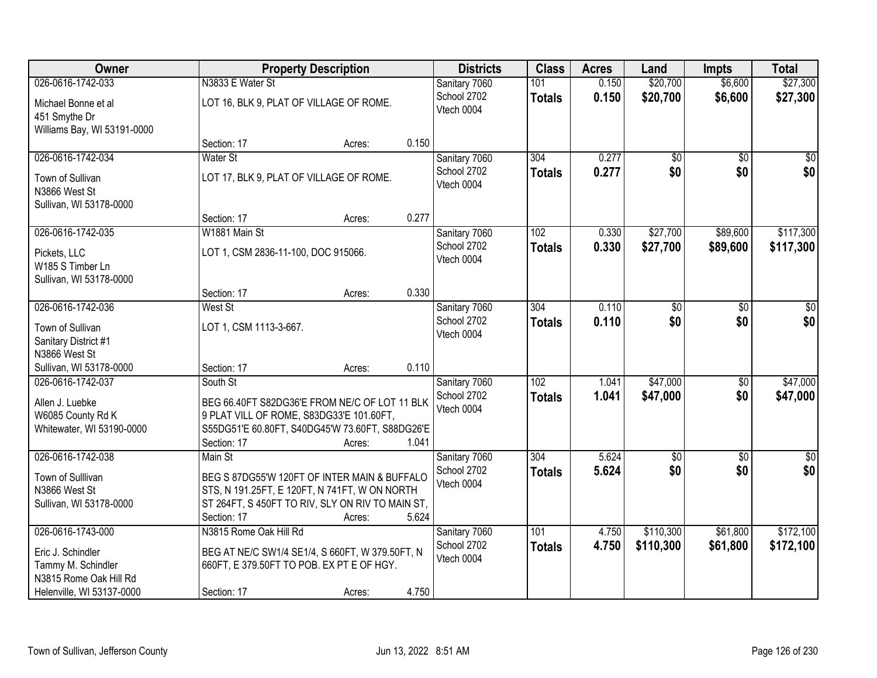| Owner | Property Description | Districts | Class | Acres | Land | Impts | Total |
|---|---|---|---|---|---|---|---|
| 026-0616-1742-033<br>Michael Bonne et al<br>451 Smythe Dr<br>Williams Bay, WI 53191-0000 | N3833 E Water St<br>LOT 16, BLK 9, PLAT OF VILLAGE OF ROME.<br>Section: 17 Acres: 0.150 | Sanitary 7060<br>School 2702<br>Vtech 0004 | 101<br>**Totals** | 0.150<br>**0.150** | $20,700<br>**$20,700** | $6,600<br>**$6,600** | $27,300<br>**$27,300** |
| 026-0616-1742-034<br>Town of Sullivan<br>N3866 West St<br>Sullivan, WI 53178-0000 | Water St<br>LOT 17, BLK 9, PLAT OF VILLAGE OF ROME.<br>Section: 17 Acres: 0.277 | Sanitary 7060<br>School 2702<br>Vtech 0004 | 304<br>**Totals** | 0.277<br>**0.277** | $0<br>**$0** | $0<br>**$0** | $0<br>**$0** |
| 026-0616-1742-035<br>Pickets, LLC<br>W185 S Timber Ln<br>Sullivan, WI 53178-0000 | W1881 Main St<br>LOT 1, CSM 2836-11-100, DOC 915066.<br>Section: 17 Acres: 0.330 | Sanitary 7060<br>School 2702<br>Vtech 0004 | 102<br>**Totals** | 0.330<br>**0.330** | $27,700<br>**$27,700** | $89,600<br>**$89,600** | $117,300<br>**$117,300** |
| 026-0616-1742-036<br>Town of Sullivan<br>Sanitary District #1<br>N3866 West St<br>Sullivan, WI 53178-0000 | West St<br>LOT 1, CSM 1113-3-667.<br>Section: 17 Acres: 0.110 | Sanitary 7060<br>School 2702<br>Vtech 0004 | 304<br>**Totals** | 0.110<br>**0.110** | $0<br>**$0** | $0<br>**$0** | $0<br>**$0** |
| 026-0616-1742-037<br>Allen J. Luebke<br>W6085 County Rd K<br>Whitewater, WI 53190-0000 | South St<br>BEG 66.40FT S82DG36'E FROM NE/C OF LOT 11 BLK 9 PLAT VILL OF ROME, S83DG33'E 101.60FT, S55DG51'E 60.80FT, S40DG45'W 73.60FT, S88DG26'E<br>Section: 17 Acres: 1.041 | Sanitary 7060<br>School 2702<br>Vtech 0004 | 102<br>**Totals** | 1.041<br>**1.041** | $47,000<br>**$47,000** | $0<br>**$0** | $47,000<br>**$47,000** |
| 026-0616-1742-038<br>Town of Sulllivan<br>N3866 West St<br>Sullivan, WI 53178-0000 | Main St<br>BEG S 87DG55'W 120FT OF INTER MAIN & BUFFALO STS, N 191.25FT, E 120FT, N 741FT, W ON NORTH ST 264FT, S 450FT TO RIV, SLY ON RIV TO MAIN ST,<br>Section: 17 Acres: 5.624 | Sanitary 7060<br>School 2702<br>Vtech 0004 | 304<br>**Totals** | 5.624<br>**5.624** | $0<br>**$0** | $0<br>**$0** | $0<br>**$0** |
| 026-0616-1743-000<br>Eric J. Schindler<br>Tammy M. Schindler<br>N3815 Rome Oak Hill Rd<br>Helenville, WI 53137-0000 | N3815 Rome Oak Hill Rd<br>BEG AT NE/C SW1/4 SE1/4, S 660FT, W 379.50FT, N 660FT, E 379.50FT TO POB. EX PT E OF HGY.<br>Section: 17 Acres: 4.750 | Sanitary 7060<br>School 2702<br>Vtech 0004 | 101<br>**Totals** | 4.750<br>**4.750** | $110,300<br>**$110,300** | $61,800<br>**$61,800** | $172,100<br>**$172,100** |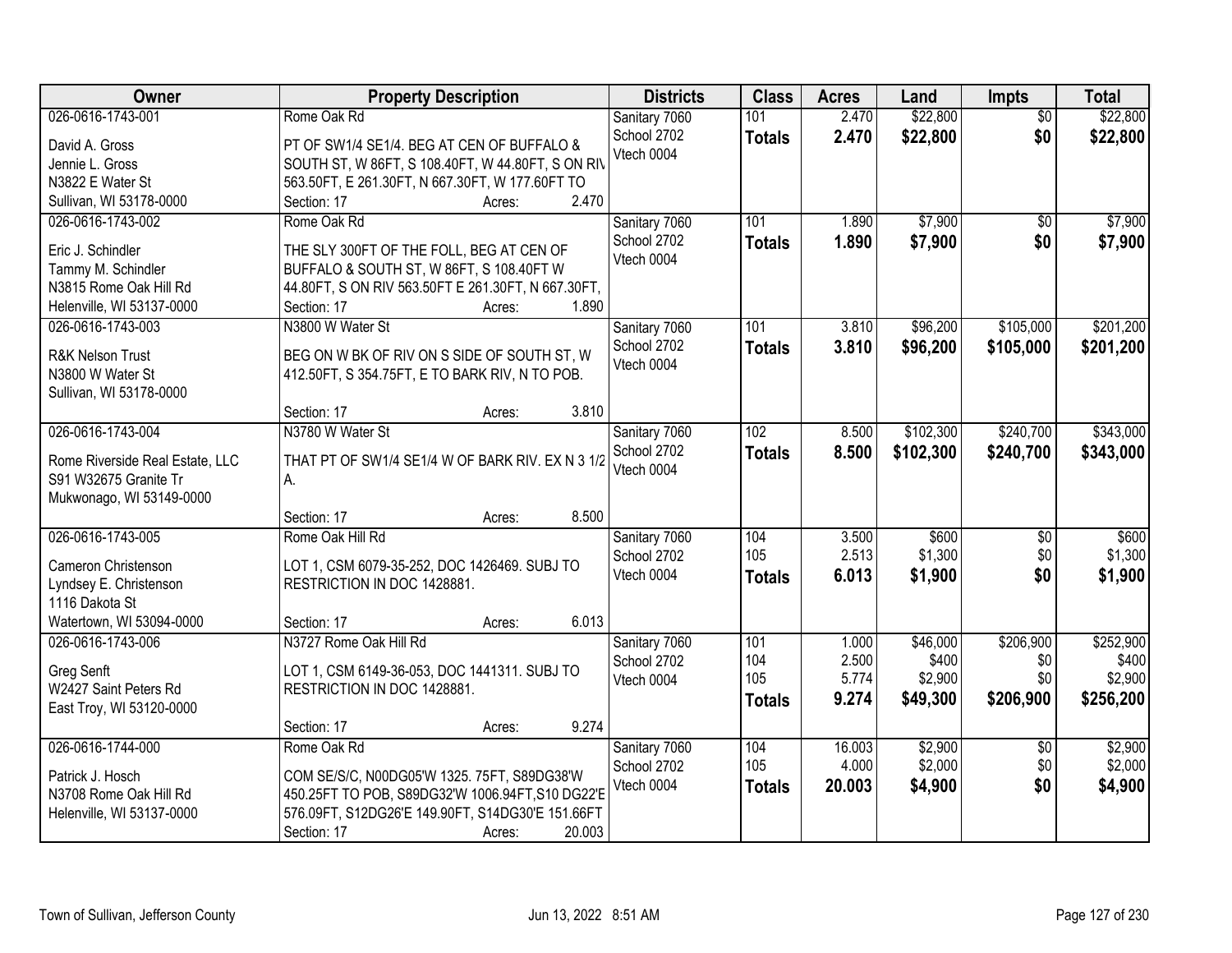| Owner | Property Description | Districts | Class | Acres | Land | Impts | Total |
|---|---|---|---|---|---|---|---|
| 026-0616-1743-001<br>David A. Gross<br>Jennie L. Gross<br>N3822 E Water St<br>Sullivan, WI 53178-0000 | Rome Oak Rd<br>PT OF SW1/4 SE1/4. BEG AT CEN OF BUFFALO & SOUTH ST, W 86FT, S 108.40FT, W 44.80FT, S ON RIV 563.50FT, E 261.30FT, N 667.30FT, W 177.60FT TO<br>Section: 17 Acres: 2.470 | Sanitary 7060<br>School 2702<br>Vtech 0004 | 101<br>**Totals** | 2.470<br>**2.470** | \$22,800<br>**\$22,800** | \$0<br>**\$0** | \$22,800<br>**\$22,800** |
| 026-0616-1743-002<br>Eric J. Schindler<br>Tammy M. Schindler<br>N3815 Rome Oak Hill Rd<br>Helenville, WI 53137-0000 | Rome Oak Rd<br>THE SLY 300FT OF THE FOLL, BEG AT CEN OF BUFFALO & SOUTH ST, W 86FT, S 108.40FT W 44.80FT, S ON RIV 563.50FT E 261.30FT, N 667.30FT,<br>Section: 17 Acres: 1.890 | Sanitary 7060<br>School 2702<br>Vtech 0004 | 101<br>**Totals** | 1.890<br>**1.890** | \$7,900<br>**\$7,900** | \$0<br>**\$0** | \$7,900<br>**\$7,900** |
| 026-0616-1743-003<br>R&K Nelson Trust<br>N3800 W Water St<br>Sullivan, WI 53178-0000 | N3800 W Water St<br>BEG ON W BK OF RIV ON S SIDE OF SOUTH ST, W 412.50FT, S 354.75FT, E TO BARK RIV, N TO POB.<br>Section: 17 Acres: 3.810 | Sanitary 7060<br>School 2702<br>Vtech 0004 | 101<br>**Totals** | 3.810<br>**3.810** | \$96,200<br>**\$96,200** | \$105,000<br>**\$105,000** | \$201,200<br>**\$201,200** |
| 026-0616-1743-004<br>Rome Riverside Real Estate, LLC<br>S91 W32675 Granite Tr<br>Mukwonago, WI 53149-0000 | N3780 W Water St<br>THAT PT OF SW1/4 SE1/4 W OF BARK RIV. EX N 3 1/2 A.<br>Section: 17 Acres: 8.500 | Sanitary 7060<br>School 2702<br>Vtech 0004 | 102<br>**Totals** | 8.500<br>**8.500** | \$102,300<br>**\$102,300** | \$240,700<br>**\$240,700** | \$343,000<br>**\$343,000** |
| 026-0616-1743-005<br>Cameron Christenson<br>Lyndsey E. Christenson<br>1116 Dakota St<br>Watertown, WI 53094-0000 | Rome Oak Hill Rd<br>LOT 1, CSM 6079-35-252, DOC 1426469. SUBJ TO RESTRICTION IN DOC 1428881.<br>Section: 17 Acres: 6.013 | Sanitary 7060<br>School 2702<br>Vtech 0004 | 104<br>105<br>**Totals** | 3.500<br>2.513<br>**6.013** | \$600<br>\$1,300<br>**\$1,900** | \$0<br>\$0<br>**\$0** | \$600<br>\$1,300<br>**\$1,900** |
| 026-0616-1743-006<br>Greg Senft<br>W2427 Saint Peters Rd<br>East Troy, WI 53120-0000 | N3727 Rome Oak Hill Rd<br>LOT 1, CSM 6149-36-053, DOC 1441311. SUBJ TO RESTRICTION IN DOC 1428881.<br>Section: 17 Acres: 9.274 | Sanitary 7060<br>School 2702<br>Vtech 0004 | 101<br>104<br>105<br>**Totals** | 1.000<br>2.500<br>5.774<br>**9.274** | \$46,000<br>\$400<br>\$2,900<br>**\$49,300** | \$206,900<br>\$0<br>\$0<br>**\$206,900** | \$252,900<br>\$400<br>\$2,900<br>**\$256,200** |
| 026-0616-1744-000<br>Patrick J. Hosch<br>N3708 Rome Oak Hill Rd<br>Helenville, WI 53137-0000 | Rome Oak Rd<br>COM SE/S/C, N00DG05'W 1325. 75FT, S89DG38'W 450.25FT TO POB, S89DG32'W 1006.94FT,S10 DG22'E 576.09FT, S12DG26'E 149.90FT, S14DG30'E 151.66FT<br>Section: 17 Acres: 20.003 | Sanitary 7060<br>School 2702<br>Vtech 0004 | 104<br>105<br>**Totals** | 16.003<br>4.000<br>**20.003** | \$2,900<br>\$2,000<br>**\$4,900** | \$0<br>\$0<br>**\$0** | \$2,900<br>\$2,000<br>**\$4,900** |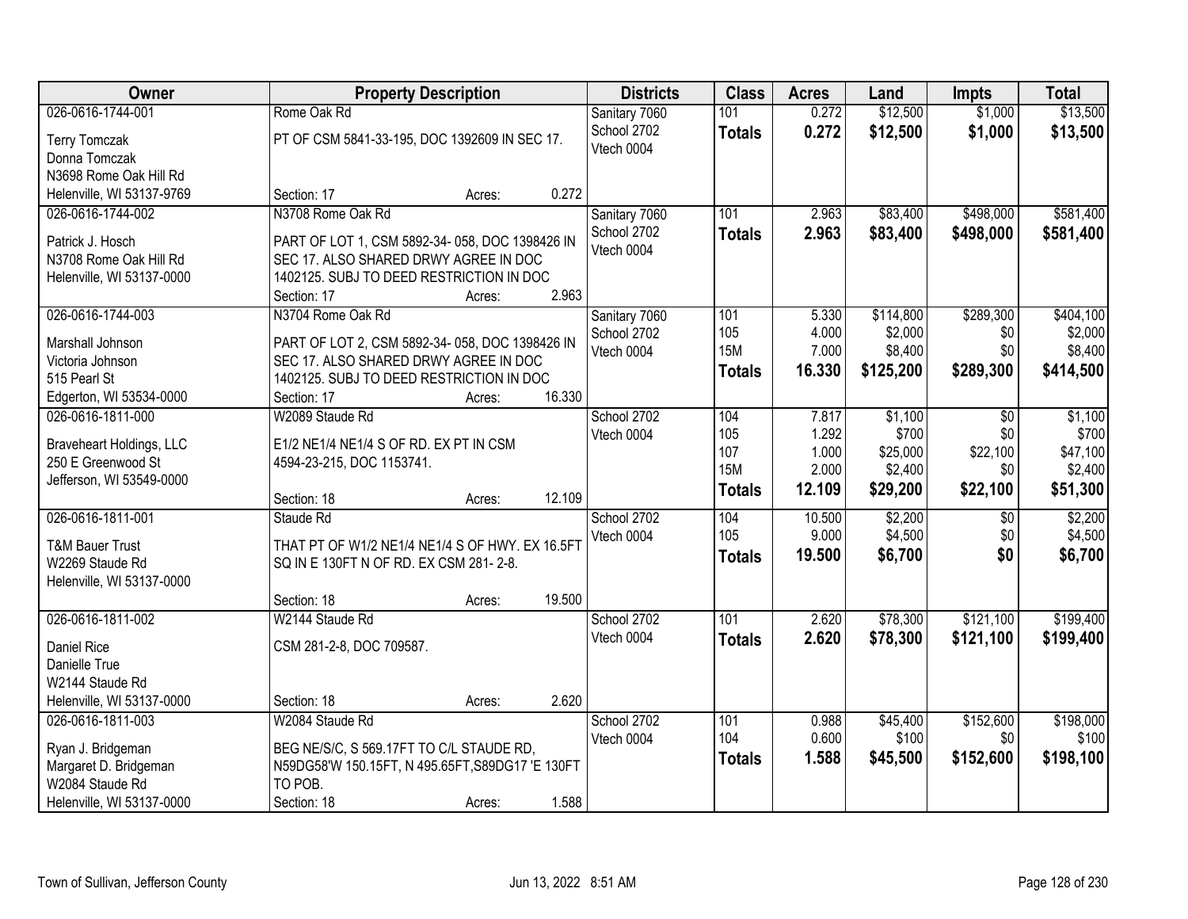| Owner | Property Description | Districts | Class | Acres | Land | Impts | Total |
|---|---|---|---|---|---|---|---|
| 026-0616-1744-001<br>Terry Tomczak<br>Donna Tomczak<br>N3698 Rome Oak Hill Rd<br>Helenville, WI 53137-9769 | Rome Oak Rd<br>PT OF CSM 5841-33-195, DOC 1392609 IN SEC 17.<br>Section: 17 Acres: 0.272 | Sanitary 7060<br>School 2702<br>Vtech 0004 | 101<br>**Totals** | 0.272<br>**0.272** | $12,500<br>**$12,500** | $1,000<br>**$1,000** | $13,500<br>**$13,500** |
| 026-0616-1744-002<br>Patrick J. Hosch<br>N3708 Rome Oak Hill Rd<br>Helenville, WI 53137-0000 | N3708 Rome Oak Rd<br>PART OF LOT 1, CSM 5892-34- 058, DOC 1398426 IN SEC 17. ALSO SHARED DRWY AGREE IN DOC 1402125. SUBJ TO DEED RESTRICTION IN DOC<br>Section: 17 Acres: 2.963 | Sanitary 7060<br>School 2702<br>Vtech 0004 | 101<br>**Totals** | 2.963<br>**2.963** | $83,400<br>**$83,400** | $498,000<br>**$498,000** | $581,400<br>**$581,400** |
| 026-0616-1744-003<br>Marshall Johnson<br>Victoria Johnson<br>515 Pearl St<br>Edgerton, WI 53534-0000 | N3704 Rome Oak Rd<br>PART OF LOT 2, CSM 5892-34- 058, DOC 1398426 IN SEC 17. ALSO SHARED DRWY AGREE IN DOC 1402125. SUBJ TO DEED RESTRICTION IN DOC<br>Section: 17 Acres: 16.330 | Sanitary 7060<br>School 2702<br>Vtech 0004 | 101<br>105<br>15M<br>**Totals** | 5.330<br>4.000<br>7.000<br>**16.330** | $114,800<br>$2,000<br>$8,400<br>**$125,200** | $289,300<br>$0<br>$0<br>**$289,300** | $404,100<br>$2,000<br>$8,400<br>**$414,500** |
| 026-0616-1811-000<br>Braveheart Holdings, LLC<br>250 E Greenwood St<br>Jefferson, WI 53549-0000 | W2089 Staude Rd<br>E1/2 NE1/4 NE1/4 S OF RD. EX PT IN CSM 4594-23-215, DOC 1153741.<br>Section: 18 Acres: 12.109 | School 2702<br>Vtech 0004 | 104<br>105<br>107<br>15M<br>**Totals** | 7.817<br>1.292<br>1.000<br>2.000<br>**12.109** | $1,100<br>$700<br>$25,000<br>$2,400<br>**$29,200** | $0<br>$0<br>$22,100<br>$0<br>**$22,100** | $1,100<br>$700<br>$47,100<br>$2,400<br>**$51,300** |
| 026-0616-1811-001<br>T&M Bauer Trust<br>W2269 Staude Rd<br>Helenville, WI 53137-0000 | Staude Rd<br>THAT PT OF W1/2 NE1/4 NE1/4 S OF HWY. EX 16.5FT SQ IN E 130FT N OF RD. EX CSM 281- 2-8.<br>Section: 18 Acres: 19.500 | School 2702<br>Vtech 0004 | 104<br>105<br>**Totals** | 10.500<br>9.000<br>**19.500** | $2,200<br>$4,500<br>**$6,700** | $0<br>$0<br>**$0** | $2,200<br>$4,500<br>**$6,700** |
| 026-0616-1811-002<br>Daniel Rice<br>Danielle True<br>W2144 Staude Rd<br>Helenville, WI 53137-0000 | W2144 Staude Rd<br>CSM 281-2-8, DOC 709587.<br>Section: 18 Acres: 2.620 | School 2702<br>Vtech 0004 | 101<br>**Totals** | 2.620<br>**2.620** | $78,300<br>**$78,300** | $121,100<br>**$121,100** | $199,400<br>**$199,400** |
| 026-0616-1811-003<br>Ryan J. Bridgeman<br>Margaret D. Bridgeman<br>W2084 Staude Rd<br>Helenville, WI 53137-0000 | W2084 Staude Rd<br>BEG NE/S/C, S 569.17FT TO C/L STAUDE RD, N59DG58'W 150.15FT, N 495.65FT,S89DG17 'E 130FT TO POB.<br>Section: 18 Acres: 1.588 | School 2702<br>Vtech 0004 | 101<br>104<br>**Totals** | 0.988<br>0.600<br>**1.588** | $45,400<br>$100<br>**$45,500** | $152,600<br>$0<br>**$152,600** | $198,000<br>$100<br>**$198,100** |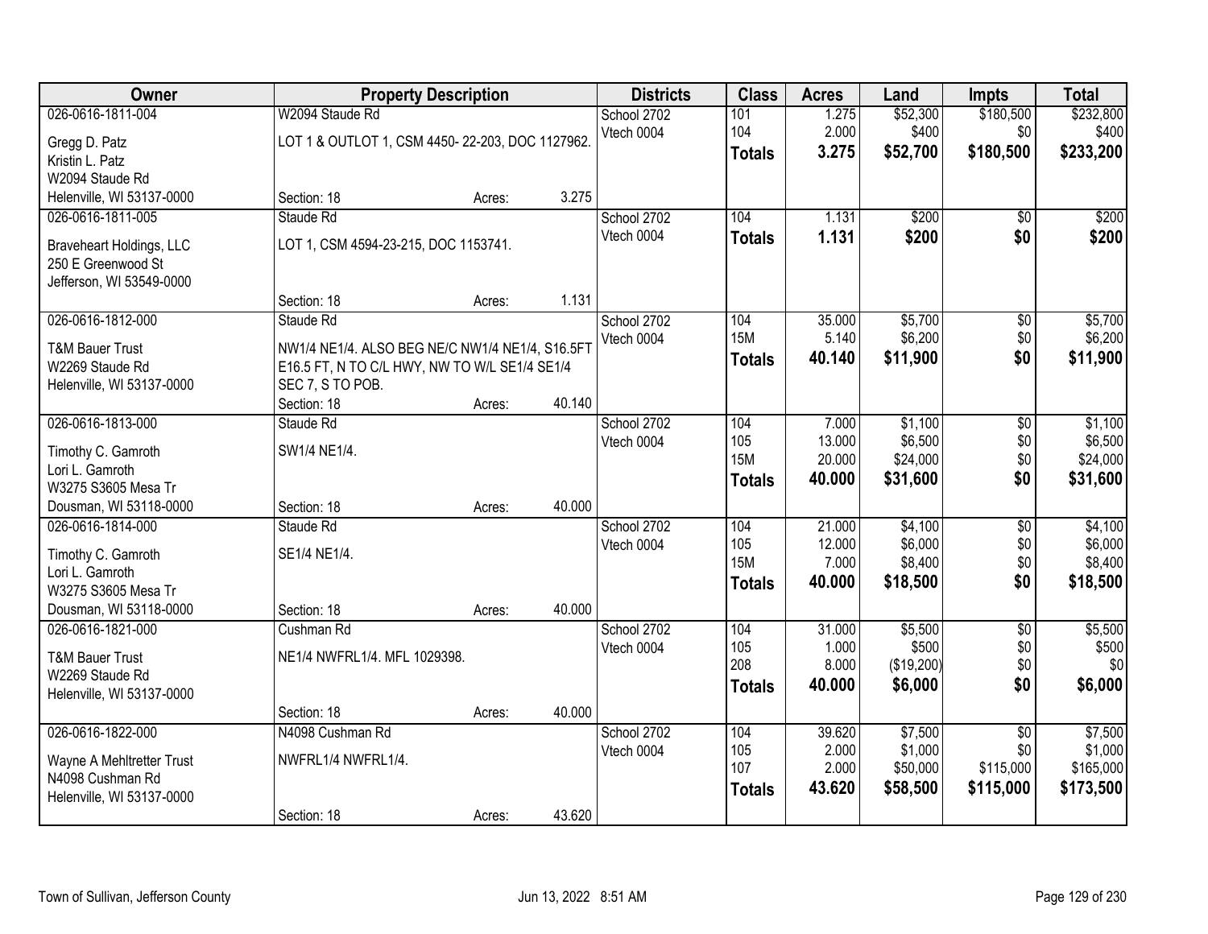| Owner | Property Description | Districts | Class | Acres | Land | Impts | Total |
|---|---|---|---|---|---|---|---|
| 026-0616-1811-004<br>Gregg D. Patz<br>Kristin L. Patz<br>W2094 Staude Rd<br>Helenville, WI 53137-0000 | W2094 Staude Rd<br>LOT 1 & OUTLOT 1, CSM 4450- 22-203, DOC 1127962.<br>Section: 18 Acres: 3.275 | School 2702<br>Vtech 0004 | 101<br>104<br>**Totals** | 1.275<br>2.000<br>**3.275** | $52,300<br>$400<br>**$52,700** | $180,500<br>$0<br>**$180,500** | $232,800<br>$400<br>**$233,200** |
| 026-0616-1811-005<br>Braveheart Holdings, LLC<br>250 E Greenwood St<br>Jefferson, WI 53549-0000 | Staude Rd<br>LOT 1, CSM 4594-23-215, DOC 1153741.<br>Section: 18 Acres: 1.131 | School 2702<br>Vtech 0004 | 104<br>**Totals** | 1.131<br>**1.131** | $200<br>**$200** | $0<br>**$0** | $200<br>**$200** |
| 026-0616-1812-000<br>T&M Bauer Trust<br>W2269 Staude Rd<br>Helenville, WI 53137-0000 | Staude Rd<br>NW1/4 NE1/4. ALSO BEG NE/C NW1/4 NE1/4, S16.5FT E16.5 FT, N TO C/L HWY, NW TO W/L SE1/4 SE1/4 SEC 7, S TO POB.<br>Section: 18 Acres: 40.140 | School 2702<br>Vtech 0004 | 104<br>15M<br>**Totals** | 35.000<br>5.140<br>**40.140** | $5,700<br>$6,200<br>**$11,900** | $0<br>$0<br>**$0** | $5,700<br>$6,200<br>**$11,900** |
| 026-0616-1813-000<br>Timothy C. Gamroth<br>Lori L. Gamroth<br>W3275 S3605 Mesa Tr<br>Dousman, WI 53118-0000 | Staude Rd<br>SW1/4 NE1/4.<br>Section: 18 Acres: 40.000 | School 2702<br>Vtech 0004 | 104<br>105<br>15M<br>**Totals** | 7.000<br>13.000<br>20.000<br>**40.000** | $1,100<br>$6,500<br>$24,000<br>**$31,600** | $0<br>$0<br>$0<br>**$0** | $1,100<br>$6,500<br>$24,000<br>**$31,600** |
| 026-0616-1814-000<br>Timothy C. Gamroth<br>Lori L. Gamroth<br>W3275 S3605 Mesa Tr<br>Dousman, WI 53118-0000 | Staude Rd<br>SE1/4 NE1/4.<br>Section: 18 Acres: 40.000 | School 2702<br>Vtech 0004 | 104<br>105<br>15M<br>**Totals** | 21.000<br>12.000<br>7.000<br>**40.000** | $4,100<br>$6,000<br>$8,400<br>**$18,500** | $0<br>$0<br>$0<br>**$0** | $4,100<br>$6,000<br>$8,400<br>**$18,500** |
| 026-0616-1821-000<br>T&M Bauer Trust<br>W2269 Staude Rd<br>Helenville, WI 53137-0000 | Cushman Rd<br>NE1/4 NWFRL1/4. MFL 1029398.<br>Section: 18 Acres: 40.000 | School 2702<br>Vtech 0004 | 104<br>105<br>208<br>**Totals** | 31.000<br>1.000<br>8.000<br>**40.000** | $5,500<br>$500<br>($19,200)<br>**$6,000** | $0<br>$0<br>$0<br>**$0** | $5,500<br>$500<br>$0<br>**$6,000** |
| 026-0616-1822-000<br>Wayne A Mehltretter Trust<br>N4098 Cushman Rd<br>Helenville, WI 53137-0000 | N4098 Cushman Rd<br>NWFRL1/4 NWFRL1/4.<br>Section: 18 Acres: 43.620 | School 2702<br>Vtech 0004 | 104<br>105<br>107<br>**Totals** | 39.620<br>2.000<br>2.000<br>**43.620** | $7,500<br>$1,000<br>$50,000<br>**$58,500** | $0<br>$0<br>$115,000<br>**$115,000** | $7,500<br>$1,000<br>$165,000<br>**$173,500** |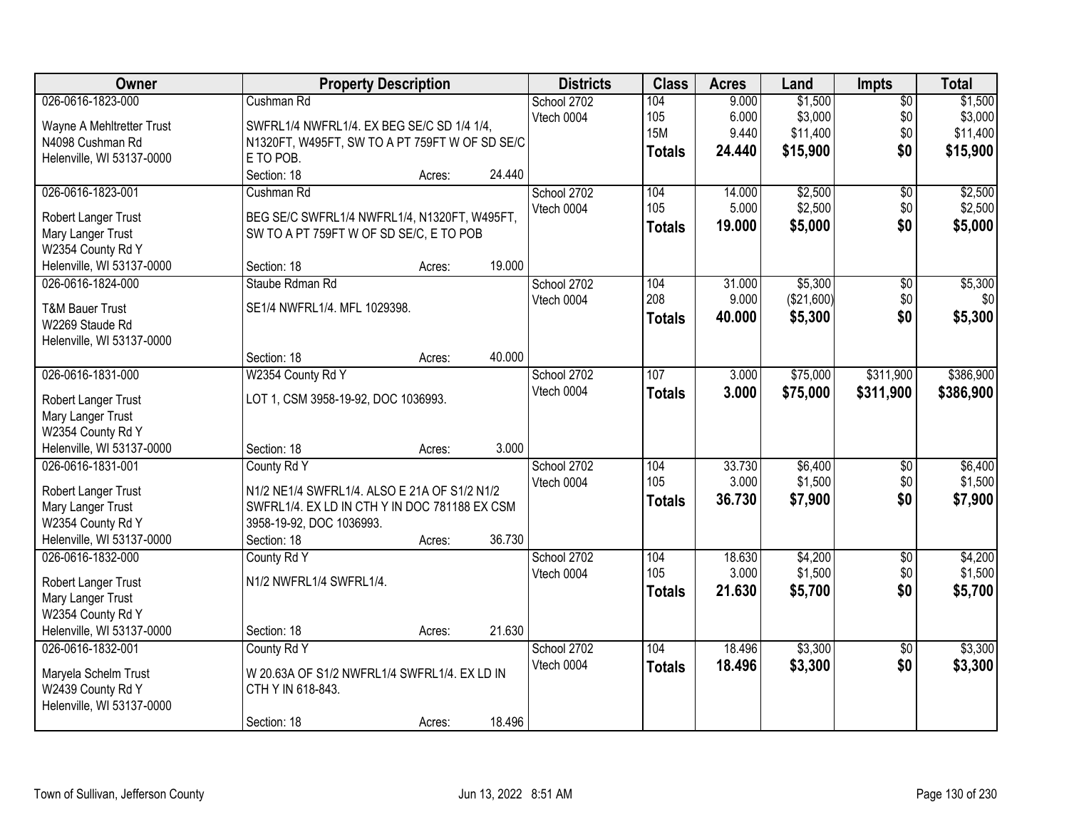| Owner | Property Description | Districts | Class | Acres | Land | Impts | Total |
|---|---|---|---|---|---|---|---|
| 026-0616-1823-000<br>Wayne A Mehltretter Trust<br>N4098 Cushman Rd<br>Helenville, WI 53137-0000 | Cushman Rd<br>SWFRL1/4 NWFRL1/4. EX BEG SE/C SD 1/4 1/4, N1320FT, W495FT, SW TO A PT 759FT W OF SD SE/C E TO POB.<br>Section: 18 Acres: 24.440 | School 2702<br>Vtech 0004 | 104<br>105<br>15M<br>**Totals** | 9.000<br>6.000<br>9.440<br>**24.440** | $1,500<br>$3,000<br>$11,400<br>**$15,900** | $0<br>$0<br>$0<br>**$0** | $1,500<br>$3,000<br>$11,400<br>**$15,900** |
| 026-0616-1823-001<br>Robert Langer Trust<br>Mary Langer Trust<br>W2354 County Rd Y<br>Helenville, WI 53137-0000 | Cushman Rd<br>BEG SE/C SWFRL1/4 NWFRL1/4, N1320FT, W495FT, SW TO A PT 759FT W OF SD SE/C, E TO POB<br>Section: 18 Acres: 19.000 | School 2702<br>Vtech 0004 | 104<br>105<br>**Totals** | 14.000<br>5.000<br>**19.000** | $2,500<br>$2,500<br>**$5,000** | $0<br>$0<br>**$0** | $2,500<br>$2,500<br>**$5,000** |
| 026-0616-1824-000<br>T&M Bauer Trust<br>W2269 Staude Rd<br>Helenville, WI 53137-0000 | Staube Rdman Rd<br>SE1/4 NWFRL1/4. MFL 1029398.<br>Section: 18 Acres: 40.000 | School 2702<br>Vtech 0004 | 104<br>208<br>**Totals** | 31.000<br>9.000<br>**40.000** | $5,300<br>($21,600)<br>**$5,300** | $0<br>$0<br>**$0** | $5,300<br>$0<br>**$5,300** |
| 026-0616-1831-000<br>Robert Langer Trust<br>Mary Langer Trust<br>W2354 County Rd Y<br>Helenville, WI 53137-0000 | W2354 County Rd Y<br>LOT 1, CSM 3958-19-92, DOC 1036993.<br>Section: 18 Acres: 3.000 | School 2702<br>Vtech 0004 | 107<br>**Totals** | 3.000<br>**3.000** | $75,000<br>**$75,000** | $311,900<br>**$311,900** | $386,900<br>**$386,900** |
| 026-0616-1831-001<br>Robert Langer Trust<br>Mary Langer Trust<br>W2354 County Rd Y<br>Helenville, WI 53137-0000 | County Rd Y<br>N1/2 NE1/4 SWFRL1/4. ALSO E 21A OF S1/2 N1/2 SWFRL1/4. EX LD IN CTH Y IN DOC 781188 EX CSM 3958-19-92, DOC 1036993.<br>Section: 18 Acres: 36.730 | School 2702<br>Vtech 0004 | 104<br>105<br>**Totals** | 33.730<br>3.000<br>**36.730** | $6,400<br>$1,500<br>**$7,900** | $0<br>$0<br>**$0** | $6,400<br>$1,500<br>**$7,900** |
| 026-0616-1832-000<br>Robert Langer Trust<br>Mary Langer Trust<br>W2354 County Rd Y<br>Helenville, WI 53137-0000 | County Rd Y<br>N1/2 NWFRL1/4 SWFRL1/4.<br>Section: 18 Acres: 21.630 | School 2702<br>Vtech 0004 | 104<br>105<br>**Totals** | 18.630<br>3.000<br>**21.630** | $4,200<br>$1,500<br>**$5,700** | $0<br>$0<br>**$0** | $4,200<br>$1,500<br>**$5,700** |
| 026-0616-1832-001<br>Maryela Schelm Trust<br>W2439 County Rd Y<br>Helenville, WI 53137-0000 | County Rd Y<br>W 20.63A OF S1/2 NWFRL1/4 SWFRL1/4. EX LD IN CTH Y IN 618-843.<br>Section: 18 Acres: 18.496 | School 2702<br>Vtech 0004 | 104<br>**Totals** | 18.496<br>**18.496** | $3,300<br>**$3,300** | $0<br>**$0** | $3,300<br>**$3,300** |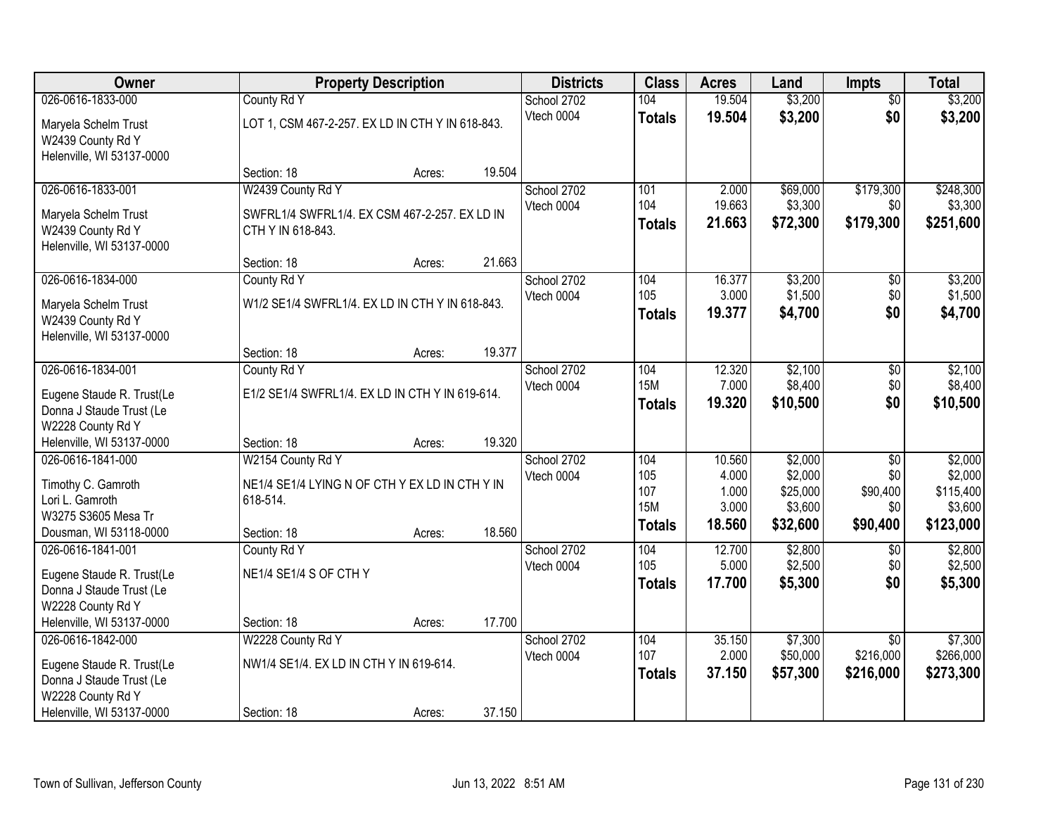| Owner | Property Description | | | Districts | Class | Acres | Land | Impts | Total |
|---|---|---|---|---|---|---|---|---|---|
| 026-0616-1833-000 | County Rd Y | | | School 2702 | 104 | 19.504 | $3,200 | $0 | $3,200 |
| Maryela Schelm Trust | LOT 1, CSM 467-2-257. EX LD IN CTH Y IN 618-843. | | | Vtech 0004 | **Totals** | **19.504** | **$3,200** | **$0** | **$3,200** |
| W2439 County Rd Y | | | | | | | | | |
| Helenville, WI 53137-0000 | | | | | | | | | |
| | Section: 18 | Acres: | 19.504 | | | | | | |
| 026-0616-1833-001 | W2439 County Rd Y | | | School 2702 | 101 | 2.000 | $69,000 | $179,300 | $248,300 |
| Maryela Schelm Trust | SWFRL1/4 SWFRL1/4. EX CSM 467-2-257. EX LD IN CTH Y IN 618-843. | | | Vtech 0004 | 104 | 19.663 | $3,300 | $0 | $3,300 |
| W2439 County Rd Y | | | | | **Totals** | **21.663** | **$72,300** | **$179,300** | **$251,600** |
| Helenville, WI 53137-0000 | | | | | | | | | |
| | Section: 18 | Acres: | 21.663 | | | | | | |
| 026-0616-1834-000 | County Rd Y | | | School 2702 | 104 | 16.377 | $3,200 | $0 | $3,200 |
| Maryela Schelm Trust | W1/2 SE1/4 SWFRL1/4. EX LD IN CTH Y IN 618-843. | | | Vtech 0004 | 105 | 3.000 | $1,500 | $0 | $1,500 |
| W2439 County Rd Y | | | | | **Totals** | **19.377** | **$4,700** | **$0** | **$4,700** |
| Helenville, WI 53137-0000 | | | | | | | | | |
| | Section: 18 | Acres: | 19.377 | | | | | | |
| 026-0616-1834-001 | County Rd Y | | | School 2702 | 104 | 12.320 | $2,100 | $0 | $2,100 |
| Eugene Staude R. Trust(Le | E1/2 SE1/4 SWFRL1/4. EX LD IN CTH Y IN 619-614. | | | Vtech 0004 | 15M | 7.000 | $8,400 | $0 | $8,400 |
| Donna J Staude Trust (Le | | | | | **Totals** | **19.320** | **$10,500** | **$0** | **$10,500** |
| W2228 County Rd Y | | | | | | | | | |
| Helenville, WI 53137-0000 | Section: 18 | Acres: | 19.320 | | | | | | |
| 026-0616-1841-000 | W2154 County Rd Y | | | School 2702 | 104 | 10.560 | $2,000 | $0 | $2,000 |
| Timothy C. Gamroth | NE1/4 SE1/4 LYING N OF CTH Y EX LD IN CTH Y IN 618-514. | | | Vtech 0004 | 105 | 4.000 | $2,000 | $0 | $2,000 |
| Lori L. Gamroth | | | | | 107 | 1.000 | $25,000 | $90,400 | $115,400 |
| W3275 S3605 Mesa Tr | | | | | 15M | 3.000 | $3,600 | $0 | $3,600 |
| Dousman, WI 53118-0000 | Section: 18 | Acres: | 18.560 | | **Totals** | **18.560** | **$32,600** | **$90,400** | **$123,000** |
| 026-0616-1841-001 | County Rd Y | | | School 2702 | 104 | 12.700 | $2,800 | $0 | $2,800 |
| Eugene Staude R. Trust(Le | NE1/4 SE1/4 S OF CTH Y | | | Vtech 0004 | 105 | 5.000 | $2,500 | $0 | $2,500 |
| Donna J Staude Trust (Le | | | | | **Totals** | **17.700** | **$5,300** | **$0** | **$5,300** |
| W2228 County Rd Y | | | | | | | | | |
| Helenville, WI 53137-0000 | Section: 18 | Acres: | 17.700 | | | | | | |
| 026-0616-1842-000 | W2228 County Rd Y | | | School 2702 | 104 | 35.150 | $7,300 | $0 | $7,300 |
| Eugene Staude R. Trust(Le | NW1/4 SE1/4. EX LD IN CTH Y IN 619-614. | | | Vtech 0004 | 107 | 2.000 | $50,000 | $216,000 | $266,000 |
| Donna J Staude Trust (Le | | | | | **Totals** | **37.150** | **$57,300** | **$216,000** | **$273,300** |
| W2228 County Rd Y | | | | | | | | | |
| Helenville, WI 53137-0000 | Section: 18 | Acres: | 37.150 | | | | | | |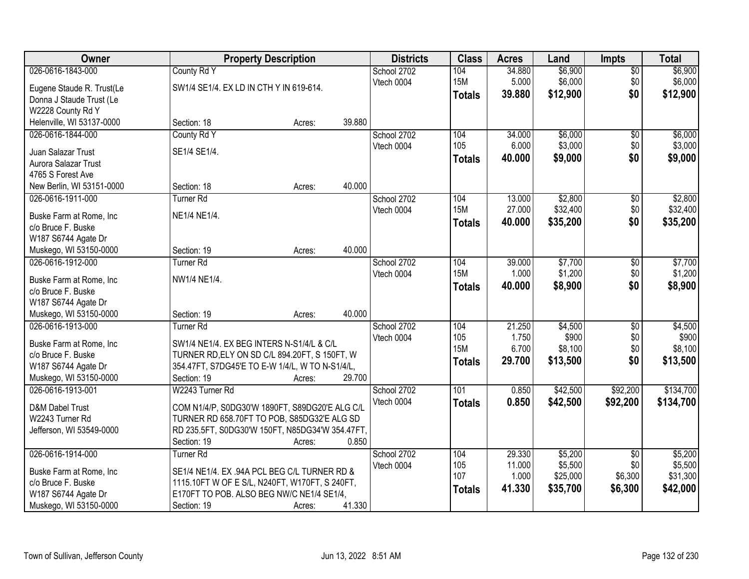| Owner | Property Description | Districts | Class | Acres | Land | Impts | Total |
|---|---|---|---|---|---|---|---|
| 026-0616-1843-000<br>Eugene Staude R. Trust(Le<br>Donna J Staude Trust (Le<br>W2228 County Rd Y<br>Helenville, WI 53137-0000 | County Rd Y<br>SW1/4 SE1/4. EX LD IN CTH Y IN 619-614.<br>Section: 18 Acres: 39.880 | School 2702<br>Vtech 0004 | 104<br>15M<br>**Totals** | 34.880<br>5.000<br>**39.880** | $6,900<br>$6,000<br>**$12,900** | $0<br>$0<br>**$0** | $6,900<br>$6,000<br>**$12,900** |
| 026-0616-1844-000<br>Juan Salazar Trust<br>Aurora Salazar Trust<br>4765 S Forest Ave<br>New Berlin, WI 53151-0000 | County Rd Y<br>SE1/4 SE1/4.<br>Section: 18 Acres: 40.000 | School 2702<br>Vtech 0004 | 104<br>105<br>**Totals** | 34.000<br>6.000<br>**40.000** | $6,000<br>$3,000<br>**$9,000** | $0<br>$0<br>**$0** | $6,000<br>$3,000<br>**$9,000** |
| 026-0616-1911-000<br>Buske Farm at Rome, Inc<br>c/o Bruce F. Buske<br>W187 S6744 Agate Dr<br>Muskego, WI 53150-0000 | Turner Rd<br>NE1/4 NE1/4.<br>Section: 19 Acres: 40.000 | School 2702<br>Vtech 0004 | 104<br>15M<br>**Totals** | 13.000<br>27.000<br>**40.000** | $2,800<br>$32,400<br>**$35,200** | $0<br>$0<br>**$0** | $2,800<br>$32,400<br>**$35,200** |
| 026-0616-1912-000<br>Buske Farm at Rome, Inc<br>c/o Bruce F. Buske<br>W187 S6744 Agate Dr<br>Muskego, WI 53150-0000 | Turner Rd<br>NW1/4 NE1/4.<br>Section: 19 Acres: 40.000 | School 2702<br>Vtech 0004 | 104<br>15M<br>**Totals** | 39.000<br>1.000<br>**40.000** | $7,700<br>$1,200<br>**$8,900** | $0<br>$0<br>**$0** | $7,700<br>$1,200<br>**$8,900** |
| 026-0616-1913-000<br>Buske Farm at Rome, Inc<br>c/o Bruce F. Buske<br>W187 S6744 Agate Dr<br>Muskego, WI 53150-0000 | Turner Rd<br>SW1/4 NE1/4. EX BEG INTERS N-S1/4/L & C/L TURNER RD,ELY ON SD C/L 894.20FT, S 150FT, W 354.47FT, S7DG45'E TO E-W 1/4/L, W TO N-S1/4/L,<br>Section: 19 Acres: 29.700 | School 2702<br>Vtech 0004 | 104<br>105<br>15M<br>**Totals** | 21.250<br>1.750<br>6.700<br>**29.700** | $4,500<br>$900<br>$8,100<br>**$13,500** | $0<br>$0<br>$0<br>**$0** | $4,500<br>$900<br>$8,100<br>**$13,500** |
| 026-0616-1913-001<br>D&M Dabel Trust<br>W2243 Turner Rd<br>Jefferson, WI 53549-0000 | W2243 Turner Rd<br>COM N1/4/P, S0DG30'W 1890FT, S89DG20'E ALG C/L TURNER RD 658.70FT TO POB, S85DG32'E ALG SD RD 235.5FT, S0DG30'W 150FT, N85DG34'W 354.47FT,<br>Section: 19 Acres: 0.850 | School 2702<br>Vtech 0004 | 101<br>**Totals** | 0.850<br>**0.850** | $42,500<br>**$42,500** | $92,200<br>**$92,200** | $134,700<br>**$134,700** |
| 026-0616-1914-000<br>Buske Farm at Rome, Inc<br>c/o Bruce F. Buske<br>W187 S6744 Agate Dr<br>Muskego, WI 53150-0000 | Turner Rd<br>SE1/4 NE1/4. EX .94A PCL BEG C/L TURNER RD & 1115.10FT W OF E S/L, N240FT, W170FT, S 240FT, E170FT TO POB. ALSO BEG NW/C NE1/4 SE1/4,<br>Section: 19 Acres: 41.330 | School 2702<br>Vtech 0004 | 104<br>105<br>107<br>**Totals** | 29.330<br>11.000<br>1.000<br>**41.330** | $5,200<br>$5,500<br>$25,000<br>**$35,700** | $0<br>$0<br>$6,300<br>**$6,300** | $5,200<br>$5,500<br>$31,300<br>**$42,000** |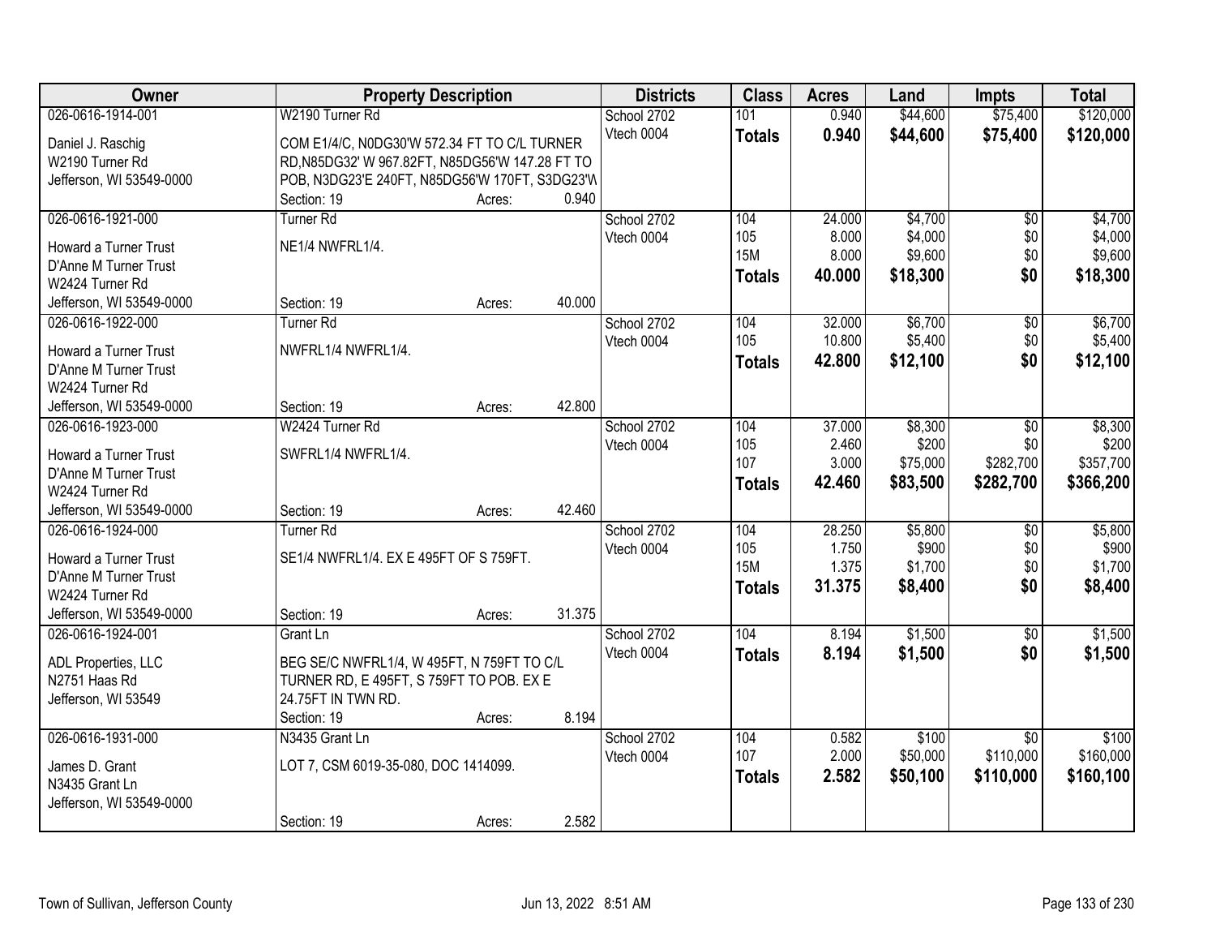| Owner | Property Description | Districts | Class | Acres | Land | Impts | Total |
|---|---|---|---|---|---|---|---|
| 026-0616-1914-001<br>Daniel J. Raschig<br>W2190 Turner Rd<br>Jefferson, WI 53549-0000 | W2190 Turner Rd<br>COM E1/4/C, N0DG30'W 572.34 FT TO C/L TURNER RD,N85DG32' W 967.82FT, N85DG56'W 147.28 FT TO POB, N3DG23'E 240FT, N85DG56'W 170FT, S3DG23'W<br>Section: 19 Acres: 0.940 | School 2702<br>Vtech 0004 | 101<br>**Totals** | 0.940<br>**0.940** | $44,600<br>**$44,600** | $75,400<br>**$75,400** | $120,000<br>**$120,000** |
| 026-0616-1921-000<br>Howard a Turner Trust<br>D'Anne M Turner Trust<br>W2424 Turner Rd<br>Jefferson, WI 53549-0000 | Turner Rd<br>NE1/4 NWFRL1/4.<br>Section: 19 Acres: 40.000 | School 2702<br>Vtech 0004 | 104<br>105<br>15M<br>**Totals** | 24.000<br>8.000<br>8.000<br>**40.000** | $4,700<br>$4,000<br>$9,600<br>**$18,300** | $0<br>$0<br>$0<br>**$0** | $4,700<br>$4,000<br>$9,600<br>**$18,300** |
| 026-0616-1922-000<br>Howard a Turner Trust<br>D'Anne M Turner Trust<br>W2424 Turner Rd<br>Jefferson, WI 53549-0000 | Turner Rd<br>NWFRL1/4 NWFRL1/4.<br>Section: 19 Acres: 42.800 | School 2702<br>Vtech 0004 | 104<br>105<br>**Totals** | 32.000<br>10.800<br>**42.800** | $6,700<br>$5,400<br>**$12,100** | $0<br>$0<br>**$0** | $6,700<br>$5,400<br>**$12,100** |
| 026-0616-1923-000<br>Howard a Turner Trust<br>D'Anne M Turner Trust<br>W2424 Turner Rd<br>Jefferson, WI 53549-0000 | W2424 Turner Rd<br>SWFRL1/4 NWFRL1/4.<br>Section: 19 Acres: 42.460 | School 2702<br>Vtech 0004 | 104<br>105<br>107<br>**Totals** | 37.000<br>2.460<br>3.000<br>**42.460** | $8,300<br>$200<br>$75,000<br>**$83,500** | $0<br>$0<br>$282,700<br>**$282,700** | $8,300<br>$200<br>$357,700<br>**$366,200** |
| 026-0616-1924-000<br>Howard a Turner Trust<br>D'Anne M Turner Trust<br>W2424 Turner Rd<br>Jefferson, WI 53549-0000 | Turner Rd<br>SE1/4 NWFRL1/4. EX E 495FT OF S 759FT.<br>Section: 19 Acres: 31.375 | School 2702<br>Vtech 0004 | 104<br>105<br>15M<br>**Totals** | 28.250<br>1.750<br>1.375<br>**31.375** | $5,800<br>$900<br>$1,700<br>**$8,400** | $0<br>$0<br>$0<br>**$0** | $5,800<br>$900<br>$1,700<br>**$8,400** |
| 026-0616-1924-001<br>ADL Properties, LLC<br>N2751 Haas Rd<br>Jefferson, WI 53549 | Grant Ln<br>BEG SE/C NWFRL1/4, W 495FT, N 759FT TO C/L TURNER RD, E 495FT, S 759FT TO POB. EX E 24.75FT IN TWN RD.<br>Section: 19 Acres: 8.194 | School 2702<br>Vtech 0004 | 104<br>**Totals** | 8.194<br>**8.194** | $1,500<br>**$1,500** | $0<br>**$0** | $1,500<br>**$1,500** |
| 026-0616-1931-000<br>James D. Grant<br>N3435 Grant Ln<br>Jefferson, WI 53549-0000 | N3435 Grant Ln<br>LOT 7, CSM 6019-35-080, DOC 1414099.<br>Section: 19 Acres: 2.582 | School 2702<br>Vtech 0004 | 104<br>107<br>**Totals** | 0.582<br>2.000<br>**2.582** | $100<br>$50,000<br>**$50,100** | $0<br>$110,000<br>**$110,000** | $100<br>$160,000<br>**$160,100** |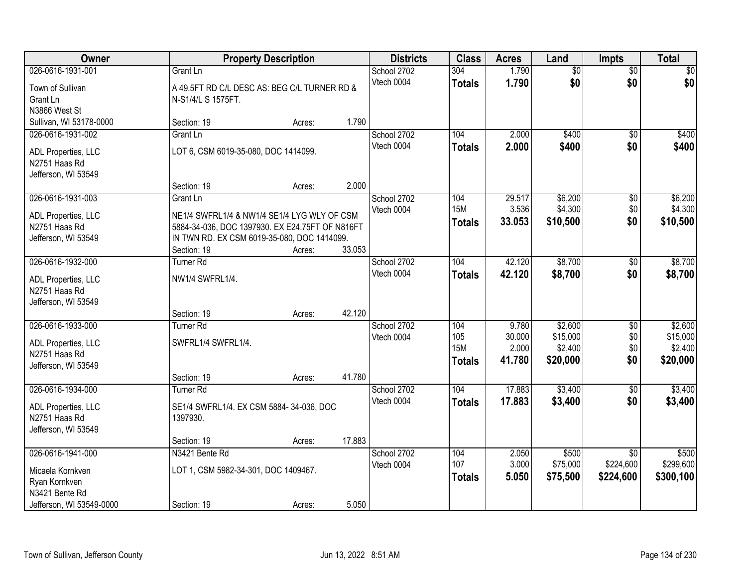| Owner | Property Description | | | Districts | Class | Acres | Land | Impts | Total |
|---|---|---|---|---|---|---|---|---|---|
| 026-0616-1931-001 | Grant Ln | | | School 2702 | 304 | 1.790 | $0 | $0 | $0 |
| Town of Sullivan<br>Grant Ln<br>N3866 West St<br>Sullivan, WI 53178-0000 | A 49.5FT RD C/L DESC AS: BEG C/L TURNER RD & N-S1/4/L S 1575FT. | | | Vtech 0004 | **Totals** | **1.790** | **$0** | **$0** | **$0** |
| | Section: 19 | Acres: | 1.790 | | | | | | |
| 026-0616-1931-002 | Grant Ln | | | School 2702 | 104 | 2.000 | $400 | $0 | $400 |
| ADL Properties, LLC<br>N2751 Haas Rd<br>Jefferson, WI 53549 | LOT 6, CSM 6019-35-080, DOC 1414099. | | | Vtech 0004 | **Totals** | **2.000** | **$400** | **$0** | **$400** |
| | Section: 19 | Acres: | 2.000 | | | | | | |
| 026-0616-1931-003 | Grant Ln | | | School 2702 | 104 | 29.517 | $6,200 | $0 | $6,200 |
| ADL Properties, LLC<br>N2751 Haas Rd<br>Jefferson, WI 53549 | NE1/4 SWFRL1/4 & NW1/4 SE1/4 LYG WLY OF CSM 5884-34-036, DOC 1397930. EX E24.75FT OF N816FT IN TWN RD. EX CSM 6019-35-080, DOC 1414099. | | | Vtech 0004 | 15M | 3.536 | $4,300 | $0 | $4,300 |
| | | | | | **Totals** | **33.053** | **$10,500** | **$0** | **$10,500** |
| | Section: 19 | Acres: | 33.053 | | | | | | |
| 026-0616-1932-000 | Turner Rd | | | School 2702 | 104 | 42.120 | $8,700 | $0 | $8,700 |
| ADL Properties, LLC<br>N2751 Haas Rd<br>Jefferson, WI 53549 | NW1/4 SWFRL1/4. | | | Vtech 0004 | **Totals** | **42.120** | **$8,700** | **$0** | **$8,700** |
| | Section: 19 | Acres: | 42.120 | | | | | | |
| 026-0616-1933-000 | Turner Rd | | | School 2702 | 104 | 9.780 | $2,600 | $0 | $2,600 |
| ADL Properties, LLC<br>N2751 Haas Rd<br>Jefferson, WI 53549 | SWFRL1/4 SWFRL1/4. | | | Vtech 0004 | 105 | 30.000 | $15,000 | $0 | $15,000 |
| | | | | | 15M | 2.000 | $2,400 | $0 | $2,400 |
| | | | | | **Totals** | **41.780** | **$20,000** | **$0** | **$20,000** |
| | Section: 19 | Acres: | 41.780 | | | | | | |
| 026-0616-1934-000 | Turner Rd | | | School 2702 | 104 | 17.883 | $3,400 | $0 | $3,400 |
| ADL Properties, LLC<br>N2751 Haas Rd<br>Jefferson, WI 53549 | SE1/4 SWFRL1/4. EX CSM 5884- 34-036, DOC 1397930. | | | Vtech 0004 | **Totals** | **17.883** | **$3,400** | **$0** | **$3,400** |
| | Section: 19 | Acres: | 17.883 | | | | | | |
| 026-0616-1941-000 | N3421 Bente Rd | | | School 2702 | 104 | 2.050 | $500 | $0 | $500 |
| Micaela Kornkven<br>Ryan Kornkven<br>N3421 Bente Rd<br>Jefferson, WI 53549-0000 | LOT 1, CSM 5982-34-301, DOC 1409467. | | | Vtech 0004 | 107 | 3.000 | $75,000 | $224,600 | $299,600 |
| | | | | | **Totals** | **5.050** | **$75,500** | **$224,600** | **$300,100** |
| | Section: 19 | Acres: | 5.050 | | | | | | |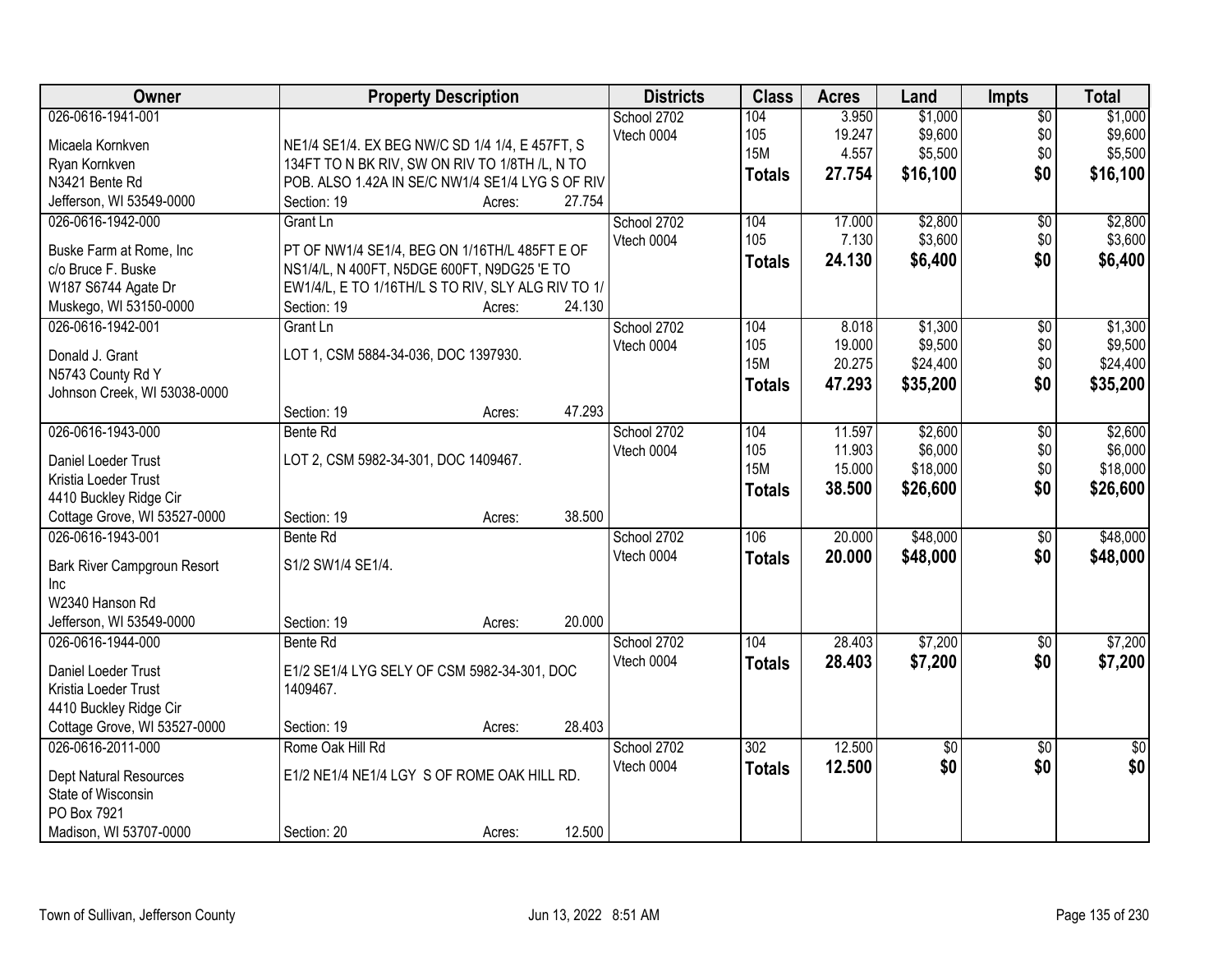| Owner | Property Description | Districts | Class | Acres | Land | Impts | Total |
|---|---|---|---|---|---|---|---|
| 026-0616-1941-001<br>Micaela Kornkven<br>Ryan Kornkven<br>N3421 Bente Rd<br>Jefferson, WI 53549-0000 | NE1/4 SE1/4. EX BEG NW/C SD 1/4 1/4, E 457FT, S 134FT TO N BK RIV, SW ON RIV TO 1/8TH /L, N TO POB. ALSO 1.42A IN SE/C NW1/4 SE1/4 LYG S OF RIV<br>Section: 19 Acres: 27.754 | School 2702<br>Vtech 0004 | 104<br>105<br>15M<br>**Totals** | 3.950<br>19.247<br>4.557<br>**27.754** | $1,000<br>$9,600<br>$5,500<br>**$16,100** | $0<br>$0<br>$0<br>**$0** | $1,000<br>$9,600<br>$5,500<br>**$16,100** |
| 026-0616-1942-000<br>Buske Farm at Rome, Inc<br>c/o Bruce F. Buske<br>W187 S6744 Agate Dr<br>Muskego, WI 53150-0000 | Grant Ln<br>PT OF NW1/4 SE1/4, BEG ON 1/16TH/L 485FT E OF NS1/4/L, N 400FT, N5DGE 600FT, N9DG25 'E TO EW1/4/L, E TO 1/16TH/L S TO RIV, SLY ALG RIV TO 1/<br>Section: 19 Acres: 24.130 | School 2702<br>Vtech 0004 | 104<br>105<br>**Totals** | 17.000<br>7.130<br>**24.130** | $2,800<br>$3,600<br>**$6,400** | $0<br>$0<br>**$0** | $2,800<br>$3,600<br>**$6,400** |
| 026-0616-1942-001<br>Donald J. Grant<br>N5743 County Rd Y<br>Johnson Creek, WI 53038-0000 | Grant Ln<br>LOT 1, CSM 5884-34-036, DOC 1397930.<br>Section: 19 Acres: 47.293 | School 2702<br>Vtech 0004 | 104<br>105<br>15M<br>**Totals** | 8.018<br>19.000<br>20.275<br>**47.293** | $1,300<br>$9,500<br>$24,400<br>**$35,200** | $0<br>$0<br>$0<br>**$0** | $1,300<br>$9,500<br>$24,400<br>**$35,200** |
| 026-0616-1943-000<br>Daniel Loeder Trust<br>Kristia Loeder Trust<br>4410 Buckley Ridge Cir<br>Cottage Grove, WI 53527-0000 | Bente Rd<br>LOT 2, CSM 5982-34-301, DOC 1409467.<br>Section: 19 Acres: 38.500 | School 2702<br>Vtech 0004 | 104<br>105<br>15M<br>**Totals** | 11.597<br>11.903<br>15.000<br>**38.500** | $2,600<br>$6,000<br>$18,000<br>**$26,600** | $0<br>$0<br>$0<br>**$0** | $2,600<br>$6,000<br>$18,000<br>**$26,600** |
| 026-0616-1943-001<br>Bark River Campgroun Resort Inc<br>W2340 Hanson Rd<br>Jefferson, WI 53549-0000 | Bente Rd<br>S1/2 SW1/4 SE1/4.<br>Section: 19 Acres: 20.000 | School 2702<br>Vtech 0004 | 106<br>**Totals** | 20.000<br>**20.000** | $48,000<br>**$48,000** | $0<br>**$0** | $48,000<br>**$48,000** |
| 026-0616-1944-000<br>Daniel Loeder Trust<br>Kristia Loeder Trust<br>4410 Buckley Ridge Cir<br>Cottage Grove, WI 53527-0000 | Bente Rd<br>E1/2 SE1/4 LYG SELY OF CSM 5982-34-301, DOC 1409467.<br>Section: 19 Acres: 28.403 | School 2702<br>Vtech 0004 | 104<br>**Totals** | 28.403<br>**28.403** | $7,200<br>**$7,200** | $0<br>**$0** | $7,200<br>**$7,200** |
| 026-0616-2011-000<br>Dept Natural Resources<br>State of Wisconsin<br>PO Box 7921<br>Madison, WI 53707-0000 | Rome Oak Hill Rd<br>E1/2 NE1/4 NE1/4 LGY S OF ROME OAK HILL RD.<br>Section: 20 Acres: 12.500 | School 2702<br>Vtech 0004 | 302<br>**Totals** | 12.500<br>**12.500** | $0<br>**$0** | $0<br>**$0** | $0<br>**$0** |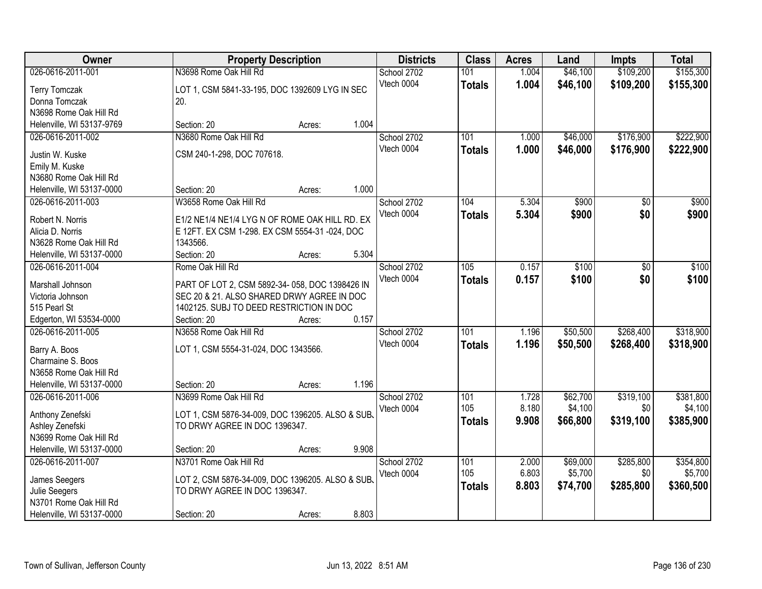| Owner | Property Description | Districts | Class | Acres | Land | Impts | Total |
|---|---|---|---|---|---|---|---|
| 026-0616-2011-001<br>Terry Tomczak<br>Donna Tomczak<br>N3698 Rome Oak Hill Rd<br>Helenville, WI 53137-9769 | N3698 Rome Oak Hill Rd<br>LOT 1, CSM 5841-33-195, DOC 1392609 LYG IN SEC 20.<br>Section: 20 Acres: 1.004 | School 2702<br>Vtech 0004 | 101<br>**Totals** | 1.004<br>**1.004** | $46,100<br>**$46,100** | $109,200<br>**$109,200** | $155,300<br>**$155,300** |
| 026-0616-2011-002<br>Justin W. Kuske<br>Emily M. Kuske<br>N3680 Rome Oak Hill Rd<br>Helenville, WI 53137-0000 | N3680 Rome Oak Hill Rd<br>CSM 240-1-298, DOC 707618.<br>Section: 20 Acres: 1.000 | School 2702<br>Vtech 0004 | 101<br>**Totals** | 1.000<br>**1.000** | $46,000<br>**$46,000** | $176,900<br>**$176,900** | $222,900<br>**$222,900** |
| 026-0616-2011-003<br>Robert N. Norris<br>Alicia D. Norris<br>N3628 Rome Oak Hill Rd<br>Helenville, WI 53137-0000 | W3658 Rome Oak Hill Rd<br>E1/2 NE1/4 NE1/4 LYG N OF ROME OAK HILL RD. EX E 12FT. EX CSM 1-298. EX CSM 5554-31 -024, DOC 1343566.<br>Section: 20 Acres: 5.304 | School 2702<br>Vtech 0004 | 104<br>**Totals** | 5.304<br>**5.304** | $900<br>**$900** | $0<br>**$0** | $900<br>**$900** |
| 026-0616-2011-004<br>Marshall Johnson<br>Victoria Johnson<br>515 Pearl St<br>Edgerton, WI 53534-0000 | Rome Oak Hill Rd<br>PART OF LOT 2, CSM 5892-34- 058, DOC 1398426 IN SEC 20 & 21. ALSO SHARED DRWY AGREE IN DOC 1402125. SUBJ TO DEED RESTRICTION IN DOC<br>Section: 20 Acres: 0.157 | School 2702<br>Vtech 0004 | 105<br>**Totals** | 0.157<br>**0.157** | $100<br>**$100** | $0<br>**$0** | $100<br>**$100** |
| 026-0616-2011-005<br>Barry A. Boos<br>Charmaine S. Boos<br>N3658 Rome Oak Hill Rd<br>Helenville, WI 53137-0000 | N3658 Rome Oak Hill Rd<br>LOT 1, CSM 5554-31-024, DOC 1343566.<br>Section: 20 Acres: 1.196 | School 2702<br>Vtech 0004 | 101<br>**Totals** | 1.196<br>**1.196** | $50,500<br>**$50,500** | $268,400<br>**$268,400** | $318,900<br>**$318,900** |
| 026-0616-2011-006<br>Anthony Zenefski<br>Ashley Zenefski<br>N3699 Rome Oak Hill Rd<br>Helenville, WI 53137-0000 | N3699 Rome Oak Hill Rd<br>LOT 1, CSM 5876-34-009, DOC 1396205. ALSO & SUBJ TO DRWY AGREE IN DOC 1396347.<br>Section: 20 Acres: 9.908 | School 2702<br>Vtech 0004 | 101<br>105<br>**Totals** | 1.728<br>8.180<br>**9.908** | $62,700<br>$4,100<br>**$66,800** | $319,100<br>$0<br>**$319,100** | $381,800<br>$4,100<br>**$385,900** |
| 026-0616-2011-007<br>James Seegers<br>Julie Seegers<br>N3701 Rome Oak Hill Rd<br>Helenville, WI 53137-0000 | N3701 Rome Oak Hill Rd<br>LOT 2, CSM 5876-34-009, DOC 1396205. ALSO & SUBJ TO DRWY AGREE IN DOC 1396347.<br>Section: 20 Acres: 8.803 | School 2702<br>Vtech 0004 | 101<br>105<br>**Totals** | 2.000<br>6.803<br>**8.803** | $69,000<br>$5,700<br>**$74,700** | $285,800<br>$0<br>**$285,800** | $354,800<br>$5,700<br>**$360,500** |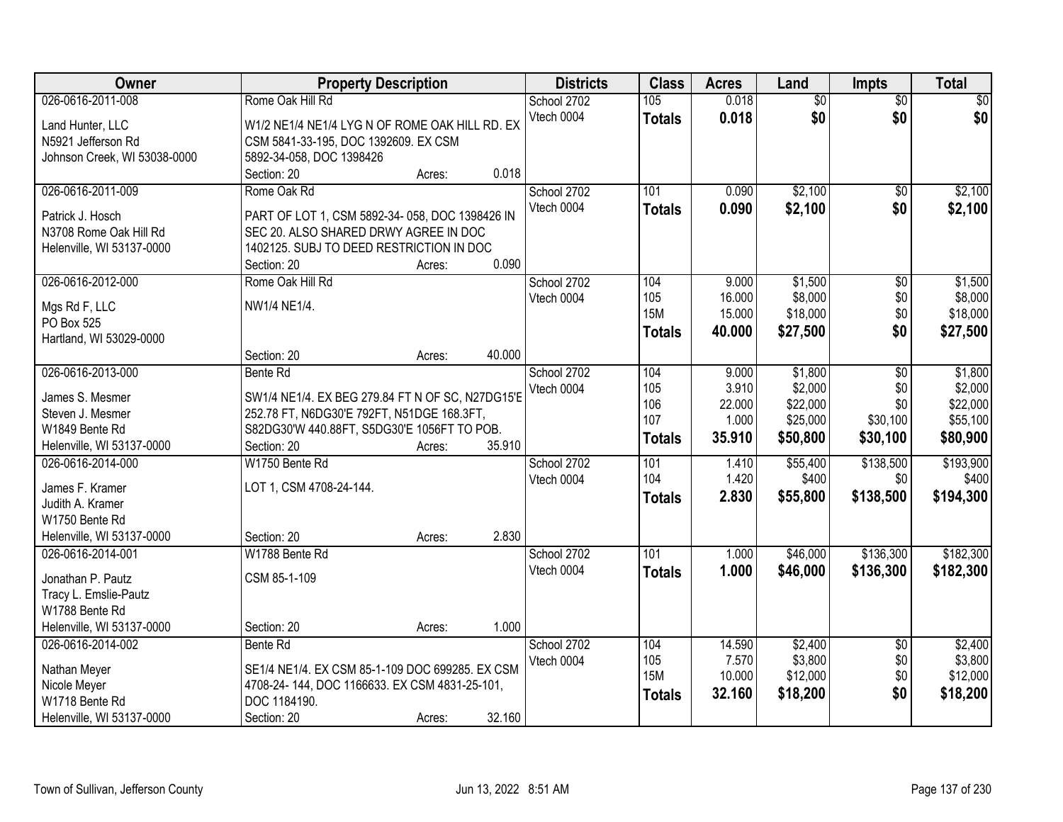| Owner | Property Description | Districts | Class | Acres | Land | Impts | Total |
|---|---|---|---|---|---|---|---|
| 026-0616-2011-008<br><br>Land Hunter, LLC<br>N5921 Jefferson Rd<br>Johnson Creek, WI 53038-0000 | Rome Oak Hill Rd<br><br>W1/2 NE1/4 NE1/4 LYG N OF ROME OAK HILL RD. EX CSM 5841-33-195, DOC 1392609. EX CSM 5892-34-058, DOC 1398426<br>Section: 20 Acres: 0.018 | School 2702<br>Vtech 0004 | 105<br>**Totals** | 0.018<br>**0.018** | $0<br>**$0** | $0<br>**$0** | $0<br>**$0** |
| 026-0616-2011-009<br><br>Patrick J. Hosch<br>N3708 Rome Oak Hill Rd<br>Helenville, WI 53137-0000 | Rome Oak Rd<br><br>PART OF LOT 1, CSM 5892-34- 058, DOC 1398426 IN SEC 20. ALSO SHARED DRWY AGREE IN DOC 1402125. SUBJ TO DEED RESTRICTION IN DOC<br>Section: 20 Acres: 0.090 | School 2702<br>Vtech 0004 | 101<br>**Totals** | 0.090<br>**0.090** | $2,100<br>**$2,100** | $0<br>**$0** | $2,100<br>**$2,100** |
| 026-0616-2012-000<br><br>Mgs Rd F, LLC<br>PO Box 525<br>Hartland, WI 53029-0000 | Rome Oak Hill Rd<br><br>NW1/4 NE1/4.<br><br>Section: 20 Acres: 40.000 | School 2702<br>Vtech 0004 | 104<br>105<br>15M<br>**Totals** | 9.000<br>16.000<br>15.000<br>**40.000** | $1,500<br>$8,000<br>$18,000<br>**$27,500** | $0<br>$0<br>$0<br>**$0** | $1,500<br>$8,000<br>$18,000<br>**$27,500** |
| 026-0616-2013-000<br><br>James S. Mesmer<br>Steven J. Mesmer<br>W1849 Bente Rd<br>Helenville, WI 53137-0000 | Bente Rd<br><br>SW1/4 NE1/4. EX BEG 279.84 FT N OF SC, N27DG15'E 252.78 FT, N6DG30'E 792FT, N51DGE 168.3FT, S82DG30'W 440.88FT, S5DG30'E 1056FT TO POB.<br>Section: 20 Acres: 35.910 | School 2702<br>Vtech 0004 | 104<br>105<br>106<br>107<br>**Totals** | 9.000<br>3.910<br>22.000<br>1.000<br>**35.910** | $1,800<br>$2,000<br>$22,000<br>$25,000<br>**$50,800** | $0<br>$0<br>$0<br>$30,100<br>**$30,100** | $1,800<br>$2,000<br>$22,000<br>$55,100<br>**$80,900** |
| 026-0616-2014-000<br><br>James F. Kramer<br>Judith A. Kramer<br>W1750 Bente Rd<br>Helenville, WI 53137-0000 | W1750 Bente Rd<br><br>LOT 1, CSM 4708-24-144.<br><br>Section: 20 Acres: 2.830 | School 2702<br>Vtech 0004 | 101<br>104<br>**Totals** | 1.410<br>1.420<br>**2.830** | $55,400<br>$400<br>**$55,800** | $138,500<br>$0<br>**$138,500** | $193,900<br>$400<br>**$194,300** |
| 026-0616-2014-001<br><br>Jonathan P. Pautz<br>Tracy L. Emslie-Pautz<br>W1788 Bente Rd<br>Helenville, WI 53137-0000 | W1788 Bente Rd<br><br>CSM 85-1-109<br><br>Section: 20 Acres: 1.000 | School 2702<br>Vtech 0004 | 101<br>**Totals** | 1.000<br>**1.000** | $46,000<br>**$46,000** | $136,300<br>**$136,300** | $182,300<br>**$182,300** |
| 026-0616-2014-002<br><br>Nathan Meyer<br>Nicole Meyer<br>W1718 Bente Rd<br>Helenville, WI 53137-0000 | Bente Rd<br><br>SE1/4 NE1/4. EX CSM 85-1-109 DOC 699285. EX CSM 4708-24- 144, DOC 1166633. EX CSM 4831-25-101, DOC 1184190.<br>Section: 20 Acres: 32.160 | School 2702<br>Vtech 0004 | 104<br>105<br>15M<br>**Totals** | 14.590<br>7.570<br>10.000<br>**32.160** | $2,400<br>$3,800<br>$12,000<br>**$18,200** | $0<br>$0<br>$0<br>**$0** | $2,400<br>$3,800<br>$12,000<br>**$18,200** |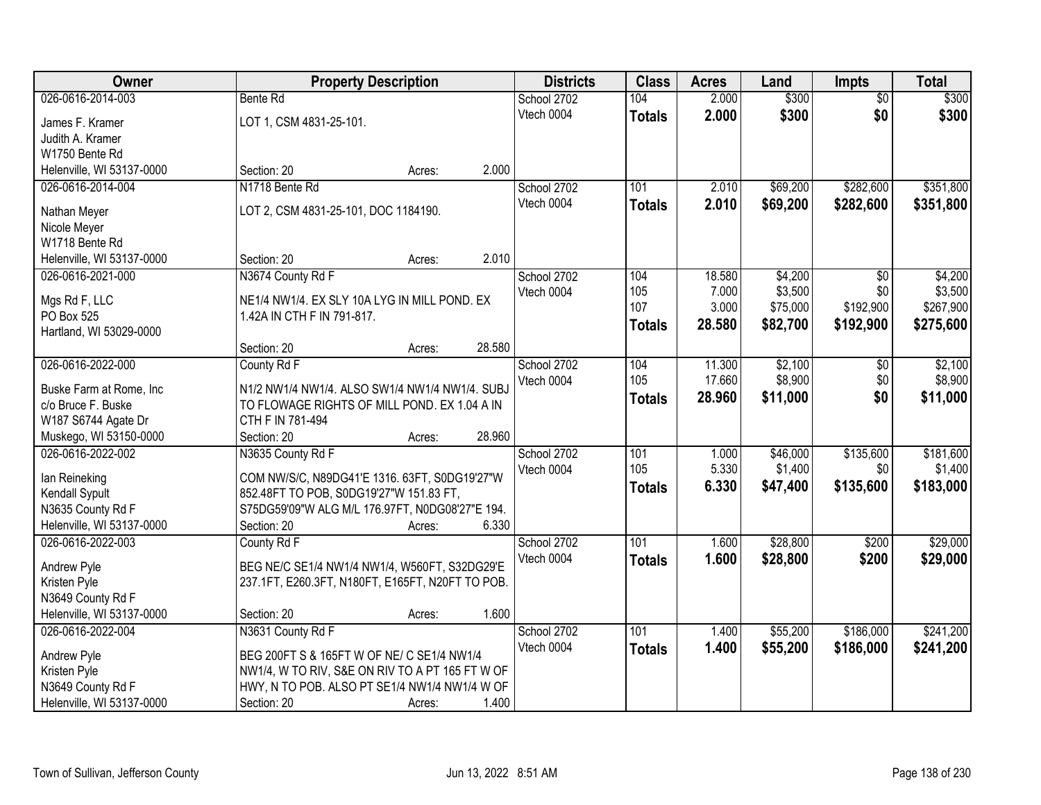| Owner | Property Description | Districts | Class | Acres | Land | Impts | Total |
|---|---|---|---|---|---|---|---|
| 026-0616-2014-003<br>James F. Kramer<br>Judith A. Kramer<br>W1750 Bente Rd<br>Helenville, WI 53137-0000 | Bente Rd<br>LOT 1, CSM 4831-25-101.<br>Section: 20 Acres: 2.000 | School 2702<br>Vtech 0004 | 104<br>**Totals** | 2.000<br>**2.000** | $300<br>**$300** | $0<br>**$0** | $300<br>**$300** |
| 026-0616-2014-004<br>Nathan Meyer<br>Nicole Meyer<br>W1718 Bente Rd<br>Helenville, WI 53137-0000 | N1718 Bente Rd<br>LOT 2, CSM 4831-25-101, DOC 1184190.<br>Section: 20 Acres: 2.010 | School 2702<br>Vtech 0004 | 101<br>**Totals** | 2.010<br>**2.010** | $69,200<br>**$69,200** | $282,600<br>**$282,600** | $351,800<br>**$351,800** |
| 026-0616-2021-000<br>Mgs Rd F, LLC<br>PO Box 525<br>Hartland, WI 53029-0000 | N3674 County Rd F<br>NE1/4 NW1/4. EX SLY 10A LYG IN MILL POND. EX 1.42A IN CTH F IN 791-817.<br>Section: 20 Acres: 28.580 | School 2702<br>Vtech 0004 | 104<br>105<br>107<br>**Totals** | 18.580<br>7.000<br>3.000<br>**28.580** | $4,200<br>$3,500<br>$75,000<br>**$82,700** | $0<br>$0<br>$192,900<br>**$192,900** | $4,200<br>$3,500<br>$267,900<br>**$275,600** |
| 026-0616-2022-000<br>Buske Farm at Rome, Inc<br>c/o Bruce F. Buske<br>W187 S6744 Agate Dr<br>Muskego, WI 53150-0000 | County Rd F<br>N1/2 NW1/4 NW1/4. ALSO SW1/4 NW1/4 NW1/4. SUBJ TO FLOWAGE RIGHTS OF MILL POND. EX 1.04 A IN CTH F IN 781-494<br>Section: 20 Acres: 28.960 | School 2702<br>Vtech 0004 | 104<br>105<br>**Totals** | 11.300<br>17.660<br>**28.960** | $2,100<br>$8,900<br>**$11,000** | $0<br>$0<br>**$0** | $2,100<br>$8,900<br>**$11,000** |
| 026-0616-2022-002<br>Ian Reineking<br>Kendall Sypult<br>N3635 County Rd F<br>Helenville, WI 53137-0000 | N3635 County Rd F<br>COM NW/S/C, N89DG41'E 1316. 63FT, S0DG19'27"W 852.48FT TO POB, S0DG19'27"W 151.83 FT, S75DG59'09"W ALG M/L 176.97FT, N0DG08'27"E 194.<br>Section: 20 Acres: 6.330 | School 2702<br>Vtech 0004 | 101<br>105<br>**Totals** | 1.000<br>5.330<br>**6.330** | $46,000<br>$1,400<br>**$47,400** | $135,600<br>$0<br>**$135,600** | $181,600<br>$1,400<br>**$183,000** |
| 026-0616-2022-003<br>Andrew Pyle<br>Kristen Pyle<br>N3649 County Rd F<br>Helenville, WI 53137-0000 | County Rd F<br>BEG NE/C SE1/4 NW1/4 NW1/4, W560FT, S32DG29'E 237.1FT, E260.3FT, N180FT, E165FT, N20FT TO POB.<br>Section: 20 Acres: 1.600 | School 2702<br>Vtech 0004 | 101<br>**Totals** | 1.600<br>**1.600** | $28,800<br>**$28,800** | $200<br>**$200** | $29,000<br>**$29,000** |
| 026-0616-2022-004<br>Andrew Pyle<br>Kristen Pyle<br>N3649 County Rd F<br>Helenville, WI 53137-0000 | N3631 County Rd F<br>BEG 200FT S & 165FT W OF NE/ C SE1/4 NW1/4 NW1/4, W TO RIV, S&E ON RIV TO A PT 165 FT W OF HWY, N TO POB. ALSO PT SE1/4 NW1/4 NW1/4 W OF<br>Section: 20 Acres: 1.400 | School 2702<br>Vtech 0004 | 101<br>**Totals** | 1.400<br>**1.400** | $55,200<br>**$55,200** | $186,000<br>**$186,000** | $241,200<br>**$241,200** |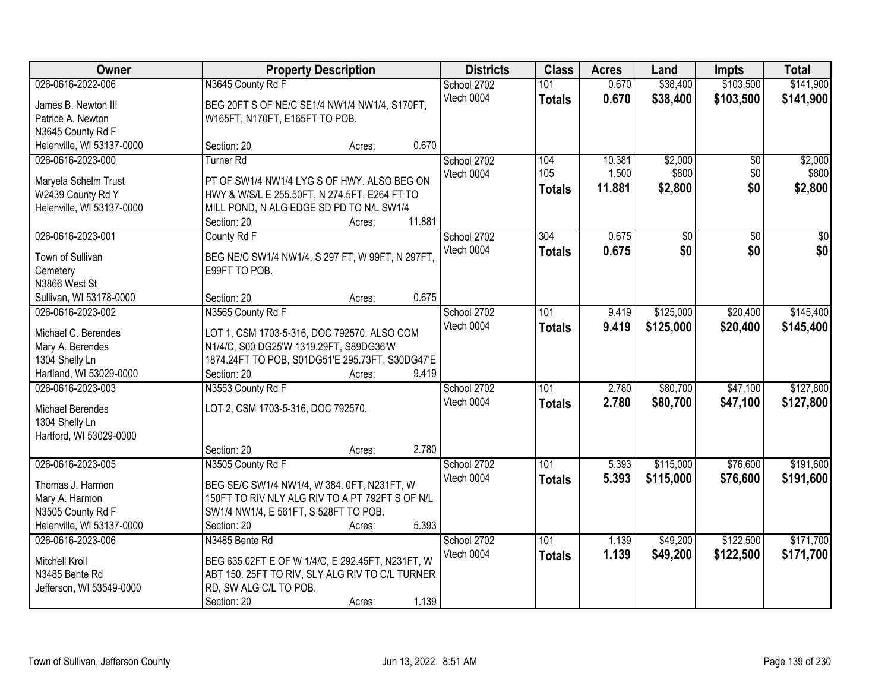| Owner | Property Description | Districts | Class | Acres | Land | Impts | Total |
|---|---|---|---|---|---|---|---|
| 026-0616-2022-006<br>James B. Newton III<br>Patrice A. Newton<br>N3645 County Rd F<br>Helenville, WI 53137-0000 | N3645 County Rd F<br>BEG 20FT S OF NE/C SE1/4 NW1/4 NW1/4, S170FT, W165FT, N170FT, E165FT TO POB.<br>Section: 20 Acres: 0.670 | School 2702<br>Vtech 0004 | 101<br>**Totals** | 0.670<br>**0.670** | $38,400<br>**$38,400** | $103,500<br>**$103,500** | $141,900<br>**$141,900** |
| 026-0616-2023-000<br>Maryela Schelm Trust<br>W2439 County Rd Y<br>Helenville, WI 53137-0000 | Turner Rd<br>PT OF SW1/4 NW1/4 LYG S OF HWY. ALSO BEG ON HWY & W/S/L E 255.50FT, N 274.5FT, E264 FT TO MILL POND, N ALG EDGE SD PD TO N/L SW1/4<br>Section: 20 Acres: 11.881 | School 2702<br>Vtech 0004 | 104<br>105<br>**Totals** | 10.381<br>1.500<br>**11.881** | $2,000<br>$800<br>**$2,800** | $0<br>$0<br>**$0** | $2,000<br>$800<br>**$2,800** |
| 026-0616-2023-001<br>Town of Sullivan<br>Cemetery<br>N3866 West St<br>Sullivan, WI 53178-0000 | County Rd F<br>BEG NE/C SW1/4 NW1/4, S 297 FT, W 99FT, N 297FT, E99FT TO POB.<br>Section: 20 Acres: 0.675 | School 2702<br>Vtech 0004 | 304<br>**Totals** | 0.675<br>**0.675** | $0<br>**$0** | $0<br>**$0** | $0<br>**$0** |
| 026-0616-2023-002<br>Michael C. Berendes<br>Mary A. Berendes<br>1304 Shelly Ln<br>Hartland, WI 53029-0000 | N3565 County Rd F<br>LOT 1, CSM 1703-5-316, DOC 792570. ALSO COM N1/4/C, S00 DG25'W 1319.29FT, S89DG36'W 1874.24FT TO POB, S01DG51'E 295.73FT, S30DG47'E<br>Section: 20 Acres: 9.419 | School 2702<br>Vtech 0004 | 101<br>**Totals** | 9.419<br>**9.419** | $125,000<br>**$125,000** | $20,400<br>**$20,400** | $145,400<br>**$145,400** |
| 026-0616-2023-003<br>Michael Berendes<br>1304 Shelly Ln<br>Hartford, WI 53029-0000 | N3553 County Rd F<br>LOT 2, CSM 1703-5-316, DOC 792570.<br>Section: 20 Acres: 2.780 | School 2702<br>Vtech 0004 | 101<br>**Totals** | 2.780<br>**2.780** | $80,700<br>**$80,700** | $47,100<br>**$47,100** | $127,800<br>**$127,800** |
| 026-0616-2023-005<br>Thomas J. Harmon<br>Mary A. Harmon<br>N3505 County Rd F<br>Helenville, WI 53137-0000 | N3505 County Rd F<br>BEG SE/C SW1/4 NW1/4, W 384. 0FT, N231FT, W 150FT TO RIV NLY ALG RIV TO A PT 792FT S OF N/L SW1/4 NW1/4, E 561FT, S 528FT TO POB.<br>Section: 20 Acres: 5.393 | School 2702<br>Vtech 0004 | 101<br>**Totals** | 5.393<br>**5.393** | $115,000<br>**$115,000** | $76,600<br>**$76,600** | $191,600<br>**$191,600** |
| 026-0616-2023-006<br>Mitchell Kroll<br>N3485 Bente Rd<br>Jefferson, WI 53549-0000 | N3485 Bente Rd<br>BEG 635.02FT E OF W 1/4/C, E 292.45FT, N231FT, W ABT 150. 25FT TO RIV, SLY ALG RIV TO C/L TURNER RD, SW ALG C/L TO POB.<br>Section: 20 Acres: 1.139 | School 2702<br>Vtech 0004 | 101<br>**Totals** | 1.139<br>**1.139** | $49,200<br>**$49,200** | $122,500<br>**$122,500** | $171,700<br>**$171,700** |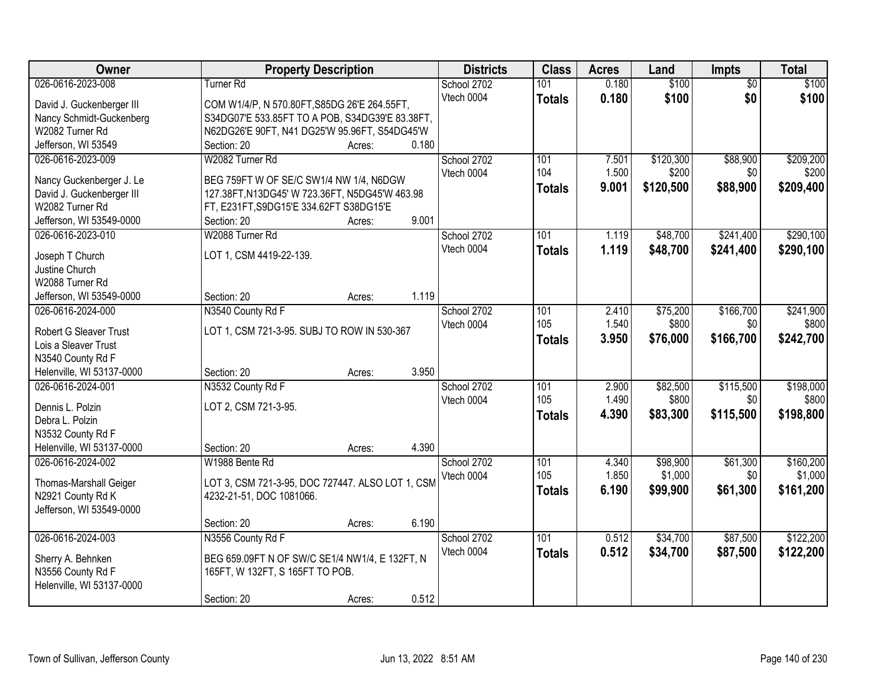| Owner | Property Description | Districts | Class | Acres | Land | Impts | Total |
|---|---|---|---|---|---|---|---|
| 026-0616-2023-008<br>David J. Guckenberger III<br>Nancy Schmidt-Guckenberg<br>W2082 Turner Rd<br>Jefferson, WI 53549 | Turner Rd<br>COM W1/4/P, N 570.80FT,S85DG 26'E 264.55FT, S34DG07'E 533.85FT TO A POB, S34DG39'E 83.38FT, N62DG26'E 90FT, N41 DG25'W 95.96FT, S54DG45'W<br>Section: 20 Acres: 0.180 | School 2702<br>Vtech 0004 | 101<br>**Totals** | 0.180<br>**0.180** | $100<br>**$100** | $0<br>**$0** | $100<br>**$100** |
| 026-0616-2023-009<br>Nancy Guckenberger J. Le<br>David J. Guckenberger III<br>W2082 Turner Rd<br>Jefferson, WI 53549-0000 | W2082 Turner Rd<br>BEG 759FT W OF SE/C SW1/4 NW 1/4, N6DGW 127.38FT,N13DG45' W 723.36FT, N5DG45'W 463.98 FT, E231FT,S9DG15'E 334.62FT S38DG15'E<br>Section: 20 Acres: 9.001 | School 2702<br>Vtech 0004 | 101<br>104<br>**Totals** | 7.501<br>1.500<br>**9.001** | $120,300<br>$200<br>**$120,500** | $88,900<br>$0<br>**$88,900** | $209,200<br>$200<br>**$209,400** |
| 026-0616-2023-010<br>Joseph T Church<br>Justine Church<br>W2088 Turner Rd<br>Jefferson, WI 53549-0000 | W2088 Turner Rd<br>LOT 1, CSM 4419-22-139.<br>Section: 20 Acres: 1.119 | School 2702<br>Vtech 0004 | 101<br>**Totals** | 1.119<br>**1.119** | $48,700<br>**$48,700** | $241,400<br>**$241,400** | $290,100<br>**$290,100** |
| 026-0616-2024-000<br>Robert G Sleaver Trust<br>Lois a Sleaver Trust<br>N3540 County Rd F<br>Helenville, WI 53137-0000 | N3540 County Rd F<br>LOT 1, CSM 721-3-95. SUBJ TO ROW IN 530-367<br>Section: 20 Acres: 3.950 | School 2702<br>Vtech 0004 | 101<br>105<br>**Totals** | 2.410<br>1.540<br>**3.950** | $75,200<br>$800<br>**$76,000** | $166,700<br>$0<br>**$166,700** | $241,900<br>$800<br>**$242,700** |
| 026-0616-2024-001<br>Dennis L. Polzin<br>Debra L. Polzin<br>N3532 County Rd F<br>Helenville, WI 53137-0000 | N3532 County Rd F<br>LOT 2, CSM 721-3-95.<br>Section: 20 Acres: 4.390 | School 2702<br>Vtech 0004 | 101<br>105<br>**Totals** | 2.900<br>1.490<br>**4.390** | $82,500<br>$800<br>**$83,300** | $115,500<br>$0<br>**$115,500** | $198,000<br>$800<br>**$198,800** |
| 026-0616-2024-002<br>Thomas-Marshall Geiger<br>N2921 County Rd K<br>Jefferson, WI 53549-0000 | W1988 Bente Rd<br>LOT 3, CSM 721-3-95, DOC 727447. ALSO LOT 1, CSM 4232-21-51, DOC 1081066.<br>Section: 20 Acres: 6.190 | School 2702<br>Vtech 0004 | 101<br>105<br>**Totals** | 4.340<br>1.850<br>**6.190** | $98,900<br>$1,000<br>**$99,900** | $61,300<br>$0<br>**$61,300** | $160,200<br>$1,000<br>**$161,200** |
| 026-0616-2024-003<br>Sherry A. Behnken<br>N3556 County Rd F<br>Helenville, WI 53137-0000 | N3556 County Rd F<br>BEG 659.09FT N OF SW/C SE1/4 NW1/4, E 132FT, N 165FT, W 132FT, S 165FT TO POB.<br>Section: 20 Acres: 0.512 | School 2702<br>Vtech 0004 | 101<br>**Totals** | 0.512<br>**0.512** | $34,700<br>**$34,700** | $87,500<br>**$87,500** | $122,200<br>**$122,200** |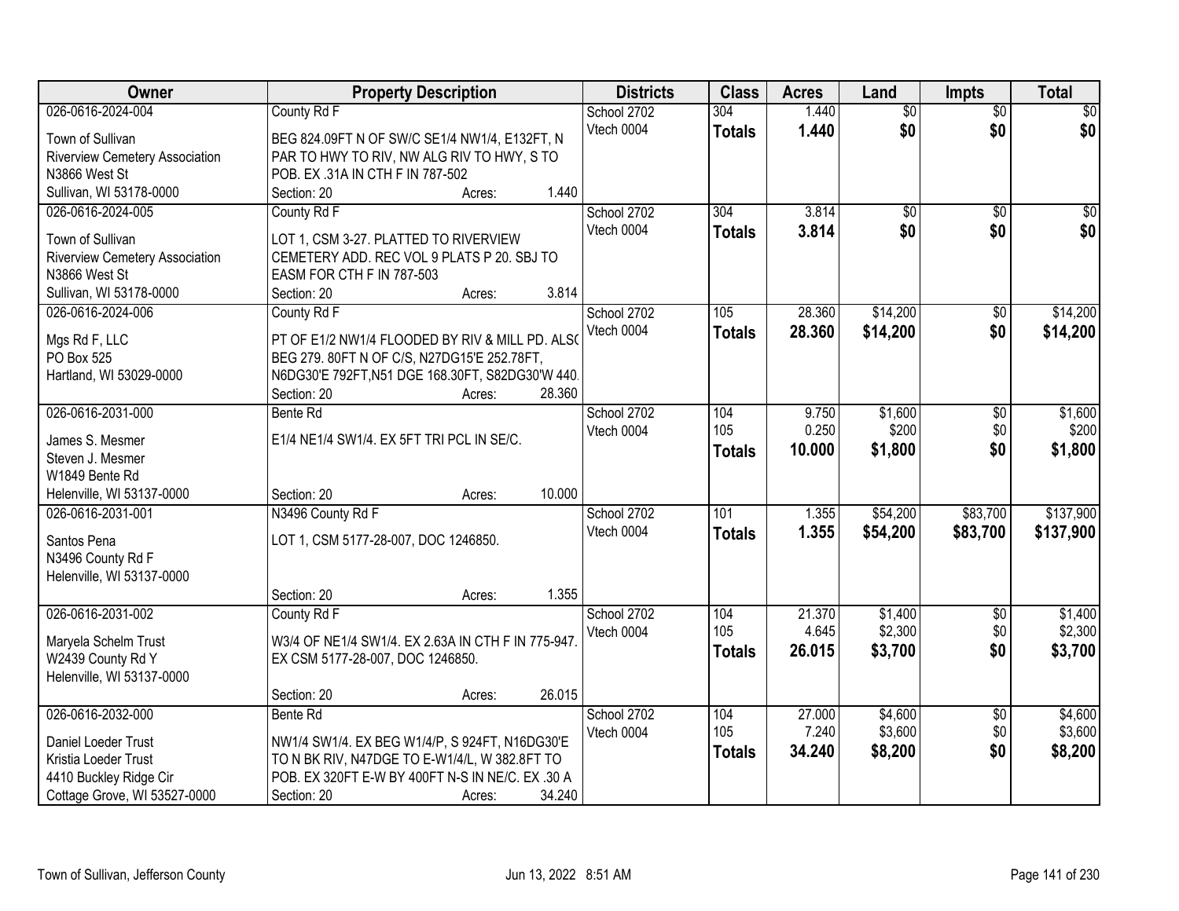| Owner | Property Description | Districts | Class | Acres | Land | Impts | Total |
|---|---|---|---|---|---|---|---|
| 026-0616-2024-004<br>Town of Sullivan<br>Riverview Cemetery Association<br>N3866 West St<br>Sullivan, WI 53178-0000 | County Rd F<br>BEG 824.09FT N OF SW/C SE1/4 NW1/4, E132FT, N PAR TO HWY TO RIV, NW ALG RIV TO HWY, S TO POB. EX .31A IN CTH F IN 787-502<br>Section: 20 Acres: 1.440 | School 2702<br>Vtech 0004 | 304<br>**Totals** | 1.440<br>**1.440** | $0<br>**$0** | $0<br>**$0** | $0<br>**$0** |
| 026-0616-2024-005<br>Town of Sullivan<br>Riverview Cemetery Association<br>N3866 West St<br>Sullivan, WI 53178-0000 | County Rd F<br>LOT 1, CSM 3-27. PLATTED TO RIVERVIEW CEMETERY ADD. REC VOL 9 PLATS P 20. SBJ TO EASM FOR CTH F IN 787-503<br>Section: 20 Acres: 3.814 | School 2702<br>Vtech 0004 | 304<br>**Totals** | 3.814<br>**3.814** | $0<br>**$0** | $0<br>**$0** | $0<br>**$0** |
| 026-0616-2024-006<br>Mgs Rd F, LLC<br>PO Box 525<br>Hartland, WI 53029-0000 | County Rd F<br>PT OF E1/2 NW1/4 FLOODED BY RIV & MILL PD. ALSO BEG 279. 80FT N OF C/S, N27DG15'E 252.78FT, N6DG30'E 792FT,N51 DGE 168.30FT, S82DG30'W 440.<br>Section: 20 Acres: 28.360 | School 2702<br>Vtech 0004 | 105<br>**Totals** | 28.360<br>**28.360** | $14,200<br>**$14,200** | $0<br>**$0** | $14,200<br>**$14,200** |
| 026-0616-2031-000<br>James S. Mesmer<br>Steven J. Mesmer<br>W1849 Bente Rd<br>Helenville, WI 53137-0000 | Bente Rd<br>E1/4 NE1/4 SW1/4. EX 5FT TRI PCL IN SE/C.<br>Section: 20 Acres: 10.000 | School 2702<br>Vtech 0004 | 104<br>105<br>**Totals** | 9.750<br>0.250<br>**10.000** | $1,600<br>$200<br>**$1,800** | $0<br>$0<br>**$0** | $1,600<br>$200<br>**$1,800** |
| 026-0616-2031-001<br>Santos Pena<br>N3496 County Rd F<br>Helenville, WI 53137-0000 | N3496 County Rd F<br>LOT 1, CSM 5177-28-007, DOC 1246850.<br>Section: 20 Acres: 1.355 | School 2702<br>Vtech 0004 | 101<br>**Totals** | 1.355<br>**1.355** | $54,200<br>**$54,200** | $83,700<br>**$83,700** | $137,900<br>**$137,900** |
| 026-0616-2031-002<br>Maryela Schelm Trust<br>W2439 County Rd Y<br>Helenville, WI 53137-0000 | County Rd F<br>W3/4 OF NE1/4 SW1/4. EX 2.63A IN CTH F IN 775-947. EX CSM 5177-28-007, DOC 1246850.<br>Section: 20 Acres: 26.015 | School 2702<br>Vtech 0004 | 104<br>105<br>**Totals** | 21.370<br>4.645<br>**26.015** | $1,400<br>$2,300<br>**$3,700** | $0<br>$0<br>**$0** | $1,400<br>$2,300<br>**$3,700** |
| 026-0616-2032-000<br>Daniel Loeder Trust<br>Kristia Loeder Trust<br>4410 Buckley Ridge Cir<br>Cottage Grove, WI 53527-0000 | Bente Rd<br>NW1/4 SW1/4. EX BEG W1/4/P, S 924FT, N16DG30'E TO N BK RIV, N47DGE TO E-W1/4/L, W 382.8FT TO POB. EX 320FT E-W BY 400FT N-S IN NE/C. EX .30 A<br>Section: 20 Acres: 34.240 | School 2702<br>Vtech 0004 | 104<br>105<br>**Totals** | 27.000<br>7.240<br>**34.240** | $4,600<br>$3,600<br>**$8,200** | $0<br>$0<br>**$0** | $4,600<br>$3,600<br>**$8,200** |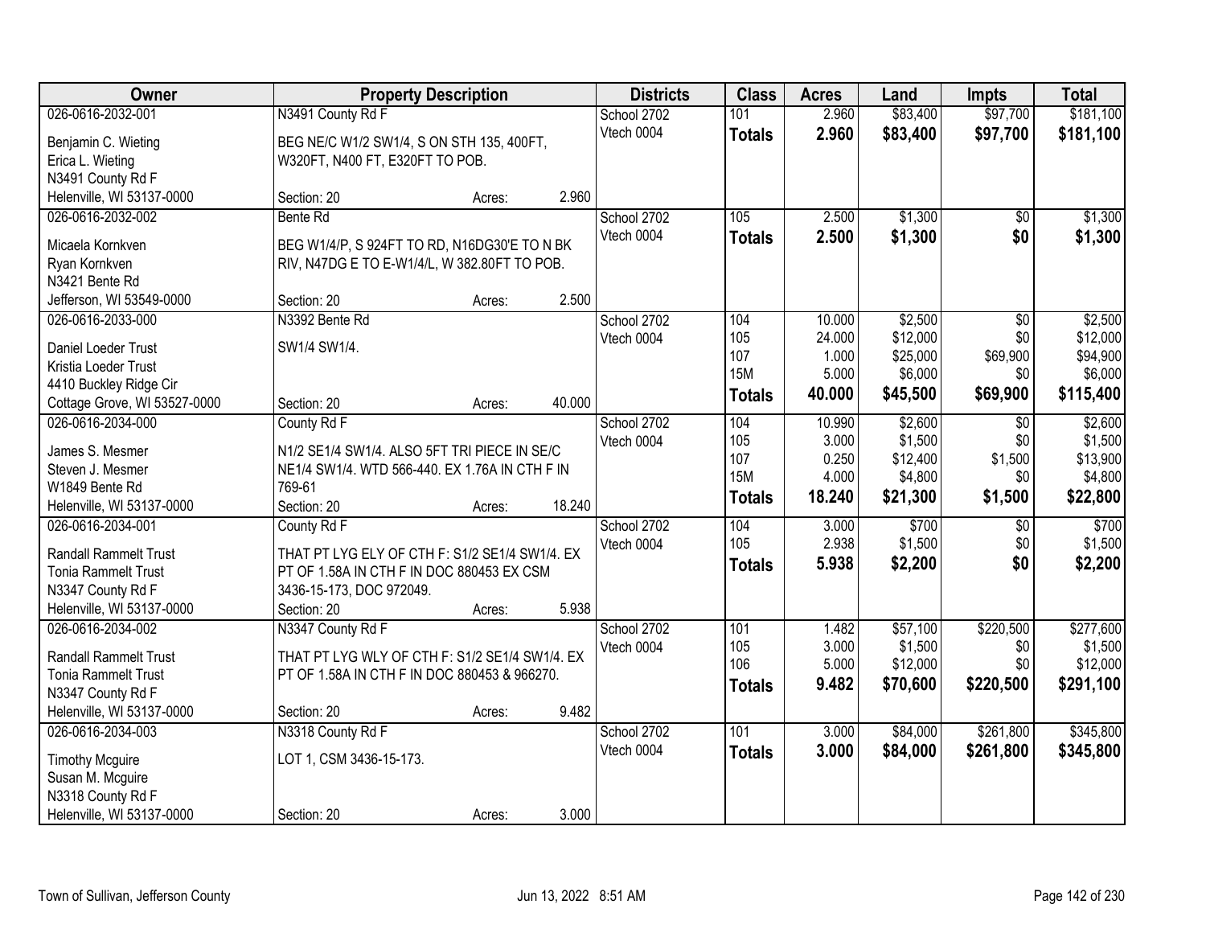| Owner | Property Description | Districts | Class | Acres | Land | Impts | Total |
|---|---|---|---|---|---|---|---|
| 026-0616-2032-001 | N3491 County Rd F | School 2702 | 101 | 2.960 | $83,400 | $97,700 | $181,100 |
| Benjamin C. Wieting<br>Erica L. Wieting<br>N3491 County Rd F<br>Helenville, WI 53137-0000 | BEG NE/C W1/2 SW1/4, S ON STH 135, 400FT, W320FT, N400 FT, E320FT TO POB.<br>Section: 20 Acres: 2.960 | Vtech 0004 | **Totals** | **2.960** | **$83,400** | **$97,700** | **$181,100** |
| 026-0616-2032-002 | Bente Rd | School 2702 | 105 | 2.500 | $1,300 | $0 | $1,300 |
| Micaela Kornkven<br>Ryan Kornkven<br>N3421 Bente Rd<br>Jefferson, WI 53549-0000 | BEG W1/4/P, S 924FT TO RD, N16DG30'E TO N BK RIV, N47DG E TO E-W1/4/L, W 382.80FT TO POB.<br>Section: 20 Acres: 2.500 | Vtech 0004 | **Totals** | **2.500** | **$1,300** | **$0** | **$1,300** |
| 026-0616-2033-000 | N3392 Bente Rd | School 2702 | 104 | 10.000 | $2,500 | $0 | $2,500 |
| Daniel Loeder Trust<br>Kristia Loeder Trust<br>4410 Buckley Ridge Cir<br>Cottage Grove, WI 53527-0000 | SW1/4 SW1/4.<br>Section: 20 Acres: 40.000 | Vtech 0004 | 105 | 24.000 | $12,000 | $0 | $12,000 |
| | | | 107 | 1.000 | $25,000 | $69,900 | $94,900 |
| | | | 15M | 5.000 | $6,000 | $0 | $6,000 |
| | | | **Totals** | **40.000** | **$45,500** | **$69,900** | **$115,400** |
| 026-0616-2034-000 | County Rd F | School 2702 | 104 | 10.990 | $2,600 | $0 | $2,600 |
| James S. Mesmer<br>Steven J. Mesmer<br>W1849 Bente Rd<br>Helenville, WI 53137-0000 | N1/2 SE1/4 SW1/4. ALSO 5FT TRI PIECE IN SE/C NE1/4 SW1/4. WTD 566-440. EX 1.76A IN CTH F IN 769-61<br>Section: 20 Acres: 18.240 | Vtech 0004 | 105 | 3.000 | $1,500 | $0 | $1,500 |
| | | | 107 | 0.250 | $12,400 | $1,500 | $13,900 |
| | | | 15M | 4.000 | $4,800 | $0 | $4,800 |
| | | | **Totals** | **18.240** | **$21,300** | **$1,500** | **$22,800** |
| 026-0616-2034-001 | County Rd F | School 2702 | 104 | 3.000 | $700 | $0 | $700 |
| Randall Rammelt Trust<br>Tonia Rammelt Trust<br>N3347 County Rd F<br>Helenville, WI 53137-0000 | THAT PT LYG ELY OF CTH F: S1/2 SE1/4 SW1/4. EX PT OF 1.58A IN CTH F IN DOC 880453 EX CSM 3436-15-173, DOC 972049.<br>Section: 20 Acres: 5.938 | Vtech 0004 | 105 | 2.938 | $1,500 | $0 | $1,500 |
| | | | **Totals** | **5.938** | **$2,200** | **$0** | **$2,200** |
| 026-0616-2034-002 | N3347 County Rd F | School 2702 | 101 | 1.482 | $57,100 | $220,500 | $277,600 |
| Randall Rammelt Trust<br>Tonia Rammelt Trust<br>N3347 County Rd F<br>Helenville, WI 53137-0000 | THAT PT LYG WLY OF CTH F: S1/2 SE1/4 SW1/4. EX PT OF 1.58A IN CTH F IN DOC 880453 & 966270.<br>Section: 20 Acres: 9.482 | Vtech 0004 | 105 | 3.000 | $1,500 | $0 | $1,500 |
| | | | 106 | 5.000 | $12,000 | $0 | $12,000 |
| | | | **Totals** | **9.482** | **$70,600** | **$220,500** | **$291,100** |
| 026-0616-2034-003 | N3318 County Rd F | School 2702 | 101 | 3.000 | $84,000 | $261,800 | $345,800 |
| Timothy Mcguire<br>Susan M. Mcguire<br>N3318 County Rd F<br>Helenville, WI 53137-0000 | LOT 1, CSM 3436-15-173.<br>Section: 20 Acres: 3.000 | Vtech 0004 | **Totals** | **3.000** | **$84,000** | **$261,800** | **$345,800** |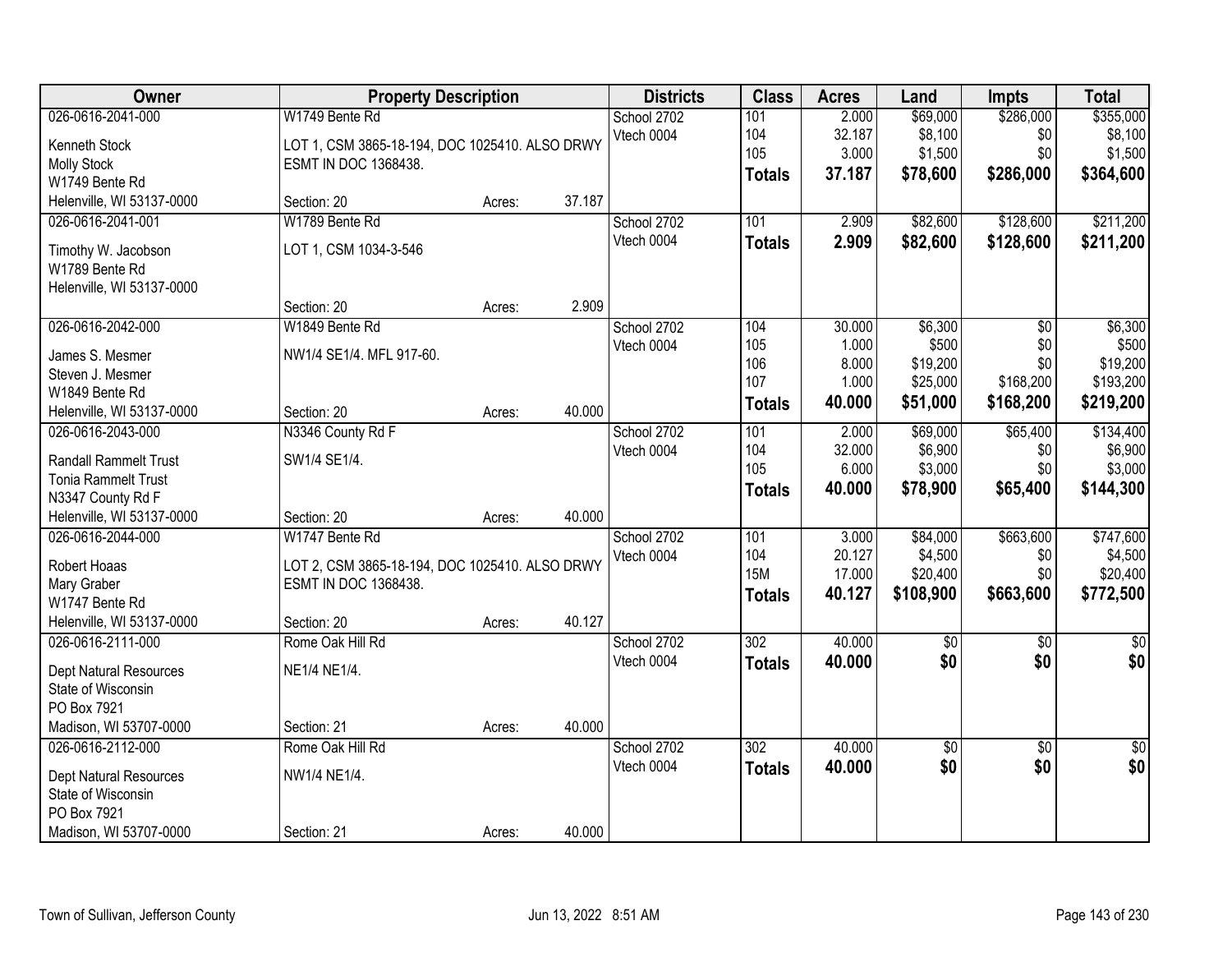| Owner | Property Description | | | Districts | Class | Acres | Land | Impts | Total |
|---|---|---|---|---|---|---|---|---|---|
| 026-0616-2041-000 | W1749 Bente Rd | | | School 2702 | 101 | 2.000 | $69,000 | $286,000 | $355,000 |
| Kenneth Stock | LOT 1, CSM 3865-18-194, DOC 1025410. ALSO DRWY | | | Vtech 0004 | 104 | 32.187 | $8,100 | $0 | $8,100 |
| Molly Stock | ESMT IN DOC 1368438. | | | | 105 | 3.000 | $1,500 | $0 | $1,500 |
| W1749 Bente Rd | | | | | **Totals** | **37.187** | **$78,600** | **$286,000** | **$364,600** |
| Helenville, WI 53137-0000 | Section: 20 | Acres: | 37.187 | | | | | | |
| 026-0616-2041-001 | W1789 Bente Rd | | | School 2702 | 101 | 2.909 | $82,600 | $128,600 | $211,200 |
| Timothy W. Jacobson | LOT 1, CSM 1034-3-546 | | | Vtech 0004 | **Totals** | **2.909** | **$82,600** | **$128,600** | **$211,200** |
| W1789 Bente Rd | | | | | | | | | |
| Helenville, WI 53137-0000 | | | | | | | | | |
| | Section: 20 | Acres: | 2.909 | | | | | | |
| 026-0616-2042-000 | W1849 Bente Rd | | | School 2702 | 104 | 30.000 | $6,300 | $0 | $6,300 |
| James S. Mesmer | NW1/4 SE1/4. MFL 917-60. | | | Vtech 0004 | 105 | 1.000 | $500 | $0 | $500 |
| Steven J. Mesmer | | | | | 106 | 8.000 | $19,200 | $0 | $19,200 |
| W1849 Bente Rd | | | | | 107 | 1.000 | $25,000 | $168,200 | $193,200 |
| Helenville, WI 53137-0000 | Section: 20 | Acres: | 40.000 | | **Totals** | **40.000** | **$51,000** | **$168,200** | **$219,200** |
| 026-0616-2043-000 | N3346 County Rd F | | | School 2702 | 101 | 2.000 | $69,000 | $65,400 | $134,400 |
| Randall Rammelt Trust | SW1/4 SE1/4. | | | Vtech 0004 | 104 | 32.000 | $6,900 | $0 | $6,900 |
| Tonia Rammelt Trust | | | | | 105 | 6.000 | $3,000 | $0 | $3,000 |
| N3347 County Rd F | | | | | **Totals** | **40.000** | **$78,900** | **$65,400** | **$144,300** |
| Helenville, WI 53137-0000 | Section: 20 | Acres: | 40.000 | | | | | | |
| 026-0616-2044-000 | W1747 Bente Rd | | | School 2702 | 101 | 3.000 | $84,000 | $663,600 | $747,600 |
| Robert Hoaas | LOT 2, CSM 3865-18-194, DOC 1025410. ALSO DRWY | | | Vtech 0004 | 104 | 20.127 | $4,500 | $0 | $4,500 |
| Mary Graber | ESMT IN DOC 1368438. | | | | 15M | 17.000 | $20,400 | $0 | $20,400 |
| W1747 Bente Rd | | | | | **Totals** | **40.127** | **$108,900** | **$663,600** | **$772,500** |
| Helenville, WI 53137-0000 | Section: 20 | Acres: | 40.127 | | | | | | |
| 026-0616-2111-000 | Rome Oak Hill Rd | | | School 2702 | 302 | 40.000 | $0 | $0 | $0 |
| Dept Natural Resources | NE1/4 NE1/4. | | | Vtech 0004 | **Totals** | **40.000** | **$0** | **$0** | **$0** |
| State of Wisconsin | | | | | | | | | |
| PO Box 7921 | | | | | | | | | |
| Madison, WI 53707-0000 | Section: 21 | Acres: | 40.000 | | | | | | |
| 026-0616-2112-000 | Rome Oak Hill Rd | | | School 2702 | 302 | 40.000 | $0 | $0 | $0 |
| Dept Natural Resources | NW1/4 NE1/4. | | | Vtech 0004 | **Totals** | **40.000** | **$0** | **$0** | **$0** |
| State of Wisconsin | | | | | | | | | |
| PO Box 7921 | | | | | | | | | |
| Madison, WI 53707-0000 | Section: 21 | Acres: | 40.000 | | | | | | |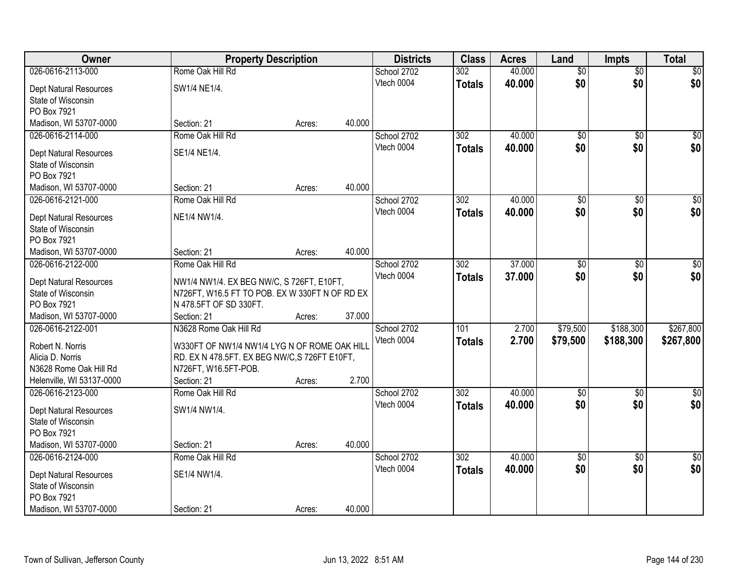| Owner | Property Description | | | Districts | Class | Acres | Land | Impts | Total |
|---|---|---|---|---|---|---|---|---|---|
| 026-0616-2113-000 | Rome Oak Hill Rd | | | School 2702 | 302 | 40.000 | $0 | $0 | $0 |
| Dept Natural Resources<br>State of Wisconsin<br>PO Box 7921<br>Madison, WI 53707-0000 | SW1/4 NE1/4.<br>Section: 21 | Acres: | 40.000 | Vtech 0004 | **Totals** | **40.000** | **$0** | **$0** | **$0** |
| 026-0616-2114-000 | Rome Oak Hill Rd | | | School 2702 | 302 | 40.000 | $0 | $0 | $0 |
| Dept Natural Resources<br>State of Wisconsin<br>PO Box 7921<br>Madison, WI 53707-0000 | SE1/4 NE1/4.<br>Section: 21 | Acres: | 40.000 | Vtech 0004 | **Totals** | **40.000** | **$0** | **$0** | **$0** |
| 026-0616-2121-000 | Rome Oak Hill Rd | | | School 2702 | 302 | 40.000 | $0 | $0 | $0 |
| Dept Natural Resources<br>State of Wisconsin<br>PO Box 7921<br>Madison, WI 53707-0000 | NE1/4 NW1/4.<br>Section: 21 | Acres: | 40.000 | Vtech 0004 | **Totals** | **40.000** | **$0** | **$0** | **$0** |
| 026-0616-2122-000 | Rome Oak Hill Rd | | | School 2702 | 302 | 37.000 | $0 | $0 | $0 |
| Dept Natural Resources<br>State of Wisconsin<br>PO Box 7921<br>Madison, WI 53707-0000 | NW1/4 NW1/4. EX BEG NW/C, S 726FT, E10FT, N726FT, W16.5 FT TO POB. EX W 330FT N OF RD EX N 478.5FT OF SD 330FT.<br>Section: 21 | Acres: | 37.000 | Vtech 0004 | **Totals** | **37.000** | **$0** | **$0** | **$0** |
| 026-0616-2122-001 | N3628 Rome Oak Hill Rd | | | School 2702 | 101 | 2.700 | $79,500 | $188,300 | $267,800 |
| Robert N. Norris<br>Alicia D. Norris<br>N3628 Rome Oak Hill Rd<br>Helenville, WI 53137-0000 | W330FT OF NW1/4 NW1/4 LYG N OF ROME OAK HILL RD. EX N 478.5FT. EX BEG NW/C,S 726FT E10FT, N726FT, W16.5FT-POB.<br>Section: 21 | Acres: | 2.700 | Vtech 0004 | **Totals** | **2.700** | **$79,500** | **$188,300** | **$267,800** |
| 026-0616-2123-000 | Rome Oak Hill Rd | | | School 2702 | 302 | 40.000 | $0 | $0 | $0 |
| Dept Natural Resources<br>State of Wisconsin<br>PO Box 7921<br>Madison, WI 53707-0000 | SW1/4 NW1/4.<br>Section: 21 | Acres: | 40.000 | Vtech 0004 | **Totals** | **40.000** | **$0** | **$0** | **$0** |
| 026-0616-2124-000 | Rome Oak Hill Rd | | | School 2702 | 302 | 40.000 | $0 | $0 | $0 |
| Dept Natural Resources<br>State of Wisconsin<br>PO Box 7921<br>Madison, WI 53707-0000 | SE1/4 NW1/4.<br>Section: 21 | Acres: | 40.000 | Vtech 0004 | **Totals** | **40.000** | **$0** | **$0** | **$0** |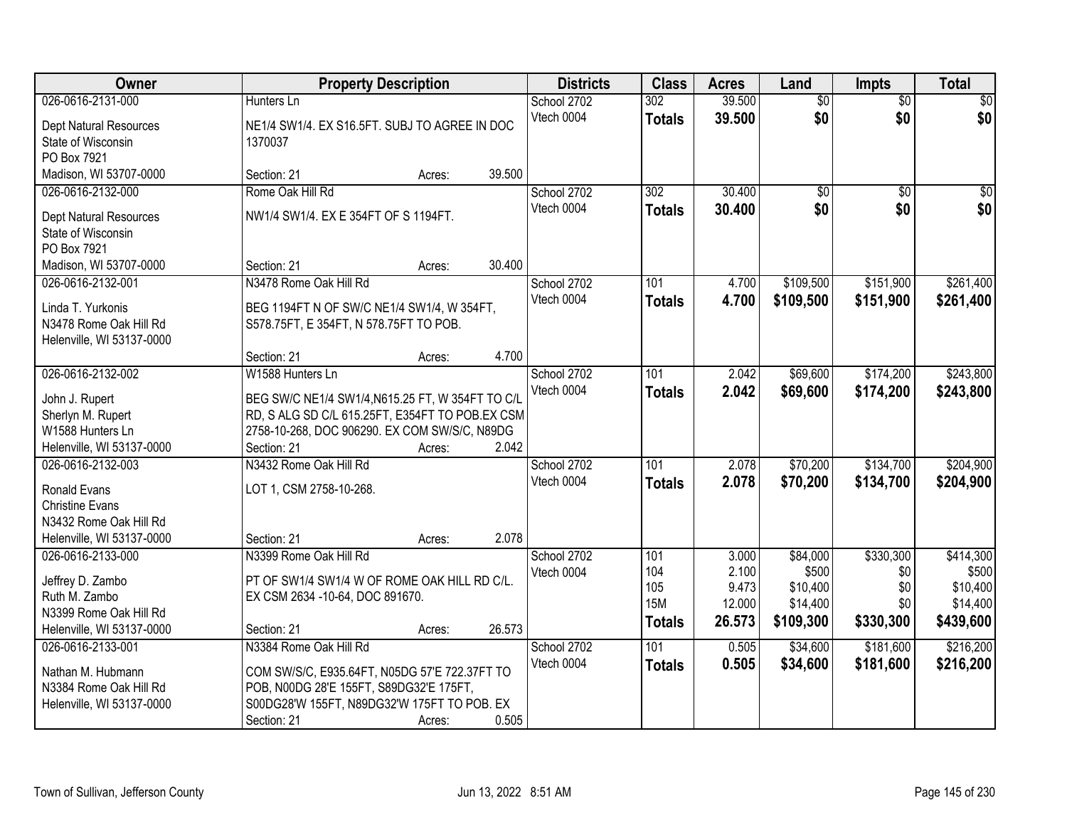| Owner | Property Description | Districts | Class | Acres | Land | Impts | Total |
|---|---|---|---|---|---|---|---|
| 026-0616-2131-000<br>Dept Natural Resources<br>State of Wisconsin<br>PO Box 7921<br>Madison, WI 53707-0000 | Hunters Ln<br>NE1/4 SW1/4. EX S16.5FT. SUBJ TO AGREE IN DOC 1370037<br>Section: 21 Acres: 39.500 | School 2702<br>Vtech 0004 | 302<br>**Totals** | 39.500<br>**39.500** | $0<br>**$0** | $0<br>**$0** | $0<br>**$0** |
| 026-0616-2132-000<br>Dept Natural Resources<br>State of Wisconsin<br>PO Box 7921<br>Madison, WI 53707-0000 | Rome Oak Hill Rd<br>NW1/4 SW1/4. EX E 354FT OF S 1194FT.<br>Section: 21 Acres: 30.400 | School 2702<br>Vtech 0004 | 302<br>**Totals** | 30.400<br>**30.400** | $0<br>**$0** | $0<br>**$0** | $0<br>**$0** |
| 026-0616-2132-001<br>Linda T. Yurkonis<br>N3478 Rome Oak Hill Rd<br>Helenville, WI 53137-0000 | N3478 Rome Oak Hill Rd<br>BEG 1194FT N OF SW/C NE1/4 SW1/4, W 354FT, S578.75FT, E 354FT, N 578.75FT TO POB.<br>Section: 21 Acres: 4.700 | School 2702<br>Vtech 0004 | 101<br>**Totals** | 4.700<br>**4.700** | $109,500<br>**$109,500** | $151,900<br>**$151,900** | $261,400<br>**$261,400** |
| 026-0616-2132-002<br>John J. Rupert<br>Sherlyn M. Rupert<br>W1588 Hunters Ln<br>Helenville, WI 53137-0000 | W1588 Hunters Ln<br>BEG SW/C NE1/4 SW1/4,N615.25 FT, W 354FT TO C/L RD, S ALG SD C/L 615.25FT, E354FT TO POB.EX CSM 2758-10-268, DOC 906290. EX COM SW/S/C, N89DG<br>Section: 21 Acres: 2.042 | School 2702<br>Vtech 0004 | 101<br>**Totals** | 2.042<br>**2.042** | $69,600<br>**$69,600** | $174,200<br>**$174,200** | $243,800<br>**$243,800** |
| 026-0616-2132-003<br>Ronald Evans<br>Christine Evans<br>N3432 Rome Oak Hill Rd<br>Helenville, WI 53137-0000 | N3432 Rome Oak Hill Rd<br>LOT 1, CSM 2758-10-268.<br>Section: 21 Acres: 2.078 | School 2702<br>Vtech 0004 | 101<br>**Totals** | 2.078<br>**2.078** | $70,200<br>**$70,200** | $134,700<br>**$134,700** | $204,900<br>**$204,900** |
| 026-0616-2133-000<br>Jeffrey D. Zambo<br>Ruth M. Zambo<br>N3399 Rome Oak Hill Rd<br>Helenville, WI 53137-0000 | N3399 Rome Oak Hill Rd<br>PT OF SW1/4 SW1/4 W OF ROME OAK HILL RD C/L. EX CSM 2634 -10-64, DOC 891670.<br>Section: 21 Acres: 26.573 | School 2702<br>Vtech 0004 | 101<br>104<br>105<br>15M<br>**Totals** | 3.000<br>2.100<br>9.473<br>12.000<br>**26.573** | $84,000<br>$500<br>$10,400<br>$14,400<br>**$109,300** | $330,300<br>$0<br>$0<br>$0<br>**$330,300** | $414,300<br>$500<br>$10,400<br>$14,400<br>**$439,600** |
| 026-0616-2133-001<br>Nathan M. Hubmann<br>N3384 Rome Oak Hill Rd<br>Helenville, WI 53137-0000 | N3384 Rome Oak Hill Rd<br>COM SW/S/C, E935.64FT, N05DG 57'E 722.37FT TO POB, N00DG 28'E 155FT, S89DG32'E 175FT, S00DG28'W 155FT, N89DG32'W 175FT TO POB. EX<br>Section: 21 Acres: 0.505 | School 2702<br>Vtech 0004 | 101<br>**Totals** | 0.505<br>**0.505** | $34,600<br>**$34,600** | $181,600<br>**$181,600** | $216,200<br>**$216,200** |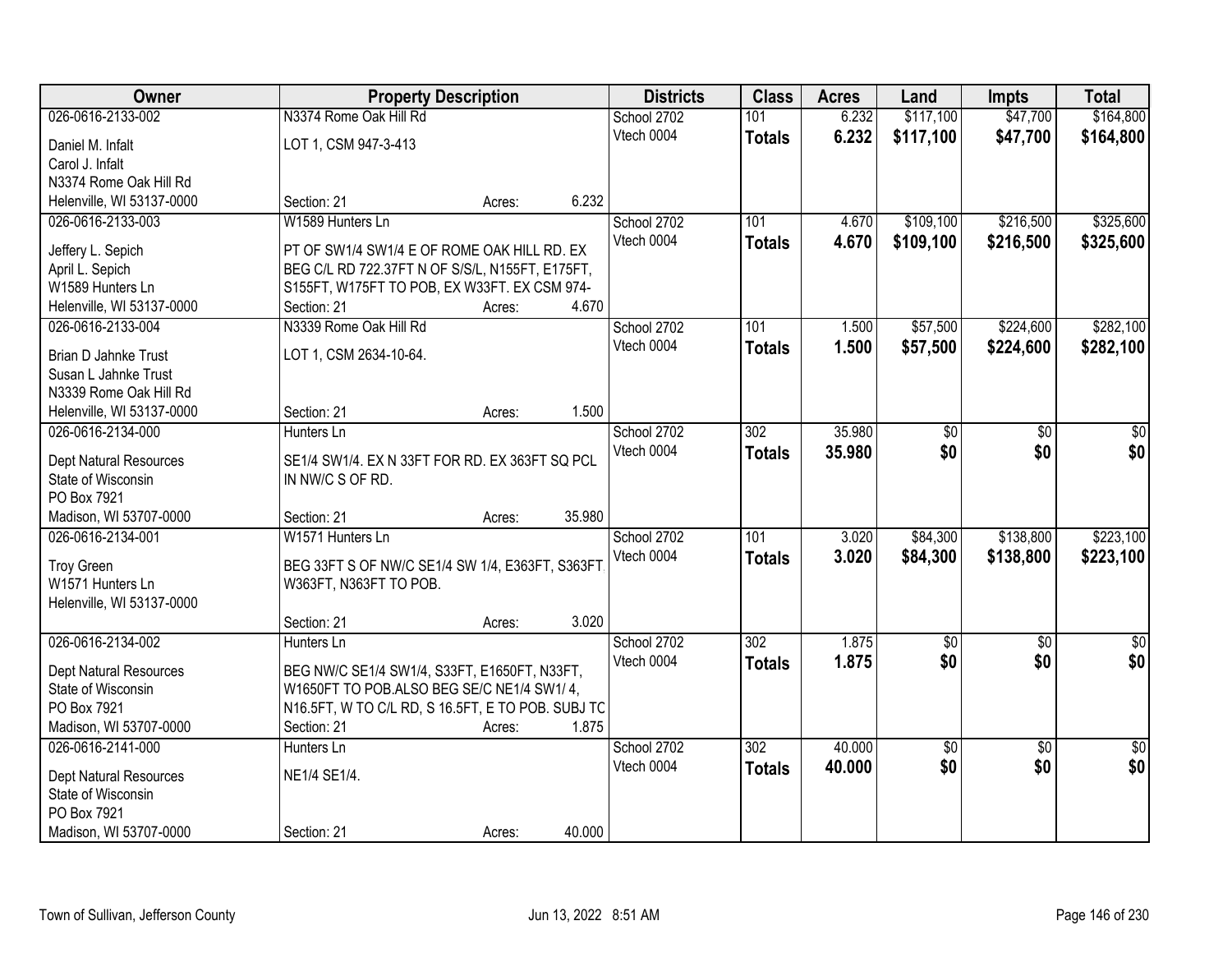| Owner | Property Description | Districts | Class | Acres | Land | Impts | Total |
|---|---|---|---|---|---|---|---|
| 026-0616-2133-002<br>Daniel M. Infalt<br>Carol J. Infalt<br>N3374 Rome Oak Hill Rd<br>Helenville, WI 53137-0000 | N3374 Rome Oak Hill Rd<br>LOT 1, CSM 947-3-413<br>Section: 21 Acres: 6.232 | School 2702<br>Vtech 0004 | 101<br>**Totals** | 6.232<br>**6.232** | $117,100<br>**$117,100** | $47,700<br>**$47,700** | $164,800<br>**$164,800** |
| 026-0616-2133-003<br>Jeffery L. Sepich<br>April L. Sepich<br>W1589 Hunters Ln<br>Helenville, WI 53137-0000 | W1589 Hunters Ln<br>PT OF SW1/4 SW1/4 E OF ROME OAK HILL RD. EX BEG C/L RD 722.37FT N OF S/S/L, N155FT, E175FT, S155FT, W175FT TO POB, EX W33FT. EX CSM 974-<br>Section: 21 Acres: 4.670 | School 2702<br>Vtech 0004 | 101<br>**Totals** | 4.670<br>**4.670** | $109,100<br>**$109,100** | $216,500<br>**$216,500** | $325,600<br>**$325,600** |
| 026-0616-2133-004<br>Brian D Jahnke Trust<br>Susan L Jahnke Trust<br>N3339 Rome Oak Hill Rd<br>Helenville, WI 53137-0000 | N3339 Rome Oak Hill Rd<br>LOT 1, CSM 2634-10-64.<br>Section: 21 Acres: 1.500 | School 2702<br>Vtech 0004 | 101<br>**Totals** | 1.500<br>**1.500** | $57,500<br>**$57,500** | $224,600<br>**$224,600** | $282,100<br>**$282,100** |
| 026-0616-2134-000<br>Dept Natural Resources<br>State of Wisconsin<br>PO Box 7921<br>Madison, WI 53707-0000 | Hunters Ln<br>SE1/4 SW1/4. EX N 33FT FOR RD. EX 363FT SQ PCL IN NW/C S OF RD.<br>Section: 21 Acres: 35.980 | School 2702<br>Vtech 0004 | 302<br>**Totals** | 35.980<br>**35.980** | $0<br>**$0** | $0<br>**$0** | $0<br>**$0** |
| 026-0616-2134-001<br>Troy Green<br>W1571 Hunters Ln<br>Helenville, WI 53137-0000 | W1571 Hunters Ln<br>BEG 33FT S OF NW/C SE1/4 SW 1/4, E363FT, S363FT, W363FT, N363FT TO POB.<br>Section: 21 Acres: 3.020 | School 2702<br>Vtech 0004 | 101<br>**Totals** | 3.020<br>**3.020** | $84,300<br>**$84,300** | $138,800<br>**$138,800** | $223,100<br>**$223,100** |
| 026-0616-2134-002<br>Dept Natural Resources<br>State of Wisconsin<br>PO Box 7921<br>Madison, WI 53707-0000 | Hunters Ln<br>BEG NW/C SE1/4 SW1/4, S33FT, E1650FT, N33FT, W1650FT TO POB.ALSO BEG SE/C NE1/4 SW1/ 4, N16.5FT, W TO C/L RD, S 16.5FT, E TO POB. SUBJ TO<br>Section: 21 Acres: 1.875 | School 2702<br>Vtech 0004 | 302<br>**Totals** | 1.875<br>**1.875** | $0<br>**$0** | $0<br>**$0** | $0<br>**$0** |
| 026-0616-2141-000<br>Dept Natural Resources<br>State of Wisconsin<br>PO Box 7921<br>Madison, WI 53707-0000 | Hunters Ln<br>NE1/4 SE1/4.<br>Section: 21 Acres: 40.000 | School 2702<br>Vtech 0004 | 302<br>**Totals** | 40.000<br>**40.000** | $0<br>**$0** | $0<br>**$0** | $0<br>**$0** |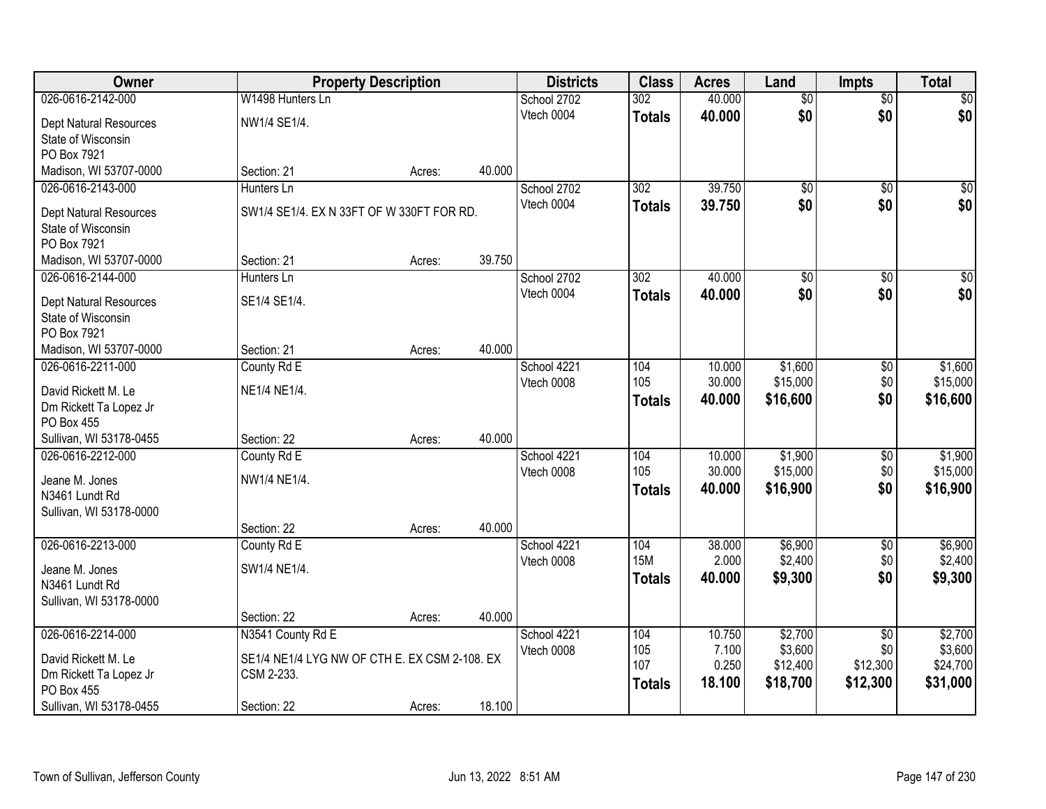| Owner | Property Description | | | Districts | Class | Acres | Land | Impts | Total |
|---|---|---|---|---|---|---|---|---|---|
| 026-0616-2142-000 | W1498 Hunters Ln | | | School 2702 | 302 | 40.000 | $0 | $0 | $0 |
| Dept Natural Resources | NW1/4 SE1/4. | | | Vtech 0004 | **Totals** | **40.000** | **$0** | **$0** | **$0** |
| State of Wisconsin | | | | | | | | | |
| PO Box 7921 | | | | | | | | | |
| Madison, WI 53707-0000 | Section: 21 | Acres: | 40.000 | | | | | | |
| 026-0616-2143-000 | Hunters Ln | | | School 2702 | 302 | 39.750 | $0 | $0 | $0 |
| Dept Natural Resources | SW1/4 SE1/4. EX N 33FT OF W 330FT FOR RD. | | | Vtech 0004 | **Totals** | **39.750** | **$0** | **$0** | **$0** |
| State of Wisconsin | | | | | | | | | |
| PO Box 7921 | | | | | | | | | |
| Madison, WI 53707-0000 | Section: 21 | Acres: | 39.750 | | | | | | |
| 026-0616-2144-000 | Hunters Ln | | | School 2702 | 302 | 40.000 | $0 | $0 | $0 |
| Dept Natural Resources | SE1/4 SE1/4. | | | Vtech 0004 | **Totals** | **40.000** | **$0** | **$0** | **$0** |
| State of Wisconsin | | | | | | | | | |
| PO Box 7921 | | | | | | | | | |
| Madison, WI 53707-0000 | Section: 21 | Acres: | 40.000 | | | | | | |
| 026-0616-2211-000 | County Rd E | | | School 4221 | 104 | 10.000 | $1,600 | $0 | $1,600 |
| David Rickett M. Le | NE1/4 NE1/4. | | | Vtech 0008 | 105 | 30.000 | $15,000 | $0 | $15,000 |
| Dm Rickett Ta Lopez Jr | | | | | **Totals** | **40.000** | **$16,600** | **$0** | **$16,600** |
| PO Box 455 | | | | | | | | | |
| Sullivan, WI 53178-0455 | Section: 22 | Acres: | 40.000 | | | | | | |
| 026-0616-2212-000 | County Rd E | | | School 4221 | 104 | 10.000 | $1,900 | $0 | $1,900 |
| Jeane M. Jones | NW1/4 NE1/4. | | | Vtech 0008 | 105 | 30.000 | $15,000 | $0 | $15,000 |
| N3461 Lundt Rd | | | | | **Totals** | **40.000** | **$16,900** | **$0** | **$16,900** |
| Sullivan, WI 53178-0000 | | | | | | | | | |
| | Section: 22 | Acres: | 40.000 | | | | | | |
| 026-0616-2213-000 | County Rd E | | | School 4221 | 104 | 38.000 | $6,900 | $0 | $6,900 |
| Jeane M. Jones | SW1/4 NE1/4. | | | Vtech 0008 | 15M | 2.000 | $2,400 | $0 | $2,400 |
| N3461 Lundt Rd | | | | | **Totals** | **40.000** | **$9,300** | **$0** | **$9,300** |
| Sullivan, WI 53178-0000 | | | | | | | | | |
| | Section: 22 | Acres: | 40.000 | | | | | | |
| 026-0616-2214-000 | N3541 County Rd E | | | School 4221 | 104 | 10.750 | $2,700 | $0 | $2,700 |
| David Rickett M. Le | SE1/4 NE1/4 LYG NW OF CTH E. EX CSM 2-108. EX | | | Vtech 0008 | 105 | 7.100 | $3,600 | $0 | $3,600 |
| Dm Rickett Ta Lopez Jr | CSM 2-233. | | | | 107 | 0.250 | $12,400 | $12,300 | $24,700 |
| PO Box 455 | | | | | **Totals** | **18.100** | **$18,700** | **$12,300** | **$31,000** |
| Sullivan, WI 53178-0455 | Section: 22 | Acres: | 18.100 | | | | | | |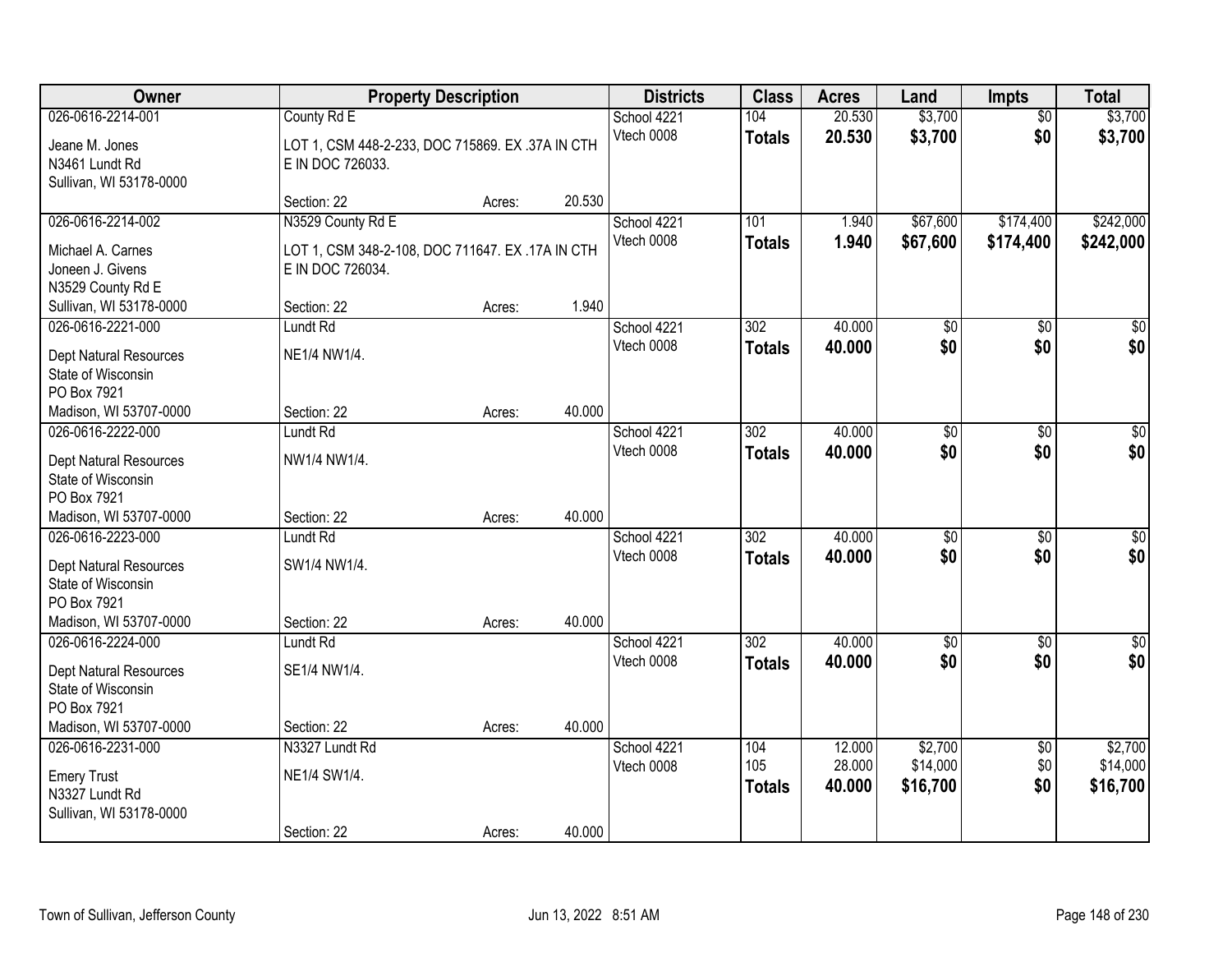| Owner | Property Description | Districts | Class | Acres | Land | Impts | Total |
|---|---|---|---|---|---|---|---|
| 026-0616-2214-001<br>Jeane M. Jones<br>N3461 Lundt Rd<br>Sullivan, WI 53178-0000 | County Rd E<br>LOT 1, CSM 448-2-233, DOC 715869. EX .37A IN CTH E IN DOC 726033.<br>Section: 22 Acres: 20.530 | School 4221<br>Vtech 0008 | 104<br>**Totals** | 20.530<br>**20.530** | \$3,700<br>**\$3,700** | \$0<br>**\$0** | \$3,700<br>**\$3,700** |
| 026-0616-2214-002<br>Michael A. Carnes<br>Joneen J. Givens<br>N3529 County Rd E<br>Sullivan, WI 53178-0000 | N3529 County Rd E<br>LOT 1, CSM 348-2-108, DOC 711647. EX .17A IN CTH E IN DOC 726034.<br>Section: 22 Acres: 1.940 | School 4221<br>Vtech 0008 | 101<br>**Totals** | 1.940<br>**1.940** | \$67,600<br>**\$67,600** | \$174,400<br>**\$174,400** | \$242,000<br>**\$242,000** |
| 026-0616-2221-000<br>Dept Natural Resources<br>State of Wisconsin<br>PO Box 7921<br>Madison, WI 53707-0000 | Lundt Rd<br>NE1/4 NW1/4.<br>Section: 22 Acres: 40.000 | School 4221<br>Vtech 0008 | 302<br>**Totals** | 40.000<br>**40.000** | \$0<br>**\$0** | \$0<br>**\$0** | \$0<br>**\$0** |
| 026-0616-2222-000<br>Dept Natural Resources<br>State of Wisconsin<br>PO Box 7921<br>Madison, WI 53707-0000 | Lundt Rd<br>NW1/4 NW1/4.<br>Section: 22 Acres: 40.000 | School 4221<br>Vtech 0008 | 302<br>**Totals** | 40.000<br>**40.000** | \$0<br>**\$0** | \$0<br>**\$0** | \$0<br>**\$0** |
| 026-0616-2223-000<br>Dept Natural Resources<br>State of Wisconsin<br>PO Box 7921<br>Madison, WI 53707-0000 | Lundt Rd<br>SW1/4 NW1/4.<br>Section: 22 Acres: 40.000 | School 4221<br>Vtech 0008 | 302<br>**Totals** | 40.000<br>**40.000** | \$0<br>**\$0** | \$0<br>**\$0** | \$0<br>**\$0** |
| 026-0616-2224-000<br>Dept Natural Resources<br>State of Wisconsin<br>PO Box 7921<br>Madison, WI 53707-0000 | Lundt Rd<br>SE1/4 NW1/4.<br>Section: 22 Acres: 40.000 | School 4221<br>Vtech 0008 | 302<br>**Totals** | 40.000<br>**40.000** | \$0<br>**\$0** | \$0<br>**\$0** | \$0<br>**\$0** |
| 026-0616-2231-000<br>Emery Trust<br>N3327 Lundt Rd<br>Sullivan, WI 53178-0000 | N3327 Lundt Rd<br>NE1/4 SW1/4.<br>Section: 22 Acres: 40.000 | School 4221<br>Vtech 0008 | 104<br>105<br>**Totals** | 12.000<br>28.000<br>**40.000** | \$2,700<br>\$14,000<br>**\$16,700** | \$0<br>\$0<br>**\$0** | \$2,700<br>\$14,000<br>**\$16,700** |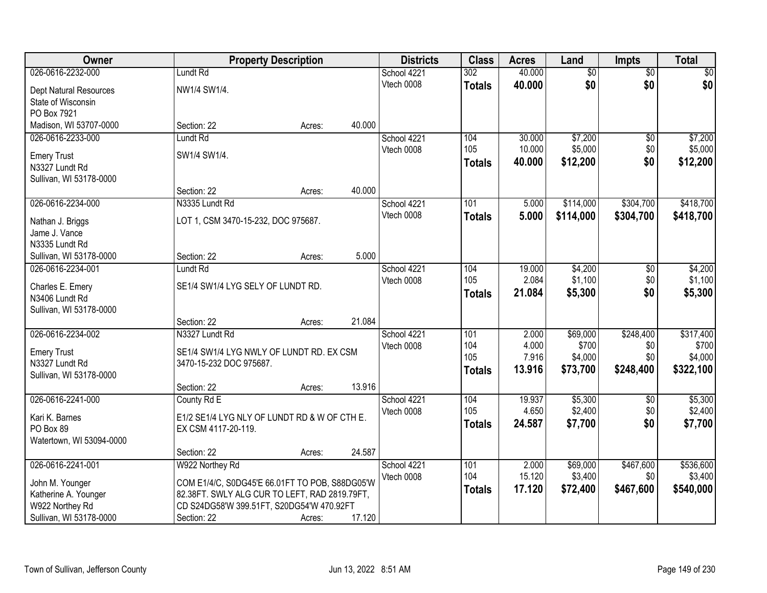| Owner | Property Description | | | Districts | Class | Acres | Land | Impts | Total |
|---|---|---|---|---|---|---|---|---|---|
| 026-0616-2232-000 | Lundt Rd | | | School 4221 | 302 | 40.000 | $0 | $0 | $0 |
| Dept Natural Resources | NW1/4 SW1/4. | | | Vtech 0008 | **Totals** | **40.000** | **$0** | **$0** | **$0** |
| State of Wisconsin | | | | | | | | | |
| PO Box 7921 | | | | | | | | | |
| Madison, WI 53707-0000 | Section: 22 | Acres: | 40.000 | | | | | | |
| 026-0616-2233-000 | Lundt Rd | | | School 4221 | 104 | 30.000 | $7,200 | $0 | $7,200 |
| Emery Trust | SW1/4 SW1/4. | | | Vtech 0008 | 105 | 10.000 | $5,000 | $0 | $5,000 |
| N3327 Lundt Rd | | | | | **Totals** | **40.000** | **$12,200** | **$0** | **$12,200** |
| Sullivan, WI 53178-0000 | | | | | | | | | |
| | Section: 22 | Acres: | 40.000 | | | | | | |
| 026-0616-2234-000 | N3335 Lundt Rd | | | School 4221 | 101 | 5.000 | $114,000 | $304,700 | $418,700 |
| Nathan J. Briggs | LOT 1, CSM 3470-15-232, DOC 975687. | | | Vtech 0008 | **Totals** | **5.000** | **$114,000** | **$304,700** | **$418,700** |
| Jame J. Vance | | | | | | | | | |
| N3335 Lundt Rd | | | | | | | | | |
| Sullivan, WI 53178-0000 | Section: 22 | Acres: | 5.000 | | | | | | |
| 026-0616-2234-001 | Lundt Rd | | | School 4221 | 104 | 19.000 | $4,200 | $0 | $4,200 |
| Charles E. Emery | SE1/4 SW1/4 LYG SELY OF LUNDT RD. | | | Vtech 0008 | 105 | 2.084 | $1,100 | $0 | $1,100 |
| N3406 Lundt Rd | | | | | **Totals** | **21.084** | **$5,300** | **$0** | **$5,300** |
| Sullivan, WI 53178-0000 | | | | | | | | | |
| | Section: 22 | Acres: | 21.084 | | | | | | |
| 026-0616-2234-002 | N3327 Lundt Rd | | | School 4221 | 101 | 2.000 | $69,000 | $248,400 | $317,400 |
| Emery Trust | SE1/4 SW1/4 LYG NWLY OF LUNDT RD. EX CSM | | | Vtech 0008 | 104 | 4.000 | $700 | $0 | $700 |
| N3327 Lundt Rd | 3470-15-232 DOC 975687. | | | | 105 | 7.916 | $4,000 | $0 | $4,000 |
| Sullivan, WI 53178-0000 | | | | | **Totals** | **13.916** | **$73,700** | **$248,400** | **$322,100** |
| | Section: 22 | Acres: | 13.916 | | | | | | |
| 026-0616-2241-000 | County Rd E | | | School 4221 | 104 | 19.937 | $5,300 | $0 | $5,300 |
| Kari K. Barnes | E1/2 SE1/4 LYG NLY OF LUNDT RD & W OF CTH E. | | | Vtech 0008 | 105 | 4.650 | $2,400 | $0 | $2,400 |
| PO Box 89 | EX CSM 4117-20-119. | | | | **Totals** | **24.587** | **$7,700** | **$0** | **$7,700** |
| Watertown, WI 53094-0000 | | | | | | | | | |
| | Section: 22 | Acres: | 24.587 | | | | | | |
| 026-0616-2241-001 | W922 Northey Rd | | | School 4221 | 101 | 2.000 | $69,000 | $467,600 | $536,600 |
| John M. Younger | COM E1/4/C, S0DG45'E 66.01FT TO POB, S88DG05'W | | | Vtech 0008 | 104 | 15.120 | $3,400 | $0 | $3,400 |
| Katherine A. Younger | 82.38FT. SWLY ALG CUR TO LEFT, RAD 2819.79FT, | | | | **Totals** | **17.120** | **$72,400** | **$467,600** | **$540,000** |
| W922 Northey Rd | CD S24DG58'W 399.51FT, S20DG54'W 470.92FT | | | | | | | | |
| Sullivan, WI 53178-0000 | Section: 22 | Acres: | 17.120 | | | | | | |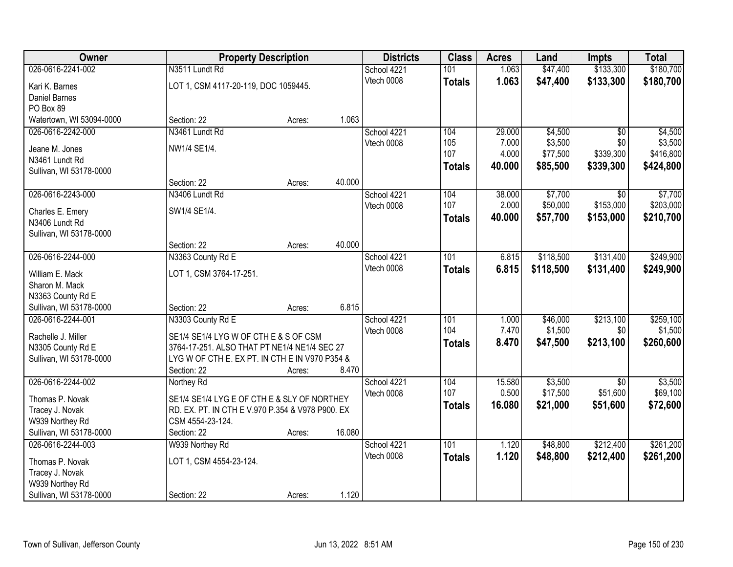| Owner | Property Description | | | Districts | Class | Acres | Land | Impts | Total |
|---|---|---|---|---|---|---|---|---|---|
| 026-0616-2241-002 | N3511 Lundt Rd | | | School 4221 | 101 | 1.063 | $47,400 | $133,300 | $180,700 |
| Kari K. Barnes | LOT 1, CSM 4117-20-119, DOC 1059445. | | | Vtech 0008 | **Totals** | **1.063** | **$47,400** | **$133,300** | **$180,700** |
| Daniel Barnes | | | | | | | | | |
| PO Box 89 | | | | | | | | | |
| Watertown, WI 53094-0000 | Section: 22 | Acres: | 1.063 | | | | | | |
| 026-0616-2242-000 | N3461 Lundt Rd | | | School 4221 | 104 | 29.000 | $4,500 | $0 | $4,500 |
| Jeane M. Jones | NW1/4 SE1/4. | | | Vtech 0008 | 105 | 7.000 | $3,500 | $0 | $3,500 |
| N3461 Lundt Rd | | | | | 107 | 4.000 | $77,500 | $339,300 | $416,800 |
| Sullivan, WI 53178-0000 | | | | | **Totals** | **40.000** | **$85,500** | **$339,300** | **$424,800** |
| | Section: 22 | Acres: | 40.000 | | | | | | |
| 026-0616-2243-000 | N3406 Lundt Rd | | | School 4221 | 104 | 38.000 | $7,700 | $0 | $7,700 |
| Charles E. Emery | SW1/4 SE1/4. | | | Vtech 0008 | 107 | 2.000 | $50,000 | $153,000 | $203,000 |
| N3406 Lundt Rd | | | | | **Totals** | **40.000** | **$57,700** | **$153,000** | **$210,700** |
| Sullivan, WI 53178-0000 | | | | | | | | | |
| | Section: 22 | Acres: | 40.000 | | | | | | |
| 026-0616-2244-000 | N3363 County Rd E | | | School 4221 | 101 | 6.815 | $118,500 | $131,400 | $249,900 |
| William E. Mack | LOT 1, CSM 3764-17-251. | | | Vtech 0008 | **Totals** | **6.815** | **$118,500** | **$131,400** | **$249,900** |
| Sharon M. Mack | | | | | | | | | |
| N3363 County Rd E | | | | | | | | | |
| Sullivan, WI 53178-0000 | Section: 22 | Acres: | 6.815 | | | | | | |
| 026-0616-2244-001 | N3303 County Rd E | | | School 4221 | 101 | 1.000 | $46,000 | $213,100 | $259,100 |
| Rachelle J. Miller | SE1/4 SE1/4 LYG W OF CTH E & S OF CSM | | | Vtech 0008 | 104 | 7.470 | $1,500 | $0 | $1,500 |
| N3305 County Rd E | 3764-17-251. ALSO THAT PT NE1/4 NE1/4 SEC 27 | | | | **Totals** | **8.470** | **$47,500** | **$213,100** | **$260,600** |
| Sullivan, WI 53178-0000 | LYG W OF CTH E. EX PT. IN CTH E IN V970 P354 & | | | | | | | | |
| | Section: 22 | Acres: | 8.470 | | | | | | |
| 026-0616-2244-002 | Northey Rd | | | School 4221 | 104 | 15.580 | $3,500 | $0 | $3,500 |
| Thomas P. Novak | SE1/4 SE1/4 LYG E OF CTH E & SLY OF NORTHEY | | | Vtech 0008 | 107 | 0.500 | $17,500 | $51,600 | $69,100 |
| Tracey J. Novak | RD. EX. PT. IN CTH E V.970 P.354 & V978 P900. EX | | | | **Totals** | **16.080** | **$21,000** | **$51,600** | **$72,600** |
| W939 Northey Rd | CSM 4554-23-124. | | | | | | | | |
| Sullivan, WI 53178-0000 | Section: 22 | Acres: | 16.080 | | | | | | |
| 026-0616-2244-003 | W939 Northey Rd | | | School 4221 | 101 | 1.120 | $48,800 | $212,400 | $261,200 |
| Thomas P. Novak | LOT 1, CSM 4554-23-124. | | | Vtech 0008 | **Totals** | **1.120** | **$48,800** | **$212,400** | **$261,200** |
| Tracey J. Novak | | | | | | | | | |
| W939 Northey Rd | | | | | | | | | |
| Sullivan, WI 53178-0000 | Section: 22 | Acres: | 1.120 | | | | | | |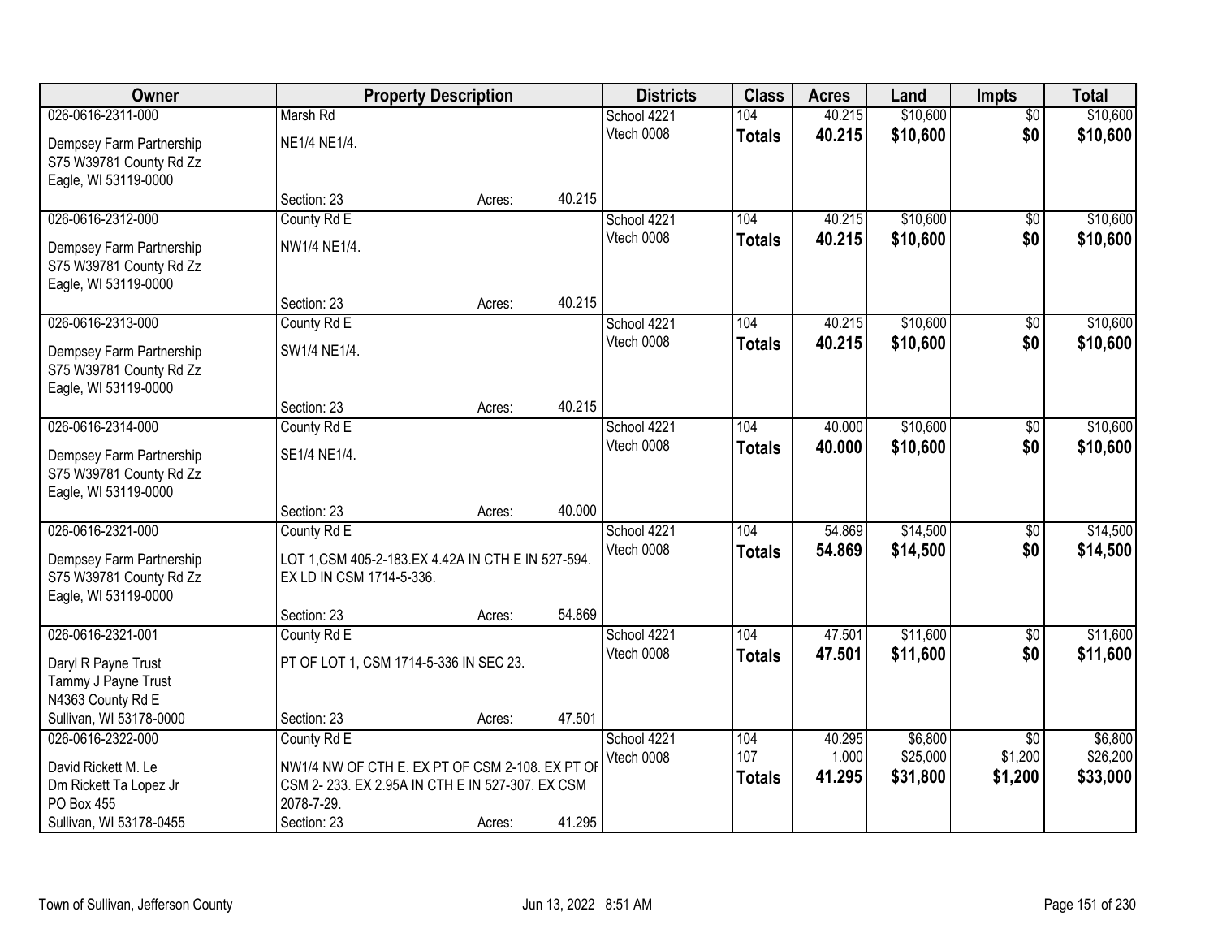| Owner | Property Description | | | Districts | Class | Acres | Land | Impts | Total |
|---|---|---|---|---|---|---|---|---|---|
| 026-0616-2311-000 | Marsh Rd | | | School 4221 | 104 | 40.215 | $10,600 | $0 | $10,600 |
| Dempsey Farm Partnership<br>S75 W39781 County Rd Zz<br>Eagle, WI 53119-0000 | NE1/4 NE1/4. | | | Vtech 0008 | **Totals** | **40.215** | **$10,600** | **$0** | **$10,600** |
| | Section: 23 | Acres: | 40.215 | | | | | | |
| 026-0616-2312-000 | County Rd E | | | School 4221 | 104 | 40.215 | $10,600 | $0 | $10,600 |
| Dempsey Farm Partnership<br>S75 W39781 County Rd Zz<br>Eagle, WI 53119-0000 | NW1/4 NE1/4. | | | Vtech 0008 | **Totals** | **40.215** | **$10,600** | **$0** | **$10,600** |
| | Section: 23 | Acres: | 40.215 | | | | | | |
| 026-0616-2313-000 | County Rd E | | | School 4221 | 104 | 40.215 | $10,600 | $0 | $10,600 |
| Dempsey Farm Partnership<br>S75 W39781 County Rd Zz<br>Eagle, WI 53119-0000 | SW1/4 NE1/4. | | | Vtech 0008 | **Totals** | **40.215** | **$10,600** | **$0** | **$10,600** |
| | Section: 23 | Acres: | 40.215 | | | | | | |
| 026-0616-2314-000 | County Rd E | | | School 4221 | 104 | 40.000 | $10,600 | $0 | $10,600 |
| Dempsey Farm Partnership<br>S75 W39781 County Rd Zz<br>Eagle, WI 53119-0000 | SE1/4 NE1/4. | | | Vtech 0008 | **Totals** | **40.000** | **$10,600** | **$0** | **$10,600** |
| | Section: 23 | Acres: | 40.000 | | | | | | |
| 026-0616-2321-000 | County Rd E | | | School 4221 | 104 | 54.869 | $14,500 | $0 | $14,500 |
| Dempsey Farm Partnership<br>S75 W39781 County Rd Zz<br>Eagle, WI 53119-0000 | LOT 1,CSM 405-2-183.EX 4.42A IN CTH E IN 527-594. EX LD IN CSM 1714-5-336. | | | Vtech 0008 | **Totals** | **54.869** | **$14,500** | **$0** | **$14,500** |
| | Section: 23 | Acres: | 54.869 | | | | | | |
| 026-0616-2321-001 | County Rd E | | | School 4221 | 104 | 47.501 | $11,600 | $0 | $11,600 |
| Daryl R Payne Trust<br>Tammy J Payne Trust<br>N4363 County Rd E<br>Sullivan, WI 53178-0000 | PT OF LOT 1, CSM 1714-5-336 IN SEC 23. | | | Vtech 0008 | **Totals** | **47.501** | **$11,600** | **$0** | **$11,600** |
| | Section: 23 | Acres: | 47.501 | | | | | | |
| 026-0616-2322-000 | County Rd E | | | School 4221 | 104 | 40.295 | $6,800 | $0 | $6,800 |
| David Rickett M. Le<br>Dm Rickett Ta Lopez Jr<br>PO Box 455<br>Sullivan, WI 53178-0455 | NW1/4 NW OF CTH E. EX PT OF CSM 2-108. EX PT OF CSM 2- 233. EX 2.95A IN CTH E IN 527-307. EX CSM 2078-7-29. | | | Vtech 0008 | 107 | 1.000 | $25,000 | $1,200 | $26,200 |
| | | | | | **Totals** | **41.295** | **$31,800** | **$1,200** | **$33,000** |
| | Section: 23 | Acres: | 41.295 | | | | | | |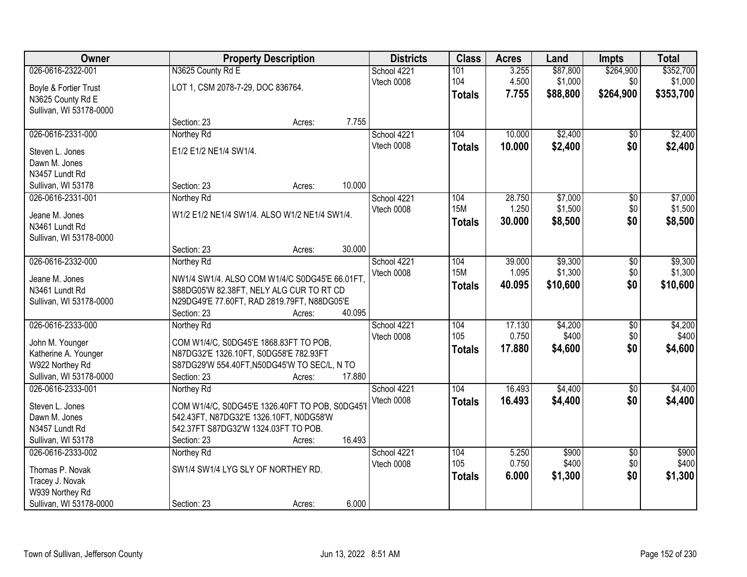| Owner | Property Description | Districts | Class | Acres | Land | Impts | Total |
|---|---|---|---|---|---|---|---|
| 026-0616-2322-001<br>Boyle & Fortier Trust<br>N3625 County Rd E<br>Sullivan, WI 53178-0000 | N3625 County Rd E<br>LOT 1, CSM 2078-7-29, DOC 836764.<br>Section: 23 Acres: 7.755 | School 4221<br>Vtech 0008 | 101<br>104<br>**Totals** | 3.255<br>4.500<br>**7.755** | $87,800<br>$1,000<br>**$88,800** | $264,900<br>$0<br>**$264,900** | $352,700<br>$1,000<br>**$353,700** |
| 026-0616-2331-000<br>Steven L. Jones<br>Dawn M. Jones<br>N3457 Lundt Rd<br>Sullivan, WI 53178 | Northey Rd<br>E1/2 E1/2 NE1/4 SW1/4.<br>Section: 23 Acres: 10.000 | School 4221<br>Vtech 0008 | 104<br>**Totals** | 10.000<br>**10.000** | $2,400<br>**$2,400** | $0<br>**$0** | $2,400<br>**$2,400** |
| 026-0616-2331-001<br>Jeane M. Jones<br>N3461 Lundt Rd<br>Sullivan, WI 53178-0000 | Northey Rd<br>W1/2 E1/2 NE1/4 SW1/4. ALSO W1/2 NE1/4 SW1/4.<br>Section: 23 Acres: 30.000 | School 4221<br>Vtech 0008 | 104<br>15M<br>**Totals** | 28.750<br>1.250<br>**30.000** | $7,000<br>$1,500<br>**$8,500** | $0<br>$0<br>**$0** | $7,000<br>$1,500<br>**$8,500** |
| 026-0616-2332-000<br>Jeane M. Jones<br>N3461 Lundt Rd<br>Sullivan, WI 53178-0000 | Northey Rd<br>NW1/4 SW1/4. ALSO COM W1/4/C S0DG45'E 66.01FT, S88DG05'W 82.38FT, NELY ALG CUR TO RT CD N29DG49'E 77.60FT, RAD 2819.79FT, N88DG05'E<br>Section: 23 Acres: 40.095 | School 4221<br>Vtech 0008 | 104<br>15M<br>**Totals** | 39.000<br>1.095<br>**40.095** | $9,300<br>$1,300<br>**$10,600** | $0<br>$0<br>**$0** | $9,300<br>$1,300<br>**$10,600** |
| 026-0616-2333-000<br>John M. Younger<br>Katherine A. Younger<br>W922 Northey Rd<br>Sullivan, WI 53178-0000 | Northey Rd<br>COM W1/4/C, S0DG45'E 1868.83FT TO POB, N87DG32'E 1326.10FT, S0DG58'E 782.93FT S87DG29'W 554.40FT,N50DG45'W TO SEC/L, N TO<br>Section: 23 Acres: 17.880 | School 4221<br>Vtech 0008 | 104<br>105<br>**Totals** | 17.130<br>0.750<br>**17.880** | $4,200<br>$400<br>**$4,600** | $0<br>$0<br>**$0** | $4,200<br>$400<br>**$4,600** |
| 026-0616-2333-001<br>Steven L. Jones<br>Dawn M. Jones<br>N3457 Lundt Rd<br>Sullivan, WI 53178 | Northey Rd<br>COM W1/4/C, S0DG45'E 1326.40FT TO POB, S0DG45'E 542.43FT, N87DG32'E 1326.10FT, N0DG58'W 542.37FT S87DG32'W 1324.03FT TO POB.<br>Section: 23 Acres: 16.493 | School 4221<br>Vtech 0008 | 104<br>**Totals** | 16.493<br>**16.493** | $4,400<br>**$4,400** | $0<br>**$0** | $4,400<br>**$4,400** |
| 026-0616-2333-002<br>Thomas P. Novak<br>Tracey J. Novak<br>W939 Northey Rd<br>Sullivan, WI 53178-0000 | Northey Rd<br>SW1/4 SW1/4 LYG SLY OF NORTHEY RD.<br>Section: 23 Acres: 6.000 | School 4221<br>Vtech 0008 | 104<br>105<br>**Totals** | 5.250<br>0.750<br>**6.000** | $900<br>$400<br>**$1,300** | $0<br>$0<br>**$0** | $900<br>$400<br>**$1,300** |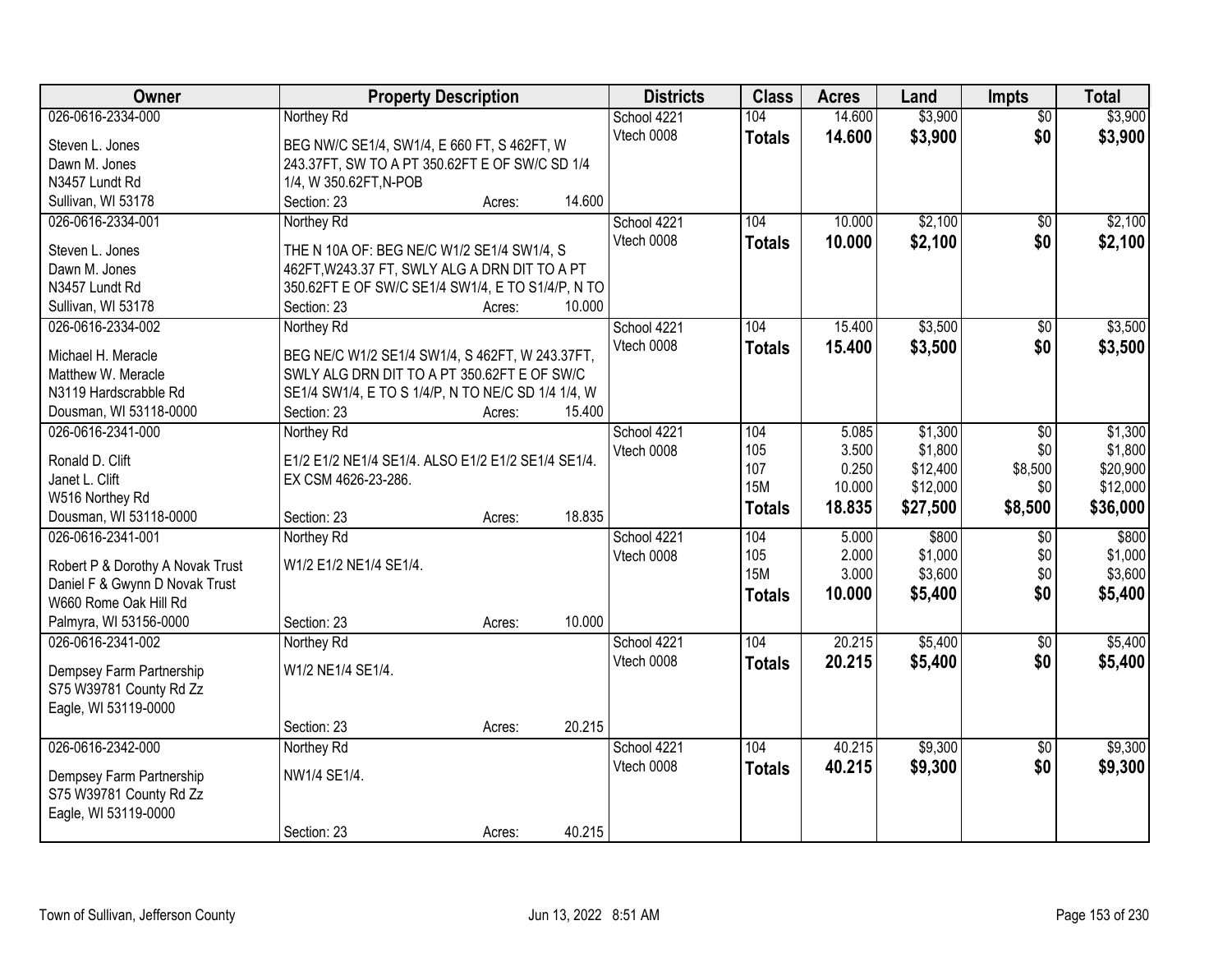| Owner | Property Description | Districts | Class | Acres | Land | Impts | Total |
|---|---|---|---|---|---|---|---|
| 026-0616-2334-000<br>Steven L. Jones<br>Dawn M. Jones<br>N3457 Lundt Rd<br>Sullivan, WI 53178 | Northey Rd<br>BEG NW/C SE1/4, SW1/4, E 660 FT, S 462FT, W 243.37FT, SW TO A PT 350.62FT E OF SW/C SD 1/4 1/4, W 350.62FT,N-POB<br>Section: 23 Acres: 14.600 | School 4221<br>Vtech 0008 | 104<br>**Totals** | 14.600<br>**14.600** | $3,900<br>**$3,900** | $0<br>**$0** | $3,900<br>**$3,900** |
| 026-0616-2334-001<br>Steven L. Jones<br>Dawn M. Jones<br>N3457 Lundt Rd<br>Sullivan, WI 53178 | Northey Rd<br>THE N 10A OF: BEG NE/C W1/2 SE1/4 SW1/4, S 462FT,W243.37 FT, SWLY ALG A DRN DIT TO A PT 350.62FT E OF SW/C SE1/4 SW1/4, E TO S1/4/P, N TO<br>Section: 23 Acres: 10.000 | School 4221<br>Vtech 0008 | 104<br>**Totals** | 10.000<br>**10.000** | $2,100<br>**$2,100** | $0<br>**$0** | $2,100<br>**$2,100** |
| 026-0616-2334-002<br>Michael H. Meracle<br>Matthew W. Meracle<br>N3119 Hardscrabble Rd<br>Dousman, WI 53118-0000 | Northey Rd<br>BEG NE/C W1/2 SE1/4 SW1/4, S 462FT, W 243.37FT, SWLY ALG DRN DIT TO A PT 350.62FT E OF SW/C SE1/4 SW1/4, E TO S 1/4/P, N TO NE/C SD 1/4 1/4, W<br>Section: 23 Acres: 15.400 | School 4221<br>Vtech 0008 | 104<br>**Totals** | 15.400<br>**15.400** | $3,500<br>**$3,500** | $0<br>**$0** | $3,500<br>**$3,500** |
| 026-0616-2341-000<br>Ronald D. Clift<br>Janet L. Clift<br>W516 Northey Rd<br>Dousman, WI 53118-0000 | Northey Rd<br>E1/2 E1/2 NE1/4 SE1/4. ALSO E1/2 E1/2 SE1/4 SE1/4. EX CSM 4626-23-286.<br>Section: 23 Acres: 18.835 | School 4221<br>Vtech 0008 | 104<br>105<br>107<br>15M<br>**Totals** | 5.085<br>3.500<br>0.250<br>10.000<br>**18.835** | $1,300<br>$1,800<br>$12,400<br>$12,000<br>**$27,500** | $0<br>$0<br>$8,500<br>$0<br>**$8,500** | $1,300<br>$1,800<br>$20,900<br>$12,000<br>**$36,000** |
| 026-0616-2341-001<br>Robert P & Dorothy A Novak Trust<br>Daniel F & Gwynn D Novak Trust<br>W660 Rome Oak Hill Rd<br>Palmyra, WI 53156-0000 | Northey Rd<br>W1/2 E1/2 NE1/4 SE1/4.<br>Section: 23 Acres: 10.000 | School 4221<br>Vtech 0008 | 104<br>105<br>15M<br>**Totals** | 5.000<br>2.000<br>3.000<br>**10.000** | $800<br>$1,000<br>$3,600<br>**$5,400** | $0<br>$0<br>$0<br>**$0** | $800<br>$1,000<br>$3,600<br>**$5,400** |
| 026-0616-2341-002<br>Dempsey Farm Partnership<br>S75 W39781 County Rd Zz<br>Eagle, WI 53119-0000 | Northey Rd<br>W1/2 NE1/4 SE1/4.<br>Section: 23 Acres: 20.215 | School 4221<br>Vtech 0008 | 104<br>**Totals** | 20.215<br>**20.215** | $5,400<br>**$5,400** | $0<br>**$0** | $5,400<br>**$5,400** |
| 026-0616-2342-000<br>Dempsey Farm Partnership<br>S75 W39781 County Rd Zz<br>Eagle, WI 53119-0000 | Northey Rd<br>NW1/4 SE1/4.<br>Section: 23 Acres: 40.215 | School 4221<br>Vtech 0008 | 104<br>**Totals** | 40.215<br>**40.215** | $9,300<br>**$9,300** | $0<br>**$0** | $9,300<br>**$9,300** |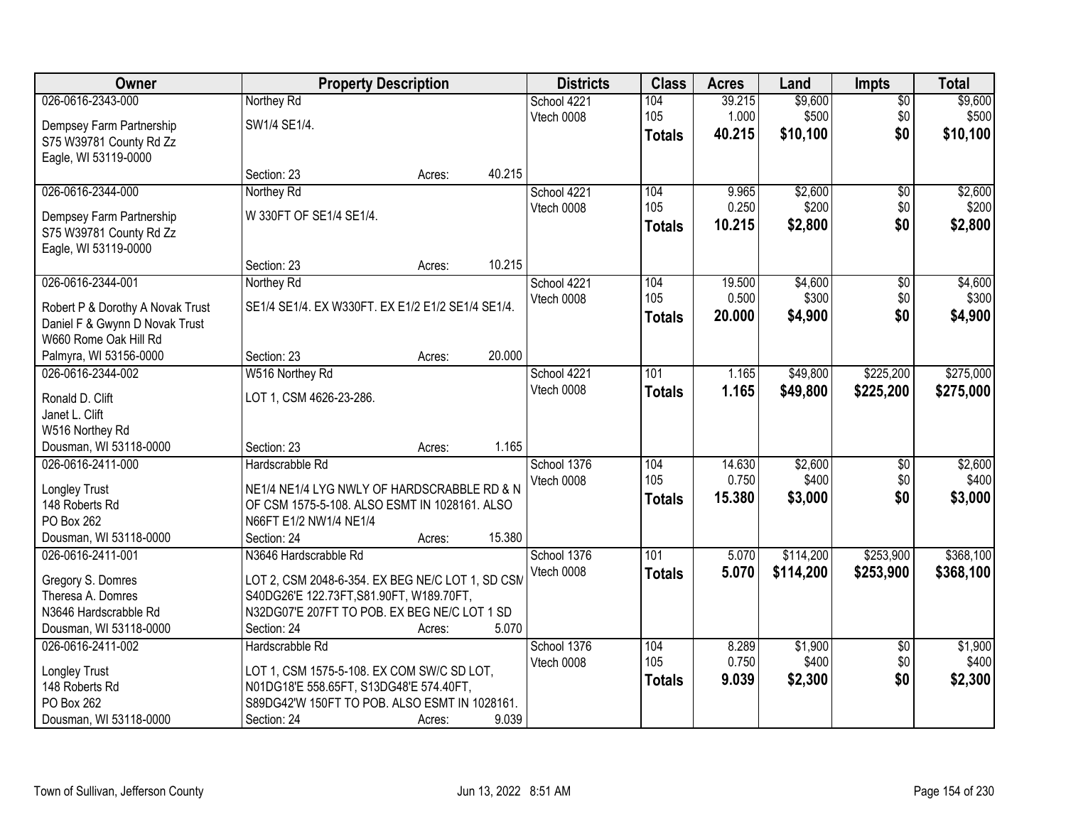| Owner | Property Description | Districts | Class | Acres | Land | Impts | Total |
|---|---|---|---|---|---|---|---|
| 026-0616-2343-000<br>Dempsey Farm Partnership<br>S75 W39781 County Rd Zz<br>Eagle, WI 53119-0000 | Northey Rd<br>SW1/4 SE1/4.<br>Section: 23 Acres: 40.215 | School 4221<br>Vtech 0008 | 104<br>105<br>**Totals** | 39.215<br>1.000<br>**40.215** | $9,600<br>$500<br>**$10,100** | $0<br>$0<br>**$0** | $9,600<br>$500<br>**$10,100** |
| 026-0616-2344-000<br>Dempsey Farm Partnership<br>S75 W39781 County Rd Zz<br>Eagle, WI 53119-0000 | Northey Rd<br>W 330FT OF SE1/4 SE1/4.<br>Section: 23 Acres: 10.215 | School 4221<br>Vtech 0008 | 104<br>105<br>**Totals** | 9.965<br>0.250<br>**10.215** | $2,600<br>$200<br>**$2,800** | $0<br>$0<br>**$0** | $2,600<br>$200<br>**$2,800** |
| 026-0616-2344-001<br>Robert P & Dorothy A Novak Trust<br>Daniel F & Gwynn D Novak Trust<br>W660 Rome Oak Hill Rd<br>Palmyra, WI 53156-0000 | Northey Rd<br>SE1/4 SE1/4. EX W330FT. EX E1/2 E1/2 SE1/4 SE1/4.<br>Section: 23 Acres: 20.000 | School 4221<br>Vtech 0008 | 104<br>105<br>**Totals** | 19.500<br>0.500<br>**20.000** | $4,600<br>$300<br>**$4,900** | $0<br>$0<br>**$0** | $4,600<br>$300<br>**$4,900** |
| 026-0616-2344-002<br>Ronald D. Clift<br>Janet L. Clift<br>W516 Northey Rd<br>Dousman, WI 53118-0000 | W516 Northey Rd<br>LOT 1, CSM 4626-23-286.<br>Section: 23 Acres: 1.165 | School 4221<br>Vtech 0008 | 101<br>**Totals** | 1.165<br>**1.165** | $49,800<br>**$49,800** | $225,200<br>**$225,200** | $275,000<br>**$275,000** |
| 026-0616-2411-000<br>Longley Trust<br>148 Roberts Rd<br>PO Box 262<br>Dousman, WI 53118-0000 | Hardscrabble Rd<br>NE1/4 NE1/4 LYG NWLY OF HARDSCRABBLE RD & N OF CSM 1575-5-108. ALSO ESMT IN 1028161. ALSO N66FT E1/2 NW1/4 NE1/4<br>Section: 24 Acres: 15.380 | School 1376<br>Vtech 0008 | 104<br>105<br>**Totals** | 14.630<br>0.750<br>**15.380** | $2,600<br>$400<br>**$3,000** | $0<br>$0<br>**$0** | $2,600<br>$400<br>**$3,000** |
| 026-0616-2411-001<br>Gregory S. Domres<br>Theresa A. Domres<br>N3646 Hardscrabble Rd<br>Dousman, WI 53118-0000 | N3646 Hardscrabble Rd<br>LOT 2, CSM 2048-6-354. EX BEG NE/C LOT 1, SD CSM S40DG26'E 122.73FT,S81.90FT, W189.70FT, N32DG07'E 207FT TO POB. EX BEG NE/C LOT 1 SD<br>Section: 24 Acres: 5.070 | School 1376<br>Vtech 0008 | 101<br>**Totals** | 5.070<br>**5.070** | $114,200<br>**$114,200** | $253,900<br>**$253,900** | $368,100<br>**$368,100** |
| 026-0616-2411-002<br>Longley Trust<br>148 Roberts Rd<br>PO Box 262<br>Dousman, WI 53118-0000 | Hardscrabble Rd<br>LOT 1, CSM 1575-5-108. EX COM SW/C SD LOT, N01DG18'E 558.65FT, S13DG48'E 574.40FT, S89DG42'W 150FT TO POB. ALSO ESMT IN 1028161.<br>Section: 24 Acres: 9.039 | School 1376<br>Vtech 0008 | 104<br>105<br>**Totals** | 8.289<br>0.750<br>**9.039** | $1,900<br>$400<br>**$2,300** | $0<br>$0<br>**$0** | $1,900<br>$400<br>**$2,300** |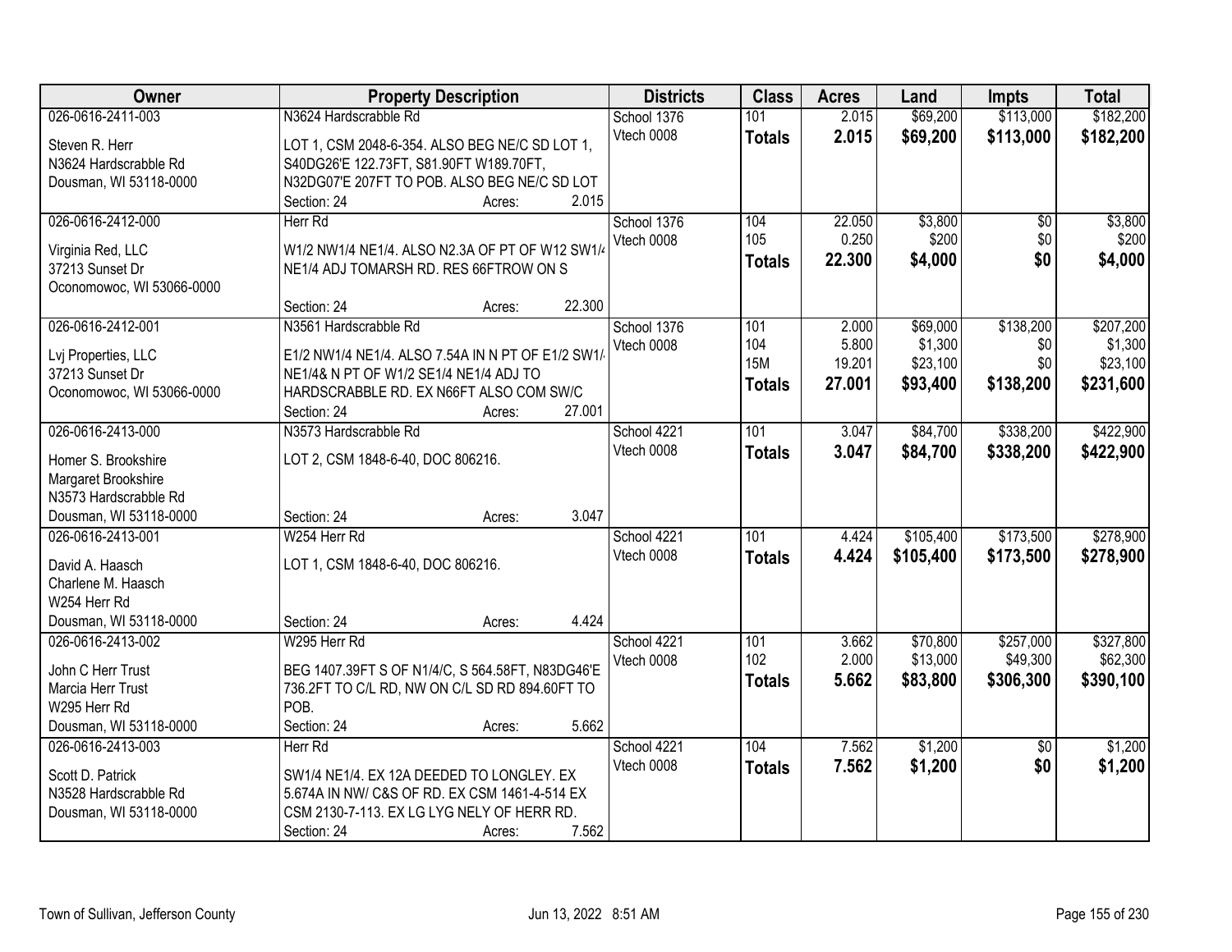| Owner | Property Description | Districts | Class | Acres | Land | Impts | Total |
|---|---|---|---|---|---|---|---|
| 026-0616-2411-003 | N3624 Hardscrabble Rd | School 1376 | 101 | 2.015 | $69,200 | $113,000 | $182,200 |
| Steven R. Herr<br>N3624 Hardscrabble Rd<br>Dousman, WI 53118-0000 | LOT 1, CSM 2048-6-354. ALSO BEG NE/C SD LOT 1, S40DG26'E 122.73FT, S81.90FT W189.70FT, N32DG07'E 207FT TO POB. ALSO BEG NE/C SD LOT<br>Section: 24 Acres: 2.015 | Vtech 0008 | **Totals** | **2.015** | **$69,200** | **$113,000** | **$182,200** |
| 026-0616-2412-000 | Herr Rd | School 1376 | 104 | 22.050 | $3,800 | $0 | $3,800 |
| Virginia Red, LLC<br>37213 Sunset Dr<br>Oconomowoc, WI 53066-0000 | W1/2 NW1/4 NE1/4. ALSO N2.3A OF PT OF W12 SW1/4 NE1/4 ADJ TOMARSH RD. RES 66FTROW ON S<br>Section: 24 Acres: 22.300 | Vtech 0008 | 105 | 0.250 | $200 | $0 | $200 |
| | | | **Totals** | **22.300** | **$4,000** | **$0** | **$4,000** |
| 026-0616-2412-001 | N3561 Hardscrabble Rd | School 1376 | 101 | 2.000 | $69,000 | $138,200 | $207,200 |
| Lvj Properties, LLC<br>37213 Sunset Dr<br>Oconomowoc, WI 53066-0000 | E1/2 NW1/4 NE1/4. ALSO 7.54A IN N PT OF E1/2 SW1/4 NE1/4& N PT OF W1/2 SE1/4 NE1/4 ADJ TO HARDSCRABBLE RD. EX N66FT ALSO COM SW/C<br>Section: 24 Acres: 27.001 | Vtech 0008 | 104 | 5.800 | $1,300 | $0 | $1,300 |
| | | | 15M | 19.201 | $23,100 | $0 | $23,100 |
| | | | **Totals** | **27.001** | **$93,400** | **$138,200** | **$231,600** |
| 026-0616-2413-000 | N3573 Hardscrabble Rd | School 4221 | 101 | 3.047 | $84,700 | $338,200 | $422,900 |
| Homer S. Brookshire<br>Margaret Brookshire<br>N3573 Hardscrabble Rd<br>Dousman, WI 53118-0000 | LOT 2, CSM 1848-6-40, DOC 806216.<br>Section: 24 Acres: 3.047 | Vtech 0008 | **Totals** | **3.047** | **$84,700** | **$338,200** | **$422,900** |
| 026-0616-2413-001 | W254 Herr Rd | School 4221 | 101 | 4.424 | $105,400 | $173,500 | $278,900 |
| David A. Haasch<br>Charlene M. Haasch<br>W254 Herr Rd<br>Dousman, WI 53118-0000 | LOT 1, CSM 1848-6-40, DOC 806216.<br>Section: 24 Acres: 4.424 | Vtech 0008 | **Totals** | **4.424** | **$105,400** | **$173,500** | **$278,900** |
| 026-0616-2413-002 | W295 Herr Rd | School 4221 | 101 | 3.662 | $70,800 | $257,000 | $327,800 |
| John C Herr Trust<br>Marcia Herr Trust<br>W295 Herr Rd<br>Dousman, WI 53118-0000 | BEG 1407.39FT S OF N1/4/C, S 564.58FT, N83DG46'E 736.2FT TO C/L RD, NW ON C/L SD RD 894.60FT TO POB.<br>Section: 24 Acres: 5.662 | Vtech 0008 | 102 | 2.000 | $13,000 | $49,300 | $62,300 |
| | | | **Totals** | **5.662** | **$83,800** | **$306,300** | **$390,100** |
| 026-0616-2413-003 | Herr Rd | School 4221 | 104 | 7.562 | $1,200 | $0 | $1,200 |
| Scott D. Patrick<br>N3528 Hardscrabble Rd<br>Dousman, WI 53118-0000 | SW1/4 NE1/4. EX 12A DEEDED TO LONGLEY. EX 5.674A IN NW/ C&S OF RD. EX CSM 1461-4-514 EX CSM 2130-7-113. EX LG LYG NELY OF HERR RD.<br>Section: 24 Acres: 7.562 | Vtech 0008 | **Totals** | **7.562** | **$1,200** | **$0** | **$1,200** |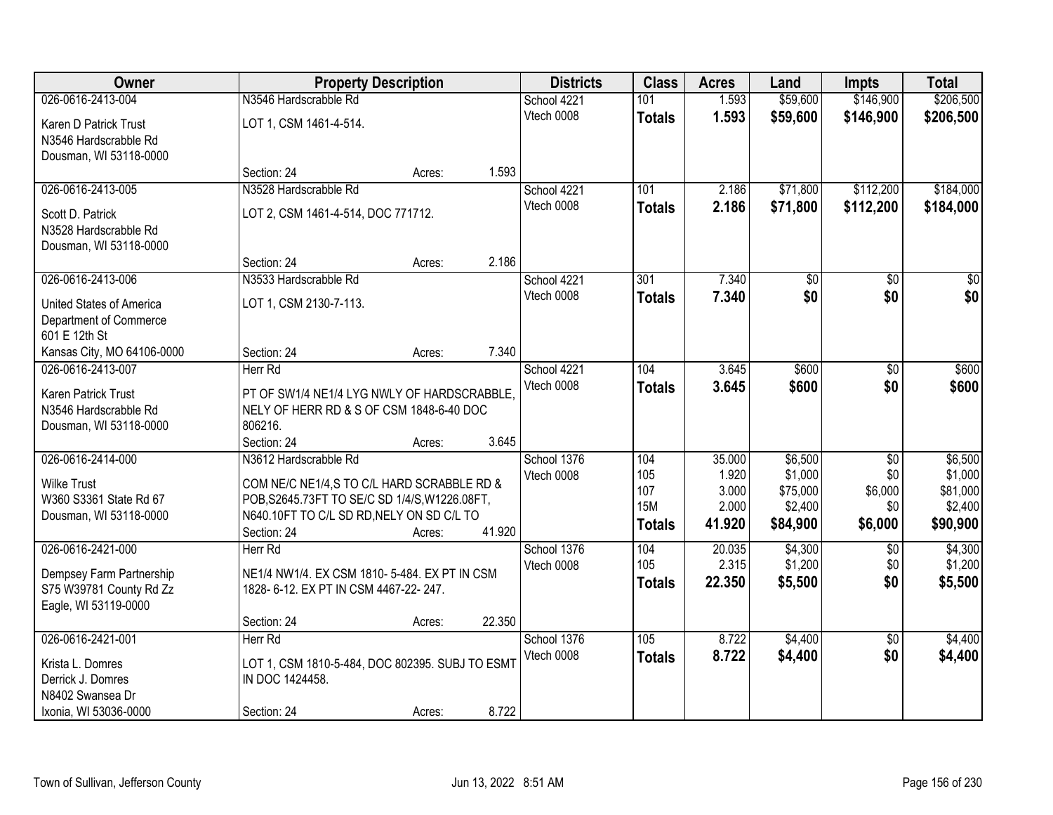| Owner | Property Description | Districts | Class | Acres | Land | Impts | Total |
|---|---|---|---|---|---|---|---|
| 026-0616-2413-004<br>Karen D Patrick Trust<br>N3546 Hardscrabble Rd<br>Dousman, WI 53118-0000 | N3546 Hardscrabble Rd<br>LOT 1, CSM 1461-4-514.<br>Section: 24 Acres: 1.593 | School 4221<br>Vtech 0008 | 101<br>**Totals** | 1.593<br>**1.593** | \$59,600<br>**\$59,600** | \$146,900<br>**\$146,900** | \$206,500<br>**\$206,500** |
| 026-0616-2413-005<br>Scott D. Patrick<br>N3528 Hardscrabble Rd<br>Dousman, WI 53118-0000 | N3528 Hardscrabble Rd<br>LOT 2, CSM 1461-4-514, DOC 771712.<br>Section: 24 Acres: 2.186 | School 4221<br>Vtech 0008 | 101<br>**Totals** | 2.186<br>**2.186** | \$71,800<br>**\$71,800** | \$112,200<br>**\$112,200** | \$184,000<br>**\$184,000** |
| 026-0616-2413-006<br>United States of America<br>Department of Commerce<br>601 E 12th St<br>Kansas City, MO 64106-0000 | N3533 Hardscrabble Rd<br>LOT 1, CSM 2130-7-113.<br>Section: 24 Acres: 7.340 | School 4221<br>Vtech 0008 | 301<br>**Totals** | 7.340<br>**7.340** | \$0<br>**\$0** | \$0<br>**\$0** | \$0<br>**\$0** |
| 026-0616-2413-007<br>Karen Patrick Trust<br>N3546 Hardscrabble Rd<br>Dousman, WI 53118-0000 | Herr Rd<br>PT OF SW1/4 NE1/4 LYG NWLY OF HARDSCRABBLE, NELY OF HERR RD & S OF CSM 1848-6-40 DOC 806216.<br>Section: 24 Acres: 3.645 | School 4221<br>Vtech 0008 | 104<br>**Totals** | 3.645<br>**3.645** | \$600<br>**\$600** | \$0<br>**\$0** | \$600<br>**\$600** |
| 026-0616-2414-000<br>Wilke Trust<br>W360 S3361 State Rd 67<br>Dousman, WI 53118-0000 | N3612 Hardscrabble Rd<br>COM NE/C NE1/4,S TO C/L HARD SCRABBLE RD & POB,S2645.73FT TO SE/C SD 1/4/S,W1226.08FT, N640.10FT TO C/L SD RD,NELY ON SD C/L TO<br>Section: 24 Acres: 41.920 | School 1376<br>Vtech 0008 | 104<br>105<br>107<br>15M<br>**Totals** | 35.000<br>1.920<br>3.000<br>2.000<br>**41.920** | \$6,500<br>\$1,000<br>\$75,000<br>\$2,400<br>**\$84,900** | \$0<br>\$0<br>\$6,000<br>\$0<br>**\$6,000** | \$6,500<br>\$1,000<br>\$81,000<br>\$2,400<br>**\$90,900** |
| 026-0616-2421-000<br>Dempsey Farm Partnership<br>S75 W39781 County Rd Zz<br>Eagle, WI 53119-0000 | Herr Rd<br>NE1/4 NW1/4. EX CSM 1810- 5-484. EX PT IN CSM 1828- 6-12. EX PT IN CSM 4467-22- 247.<br>Section: 24 Acres: 22.350 | School 1376<br>Vtech 0008 | 104<br>105<br>**Totals** | 20.035<br>2.315<br>**22.350** | \$4,300<br>\$1,200<br>**\$5,500** | \$0<br>\$0<br>**\$0** | \$4,300<br>\$1,200<br>**\$5,500** |
| 026-0616-2421-001<br>Krista L. Domres<br>Derrick J. Domres<br>N8402 Swansea Dr<br>Ixonia, WI 53036-0000 | Herr Rd<br>LOT 1, CSM 1810-5-484, DOC 802395. SUBJ TO ESMT IN DOC 1424458.<br>Section: 24 Acres: 8.722 | School 1376<br>Vtech 0008 | 105<br>**Totals** | 8.722<br>**8.722** | \$4,400<br>**\$4,400** | \$0<br>**\$0** | \$4,400<br>**\$4,400** |

Town of Sullivan, Jefferson County — Jun 13, 2022 8:51 AM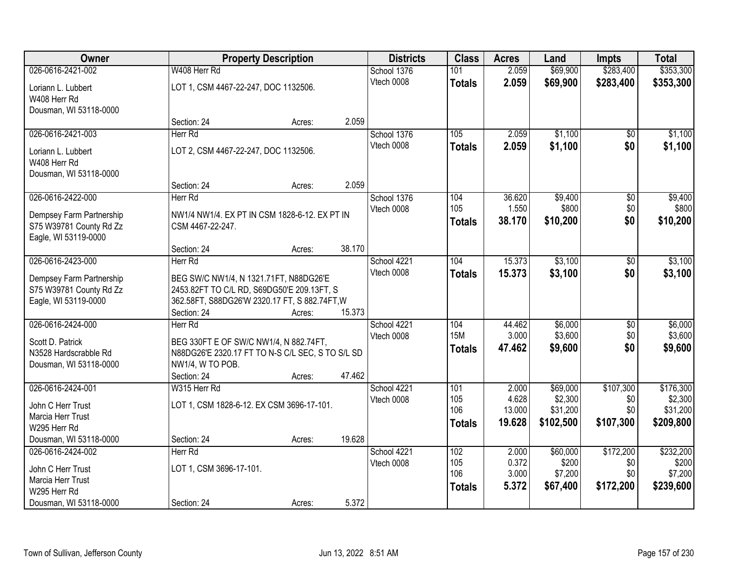| Owner | Property Description | Districts | Class | Acres | Land | Impts | Total |
|---|---|---|---|---|---|---|---|
| 026-0616-2421-002<br>Loriann L. Lubbert<br>W408 Herr Rd<br>Dousman, WI 53118-0000 | W408 Herr Rd<br>LOT 1, CSM 4467-22-247, DOC 1132506.<br>Section: 24 Acres: 2.059 | School 1376<br>Vtech 0008 | 101<br>**Totals** | 2.059<br>**2.059** | $69,900<br>**$69,900** | $283,400<br>**$283,400** | $353,300<br>**$353,300** |
| 026-0616-2421-003<br>Loriann L. Lubbert<br>W408 Herr Rd<br>Dousman, WI 53118-0000 | Herr Rd<br>LOT 2, CSM 4467-22-247, DOC 1132506.<br>Section: 24 Acres: 2.059 | School 1376<br>Vtech 0008 | 105<br>**Totals** | 2.059<br>**2.059** | $1,100<br>**$1,100** | $0<br>**$0** | $1,100<br>**$1,100** |
| 026-0616-2422-000<br>Dempsey Farm Partnership<br>S75 W39781 County Rd Zz<br>Eagle, WI 53119-0000 | Herr Rd<br>NW1/4 NW1/4. EX PT IN CSM 1828-6-12. EX PT IN CSM 4467-22-247.<br>Section: 24 Acres: 38.170 | School 1376<br>Vtech 0008 | 104<br>105<br>**Totals** | 36.620<br>1.550<br>**38.170** | $9,400<br>$800<br>**$10,200** | $0<br>$0<br>**$0** | $9,400<br>$800<br>**$10,200** |
| 026-0616-2423-000<br>Dempsey Farm Partnership<br>S75 W39781 County Rd Zz<br>Eagle, WI 53119-0000 | Herr Rd<br>BEG SW/C NW1/4, N 1321.71FT, N88DG26'E 2453.82FT TO C/L RD, S69DG50'E 209.13FT, S 362.58FT, S88DG26'W 2320.17 FT, S 882.74FT,W<br>Section: 24 Acres: 15.373 | School 4221<br>Vtech 0008 | 104<br>**Totals** | 15.373<br>**15.373** | $3,100<br>**$3,100** | $0<br>**$0** | $3,100<br>**$3,100** |
| 026-0616-2424-000<br>Scott D. Patrick<br>N3528 Hardscrabble Rd<br>Dousman, WI 53118-0000 | Herr Rd<br>BEG 330FT E OF SW/C NW1/4, N 882.74FT, N88DG26'E 2320.17 FT TO N-S C/L SEC, S TO S/L SD NW1/4, W TO POB.<br>Section: 24 Acres: 47.462 | School 4221<br>Vtech 0008 | 104<br>15M<br>**Totals** | 44.462<br>3.000<br>**47.462** | $6,000<br>$3,600<br>**$9,600** | $0<br>$0<br>**$0** | $6,000<br>$3,600<br>**$9,600** |
| 026-0616-2424-001<br>John C Herr Trust<br>Marcia Herr Trust<br>W295 Herr Rd<br>Dousman, WI 53118-0000 | W315 Herr Rd<br>LOT 1, CSM 1828-6-12. EX CSM 3696-17-101.<br>Section: 24 Acres: 19.628 | School 4221<br>Vtech 0008 | 101<br>105<br>106<br>**Totals** | 2.000<br>4.628<br>13.000<br>**19.628** | $69,000<br>$2,300<br>$31,200<br>**$102,500** | $107,300<br>$0<br>$0<br>**$107,300** | $176,300<br>$2,300<br>$31,200<br>**$209,800** |
| 026-0616-2424-002<br>John C Herr Trust<br>Marcia Herr Trust<br>W295 Herr Rd<br>Dousman, WI 53118-0000 | Herr Rd<br>LOT 1, CSM 3696-17-101.<br>Section: 24 Acres: 5.372 | School 4221<br>Vtech 0008 | 102<br>105<br>106<br>**Totals** | 2.000<br>0.372<br>3.000<br>**5.372** | $60,000<br>$200<br>$7,200<br>**$67,400** | $172,200<br>$0<br>$0<br>**$172,200** | $232,200<br>$200<br>$7,200<br>**$239,600** |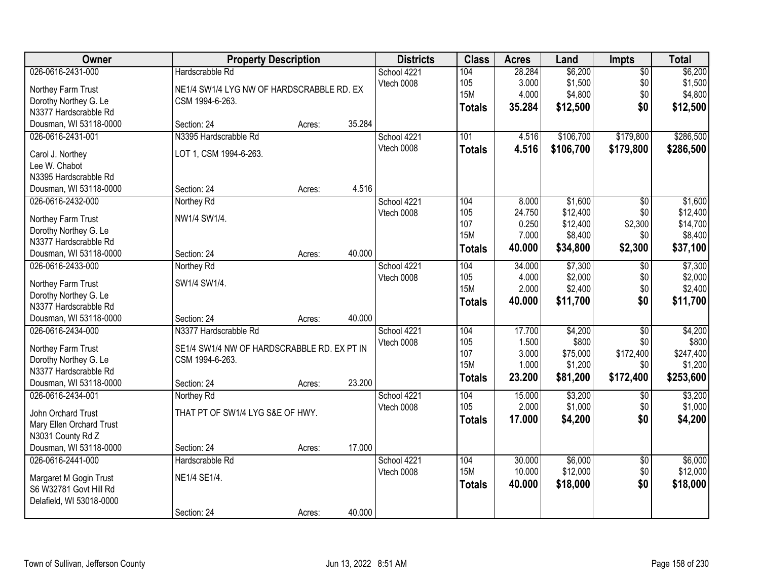| Owner | Property Description | Districts | Class | Acres | Land | Impts | Total |
|---|---|---|---|---|---|---|---|
| 026-0616-2431-000<br>Northey Farm Trust<br>Dorothy Northey G. Le<br>N3377 Hardscrabble Rd<br>Dousman, WI 53118-0000 | Hardscrabble Rd<br>NE1/4 SW1/4 LYG NW OF HARDSCRABBLE RD. EX CSM 1994-6-263.<br>Section: 24 Acres: 35.284 | School 4221<br>Vtech 0008 | 104<br>105<br>15M<br>**Totals** | 28.284<br>3.000<br>4.000<br>**35.284** | $6,200<br>$1,500<br>$4,800<br>**$12,500** | $0<br>$0<br>$0<br>**$0** | $6,200<br>$1,500<br>$4,800<br>**$12,500** |
| 026-0616-2431-001<br>Carol J. Northey<br>Lee W. Chabot<br>N3395 Hardscrabble Rd<br>Dousman, WI 53118-0000 | N3395 Hardscrabble Rd<br>LOT 1, CSM 1994-6-263.<br>Section: 24 Acres: 4.516 | School 4221<br>Vtech 0008 | 101<br>**Totals** | 4.516<br>**4.516** | $106,700<br>**$106,700** | $179,800<br>**$179,800** | $286,500<br>**$286,500** |
| 026-0616-2432-000<br>Northey Farm Trust<br>Dorothy Northey G. Le<br>N3377 Hardscrabble Rd<br>Dousman, WI 53118-0000 | Northey Rd<br>NW1/4 SW1/4.<br>Section: 24 Acres: 40.000 | School 4221<br>Vtech 0008 | 104<br>105<br>107<br>15M<br>**Totals** | 8.000<br>24.750<br>0.250<br>7.000<br>**40.000** | $1,600<br>$12,400<br>$12,400<br>$8,400<br>**$34,800** | $0<br>$0<br>$2,300<br>$0<br>**$2,300** | $1,600<br>$12,400<br>$14,700<br>$8,400<br>**$37,100** |
| 026-0616-2433-000<br>Northey Farm Trust<br>Dorothy Northey G. Le<br>N3377 Hardscrabble Rd<br>Dousman, WI 53118-0000 | Northey Rd<br>SW1/4 SW1/4.<br>Section: 24 Acres: 40.000 | School 4221<br>Vtech 0008 | 104<br>105<br>15M<br>**Totals** | 34.000<br>4.000<br>2.000<br>**40.000** | $7,300<br>$2,000<br>$2,400<br>**$11,700** | $0<br>$0<br>$0<br>**$0** | $7,300<br>$2,000<br>$2,400<br>**$11,700** |
| 026-0616-2434-000<br>Northey Farm Trust<br>Dorothy Northey G. Le<br>N3377 Hardscrabble Rd<br>Dousman, WI 53118-0000 | N3377 Hardscrabble Rd<br>SE1/4 SW1/4 NW OF HARDSCRABBLE RD. EX PT IN CSM 1994-6-263.<br>Section: 24 Acres: 23.200 | School 4221<br>Vtech 0008 | 104<br>105<br>107<br>15M<br>**Totals** | 17.700<br>1.500<br>3.000<br>1.000<br>**23.200** | $4,200<br>$800<br>$75,000<br>$1,200<br>**$81,200** | $0<br>$0<br>$172,400<br>$0<br>**$172,400** | $4,200<br>$800<br>$247,400<br>$1,200<br>**$253,600** |
| 026-0616-2434-001<br>John Orchard Trust<br>Mary Ellen Orchard Trust<br>N3031 County Rd Z<br>Dousman, WI 53118-0000 | Northey Rd<br>THAT PT OF SW1/4 LYG S&E OF HWY.<br>Section: 24 Acres: 17.000 | School 4221<br>Vtech 0008 | 104<br>105<br>**Totals** | 15.000<br>2.000<br>**17.000** | $3,200<br>$1,000<br>**$4,200** | $0<br>$0<br>**$0** | $3,200<br>$1,000<br>**$4,200** |
| 026-0616-2441-000<br>Margaret M Gogin Trust<br>S6 W32781 Govt Hill Rd<br>Delafield, WI 53018-0000 | Hardscrabble Rd<br>NE1/4 SE1/4.<br>Section: 24 Acres: 40.000 | School 4221<br>Vtech 0008 | 104<br>15M<br>**Totals** | 30.000<br>10.000<br>**40.000** | $6,000<br>$12,000<br>**$18,000** | $0<br>$0<br>**$0** | $6,000<br>$12,000<br>**$18,000** |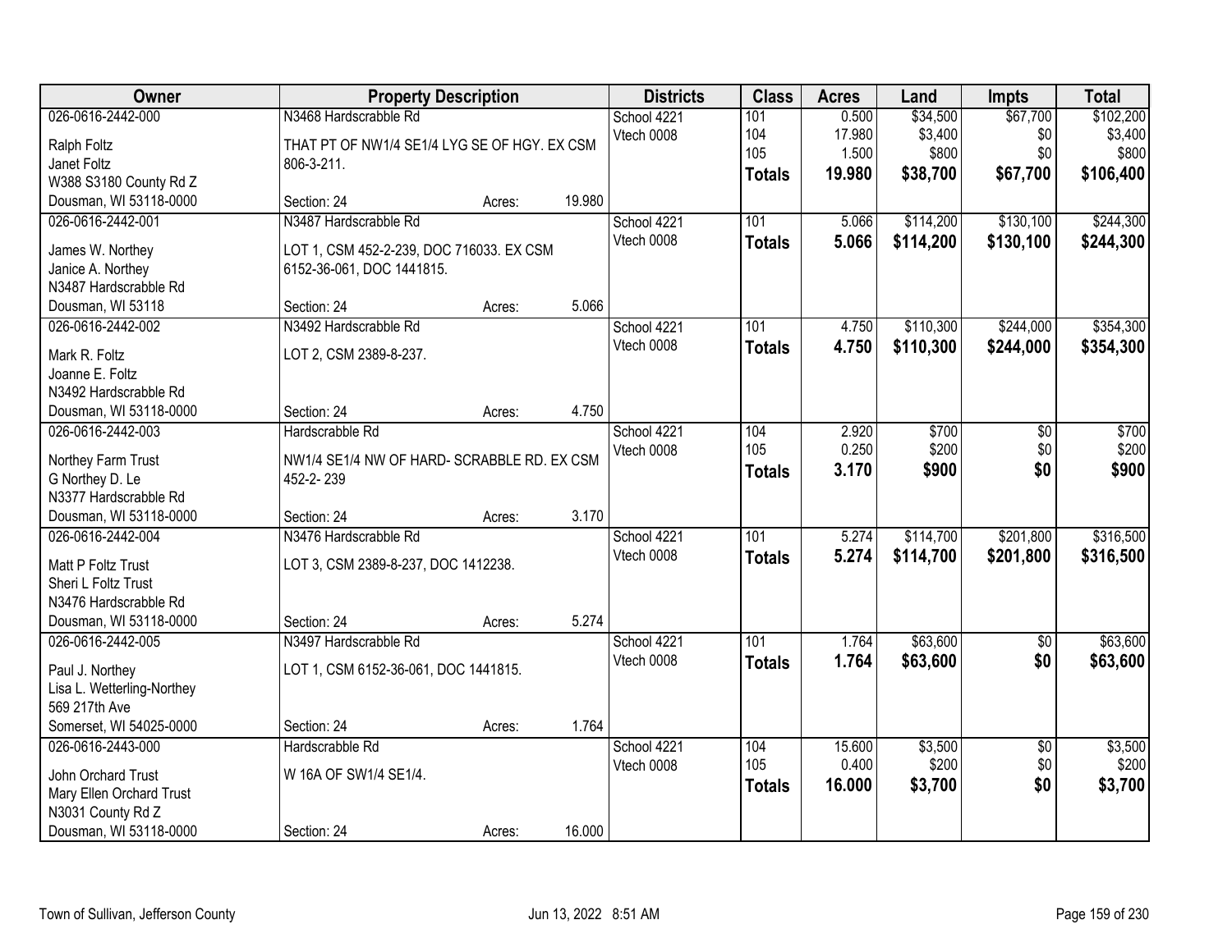| Owner | Property Description | Districts | Class | Acres | Land | Impts | Total |
|---|---|---|---|---|---|---|---|
| 026-0616-2442-000<br>Ralph Foltz<br>Janet Foltz<br>W388 S3180 County Rd Z<br>Dousman, WI 53118-0000 | N3468 Hardscrabble Rd<br>THAT PT OF NW1/4 SE1/4 LYG SE OF HGY. EX CSM 806-3-211.<br>Section: 24 Acres: 19.980 | School 4221<br>Vtech 0008 | 101<br>104<br>105<br>**Totals** | 0.500<br>17.980<br>1.500<br>**19.980** | $34,500<br>$3,400<br>$800<br>**$38,700** | $67,700<br>$0<br>$0<br>**$67,700** | $102,200<br>$3,400<br>$800<br>**$106,400** |
| 026-0616-2442-001<br>James W. Northey<br>Janice A. Northey<br>N3487 Hardscrabble Rd<br>Dousman, WI 53118 | N3487 Hardscrabble Rd<br>LOT 1, CSM 452-2-239, DOC 716033. EX CSM 6152-36-061, DOC 1441815.<br>Section: 24 Acres: 5.066 | School 4221<br>Vtech 0008 | 101<br>**Totals** | 5.066<br>**5.066** | $114,200<br>**$114,200** | $130,100<br>**$130,100** | $244,300<br>**$244,300** |
| 026-0616-2442-002<br>Mark R. Foltz<br>Joanne E. Foltz<br>N3492 Hardscrabble Rd<br>Dousman, WI 53118-0000 | N3492 Hardscrabble Rd<br>LOT 2, CSM 2389-8-237.<br>Section: 24 Acres: 4.750 | School 4221<br>Vtech 0008 | 101<br>**Totals** | 4.750<br>**4.750** | $110,300<br>**$110,300** | $244,000<br>**$244,000** | $354,300<br>**$354,300** |
| 026-0616-2442-003<br>Northey Farm Trust<br>G Northey D. Le<br>N3377 Hardscrabble Rd<br>Dousman, WI 53118-0000 | Hardscrabble Rd<br>NW1/4 SE1/4 NW OF HARD- SCRABBLE RD. EX CSM 452-2- 239<br>Section: 24 Acres: 3.170 | School 4221<br>Vtech 0008 | 104<br>105<br>**Totals** | 2.920<br>0.250<br>**3.170** | $700<br>$200<br>**$900** | $0<br>$0<br>**$0** | $700<br>$200<br>**$900** |
| 026-0616-2442-004<br>Matt P Foltz Trust<br>Sheri L Foltz Trust<br>N3476 Hardscrabble Rd<br>Dousman, WI 53118-0000 | N3476 Hardscrabble Rd<br>LOT 3, CSM 2389-8-237, DOC 1412238.<br>Section: 24 Acres: 5.274 | School 4221<br>Vtech 0008 | 101<br>**Totals** | 5.274<br>**5.274** | $114,700<br>**$114,700** | $201,800<br>**$201,800** | $316,500<br>**$316,500** |
| 026-0616-2442-005<br>Paul J. Northey<br>Lisa L. Wetterling-Northey<br>569 217th Ave<br>Somerset, WI 54025-0000 | N3497 Hardscrabble Rd<br>LOT 1, CSM 6152-36-061, DOC 1441815.<br>Section: 24 Acres: 1.764 | School 4221<br>Vtech 0008 | 101<br>**Totals** | 1.764<br>**1.764** | $63,600<br>**$63,600** | $0<br>**$0** | $63,600<br>**$63,600** |
| 026-0616-2443-000<br>John Orchard Trust<br>Mary Ellen Orchard Trust<br>N3031 County Rd Z<br>Dousman, WI 53118-0000 | Hardscrabble Rd<br>W 16A OF SW1/4 SE1/4.<br>Section: 24 Acres: 16.000 | School 4221<br>Vtech 0008 | 104<br>105<br>**Totals** | 15.600<br>0.400<br>**16.000** | $3,500<br>$200<br>**$3,700** | $0<br>$0<br>**$0** | $3,500<br>$200<br>**$3,700** |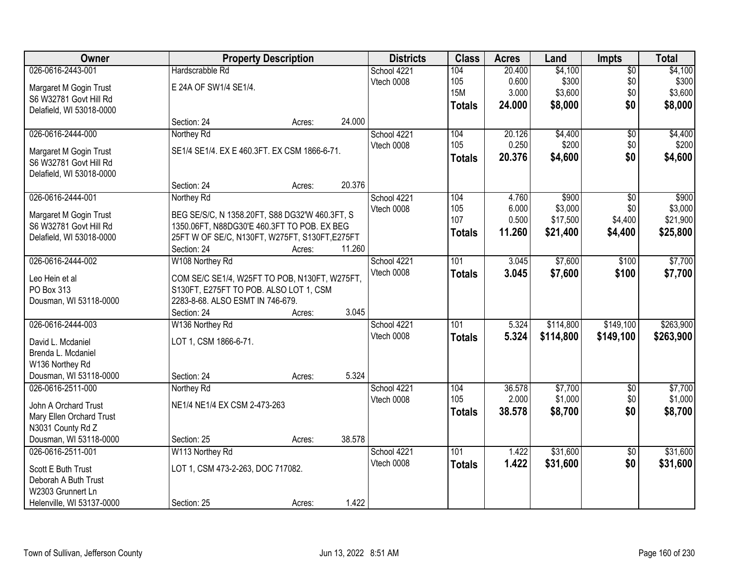| Owner | Property Description | Districts | Class | Acres | Land | Impts | Total |
|---|---|---|---|---|---|---|---|
| 026-0616-2443-001<br>Margaret M Gogin Trust<br>S6 W32781 Govt Hill Rd<br>Delafield, WI 53018-0000 | Hardscrabble Rd<br>E 24A OF SW1/4 SE1/4.<br>Section: 24 Acres: 24.000 | School 4221<br>Vtech 0008 | 104<br>105<br>15M<br>**Totals** | 20.400<br>0.600<br>3.000<br>**24.000** | $4,100<br>$300<br>$3,600<br>**$8,000** | $0<br>$0<br>$0<br>**$0** | $4,100<br>$300<br>$3,600<br>**$8,000** |
| 026-0616-2444-000<br>Margaret M Gogin Trust<br>S6 W32781 Govt Hill Rd<br>Delafield, WI 53018-0000 | Northey Rd<br>SE1/4 SE1/4. EX E 460.3FT. EX CSM 1866-6-71.<br>Section: 24 Acres: 20.376 | School 4221<br>Vtech 0008 | 104<br>105<br>**Totals** | 20.126<br>0.250<br>**20.376** | $4,400<br>$200<br>**$4,600** | $0<br>$0<br>**$0** | $4,400<br>$200<br>**$4,600** |
| 026-0616-2444-001<br>Margaret M Gogin Trust<br>S6 W32781 Govt Hill Rd<br>Delafield, WI 53018-0000 | Northey Rd<br>BEG SE/S/C, N 1358.20FT, S88 DG32'W 460.3FT, S 1350.06FT, N88DG30'E 460.3FT TO POB. EX BEG 25FT W OF SE/C, N130FT, W275FT, S130FT,E275FT<br>Section: 24 Acres: 11.260 | School 4221<br>Vtech 0008 | 104<br>105<br>107<br>**Totals** | 4.760<br>6.000<br>0.500<br>**11.260** | $900<br>$3,000<br>$17,500<br>**$21,400** | $0<br>$0<br>$4,400<br>**$4,400** | $900<br>$3,000<br>$21,900<br>**$25,800** |
| 026-0616-2444-002<br>Leo Hein et al<br>PO Box 313<br>Dousman, WI 53118-0000 | W108 Northey Rd<br>COM SE/C SE1/4, W25FT TO POB, N130FT, W275FT, S130FT, E275FT TO POB. ALSO LOT 1, CSM 2283-8-68. ALSO ESMT IN 746-679.<br>Section: 24 Acres: 3.045 | School 4221<br>Vtech 0008 | 101<br>**Totals** | 3.045<br>**3.045** | $7,600<br>**$7,600** | $100<br>**$100** | $7,700<br>**$7,700** |
| 026-0616-2444-003<br>David L. Mcdaniel<br>Brenda L. Mcdaniel<br>W136 Northey Rd<br>Dousman, WI 53118-0000 | W136 Northey Rd<br>LOT 1, CSM 1866-6-71.<br>Section: 24 Acres: 5.324 | School 4221<br>Vtech 0008 | 101<br>**Totals** | 5.324<br>**5.324** | $114,800<br>**$114,800** | $149,100<br>**$149,100** | $263,900<br>**$263,900** |
| 026-0616-2511-000<br>John A Orchard Trust<br>Mary Ellen Orchard Trust<br>N3031 County Rd Z<br>Dousman, WI 53118-0000 | Northey Rd<br>NE1/4 NE1/4 EX CSM 2-473-263<br>Section: 25 Acres: 38.578 | School 4221<br>Vtech 0008 | 104<br>105<br>**Totals** | 36.578<br>2.000<br>**38.578** | $7,700<br>$1,000<br>**$8,700** | $0<br>$0<br>**$0** | $7,700<br>$1,000<br>**$8,700** |
| 026-0616-2511-001<br>Scott E Buth Trust<br>Deborah A Buth Trust<br>W2303 Grunnert Ln<br>Helenville, WI 53137-0000 | W113 Northey Rd<br>LOT 1, CSM 473-2-263, DOC 717082.<br>Section: 25 Acres: 1.422 | School 4221<br>Vtech 0008 | 101<br>**Totals** | 1.422<br>**1.422** | $31,600<br>**$31,600** | $0<br>**$0** | $31,600<br>**$31,600** |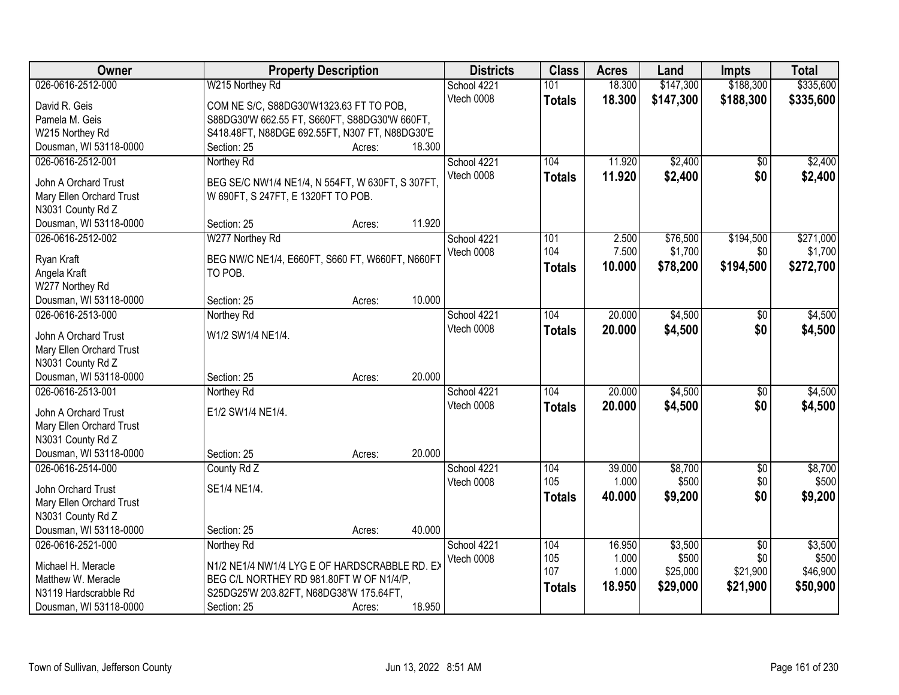| Owner | Property Description | Districts | Class | Acres | Land | Impts | Total |
|---|---|---|---|---|---|---|---|
| 026-0616-2512-000<br>David R. Geis<br>Pamela M. Geis<br>W215 Northey Rd<br>Dousman, WI 53118-0000 | W215 Northey Rd<br>COM NE S/C, S88DG30'W1323.63 FT TO POB, S88DG30'W 662.55 FT, S660FT, S88DG30'W 660FT, S418.48FT, N88DGE 692.55FT, N307 FT, N88DG30'E<br>Section: 25 Acres: 18.300 | School 4221<br>Vtech 0008 | 101<br>**Totals** | 18.300<br>**18.300** | $147,300<br>**$147,300** | $188,300<br>**$188,300** | $335,600<br>**$335,600** |
| 026-0616-2512-001<br>John A Orchard Trust<br>Mary Ellen Orchard Trust<br>N3031 County Rd Z<br>Dousman, WI 53118-0000 | Northey Rd<br>BEG SE/C NW1/4 NE1/4, N 554FT, W 630FT, S 307FT, W 690FT, S 247FT, E 1320FT TO POB.<br>Section: 25 Acres: 11.920 | School 4221<br>Vtech 0008 | 104<br>**Totals** | 11.920<br>**11.920** | $2,400<br>**$2,400** | $0<br>**$0** | $2,400<br>**$2,400** |
| 026-0616-2512-002<br>Ryan Kraft<br>Angela Kraft<br>W277 Northey Rd<br>Dousman, WI 53118-0000 | W277 Northey Rd<br>BEG NW/C NE1/4, E660FT, S660 FT, W660FT, N660FT TO POB.<br>Section: 25 Acres: 10.000 | School 4221<br>Vtech 0008 | 101<br>104<br>**Totals** | 2.500<br>7.500<br>**10.000** | $76,500<br>$1,700<br>**$78,200** | $194,500<br>$0<br>**$194,500** | $271,000<br>$1,700<br>**$272,700** |
| 026-0616-2513-000<br>John A Orchard Trust<br>Mary Ellen Orchard Trust<br>N3031 County Rd Z<br>Dousman, WI 53118-0000 | Northey Rd<br>W1/2 SW1/4 NE1/4.<br>Section: 25 Acres: 20.000 | School 4221<br>Vtech 0008 | 104<br>**Totals** | 20.000<br>**20.000** | $4,500<br>**$4,500** | $0<br>**$0** | $4,500<br>**$4,500** |
| 026-0616-2513-001<br>John A Orchard Trust<br>Mary Ellen Orchard Trust<br>N3031 County Rd Z<br>Dousman, WI 53118-0000 | Northey Rd<br>E1/2 SW1/4 NE1/4.<br>Section: 25 Acres: 20.000 | School 4221<br>Vtech 0008 | 104<br>**Totals** | 20.000<br>**20.000** | $4,500<br>**$4,500** | $0<br>**$0** | $4,500<br>**$4,500** |
| 026-0616-2514-000<br>John Orchard Trust<br>Mary Ellen Orchard Trust<br>N3031 County Rd Z<br>Dousman, WI 53118-0000 | County Rd Z<br>SE1/4 NE1/4.<br>Section: 25 Acres: 40.000 | School 4221<br>Vtech 0008 | 104<br>105<br>**Totals** | 39.000<br>1.000<br>**40.000** | $8,700<br>$500<br>**$9,200** | $0<br>$0<br>**$0** | $8,700<br>$500<br>**$9,200** |
| 026-0616-2521-000<br>Michael H. Meracle<br>Matthew W. Meracle<br>N3119 Hardscrabble Rd<br>Dousman, WI 53118-0000 | Northey Rd<br>N1/2 NE1/4 NW1/4 LYG E OF HARDSCRABBLE RD. EX BEG C/L NORTHEY RD 981.80FT W OF N1/4/P, S25DG25'W 203.82FT, N68DG38'W 175.64FT,<br>Section: 25 Acres: 18.950 | School 4221<br>Vtech 0008 | 104<br>105<br>107<br>**Totals** | 16.950<br>1.000<br>1.000<br>**18.950** | $3,500<br>$500<br>$25,000<br>**$29,000** | $0<br>$0<br>$21,900<br>**$21,900** | $3,500<br>$500<br>$46,900<br>**$50,900** |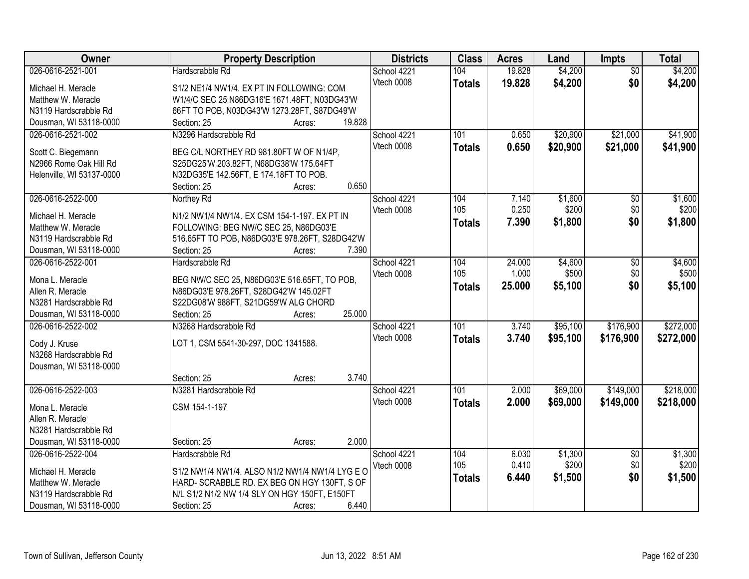| Owner | Property Description | Districts | Class | Acres | Land | Impts | Total |
|---|---|---|---|---|---|---|---|
| 026-0616-2521-001<br>Michael H. Meracle<br>Matthew W. Meracle<br>N3119 Hardscrabble Rd<br>Dousman, WI 53118-0000 | Hardscrabble Rd<br>S1/2 NE1/4 NW1/4. EX PT IN FOLLOWING: COM W1/4/C SEC 25 N86DG16'E 1671.48FT, N03DG43'W 66FT TO POB, N03DG43'W 1273.28FT, S87DG49'W<br>Section: 25 Acres: 19.828 | School 4221<br>Vtech 0008 | 104<br>**Totals** | 19.828<br>**19.828** | $4,200<br>**$4,200** | $0<br>**$0** | $4,200<br>**$4,200** |
| 026-0616-2521-002<br>Scott C. Biegemann<br>N2966 Rome Oak Hill Rd<br>Helenville, WI 53137-0000 | N3296 Hardscrabble Rd<br>BEG C/L NORTHEY RD 981.80FT W OF N1/4P, S25DG25'W 203.82FT, N68DG38'W 175.64FT N32DG35'E 142.56FT, E 174.18FT TO POB.<br>Section: 25 Acres: 0.650 | School 4221<br>Vtech 0008 | 101<br>**Totals** | 0.650<br>**0.650** | $20,900<br>**$20,900** | $21,000<br>**$21,000** | $41,900<br>**$41,900** |
| 026-0616-2522-000<br>Michael H. Meracle<br>Matthew W. Meracle<br>N3119 Hardscrabble Rd<br>Dousman, WI 53118-0000 | Northey Rd<br>N1/2 NW1/4 NW1/4. EX CSM 154-1-197. EX PT IN FOLLOWING: BEG NW/C SEC 25, N86DG03'E 516.65FT TO POB, N86DG03'E 978.26FT, S28DG42'W<br>Section: 25 Acres: 7.390 | School 4221<br>Vtech 0008 | 104<br>105<br>**Totals** | 7.140<br>0.250<br>**7.390** | $1,600<br>$200<br>**$1,800** | $0<br>$0<br>**$0** | $1,600<br>$200<br>**$1,800** |
| 026-0616-2522-001<br>Mona L. Meracle<br>Allen R. Meracle<br>N3281 Hardscrabble Rd<br>Dousman, WI 53118-0000 | Hardscrabble Rd<br>BEG NW/C SEC 25, N86DG03'E 516.65FT, TO POB, N86DG03'E 978.26FT, S28DG42'W 145.02FT S22DG08'W 988FT, S21DG59'W ALG CHORD<br>Section: 25 Acres: 25.000 | School 4221<br>Vtech 0008 | 104<br>105<br>**Totals** | 24.000<br>1.000<br>**25.000** | $4,600<br>$500<br>**$5,100** | $0<br>$0<br>**$0** | $4,600<br>$500<br>**$5,100** |
| 026-0616-2522-002<br>Cody J. Kruse<br>N3268 Hardscrabble Rd<br>Dousman, WI 53118-0000 | N3268 Hardscrabble Rd<br>LOT 1, CSM 5541-30-297, DOC 1341588.<br>Section: 25 Acres: 3.740 | School 4221<br>Vtech 0008 | 101<br>**Totals** | 3.740<br>**3.740** | $95,100<br>**$95,100** | $176,900<br>**$176,900** | $272,000<br>**$272,000** |
| 026-0616-2522-003<br>Mona L. Meracle<br>Allen R. Meracle<br>N3281 Hardscrabble Rd<br>Dousman, WI 53118-0000 | N3281 Hardscrabble Rd<br>CSM 154-1-197<br>Section: 25 Acres: 2.000 | School 4221<br>Vtech 0008 | 101<br>**Totals** | 2.000<br>**2.000** | $69,000<br>**$69,000** | $149,000<br>**$149,000** | $218,000<br>**$218,000** |
| 026-0616-2522-004<br>Michael H. Meracle<br>Matthew W. Meracle<br>N3119 Hardscrabble Rd<br>Dousman, WI 53118-0000 | Hardscrabble Rd<br>S1/2 NW1/4 NW1/4. ALSO N1/2 NW1/4 NW1/4 LYG E O HARD- SCRABBLE RD. EX BEG ON HGY 130FT, S OF N/L S1/2 N1/2 NW 1/4 SLY ON HGY 150FT, E150FT<br>Section: 25 Acres: 6.440 | School 4221<br>Vtech 0008 | 104<br>105<br>**Totals** | 6.030<br>0.410<br>**6.440** | $1,300<br>$200<br>**$1,500** | $0<br>$0<br>**$0** | $1,300<br>$200<br>**$1,500** |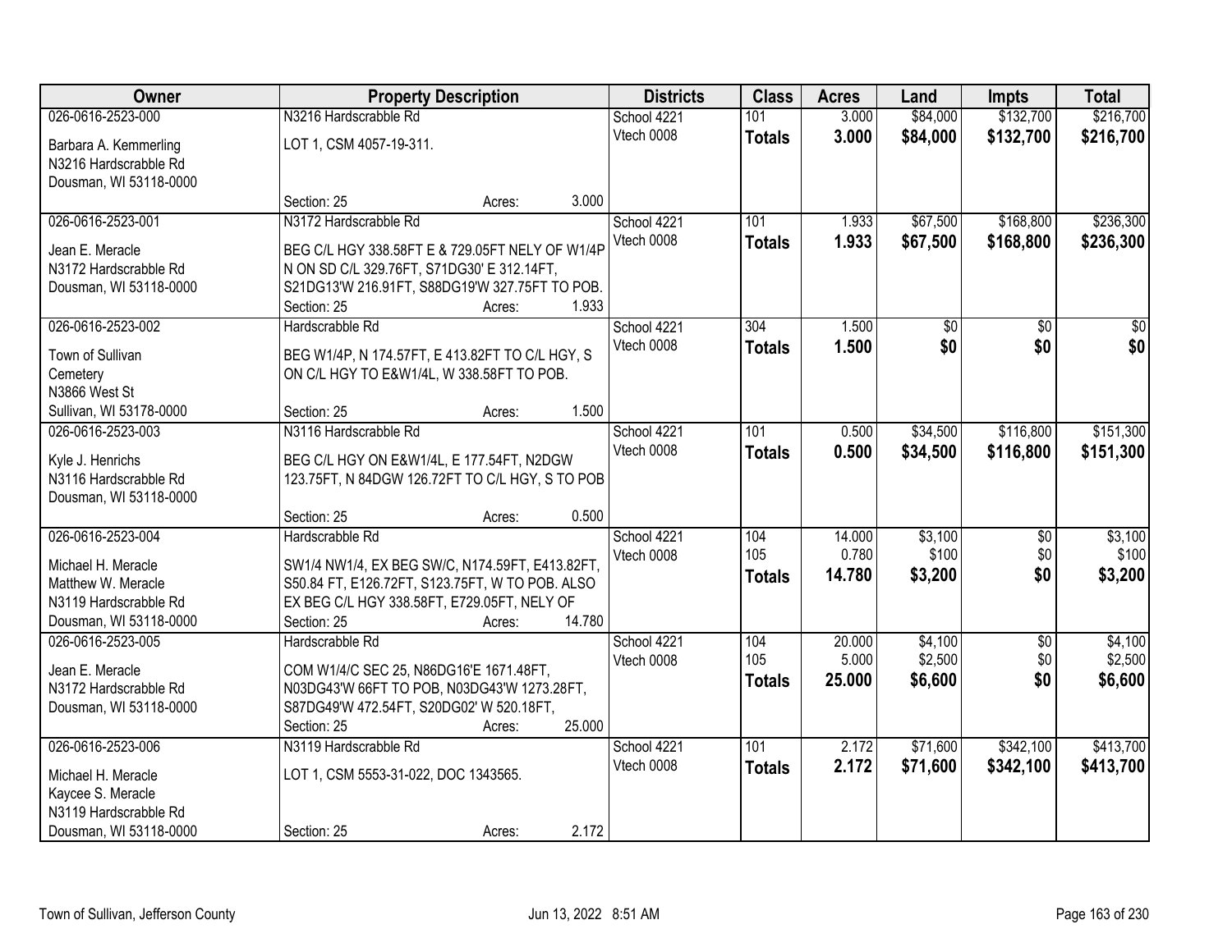| Owner | Property Description | Districts | Class | Acres | Land | Impts | Total |
|---|---|---|---|---|---|---|---|
| 026-0616-2523-000<br>Barbara A. Kemmerling<br>N3216 Hardscrabble Rd<br>Dousman, WI 53118-0000 | N3216 Hardscrabble Rd<br>LOT 1, CSM 4057-19-311.<br>Section: 25 Acres: 3.000 | School 4221<br>Vtech 0008 | 101<br>**Totals** | 3.000<br>**3.000** | \$84,000<br>**\$84,000** | \$132,700<br>**\$132,700** | \$216,700<br>**\$216,700** |
| 026-0616-2523-001<br>Jean E. Meracle<br>N3172 Hardscrabble Rd<br>Dousman, WI 53118-0000 | N3172 Hardscrabble Rd<br>BEG C/L HGY 338.58FT E & 729.05FT NELY OF W1/4P N ON SD C/L 329.76FT, S71DG30' E 312.14FT, S21DG13'W 216.91FT, S88DG19'W 327.75FT TO POB.<br>Section: 25 Acres: 1.933 | School 4221<br>Vtech 0008 | 101<br>**Totals** | 1.933<br>**1.933** | \$67,500<br>**\$67,500** | \$168,800<br>**\$168,800** | \$236,300<br>**\$236,300** |
| 026-0616-2523-002<br>Town of Sullivan<br>Cemetery<br>N3866 West St<br>Sullivan, WI 53178-0000 | Hardscrabble Rd<br>BEG W1/4P, N 174.57FT, E 413.82FT TO C/L HGY, S ON C/L HGY TO E&W1/4L, W 338.58FT TO POB.<br>Section: 25 Acres: 1.500 | School 4221<br>Vtech 0008 | 304<br>**Totals** | 1.500<br>**1.500** | \$0<br>**\$0** | \$0<br>**\$0** | \$0<br>**\$0** |
| 026-0616-2523-003<br>Kyle J. Henrichs<br>N3116 Hardscrabble Rd<br>Dousman, WI 53118-0000 | N3116 Hardscrabble Rd<br>BEG C/L HGY ON E&W1/4L, E 177.54FT, N2DGW 123.75FT, N 84DGW 126.72FT TO C/L HGY, S TO POB<br>Section: 25 Acres: 0.500 | School 4221<br>Vtech 0008 | 101<br>**Totals** | 0.500<br>**0.500** | \$34,500<br>**\$34,500** | \$116,800<br>**\$116,800** | \$151,300<br>**\$151,300** |
| 026-0616-2523-004<br>Michael H. Meracle<br>Matthew W. Meracle<br>N3119 Hardscrabble Rd<br>Dousman, WI 53118-0000 | Hardscrabble Rd<br>SW1/4 NW1/4, EX BEG SW/C, N174.59FT, E413.82FT, S50.84 FT, E126.72FT, S123.75FT, W TO POB. ALSO EX BEG C/L HGY 338.58FT, E729.05FT, NELY OF<br>Section: 25 Acres: 14.780 | School 4221<br>Vtech 0008 | 104<br>105<br>**Totals** | 14.000<br>0.780<br>**14.780** | \$3,100<br>\$100<br>**\$3,200** | \$0<br>\$0<br>**\$0** | \$3,100<br>\$100<br>**\$3,200** |
| 026-0616-2523-005<br>Jean E. Meracle<br>N3172 Hardscrabble Rd<br>Dousman, WI 53118-0000 | Hardscrabble Rd<br>COM W1/4/C SEC 25, N86DG16'E 1671.48FT, N03DG43'W 66FT TO POB, N03DG43'W 1273.28FT, S87DG49'W 472.54FT, S20DG02' W 520.18FT,<br>Section: 25 Acres: 25.000 | School 4221<br>Vtech 0008 | 104<br>105<br>**Totals** | 20.000<br>5.000<br>**25.000** | \$4,100<br>\$2,500<br>**\$6,600** | \$0<br>\$0<br>**\$0** | \$4,100<br>\$2,500<br>**\$6,600** |
| 026-0616-2523-006<br>Michael H. Meracle<br>Kaycee S. Meracle<br>N3119 Hardscrabble Rd<br>Dousman, WI 53118-0000 | N3119 Hardscrabble Rd<br>LOT 1, CSM 5553-31-022, DOC 1343565.<br>Section: 25 Acres: 2.172 | School 4221<br>Vtech 0008 | 101<br>**Totals** | 2.172<br>**2.172** | \$71,600<br>**\$71,600** | \$342,100<br>**\$342,100** | \$413,700<br>**\$413,700** |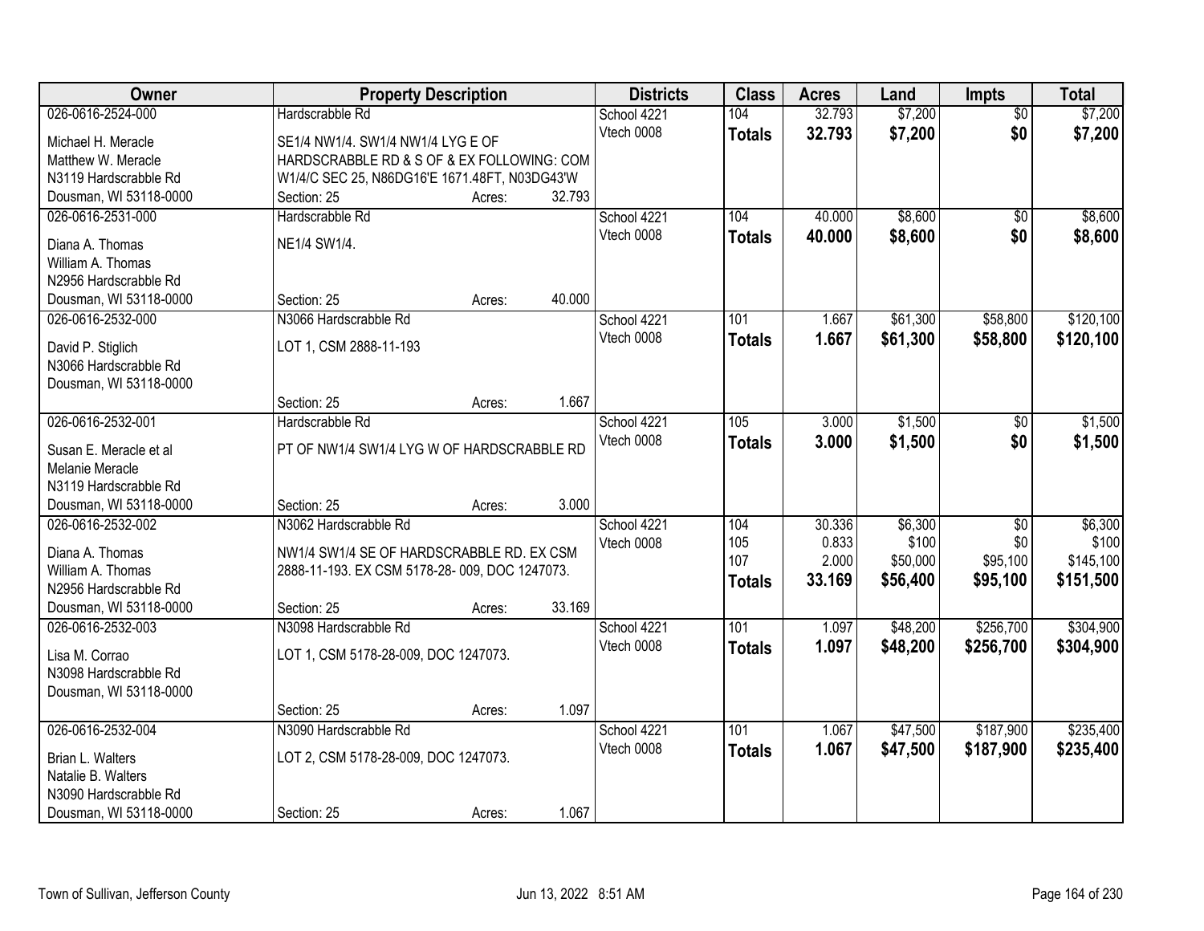| Owner | Property Description | | Districts | Class | Acres | Land | Impts | Total |
|---|---|---|---|---|---|---|---|---|
| 026-0616-2524-000 | Hardscrabble Rd | | School 4221 | 104 | 32.793 | $7,200 | $0 | $7,200 |
| Michael H. Meracle<br>Matthew W. Meracle<br>N3119 Hardscrabble Rd<br>Dousman, WI 53118-0000 | SE1/4 NW1/4. SW1/4 NW1/4 LYG E OF HARDSCRABBLE RD & S OF & EX FOLLOWING: COM W1/4/C SEC 25, N86DG16'E 1671.48FT, N03DG43'W | | Vtech 0008 | **Totals** | **32.793** | **$7,200** | **$0** | **$7,200** |
| | Section: 25 | Acres: 32.793 | | | | | | |
| 026-0616-2531-000 | Hardscrabble Rd | | School 4221 | 104 | 40.000 | $8,600 | $0 | $8,600 |
| Diana A. Thomas<br>William A. Thomas<br>N2956 Hardscrabble Rd<br>Dousman, WI 53118-0000 | NE1/4 SW1/4. | | Vtech 0008 | **Totals** | **40.000** | **$8,600** | **$0** | **$8,600** |
| | Section: 25 | Acres: 40.000 | | | | | | |
| 026-0616-2532-000 | N3066 Hardscrabble Rd | | School 4221 | 101 | 1.667 | $61,300 | $58,800 | $120,100 |
| David P. Stiglich<br>N3066 Hardscrabble Rd<br>Dousman, WI 53118-0000 | LOT 1, CSM 2888-11-193 | | Vtech 0008 | **Totals** | **1.667** | **$61,300** | **$58,800** | **$120,100** |
| | Section: 25 | Acres: 1.667 | | | | | | |
| 026-0616-2532-001 | Hardscrabble Rd | | School 4221 | 105 | 3.000 | $1,500 | $0 | $1,500 |
| Susan E. Meracle et al<br>Melanie Meracle<br>N3119 Hardscrabble Rd<br>Dousman, WI 53118-0000 | PT OF NW1/4 SW1/4 LYG W OF HARDSCRABBLE RD | | Vtech 0008 | **Totals** | **3.000** | **$1,500** | **$0** | **$1,500** |
| | Section: 25 | Acres: 3.000 | | | | | | |
| 026-0616-2532-002 | N3062 Hardscrabble Rd | | School 4221 | 104 | 30.336 | $6,300 | $0 | $6,300 |
| Diana A. Thomas<br>William A. Thomas<br>N2956 Hardscrabble Rd<br>Dousman, WI 53118-0000 | NW1/4 SW1/4 SE OF HARDSCRABBLE RD. EX CSM 2888-11-193. EX CSM 5178-28- 009, DOC 1247073. | | Vtech 0008 | 105 | 0.833 | $100 | $0 | $100 |
| | | | | 107 | 2.000 | $50,000 | $95,100 | $145,100 |
| | | | | **Totals** | **33.169** | **$56,400** | **$95,100** | **$151,500** |
| | Section: 25 | Acres: 33.169 | | | | | | |
| 026-0616-2532-003 | N3098 Hardscrabble Rd | | School 4221 | 101 | 1.097 | $48,200 | $256,700 | $304,900 |
| Lisa M. Corrao<br>N3098 Hardscrabble Rd<br>Dousman, WI 53118-0000 | LOT 1, CSM 5178-28-009, DOC 1247073. | | Vtech 0008 | **Totals** | **1.097** | **$48,200** | **$256,700** | **$304,900** |
| | Section: 25 | Acres: 1.097 | | | | | | |
| 026-0616-2532-004 | N3090 Hardscrabble Rd | | School 4221 | 101 | 1.067 | $47,500 | $187,900 | $235,400 |
| Brian L. Walters<br>Natalie B. Walters<br>N3090 Hardscrabble Rd<br>Dousman, WI 53118-0000 | LOT 2, CSM 5178-28-009, DOC 1247073. | | Vtech 0008 | **Totals** | **1.067** | **$47,500** | **$187,900** | **$235,400** |
| | Section: 25 | Acres: 1.067 | | | | | | |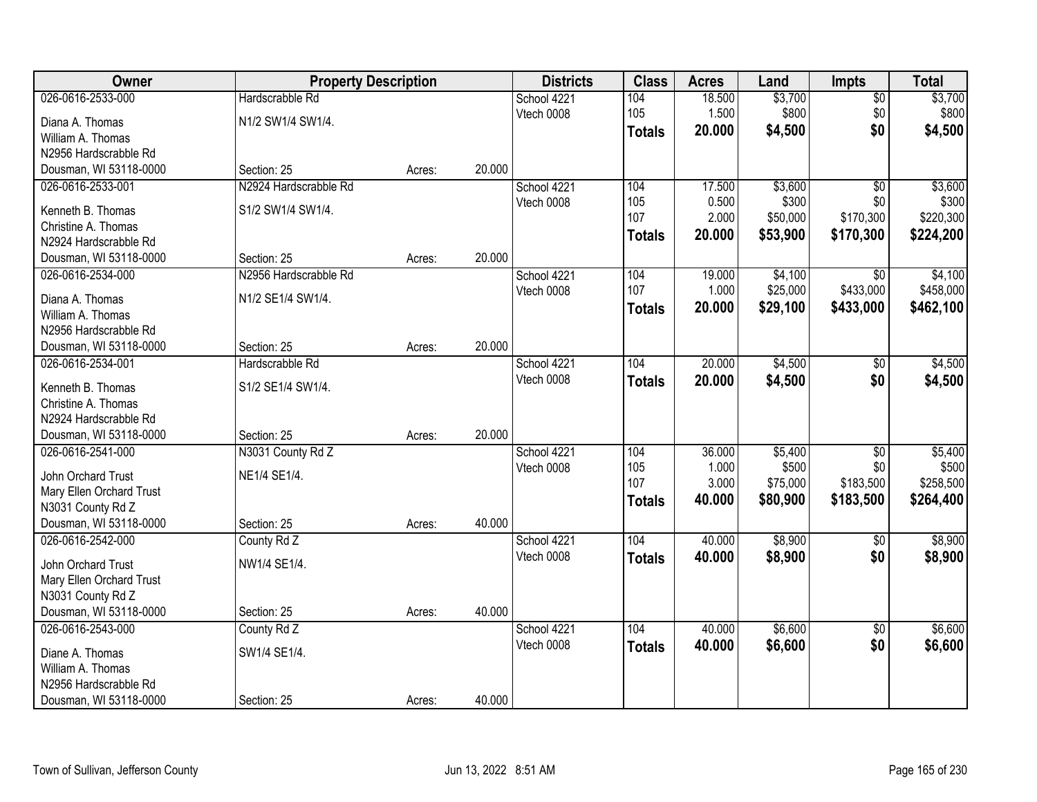| Owner | Property Description | | | Districts | Class | Acres | Land | Impts | Total |
|---|---|---|---|---|---|---|---|---|---|
| 026-0616-2533-000 | Hardscrabble Rd | | | School 4221 | 104 | 18.500 | $3,700 | $0 | $3,700 |
| Diana A. Thomas | N1/2 SW1/4 SW1/4. | | | Vtech 0008 | 105 | 1.500 | $800 | $0 | $800 |
| William A. Thomas | | | | | **Totals** | **20.000** | **$4,500** | **$0** | **$4,500** |
| N2956 Hardscrabble Rd | | | | | | | | | |
| Dousman, WI 53118-0000 | Section: 25 | Acres: | 20.000 | | | | | | |
| 026-0616-2533-001 | N2924 Hardscrabble Rd | | | School 4221 | 104 | 17.500 | $3,600 | $0 | $3,600 |
| Kenneth B. Thomas | S1/2 SW1/4 SW1/4. | | | Vtech 0008 | 105 | 0.500 | $300 | $0 | $300 |
| Christine A. Thomas | | | | | 107 | 2.000 | $50,000 | $170,300 | $220,300 |
| N2924 Hardscrabble Rd | | | | | **Totals** | **20.000** | **$53,900** | **$170,300** | **$224,200** |
| Dousman, WI 53118-0000 | Section: 25 | Acres: | 20.000 | | | | | | |
| 026-0616-2534-000 | N2956 Hardscrabble Rd | | | School 4221 | 104 | 19.000 | $4,100 | $0 | $4,100 |
| Diana A. Thomas | N1/2 SE1/4 SW1/4. | | | Vtech 0008 | 107 | 1.000 | $25,000 | $433,000 | $458,000 |
| William A. Thomas | | | | | **Totals** | **20.000** | **$29,100** | **$433,000** | **$462,100** |
| N2956 Hardscrabble Rd | | | | | | | | | |
| Dousman, WI 53118-0000 | Section: 25 | Acres: | 20.000 | | | | | | |
| 026-0616-2534-001 | Hardscrabble Rd | | | School 4221 | 104 | 20.000 | $4,500 | $0 | $4,500 |
| Kenneth B. Thomas | S1/2 SE1/4 SW1/4. | | | Vtech 0008 | **Totals** | **20.000** | **$4,500** | **$0** | **$4,500** |
| Christine A. Thomas | | | | | | | | | |
| N2924 Hardscrabble Rd | | | | | | | | | |
| Dousman, WI 53118-0000 | Section: 25 | Acres: | 20.000 | | | | | | |
| 026-0616-2541-000 | N3031 County Rd Z | | | School 4221 | 104 | 36.000 | $5,400 | $0 | $5,400 |
| John Orchard Trust | NE1/4 SE1/4. | | | Vtech 0008 | 105 | 1.000 | $500 | $0 | $500 |
| Mary Ellen Orchard Trust | | | | | 107 | 3.000 | $75,000 | $183,500 | $258,500 |
| N3031 County Rd Z | | | | | **Totals** | **40.000** | **$80,900** | **$183,500** | **$264,400** |
| Dousman, WI 53118-0000 | Section: 25 | Acres: | 40.000 | | | | | | |
| 026-0616-2542-000 | County Rd Z | | | School 4221 | 104 | 40.000 | $8,900 | $0 | $8,900 |
| John Orchard Trust | NW1/4 SE1/4. | | | Vtech 0008 | **Totals** | **40.000** | **$8,900** | **$0** | **$8,900** |
| Mary Ellen Orchard Trust | | | | | | | | | |
| N3031 County Rd Z | | | | | | | | | |
| Dousman, WI 53118-0000 | Section: 25 | Acres: | 40.000 | | | | | | |
| 026-0616-2543-000 | County Rd Z | | | School 4221 | 104 | 40.000 | $6,600 | $0 | $6,600 |
| Diane A. Thomas | SW1/4 SE1/4. | | | Vtech 0008 | **Totals** | **40.000** | **$6,600** | **$0** | **$6,600** |
| William A. Thomas | | | | | | | | | |
| N2956 Hardscrabble Rd | | | | | | | | | |
| Dousman, WI 53118-0000 | Section: 25 | Acres: | 40.000 | | | | | | |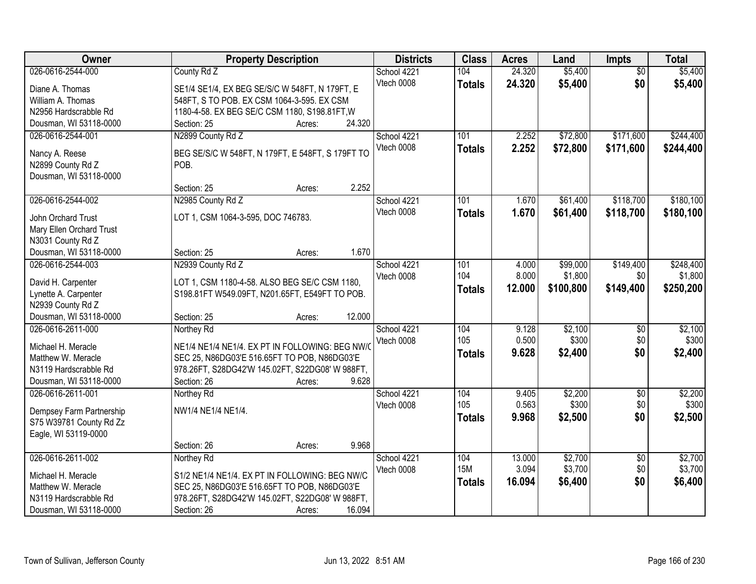| Owner | Property Description | Districts | Class | Acres | Land | Impts | Total |
|---|---|---|---|---|---|---|---|
| 026-0616-2544-000<br>Diane A. Thomas<br>William A. Thomas<br>N2956 Hardscrabble Rd<br>Dousman, WI 53118-0000 | County Rd Z<br>SE1/4 SE1/4, EX BEG SE/S/C W 548FT, N 179FT, E 548FT, S TO POB. EX CSM 1064-3-595. EX CSM 1180-4-58. EX BEG SE/C CSM 1180, S198.81FT,W<br>Section: 25 Acres: 24.320 | School 4221<br>Vtech 0008 | 104<br>**Totals** | 24.320<br>**24.320** | $5,400<br>**$5,400** | $0<br>**$0** | $5,400<br>**$5,400** |
| 026-0616-2544-001<br>Nancy A. Reese<br>N2899 County Rd Z<br>Dousman, WI 53118-0000 | N2899 County Rd Z<br>BEG SE/S/C W 548FT, N 179FT, E 548FT, S 179FT TO POB.<br>Section: 25 Acres: 2.252 | School 4221<br>Vtech 0008 | 101<br>**Totals** | 2.252<br>**2.252** | $72,800<br>**$72,800** | $171,600<br>**$171,600** | $244,400<br>**$244,400** |
| 026-0616-2544-002<br>John Orchard Trust<br>Mary Ellen Orchard Trust<br>N3031 County Rd Z<br>Dousman, WI 53118-0000 | N2985 County Rd Z<br>LOT 1, CSM 1064-3-595, DOC 746783.<br>Section: 25 Acres: 1.670 | School 4221<br>Vtech 0008 | 101<br>**Totals** | 1.670<br>**1.670** | $61,400<br>**$61,400** | $118,700<br>**$118,700** | $180,100<br>**$180,100** |
| 026-0616-2544-003<br>David H. Carpenter<br>Lynette A. Carpenter<br>N2939 County Rd Z<br>Dousman, WI 53118-0000 | N2939 County Rd Z<br>LOT 1, CSM 1180-4-58. ALSO BEG SE/C CSM 1180, S198.81FT W549.09FT, N201.65FT, E549FT TO POB.<br>Section: 25 Acres: 12.000 | School 4221<br>Vtech 0008 | 101<br>104<br>**Totals** | 4.000<br>8.000<br>**12.000** | $99,000<br>$1,800<br>**$100,800** | $149,400<br>$0<br>**$149,400** | $248,400<br>$1,800<br>**$250,200** |
| 026-0616-2611-000<br>Michael H. Meracle<br>Matthew W. Meracle<br>N3119 Hardscrabble Rd<br>Dousman, WI 53118-0000 | Northey Rd<br>NE1/4 NE1/4 NE1/4. EX PT IN FOLLOWING: BEG NW/C SEC 25, N86DG03'E 516.65FT TO POB, N86DG03'E 978.26FT, S28DG42'W 145.02FT, S22DG08' W 988FT,<br>Section: 26 Acres: 9.628 | School 4221<br>Vtech 0008 | 104<br>105<br>**Totals** | 9.128<br>0.500<br>**9.628** | $2,100<br>$300<br>**$2,400** | $0<br>$0<br>**$0** | $2,100<br>$300<br>**$2,400** |
| 026-0616-2611-001<br>Dempsey Farm Partnership<br>S75 W39781 County Rd Zz<br>Eagle, WI 53119-0000 | Northey Rd<br>NW1/4 NE1/4 NE1/4.<br>Section: 26 Acres: 9.968 | School 4221<br>Vtech 0008 | 104<br>105<br>**Totals** | 9.405<br>0.563<br>**9.968** | $2,200<br>$300<br>**$2,500** | $0<br>$0<br>**$0** | $2,200<br>$300<br>**$2,500** |
| 026-0616-2611-002<br>Michael H. Meracle<br>Matthew W. Meracle<br>N3119 Hardscrabble Rd<br>Dousman, WI 53118-0000 | Northey Rd<br>S1/2 NE1/4 NE1/4. EX PT IN FOLLOWING: BEG NW/C SEC 25, N86DG03'E 516.65FT TO POB, N86DG03'E 978.26FT, S28DG42'W 145.02FT, S22DG08' W 988FT,<br>Section: 26 Acres: 16.094 | School 4221<br>Vtech 0008 | 104<br>15M<br>**Totals** | 13.000<br>3.094<br>**16.094** | $2,700<br>$3,700<br>**$6,400** | $0<br>$0<br>**$0** | $2,700<br>$3,700<br>**$6,400** |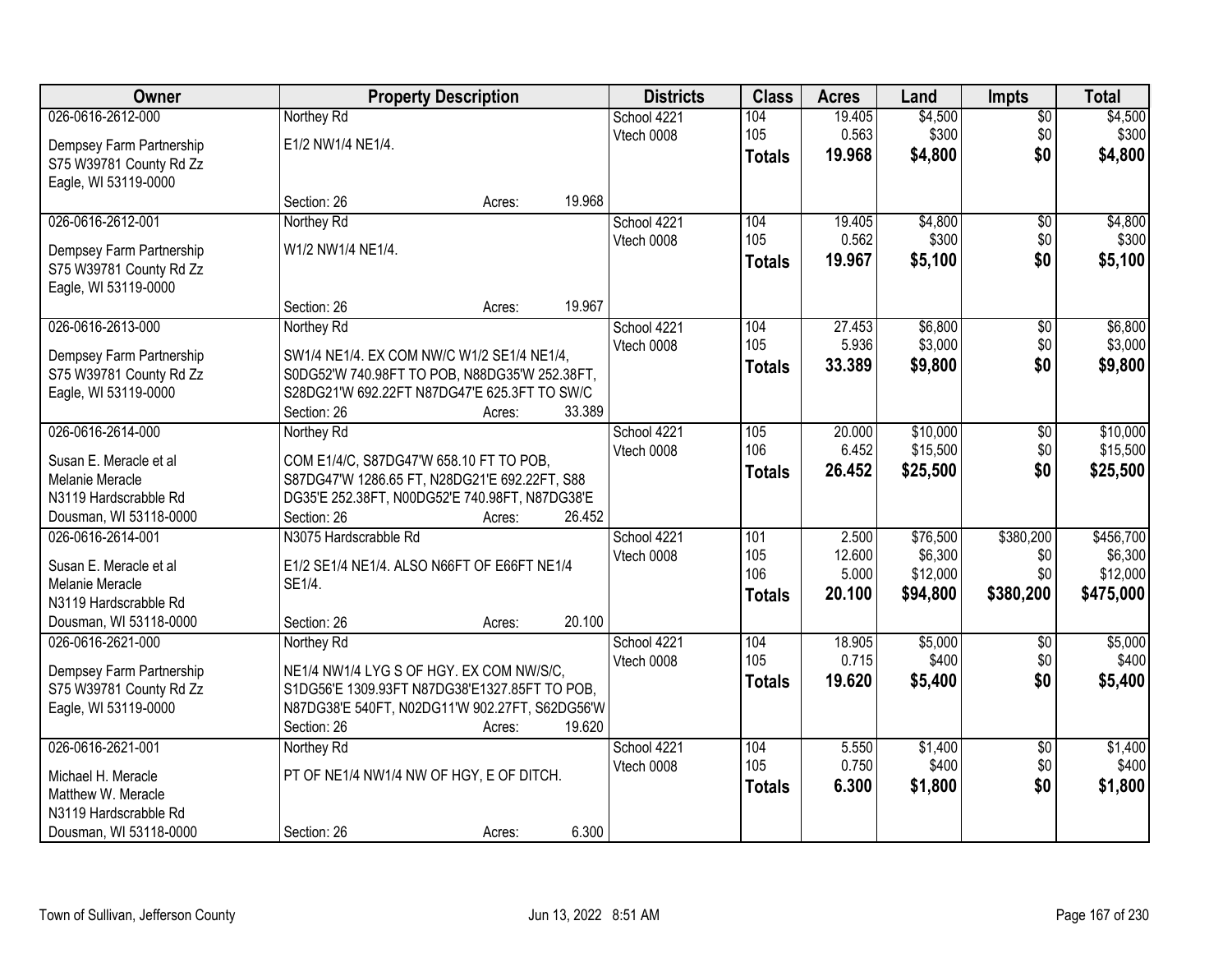| Owner | Property Description | Districts | Class | Acres | Land | Impts | Total |
|---|---|---|---|---|---|---|---|
| 026-0616-2612-000<br>Dempsey Farm Partnership<br>S75 W39781 County Rd Zz<br>Eagle, WI 53119-0000 | Northey Rd<br>E1/2 NW1/4 NE1/4.<br>Section: 26 Acres: 19.968 | School 4221<br>Vtech 0008 | 104<br>105<br>**Totals** | 19.405<br>0.563<br>**19.968** | $4,500<br>$300<br>**$4,800** | $0<br>$0<br>**$0** | $4,500<br>$300<br>**$4,800** |
| 026-0616-2612-001<br>Dempsey Farm Partnership<br>S75 W39781 County Rd Zz<br>Eagle, WI 53119-0000 | Northey Rd<br>W1/2 NW1/4 NE1/4.<br>Section: 26 Acres: 19.967 | School 4221<br>Vtech 0008 | 104<br>105<br>**Totals** | 19.405<br>0.562<br>**19.967** | $4,800<br>$300<br>**$5,100** | $0<br>$0<br>**$0** | $4,800<br>$300<br>**$5,100** |
| 026-0616-2613-000<br>Dempsey Farm Partnership<br>S75 W39781 County Rd Zz<br>Eagle, WI 53119-0000 | Northey Rd<br>SW1/4 NE1/4. EX COM NW/C W1/2 SE1/4 NE1/4, S0DG52'W 740.98FT TO POB, N88DG35'W 252.38FT, S28DG21'W 692.22FT N87DG47'E 625.3FT TO SW/C<br>Section: 26 Acres: 33.389 | School 4221<br>Vtech 0008 | 104<br>105<br>**Totals** | 27.453<br>5.936<br>**33.389** | $6,800<br>$3,000<br>**$9,800** | $0<br>$0<br>**$0** | $6,800<br>$3,000<br>**$9,800** |
| 026-0616-2614-000<br>Susan E. Meracle et al<br>Melanie Meracle<br>N3119 Hardscrabble Rd<br>Dousman, WI 53118-0000 | Northey Rd<br>COM E1/4/C, S87DG47'W 658.10 FT TO POB, S87DG47'W 1286.65 FT, N28DG21'E 692.22FT, S88 DG35'E 252.38FT, N00DG52'E 740.98FT, N87DG38'E<br>Section: 26 Acres: 26.452 | School 4221<br>Vtech 0008 | 105<br>106<br>**Totals** | 20.000<br>6.452<br>**26.452** | $10,000<br>$15,500<br>**$25,500** | $0<br>$0<br>**$0** | $10,000<br>$15,500<br>**$25,500** |
| 026-0616-2614-001<br>Susan E. Meracle et al<br>Melanie Meracle<br>N3119 Hardscrabble Rd<br>Dousman, WI 53118-0000 | N3075 Hardscrabble Rd<br>E1/2 SE1/4 NE1/4. ALSO N66FT OF E66FT NE1/4 SE1/4.<br>Section: 26 Acres: 20.100 | School 4221<br>Vtech 0008 | 101<br>105<br>106<br>**Totals** | 2.500<br>12.600<br>5.000<br>**20.100** | $76,500<br>$6,300<br>$12,000<br>**$94,800** | $380,200<br>$0<br>$0<br>**$380,200** | $456,700<br>$6,300<br>$12,000<br>**$475,000** |
| 026-0616-2621-000<br>Dempsey Farm Partnership<br>S75 W39781 County Rd Zz<br>Eagle, WI 53119-0000 | Northey Rd<br>NE1/4 NW1/4 LYG S OF HGY. EX COM NW/S/C, S1DG56'E 1309.93FT N87DG38'E1327.85FT TO POB, N87DG38'E 540FT, N02DG11'W 902.27FT, S62DG56'W<br>Section: 26 Acres: 19.620 | School 4221<br>Vtech 0008 | 104<br>105<br>**Totals** | 18.905<br>0.715<br>**19.620** | $5,000<br>$400<br>**$5,400** | $0<br>$0<br>**$0** | $5,000<br>$400<br>**$5,400** |
| 026-0616-2621-001<br>Michael H. Meracle<br>Matthew W. Meracle<br>N3119 Hardscrabble Rd<br>Dousman, WI 53118-0000 | Northey Rd<br>PT OF NE1/4 NW1/4 NW OF HGY, E OF DITCH.<br>Section: 26 Acres: 6.300 | School 4221<br>Vtech 0008 | 104<br>105<br>**Totals** | 5.550<br>0.750<br>**6.300** | $1,400<br>$400<br>**$1,800** | $0<br>$0<br>**$0** | $1,400<br>$400<br>**$1,800** |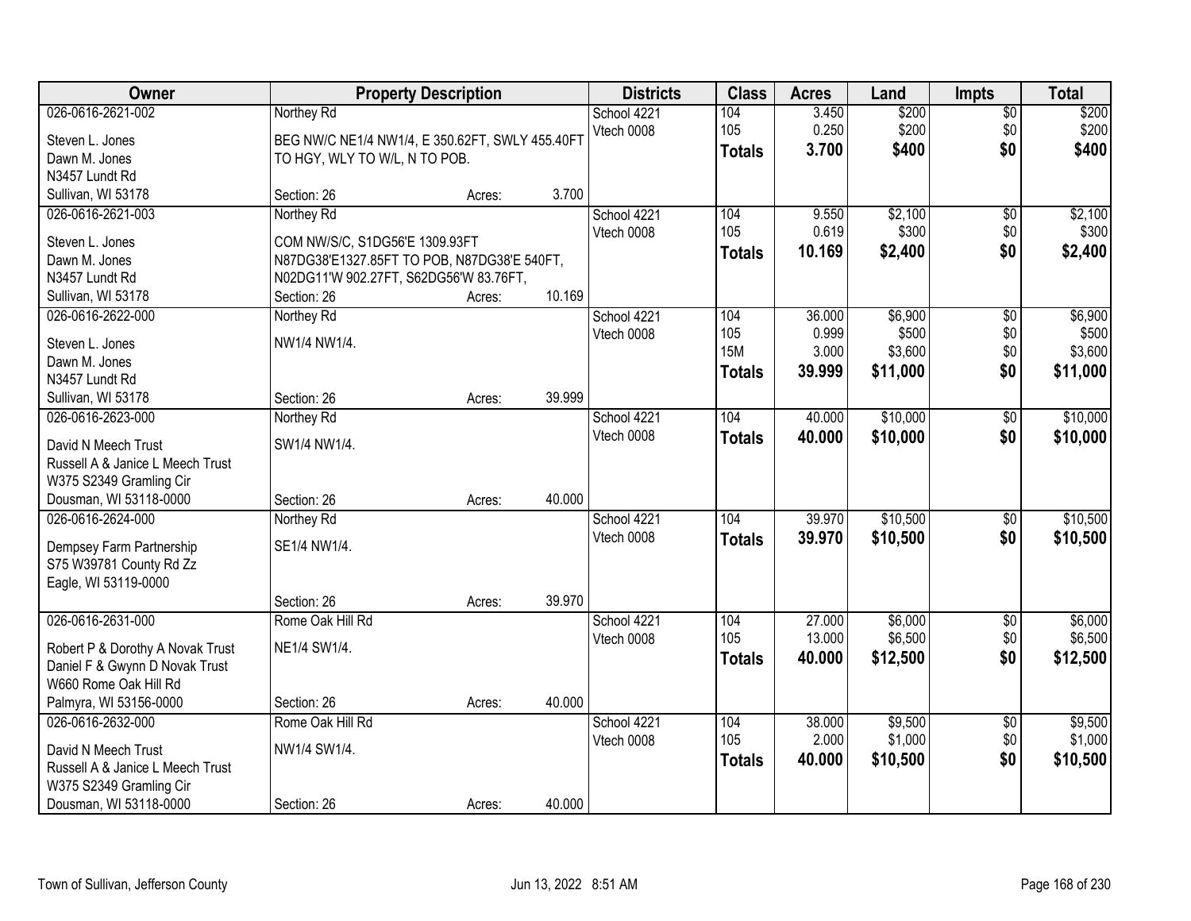| Owner | Property Description | | | Districts | Class | Acres | Land | Impts | Total |
|---|---|---|---|---|---|---|---|---|---|
| 026-0616-2621-002 | Northey Rd | | | School 4221 | 104 | 3.450 | $200 | $0 | $200 |
| Steven L. Jones | BEG NW/C NE1/4 NW1/4, E 350.62FT, SWLY 455.40FT | | | Vtech 0008 | 105 | 0.250 | $200 | $0 | $200 |
| Dawn M. Jones | TO HGY, WLY TO W/L, N TO POB. | | | | **Totals** | **3.700** | **$400** | **$0** | **$400** |
| N3457 Lundt Rd | | | | | | | | | |
| Sullivan, WI 53178 | Section: 26 | Acres: | 3.700 | | | | | | |
| 026-0616-2621-003 | Northey Rd | | | School 4221 | 104 | 9.550 | $2,100 | $0 | $2,100 |
| Steven L. Jones | COM NW/S/C, S1DG56'E 1309.93FT | | | Vtech 0008 | 105 | 0.619 | $300 | $0 | $300 |
| Dawn M. Jones | N87DG38'E1327.85FT TO POB, N87DG38'E 540FT, | | | | **Totals** | **10.169** | **$2,400** | **$0** | **$2,400** |
| N3457 Lundt Rd | N02DG11'W 902.27FT, S62DG56'W 83.76FT, | | | | | | | | |
| Sullivan, WI 53178 | Section: 26 | Acres: | 10.169 | | | | | | |
| 026-0616-2622-000 | Northey Rd | | | School 4221 | 104 | 36.000 | $6,900 | $0 | $6,900 |
| Steven L. Jones | NW1/4 NW1/4. | | | Vtech 0008 | 105 | 0.999 | $500 | $0 | $500 |
| Dawn M. Jones | | | | | 15M | 3.000 | $3,600 | $0 | $3,600 |
| N3457 Lundt Rd | | | | | **Totals** | **39.999** | **$11,000** | **$0** | **$11,000** |
| Sullivan, WI 53178 | Section: 26 | Acres: | 39.999 | | | | | | |
| 026-0616-2623-000 | Northey Rd | | | School 4221 | 104 | 40.000 | $10,000 | $0 | $10,000 |
| David N Meech Trust | SW1/4 NW1/4. | | | Vtech 0008 | **Totals** | **40.000** | **$10,000** | **$0** | **$10,000** |
| Russell A & Janice L Meech Trust | | | | | | | | | |
| W375 S2349 Gramling Cir | | | | | | | | | |
| Dousman, WI 53118-0000 | Section: 26 | Acres: | 40.000 | | | | | | |
| 026-0616-2624-000 | Northey Rd | | | School 4221 | 104 | 39.970 | $10,500 | $0 | $10,500 |
| Dempsey Farm Partnership | SE1/4 NW1/4. | | | Vtech 0008 | **Totals** | **39.970** | **$10,500** | **$0** | **$10,500** |
| S75 W39781 County Rd Zz | | | | | | | | | |
| Eagle, WI 53119-0000 | | | | | | | | | |
| | Section: 26 | Acres: | 39.970 | | | | | | |
| 026-0616-2631-000 | Rome Oak Hill Rd | | | School 4221 | 104 | 27.000 | $6,000 | $0 | $6,000 |
| Robert P & Dorothy A Novak Trust | NE1/4 SW1/4. | | | Vtech 0008 | 105 | 13.000 | $6,500 | $0 | $6,500 |
| Daniel F & Gwynn D Novak Trust | | | | | **Totals** | **40.000** | **$12,500** | **$0** | **$12,500** |
| W660 Rome Oak Hill Rd | | | | | | | | | |
| Palmyra, WI 53156-0000 | Section: 26 | Acres: | 40.000 | | | | | | |
| 026-0616-2632-000 | Rome Oak Hill Rd | | | School 4221 | 104 | 38.000 | $9,500 | $0 | $9,500 |
| David N Meech Trust | NW1/4 SW1/4. | | | Vtech 0008 | 105 | 2.000 | $1,000 | $0 | $1,000 |
| Russell A & Janice L Meech Trust | | | | | **Totals** | **40.000** | **$10,500** | **$0** | **$10,500** |
| W375 S2349 Gramling Cir | | | | | | | | | |
| Dousman, WI 53118-0000 | Section: 26 | Acres: | 40.000 | | | | | | |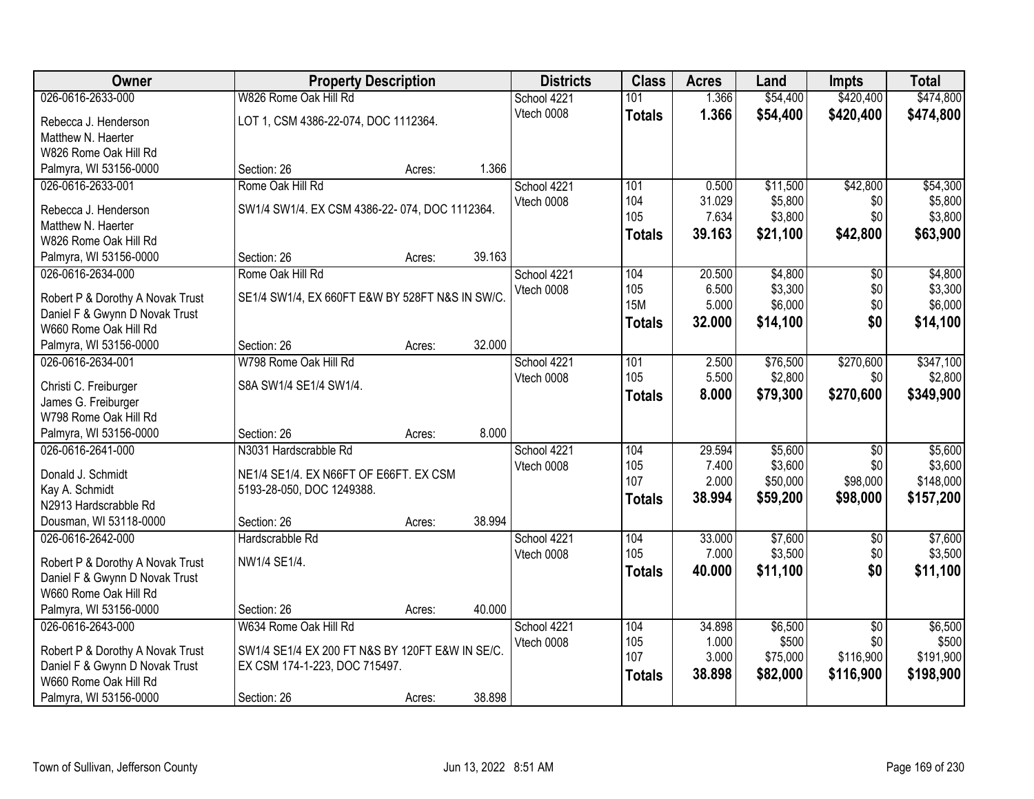| Owner | Property Description | | | Districts | Class | Acres | Land | Impts | Total |
|---|---|---|---|---|---|---|---|---|---|
| 026-0616-2633-000 | W826 Rome Oak Hill Rd | | | School 4221 | 101 | 1.366 | $54,400 | $420,400 | $474,800 |
| Rebecca J. Henderson | LOT 1, CSM 4386-22-074, DOC 1112364. | | | Vtech 0008 | **Totals** | **1.366** | **$54,400** | **$420,400** | **$474,800** |
| Matthew N. Haerter | | | | | | | | | |
| W826 Rome Oak Hill Rd | | | | | | | | | |
| Palmyra, WI 53156-0000 | Section: 26 | Acres: | 1.366 | | | | | | |
| 026-0616-2633-001 | Rome Oak Hill Rd | | | School 4221 | 101 | 0.500 | $11,500 | $42,800 | $54,300 |
| Rebecca J. Henderson | SW1/4 SW1/4. EX CSM 4386-22- 074, DOC 1112364. | | | Vtech 0008 | 104 | 31.029 | $5,800 | $0 | $5,800 |
| Matthew N. Haerter | | | | | 105 | 7.634 | $3,800 | $0 | $3,800 |
| W826 Rome Oak Hill Rd | | | | | **Totals** | **39.163** | **$21,100** | **$42,800** | **$63,900** |
| Palmyra, WI 53156-0000 | Section: 26 | Acres: | 39.163 | | | | | | |
| 026-0616-2634-000 | Rome Oak Hill Rd | | | School 4221 | 104 | 20.500 | $4,800 | $0 | $4,800 |
| Robert P & Dorothy A Novak Trust | SE1/4 SW1/4, EX 660FT E&W BY 528FT N&S IN SW/C. | | | Vtech 0008 | 105 | 6.500 | $3,300 | $0 | $3,300 |
| Daniel F & Gwynn D Novak Trust | | | | | 15M | 5.000 | $6,000 | $0 | $6,000 |
| W660 Rome Oak Hill Rd | | | | | **Totals** | **32.000** | **$14,100** | **$0** | **$14,100** |
| Palmyra, WI 53156-0000 | Section: 26 | Acres: | 32.000 | | | | | | |
| 026-0616-2634-001 | W798 Rome Oak Hill Rd | | | School 4221 | 101 | 2.500 | $76,500 | $270,600 | $347,100 |
| Christi C. Freiburger | S8A SW1/4 SE1/4 SW1/4. | | | Vtech 0008 | 105 | 5.500 | $2,800 | $0 | $2,800 |
| James G. Freiburger | | | | | **Totals** | **8.000** | **$79,300** | **$270,600** | **$349,900** |
| W798 Rome Oak Hill Rd | | | | | | | | | |
| Palmyra, WI 53156-0000 | Section: 26 | Acres: | 8.000 | | | | | | |
| 026-0616-2641-000 | N3031 Hardscrabble Rd | | | School 4221 | 104 | 29.594 | $5,600 | $0 | $5,600 |
| Donald J. Schmidt | NE1/4 SE1/4. EX N66FT OF E66FT. EX CSM | | | Vtech 0008 | 105 | 7.400 | $3,600 | $0 | $3,600 |
| Kay A. Schmidt | 5193-28-050, DOC 1249388. | | | | 107 | 2.000 | $50,000 | $98,000 | $148,000 |
| N2913 Hardscrabble Rd | | | | | **Totals** | **38.994** | **$59,200** | **$98,000** | **$157,200** |
| Dousman, WI 53118-0000 | Section: 26 | Acres: | 38.994 | | | | | | |
| 026-0616-2642-000 | Hardscrabble Rd | | | School 4221 | 104 | 33.000 | $7,600 | $0 | $7,600 |
| Robert P & Dorothy A Novak Trust | NW1/4 SE1/4. | | | Vtech 0008 | 105 | 7.000 | $3,500 | $0 | $3,500 |
| Daniel F & Gwynn D Novak Trust | | | | | **Totals** | **40.000** | **$11,100** | **$0** | **$11,100** |
| W660 Rome Oak Hill Rd | | | | | | | | | |
| Palmyra, WI 53156-0000 | Section: 26 | Acres: | 40.000 | | | | | | |
| 026-0616-2643-000 | W634 Rome Oak Hill Rd | | | School 4221 | 104 | 34.898 | $6,500 | $0 | $6,500 |
| Robert P & Dorothy A Novak Trust | SW1/4 SE1/4 EX 200 FT N&S BY 120FT E&W IN SE/C. | | | Vtech 0008 | 105 | 1.000 | $500 | $0 | $500 |
| Daniel F & Gwynn D Novak Trust | EX CSM 174-1-223, DOC 715497. | | | | 107 | 3.000 | $75,000 | $116,900 | $191,900 |
| W660 Rome Oak Hill Rd | | | | | **Totals** | **38.898** | **$82,000** | **$116,900** | **$198,900** |
| Palmyra, WI 53156-0000 | Section: 26 | Acres: | 38.898 | | | | | | |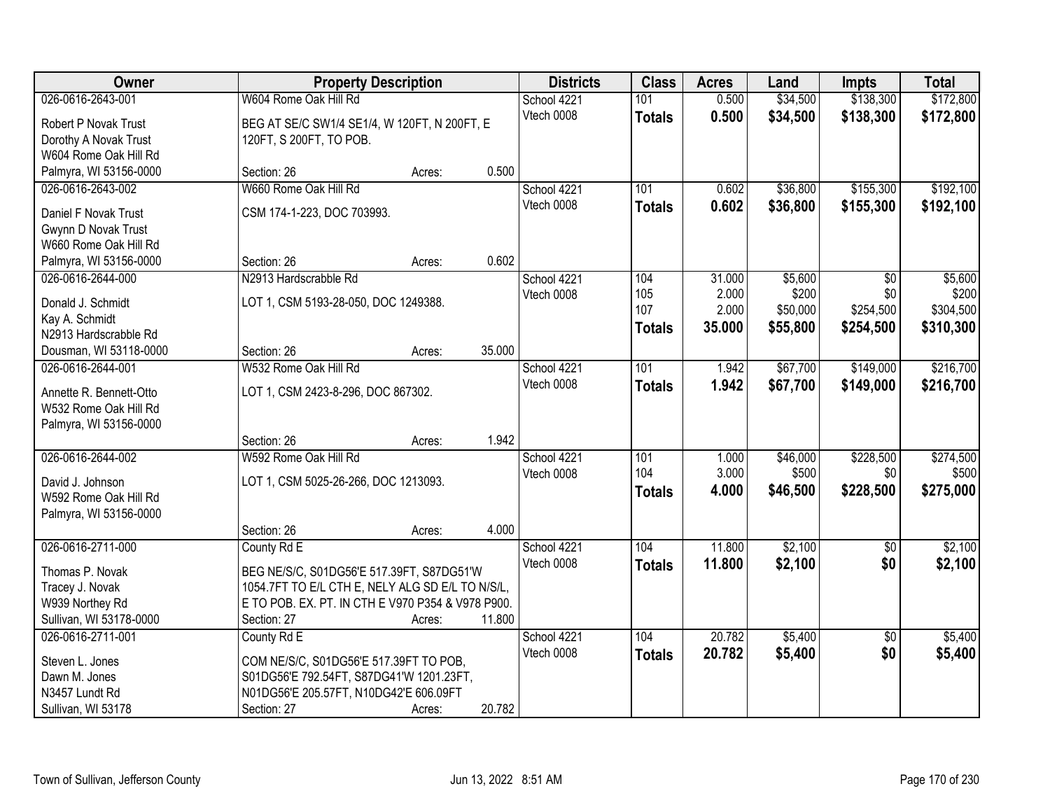| Owner | Property Description | Districts | Class | Acres | Land | Impts | Total |
|---|---|---|---|---|---|---|---|
| 026-0616-2643-001<br>Robert P Novak Trust<br>Dorothy A Novak Trust<br>W604 Rome Oak Hill Rd<br>Palmyra, WI 53156-0000 | W604 Rome Oak Hill Rd<br>BEG AT SE/C SW1/4 SE1/4, W 120FT, N 200FT, E 120FT, S 200FT, TO POB.<br>Section: 26 Acres: 0.500 | School 4221<br>Vtech 0008 | 101<br>**Totals** | 0.500<br>**0.500** | $34,500<br>**$34,500** | $138,300<br>**$138,300** | $172,800<br>**$172,800** |
| 026-0616-2643-002<br>Daniel F Novak Trust<br>Gwynn D Novak Trust<br>W660 Rome Oak Hill Rd<br>Palmyra, WI 53156-0000 | W660 Rome Oak Hill Rd<br>CSM 174-1-223, DOC 703993.<br>Section: 26 Acres: 0.602 | School 4221<br>Vtech 0008 | 101<br>**Totals** | 0.602<br>**0.602** | $36,800<br>**$36,800** | $155,300<br>**$155,300** | $192,100<br>**$192,100** |
| 026-0616-2644-000<br>Donald J. Schmidt<br>Kay A. Schmidt<br>N2913 Hardscrabble Rd<br>Dousman, WI 53118-0000 | N2913 Hardscrabble Rd<br>LOT 1, CSM 5193-28-050, DOC 1249388.<br>Section: 26 Acres: 35.000 | School 4221<br>Vtech 0008 | 104<br>105<br>107<br>**Totals** | 31.000<br>2.000<br>2.000<br>**35.000** | $5,600<br>$200<br>$50,000<br>**$55,800** | $0<br>$0<br>$254,500<br>**$254,500** | $5,600<br>$200<br>$304,500<br>**$310,300** |
| 026-0616-2644-001<br>Annette R. Bennett-Otto<br>W532 Rome Oak Hill Rd<br>Palmyra, WI 53156-0000 | W532 Rome Oak Hill Rd<br>LOT 1, CSM 2423-8-296, DOC 867302.<br>Section: 26 Acres: 1.942 | School 4221<br>Vtech 0008 | 101<br>**Totals** | 1.942<br>**1.942** | $67,700<br>**$67,700** | $149,000<br>**$149,000** | $216,700<br>**$216,700** |
| 026-0616-2644-002<br>David J. Johnson<br>W592 Rome Oak Hill Rd<br>Palmyra, WI 53156-0000 | W592 Rome Oak Hill Rd<br>LOT 1, CSM 5025-26-266, DOC 1213093.<br>Section: 26 Acres: 4.000 | School 4221<br>Vtech 0008 | 101<br>104<br>**Totals** | 1.000<br>3.000<br>**4.000** | $46,000<br>$500<br>**$46,500** | $228,500<br>$0<br>**$228,500** | $274,500<br>$500<br>**$275,000** |
| 026-0616-2711-000<br>Thomas P. Novak<br>Tracey J. Novak<br>W939 Northey Rd<br>Sullivan, WI 53178-0000 | County Rd E<br>BEG NE/S/C, S01DG56'E 517.39FT, S87DG51'W 1054.7FT TO E/L CTH E, NELY ALG SD E/L TO N/S/L, E TO POB. EX. PT. IN CTH E V970 P354 & V978 P900.<br>Section: 27 Acres: 11.800 | School 4221<br>Vtech 0008 | 104<br>**Totals** | 11.800<br>**11.800** | $2,100<br>**$2,100** | $0<br>**$0** | $2,100<br>**$2,100** |
| 026-0616-2711-001<br>Steven L. Jones<br>Dawn M. Jones<br>N3457 Lundt Rd<br>Sullivan, WI 53178 | County Rd E<br>COM NE/S/C, S01DG56'E 517.39FT TO POB, S01DG56'E 792.54FT, S87DG41'W 1201.23FT, N01DG56'E 205.57FT, N10DG42'E 606.09FT<br>Section: 27 Acres: 20.782 | School 4221<br>Vtech 0008 | 104<br>**Totals** | 20.782<br>**20.782** | $5,400<br>**$5,400** | $0<br>**$0** | $5,400<br>**$5,400** |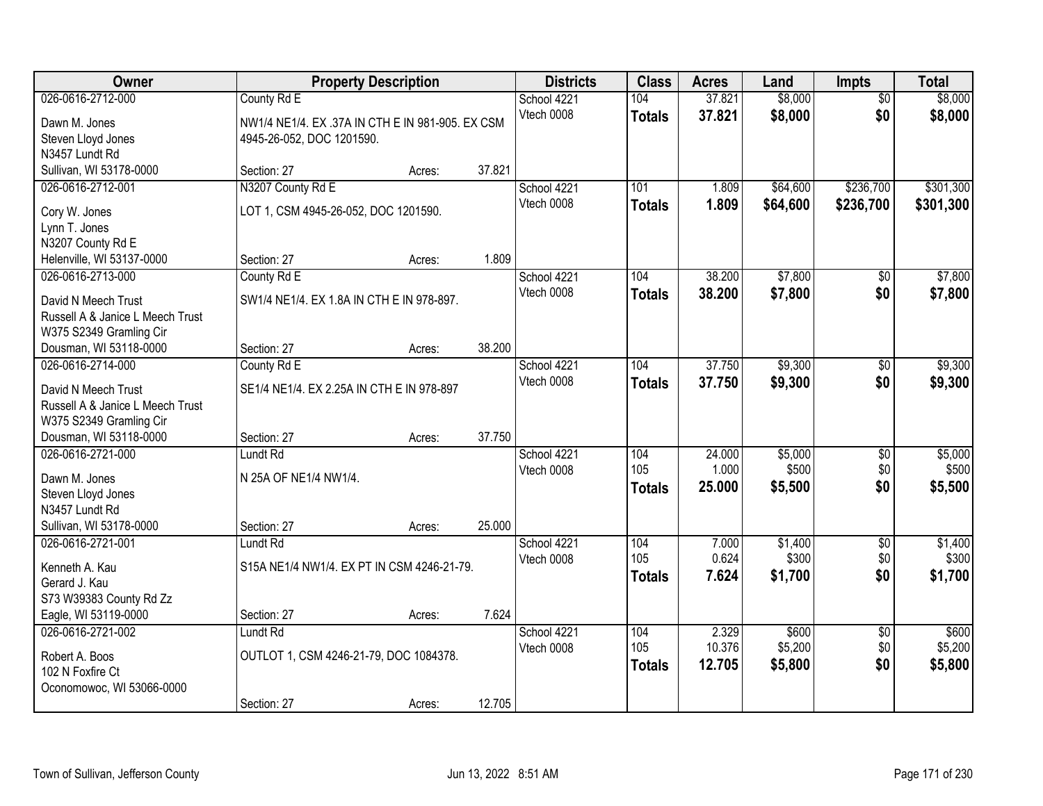| Owner | Property Description | | | Districts | Class | Acres | Land | Impts | Total |
|---|---|---|---|---|---|---|---|---|---|
| 026-0616-2712-000<br>Dawn M. Jones<br>Steven Lloyd Jones<br>N3457 Lundt Rd<br>Sullivan, WI 53178-0000 | County Rd E<br>NW1/4 NE1/4. EX .37A IN CTH E IN 981-905. EX CSM 4945-26-052, DOC 1201590.<br>Section: 27 | Acres: | 37.821 | School 4221<br>Vtech 0008 | 104<br>**Totals** | 37.821<br>**37.821** | $8,000<br>**$8,000** | $0<br>**$0** | $8,000<br>**$8,000** |
| 026-0616-2712-001<br>Cory W. Jones<br>Lynn T. Jones<br>N3207 County Rd E<br>Helenville, WI 53137-0000 | N3207 County Rd E<br>LOT 1, CSM 4945-26-052, DOC 1201590.<br>Section: 27 | Acres: | 1.809 | School 4221<br>Vtech 0008 | 101<br>**Totals** | 1.809<br>**1.809** | $64,600<br>**$64,600** | $236,700<br>**$236,700** | $301,300<br>**$301,300** |
| 026-0616-2713-000<br>David N Meech Trust<br>Russell A & Janice L Meech Trust<br>W375 S2349 Gramling Cir<br>Dousman, WI 53118-0000 | County Rd E<br>SW1/4 NE1/4. EX 1.8A IN CTH E IN 978-897.<br>Section: 27 | Acres: | 38.200 | School 4221<br>Vtech 0008 | 104<br>**Totals** | 38.200<br>**38.200** | $7,800<br>**$7,800** | $0<br>**$0** | $7,800<br>**$7,800** |
| 026-0616-2714-000<br>David N Meech Trust<br>Russell A & Janice L Meech Trust<br>W375 S2349 Gramling Cir<br>Dousman, WI 53118-0000 | County Rd E<br>SE1/4 NE1/4. EX 2.25A IN CTH E IN 978-897<br>Section: 27 | Acres: | 37.750 | School 4221<br>Vtech 0008 | 104<br>**Totals** | 37.750<br>**37.750** | $9,300<br>**$9,300** | $0<br>**$0** | $9,300<br>**$9,300** |
| 026-0616-2721-000<br>Dawn M. Jones<br>Steven Lloyd Jones<br>N3457 Lundt Rd<br>Sullivan, WI 53178-0000 | Lundt Rd<br>N 25A OF NE1/4 NW1/4.<br>Section: 27 | Acres: | 25.000 | School 4221<br>Vtech 0008 | 104<br>105<br>**Totals** | 24.000<br>1.000<br>**25.000** | $5,000<br>$500<br>**$5,500** | $0<br>$0<br>**$0** | $5,000<br>$500<br>**$5,500** |
| 026-0616-2721-001<br>Kenneth A. Kau<br>Gerard J. Kau<br>S73 W39383 County Rd Zz<br>Eagle, WI 53119-0000 | Lundt Rd<br>S15A NE1/4 NW1/4. EX PT IN CSM 4246-21-79.<br>Section: 27 | Acres: | 7.624 | School 4221<br>Vtech 0008 | 104<br>105<br>**Totals** | 7.000<br>0.624<br>**7.624** | $1,400<br>$300<br>**$1,700** | $0<br>$0<br>**$0** | $1,400<br>$300<br>**$1,700** |
| 026-0616-2721-002<br>Robert A. Boos<br>102 N Foxfire Ct<br>Oconomowoc, WI 53066-0000 | Lundt Rd<br>OUTLOT 1, CSM 4246-21-79, DOC 1084378.<br>Section: 27 | Acres: | 12.705 | School 4221<br>Vtech 0008 | 104<br>105<br>**Totals** | 2.329<br>10.376<br>**12.705** | $600<br>$5,200<br>**$5,800** | $0<br>$0<br>**$0** | $600<br>$5,200<br>**$5,800** |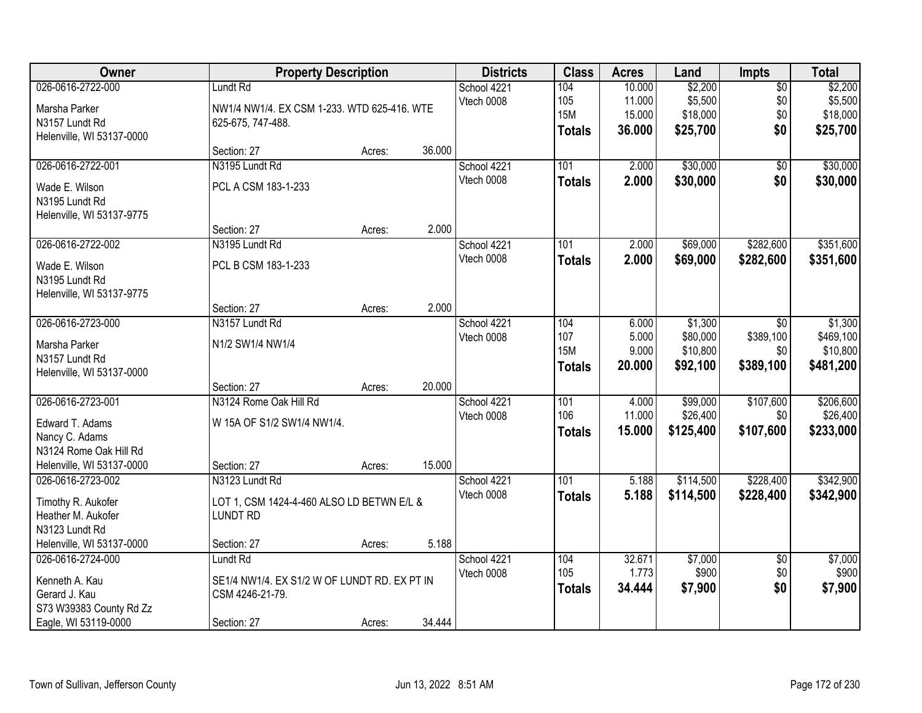| Owner | Property Description | Districts | Class | Acres | Land | Impts | Total |
|---|---|---|---|---|---|---|---|
| 026-0616-2722-000<br>Marsha Parker<br>N3157 Lundt Rd<br>Helenville, WI 53137-0000 | Lundt Rd<br>NW1/4 NW1/4. EX CSM 1-233. WTD 625-416. WTE 625-675, 747-488.<br>Section: 27 Acres: 36.000 | School 4221<br>Vtech 0008 | 104<br>105<br>15M<br>**Totals** | 10.000<br>11.000<br>15.000<br>**36.000** | $2,200<br>$5,500<br>$18,000<br>**$25,700** | $0<br>$0<br>$0<br>**$0** | $2,200<br>$5,500<br>$18,000<br>**$25,700** |
| 026-0616-2722-001<br>Wade E. Wilson<br>N3195 Lundt Rd<br>Helenville, WI 53137-9775 | N3195 Lundt Rd<br>PCL A CSM 183-1-233<br>Section: 27 Acres: 2.000 | School 4221<br>Vtech 0008 | 101<br>**Totals** | 2.000<br>**2.000** | $30,000<br>**$30,000** | $0<br>**$0** | $30,000<br>**$30,000** |
| 026-0616-2722-002<br>Wade E. Wilson<br>N3195 Lundt Rd<br>Helenville, WI 53137-9775 | N3195 Lundt Rd<br>PCL B CSM 183-1-233<br>Section: 27 Acres: 2.000 | School 4221<br>Vtech 0008 | 101<br>**Totals** | 2.000<br>**2.000** | $69,000<br>**$69,000** | $282,600<br>**$282,600** | $351,600<br>**$351,600** |
| 026-0616-2723-000<br>Marsha Parker<br>N3157 Lundt Rd<br>Helenville, WI 53137-0000 | N3157 Lundt Rd<br>N1/2 SW1/4 NW1/4<br>Section: 27 Acres: 20.000 | School 4221<br>Vtech 0008 | 104<br>107<br>15M<br>**Totals** | 6.000<br>5.000<br>9.000<br>**20.000** | $1,300<br>$80,000<br>$10,800<br>**$92,100** | $0<br>$389,100<br>$0<br>**$389,100** | $1,300<br>$469,100<br>$10,800<br>**$481,200** |
| 026-0616-2723-001<br>Edward T. Adams<br>Nancy C. Adams<br>N3124 Rome Oak Hill Rd<br>Helenville, WI 53137-0000 | N3124 Rome Oak Hill Rd<br>W 15A OF S1/2 SW1/4 NW1/4.<br>Section: 27 Acres: 15.000 | School 4221<br>Vtech 0008 | 101<br>106<br>**Totals** | 4.000<br>11.000<br>**15.000** | $99,000<br>$26,400<br>**$125,400** | $107,600<br>$0<br>**$107,600** | $206,600<br>$26,400<br>**$233,000** |
| 026-0616-2723-002<br>Timothy R. Aukofer<br>Heather M. Aukofer<br>N3123 Lundt Rd<br>Helenville, WI 53137-0000 | N3123 Lundt Rd<br>LOT 1, CSM 1424-4-460 ALSO LD BETWN E/L & LUNDT RD<br>Section: 27 Acres: 5.188 | School 4221<br>Vtech 0008 | 101<br>**Totals** | 5.188<br>**5.188** | $114,500<br>**$114,500** | $228,400<br>**$228,400** | $342,900<br>**$342,900** |
| 026-0616-2724-000<br>Kenneth A. Kau<br>Gerard J. Kau<br>S73 W39383 County Rd Zz<br>Eagle, WI 53119-0000 | Lundt Rd<br>SE1/4 NW1/4. EX S1/2 W OF LUNDT RD. EX PT IN CSM 4246-21-79.<br>Section: 27 Acres: 34.444 | School 4221<br>Vtech 0008 | 104<br>105<br>**Totals** | 32.671<br>1.773<br>**34.444** | $7,000<br>$900<br>**$7,900** | $0<br>$0<br>**$0** | $7,000<br>$900<br>**$7,900** |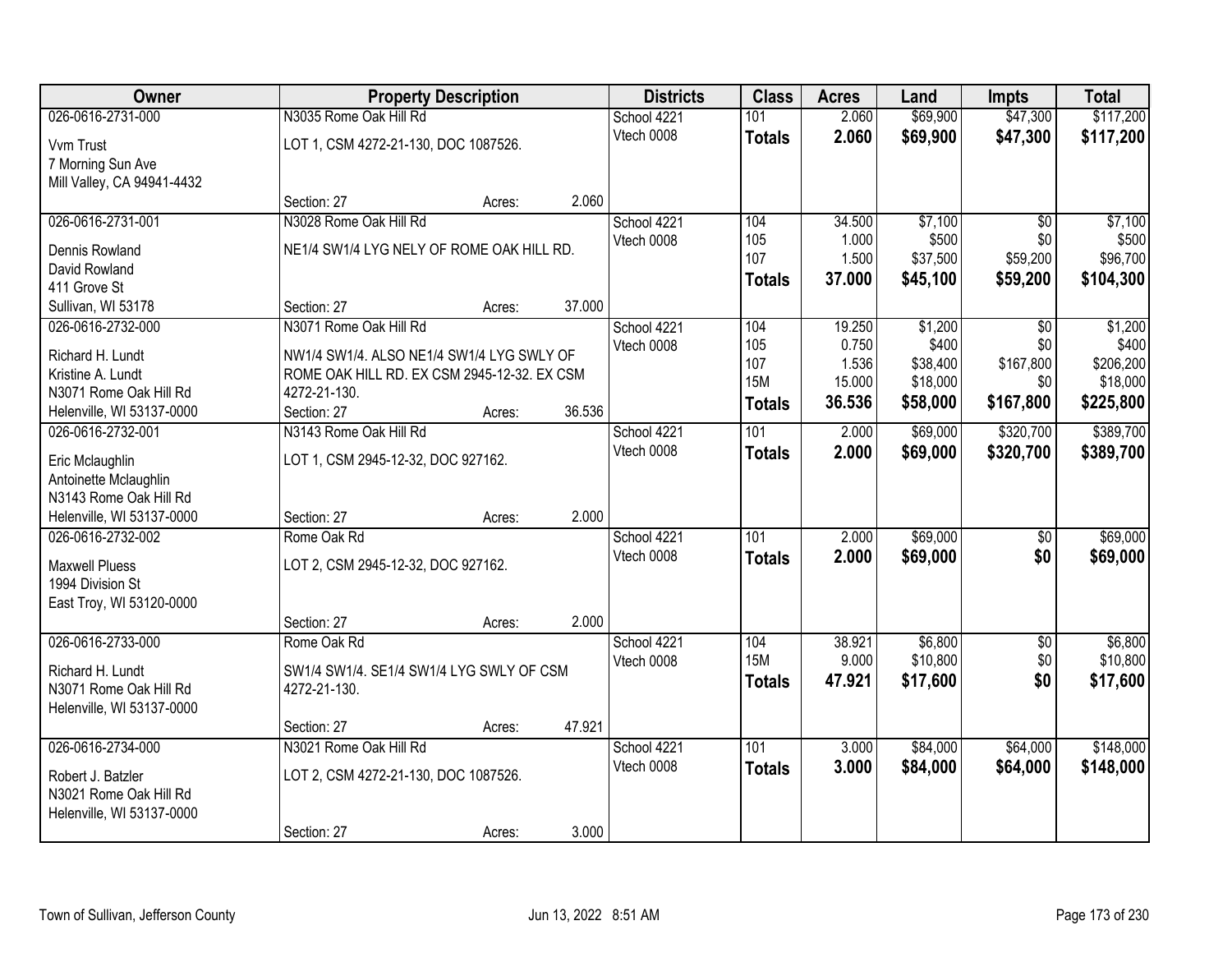| Owner | Property Description | | | Districts | Class | Acres | Land | Impts | Total |
|---|---|---|---|---|---|---|---|---|---|
| 026-0616-2731-000 | N3035 Rome Oak Hill Rd | | | School 4221 | 101 | 2.060 | $69,900 | $47,300 | $117,200 |
| Vvm Trust<br>7 Morning Sun Ave<br>Mill Valley, CA 94941-4432 | LOT 1, CSM 4272-21-130, DOC 1087526. | | | Vtech 0008 | **Totals** | **2.060** | **$69,900** | **$47,300** | **$117,200** |
| | Section: 27 | Acres: | 2.060 | | | | | | |
| 026-0616-2731-001 | N3028 Rome Oak Hill Rd | | | School 4221 | 104 | 34.500 | $7,100 | $0 | $7,100 |
| Dennis Rowland<br>David Rowland<br>411 Grove St | NE1/4 SW1/4 LYG NELY OF ROME OAK HILL RD. | | | Vtech 0008 | 105 | 1.000 | $500 | $0 | $500 |
| | | | | | 107 | 1.500 | $37,500 | $59,200 | $96,700 |
| | | | | | **Totals** | **37.000** | **$45,100** | **$59,200** | **$104,300** |
| Sullivan, WI 53178 | Section: 27 | Acres: | 37.000 | | | | | | |
| 026-0616-2732-000 | N3071 Rome Oak Hill Rd | | | School 4221 | 104 | 19.250 | $1,200 | $0 | $1,200 |
| Richard H. Lundt<br>Kristine A. Lundt<br>N3071 Rome Oak Hill Rd | NW1/4 SW1/4. ALSO NE1/4 SW1/4 LYG SWLY OF ROME OAK HILL RD. EX CSM 2945-12-32. EX CSM 4272-21-130. | | | Vtech 0008 | 105 | 0.750 | $400 | $0 | $400 |
| | | | | | 107 | 1.536 | $38,400 | $167,800 | $206,200 |
| | | | | | 15M | 15.000 | $18,000 | $0 | $18,000 |
| | | | | | **Totals** | **36.536** | **$58,000** | **$167,800** | **$225,800** |
| Helenville, WI 53137-0000 | Section: 27 | Acres: | 36.536 | | | | | | |
| 026-0616-2732-001 | N3143 Rome Oak Hill Rd | | | School 4221 | 101 | 2.000 | $69,000 | $320,700 | $389,700 |
| Eric Mclaughlin<br>Antoinette Mclaughlin<br>N3143 Rome Oak Hill Rd<br>Helenville, WI 53137-0000 | LOT 1, CSM 2945-12-32, DOC 927162. | | | Vtech 0008 | **Totals** | **2.000** | **$69,000** | **$320,700** | **$389,700** |
| | Section: 27 | Acres: | 2.000 | | | | | | |
| 026-0616-2732-002 | Rome Oak Rd | | | School 4221 | 101 | 2.000 | $69,000 | $0 | $69,000 |
| Maxwell Pluess<br>1994 Division St<br>East Troy, WI 53120-0000 | LOT 2, CSM 2945-12-32, DOC 927162. | | | Vtech 0008 | **Totals** | **2.000** | **$69,000** | **$0** | **$69,000** |
| | Section: 27 | Acres: | 2.000 | | | | | | |
| 026-0616-2733-000 | Rome Oak Rd | | | School 4221 | 104 | 38.921 | $6,800 | $0 | $6,800 |
| Richard H. Lundt<br>N3071 Rome Oak Hill Rd<br>Helenville, WI 53137-0000 | SW1/4 SW1/4. SE1/4 SW1/4 LYG SWLY OF CSM 4272-21-130. | | | Vtech 0008 | 15M | 9.000 | $10,800 | $0 | $10,800 |
| | | | | | **Totals** | **47.921** | **$17,600** | **$0** | **$17,600** |
| | Section: 27 | Acres: | 47.921 | | | | | | |
| 026-0616-2734-000 | N3021 Rome Oak Hill Rd | | | School 4221 | 101 | 3.000 | $84,000 | $64,000 | $148,000 |
| Robert J. Batzler<br>N3021 Rome Oak Hill Rd<br>Helenville, WI 53137-0000 | LOT 2, CSM 4272-21-130, DOC 1087526. | | | Vtech 0008 | **Totals** | **3.000** | **$84,000** | **$64,000** | **$148,000** |
| | Section: 27 | Acres: | 3.000 | | | | | | |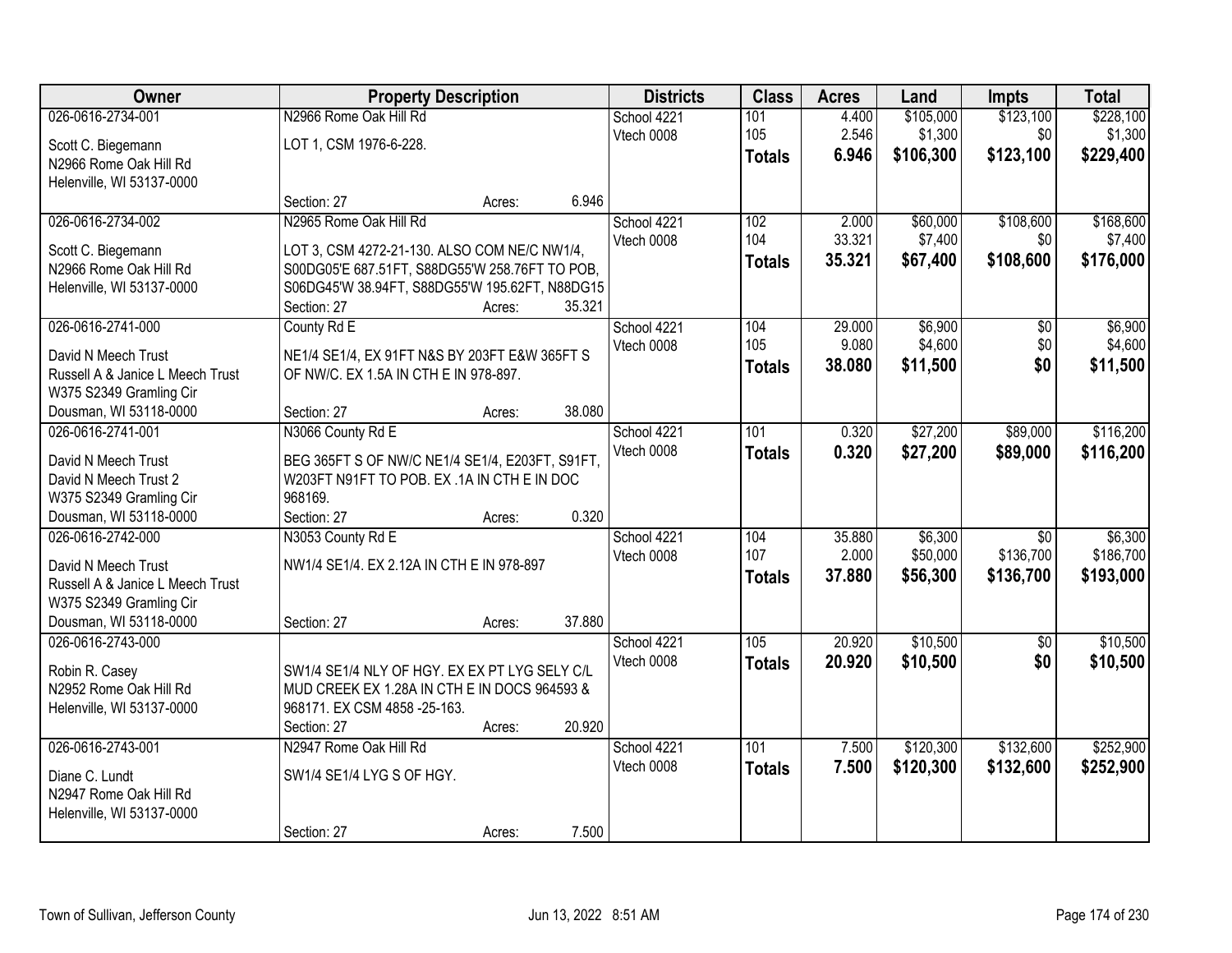| Owner | Property Description | Districts | Class | Acres | Land | Impts | Total |
|---|---|---|---|---|---|---|---|
| 026-0616-2734-001<br>Scott C. Biegemann<br>N2966 Rome Oak Hill Rd<br>Helenville, WI 53137-0000 | N2966 Rome Oak Hill Rd<br>LOT 1, CSM 1976-6-228.<br>Section: 27 Acres: 6.946 | School 4221<br>Vtech 0008 | 101<br>105<br>**Totals** | 4.400<br>2.546<br>**6.946** | $105,000<br>$1,300<br>**$106,300** | $123,100<br>$0<br>**$123,100** | $228,100<br>$1,300<br>**$229,400** |
| 026-0616-2734-002<br>Scott C. Biegemann<br>N2966 Rome Oak Hill Rd<br>Helenville, WI 53137-0000 | N2965 Rome Oak Hill Rd<br>LOT 3, CSM 4272-21-130. ALSO COM NE/C NW1/4, S00DG05'E 687.51FT, S88DG55'W 258.76FT TO POB, S06DG45'W 38.94FT, S88DG55'W 195.62FT, N88DG15<br>Section: 27 Acres: 35.321 | School 4221<br>Vtech 0008 | 102<br>104<br>**Totals** | 2.000<br>33.321<br>**35.321** | $60,000<br>$7,400<br>**$67,400** | $108,600<br>$0<br>**$108,600** | $168,600<br>$7,400<br>**$176,000** |
| 026-0616-2741-000<br>David N Meech Trust<br>Russell A & Janice L Meech Trust<br>W375 S2349 Gramling Cir<br>Dousman, WI 53118-0000 | County Rd E<br>NE1/4 SE1/4, EX 91FT N&S BY 203FT E&W 365FT S OF NW/C. EX 1.5A IN CTH E IN 978-897.<br>Section: 27 Acres: 38.080 | School 4221<br>Vtech 0008 | 104<br>105<br>**Totals** | 29.000<br>9.080<br>**38.080** | $6,900<br>$4,600<br>**$11,500** | $0<br>$0<br>**$0** | $6,900<br>$4,600<br>**$11,500** |
| 026-0616-2741-001<br>David N Meech Trust<br>David N Meech Trust 2<br>W375 S2349 Gramling Cir<br>Dousman, WI 53118-0000 | N3066 County Rd E<br>BEG 365FT S OF NW/C NE1/4 SE1/4, E203FT, S91FT, W203FT N91FT TO POB. EX .1A IN CTH E IN DOC 968169.<br>Section: 27 Acres: 0.320 | School 4221<br>Vtech 0008 | 101<br>**Totals** | 0.320<br>**0.320** | $27,200<br>**$27,200** | $89,000<br>**$89,000** | $116,200<br>**$116,200** |
| 026-0616-2742-000<br>David N Meech Trust<br>Russell A & Janice L Meech Trust<br>W375 S2349 Gramling Cir<br>Dousman, WI 53118-0000 | N3053 County Rd E<br>NW1/4 SE1/4. EX 2.12A IN CTH E IN 978-897<br>Section: 27 Acres: 37.880 | School 4221<br>Vtech 0008 | 104<br>107<br>**Totals** | 35.880<br>2.000<br>**37.880** | $6,300<br>$50,000<br>**$56,300** | $0<br>$136,700<br>**$136,700** | $6,300<br>$186,700<br>**$193,000** |
| 026-0616-2743-000<br>Robin R. Casey<br>N2952 Rome Oak Hill Rd<br>Helenville, WI 53137-0000 | SW1/4 SE1/4 NLY OF HGY. EX EX PT LYG SELY C/L MUD CREEK EX 1.28A IN CTH E IN DOCS 964593 & 968171. EX CSM 4858 -25-163.<br>Section: 27 Acres: 20.920 | School 4221<br>Vtech 0008 | 105<br>**Totals** | 20.920<br>**20.920** | $10,500<br>**$10,500** | $0<br>**$0** | $10,500<br>**$10,500** |
| 026-0616-2743-001<br>Diane C. Lundt<br>N2947 Rome Oak Hill Rd<br>Helenville, WI 53137-0000 | N2947 Rome Oak Hill Rd<br>SW1/4 SE1/4 LYG S OF HGY.<br>Section: 27 Acres: 7.500 | School 4221<br>Vtech 0008 | 101<br>**Totals** | 7.500<br>**7.500** | $120,300<br>**$120,300** | $132,600<br>**$132,600** | $252,900<br>**$252,900** |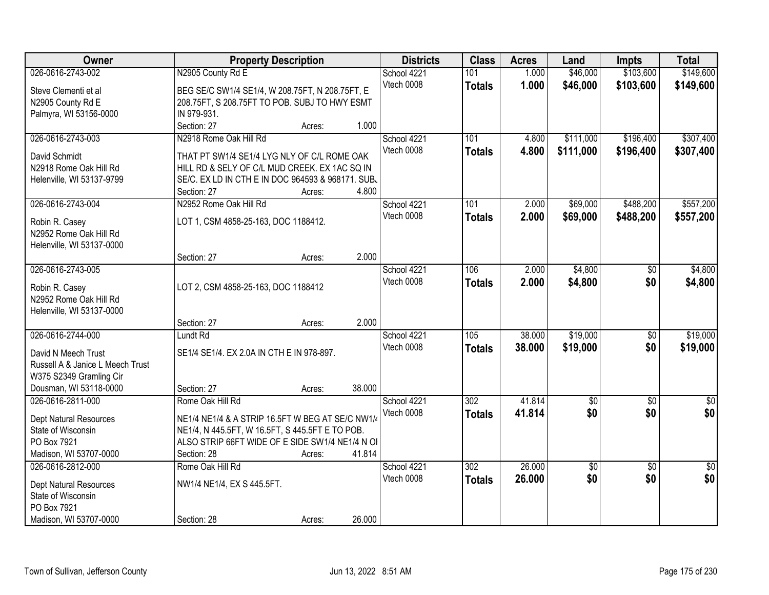| Owner | Property Description | Districts | Class | Acres | Land | Impts | Total |
|---|---|---|---|---|---|---|---|
| 026-0616-2743-002<br>Steve Clementi et al<br>N2905 County Rd E<br>Palmyra, WI 53156-0000 | N2905 County Rd E<br>BEG SE/C SW1/4 SE1/4, W 208.75FT, N 208.75FT, E 208.75FT, S 208.75FT TO POB. SUBJ TO HWY ESMT IN 979-931.<br>Section: 27 Acres: 1.000 | School 4221<br>Vtech 0008 | 101<br>**Totals** | 1.000<br>**1.000** | $46,000<br>**$46,000** | $103,600<br>**$103,600** | $149,600<br>**$149,600** |
| 026-0616-2743-003<br>David Schmidt<br>N2918 Rome Oak Hill Rd<br>Helenville, WI 53137-9799 | N2918 Rome Oak Hill Rd<br>THAT PT SW1/4 SE1/4 LYG NLY OF C/L ROME OAK HILL RD & SELY OF C/L MUD CREEK. EX 1AC SQ IN SE/C. EX LD IN CTH E IN DOC 964593 & 968171. SUB.<br>Section: 27 Acres: 4.800 | School 4221<br>Vtech 0008 | 101<br>**Totals** | 4.800<br>**4.800** | $111,000<br>**$111,000** | $196,400<br>**$196,400** | $307,400<br>**$307,400** |
| 026-0616-2743-004<br>Robin R. Casey<br>N2952 Rome Oak Hill Rd<br>Helenville, WI 53137-0000 | N2952 Rome Oak Hill Rd<br>LOT 1, CSM 4858-25-163, DOC 1188412.<br>Section: 27 Acres: 2.000 | School 4221<br>Vtech 0008 | 101<br>**Totals** | 2.000<br>**2.000** | $69,000<br>**$69,000** | $488,200<br>**$488,200** | $557,200<br>**$557,200** |
| 026-0616-2743-005<br>Robin R. Casey<br>N2952 Rome Oak Hill Rd<br>Helenville, WI 53137-0000 | LOT 2, CSM 4858-25-163, DOC 1188412<br>Section: 27 Acres: 2.000 | School 4221<br>Vtech 0008 | 106<br>**Totals** | 2.000<br>**2.000** | $4,800<br>**$4,800** | $0<br>**$0** | $4,800<br>**$4,800** |
| 026-0616-2744-000<br>David N Meech Trust<br>Russell A & Janice L Meech Trust<br>W375 S2349 Gramling Cir<br>Dousman, WI 53118-0000 | Lundt Rd<br>SE1/4 SE1/4. EX 2.0A IN CTH E IN 978-897.<br>Section: 27 Acres: 38.000 | School 4221<br>Vtech 0008 | 105<br>**Totals** | 38.000<br>**38.000** | $19,000<br>**$19,000** | $0<br>**$0** | $19,000<br>**$19,000** |
| 026-0616-2811-000<br>Dept Natural Resources<br>State of Wisconsin<br>PO Box 7921<br>Madison, WI 53707-0000 | Rome Oak Hill Rd<br>NE1/4 NE1/4 & A STRIP 16.5FT W BEG AT SE/C NW1/4 NE1/4, N 445.5FT, W 16.5FT, S 445.5FT E TO POB. ALSO STRIP 66FT WIDE OF E SIDE SW1/4 NE1/4 N OF<br>Section: 28 Acres: 41.814 | School 4221<br>Vtech 0008 | 302<br>**Totals** | 41.814<br>**41.814** | $0<br>**$0** | $0<br>**$0** | $0<br>**$0** |
| 026-0616-2812-000<br>Dept Natural Resources<br>State of Wisconsin<br>PO Box 7921<br>Madison, WI 53707-0000 | Rome Oak Hill Rd<br>NW1/4 NE1/4, EX S 445.5FT.<br>Section: 28 Acres: 26.000 | School 4221<br>Vtech 0008 | 302<br>**Totals** | 26.000<br>**26.000** | $0<br>**$0** | $0<br>**$0** | $0<br>**$0** |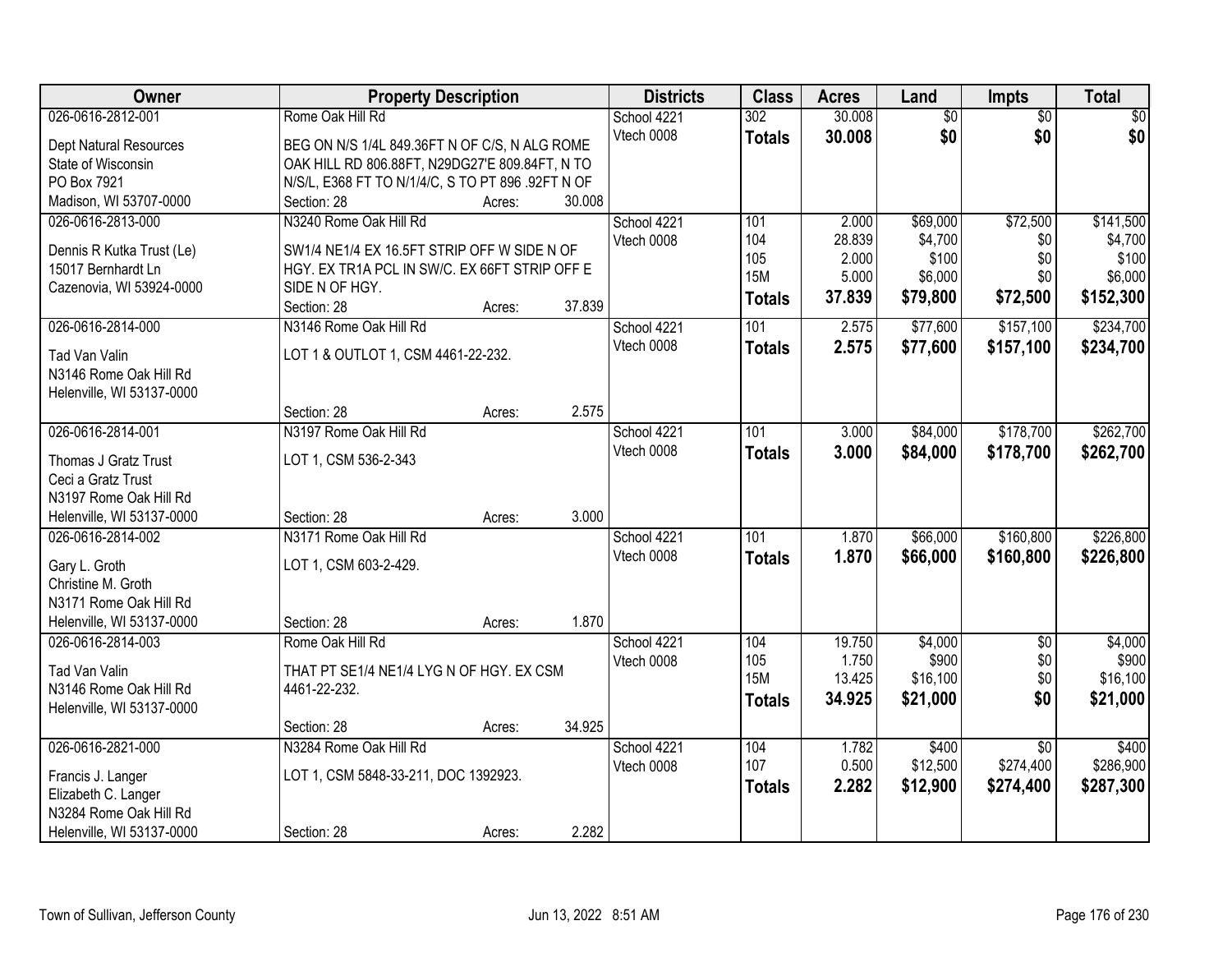| Owner | Property Description | Districts | Class | Acres | Land | Impts | Total |
|---|---|---|---|---|---|---|---|
| 026-0616-2812-001 | Rome Oak Hill Rd | School 4221 | 302 | 30.008 | $0 | $0 | $0 |
| Dept Natural Resources<br>State of Wisconsin<br>PO Box 7921<br>Madison, WI 53707-0000 | BEG ON N/S 1/4L 849.36FT N OF C/S, N ALG ROME OAK HILL RD 806.88FT, N29DG27'E 809.84FT, N TO N/S/L, E368 FT TO N/1/4/C, S TO PT 896 .92FT N OF<br>Section: 28 Acres: 30.008 | Vtech 0008 | **Totals** | **30.008** | **$0** | **$0** | **$0** |
| 026-0616-2813-000 | N3240 Rome Oak Hill Rd | School 4221 | 101 | 2.000 | $69,000 | $72,500 | $141,500 |
| Dennis R Kutka Trust (Le)<br>15017 Bernhardt Ln<br>Cazenovia, WI 53924-0000 | SW1/4 NE1/4 EX 16.5FT STRIP OFF W SIDE N OF HGY. EX TR1A PCL IN SW/C. EX 66FT STRIP OFF E SIDE N OF HGY.<br>Section: 28 Acres: 37.839 | Vtech 0008 | 104 | 28.839 | $4,700 | $0 | $4,700 |
| | | | 105 | 2.000 | $100 | $0 | $100 |
| | | | 15M | 5.000 | $6,000 | $0 | $6,000 |
| | | | **Totals** | **37.839** | **$79,800** | **$72,500** | **$152,300** |
| 026-0616-2814-000 | N3146 Rome Oak Hill Rd | School 4221 | 101 | 2.575 | $77,600 | $157,100 | $234,700 |
| Tad Van Valin<br>N3146 Rome Oak Hill Rd<br>Helenville, WI 53137-0000 | LOT 1 & OUTLOT 1, CSM 4461-22-232.<br>Section: 28 Acres: 2.575 | Vtech 0008 | **Totals** | **2.575** | **$77,600** | **$157,100** | **$234,700** |
| 026-0616-2814-001 | N3197 Rome Oak Hill Rd | School 4221 | 101 | 3.000 | $84,000 | $178,700 | $262,700 |
| Thomas J Gratz Trust<br>Ceci a Gratz Trust<br>N3197 Rome Oak Hill Rd<br>Helenville, WI 53137-0000 | LOT 1, CSM 536-2-343<br>Section: 28 Acres: 3.000 | Vtech 0008 | **Totals** | **3.000** | **$84,000** | **$178,700** | **$262,700** |
| 026-0616-2814-002 | N3171 Rome Oak Hill Rd | School 4221 | 101 | 1.870 | $66,000 | $160,800 | $226,800 |
| Gary L. Groth<br>Christine M. Groth<br>N3171 Rome Oak Hill Rd<br>Helenville, WI 53137-0000 | LOT 1, CSM 603-2-429.<br>Section: 28 Acres: 1.870 | Vtech 0008 | **Totals** | **1.870** | **$66,000** | **$160,800** | **$226,800** |
| 026-0616-2814-003 | Rome Oak Hill Rd | School 4221 | 104 | 19.750 | $4,000 | $0 | $4,000 |
| Tad Van Valin<br>N3146 Rome Oak Hill Rd<br>Helenville, WI 53137-0000 | THAT PT SE1/4 NE1/4 LYG N OF HGY. EX CSM 4461-22-232.<br>Section: 28 Acres: 34.925 | Vtech 0008 | 105 | 1.750 | $900 | $0 | $900 |
| | | | 15M | 13.425 | $16,100 | $0 | $16,100 |
| | | | **Totals** | **34.925** | **$21,000** | **$0** | **$21,000** |
| 026-0616-2821-000 | N3284 Rome Oak Hill Rd | School 4221 | 104 | 1.782 | $400 | $0 | $400 |
| Francis J. Langer<br>Elizabeth C. Langer<br>N3284 Rome Oak Hill Rd<br>Helenville, WI 53137-0000 | LOT 1, CSM 5848-33-211, DOC 1392923.<br>Section: 28 Acres: 2.282 | Vtech 0008 | 107 | 0.500 | $12,500 | $274,400 | $286,900 |
| | | | **Totals** | **2.282** | **$12,900** | **$274,400** | **$287,300** |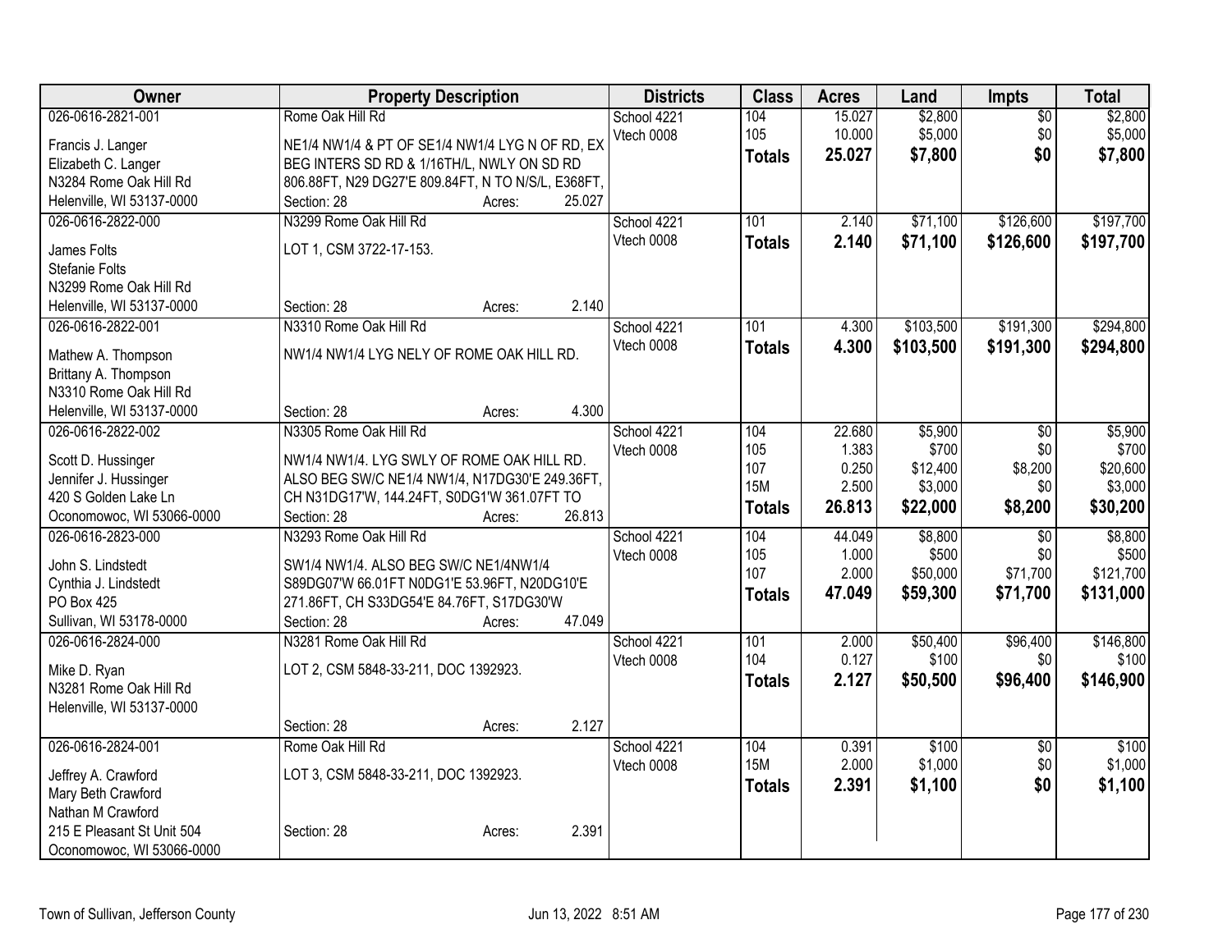| Owner | Property Description | Districts | Class | Acres | Land | Impts | Total |
|---|---|---|---|---|---|---|---|
| 026-0616-2821-001<br>Francis J. Langer<br>Elizabeth C. Langer<br>N3284 Rome Oak Hill Rd<br>Helenville, WI 53137-0000 | Rome Oak Hill Rd<br>NE1/4 NW1/4 & PT OF SE1/4 NW1/4 LYG N OF RD, EX BEG INTERS SD RD & 1/16TH/L, NWLY ON SD RD 806.88FT, N29 DG27'E 809.84FT, N TO N/S/L, E368FT,<br>Section: 28 Acres: 25.027 | School 4221<br>Vtech 0008 | 104<br>105<br>**Totals** | 15.027<br>10.000<br>**25.027** | $2,800<br>$5,000<br>**$7,800** | $0<br>$0<br>**$0** | $2,800<br>$5,000<br>**$7,800** |
| 026-0616-2822-000<br>James Folts<br>Stefanie Folts<br>N3299 Rome Oak Hill Rd<br>Helenville, WI 53137-0000 | N3299 Rome Oak Hill Rd<br>LOT 1, CSM 3722-17-153.<br>Section: 28 Acres: 2.140 | School 4221<br>Vtech 0008 | 101<br>**Totals** | 2.140<br>**2.140** | $71,100<br>**$71,100** | $126,600<br>**$126,600** | $197,700<br>**$197,700** |
| 026-0616-2822-001<br>Mathew A. Thompson<br>Brittany A. Thompson<br>N3310 Rome Oak Hill Rd<br>Helenville, WI 53137-0000 | N3310 Rome Oak Hill Rd<br>NW1/4 NW1/4 LYG NELY OF ROME OAK HILL RD.<br>Section: 28 Acres: 4.300 | School 4221<br>Vtech 0008 | 101<br>**Totals** | 4.300<br>**4.300** | $103,500<br>**$103,500** | $191,300<br>**$191,300** | $294,800<br>**$294,800** |
| 026-0616-2822-002<br>Scott D. Hussinger<br>Jennifer J. Hussinger<br>420 S Golden Lake Ln<br>Oconomowoc, WI 53066-0000 | N3305 Rome Oak Hill Rd<br>NW1/4 NW1/4. LYG SWLY OF ROME OAK HILL RD. ALSO BEG SW/C NE1/4 NW1/4, N17DG30'E 249.36FT, CH N31DG17'W, 144.24FT, S0DG1'W 361.07FT TO<br>Section: 28 Acres: 26.813 | School 4221<br>Vtech 0008 | 104<br>105<br>107<br>15M<br>**Totals** | 22.680<br>1.383<br>0.250<br>2.500<br>**26.813** | $5,900<br>$700<br>$12,400<br>$3,000<br>**$22,000** | $0<br>$0<br>$8,200<br>$0<br>**$8,200** | $5,900<br>$700<br>$20,600<br>$3,000<br>**$30,200** |
| 026-0616-2823-000<br>John S. Lindstedt<br>Cynthia J. Lindstedt<br>PO Box 425<br>Sullivan, WI 53178-0000 | N3293 Rome Oak Hill Rd<br>SW1/4 NW1/4. ALSO BEG SW/C NE1/4NW1/4 S89DG07'W 66.01FT N0DG1'E 53.96FT, N20DG10'E 271.86FT, CH S33DG54'E 84.76FT, S17DG30'W<br>Section: 28 Acres: 47.049 | School 4221<br>Vtech 0008 | 104<br>105<br>107<br>**Totals** | 44.049<br>1.000<br>2.000<br>**47.049** | $8,800<br>$500<br>$50,000<br>**$59,300** | $0<br>$0<br>$71,700<br>**$71,700** | $8,800<br>$500<br>$121,700<br>**$131,000** |
| 026-0616-2824-000<br>Mike D. Ryan<br>N3281 Rome Oak Hill Rd<br>Helenville, WI 53137-0000 | N3281 Rome Oak Hill Rd<br>LOT 2, CSM 5848-33-211, DOC 1392923.<br>Section: 28 Acres: 2.127 | School 4221<br>Vtech 0008 | 101<br>104<br>**Totals** | 2.000<br>0.127<br>**2.127** | $50,400<br>$100<br>**$50,500** | $96,400<br>$0<br>**$96,400** | $146,800<br>$100<br>**$146,900** |
| 026-0616-2824-001<br>Jeffrey A. Crawford<br>Mary Beth Crawford<br>Nathan M Crawford<br>215 E Pleasant St Unit 504<br>Oconomowoc, WI 53066-0000 | Rome Oak Hill Rd<br>LOT 3, CSM 5848-33-211, DOC 1392923.<br>Section: 28 Acres: 2.391 | School 4221<br>Vtech 0008 | 104<br>15M<br>**Totals** | 0.391<br>2.000<br>**2.391** | $100<br>$1,000<br>**$1,100** | $0<br>$0<br>**$0** | $100<br>$1,000<br>**$1,100** |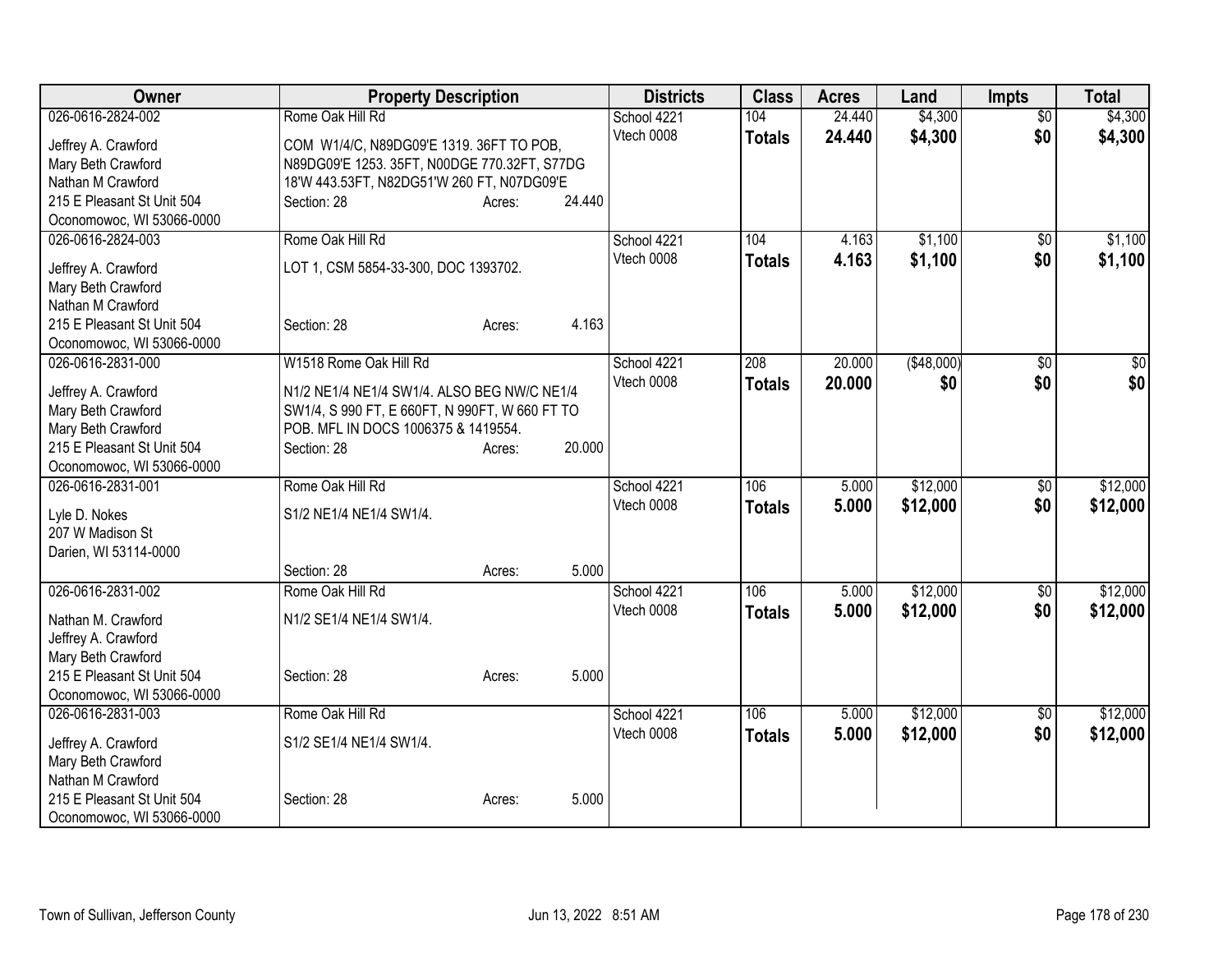| Owner | Property Description | Districts | Class | Acres | Land | Impts | Total |
|---|---|---|---|---|---|---|---|
| 026-0616-2824-002<br>Jeffrey A. Crawford<br>Mary Beth Crawford<br>Nathan M Crawford<br>215 E Pleasant St Unit 504<br>Oconomowoc, WI 53066-0000 | Rome Oak Hill Rd<br>COM W1/4/C, N89DG09'E 1319. 36FT TO POB, N89DG09'E 1253. 35FT, N00DGE 770.32FT, S77DG 18'W 443.53FT, N82DG51'W 260 FT, N07DG09'E<br>Section: 28 Acres: 24.440 | School 4221<br>Vtech 0008 | 104<br>**Totals** | 24.440<br>**24.440** | $4,300<br>**$4,300** | $0<br>**$0** | $4,300<br>**$4,300** |
| 026-0616-2824-003<br>Jeffrey A. Crawford<br>Mary Beth Crawford<br>Nathan M Crawford<br>215 E Pleasant St Unit 504<br>Oconomowoc, WI 53066-0000 | Rome Oak Hill Rd<br>LOT 1, CSM 5854-33-300, DOC 1393702.<br>Section: 28 Acres: 4.163 | School 4221<br>Vtech 0008 | 104<br>**Totals** | 4.163<br>**4.163** | $1,100<br>**$1,100** | $0<br>**$0** | $1,100<br>**$1,100** |
| 026-0616-2831-000<br>Jeffrey A. Crawford<br>Mary Beth Crawford<br>Mary Beth Crawford<br>215 E Pleasant St Unit 504<br>Oconomowoc, WI 53066-0000 | W1518 Rome Oak Hill Rd<br>N1/2 NE1/4 NE1/4 SW1/4. ALSO BEG NW/C NE1/4 SW1/4, S 990 FT, E 660FT, N 990FT, W 660 FT TO POB. MFL IN DOCS 1006375 & 1419554.<br>Section: 28 Acres: 20.000 | School 4221<br>Vtech 0008 | 208<br>**Totals** | 20.000<br>**20.000** | ($48,000)<br>**$0** | $0<br>**$0** | $0<br>**$0** |
| 026-0616-2831-001<br>Lyle D. Nokes<br>207 W Madison St<br>Darien, WI 53114-0000 | Rome Oak Hill Rd<br>S1/2 NE1/4 NE1/4 SW1/4.<br>Section: 28 Acres: 5.000 | School 4221<br>Vtech 0008 | 106<br>**Totals** | 5.000<br>**5.000** | $12,000<br>**$12,000** | $0<br>**$0** | $12,000<br>**$12,000** |
| 026-0616-2831-002<br>Nathan M. Crawford<br>Jeffrey A. Crawford<br>Mary Beth Crawford<br>215 E Pleasant St Unit 504<br>Oconomowoc, WI 53066-0000 | Rome Oak Hill Rd<br>N1/2 SE1/4 NE1/4 SW1/4.<br>Section: 28 Acres: 5.000 | School 4221<br>Vtech 0008 | 106<br>**Totals** | 5.000<br>**5.000** | $12,000<br>**$12,000** | $0<br>**$0** | $12,000<br>**$12,000** |
| 026-0616-2831-003<br>Jeffrey A. Crawford<br>Mary Beth Crawford<br>Nathan M Crawford<br>215 E Pleasant St Unit 504<br>Oconomowoc, WI 53066-0000 | Rome Oak Hill Rd<br>S1/2 SE1/4 NE1/4 SW1/4.<br>Section: 28 Acres: 5.000 | School 4221<br>Vtech 0008 | 106<br>**Totals** | 5.000<br>**5.000** | $12,000<br>**$12,000** | $0<br>**$0** | $12,000<br>**$12,000** |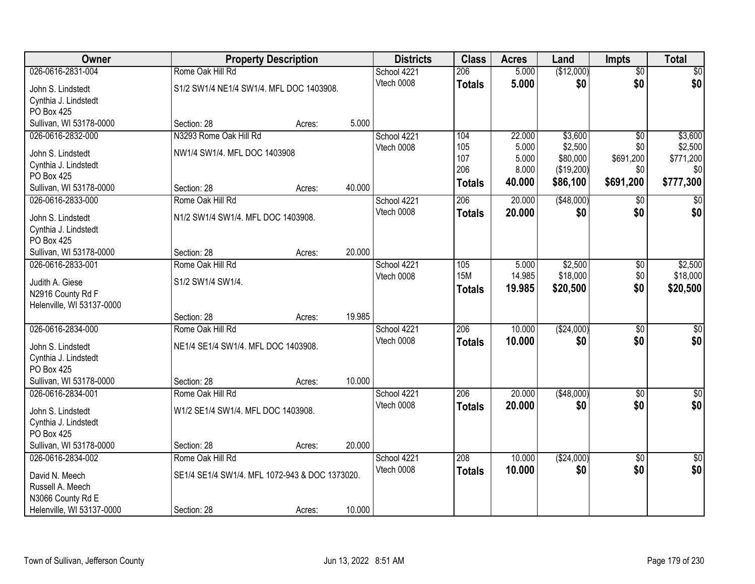| Owner | Property Description | | | Districts | Class | Acres | Land | Impts | Total |
|---|---|---|---|---|---|---|---|---|---|
| 026-0616-2831-004 | Rome Oak Hill Rd | | | School 4221 | 206 | 5.000 | ($12,000) | $0 | $0 |
| John S. Lindstedt | S1/2 SW1/4 NE1/4 SW1/4. MFL DOC 1403908. | | | Vtech 0008 | **Totals** | **5.000** | **$0** | **$0** | **$0** |
| Cynthia J. Lindstedt | | | | | | | | | |
| PO Box 425 | | | | | | | | | |
| Sullivan, WI 53178-0000 | Section: 28 | Acres: | 5.000 | | | | | | |
| 026-0616-2832-000 | N3293 Rome Oak Hill Rd | | | School 4221 | 104 | 22.000 | $3,600 | $0 | $3,600 |
| John S. Lindstedt | NW1/4 SW1/4. MFL DOC 1403908 | | | Vtech 0008 | 105 | 5.000 | $2,500 | $0 | $2,500 |
| Cynthia J. Lindstedt | | | | | 107 | 5.000 | $80,000 | $691,200 | $771,200 |
| PO Box 425 | | | | | 206 | 8.000 | ($19,200) | $0 | $0 |
| Sullivan, WI 53178-0000 | Section: 28 | Acres: | 40.000 | | **Totals** | **40.000** | **$86,100** | **$691,200** | **$777,300** |
| 026-0616-2833-000 | Rome Oak Hill Rd | | | School 4221 | 206 | 20.000 | ($48,000) | $0 | $0 |
| John S. Lindstedt | N1/2 SW1/4 SW1/4. MFL DOC 1403908. | | | Vtech 0008 | **Totals** | **20.000** | **$0** | **$0** | **$0** |
| Cynthia J. Lindstedt | | | | | | | | | |
| PO Box 425 | | | | | | | | | |
| Sullivan, WI 53178-0000 | Section: 28 | Acres: | 20.000 | | | | | | |
| 026-0616-2833-001 | Rome Oak Hill Rd | | | School 4221 | 105 | 5.000 | $2,500 | $0 | $2,500 |
| Judith A. Giese | S1/2 SW1/4 SW1/4. | | | Vtech 0008 | 15M | 14.985 | $18,000 | $0 | $18,000 |
| N2916 County Rd F | | | | | **Totals** | **19.985** | **$20,500** | **$0** | **$20,500** |
| Helenville, WI 53137-0000 | | | | | | | | | |
| | Section: 28 | Acres: | 19.985 | | | | | | |
| 026-0616-2834-000 | Rome Oak Hill Rd | | | School 4221 | 206 | 10.000 | ($24,000) | $0 | $0 |
| John S. Lindstedt | NE1/4 SE1/4 SW1/4. MFL DOC 1403908. | | | Vtech 0008 | **Totals** | **10.000** | **$0** | **$0** | **$0** |
| Cynthia J. Lindstedt | | | | | | | | | |
| PO Box 425 | | | | | | | | | |
| Sullivan, WI 53178-0000 | Section: 28 | Acres: | 10.000 | | | | | | |
| 026-0616-2834-001 | Rome Oak Hill Rd | | | School 4221 | 206 | 20.000 | ($48,000) | $0 | $0 |
| John S. Lindstedt | W1/2 SE1/4 SW1/4. MFL DOC 1403908. | | | Vtech 0008 | **Totals** | **20.000** | **$0** | **$0** | **$0** |
| Cynthia J. Lindstedt | | | | | | | | | |
| PO Box 425 | | | | | | | | | |
| Sullivan, WI 53178-0000 | Section: 28 | Acres: | 20.000 | | | | | | |
| 026-0616-2834-002 | Rome Oak Hill Rd | | | School 4221 | 208 | 10.000 | ($24,000) | $0 | $0 |
| David N. Meech | SE1/4 SE1/4 SW1/4. MFL 1072-943 & DOC 1373020. | | | Vtech 0008 | **Totals** | **10.000** | **$0** | **$0** | **$0** |
| Russell A. Meech | | | | | | | | | |
| N3066 County Rd E | | | | | | | | | |
| Helenville, WI 53137-0000 | Section: 28 | Acres: | 10.000 | | | | | | |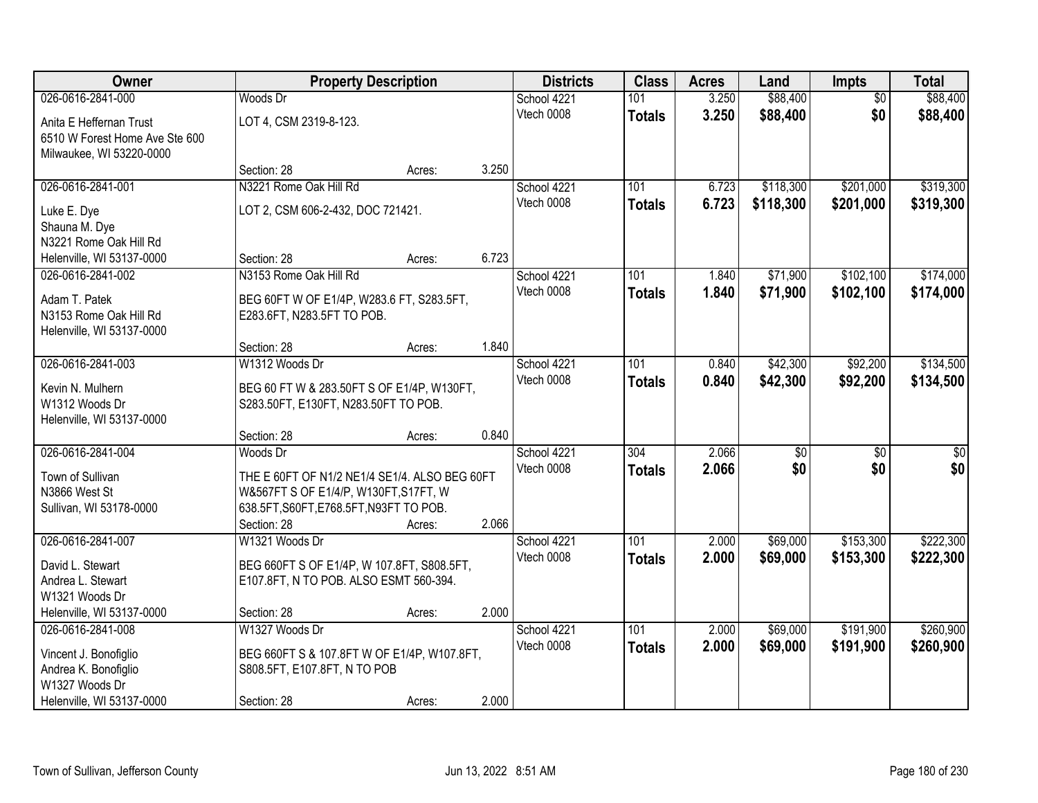| Owner | Property Description | | | Districts | Class | Acres | Land | Impts | Total |
|---|---|---|---|---|---|---|---|---|---|
| 026-0616-2841-000 | Woods Dr | | | School 4221 | 101 | 3.250 | $88,400 | $0 | $88,400 |
| Anita E Heffernan Trust<br>6510 W Forest Home Ave Ste 600<br>Milwaukee, WI 53220-0000 | LOT 4, CSM 2319-8-123. | | | Vtech 0008 | **Totals** | **3.250** | **$88,400** | **$0** | **$88,400** |
| | Section: 28 | Acres: | 3.250 | | | | | | |
| 026-0616-2841-001 | N3221 Rome Oak Hill Rd | | | School 4221 | 101 | 6.723 | $118,300 | $201,000 | $319,300 |
| Luke E. Dye<br>Shauna M. Dye<br>N3221 Rome Oak Hill Rd<br>Helenville, WI 53137-0000 | LOT 2, CSM 606-2-432, DOC 721421. | | | Vtech 0008 | **Totals** | **6.723** | **$118,300** | **$201,000** | **$319,300** |
| | Section: 28 | Acres: | 6.723 | | | | | | |
| 026-0616-2841-002 | N3153 Rome Oak Hill Rd | | | School 4221 | 101 | 1.840 | $71,900 | $102,100 | $174,000 |
| Adam T. Patek<br>N3153 Rome Oak Hill Rd<br>Helenville, WI 53137-0000 | BEG 60FT W OF E1/4P, W283.6 FT, S283.5FT, E283.6FT, N283.5FT TO POB. | | | Vtech 0008 | **Totals** | **1.840** | **$71,900** | **$102,100** | **$174,000** |
| | Section: 28 | Acres: | 1.840 | | | | | | |
| 026-0616-2841-003 | W1312 Woods Dr | | | School 4221 | 101 | 0.840 | $42,300 | $92,200 | $134,500 |
| Kevin N. Mulhern<br>W1312 Woods Dr<br>Helenville, WI 53137-0000 | BEG 60 FT W & 283.50FT S OF E1/4P, W130FT, S283.50FT, E130FT, N283.50FT TO POB. | | | Vtech 0008 | **Totals** | **0.840** | **$42,300** | **$92,200** | **$134,500** |
| | Section: 28 | Acres: | 0.840 | | | | | | |
| 026-0616-2841-004 | Woods Dr | | | School 4221 | 304 | 2.066 | $0 | $0 | $0 |
| Town of Sullivan<br>N3866 West St<br>Sullivan, WI 53178-0000 | THE E 60FT OF N1/2 NE1/4 SE1/4. ALSO BEG 60FT W&567FT S OF E1/4/P, W130FT,S17FT, W 638.5FT,S60FT,E768.5FT,N93FT TO POB. | | | Vtech 0008 | **Totals** | **2.066** | **$0** | **$0** | **$0** |
| | Section: 28 | Acres: | 2.066 | | | | | | |
| 026-0616-2841-007 | W1321 Woods Dr | | | School 4221 | 101 | 2.000 | $69,000 | $153,300 | $222,300 |
| David L. Stewart<br>Andrea L. Stewart<br>W1321 Woods Dr<br>Helenville, WI 53137-0000 | BEG 660FT S OF E1/4P, W 107.8FT, S808.5FT, E107.8FT, N TO POB. ALSO ESMT 560-394. | | | Vtech 0008 | **Totals** | **2.000** | **$69,000** | **$153,300** | **$222,300** |
| | Section: 28 | Acres: | 2.000 | | | | | | |
| 026-0616-2841-008 | W1327 Woods Dr | | | School 4221 | 101 | 2.000 | $69,000 | $191,900 | $260,900 |
| Vincent J. Bonofiglio<br>Andrea K. Bonofiglio<br>W1327 Woods Dr<br>Helenville, WI 53137-0000 | BEG 660FT S & 107.8FT W OF E1/4P, W107.8FT, S808.5FT, E107.8FT, N TO POB | | | Vtech 0008 | **Totals** | **2.000** | **$69,000** | **$191,900** | **$260,900** |
| | Section: 28 | Acres: | 2.000 | | | | | | |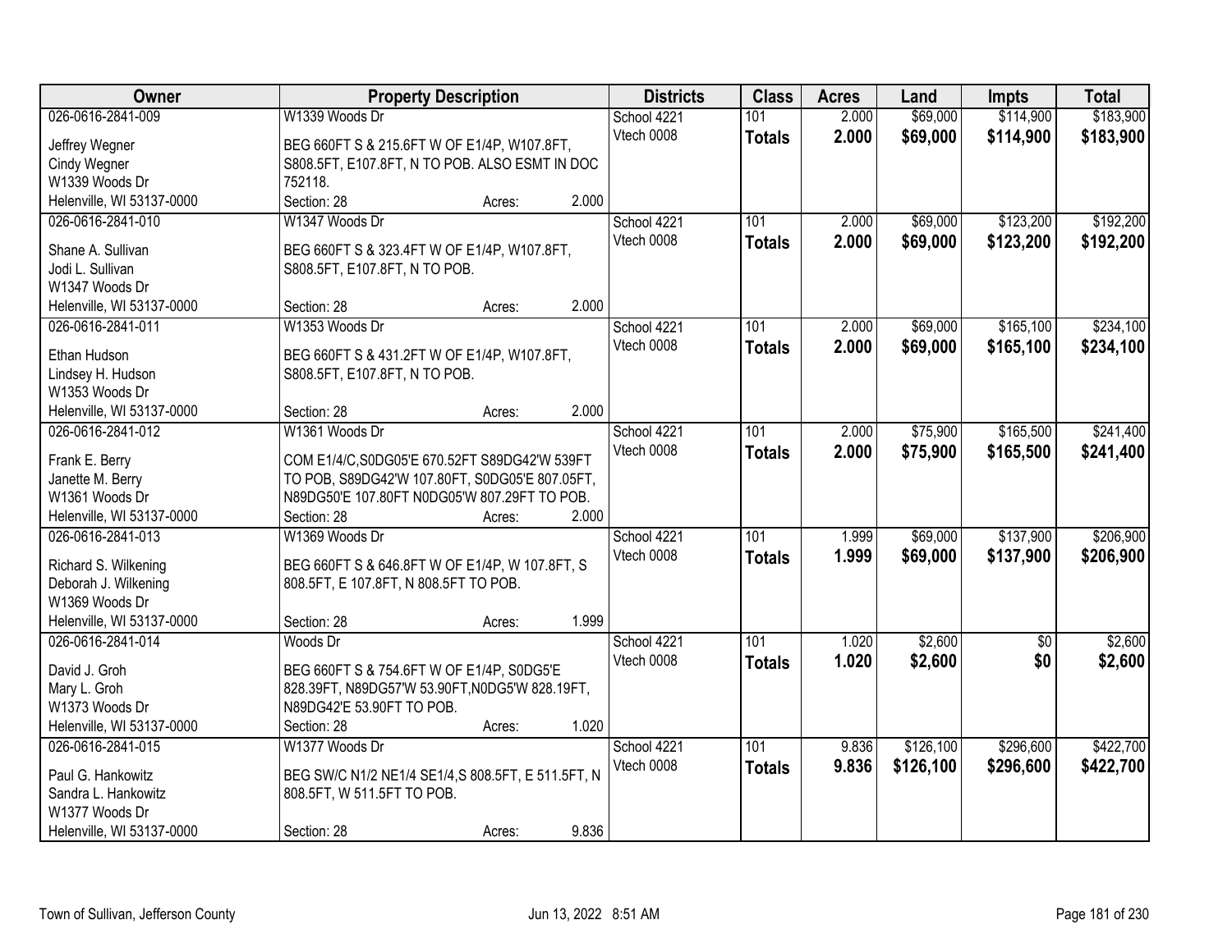| Owner | Property Description | Districts | Class | Acres | Land | Impts | Total |
|---|---|---|---|---|---|---|---|
| 026-0616-2841-009<br>Jeffrey Wegner<br>Cindy Wegner<br>W1339 Woods Dr<br>Helenville, WI 53137-0000 | W1339 Woods Dr<br>BEG 660FT S & 215.6FT W OF E1/4P, W107.8FT, S808.5FT, E107.8FT, N TO POB. ALSO ESMT IN DOC 752118.<br>Section: 28 Acres: 2.000 | School 4221<br>Vtech 0008 | 101<br>**Totals** | 2.000<br>**2.000** | $69,000<br>**$69,000** | $114,900<br>**$114,900** | $183,900<br>**$183,900** |
| 026-0616-2841-010<br>Shane A. Sullivan<br>Jodi L. Sullivan<br>W1347 Woods Dr<br>Helenville, WI 53137-0000 | W1347 Woods Dr<br>BEG 660FT S & 323.4FT W OF E1/4P, W107.8FT, S808.5FT, E107.8FT, N TO POB.<br>Section: 28 Acres: 2.000 | School 4221<br>Vtech 0008 | 101<br>**Totals** | 2.000<br>**2.000** | $69,000<br>**$69,000** | $123,200<br>**$123,200** | $192,200<br>**$192,200** |
| 026-0616-2841-011<br>Ethan Hudson<br>Lindsey H. Hudson<br>W1353 Woods Dr<br>Helenville, WI 53137-0000 | W1353 Woods Dr<br>BEG 660FT S & 431.2FT W OF E1/4P, W107.8FT, S808.5FT, E107.8FT, N TO POB.<br>Section: 28 Acres: 2.000 | School 4221<br>Vtech 0008 | 101<br>**Totals** | 2.000<br>**2.000** | $69,000<br>**$69,000** | $165,100<br>**$165,100** | $234,100<br>**$234,100** |
| 026-0616-2841-012<br>Frank E. Berry<br>Janette M. Berry<br>W1361 Woods Dr<br>Helenville, WI 53137-0000 | W1361 Woods Dr<br>COM E1/4/C,S0DG05'E 670.52FT S89DG42'W 539FT TO POB, S89DG42'W 107.80FT, S0DG05'E 807.05FT, N89DG50'E 107.80FT N0DG05'W 807.29FT TO POB.<br>Section: 28 Acres: 2.000 | School 4221<br>Vtech 0008 | 101<br>**Totals** | 2.000<br>**2.000** | $75,900<br>**$75,900** | $165,500<br>**$165,500** | $241,400<br>**$241,400** |
| 026-0616-2841-013<br>Richard S. Wilkening<br>Deborah J. Wilkening<br>W1369 Woods Dr<br>Helenville, WI 53137-0000 | W1369 Woods Dr<br>BEG 660FT S & 646.8FT W OF E1/4P, W 107.8FT, S 808.5FT, E 107.8FT, N 808.5FT TO POB.<br>Section: 28 Acres: 1.999 | School 4221<br>Vtech 0008 | 101<br>**Totals** | 1.999<br>**1.999** | $69,000<br>**$69,000** | $137,900<br>**$137,900** | $206,900<br>**$206,900** |
| 026-0616-2841-014<br>David J. Groh<br>Mary L. Groh<br>W1373 Woods Dr<br>Helenville, WI 53137-0000 | Woods Dr<br>BEG 660FT S & 754.6FT W OF E1/4P, S0DG5'E 828.39FT, N89DG57'W 53.90FT,N0DG5'W 828.19FT, N89DG42'E 53.90FT TO POB.<br>Section: 28 Acres: 1.020 | School 4221<br>Vtech 0008 | 101<br>**Totals** | 1.020<br>**1.020** | $2,600<br>**$2,600** | $0<br>**$0** | $2,600<br>**$2,600** |
| 026-0616-2841-015<br>Paul G. Hankowitz<br>Sandra L. Hankowitz<br>W1377 Woods Dr<br>Helenville, WI 53137-0000 | W1377 Woods Dr<br>BEG SW/C N1/2 NE1/4 SE1/4,S 808.5FT, E 511.5FT, N 808.5FT, W 511.5FT TO POB.<br>Section: 28 Acres: 9.836 | School 4221<br>Vtech 0008 | 101<br>**Totals** | 9.836<br>**9.836** | $126,100<br>**$126,100** | $296,600<br>**$296,600** | $422,700<br>**$422,700** |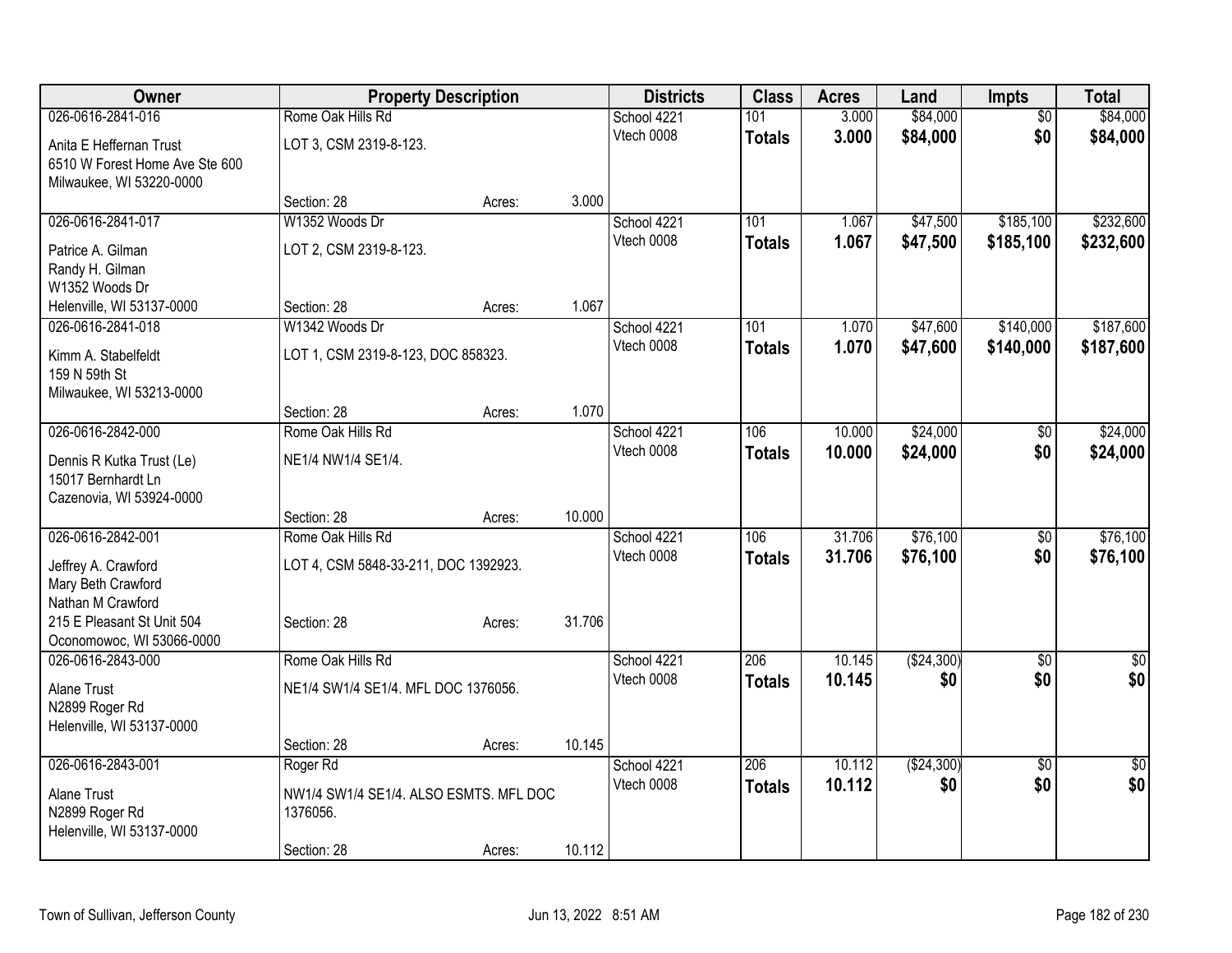| Owner | Property Description | | | Districts | Class | Acres | Land | Impts | Total |
|---|---|---|---|---|---|---|---|---|---|
| 026-0616-2841-016 | Rome Oak Hills Rd | | | School 4221 | 101 | 3.000 | $84,000 | $0 | $84,000 |
| Anita E Heffernan Trust<br>6510 W Forest Home Ave Ste 600<br>Milwaukee, WI 53220-0000 | LOT 3, CSM 2319-8-123. | | | Vtech 0008 | **Totals** | **3.000** | **$84,000** | **$0** | **$84,000** |
| | Section: 28 | Acres: | 3.000 | | | | | | |
| 026-0616-2841-017 | W1352 Woods Dr | | | School 4221 | 101 | 1.067 | $47,500 | $185,100 | $232,600 |
| Patrice A. Gilman<br>Randy H. Gilman<br>W1352 Woods Dr<br>Helenville, WI 53137-0000 | LOT 2, CSM 2319-8-123. | | | Vtech 0008 | **Totals** | **1.067** | **$47,500** | **$185,100** | **$232,600** |
| | Section: 28 | Acres: | 1.067 | | | | | | |
| 026-0616-2841-018 | W1342 Woods Dr | | | School 4221 | 101 | 1.070 | $47,600 | $140,000 | $187,600 |
| Kimm A. Stabelfeldt<br>159 N 59th St<br>Milwaukee, WI 53213-0000 | LOT 1, CSM 2319-8-123, DOC 858323. | | | Vtech 0008 | **Totals** | **1.070** | **$47,600** | **$140,000** | **$187,600** |
| | Section: 28 | Acres: | 1.070 | | | | | | |
| 026-0616-2842-000 | Rome Oak Hills Rd | | | School 4221 | 106 | 10.000 | $24,000 | $0 | $24,000 |
| Dennis R Kutka Trust (Le)<br>15017 Bernhardt Ln<br>Cazenovia, WI 53924-0000 | NE1/4 NW1/4 SE1/4. | | | Vtech 0008 | **Totals** | **10.000** | **$24,000** | **$0** | **$24,000** |
| | Section: 28 | Acres: | 10.000 | | | | | | |
| 026-0616-2842-001 | Rome Oak Hills Rd | | | School 4221 | 106 | 31.706 | $76,100 | $0 | $76,100 |
| Jeffrey A. Crawford<br>Mary Beth Crawford<br>Nathan M Crawford<br>215 E Pleasant St Unit 504<br>Oconomowoc, WI 53066-0000 | LOT 4, CSM 5848-33-211, DOC 1392923. | | | Vtech 0008 | **Totals** | **31.706** | **$76,100** | **$0** | **$76,100** |
| | Section: 28 | Acres: | 31.706 | | | | | | |
| 026-0616-2843-000 | Rome Oak Hills Rd | | | School 4221 | 206 | 10.145 | ($24,300) | $0 | $0 |
| Alane Trust<br>N2899 Roger Rd<br>Helenville, WI 53137-0000 | NE1/4 SW1/4 SE1/4. MFL DOC 1376056. | | | Vtech 0008 | **Totals** | **10.145** | **$0** | **$0** | **$0** |
| | Section: 28 | Acres: | 10.145 | | | | | | |
| 026-0616-2843-001 | Roger Rd | | | School 4221 | 206 | 10.112 | ($24,300) | $0 | $0 |
| Alane Trust<br>N2899 Roger Rd<br>Helenville, WI 53137-0000 | NW1/4 SW1/4 SE1/4. ALSO ESMTS. MFL DOC 1376056. | | | Vtech 0008 | **Totals** | **10.112** | **$0** | **$0** | **$0** |
| | Section: 28 | Acres: | 10.112 | | | | | | |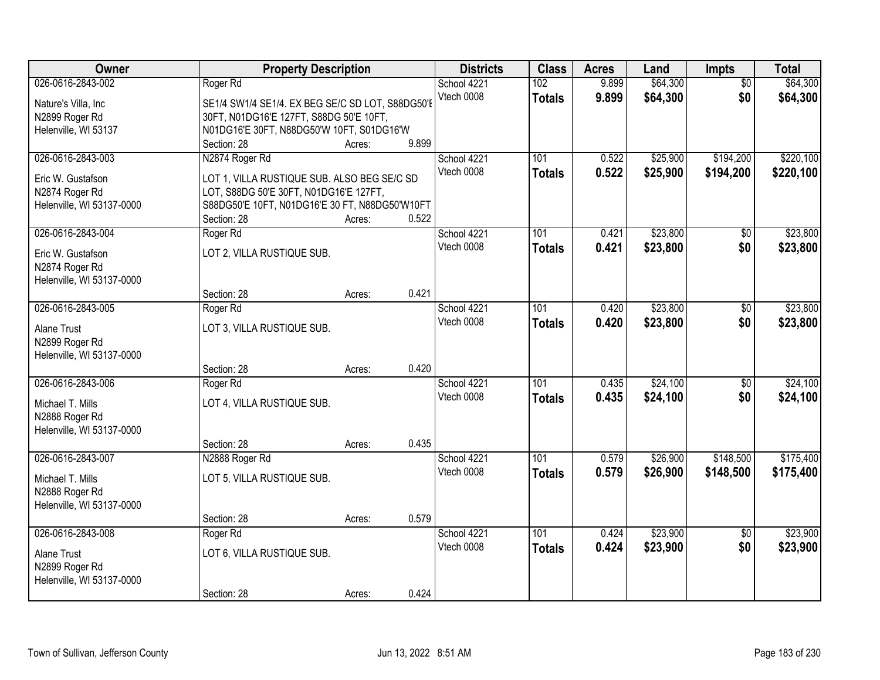| Owner | Property Description | Districts | Class | Acres | Land | Impts | Total |
|---|---|---|---|---|---|---|---|
| 026-0616-2843-002<br>Nature's Villa, Inc<br>N2899 Roger Rd<br>Helenville, WI 53137 | Roger Rd<br>SE1/4 SW1/4 SE1/4. EX BEG SE/C SD LOT, S88DG50'E 30FT, N01DG16'E 127FT, S88DG 50'E 10FT, N01DG16'E 30FT, N88DG50'W 10FT, S01DG16'W<br>Section: 28 Acres: 9.899 | School 4221<br>Vtech 0008 | 102<br>**Totals** | 9.899<br>**9.899** | $64,300<br>**$64,300** | $0<br>**$0** | $64,300<br>**$64,300** |
| 026-0616-2843-003<br>Eric W. Gustafson<br>N2874 Roger Rd<br>Helenville, WI 53137-0000 | N2874 Roger Rd<br>LOT 1, VILLA RUSTIQUE SUB. ALSO BEG SE/C SD LOT, S88DG 50'E 30FT, N01DG16'E 127FT, S88DG50'E 10FT, N01DG16'E 30 FT, N88DG50'W10FT<br>Section: 28 Acres: 0.522 | School 4221<br>Vtech 0008 | 101<br>**Totals** | 0.522<br>**0.522** | $25,900<br>**$25,900** | $194,200<br>**$194,200** | $220,100<br>**$220,100** |
| 026-0616-2843-004<br>Eric W. Gustafson<br>N2874 Roger Rd<br>Helenville, WI 53137-0000 | Roger Rd<br>LOT 2, VILLA RUSTIQUE SUB.<br>Section: 28 Acres: 0.421 | School 4221<br>Vtech 0008 | 101<br>**Totals** | 0.421<br>**0.421** | $23,800<br>**$23,800** | $0<br>**$0** | $23,800<br>**$23,800** |
| 026-0616-2843-005<br>Alane Trust<br>N2899 Roger Rd<br>Helenville, WI 53137-0000 | Roger Rd<br>LOT 3, VILLA RUSTIQUE SUB.<br>Section: 28 Acres: 0.420 | School 4221<br>Vtech 0008 | 101<br>**Totals** | 0.420<br>**0.420** | $23,800<br>**$23,800** | $0<br>**$0** | $23,800<br>**$23,800** |
| 026-0616-2843-006<br>Michael T. Mills<br>N2888 Roger Rd<br>Helenville, WI 53137-0000 | Roger Rd<br>LOT 4, VILLA RUSTIQUE SUB.<br>Section: 28 Acres: 0.435 | School 4221<br>Vtech 0008 | 101<br>**Totals** | 0.435<br>**0.435** | $24,100<br>**$24,100** | $0<br>**$0** | $24,100<br>**$24,100** |
| 026-0616-2843-007<br>Michael T. Mills<br>N2888 Roger Rd<br>Helenville, WI 53137-0000 | N2888 Roger Rd<br>LOT 5, VILLA RUSTIQUE SUB.<br>Section: 28 Acres: 0.579 | School 4221<br>Vtech 0008 | 101<br>**Totals** | 0.579<br>**0.579** | $26,900<br>**$26,900** | $148,500<br>**$148,500** | $175,400<br>**$175,400** |
| 026-0616-2843-008<br>Alane Trust<br>N2899 Roger Rd<br>Helenville, WI 53137-0000 | Roger Rd<br>LOT 6, VILLA RUSTIQUE SUB.<br>Section: 28 Acres: 0.424 | School 4221<br>Vtech 0008 | 101<br>**Totals** | 0.424<br>**0.424** | $23,900<br>**$23,900** | $0<br>**$0** | $23,900<br>**$23,900** |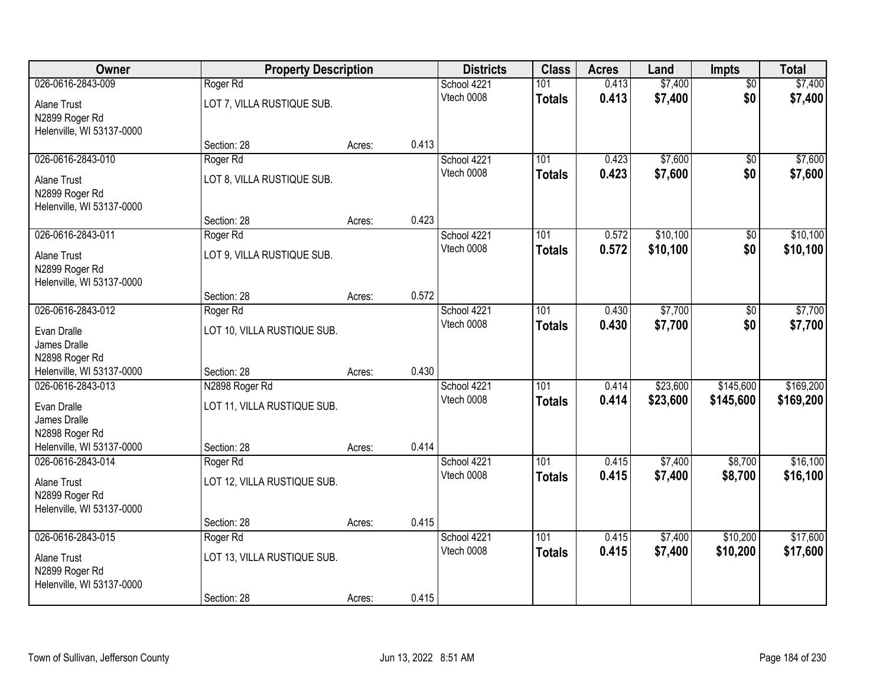| Owner | Property Description | | | Districts | Class | Acres | Land | Impts | Total |
|---|---|---|---|---|---|---|---|---|---|
| 026-0616-2843-009 | Roger Rd | | | School 4221 | 101 | 0.413 | $7,400 | $0 | $7,400 |
| Alane Trust<br>N2899 Roger Rd<br>Helenville, WI 53137-0000 | LOT 7, VILLA RUSTIQUE SUB. | | | Vtech 0008 | **Totals** | **0.413** | **$7,400** | **$0** | **$7,400** |
| | Section: 28 | Acres: | 0.413 | | | | | | |
| 026-0616-2843-010 | Roger Rd | | | School 4221 | 101 | 0.423 | $7,600 | $0 | $7,600 |
| Alane Trust<br>N2899 Roger Rd<br>Helenville, WI 53137-0000 | LOT 8, VILLA RUSTIQUE SUB. | | | Vtech 0008 | **Totals** | **0.423** | **$7,600** | **$0** | **$7,600** |
| | Section: 28 | Acres: | 0.423 | | | | | | |
| 026-0616-2843-011 | Roger Rd | | | School 4221 | 101 | 0.572 | $10,100 | $0 | $10,100 |
| Alane Trust<br>N2899 Roger Rd<br>Helenville, WI 53137-0000 | LOT 9, VILLA RUSTIQUE SUB. | | | Vtech 0008 | **Totals** | **0.572** | **$10,100** | **$0** | **$10,100** |
| | Section: 28 | Acres: | 0.572 | | | | | | |
| 026-0616-2843-012 | Roger Rd | | | School 4221 | 101 | 0.430 | $7,700 | $0 | $7,700 |
| Evan Dralle<br>James Dralle<br>N2898 Roger Rd<br>Helenville, WI 53137-0000 | LOT 10, VILLA RUSTIQUE SUB. | | | Vtech 0008 | **Totals** | **0.430** | **$7,700** | **$0** | **$7,700** |
| | Section: 28 | Acres: | 0.430 | | | | | | |
| 026-0616-2843-013 | N2898 Roger Rd | | | School 4221 | 101 | 0.414 | $23,600 | $145,600 | $169,200 |
| Evan Dralle<br>James Dralle<br>N2898 Roger Rd<br>Helenville, WI 53137-0000 | LOT 11, VILLA RUSTIQUE SUB. | | | Vtech 0008 | **Totals** | **0.414** | **$23,600** | **$145,600** | **$169,200** |
| | Section: 28 | Acres: | 0.414 | | | | | | |
| 026-0616-2843-014 | Roger Rd | | | School 4221 | 101 | 0.415 | $7,400 | $8,700 | $16,100 |
| Alane Trust<br>N2899 Roger Rd<br>Helenville, WI 53137-0000 | LOT 12, VILLA RUSTIQUE SUB. | | | Vtech 0008 | **Totals** | **0.415** | **$7,400** | **$8,700** | **$16,100** |
| | Section: 28 | Acres: | 0.415 | | | | | | |
| 026-0616-2843-015 | Roger Rd | | | School 4221 | 101 | 0.415 | $7,400 | $10,200 | $17,600 |
| Alane Trust<br>N2899 Roger Rd<br>Helenville, WI 53137-0000 | LOT 13, VILLA RUSTIQUE SUB. | | | Vtech 0008 | **Totals** | **0.415** | **$7,400** | **$10,200** | **$17,600** |
| | Section: 28 | Acres: | 0.415 | | | | | | |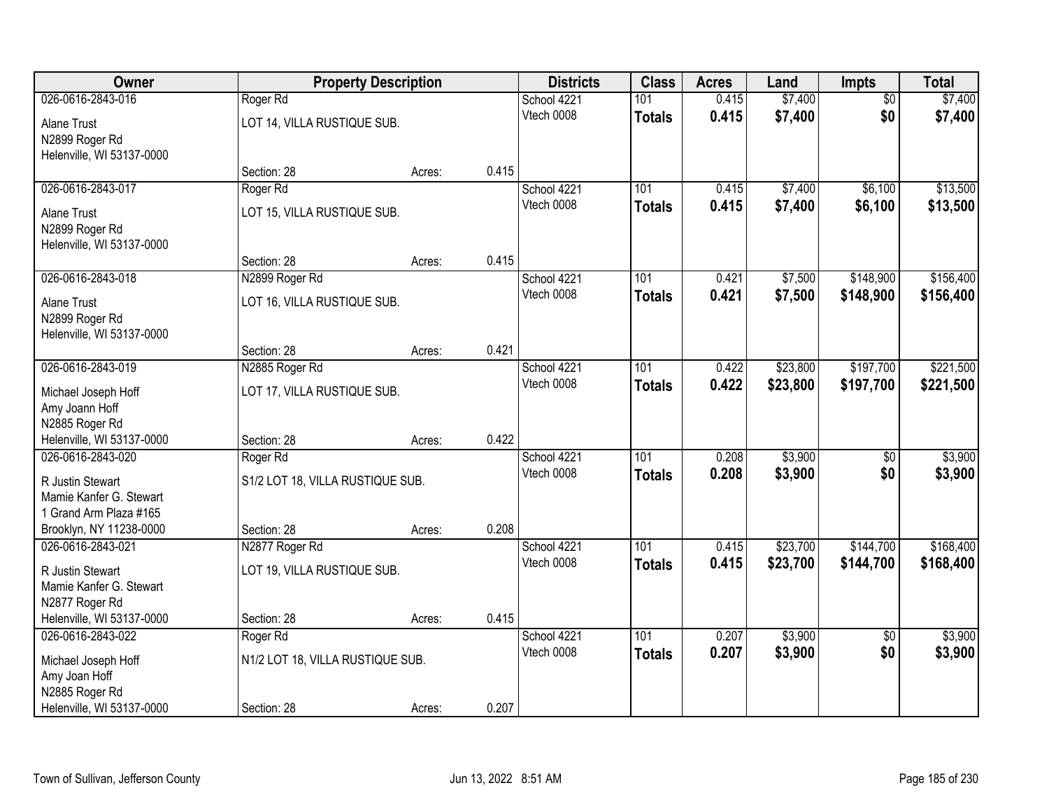| Owner | Property Description | | | Districts | Class | Acres | Land | Impts | Total |
|---|---|---|---|---|---|---|---|---|---|
| 026-0616-2843-016 | Roger Rd | | | School 4221 | 101 | 0.415 | $7,400 | $0 | $7,400 |
| Alane Trust<br>N2899 Roger Rd<br>Helenville, WI 53137-0000 | LOT 14, VILLA RUSTIQUE SUB. | | | Vtech 0008 | **Totals** | **0.415** | **$7,400** | **$0** | **$7,400** |
| | Section: 28 | Acres: | 0.415 | | | | | | |
| 026-0616-2843-017 | Roger Rd | | | School 4221 | 101 | 0.415 | $7,400 | $6,100 | $13,500 |
| Alane Trust<br>N2899 Roger Rd<br>Helenville, WI 53137-0000 | LOT 15, VILLA RUSTIQUE SUB. | | | Vtech 0008 | **Totals** | **0.415** | **$7,400** | **$6,100** | **$13,500** |
| | Section: 28 | Acres: | 0.415 | | | | | | |
| 026-0616-2843-018 | N2899 Roger Rd | | | School 4221 | 101 | 0.421 | $7,500 | $148,900 | $156,400 |
| Alane Trust<br>N2899 Roger Rd<br>Helenville, WI 53137-0000 | LOT 16, VILLA RUSTIQUE SUB. | | | Vtech 0008 | **Totals** | **0.421** | **$7,500** | **$148,900** | **$156,400** |
| | Section: 28 | Acres: | 0.421 | | | | | | |
| 026-0616-2843-019 | N2885 Roger Rd | | | School 4221 | 101 | 0.422 | $23,800 | $197,700 | $221,500 |
| Michael Joseph Hoff<br>Amy Joann Hoff<br>N2885 Roger Rd<br>Helenville, WI 53137-0000 | LOT 17, VILLA RUSTIQUE SUB. | | | Vtech 0008 | **Totals** | **0.422** | **$23,800** | **$197,700** | **$221,500** |
| | Section: 28 | Acres: | 0.422 | | | | | | |
| 026-0616-2843-020 | Roger Rd | | | School 4221 | 101 | 0.208 | $3,900 | $0 | $3,900 |
| R Justin Stewart<br>Mamie Kanfer G. Stewart<br>1 Grand Arm Plaza #165<br>Brooklyn, NY 11238-0000 | S1/2 LOT 18, VILLA RUSTIQUE SUB. | | | Vtech 0008 | **Totals** | **0.208** | **$3,900** | **$0** | **$3,900** |
| | Section: 28 | Acres: | 0.208 | | | | | | |
| 026-0616-2843-021 | N2877 Roger Rd | | | School 4221 | 101 | 0.415 | $23,700 | $144,700 | $168,400 |
| R Justin Stewart<br>Mamie Kanfer G. Stewart<br>N2877 Roger Rd<br>Helenville, WI 53137-0000 | LOT 19, VILLA RUSTIQUE SUB. | | | Vtech 0008 | **Totals** | **0.415** | **$23,700** | **$144,700** | **$168,400** |
| | Section: 28 | Acres: | 0.415 | | | | | | |
| 026-0616-2843-022 | Roger Rd | | | School 4221 | 101 | 0.207 | $3,900 | $0 | $3,900 |
| Michael Joseph Hoff<br>Amy Joan Hoff<br>N2885 Roger Rd<br>Helenville, WI 53137-0000 | N1/2 LOT 18, VILLA RUSTIQUE SUB. | | | Vtech 0008 | **Totals** | **0.207** | **$3,900** | **$0** | **$3,900** |
| | Section: 28 | Acres: | 0.207 | | | | | | |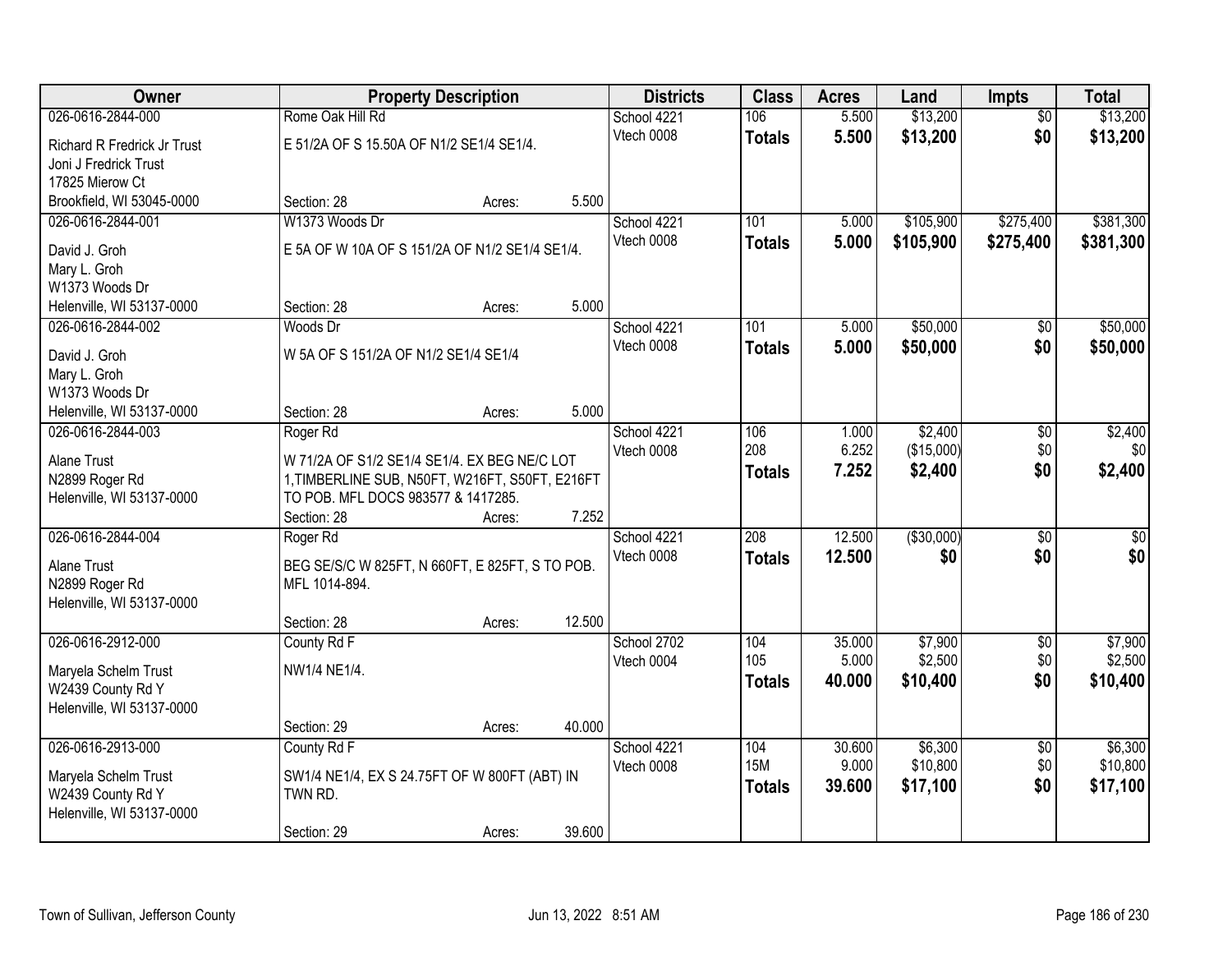| Owner | Property Description | | | Districts | Class | Acres | Land | Impts | Total |
|---|---|---|---|---|---|---|---|---|---|
| 026-0616-2844-000 | Rome Oak Hill Rd | | | School 4221 | 106 | 5.500 | $13,200 | $0 | $13,200 |
| Richard R Fredrick Jr Trust<br>Joni J Fredrick Trust<br>17825 Mierow Ct<br>Brookfield, WI 53045-0000 | E 51/2A OF S 15.50A OF N1/2 SE1/4 SE1/4. | | | Vtech 0008 | **Totals** | **5.500** | **$13,200** | **$0** | **$13,200** |
| | Section: 28 | Acres: | 5.500 | | | | | | |
| 026-0616-2844-001 | W1373 Woods Dr | | | School 4221 | 101 | 5.000 | $105,900 | $275,400 | $381,300 |
| David J. Groh<br>Mary L. Groh<br>W1373 Woods Dr<br>Helenville, WI 53137-0000 | E 5A OF W 10A OF S 151/2A OF N1/2 SE1/4 SE1/4. | | | Vtech 0008 | **Totals** | **5.000** | **$105,900** | **$275,400** | **$381,300** |
| | Section: 28 | Acres: | 5.000 | | | | | | |
| 026-0616-2844-002 | Woods Dr | | | School 4221 | 101 | 5.000 | $50,000 | $0 | $50,000 |
| David J. Groh<br>Mary L. Groh<br>W1373 Woods Dr<br>Helenville, WI 53137-0000 | W 5A OF S 151/2A OF N1/2 SE1/4 SE1/4 | | | Vtech 0008 | **Totals** | **5.000** | **$50,000** | **$0** | **$50,000** |
| | Section: 28 | Acres: | 5.000 | | | | | | |
| 026-0616-2844-003 | Roger Rd | | | School 4221 | 106 | 1.000 | $2,400 | $0 | $2,400 |
| Alane Trust<br>N2899 Roger Rd<br>Helenville, WI 53137-0000 | W 71/2A OF S1/2 SE1/4 SE1/4. EX BEG NE/C LOT 1,TIMBERLINE SUB, N50FT, W216FT, S50FT, E216FT TO POB. MFL DOCS 983577 & 1417285. | | | Vtech 0008 | 208 | 6.252 | ($15,000) | $0 | $0 |
| | | | | | **Totals** | **7.252** | **$2,400** | **$0** | **$2,400** |
| | Section: 28 | Acres: | 7.252 | | | | | | |
| 026-0616-2844-004 | Roger Rd | | | School 4221 | 208 | 12.500 | ($30,000) | $0 | $0 |
| Alane Trust<br>N2899 Roger Rd<br>Helenville, WI 53137-0000 | BEG SE/S/C W 825FT, N 660FT, E 825FT, S TO POB. MFL 1014-894. | | | Vtech 0008 | **Totals** | **12.500** | **$0** | **$0** | **$0** |
| | Section: 28 | Acres: | 12.500 | | | | | | |
| 026-0616-2912-000 | County Rd F | | | School 2702 | 104 | 35.000 | $7,900 | $0 | $7,900 |
| Maryela Schelm Trust<br>W2439 County Rd Y<br>Helenville, WI 53137-0000 | NW1/4 NE1/4. | | | Vtech 0004 | 105 | 5.000 | $2,500 | $0 | $2,500 |
| | | | | | **Totals** | **40.000** | **$10,400** | **$0** | **$10,400** |
| | Section: 29 | Acres: | 40.000 | | | | | | |
| 026-0616-2913-000 | County Rd F | | | School 4221 | 104 | 30.600 | $6,300 | $0 | $6,300 |
| Maryela Schelm Trust<br>W2439 County Rd Y<br>Helenville, WI 53137-0000 | SW1/4 NE1/4, EX S 24.75FT OF W 800FT (ABT) IN TWN RD. | | | Vtech 0008 | 15M | 9.000 | $10,800 | $0 | $10,800 |
| | | | | | **Totals** | **39.600** | **$17,100** | **$0** | **$17,100** |
| | Section: 29 | Acres: | 39.600 | | | | | | |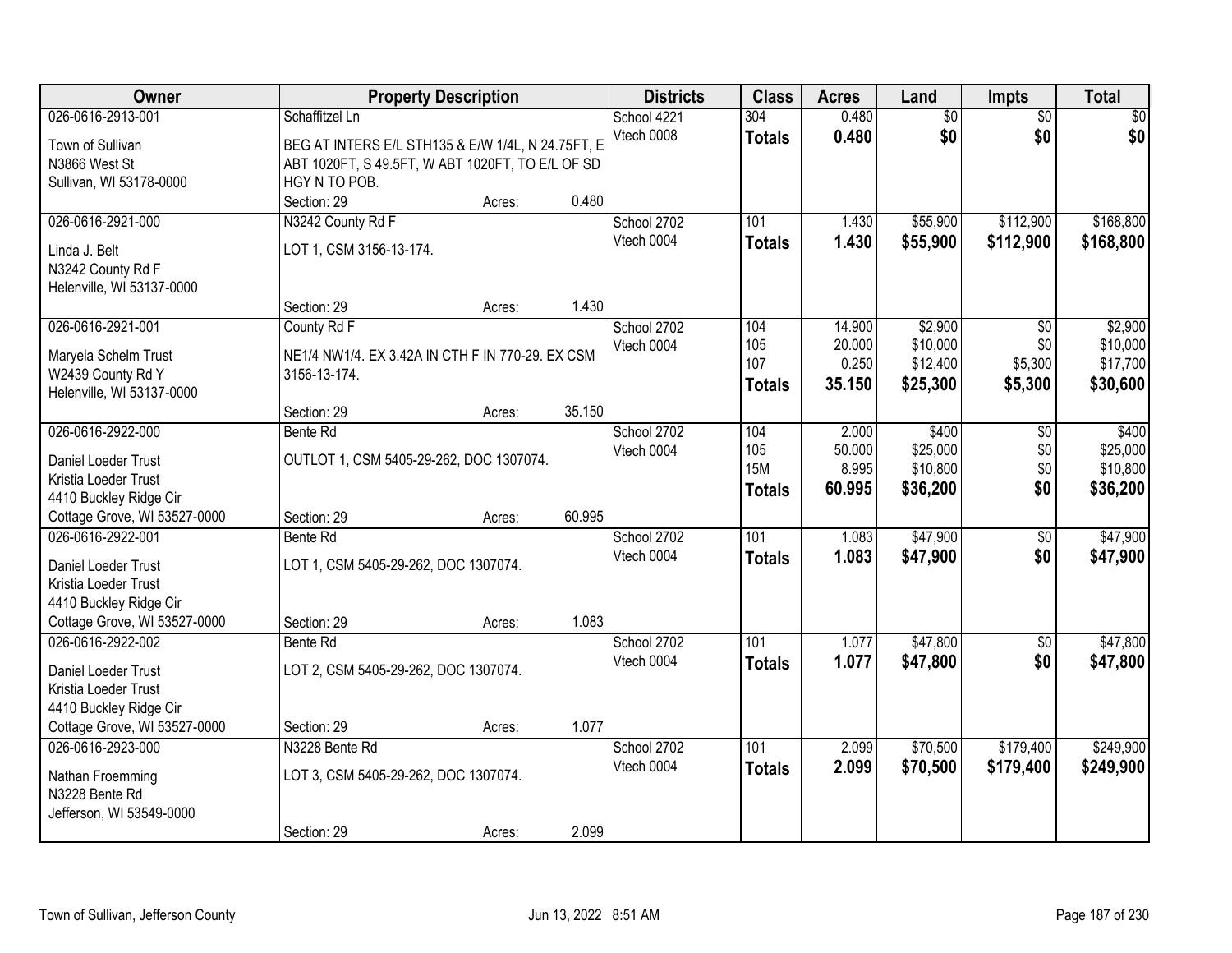| Owner | Property Description | Districts | Class | Acres | Land | Impts | Total |
|---|---|---|---|---|---|---|---|
| 026-0616-2913-001<br>Town of Sullivan<br>N3866 West St<br>Sullivan, WI 53178-0000 | Schaffitzel Ln<br>BEG AT INTERS E/L STH135 & E/W 1/4L, N 24.75FT, E ABT 1020FT, S 49.5FT, W ABT 1020FT, TO E/L OF SD HGY N TO POB.<br>Section: 29 Acres: 0.480 | School 4221<br>Vtech 0008 | 304<br>**Totals** | 0.480<br>**0.480** | $0<br>**$0** | $0<br>**$0** | $0<br>**$0** |
| 026-0616-2921-000<br>Linda J. Belt<br>N3242 County Rd F<br>Helenville, WI 53137-0000 | N3242 County Rd F<br>LOT 1, CSM 3156-13-174.<br>Section: 29 Acres: 1.430 | School 2702<br>Vtech 0004 | 101<br>**Totals** | 1.430<br>**1.430** | $55,900<br>**$55,900** | $112,900<br>**$112,900** | $168,800<br>**$168,800** |
| 026-0616-2921-001<br>Maryela Schelm Trust<br>W2439 County Rd Y<br>Helenville, WI 53137-0000 | County Rd F<br>NE1/4 NW1/4. EX 3.42A IN CTH F IN 770-29. EX CSM 3156-13-174.<br>Section: 29 Acres: 35.150 | School 2702<br>Vtech 0004 | 104<br>105<br>107<br>**Totals** | 14.900<br>20.000<br>0.250<br>**35.150** | $2,900<br>$10,000<br>$12,400<br>**$25,300** | $0<br>$0<br>$5,300<br>**$5,300** | $2,900<br>$10,000<br>$17,700<br>**$30,600** |
| 026-0616-2922-000<br>Daniel Loeder Trust<br>Kristia Loeder Trust<br>4410 Buckley Ridge Cir<br>Cottage Grove, WI 53527-0000 | Bente Rd<br>OUTLOT 1, CSM 5405-29-262, DOC 1307074.<br>Section: 29 Acres: 60.995 | School 2702<br>Vtech 0004 | 104<br>105<br>15M<br>**Totals** | 2.000<br>50.000<br>8.995<br>**60.995** | $400<br>$25,000<br>$10,800<br>**$36,200** | $0<br>$0<br>$0<br>**$0** | $400<br>$25,000<br>$10,800<br>**$36,200** |
| 026-0616-2922-001<br>Daniel Loeder Trust<br>Kristia Loeder Trust<br>4410 Buckley Ridge Cir<br>Cottage Grove, WI 53527-0000 | Bente Rd<br>LOT 1, CSM 5405-29-262, DOC 1307074.<br>Section: 29 Acres: 1.083 | School 2702<br>Vtech 0004 | 101<br>**Totals** | 1.083<br>**1.083** | $47,900<br>**$47,900** | $0<br>**$0** | $47,900<br>**$47,900** |
| 026-0616-2922-002<br>Daniel Loeder Trust<br>Kristia Loeder Trust<br>4410 Buckley Ridge Cir<br>Cottage Grove, WI 53527-0000 | Bente Rd<br>LOT 2, CSM 5405-29-262, DOC 1307074.<br>Section: 29 Acres: 1.077 | School 2702<br>Vtech 0004 | 101<br>**Totals** | 1.077<br>**1.077** | $47,800<br>**$47,800** | $0<br>**$0** | $47,800<br>**$47,800** |
| 026-0616-2923-000<br>Nathan Froemming<br>N3228 Bente Rd<br>Jefferson, WI 53549-0000 | N3228 Bente Rd<br>LOT 3, CSM 5405-29-262, DOC 1307074.<br>Section: 29 Acres: 2.099 | School 2702<br>Vtech 0004 | 101<br>**Totals** | 2.099<br>**2.099** | $70,500<br>**$70,500** | $179,400<br>**$179,400** | $249,900<br>**$249,900** |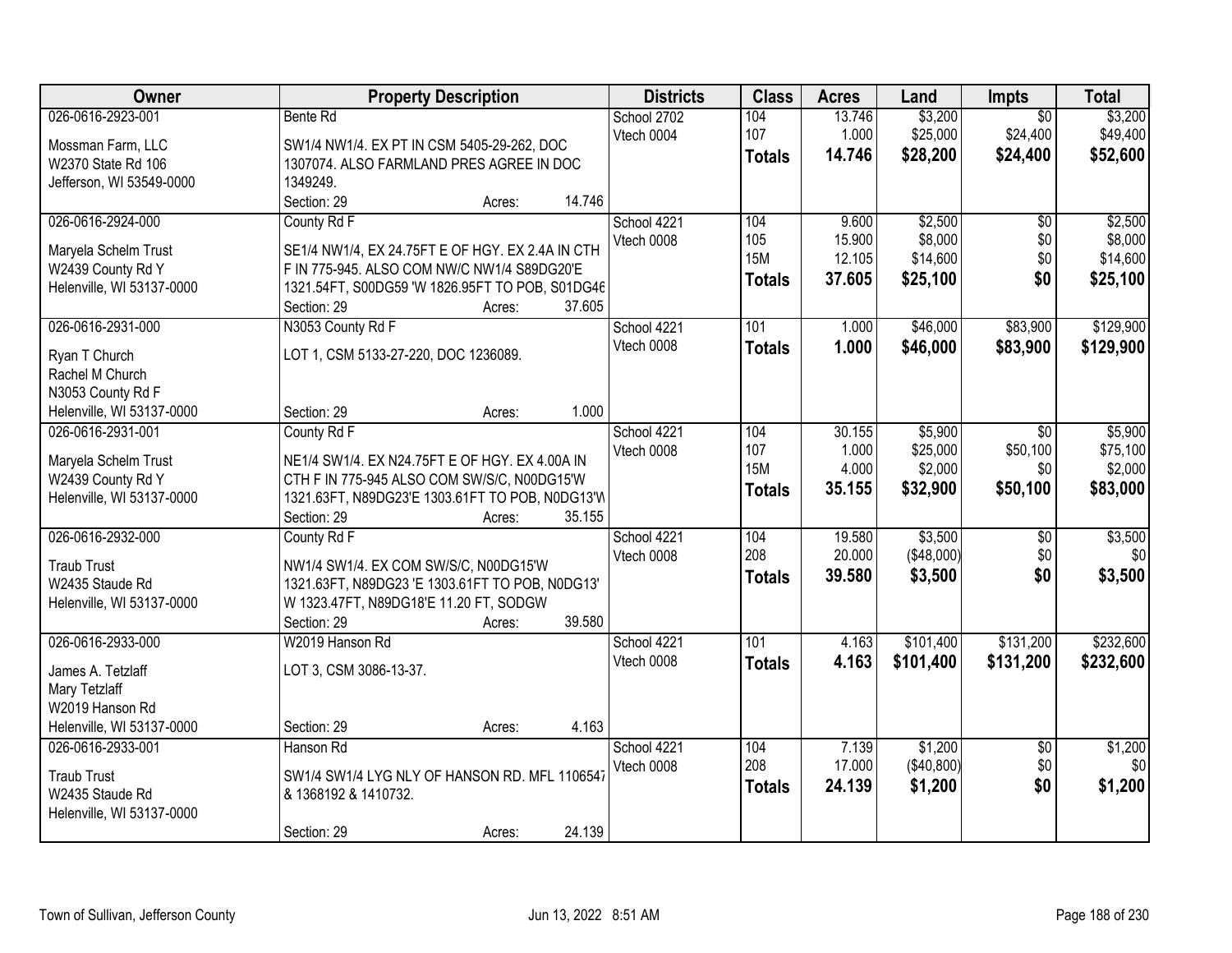| Owner | Property Description | Districts | Class | Acres | Land | Impts | Total |
|---|---|---|---|---|---|---|---|
| 026-0616-2923-001<br><br>Mossman Farm, LLC<br>W2370 State Rd 106<br>Jefferson, WI 53549-0000 | Bente Rd<br><br>SW1/4 NW1/4. EX PT IN CSM 5405-29-262, DOC 1307074. ALSO FARMLAND PRES AGREE IN DOC 1349249.<br>Section: 29 Acres: 14.746 | School 2702<br>Vtech 0004 | 104<br>107<br>**Totals** | 13.746<br>1.000<br>**14.746** | $3,200<br>$25,000<br>**$28,200** | $0<br>$24,400<br>**$24,400** | $3,200<br>$49,400<br>**$52,600** |
| 026-0616-2924-000<br><br>Maryela Schelm Trust<br>W2439 County Rd Y<br>Helenville, WI 53137-0000 | County Rd F<br><br>SE1/4 NW1/4, EX 24.75FT E OF HGY. EX 2.4A IN CTH F IN 775-945. ALSO COM NW/C NW1/4 S89DG20'E 1321.54FT, S00DG59 'W 1826.95FT TO POB, S01DG46<br>Section: 29 Acres: 37.605 | School 4221<br>Vtech 0008 | 104<br>105<br>15M<br>**Totals** | 9.600<br>15.900<br>12.105<br>**37.605** | $2,500<br>$8,000<br>$14,600<br>**$25,100** | $0<br>$0<br>$0<br>**$0** | $2,500<br>$8,000<br>$14,600<br>**$25,100** |
| 026-0616-2931-000<br><br>Ryan T Church<br>Rachel M Church<br>N3053 County Rd F<br>Helenville, WI 53137-0000 | N3053 County Rd F<br><br>LOT 1, CSM 5133-27-220, DOC 1236089.<br><br>Section: 29 Acres: 1.000 | School 4221<br>Vtech 0008 | 101<br>**Totals** | 1.000<br>**1.000** | $46,000<br>**$46,000** | $83,900<br>**$83,900** | $129,900<br>**$129,900** |
| 026-0616-2931-001<br><br>Maryela Schelm Trust<br>W2439 County Rd Y<br>Helenville, WI 53137-0000 | County Rd F<br><br>NE1/4 SW1/4. EX N24.75FT E OF HGY. EX 4.00A IN CTH F IN 775-945 ALSO COM SW/S/C, N00DG15'W 1321.63FT, N89DG23'E 1303.61FT TO POB, N0DG13'W<br>Section: 29 Acres: 35.155 | School 4221<br>Vtech 0008 | 104<br>107<br>15M<br>**Totals** | 30.155<br>1.000<br>4.000<br>**35.155** | $5,900<br>$25,000<br>$2,000<br>**$32,900** | $0<br>$50,100<br>$0<br>**$50,100** | $5,900<br>$75,100<br>$2,000<br>**$83,000** |
| 026-0616-2932-000<br><br>Traub Trust<br>W2435 Staude Rd<br>Helenville, WI 53137-0000 | County Rd F<br><br>NW1/4 SW1/4. EX COM SW/S/C, N00DG15'W 1321.63FT, N89DG23 'E 1303.61FT TO POB, N0DG13' W 1323.47FT, N89DG18'E 11.20 FT, SODGW<br>Section: 29 Acres: 39.580 | School 4221<br>Vtech 0008 | 104<br>208<br>**Totals** | 19.580<br>20.000<br>**39.580** | $3,500<br>($48,000)<br>**$3,500** | $0<br>$0<br>**$0** | $3,500<br>$0<br>**$3,500** |
| 026-0616-2933-000<br><br>James A. Tetzlaff<br>Mary Tetzlaff<br>W2019 Hanson Rd<br>Helenville, WI 53137-0000 | W2019 Hanson Rd<br><br>LOT 3, CSM 3086-13-37.<br><br>Section: 29 Acres: 4.163 | School 4221<br>Vtech 0008 | 101<br>**Totals** | 4.163<br>**4.163** | $101,400<br>**$101,400** | $131,200<br>**$131,200** | $232,600<br>**$232,600** |
| 026-0616-2933-001<br><br>Traub Trust<br>W2435 Staude Rd<br>Helenville, WI 53137-0000 | Hanson Rd<br><br>SW1/4 SW1/4 LYG NLY OF HANSON RD. MFL 1106547 & 1368192 & 1410732.<br><br>Section: 29 Acres: 24.139 | School 4221<br>Vtech 0008 | 104<br>208<br>**Totals** | 7.139<br>17.000<br>**24.139** | $1,200<br>($40,800)<br>**$1,200** | $0<br>$0<br>**$0** | $1,200<br>$0<br>**$1,200** |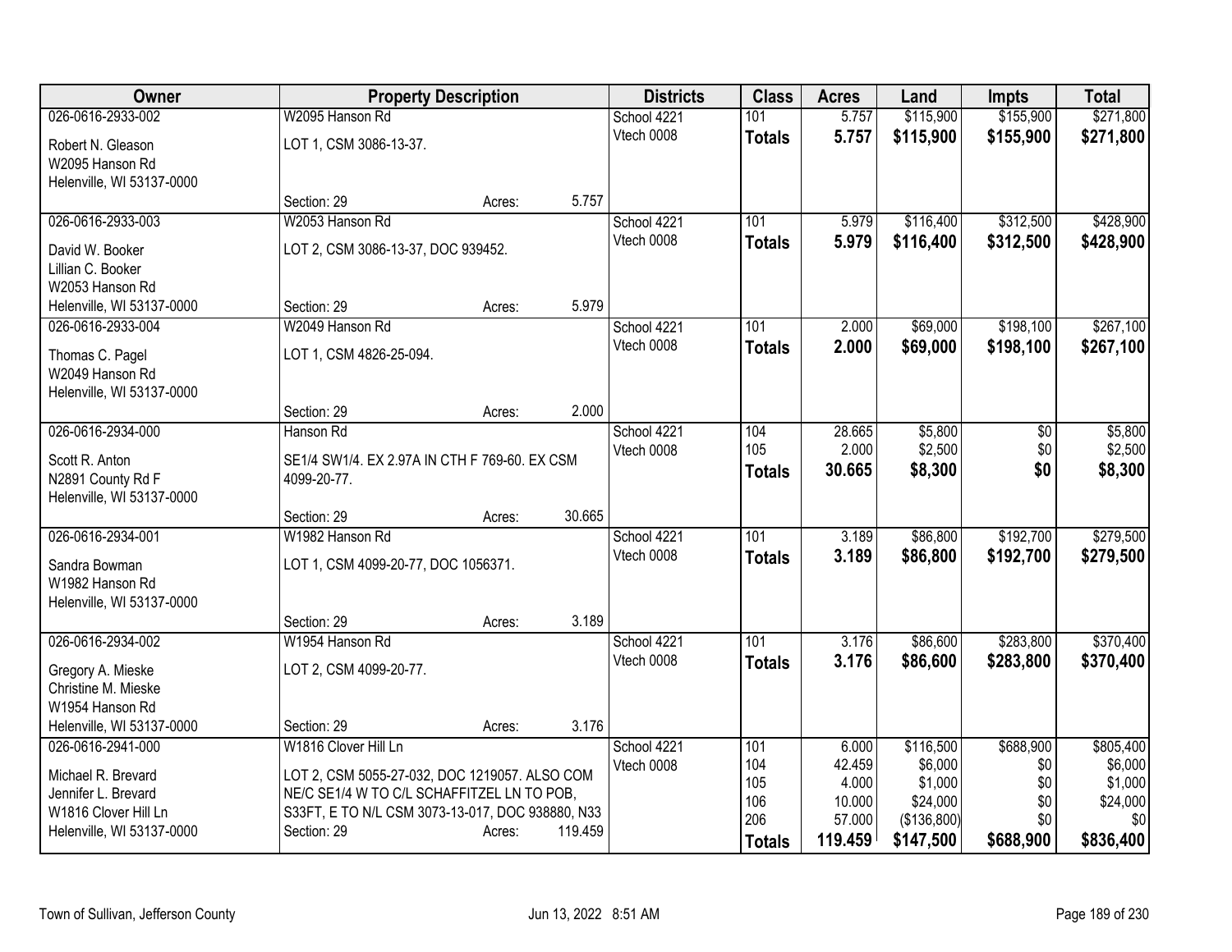| Owner | Property Description | Districts | Class | Acres | Land | Impts | Total |
|---|---|---|---|---|---|---|---|
| 026-0616-2933-002<br>Robert N. Gleason<br>W2095 Hanson Rd<br>Helenville, WI 53137-0000 | W2095 Hanson Rd<br>LOT 1, CSM 3086-13-37.<br>Section: 29 Acres: 5.757 | School 4221<br>Vtech 0008 | 101<br>**Totals** | 5.757<br>**5.757** | $115,900<br>**$115,900** | $155,900<br>**$155,900** | $271,800<br>**$271,800** |
| 026-0616-2933-003<br>David W. Booker<br>Lillian C. Booker<br>W2053 Hanson Rd<br>Helenville, WI 53137-0000 | W2053 Hanson Rd<br>LOT 2, CSM 3086-13-37, DOC 939452.<br>Section: 29 Acres: 5.979 | School 4221<br>Vtech 0008 | 101<br>**Totals** | 5.979<br>**5.979** | $116,400<br>**$116,400** | $312,500<br>**$312,500** | $428,900<br>**$428,900** |
| 026-0616-2933-004<br>Thomas C. Pagel<br>W2049 Hanson Rd<br>Helenville, WI 53137-0000 | W2049 Hanson Rd<br>LOT 1, CSM 4826-25-094.<br>Section: 29 Acres: 2.000 | School 4221<br>Vtech 0008 | 101<br>**Totals** | 2.000<br>**2.000** | $69,000<br>**$69,000** | $198,100<br>**$198,100** | $267,100<br>**$267,100** |
| 026-0616-2934-000<br>Scott R. Anton<br>N2891 County Rd F<br>Helenville, WI 53137-0000 | Hanson Rd<br>SE1/4 SW1/4. EX 2.97A IN CTH F 769-60. EX CSM 4099-20-77.<br>Section: 29 Acres: 30.665 | School 4221<br>Vtech 0008 | 104<br>105<br>**Totals** | 28.665<br>2.000<br>**30.665** | $5,800<br>$2,500<br>**$8,300** | $0<br>$0<br>**$0** | $5,800<br>$2,500<br>**$8,300** |
| 026-0616-2934-001<br>Sandra Bowman<br>W1982 Hanson Rd<br>Helenville, WI 53137-0000 | W1982 Hanson Rd<br>LOT 1, CSM 4099-20-77, DOC 1056371.<br>Section: 29 Acres: 3.189 | School 4221<br>Vtech 0008 | 101<br>**Totals** | 3.189<br>**3.189** | $86,800<br>**$86,800** | $192,700<br>**$192,700** | $279,500<br>**$279,500** |
| 026-0616-2934-002<br>Gregory A. Mieske<br>Christine M. Mieske<br>W1954 Hanson Rd<br>Helenville, WI 53137-0000 | W1954 Hanson Rd<br>LOT 2, CSM 4099-20-77.<br>Section: 29 Acres: 3.176 | School 4221<br>Vtech 0008 | 101<br>**Totals** | 3.176<br>**3.176** | $86,600<br>**$86,600** | $283,800<br>**$283,800** | $370,400<br>**$370,400** |
| 026-0616-2941-000<br>Michael R. Brevard<br>Jennifer L. Brevard<br>W1816 Clover Hill Ln<br>Helenville, WI 53137-0000 | W1816 Clover Hill Ln<br>LOT 2, CSM 5055-27-032, DOC 1219057. ALSO COM NE/C SE1/4 W TO C/L SCHAFFITZEL LN TO POB, S33FT, E TO N/L CSM 3073-13-017, DOC 938880, N33<br>Section: 29 Acres: 119.459 | School 4221<br>Vtech 0008 | 101<br>104<br>105<br>106<br>206<br>**Totals** | 6.000<br>42.459<br>4.000<br>10.000<br>57.000<br>**119.459** | $116,500<br>$6,000<br>$1,000<br>$24,000<br>($136,800)<br>**$147,500** | $688,900<br>$0<br>$0<br>$0<br>$0<br>**$688,900** | $805,400<br>$6,000<br>$1,000<br>$24,000<br>$0<br>**$836,400** |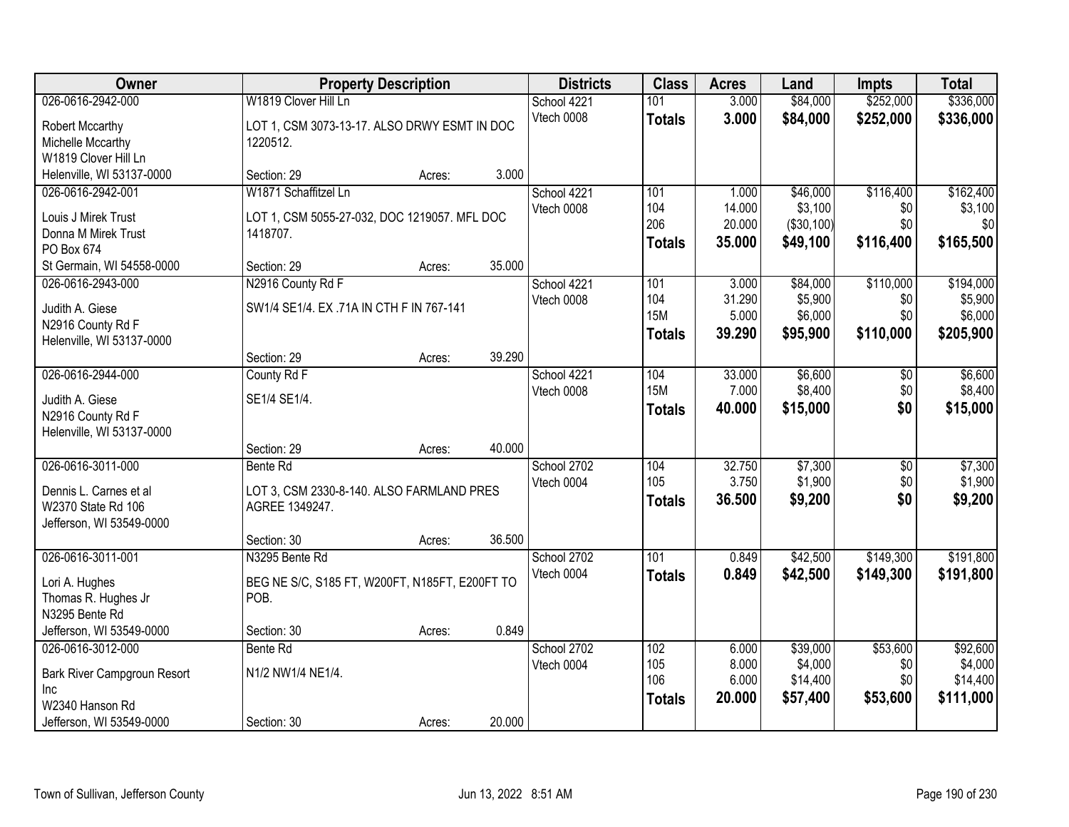| Owner | Property Description | | | Districts | Class | Acres | Land | Impts | Total |
|---|---|---|---|---|---|---|---|---|---|
| 026-0616-2942-000 | W1819 Clover Hill Ln | | | School 4221 | 101 | 3.000 | $84,000 | $252,000 | $336,000 |
| Robert Mccarthy | LOT 1, CSM 3073-13-17. ALSO DRWY ESMT IN DOC 1220512. | | | Vtech 0008 | **Totals** | **3.000** | **$84,000** | **$252,000** | **$336,000** |
| Michelle Mccarthy | | | | | | | | | |
| W1819 Clover Hill Ln | | | | | | | | | |
| Helenville, WI 53137-0000 | Section: 29 | Acres: | 3.000 | | | | | | |
| 026-0616-2942-001 | W1871 Schaffitzel Ln | | | School 4221 | 101 | 1.000 | $46,000 | $116,400 | $162,400 |
| Louis J Mirek Trust | LOT 1, CSM 5055-27-032, DOC 1219057. MFL DOC 1418707. | | | Vtech 0008 | 104 | 14.000 | $3,100 | $0 | $3,100 |
| Donna M Mirek Trust | | | | | 206 | 20.000 | ($30,100) | $0 | $0 |
| PO Box 674 | | | | | **Totals** | **35.000** | **$49,100** | **$116,400** | **$165,500** |
| St Germain, WI 54558-0000 | Section: 29 | Acres: | 35.000 | | | | | | |
| 026-0616-2943-000 | N2916 County Rd F | | | School 4221 | 101 | 3.000 | $84,000 | $110,000 | $194,000 |
| Judith A. Giese | SW1/4 SE1/4. EX .71A IN CTH F IN 767-141 | | | Vtech 0008 | 104 | 31.290 | $5,900 | $0 | $5,900 |
| N2916 County Rd F | | | | | 15M | 5.000 | $6,000 | $0 | $6,000 |
| Helenville, WI 53137-0000 | | | | | **Totals** | **39.290** | **$95,900** | **$110,000** | **$205,900** |
| | Section: 29 | Acres: | 39.290 | | | | | | |
| 026-0616-2944-000 | County Rd F | | | School 4221 | 104 | 33.000 | $6,600 | $0 | $6,600 |
| Judith A. Giese | SE1/4 SE1/4. | | | Vtech 0008 | 15M | 7.000 | $8,400 | $0 | $8,400 |
| N2916 County Rd F | | | | | **Totals** | **40.000** | **$15,000** | **$0** | **$15,000** |
| Helenville, WI 53137-0000 | | | | | | | | | |
| | Section: 29 | Acres: | 40.000 | | | | | | |
| 026-0616-3011-000 | Bente Rd | | | School 2702 | 104 | 32.750 | $7,300 | $0 | $7,300 |
| Dennis L. Carnes et al | LOT 3, CSM 2330-8-140. ALSO FARMLAND PRES AGREE 1349247. | | | Vtech 0004 | 105 | 3.750 | $1,900 | $0 | $1,900 |
| W2370 State Rd 106 | | | | | **Totals** | **36.500** | **$9,200** | **$0** | **$9,200** |
| Jefferson, WI 53549-0000 | | | | | | | | | |
| | Section: 30 | Acres: | 36.500 | | | | | | |
| 026-0616-3011-001 | N3295 Bente Rd | | | School 2702 | 101 | 0.849 | $42,500 | $149,300 | $191,800 |
| Lori A. Hughes | BEG NE S/C, S185 FT, W200FT, N185FT, E200FT TO POB. | | | Vtech 0004 | **Totals** | **0.849** | **$42,500** | **$149,300** | **$191,800** |
| Thomas R. Hughes Jr | | | | | | | | | |
| N3295 Bente Rd | | | | | | | | | |
| Jefferson, WI 53549-0000 | Section: 30 | Acres: | 0.849 | | | | | | |
| 026-0616-3012-000 | Bente Rd | | | School 2702 | 102 | 6.000 | $39,000 | $53,600 | $92,600 |
| Bark River Campgroun Resort Inc | N1/2 NW1/4 NE1/4. | | | Vtech 0004 | 105 | 8.000 | $4,000 | $0 | $4,000 |
| | | | | | 106 | 6.000 | $14,400 | $0 | $14,400 |
| W2340 Hanson Rd | | | | | **Totals** | **20.000** | **$57,400** | **$53,600** | **$111,000** |
| Jefferson, WI 53549-0000 | Section: 30 | Acres: | 20.000 | | | | | | |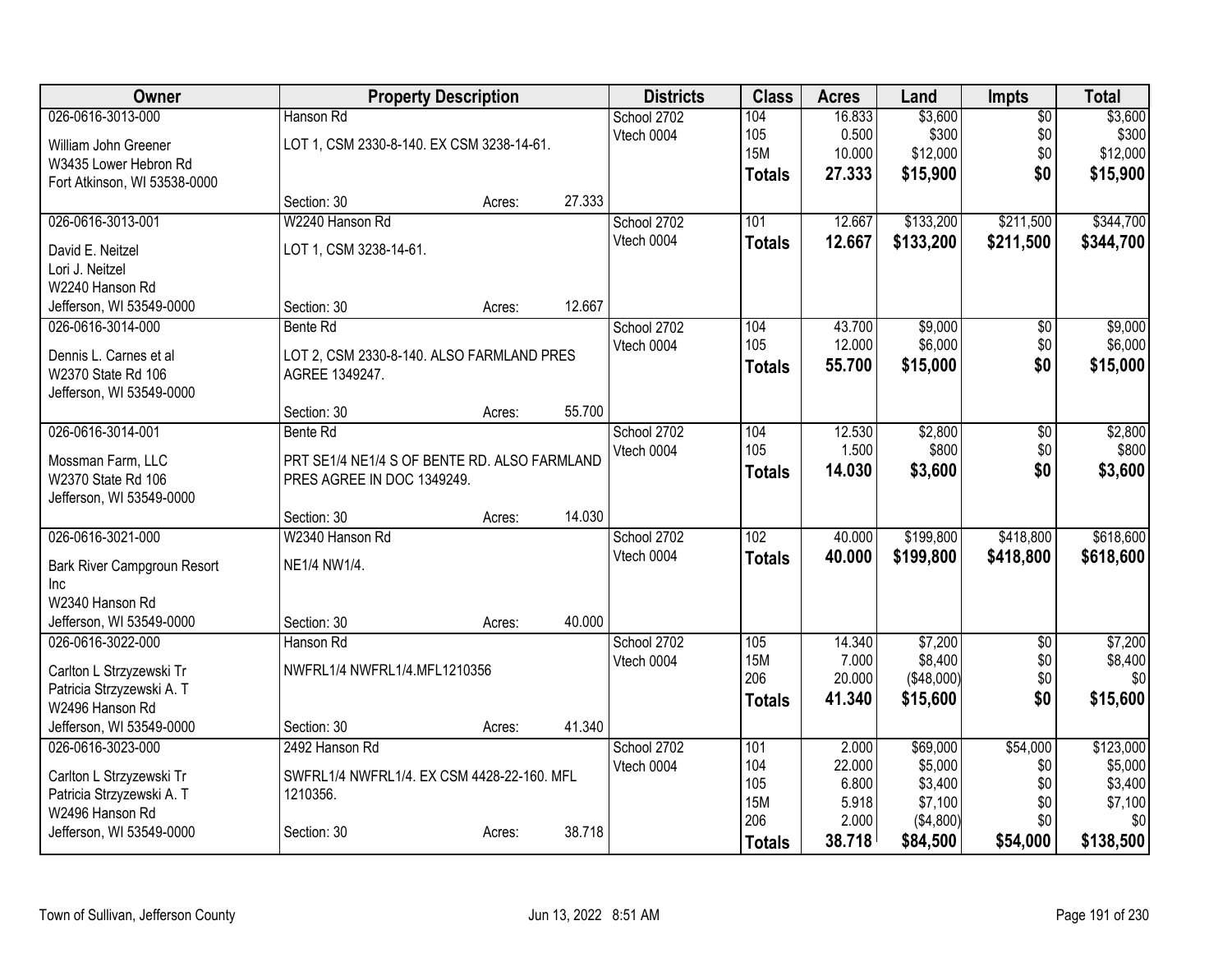| Owner | Property Description | | | Districts | Class | Acres | Land | Impts | Total |
|---|---|---|---|---|---|---|---|---|---|
| 026-0616-3013-000 | Hanson Rd | | | School 2702 | 104 | 16.833 | $3,600 | $0 | $3,600 |
| William John Greener | LOT 1, CSM 2330-8-140. EX CSM 3238-14-61. | | | Vtech 0004 | 105 | 0.500 | $300 | $0 | $300 |
| W3435 Lower Hebron Rd | | | | | 15M | 10.000 | $12,000 | $0 | $12,000 |
| Fort Atkinson, WI 53538-0000 | | | | | **Totals** | **27.333** | **$15,900** | **$0** | **$15,900** |
| | Section: 30 | Acres: | 27.333 | | | | | | |
| 026-0616-3013-001 | W2240 Hanson Rd | | | School 2702 | 101 | 12.667 | $133,200 | $211,500 | $344,700 |
| David E. Neitzel | LOT 1, CSM 3238-14-61. | | | Vtech 0004 | **Totals** | **12.667** | **$133,200** | **$211,500** | **$344,700** |
| Lori J. Neitzel | | | | | | | | | |
| W2240 Hanson Rd | | | | | | | | | |
| Jefferson, WI 53549-0000 | Section: 30 | Acres: | 12.667 | | | | | | |
| 026-0616-3014-000 | Bente Rd | | | School 2702 | 104 | 43.700 | $9,000 | $0 | $9,000 |
| Dennis L. Carnes et al | LOT 2, CSM 2330-8-140. ALSO FARMLAND PRES AGREE 1349247. | | | Vtech 0004 | 105 | 12.000 | $6,000 | $0 | $6,000 |
| W2370 State Rd 106 | | | | | **Totals** | **55.700** | **$15,000** | **$0** | **$15,000** |
| Jefferson, WI 53549-0000 | | | | | | | | | |
| | Section: 30 | Acres: | 55.700 | | | | | | |
| 026-0616-3014-001 | Bente Rd | | | School 2702 | 104 | 12.530 | $2,800 | $0 | $2,800 |
| Mossman Farm, LLC | PRT SE1/4 NE1/4 S OF BENTE RD. ALSO FARMLAND PRES AGREE IN DOC 1349249. | | | Vtech 0004 | 105 | 1.500 | $800 | $0 | $800 |
| W2370 State Rd 106 | | | | | **Totals** | **14.030** | **$3,600** | **$0** | **$3,600** |
| Jefferson, WI 53549-0000 | | | | | | | | | |
| | Section: 30 | Acres: | 14.030 | | | | | | |
| 026-0616-3021-000 | W2340 Hanson Rd | | | School 2702 | 102 | 40.000 | $199,800 | $418,800 | $618,600 |
| Bark River Campgroun Resort Inc | NE1/4 NW1/4. | | | Vtech 0004 | **Totals** | **40.000** | **$199,800** | **$418,800** | **$618,600** |
| W2340 Hanson Rd | | | | | | | | | |
| Jefferson, WI 53549-0000 | Section: 30 | Acres: | 40.000 | | | | | | |
| 026-0616-3022-000 | Hanson Rd | | | School 2702 | 105 | 14.340 | $7,200 | $0 | $7,200 |
| Carlton L Strzyzewski Tr | NWFRL1/4 NWFRL1/4.MFL1210356 | | | Vtech 0004 | 15M | 7.000 | $8,400 | $0 | $8,400 |
| Patricia Strzyzewski A. T | | | | | 206 | 20.000 | ($48,000) | $0 | $0 |
| W2496 Hanson Rd | | | | | **Totals** | **41.340** | **$15,600** | **$0** | **$15,600** |
| Jefferson, WI 53549-0000 | Section: 30 | Acres: | 41.340 | | | | | | |
| 026-0616-3023-000 | 2492 Hanson Rd | | | School 2702 | 101 | 2.000 | $69,000 | $54,000 | $123,000 |
| Carlton L Strzyzewski Tr | SWFRL1/4 NWFRL1/4. EX CSM 4428-22-160. MFL 1210356. | | | Vtech 0004 | 104 | 22.000 | $5,000 | $0 | $5,000 |
| Patricia Strzyzewski A. T | | | | | 105 | 6.800 | $3,400 | $0 | $3,400 |
| W2496 Hanson Rd | | | | | 15M | 5.918 | $7,100 | $0 | $7,100 |
| Jefferson, WI 53549-0000 | Section: 30 | Acres: | 38.718 | | 206 | 2.000 | ($4,800) | $0 | $0 |
| | | | | | **Totals** | **38.718** | **$84,500** | **$54,000** | **$138,500** |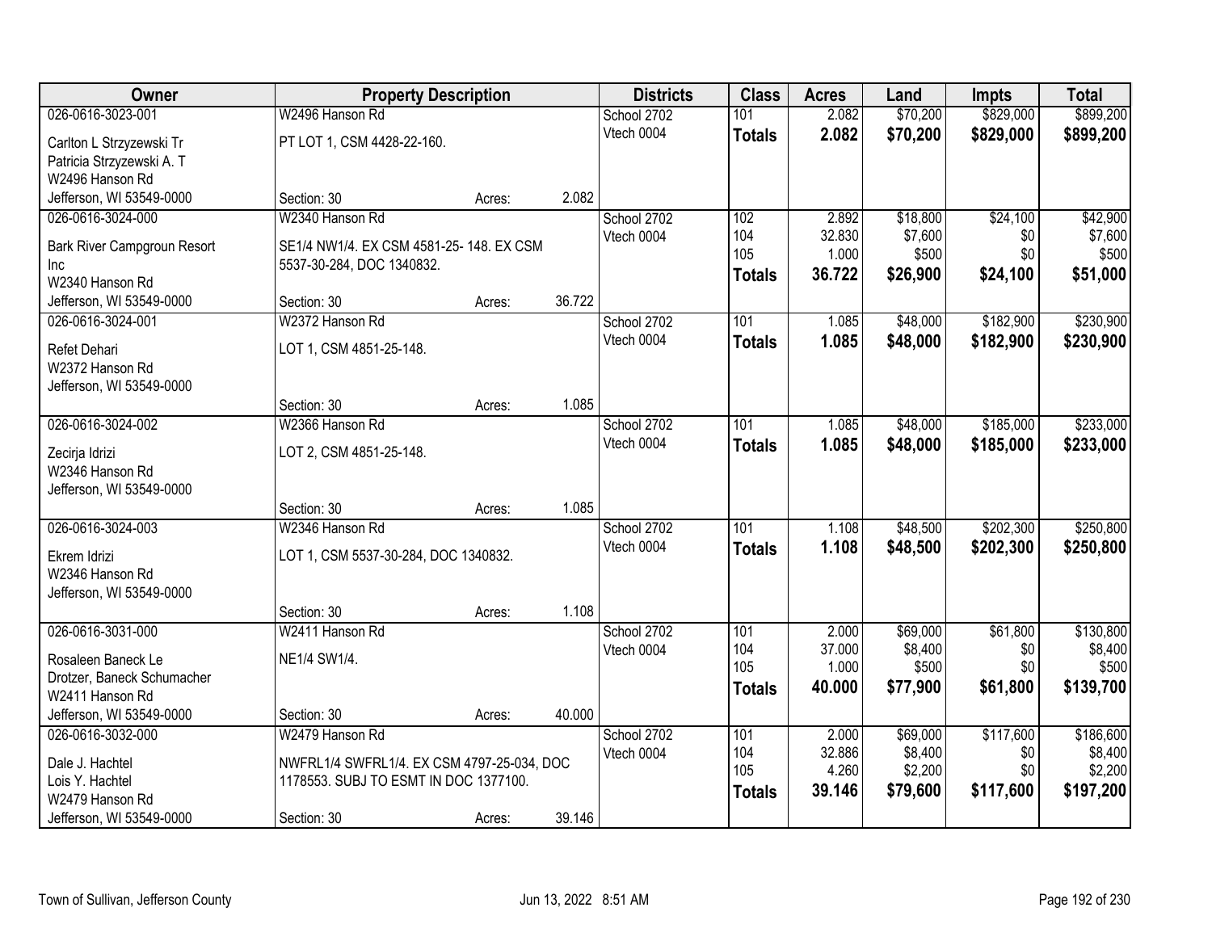| Owner | Property Description | | | Districts | Class | Acres | Land | Impts | Total |
|---|---|---|---|---|---|---|---|---|---|
| 026-0616-3023-001 | W2496 Hanson Rd | | | School 2702 | 101 | 2.082 | $70,200 | $829,000 | $899,200 |
| Carlton L Strzyzewski Tr<br>Patricia Strzyzewski A. T<br>W2496 Hanson Rd<br>Jefferson, WI 53549-0000 | PT LOT 1, CSM 4428-22-160. | | | Vtech 0004 | **Totals** | **2.082** | **$70,200** | **$829,000** | **$899,200** |
| | Section: 30 | Acres: | 2.082 | | | | | | |
| 026-0616-3024-000 | W2340 Hanson Rd | | | School 2702 | 102 | 2.892 | $18,800 | $24,100 | $42,900 |
| Bark River Campgroun Resort<br>Inc<br>W2340 Hanson Rd<br>Jefferson, WI 53549-0000 | SE1/4 NW1/4. EX CSM 4581-25- 148. EX CSM 5537-30-284, DOC 1340832. | | | Vtech 0004 | 104 | 32.830 | $7,600 | $0 | $7,600 |
| | | | | | 105 | 1.000 | $500 | $0 | $500 |
| | | | | | **Totals** | **36.722** | **$26,900** | **$24,100** | **$51,000** |
| | Section: 30 | Acres: | 36.722 | | | | | | |
| 026-0616-3024-001 | W2372 Hanson Rd | | | School 2702 | 101 | 1.085 | $48,000 | $182,900 | $230,900 |
| Refet Dehari<br>W2372 Hanson Rd<br>Jefferson, WI 53549-0000 | LOT 1, CSM 4851-25-148. | | | Vtech 0004 | **Totals** | **1.085** | **$48,000** | **$182,900** | **$230,900** |
| | Section: 30 | Acres: | 1.085 | | | | | | |
| 026-0616-3024-002 | W2366 Hanson Rd | | | School 2702 | 101 | 1.085 | $48,000 | $185,000 | $233,000 |
| Zecirja Idrizi<br>W2346 Hanson Rd<br>Jefferson, WI 53549-0000 | LOT 2, CSM 4851-25-148. | | | Vtech 0004 | **Totals** | **1.085** | **$48,000** | **$185,000** | **$233,000** |
| | Section: 30 | Acres: | 1.085 | | | | | | |
| 026-0616-3024-003 | W2346 Hanson Rd | | | School 2702 | 101 | 1.108 | $48,500 | $202,300 | $250,800 |
| Ekrem Idrizi<br>W2346 Hanson Rd<br>Jefferson, WI 53549-0000 | LOT 1, CSM 5537-30-284, DOC 1340832. | | | Vtech 0004 | **Totals** | **1.108** | **$48,500** | **$202,300** | **$250,800** |
| | Section: 30 | Acres: | 1.108 | | | | | | |
| 026-0616-3031-000 | W2411 Hanson Rd | | | School 2702 | 101 | 2.000 | $69,000 | $61,800 | $130,800 |
| Rosaleen Baneck Le<br>Drotzer, Baneck Schumacher<br>W2411 Hanson Rd<br>Jefferson, WI 53549-0000 | NE1/4 SW1/4. | | | Vtech 0004 | 104 | 37.000 | $8,400 | $0 | $8,400 |
| | | | | | 105 | 1.000 | $500 | $0 | $500 |
| | | | | | **Totals** | **40.000** | **$77,900** | **$61,800** | **$139,700** |
| | Section: 30 | Acres: | 40.000 | | | | | | |
| 026-0616-3032-000 | W2479 Hanson Rd | | | School 2702 | 101 | 2.000 | $69,000 | $117,600 | $186,600 |
| Dale J. Hachtel<br>Lois Y. Hachtel<br>W2479 Hanson Rd<br>Jefferson, WI 53549-0000 | NWFRL1/4 SWFRL1/4. EX CSM 4797-25-034, DOC 1178553. SUBJ TO ESMT IN DOC 1377100. | | | Vtech 0004 | 104 | 32.886 | $8,400 | $0 | $8,400 |
| | | | | | 105 | 4.260 | $2,200 | $0 | $2,200 |
| | | | | | **Totals** | **39.146** | **$79,600** | **$117,600** | **$197,200** |
| | Section: 30 | Acres: | 39.146 | | | | | | |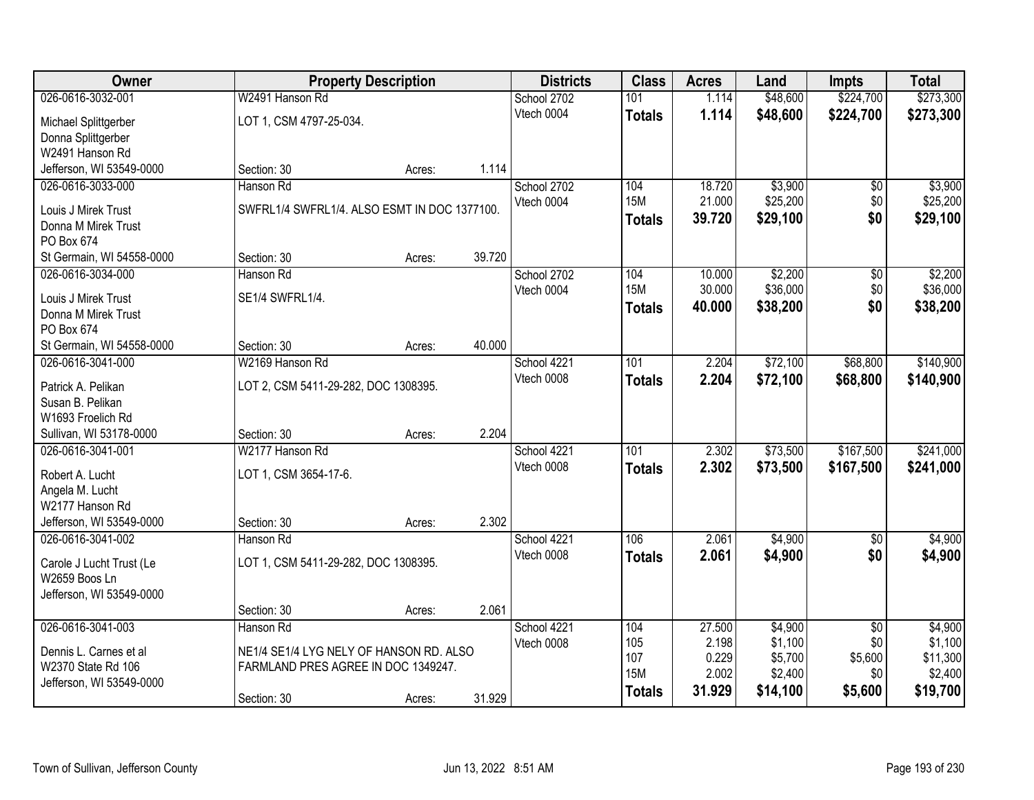| Owner | Property Description | | | Districts | Class | Acres | Land | Impts | Total |
|---|---|---|---|---|---|---|---|---|---|
| 026-0616-3032-001 | W2491 Hanson Rd | | | School 2702 | 101 | 1.114 | $48,600 | $224,700 | $273,300 |
| Michael Splittgerber<br>Donna Splittgerber<br>W2491 Hanson Rd<br>Jefferson, WI 53549-0000 | LOT 1, CSM 4797-25-034. | | | Vtech 0004 | **Totals** | **1.114** | **$48,600** | **$224,700** | **$273,300** |
| | Section: 30 | Acres: | 1.114 | | | | | | |
| 026-0616-3033-000 | Hanson Rd | | | School 2702 | 104 | 18.720 | $3,900 | $0 | $3,900 |
| Louis J Mirek Trust<br>Donna M Mirek Trust<br>PO Box 674<br>St Germain, WI 54558-0000 | SWFRL1/4 SWFRL1/4. ALSO ESMT IN DOC 1377100. | | | Vtech 0004 | 15M | 21.000 | $25,200 | $0 | $25,200 |
| | | | | | **Totals** | **39.720** | **$29,100** | **$0** | **$29,100** |
| | Section: 30 | Acres: | 39.720 | | | | | | |
| 026-0616-3034-000 | Hanson Rd | | | School 2702 | 104 | 10.000 | $2,200 | $0 | $2,200 |
| Louis J Mirek Trust<br>Donna M Mirek Trust<br>PO Box 674<br>St Germain, WI 54558-0000 | SE1/4 SWFRL1/4. | | | Vtech 0004 | 15M | 30.000 | $36,000 | $0 | $36,000 |
| | | | | | **Totals** | **40.000** | **$38,200** | **$0** | **$38,200** |
| | Section: 30 | Acres: | 40.000 | | | | | | |
| 026-0616-3041-000 | W2169 Hanson Rd | | | School 4221 | 101 | 2.204 | $72,100 | $68,800 | $140,900 |
| Patrick A. Pelikan<br>Susan B. Pelikan<br>W1693 Froelich Rd<br>Sullivan, WI 53178-0000 | LOT 2, CSM 5411-29-282, DOC 1308395. | | | Vtech 0008 | **Totals** | **2.204** | **$72,100** | **$68,800** | **$140,900** |
| | Section: 30 | Acres: | 2.204 | | | | | | |
| 026-0616-3041-001 | W2177 Hanson Rd | | | School 4221 | 101 | 2.302 | $73,500 | $167,500 | $241,000 |
| Robert A. Lucht<br>Angela M. Lucht<br>W2177 Hanson Rd<br>Jefferson, WI 53549-0000 | LOT 1, CSM 3654-17-6. | | | Vtech 0008 | **Totals** | **2.302** | **$73,500** | **$167,500** | **$241,000** |
| | Section: 30 | Acres: | 2.302 | | | | | | |
| 026-0616-3041-002 | Hanson Rd | | | School 4221 | 106 | 2.061 | $4,900 | $0 | $4,900 |
| Carole J Lucht Trust (Le<br>W2659 Boos Ln<br>Jefferson, WI 53549-0000 | LOT 1, CSM 5411-29-282, DOC 1308395. | | | Vtech 0008 | **Totals** | **2.061** | **$4,900** | **$0** | **$4,900** |
| | Section: 30 | Acres: | 2.061 | | | | | | |
| 026-0616-3041-003 | Hanson Rd | | | School 4221 | 104 | 27.500 | $4,900 | $0 | $4,900 |
| Dennis L. Carnes et al<br>W2370 State Rd 106<br>Jefferson, WI 53549-0000 | NE1/4 SE1/4 LYG NELY OF HANSON RD. ALSO FARMLAND PRES AGREE IN DOC 1349247. | | | Vtech 0008 | 105 | 2.198 | $1,100 | $0 | $1,100 |
| | | | | | 107 | 0.229 | $5,700 | $5,600 | $11,300 |
| | | | | | 15M | 2.002 | $2,400 | $0 | $2,400 |
| | Section: 30 | Acres: | 31.929 | | **Totals** | **31.929** | **$14,100** | **$5,600** | **$19,700** |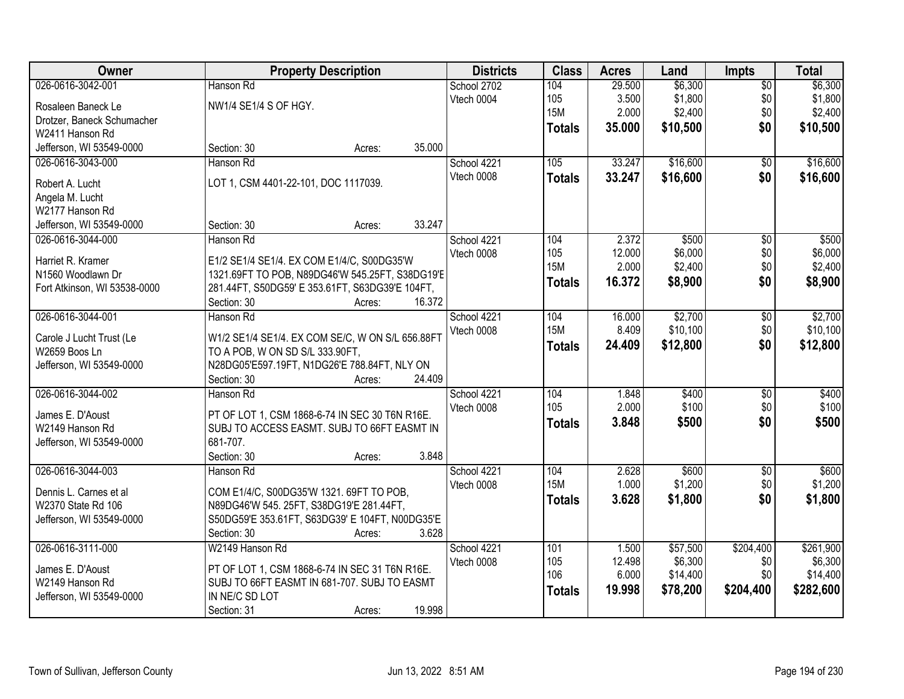| Owner | Property Description | Districts | Class | Acres | Land | Impts | Total |
|---|---|---|---|---|---|---|---|
| 026-0616-3042-001<br>Rosaleen Baneck Le<br>Drotzer, Baneck Schumacher<br>W2411 Hanson Rd<br>Jefferson, WI 53549-0000 | Hanson Rd<br>NW1/4 SE1/4 S OF HGY.<br>Section: 30 Acres: 35.000 | School 2702<br>Vtech 0004 | 104<br>105<br>15M<br>**Totals** | 29.500<br>3.500<br>2.000<br>**35.000** | $6,300<br>$1,800<br>$2,400<br>**$10,500** | $0<br>$0<br>$0<br>**$0** | $6,300<br>$1,800<br>$2,400<br>**$10,500** |
| 026-0616-3043-000<br>Robert A. Lucht<br>Angela M. Lucht<br>W2177 Hanson Rd<br>Jefferson, WI 53549-0000 | Hanson Rd<br>LOT 1, CSM 4401-22-101, DOC 1117039.<br>Section: 30 Acres: 33.247 | School 4221<br>Vtech 0008 | 105<br>**Totals** | 33.247<br>**33.247** | $16,600<br>**$16,600** | $0<br>**$0** | $16,600<br>**$16,600** |
| 026-0616-3044-000<br>Harriet R. Kramer<br>N1560 Woodlawn Dr<br>Fort Atkinson, WI 53538-0000 | Hanson Rd<br>E1/2 SE1/4 SE1/4. EX COM E1/4/C, S00DG35'W 1321.69FT TO POB, N89DG46'W 545.25FT, S38DG19'E 281.44FT, S50DG59' E 353.61FT, S63DG39'E 104FT,<br>Section: 30 Acres: 16.372 | School 4221<br>Vtech 0008 | 104<br>105<br>15M<br>**Totals** | 2.372<br>12.000<br>2.000<br>**16.372** | $500<br>$6,000<br>$2,400<br>**$8,900** | $0<br>$0<br>$0<br>**$0** | $500<br>$6,000<br>$2,400<br>**$8,900** |
| 026-0616-3044-001<br>Carole J Lucht Trust (Le<br>W2659 Boos Ln<br>Jefferson, WI 53549-0000 | Hanson Rd<br>W1/2 SE1/4 SE1/4. EX COM SE/C, W ON S/L 656.88FT TO A POB, W ON SD S/L 333.90FT, N28DG05'E597.19FT, N1DG26'E 788.84FT, NLY ON<br>Section: 30 Acres: 24.409 | School 4221<br>Vtech 0008 | 104<br>15M<br>**Totals** | 16.000<br>8.409<br>**24.409** | $2,700<br>$10,100<br>**$12,800** | $0<br>$0<br>**$0** | $2,700<br>$10,100<br>**$12,800** |
| 026-0616-3044-002<br>James E. D'Aoust<br>W2149 Hanson Rd<br>Jefferson, WI 53549-0000 | Hanson Rd<br>PT OF LOT 1, CSM 1868-6-74 IN SEC 30 T6N R16E. SUBJ TO ACCESS EASMT. SUBJ TO 66FT EASMT IN 681-707.<br>Section: 30 Acres: 3.848 | School 4221<br>Vtech 0008 | 104<br>105<br>**Totals** | 1.848<br>2.000<br>**3.848** | $400<br>$100<br>**$500** | $0<br>$0<br>**$0** | $400<br>$100<br>**$500** |
| 026-0616-3044-003<br>Dennis L. Carnes et al<br>W2370 State Rd 106<br>Jefferson, WI 53549-0000 | Hanson Rd<br>COM E1/4/C, S00DG35'W 1321. 69FT TO POB, N89DG46'W 545. 25FT, S38DG19'E 281.44FT, S50DG59'E 353.61FT, S63DG39' E 104FT, N00DG35'E<br>Section: 30 Acres: 3.628 | School 4221<br>Vtech 0008 | 104<br>15M<br>**Totals** | 2.628<br>1.000<br>**3.628** | $600<br>$1,200<br>**$1,800** | $0<br>$0<br>**$0** | $600<br>$1,200<br>**$1,800** |
| 026-0616-3111-000<br>James E. D'Aoust<br>W2149 Hanson Rd<br>Jefferson, WI 53549-0000 | W2149 Hanson Rd<br>PT OF LOT 1, CSM 1868-6-74 IN SEC 31 T6N R16E. SUBJ TO 66FT EASMT IN 681-707. SUBJ TO EASMT IN NE/C SD LOT<br>Section: 31 Acres: 19.998 | School 4221<br>Vtech 0008 | 101<br>105<br>106<br>**Totals** | 1.500<br>12.498<br>6.000<br>**19.998** | $57,500<br>$6,300<br>$14,400<br>**$78,200** | $204,400<br>$0<br>$0<br>**$204,400** | $261,900<br>$6,300<br>$14,400<br>**$282,600** |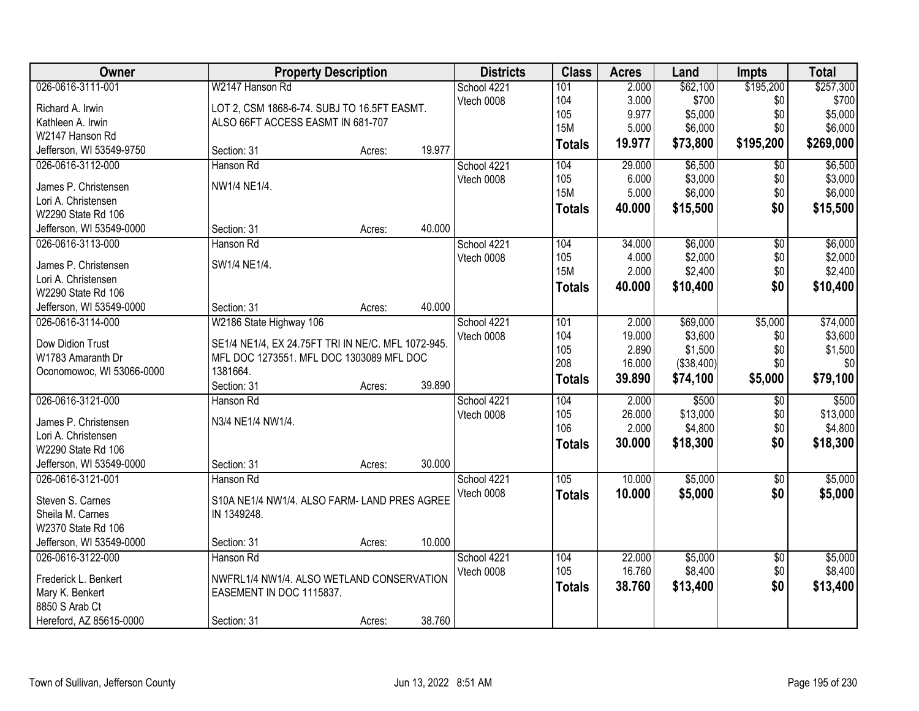| Owner | Property Description | | | Districts | Class | Acres | Land | Impts | Total |
|---|---|---|---|---|---|---|---|---|---|
| 026-0616-3111-001 | W2147 Hanson Rd | | | School 4221 | 101 | 2.000 | $62,100 | $195,200 | $257,300 |
| Richard A. Irwin | LOT 2, CSM 1868-6-74. SUBJ TO 16.5FT EASMT. | | | Vtech 0008 | 104 | 3.000 | $700 | $0 | $700 |
| Kathleen A. Irwin | ALSO 66FT ACCESS EASMT IN 681-707 | | | | 105 | 9.977 | $5,000 | $0 | $5,000 |
| W2147 Hanson Rd | | | | | 15M | 5.000 | $6,000 | $0 | $6,000 |
| Jefferson, WI 53549-9750 | Section: 31 | Acres: | 19.977 | | **Totals** | **19.977** | **$73,800** | **$195,200** | **$269,000** |
| 026-0616-3112-000 | Hanson Rd | | | School 4221 | 104 | 29.000 | $6,500 | $0 | $6,500 |
| James P. Christensen | NW1/4 NE1/4. | | | Vtech 0008 | 105 | 6.000 | $3,000 | $0 | $3,000 |
| Lori A. Christensen | | | | | 15M | 5.000 | $6,000 | $0 | $6,000 |
| W2290 State Rd 106 | | | | | **Totals** | **40.000** | **$15,500** | **$0** | **$15,500** |
| Jefferson, WI 53549-0000 | Section: 31 | Acres: | 40.000 | | | | | | |
| 026-0616-3113-000 | Hanson Rd | | | School 4221 | 104 | 34.000 | $6,000 | $0 | $6,000 |
| James P. Christensen | SW1/4 NE1/4. | | | Vtech 0008 | 105 | 4.000 | $2,000 | $0 | $2,000 |
| Lori A. Christensen | | | | | 15M | 2.000 | $2,400 | $0 | $2,400 |
| W2290 State Rd 106 | | | | | **Totals** | **40.000** | **$10,400** | **$0** | **$10,400** |
| Jefferson, WI 53549-0000 | Section: 31 | Acres: | 40.000 | | | | | | |
| 026-0616-3114-000 | W2186 State Highway 106 | | | School 4221 | 101 | 2.000 | $69,000 | $5,000 | $74,000 |
| Dow Didion Trust | SE1/4 NE1/4, EX 24.75FT TRI IN NE/C. MFL 1072-945. | | | Vtech 0008 | 104 | 19.000 | $3,600 | $0 | $3,600 |
| W1783 Amaranth Dr | MFL DOC 1273551. MFL DOC 1303089 MFL DOC | | | | 105 | 2.890 | $1,500 | $0 | $1,500 |
| Oconomowoc, WI 53066-0000 | 1381664. | | | | 208 | 16.000 | ($38,400) | $0 | $0 |
| | Section: 31 | Acres: | 39.890 | | **Totals** | **39.890** | **$74,100** | **$5,000** | **$79,100** |
| 026-0616-3121-000 | Hanson Rd | | | School 4221 | 104 | 2.000 | $500 | $0 | $500 |
| James P. Christensen | N3/4 NE1/4 NW1/4. | | | Vtech 0008 | 105 | 26.000 | $13,000 | $0 | $13,000 |
| Lori A. Christensen | | | | | 106 | 2.000 | $4,800 | $0 | $4,800 |
| W2290 State Rd 106 | | | | | **Totals** | **30.000** | **$18,300** | **$0** | **$18,300** |
| Jefferson, WI 53549-0000 | Section: 31 | Acres: | 30.000 | | | | | | |
| 026-0616-3121-001 | Hanson Rd | | | School 4221 | 105 | 10.000 | $5,000 | $0 | $5,000 |
| Steven S. Carnes | S10A NE1/4 NW1/4. ALSO FARM- LAND PRES AGREE | | | Vtech 0008 | **Totals** | **10.000** | **$5,000** | **$0** | **$5,000** |
| Sheila M. Carnes | IN 1349248. | | | | | | | | |
| W2370 State Rd 106 | | | | | | | | | |
| Jefferson, WI 53549-0000 | Section: 31 | Acres: | 10.000 | | | | | | |
| 026-0616-3122-000 | Hanson Rd | | | School 4221 | 104 | 22.000 | $5,000 | $0 | $5,000 |
| Frederick L. Benkert | NWFRL1/4 NW1/4. ALSO WETLAND CONSERVATION | | | Vtech 0008 | 105 | 16.760 | $8,400 | $0 | $8,400 |
| Mary K. Benkert | EASEMENT IN DOC 1115837. | | | | **Totals** | **38.760** | **$13,400** | **$0** | **$13,400** |
| 8850 S Arab Ct | | | | | | | | | |
| Hereford, AZ 85615-0000 | Section: 31 | Acres: | 38.760 | | | | | | |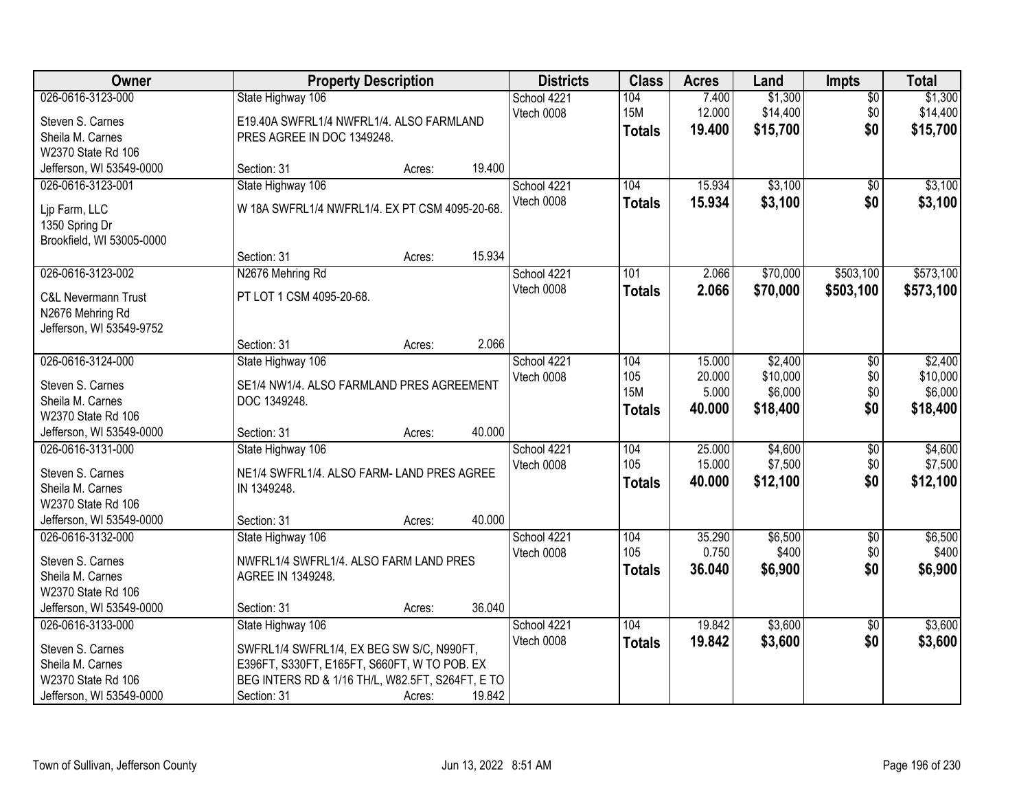| Owner | Property Description | Districts | Class | Acres | Land | Impts | Total |
|---|---|---|---|---|---|---|---|
| 026-0616-3123-000<br>Steven S. Carnes<br>Sheila M. Carnes<br>W2370 State Rd 106<br>Jefferson, WI 53549-0000 | State Highway 106<br>E19.40A SWFRL1/4 NWFRL1/4. ALSO FARMLAND PRES AGREE IN DOC 1349248.<br>Section: 31 Acres: 19.400 | School 4221<br>Vtech 0008 | 104<br>15M<br>**Totals** | 7.400<br>12.000<br>**19.400** | $1,300<br>$14,400<br>**$15,700** | $0<br>$0<br>**$0** | $1,300<br>$14,400<br>**$15,700** |
| 026-0616-3123-001<br>Ljp Farm, LLC<br>1350 Spring Dr<br>Brookfield, WI 53005-0000 | State Highway 106<br>W 18A SWFRL1/4 NWFRL1/4. EX PT CSM 4095-20-68.<br>Section: 31 Acres: 15.934 | School 4221<br>Vtech 0008 | 104<br>**Totals** | 15.934<br>**15.934** | $3,100<br>**$3,100** | $0<br>**$0** | $3,100<br>**$3,100** |
| 026-0616-3123-002<br>C&L Nevermann Trust<br>N2676 Mehring Rd<br>Jefferson, WI 53549-9752 | N2676 Mehring Rd<br>PT LOT 1 CSM 4095-20-68.<br>Section: 31 Acres: 2.066 | School 4221<br>Vtech 0008 | 101<br>**Totals** | 2.066<br>**2.066** | $70,000<br>**$70,000** | $503,100<br>**$503,100** | $573,100<br>**$573,100** |
| 026-0616-3124-000<br>Steven S. Carnes<br>Sheila M. Carnes<br>W2370 State Rd 106<br>Jefferson, WI 53549-0000 | State Highway 106<br>SE1/4 NW1/4. ALSO FARMLAND PRES AGREEMENT DOC 1349248.<br>Section: 31 Acres: 40.000 | School 4221<br>Vtech 0008 | 104<br>105<br>15M<br>**Totals** | 15.000<br>20.000<br>5.000<br>**40.000** | $2,400<br>$10,000<br>$6,000<br>**$18,400** | $0<br>$0<br>$0<br>**$0** | $2,400<br>$10,000<br>$6,000<br>**$18,400** |
| 026-0616-3131-000<br>Steven S. Carnes<br>Sheila M. Carnes<br>W2370 State Rd 106<br>Jefferson, WI 53549-0000 | State Highway 106<br>NE1/4 SWFRL1/4. ALSO FARM- LAND PRES AGREE IN 1349248.<br>Section: 31 Acres: 40.000 | School 4221<br>Vtech 0008 | 104<br>105<br>**Totals** | 25.000<br>15.000<br>**40.000** | $4,600<br>$7,500<br>**$12,100** | $0<br>$0<br>**$0** | $4,600<br>$7,500<br>**$12,100** |
| 026-0616-3132-000<br>Steven S. Carnes<br>Sheila M. Carnes<br>W2370 State Rd 106<br>Jefferson, WI 53549-0000 | State Highway 106<br>NWFRL1/4 SWFRL1/4. ALSO FARM LAND PRES AGREE IN 1349248.<br>Section: 31 Acres: 36.040 | School 4221<br>Vtech 0008 | 104<br>105<br>**Totals** | 35.290<br>0.750<br>**36.040** | $6,500<br>$400<br>**$6,900** | $0<br>$0<br>**$0** | $6,500<br>$400<br>**$6,900** |
| 026-0616-3133-000<br>Steven S. Carnes<br>Sheila M. Carnes<br>W2370 State Rd 106<br>Jefferson, WI 53549-0000 | State Highway 106<br>SWFRL1/4 SWFRL1/4, EX BEG SW S/C, N990FT, E396FT, S330FT, E165FT, S660FT, W TO POB. EX BEG INTERS RD & 1/16 TH/L, W82.5FT, S264FT, E TO<br>Section: 31 Acres: 19.842 | School 4221<br>Vtech 0008 | 104<br>**Totals** | 19.842<br>**19.842** | $3,600<br>**$3,600** | $0<br>**$0** | $3,600<br>**$3,600** |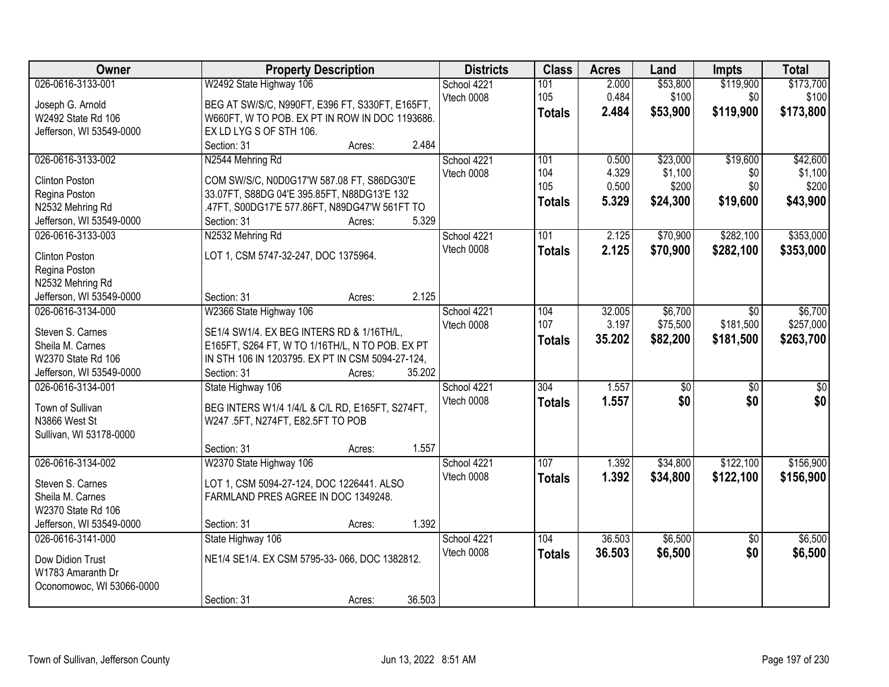| Owner | Property Description | Districts | Class | Acres | Land | Impts | Total |
|---|---|---|---|---|---|---|---|
| 026-0616-3133-001<br><br>Joseph G. Arnold<br>W2492 State Rd 106<br>Jefferson, WI 53549-0000 | W2492 State Highway 106<br><br>BEG AT SW/S/C, N990FT, E396 FT, S330FT, E165FT, W660FT, W TO POB. EX PT IN ROW IN DOC 1193686. EX LD LYG S OF STH 106.<br>Section: 31 Acres: 2.484 | School 4221<br>Vtech 0008 | 101<br>105<br>**Totals** | 2.000<br>0.484<br>**2.484** | $53,800<br>$100<br>**$53,900** | $119,900<br>$0<br>**$119,900** | $173,700<br>$100<br>**$173,800** |
| 026-0616-3133-002<br><br>Clinton Poston<br>Regina Poston<br>N2532 Mehring Rd<br>Jefferson, WI 53549-0000 | N2544 Mehring Rd<br><br>COM SW/S/C, N0D0G17'W 587.08 FT, S86DG30'E 33.07FT, S88DG 04'E 395.85FT, N88DG13'E 132 .47FT, S00DG17'E 577.86FT, N89DG47'W 561FT TO<br>Section: 31 Acres: 5.329 | School 4221<br>Vtech 0008 | 101<br>104<br>105<br>**Totals** | 0.500<br>4.329<br>0.500<br>**5.329** | $23,000<br>$1,100<br>$200<br>**$24,300** | $19,600<br>$0<br>$0<br>**$19,600** | $42,600<br>$1,100<br>$200<br>**$43,900** |
| 026-0616-3133-003<br><br>Clinton Poston<br>Regina Poston<br>N2532 Mehring Rd<br>Jefferson, WI 53549-0000 | N2532 Mehring Rd<br><br>LOT 1, CSM 5747-32-247, DOC 1375964.<br><br>Section: 31 Acres: 2.125 | School 4221<br>Vtech 0008 | 101<br>**Totals** | 2.125<br>**2.125** | $70,900<br>**$70,900** | $282,100<br>**$282,100** | $353,000<br>**$353,000** |
| 026-0616-3134-000<br><br>Steven S. Carnes<br>Sheila M. Carnes<br>W2370 State Rd 106<br>Jefferson, WI 53549-0000 | W2366 State Highway 106<br><br>SE1/4 SW1/4. EX BEG INTERS RD & 1/16TH/L, E165FT, S264 FT, W TO 1/16TH/L, N TO POB. EX PT IN STH 106 IN 1203795. EX PT IN CSM 5094-27-124,<br>Section: 31 Acres: 35.202 | School 4221<br>Vtech 0008 | 104<br>107<br>**Totals** | 32.005<br>3.197<br>**35.202** | $6,700<br>$75,500<br>**$82,200** | $0<br>$181,500<br>**$181,500** | $6,700<br>$257,000<br>**$263,700** |
| 026-0616-3134-001<br><br>Town of Sullivan<br>N3866 West St<br>Sullivan, WI 53178-0000 | State Highway 106<br><br>BEG INTERS W1/4 1/4/L & C/L RD, E165FT, S274FT, W247 .5FT, N274FT, E82.5FT TO POB<br><br>Section: 31 Acres: 1.557 | School 4221<br>Vtech 0008 | 304<br>**Totals** | 1.557<br>**1.557** | $0<br>**$0** | $0<br>**$0** | $0<br>**$0** |
| 026-0616-3134-002<br><br>Steven S. Carnes<br>Sheila M. Carnes<br>W2370 State Rd 106<br>Jefferson, WI 53549-0000 | W2370 State Highway 106<br><br>LOT 1, CSM 5094-27-124, DOC 1226441. ALSO FARMLAND PRES AGREE IN DOC 1349248.<br><br>Section: 31 Acres: 1.392 | School 4221<br>Vtech 0008 | 107<br>**Totals** | 1.392<br>**1.392** | $34,800<br>**$34,800** | $122,100<br>**$122,100** | $156,900<br>**$156,900** |
| 026-0616-3141-000<br><br>Dow Didion Trust<br>W1783 Amaranth Dr<br>Oconomowoc, WI 53066-0000 | State Highway 106<br><br>NE1/4 SE1/4. EX CSM 5795-33- 066, DOC 1382812.<br><br>Section: 31 Acres: 36.503 | School 4221<br>Vtech 0008 | 104<br>**Totals** | 36.503<br>**36.503** | $6,500<br>**$6,500** | $0<br>**$0** | $6,500<br>**$6,500** |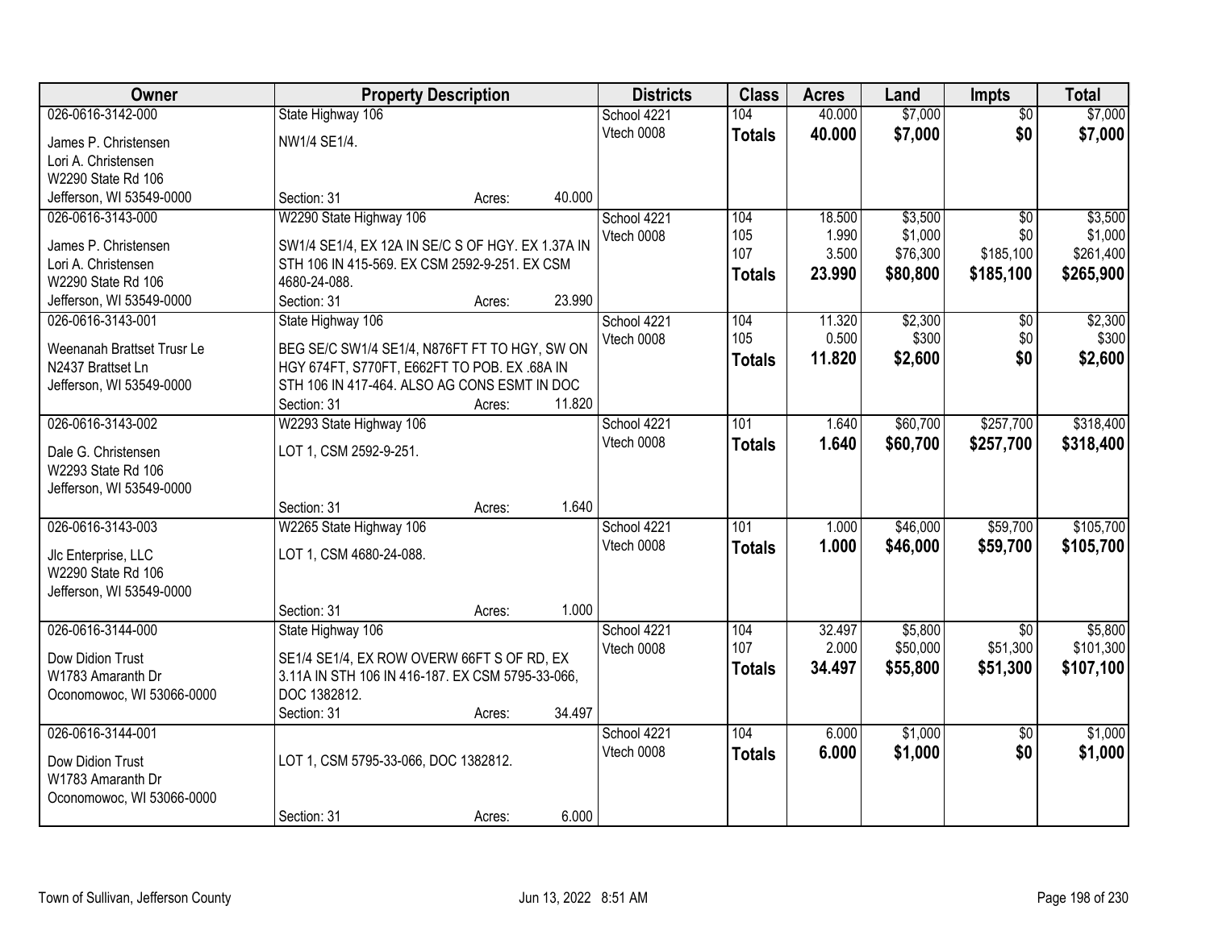| Owner | Property Description | | Districts | Class | Acres | Land | Impts | Total |
|---|---|---|---|---|---|---|---|---|
| 026-0616-3142-000<br>James P. Christensen<br>Lori A. Christensen<br>W2290 State Rd 106<br>Jefferson, WI 53549-0000 | State Highway 106<br>NW1/4 SE1/4.<br>Section: 31 | Acres: 40.000 | School 4221<br>Vtech 0008 | 104<br>**Totals** | 40.000<br>**40.000** | $7,000<br>**$7,000** | $0<br>**$0** | $7,000<br>**$7,000** |
| 026-0616-3143-000<br>James P. Christensen<br>Lori A. Christensen<br>W2290 State Rd 106<br>Jefferson, WI 53549-0000 | W2290 State Highway 106<br>SW1/4 SE1/4, EX 12A IN SE/C S OF HGY. EX 1.37A IN STH 106 IN 415-569. EX CSM 2592-9-251. EX CSM 4680-24-088.<br>Section: 31 | Acres: 23.990 | School 4221<br>Vtech 0008 | 104<br>105<br>107<br>**Totals** | 18.500<br>1.990<br>3.500<br>**23.990** | $3,500<br>$1,000<br>$76,300<br>**$80,800** | $0<br>$0<br>$185,100<br>**$185,100** | $3,500<br>$1,000<br>$261,400<br>**$265,900** |
| 026-0616-3143-001<br>Weenanah Brattset Trusr Le<br>N2437 Brattset Ln<br>Jefferson, WI 53549-0000 | State Highway 106<br>BEG SE/C SW1/4 SE1/4, N876FT FT TO HGY, SW ON HGY 674FT, S770FT, E662FT TO POB. EX .68A IN STH 106 IN 417-464. ALSO AG CONS ESMT IN DOC<br>Section: 31 | Acres: 11.820 | School 4221<br>Vtech 0008 | 104<br>105<br>**Totals** | 11.320<br>0.500<br>**11.820** | $2,300<br>$300<br>**$2,600** | $0<br>$0<br>**$0** | $2,300<br>$300<br>**$2,600** |
| 026-0616-3143-002<br>Dale G. Christensen<br>W2293 State Rd 106<br>Jefferson, WI 53549-0000 | W2293 State Highway 106<br>LOT 1, CSM 2592-9-251.<br>Section: 31 | Acres: 1.640 | School 4221<br>Vtech 0008 | 101<br>**Totals** | 1.640<br>**1.640** | $60,700<br>**$60,700** | $257,700<br>**$257,700** | $318,400<br>**$318,400** |
| 026-0616-3143-003<br>Jlc Enterprise, LLC<br>W2290 State Rd 106<br>Jefferson, WI 53549-0000 | W2265 State Highway 106<br>LOT 1, CSM 4680-24-088.<br>Section: 31 | Acres: 1.000 | School 4221<br>Vtech 0008 | 101<br>**Totals** | 1.000<br>**1.000** | $46,000<br>**$46,000** | $59,700<br>**$59,700** | $105,700<br>**$105,700** |
| 026-0616-3144-000<br>Dow Didion Trust<br>W1783 Amaranth Dr<br>Oconomowoc, WI 53066-0000 | State Highway 106<br>SE1/4 SE1/4, EX ROW OVERW 66FT S OF RD, EX 3.11A IN STH 106 IN 416-187. EX CSM 5795-33-066, DOC 1382812.<br>Section: 31 | Acres: 34.497 | School 4221<br>Vtech 0008 | 104<br>107<br>**Totals** | 32.497<br>2.000<br>**34.497** | $5,800<br>$50,000<br>**$55,800** | $0<br>$51,300<br>**$51,300** | $5,800<br>$101,300<br>**$107,100** |
| 026-0616-3144-001<br>Dow Didion Trust<br>W1783 Amaranth Dr<br>Oconomowoc, WI 53066-0000 | LOT 1, CSM 5795-33-066, DOC 1382812.<br>Section: 31 | Acres: 6.000 | School 4221<br>Vtech 0008 | 104<br>**Totals** | 6.000<br>**6.000** | $1,000<br>**$1,000** | $0<br>**$0** | $1,000<br>**$1,000** |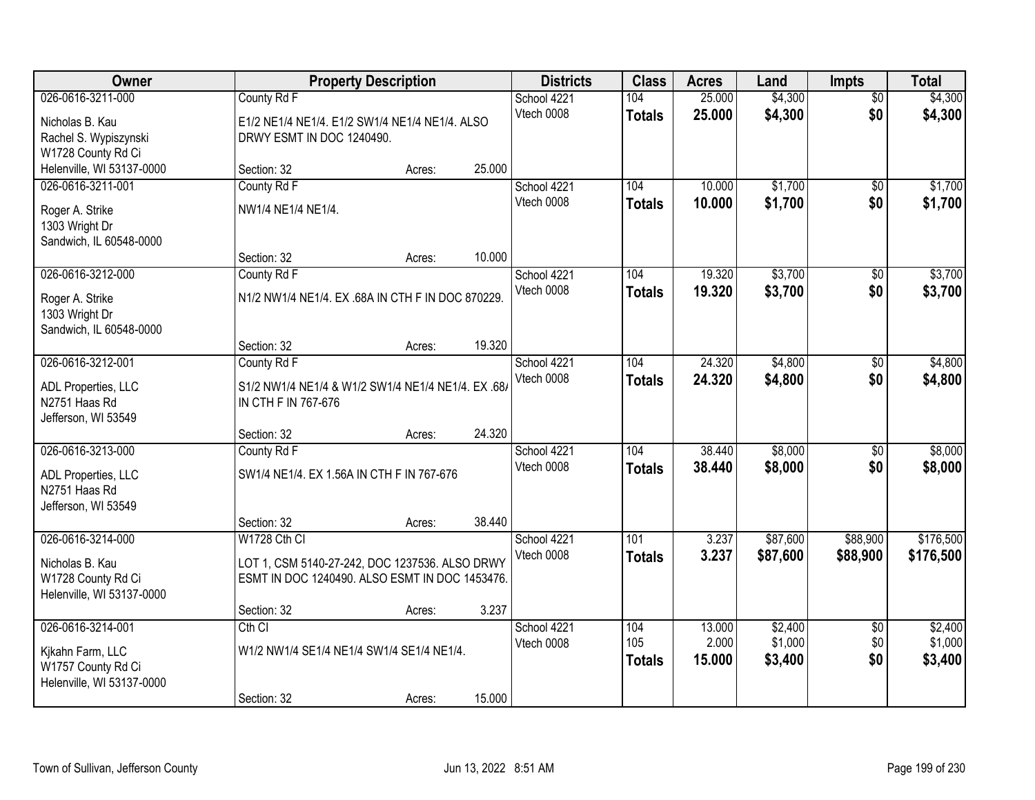| Owner | Property Description | | | Districts | Class | Acres | Land | Impts | Total |
|---|---|---|---|---|---|---|---|---|---|
| 026-0616-3211-000 | County Rd F | | | School 4221 | 104 | 25.000 | $4,300 | $0 | $4,300 |
| Nicholas B. Kau<br>Rachel S. Wypiszynski<br>W1728 County Rd Ci<br>Helenville, WI 53137-0000 | E1/2 NE1/4 NE1/4. E1/2 SW1/4 NE1/4 NE1/4. ALSO DRWY ESMT IN DOC 1240490. | | | Vtech 0008 | **Totals** | **25.000** | **$4,300** | **$0** | **$4,300** |
| | Section: 32 | Acres: | 25.000 | | | | | | |
| 026-0616-3211-001 | County Rd F | | | School 4221 | 104 | 10.000 | $1,700 | $0 | $1,700 |
| Roger A. Strike<br>1303 Wright Dr<br>Sandwich, IL 60548-0000 | NW1/4 NE1/4 NE1/4. | | | Vtech 0008 | **Totals** | **10.000** | **$1,700** | **$0** | **$1,700** |
| | Section: 32 | Acres: | 10.000 | | | | | | |
| 026-0616-3212-000 | County Rd F | | | School 4221 | 104 | 19.320 | $3,700 | $0 | $3,700 |
| Roger A. Strike<br>1303 Wright Dr<br>Sandwich, IL 60548-0000 | N1/2 NW1/4 NE1/4. EX .68A IN CTH F IN DOC 870229. | | | Vtech 0008 | **Totals** | **19.320** | **$3,700** | **$0** | **$3,700** |
| | Section: 32 | Acres: | 19.320 | | | | | | |
| 026-0616-3212-001 | County Rd F | | | School 4221 | 104 | 24.320 | $4,800 | $0 | $4,800 |
| ADL Properties, LLC<br>N2751 Haas Rd<br>Jefferson, WI 53549 | S1/2 NW1/4 NE1/4 & W1/2 SW1/4 NE1/4 NE1/4. EX .68A IN CTH F IN 767-676 | | | Vtech 0008 | **Totals** | **24.320** | **$4,800** | **$0** | **$4,800** |
| | Section: 32 | Acres: | 24.320 | | | | | | |
| 026-0616-3213-000 | County Rd F | | | School 4221 | 104 | 38.440 | $8,000 | $0 | $8,000 |
| ADL Properties, LLC<br>N2751 Haas Rd<br>Jefferson, WI 53549 | SW1/4 NE1/4. EX 1.56A IN CTH F IN 767-676 | | | Vtech 0008 | **Totals** | **38.440** | **$8,000** | **$0** | **$8,000** |
| | Section: 32 | Acres: | 38.440 | | | | | | |
| 026-0616-3214-000 | W1728 Cth Cl | | | School 4221 | 101 | 3.237 | $87,600 | $88,900 | $176,500 |
| Nicholas B. Kau<br>W1728 County Rd Ci<br>Helenville, WI 53137-0000 | LOT 1, CSM 5140-27-242, DOC 1237536. ALSO DRWY ESMT IN DOC 1240490. ALSO ESMT IN DOC 1453476. | | | Vtech 0008 | **Totals** | **3.237** | **$87,600** | **$88,900** | **$176,500** |
| | Section: 32 | Acres: | 3.237 | | | | | | |
| 026-0616-3214-001 | Cth Cl | | | School 4221 | 104 | 13.000 | $2,400 | $0 | $2,400 |
| Kjkahn Farm, LLC<br>W1757 County Rd Ci<br>Helenville, WI 53137-0000 | W1/2 NW1/4 SE1/4 NE1/4 SW1/4 SE1/4 NE1/4. | | | Vtech 0008 | 105 | 2.000 | $1,000 | $0 | $1,000 |
| | | | | | **Totals** | **15.000** | **$3,400** | **$0** | **$3,400** |
| | Section: 32 | Acres: | 15.000 | | | | | | |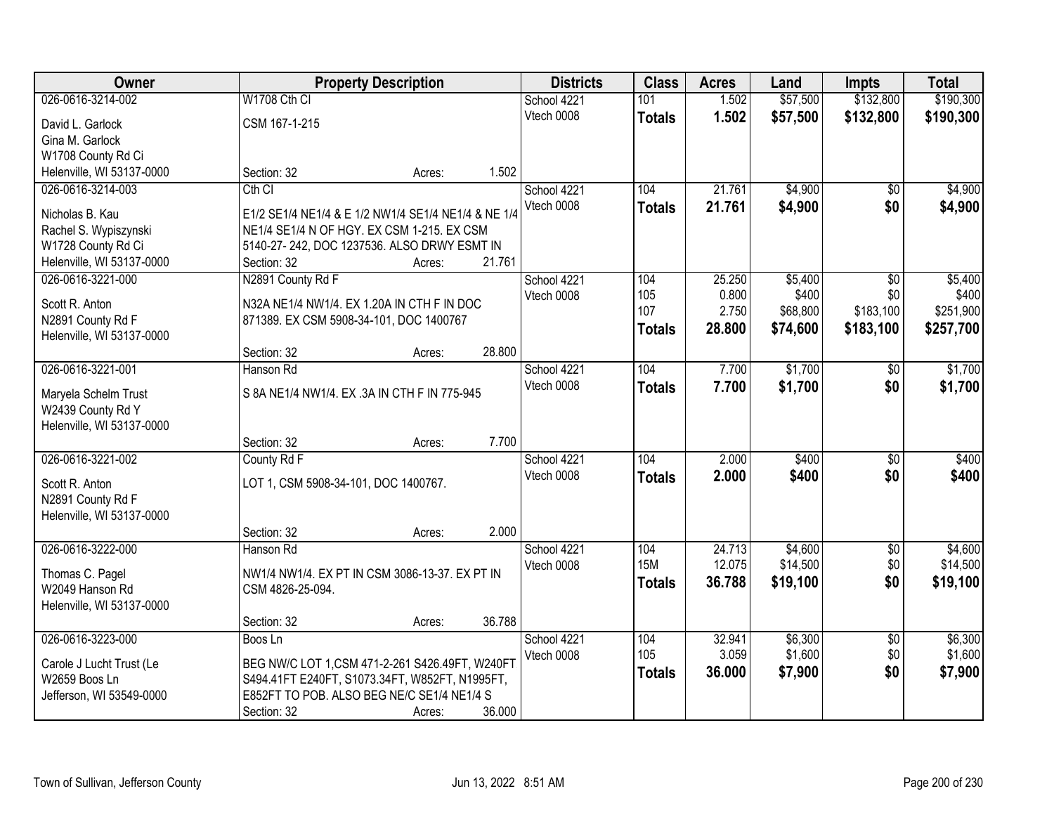| Owner | Property Description | Districts | Class | Acres | Land | Impts | Total |
|---|---|---|---|---|---|---|---|
| 026-0616-3214-002<br>David L. Garlock<br>Gina M. Garlock<br>W1708 County Rd Ci<br>Helenville, WI 53137-0000 | W1708 Cth CI<br>CSM 167-1-215<br>Section: 32 Acres: 1.502 | School 4221<br>Vtech 0008 | 101<br>**Totals** | 1.502<br>**1.502** | $57,500<br>**$57,500** | $132,800<br>**$132,800** | $190,300<br>**$190,300** |
| 026-0616-3214-003<br>Nicholas B. Kau<br>Rachel S. Wypiszynski<br>W1728 County Rd Ci<br>Helenville, WI 53137-0000 | Cth CI<br>E1/2 SE1/4 NE1/4 & E 1/2 NW1/4 SE1/4 NE1/4 & NE 1/4 NE1/4 SE1/4 N OF HGY. EX CSM 1-215. EX CSM 5140-27- 242, DOC 1237536. ALSO DRWY ESMT IN<br>Section: 32 Acres: 21.761 | School 4221<br>Vtech 0008 | 104<br>**Totals** | 21.761<br>**21.761** | $4,900<br>**$4,900** | $0<br>**$0** | $4,900<br>**$4,900** |
| 026-0616-3221-000<br>Scott R. Anton<br>N2891 County Rd F<br>Helenville, WI 53137-0000 | N2891 County Rd F<br>N32A NE1/4 NW1/4. EX 1.20A IN CTH F IN DOC 871389. EX CSM 5908-34-101, DOC 1400767<br>Section: 32 Acres: 28.800 | School 4221<br>Vtech 0008 | 104<br>105<br>107<br>**Totals** | 25.250<br>0.800<br>2.750<br>**28.800** | $5,400<br>$400<br>$68,800<br>**$74,600** | $0<br>$0<br>$183,100<br>**$183,100** | $5,400<br>$400<br>$251,900<br>**$257,700** |
| 026-0616-3221-001<br>Maryela Schelm Trust<br>W2439 County Rd Y<br>Helenville, WI 53137-0000 | Hanson Rd<br>S 8A NE1/4 NW1/4. EX .3A IN CTH F IN 775-945<br>Section: 32 Acres: 7.700 | School 4221<br>Vtech 0008 | 104<br>**Totals** | 7.700<br>**7.700** | $1,700<br>**$1,700** | $0<br>**$0** | $1,700<br>**$1,700** |
| 026-0616-3221-002<br>Scott R. Anton<br>N2891 County Rd F<br>Helenville, WI 53137-0000 | County Rd F<br>LOT 1, CSM 5908-34-101, DOC 1400767.<br>Section: 32 Acres: 2.000 | School 4221<br>Vtech 0008 | 104<br>**Totals** | 2.000<br>**2.000** | $400<br>**$400** | $0<br>**$0** | $400<br>**$400** |
| 026-0616-3222-000<br>Thomas C. Pagel<br>W2049 Hanson Rd<br>Helenville, WI 53137-0000 | Hanson Rd<br>NW1/4 NW1/4. EX PT IN CSM 3086-13-37. EX PT IN CSM 4826-25-094.<br>Section: 32 Acres: 36.788 | School 4221<br>Vtech 0008 | 104<br>15M<br>**Totals** | 24.713<br>12.075<br>**36.788** | $4,600<br>$14,500<br>**$19,100** | $0<br>$0<br>**$0** | $4,600<br>$14,500<br>**$19,100** |
| 026-0616-3223-000<br>Carole J Lucht Trust (Le<br>W2659 Boos Ln<br>Jefferson, WI 53549-0000 | Boos Ln<br>BEG NW/C LOT 1,CSM 471-2-261 S426.49FT, W240FT S494.41FT E240FT, S1073.34FT, W852FT, N1995FT, E852FT TO POB. ALSO BEG NE/C SE1/4 NE1/4 S<br>Section: 32 Acres: 36.000 | School 4221<br>Vtech 0008 | 104<br>105<br>**Totals** | 32.941<br>3.059<br>**36.000** | $6,300<br>$1,600<br>**$7,900** | $0<br>$0<br>**$0** | $6,300<br>$1,600<br>**$7,900** |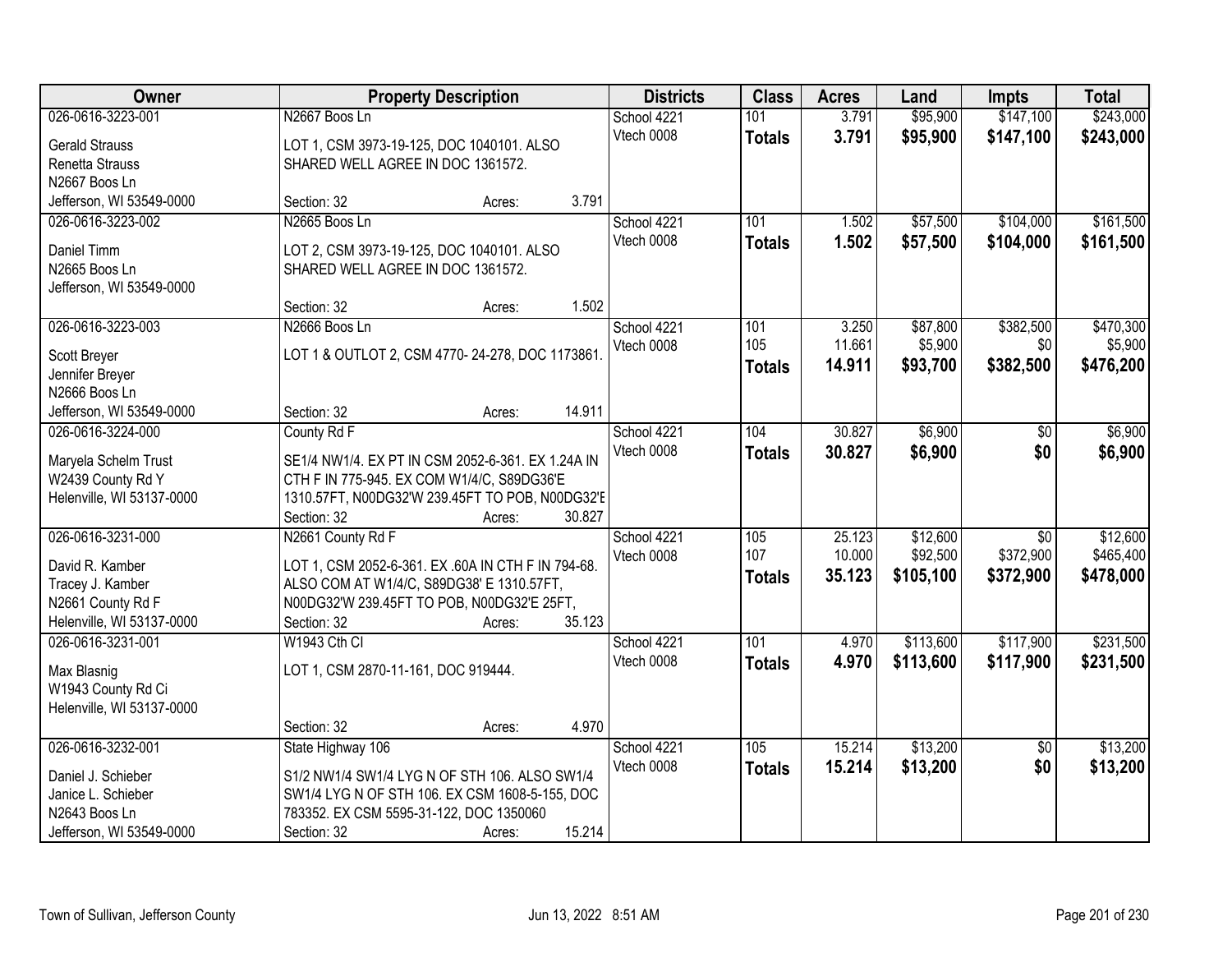| Owner | Property Description | Districts | Class | Acres | Land | Impts | Total |
|---|---|---|---|---|---|---|---|
| 026-0616-3223-001<br>Gerald Strauss<br>Renetta Strauss<br>N2667 Boos Ln<br>Jefferson, WI 53549-0000 | N2667 Boos Ln<br>LOT 1, CSM 3973-19-125, DOC 1040101. ALSO SHARED WELL AGREE IN DOC 1361572.<br>Section: 32 Acres: 3.791 | School 4221<br>Vtech 0008 | 101<br>**Totals** | 3.791<br>**3.791** | $95,900<br>**$95,900** | $147,100<br>**$147,100** | $243,000<br>**$243,000** |
| 026-0616-3223-002<br>Daniel Timm<br>N2665 Boos Ln<br>Jefferson, WI 53549-0000 | N2665 Boos Ln<br>LOT 2, CSM 3973-19-125, DOC 1040101. ALSO SHARED WELL AGREE IN DOC 1361572.<br>Section: 32 Acres: 1.502 | School 4221<br>Vtech 0008 | 101<br>**Totals** | 1.502<br>**1.502** | $57,500<br>**$57,500** | $104,000<br>**$104,000** | $161,500<br>**$161,500** |
| 026-0616-3223-003<br>Scott Breyer<br>Jennifer Breyer<br>N2666 Boos Ln<br>Jefferson, WI 53549-0000 | N2666 Boos Ln<br>LOT 1 & OUTLOT 2, CSM 4770- 24-278, DOC 1173861.<br>Section: 32 Acres: 14.911 | School 4221<br>Vtech 0008 | 101<br>105<br>**Totals** | 3.250<br>11.661<br>**14.911** | $87,800<br>$5,900<br>**$93,700** | $382,500<br>$0<br>**$382,500** | $470,300<br>$5,900<br>**$476,200** |
| 026-0616-3224-000<br>Maryela Schelm Trust<br>W2439 County Rd Y<br>Helenville, WI 53137-0000 | County Rd F<br>SE1/4 NW1/4. EX PT IN CSM 2052-6-361. EX 1.24A IN CTH F IN 775-945. EX COM W1/4/C, S89DG36'E 1310.57FT, N00DG32'W 239.45FT TO POB, N00DG32'E<br>Section: 32 Acres: 30.827 | School 4221<br>Vtech 0008 | 104<br>**Totals** | 30.827<br>**30.827** | $6,900<br>**$6,900** | $0<br>**$0** | $6,900<br>**$6,900** |
| 026-0616-3231-000<br>David R. Kamber<br>Tracey J. Kamber<br>N2661 County Rd F<br>Helenville, WI 53137-0000 | N2661 County Rd F<br>LOT 1, CSM 2052-6-361. EX .60A IN CTH F IN 794-68. ALSO COM AT W1/4/C, S89DG38' E 1310.57FT, N00DG32'W 239.45FT TO POB, N00DG32'E 25FT,<br>Section: 32 Acres: 35.123 | School 4221<br>Vtech 0008 | 105<br>107<br>**Totals** | 25.123<br>10.000<br>**35.123** | $12,600<br>$92,500<br>**$105,100** | $0<br>$372,900<br>**$372,900** | $12,600<br>$465,400<br>**$478,000** |
| 026-0616-3231-001<br>Max Blasnig<br>W1943 County Rd Ci<br>Helenville, WI 53137-0000 | W1943 Cth CI<br>LOT 1, CSM 2870-11-161, DOC 919444.<br>Section: 32 Acres: 4.970 | School 4221<br>Vtech 0008 | 101<br>**Totals** | 4.970<br>**4.970** | $113,600<br>**$113,600** | $117,900<br>**$117,900** | $231,500<br>**$231,500** |
| 026-0616-3232-001<br>Daniel J. Schieber<br>Janice L. Schieber<br>N2643 Boos Ln<br>Jefferson, WI 53549-0000 | State Highway 106<br>S1/2 NW1/4 SW1/4 LYG N OF STH 106. ALSO SW1/4 SW1/4 LYG N OF STH 106. EX CSM 1608-5-155, DOC 783352. EX CSM 5595-31-122, DOC 1350060<br>Section: 32 Acres: 15.214 | School 4221<br>Vtech 0008 | 105<br>**Totals** | 15.214<br>**15.214** | $13,200<br>**$13,200** | $0<br>**$0** | $13,200<br>**$13,200** |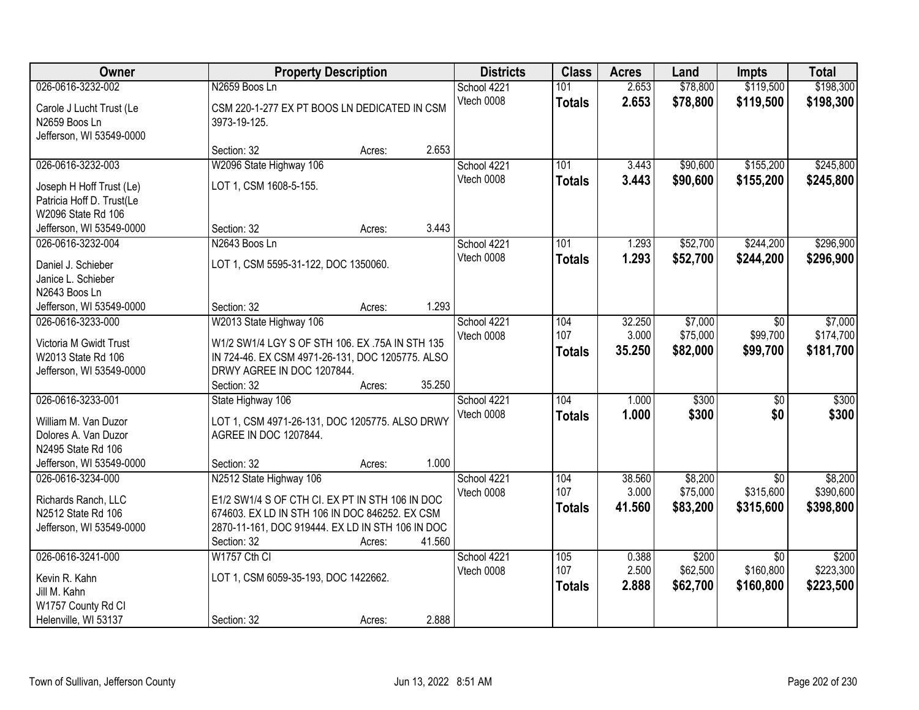| Owner | Property Description | Districts | Class | Acres | Land | Impts | Total |
|---|---|---|---|---|---|---|---|
| 026-0616-3232-002<br>Carole J Lucht Trust (Le<br>N2659 Boos Ln<br>Jefferson, WI 53549-0000 | N2659 Boos Ln<br>CSM 220-1-277 EX PT BOOS LN DEDICATED IN CSM 3973-19-125.<br>Section: 32 Acres: 2.653 | School 4221<br>Vtech 0008 | 101<br>**Totals** | 2.653<br>**2.653** | $78,800<br>**$78,800** | $119,500<br>**$119,500** | $198,300<br>**$198,300** |
| 026-0616-3232-003<br>Joseph H Hoff Trust (Le)<br>Patricia Hoff D. Trust(Le<br>W2096 State Rd 106<br>Jefferson, WI 53549-0000 | W2096 State Highway 106<br>LOT 1, CSM 1608-5-155.<br>Section: 32 Acres: 3.443 | School 4221<br>Vtech 0008 | 101<br>**Totals** | 3.443<br>**3.443** | $90,600<br>**$90,600** | $155,200<br>**$155,200** | $245,800<br>**$245,800** |
| 026-0616-3232-004<br>Daniel J. Schieber<br>Janice L. Schieber<br>N2643 Boos Ln<br>Jefferson, WI 53549-0000 | N2643 Boos Ln<br>LOT 1, CSM 5595-31-122, DOC 1350060.<br>Section: 32 Acres: 1.293 | School 4221<br>Vtech 0008 | 101<br>**Totals** | 1.293<br>**1.293** | $52,700<br>**$52,700** | $244,200<br>**$244,200** | $296,900<br>**$296,900** |
| 026-0616-3233-000<br>Victoria M Gwidt Trust<br>W2013 State Rd 106<br>Jefferson, WI 53549-0000 | W2013 State Highway 106<br>W1/2 SW1/4 LGY S OF STH 106. EX .75A IN STH 135 IN 724-46. EX CSM 4971-26-131, DOC 1205775. ALSO DRWY AGREE IN DOC 1207844.<br>Section: 32 Acres: 35.250 | School 4221<br>Vtech 0008 | 104<br>107<br>**Totals** | 32.250<br>3.000<br>**35.250** | $7,000<br>$75,000<br>**$82,000** | $0<br>$99,700<br>**$99,700** | $7,000<br>$174,700<br>**$181,700** |
| 026-0616-3233-001<br>William M. Van Duzor<br>Dolores A. Van Duzor<br>N2495 State Rd 106<br>Jefferson, WI 53549-0000 | State Highway 106<br>LOT 1, CSM 4971-26-131, DOC 1205775. ALSO DRWY AGREE IN DOC 1207844.<br>Section: 32 Acres: 1.000 | School 4221<br>Vtech 0008 | 104<br>**Totals** | 1.000<br>**1.000** | $300<br>**$300** | $0<br>**$0** | $300<br>**$300** |
| 026-0616-3234-000<br>Richards Ranch, LLC<br>N2512 State Rd 106<br>Jefferson, WI 53549-0000 | N2512 State Highway 106<br>E1/2 SW1/4 S OF CTH CI. EX PT IN STH 106 IN DOC 674603. EX LD IN STH 106 IN DOC 846252. EX CSM 2870-11-161, DOC 919444. EX LD IN STH 106 IN DOC<br>Section: 32 Acres: 41.560 | School 4221<br>Vtech 0008 | 104<br>107<br>**Totals** | 38.560<br>3.000<br>**41.560** | $8,200<br>$75,000<br>**$83,200** | $0<br>$315,600<br>**$315,600** | $8,200<br>$390,600<br>**$398,800** |
| 026-0616-3241-000<br>Kevin R. Kahn<br>Jill M. Kahn<br>W1757 County Rd CI<br>Helenville, WI 53137 | W1757 Cth CI<br>LOT 1, CSM 6059-35-193, DOC 1422662.<br>Section: 32 Acres: 2.888 | School 4221<br>Vtech 0008 | 105<br>107<br>**Totals** | 0.388<br>2.500<br>**2.888** | $200<br>$62,500<br>**$62,700** | $0<br>$160,800<br>**$160,800** | $200<br>$223,300<br>**$223,500** |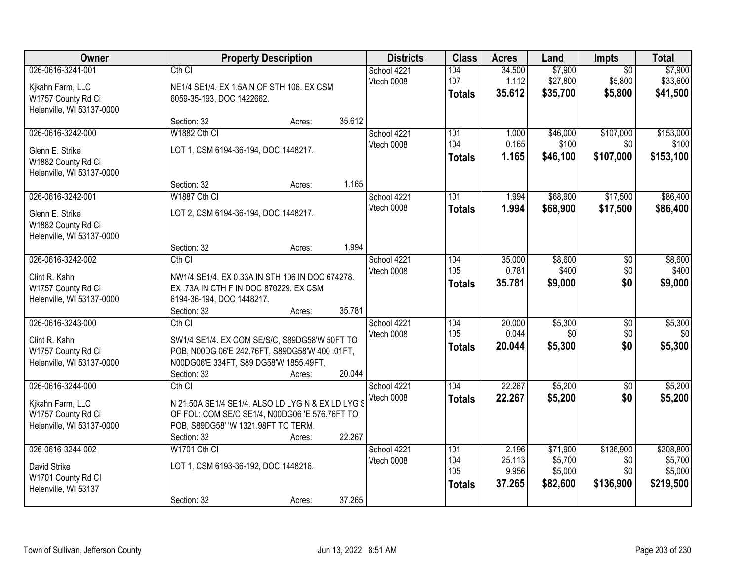| Owner | Property Description | | | Districts | Class | Acres | Land | Impts | Total |
|---|---|---|---|---|---|---|---|---|---|
| 026-0616-3241-001 | Cth Cl | | | School 4221 | 104 | 34.500 | $7,900 | $0 | $7,900 |
| Kjkahn Farm, LLC | NE1/4 SE1/4. EX 1.5A N OF STH 106. EX CSM | | | Vtech 0008 | 107 | 1.112 | $27,800 | $5,800 | $33,600 |
| W1757 County Rd Ci | 6059-35-193, DOC 1422662. | | | | **Totals** | **35.612** | **$35,700** | **$5,800** | **$41,500** |
| Helenville, WI 53137-0000 | | | | | | | | | |
| | Section: 32 | Acres: | 35.612 | | | | | | |
| 026-0616-3242-000 | W1882 Cth Cl | | | School 4221 | 101 | 1.000 | $46,000 | $107,000 | $153,000 |
| Glenn E. Strike | LOT 1, CSM 6194-36-194, DOC 1448217. | | | Vtech 0008 | 104 | 0.165 | $100 | $0 | $100 |
| W1882 County Rd Ci | | | | | **Totals** | **1.165** | **$46,100** | **$107,000** | **$153,100** |
| Helenville, WI 53137-0000 | | | | | | | | | |
| | Section: 32 | Acres: | 1.165 | | | | | | |
| 026-0616-3242-001 | W1887 Cth Cl | | | School 4221 | 101 | 1.994 | $68,900 | $17,500 | $86,400 |
| Glenn E. Strike | LOT 2, CSM 6194-36-194, DOC 1448217. | | | Vtech 0008 | **Totals** | **1.994** | **$68,900** | **$17,500** | **$86,400** |
| W1882 County Rd Ci | | | | | | | | | |
| Helenville, WI 53137-0000 | | | | | | | | | |
| | Section: 32 | Acres: | 1.994 | | | | | | |
| 026-0616-3242-002 | Cth Cl | | | School 4221 | 104 | 35.000 | $8,600 | $0 | $8,600 |
| Clint R. Kahn | NW1/4 SE1/4, EX 0.33A IN STH 106 IN DOC 674278. | | | Vtech 0008 | 105 | 0.781 | $400 | $0 | $400 |
| W1757 County Rd Ci | EX .73A IN CTH F IN DOC 870229. EX CSM | | | | **Totals** | **35.781** | **$9,000** | **$0** | **$9,000** |
| Helenville, WI 53137-0000 | 6194-36-194, DOC 1448217. | | | | | | | | |
| | Section: 32 | Acres: | 35.781 | | | | | | |
| 026-0616-3243-000 | Cth Cl | | | School 4221 | 104 | 20.000 | $5,300 | $0 | $5,300 |
| Clint R. Kahn | SW1/4 SE1/4. EX COM SE/S/C, S89DG58'W 50FT TO | | | Vtech 0008 | 105 | 0.044 | $0 | $0 | $0 |
| W1757 County Rd Ci | POB, N00DG 06'E 242.76FT, S89DG58'W 400 .01FT, | | | | **Totals** | **20.044** | **$5,300** | **$0** | **$5,300** |
| Helenville, WI 53137-0000 | N00DG06'E 334FT, S89 DG58'W 1855.49FT, | | | | | | | | |
| | Section: 32 | Acres: | 20.044 | | | | | | |
| 026-0616-3244-000 | Cth Cl | | | School 4221 | 104 | 22.267 | $5,200 | $0 | $5,200 |
| Kjkahn Farm, LLC | N 21.50A SE1/4 SE1/4. ALSO LD LYG N & EX LD LYG S | | | Vtech 0008 | **Totals** | **22.267** | **$5,200** | **$0** | **$5,200** |
| W1757 County Rd Ci | OF FOL: COM SE/C SE1/4, N00DG06 'E 576.76FT TO | | | | | | | | |
| Helenville, WI 53137-0000 | POB, S89DG58' 'W 1321.98FT TO TERM. | | | | | | | | |
| | Section: 32 | Acres: | 22.267 | | | | | | |
| 026-0616-3244-002 | W1701 Cth Cl | | | School 4221 | 101 | 2.196 | $71,900 | $136,900 | $208,800 |
| David Strike | LOT 1, CSM 6193-36-192, DOC 1448216. | | | Vtech 0008 | 104 | 25.113 | $5,700 | $0 | $5,700 |
| W1701 County Rd CI | | | | | 105 | 9.956 | $5,000 | $0 | $5,000 |
| Helenville, WI 53137 | | | | | **Totals** | **37.265** | **$82,600** | **$136,900** | **$219,500** |
| | Section: 32 | Acres: | 37.265 | | | | | | |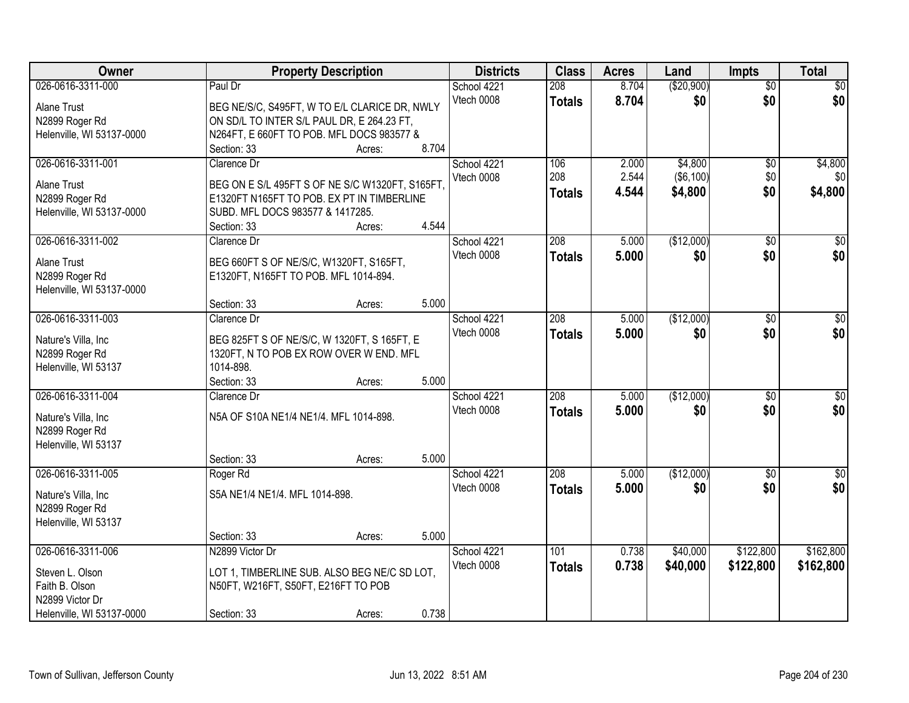| Owner | Property Description | Districts | Class | Acres | Land | Impts | Total |
|---|---|---|---|---|---|---|---|
| 026-0616-3311-000<br>Alane Trust<br>N2899 Roger Rd<br>Helenville, WI 53137-0000 | Paul Dr<br>BEG NE/S/C, S495FT, W TO E/L CLARICE DR, NWLY ON SD/L TO INTER S/L PAUL DR, E 264.23 FT, N264FT, E 660FT TO POB. MFL DOCS 983577 &<br>Section: 33 Acres: 8.704 | School 4221<br>Vtech 0008 | 208<br>**Totals** | 8.704<br>**8.704** | ($20,900)<br>**$0** | $0<br>**$0** | $0<br>**$0** |
| 026-0616-3311-001<br>Alane Trust<br>N2899 Roger Rd<br>Helenville, WI 53137-0000 | Clarence Dr<br>BEG ON E S/L 495FT S OF NE S/C W1320FT, S165FT, E1320FT N165FT TO POB. EX PT IN TIMBERLINE SUBD. MFL DOCS 983577 & 1417285.<br>Section: 33 Acres: 4.544 | School 4221<br>Vtech 0008 | 106<br>208<br>**Totals** | 2.000<br>2.544<br>**4.544** | $4,800<br>($6,100)<br>**$4,800** | $0<br>$0<br>**$0** | $4,800<br>$0<br>**$4,800** |
| 026-0616-3311-002<br>Alane Trust<br>N2899 Roger Rd<br>Helenville, WI 53137-0000 | Clarence Dr<br>BEG 660FT S OF NE/S/C, W1320FT, S165FT, E1320FT, N165FT TO POB. MFL 1014-894.<br>Section: 33 Acres: 5.000 | School 4221<br>Vtech 0008 | 208<br>**Totals** | 5.000<br>**5.000** | ($12,000)<br>**$0** | $0<br>**$0** | $0<br>**$0** |
| 026-0616-3311-003<br>Nature's Villa, Inc<br>N2899 Roger Rd<br>Helenville, WI 53137 | Clarence Dr<br>BEG 825FT S OF NE/S/C, W 1320FT, S 165FT, E 1320FT, N TO POB EX ROW OVER W END. MFL 1014-898.<br>Section: 33 Acres: 5.000 | School 4221<br>Vtech 0008 | 208<br>**Totals** | 5.000<br>**5.000** | ($12,000)<br>**$0** | $0<br>**$0** | $0<br>**$0** |
| 026-0616-3311-004<br>Nature's Villa, Inc<br>N2899 Roger Rd<br>Helenville, WI 53137 | Clarence Dr<br>N5A OF S10A NE1/4 NE1/4. MFL 1014-898.<br>Section: 33 Acres: 5.000 | School 4221<br>Vtech 0008 | 208<br>**Totals** | 5.000<br>**5.000** | ($12,000)<br>**$0** | $0<br>**$0** | $0<br>**$0** |
| 026-0616-3311-005<br>Nature's Villa, Inc<br>N2899 Roger Rd<br>Helenville, WI 53137 | Roger Rd<br>S5A NE1/4 NE1/4. MFL 1014-898.<br>Section: 33 Acres: 5.000 | School 4221<br>Vtech 0008 | 208<br>**Totals** | 5.000<br>**5.000** | ($12,000)<br>**$0** | $0<br>**$0** | $0<br>**$0** |
| 026-0616-3311-006<br>Steven L. Olson<br>Faith B. Olson<br>N2899 Victor Dr<br>Helenville, WI 53137-0000 | N2899 Victor Dr<br>LOT 1, TIMBERLINE SUB. ALSO BEG NE/C SD LOT, N50FT, W216FT, S50FT, E216FT TO POB<br>Section: 33 Acres: 0.738 | School 4221<br>Vtech 0008 | 101<br>**Totals** | 0.738<br>**0.738** | $40,000<br>**$40,000** | $122,800<br>**$122,800** | $162,800<br>**$162,800** |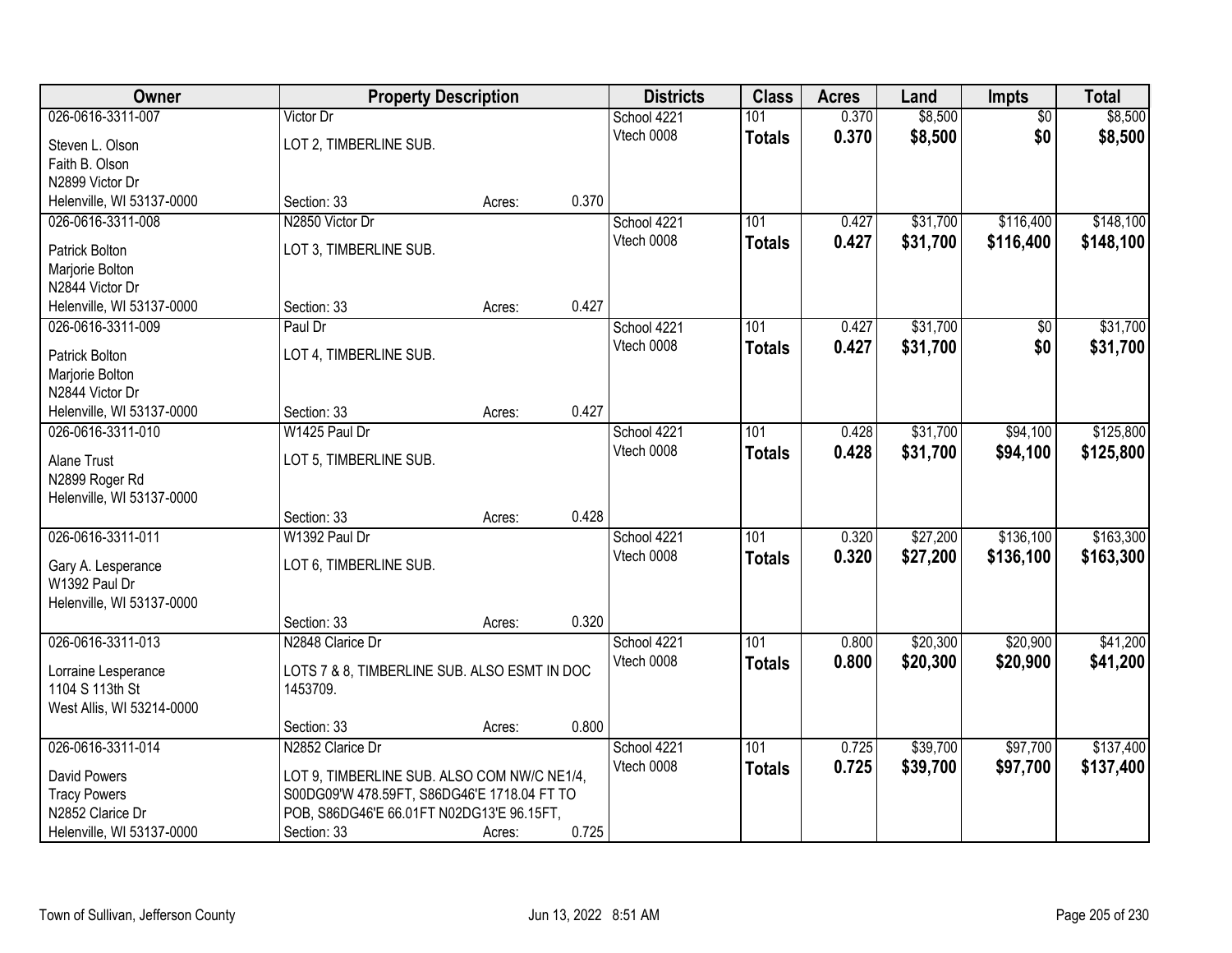| Owner | Property Description | Districts | Class | Acres | Land | Impts | Total |
|---|---|---|---|---|---|---|---|
| 026-0616-3311-007<br>Steven L. Olson<br>Faith B. Olson<br>N2899 Victor Dr<br>Helenville, WI 53137-0000 | Victor Dr<br>LOT 2, TIMBERLINE SUB.<br>Section: 33 Acres: 0.370 | School 4221<br>Vtech 0008 | 101<br>**Totals** | 0.370<br>**0.370** | $8,500<br>**$8,500** | $0<br>**$0** | $8,500<br>**$8,500** |
| 026-0616-3311-008<br>Patrick Bolton<br>Marjorie Bolton<br>N2844 Victor Dr<br>Helenville, WI 53137-0000 | N2850 Victor Dr<br>LOT 3, TIMBERLINE SUB.<br>Section: 33 Acres: 0.427 | School 4221<br>Vtech 0008 | 101<br>**Totals** | 0.427<br>**0.427** | $31,700<br>**$31,700** | $116,400<br>**$116,400** | $148,100<br>**$148,100** |
| 026-0616-3311-009<br>Patrick Bolton<br>Marjorie Bolton<br>N2844 Victor Dr<br>Helenville, WI 53137-0000 | Paul Dr<br>LOT 4, TIMBERLINE SUB.<br>Section: 33 Acres: 0.427 | School 4221<br>Vtech 0008 | 101<br>**Totals** | 0.427<br>**0.427** | $31,700<br>**$31,700** | $0<br>**$0** | $31,700<br>**$31,700** |
| 026-0616-3311-010<br>Alane Trust<br>N2899 Roger Rd<br>Helenville, WI 53137-0000 | W1425 Paul Dr<br>LOT 5, TIMBERLINE SUB.<br>Section: 33 Acres: 0.428 | School 4221<br>Vtech 0008 | 101<br>**Totals** | 0.428<br>**0.428** | $31,700<br>**$31,700** | $94,100<br>**$94,100** | $125,800<br>**$125,800** |
| 026-0616-3311-011<br>Gary A. Lesperance<br>W1392 Paul Dr<br>Helenville, WI 53137-0000 | W1392 Paul Dr<br>LOT 6, TIMBERLINE SUB.<br>Section: 33 Acres: 0.320 | School 4221<br>Vtech 0008 | 101<br>**Totals** | 0.320<br>**0.320** | $27,200<br>**$27,200** | $136,100<br>**$136,100** | $163,300<br>**$163,300** |
| 026-0616-3311-013<br>Lorraine Lesperance<br>1104 S 113th St<br>West Allis, WI 53214-0000 | N2848 Clarice Dr<br>LOTS 7 & 8, TIMBERLINE SUB. ALSO ESMT IN DOC 1453709.<br>Section: 33 Acres: 0.800 | School 4221<br>Vtech 0008 | 101<br>**Totals** | 0.800<br>**0.800** | $20,300<br>**$20,300** | $20,900<br>**$20,900** | $41,200<br>**$41,200** |
| 026-0616-3311-014<br>David Powers<br>Tracy Powers<br>N2852 Clarice Dr<br>Helenville, WI 53137-0000 | N2852 Clarice Dr<br>LOT 9, TIMBERLINE SUB. ALSO COM NW/C NE1/4, S00DG09'W 478.59FT, S86DG46'E 1718.04 FT TO POB, S86DG46'E 66.01FT N02DG13'E 96.15FT,<br>Section: 33 Acres: 0.725 | School 4221<br>Vtech 0008 | 101<br>**Totals** | 0.725<br>**0.725** | $39,700<br>**$39,700** | $97,700<br>**$97,700** | $137,400<br>**$137,400** |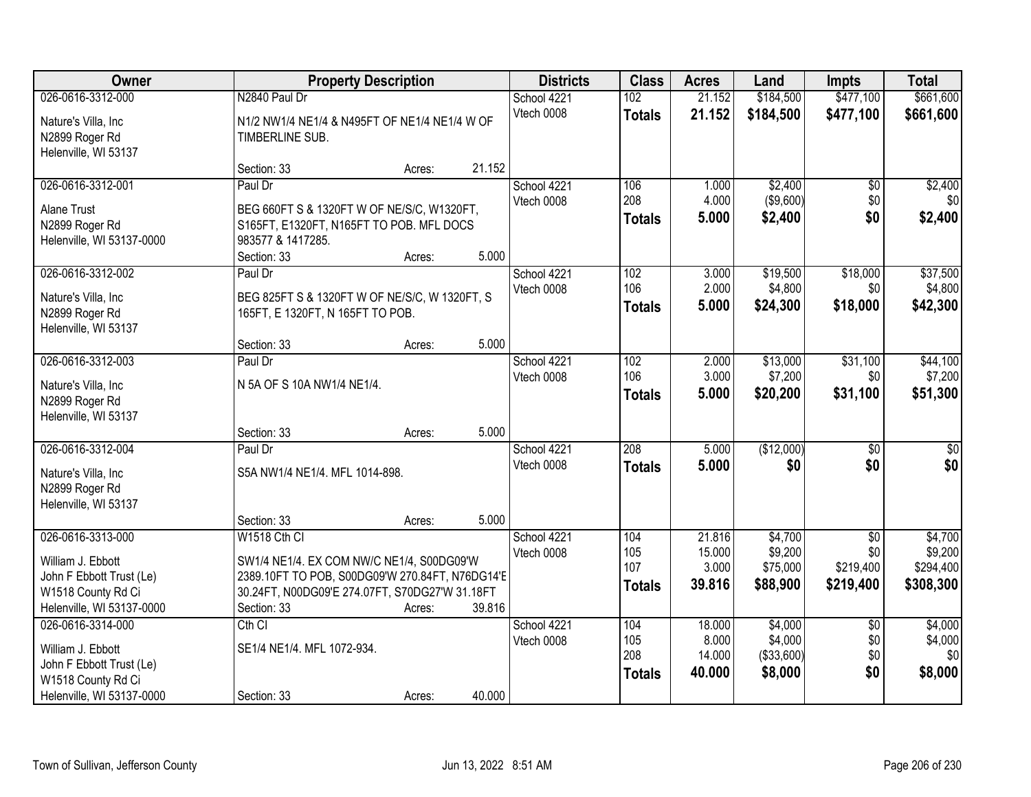| Owner | Property Description | Districts | Class | Acres | Land | Impts | Total |
|---|---|---|---|---|---|---|---|
| 026-0616-3312-000<br>Nature's Villa, Inc<br>N2899 Roger Rd<br>Helenville, WI 53137 | N2840 Paul Dr<br>N1/2 NW1/4 NE1/4 & N495FT OF NE1/4 NE1/4 W OF TIMBERLINE SUB.<br>Section: 33 Acres: 21.152 | School 4221<br>Vtech 0008 | 102<br>**Totals** | 21.152<br>**21.152** | $184,500<br>**$184,500** | $477,100<br>**$477,100** | $661,600<br>**$661,600** |
| 026-0616-3312-001<br>Alane Trust<br>N2899 Roger Rd<br>Helenville, WI 53137-0000 | Paul Dr<br>BEG 660FT S & 1320FT W OF NE/S/C, W1320FT, S165FT, E1320FT, N165FT TO POB. MFL DOCS 983577 & 1417285.<br>Section: 33 Acres: 5.000 | School 4221<br>Vtech 0008 | 106<br>208<br>**Totals** | 1.000<br>4.000<br>**5.000** | $2,400<br>($9,600)<br>**$2,400** | $0<br>$0<br>**$0** | $2,400<br>$0<br>**$2,400** |
| 026-0616-3312-002<br>Nature's Villa, Inc<br>N2899 Roger Rd<br>Helenville, WI 53137 | Paul Dr<br>BEG 825FT S & 1320FT W OF NE/S/C, W 1320FT, S 165FT, E 1320FT, N 165FT TO POB.<br>Section: 33 Acres: 5.000 | School 4221<br>Vtech 0008 | 102<br>106<br>**Totals** | 3.000<br>2.000<br>**5.000** | $19,500<br>$4,800<br>**$24,300** | $18,000<br>$0<br>**$18,000** | $37,500<br>$4,800<br>**$42,300** |
| 026-0616-3312-003<br>Nature's Villa, Inc<br>N2899 Roger Rd<br>Helenville, WI 53137 | Paul Dr<br>N 5A OF S 10A NW1/4 NE1/4.<br>Section: 33 Acres: 5.000 | School 4221<br>Vtech 0008 | 102<br>106<br>**Totals** | 2.000<br>3.000<br>**5.000** | $13,000<br>$7,200<br>**$20,200** | $31,100<br>$0<br>**$31,100** | $44,100<br>$7,200<br>**$51,300** |
| 026-0616-3312-004<br>Nature's Villa, Inc<br>N2899 Roger Rd<br>Helenville, WI 53137 | Paul Dr<br>S5A NW1/4 NE1/4. MFL 1014-898.<br>Section: 33 Acres: 5.000 | School 4221<br>Vtech 0008 | 208<br>**Totals** | 5.000<br>**5.000** | ($12,000)<br>**$0** | $0<br>**$0** | $0<br>**$0** |
| 026-0616-3313-000<br>William J. Ebbott<br>John F Ebbott Trust (Le)<br>W1518 County Rd Ci<br>Helenville, WI 53137-0000 | W1518 Cth Cl<br>SW1/4 NE1/4. EX COM NW/C NE1/4, S00DG09'W 2389.10FT TO POB, S00DG09'W 270.84FT, N76DG14'E 30.24FT, N00DG09'E 274.07FT, S70DG27'W 31.18FT<br>Section: 33 Acres: 39.816 | School 4221<br>Vtech 0008 | 104<br>105<br>107<br>**Totals** | 21.816<br>15.000<br>3.000<br>**39.816** | $4,700<br>$9,200<br>$75,000<br>**$88,900** | $0<br>$0<br>$219,400<br>**$219,400** | $4,700<br>$9,200<br>$294,400<br>**$308,300** |
| 026-0616-3314-000<br>William J. Ebbott<br>John F Ebbott Trust (Le)<br>W1518 County Rd Ci<br>Helenville, WI 53137-0000 | Cth Cl<br>SE1/4 NE1/4. MFL 1072-934.<br>Section: 33 Acres: 40.000 | School 4221<br>Vtech 0008 | 104<br>105<br>208<br>**Totals** | 18.000<br>8.000<br>14.000<br>**40.000** | $4,000<br>$4,000<br>($33,600)<br>**$8,000** | $0<br>$0<br>$0<br>**$0** | $4,000<br>$4,000<br>$0<br>**$8,000** |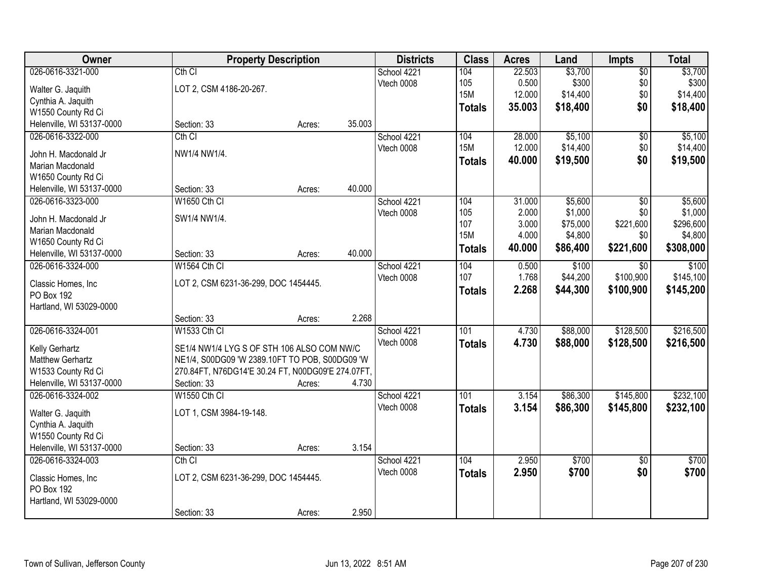| Owner | Property Description | Districts | Class | Acres | Land | Impts | Total |
|---|---|---|---|---|---|---|---|
| 026-0616-3321-000<br>Walter G. Jaquith<br>Cynthia A. Jaquith<br>W1550 County Rd Ci<br>Helenville, WI 53137-0000 | Cth CI<br>LOT 2, CSM 4186-20-267.<br>Section: 33 Acres: 35.003 | School 4221<br>Vtech 0008 | 104<br>105<br>15M<br>**Totals** | 22.503<br>0.500<br>12.000<br>**35.003** | $3,700<br>$300<br>$14,400<br>**$18,400** | $0<br>$0<br>$0<br>**$0** | $3,700<br>$300<br>$14,400<br>**$18,400** |
| 026-0616-3322-000<br>John H. Macdonald Jr<br>Marian Macdonald<br>W1650 County Rd Ci<br>Helenville, WI 53137-0000 | Cth CI<br>NW1/4 NW1/4.<br>Section: 33 Acres: 40.000 | School 4221<br>Vtech 0008 | 104<br>15M<br>**Totals** | 28.000<br>12.000<br>**40.000** | $5,100<br>$14,400<br>**$19,500** | $0<br>$0<br>**$0** | $5,100<br>$14,400<br>**$19,500** |
| 026-0616-3323-000<br>John H. Macdonald Jr<br>Marian Macdonald<br>W1650 County Rd Ci<br>Helenville, WI 53137-0000 | W1650 Cth CI<br>SW1/4 NW1/4.<br>Section: 33 Acres: 40.000 | School 4221<br>Vtech 0008 | 104<br>105<br>107<br>15M<br>**Totals** | 31.000<br>2.000<br>3.000<br>4.000<br>**40.000** | $5,600<br>$1,000<br>$75,000<br>$4,800<br>**$86,400** | $0<br>$0<br>$221,600<br>$0<br>**$221,600** | $5,600<br>$1,000<br>$296,600<br>$4,800<br>**$308,000** |
| 026-0616-3324-000<br>Classic Homes, Inc<br>PO Box 192<br>Hartland, WI 53029-0000 | W1564 Cth CI<br>LOT 2, CSM 6231-36-299, DOC 1454445.<br>Section: 33 Acres: 2.268 | School 4221<br>Vtech 0008 | 104<br>107<br>**Totals** | 0.500<br>1.768<br>**2.268** | $100<br>$44,200<br>**$44,300** | $0<br>$100,900<br>**$100,900** | $100<br>$145,100<br>**$145,200** |
| 026-0616-3324-001<br>Kelly Gerhartz<br>Matthew Gerhartz<br>W1533 County Rd Ci<br>Helenville, WI 53137-0000 | W1533 Cth CI<br>SE1/4 NW1/4 LYG S OF STH 106 ALSO COM NW/C NE1/4, S00DG09 'W 2389.10FT TO POB, S00DG09 'W 270.84FT, N76DG14'E 30.24 FT, N00DG09'E 274.07FT,<br>Section: 33 Acres: 4.730 | School 4221<br>Vtech 0008 | 101<br>**Totals** | 4.730<br>**4.730** | $88,000<br>**$88,000** | $128,500<br>**$128,500** | $216,500<br>**$216,500** |
| 026-0616-3324-002<br>Walter G. Jaquith<br>Cynthia A. Jaquith<br>W1550 County Rd Ci<br>Helenville, WI 53137-0000 | W1550 Cth CI<br>LOT 1, CSM 3984-19-148.<br>Section: 33 Acres: 3.154 | School 4221<br>Vtech 0008 | 101<br>**Totals** | 3.154<br>**3.154** | $86,300<br>**$86,300** | $145,800<br>**$145,800** | $232,100<br>**$232,100** |
| 026-0616-3324-003<br>Classic Homes, Inc<br>PO Box 192<br>Hartland, WI 53029-0000 | Cth CI<br>LOT 2, CSM 6231-36-299, DOC 1454445.<br>Section: 33 Acres: 2.950 | School 4221<br>Vtech 0008 | 104<br>**Totals** | 2.950<br>**2.950** | $700<br>**$700** | $0<br>**$0** | $700<br>**$700** |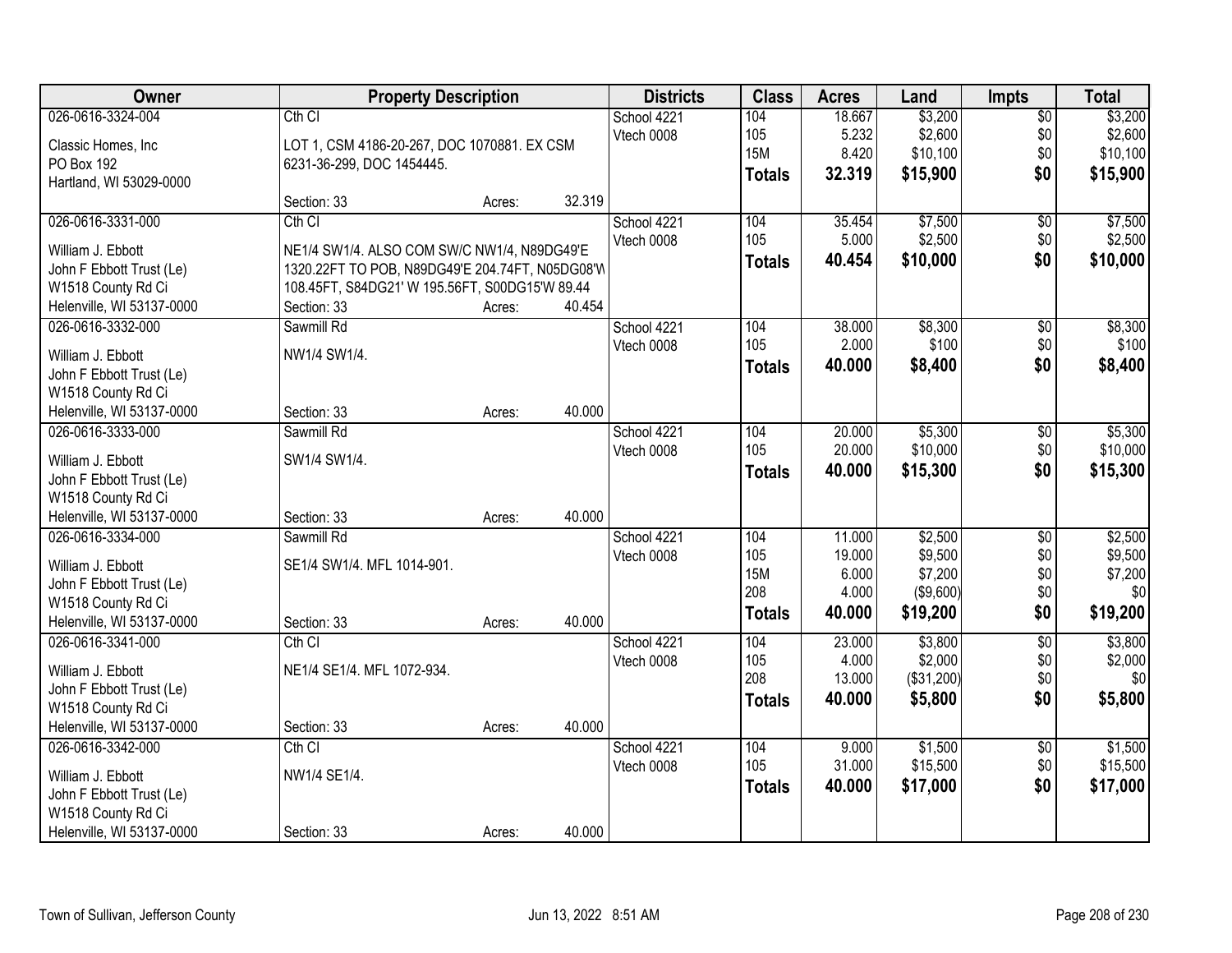| Owner | Property Description | Districts | Class | Acres | Land | Impts | Total |
|---|---|---|---|---|---|---|---|
| 026-0616-3324-004<br>Classic Homes, Inc<br>PO Box 192<br>Hartland, WI 53029-0000 | Cth CI<br>LOT 1, CSM 4186-20-267, DOC 1070881. EX CSM 6231-36-299, DOC 1454445.<br>Section: 33 Acres: 32.319 | School 4221<br>Vtech 0008 | 104<br>105<br>15M<br>**Totals** | 18.667<br>5.232<br>8.420<br>**32.319** | $3,200<br>$2,600<br>$10,100<br>**$15,900** | $0<br>$0<br>$0<br>**$0** | $3,200<br>$2,600<br>$10,100<br>**$15,900** |
| 026-0616-3331-000<br>William J. Ebbott<br>John F Ebbott Trust (Le)<br>W1518 County Rd Ci<br>Helenville, WI 53137-0000 | Cth CI<br>NE1/4 SW1/4. ALSO COM SW/C NW1/4, N89DG49'E 1320.22FT TO POB, N89DG49'E 204.74FT, N05DG08'W 108.45FT, S84DG21' W 195.56FT, S00DG15'W 89.44<br>Section: 33 Acres: 40.454 | School 4221<br>Vtech 0008 | 104<br>105<br>**Totals** | 35.454<br>5.000<br>**40.454** | $7,500<br>$2,500<br>**$10,000** | $0<br>$0<br>**$0** | $7,500<br>$2,500<br>**$10,000** |
| 026-0616-3332-000<br>William J. Ebbott<br>John F Ebbott Trust (Le)<br>W1518 County Rd Ci<br>Helenville, WI 53137-0000 | Sawmill Rd<br>NW1/4 SW1/4.<br>Section: 33 Acres: 40.000 | School 4221<br>Vtech 0008 | 104<br>105<br>**Totals** | 38.000<br>2.000<br>**40.000** | $8,300<br>$100<br>**$8,400** | $0<br>$0<br>**$0** | $8,300<br>$100<br>**$8,400** |
| 026-0616-3333-000<br>William J. Ebbott<br>John F Ebbott Trust (Le)<br>W1518 County Rd Ci<br>Helenville, WI 53137-0000 | Sawmill Rd<br>SW1/4 SW1/4.<br>Section: 33 Acres: 40.000 | School 4221<br>Vtech 0008 | 104<br>105<br>**Totals** | 20.000<br>20.000<br>**40.000** | $5,300<br>$10,000<br>**$15,300** | $0<br>$0<br>**$0** | $5,300<br>$10,000<br>**$15,300** |
| 026-0616-3334-000<br>William J. Ebbott<br>John F Ebbott Trust (Le)<br>W1518 County Rd Ci<br>Helenville, WI 53137-0000 | Sawmill Rd<br>SE1/4 SW1/4. MFL 1014-901.<br>Section: 33 Acres: 40.000 | School 4221<br>Vtech 0008 | 104<br>105<br>15M<br>208<br>**Totals** | 11.000<br>19.000<br>6.000<br>4.000<br>**40.000** | $2,500<br>$9,500<br>$7,200<br>($9,600)<br>**$19,200** | $0<br>$0<br>$0<br>$0<br>**$0** | $2,500<br>$9,500<br>$7,200<br>$0<br>**$19,200** |
| 026-0616-3341-000<br>William J. Ebbott<br>John F Ebbott Trust (Le)<br>W1518 County Rd Ci<br>Helenville, WI 53137-0000 | Cth CI<br>NE1/4 SE1/4. MFL 1072-934.<br>Section: 33 Acres: 40.000 | School 4221<br>Vtech 0008 | 104<br>105<br>208<br>**Totals** | 23.000<br>4.000<br>13.000<br>**40.000** | $3,800<br>$2,000<br>($31,200)<br>**$5,800** | $0<br>$0<br>$0<br>**$0** | $3,800<br>$2,000<br>$0<br>**$5,800** |
| 026-0616-3342-000<br>William J. Ebbott<br>John F Ebbott Trust (Le)<br>W1518 County Rd Ci<br>Helenville, WI 53137-0000 | Cth CI<br>NW1/4 SE1/4.<br>Section: 33 Acres: 40.000 | School 4221<br>Vtech 0008 | 104<br>105<br>**Totals** | 9.000<br>31.000<br>**40.000** | $1,500<br>$15,500<br>**$17,000** | $0<br>$0<br>**$0** | $1,500<br>$15,500<br>**$17,000** |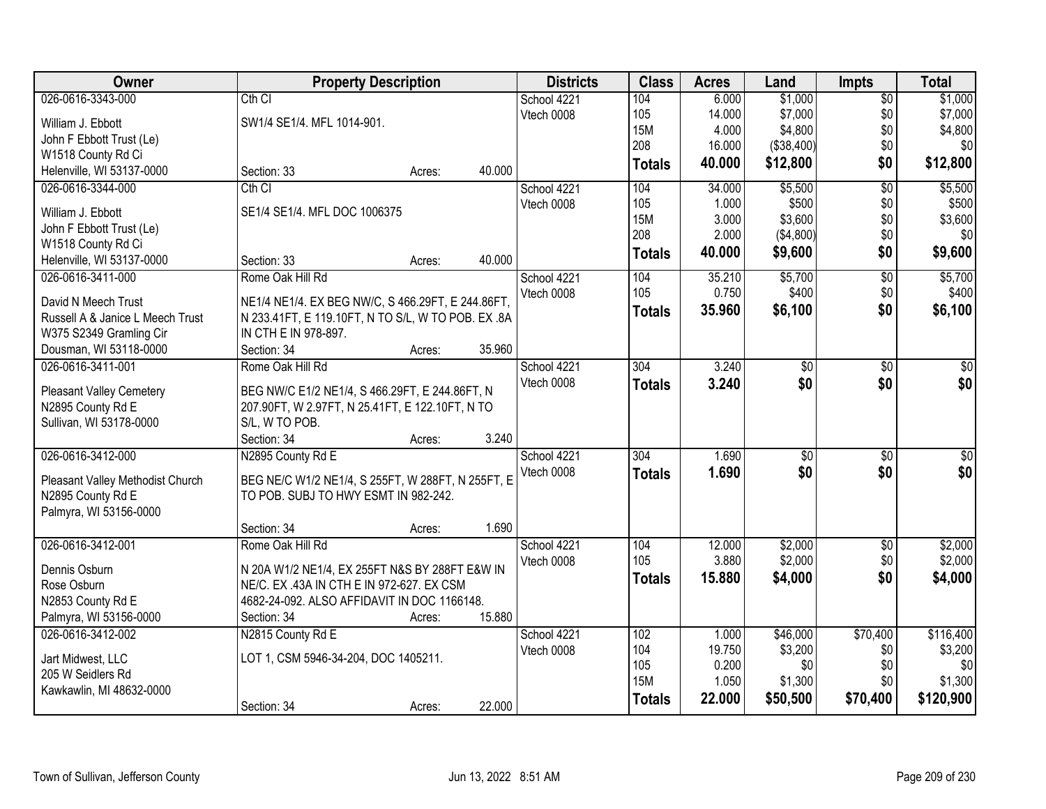| Owner | Property Description | Districts | Class | Acres | Land | Impts | Total |
|---|---|---|---|---|---|---|---|
| 026-0616-3343-000<br>William J. Ebbott<br>John F Ebbott Trust (Le)<br>W1518 County Rd Ci<br>Helenville, WI 53137-0000 | Cth CI<br>SW1/4 SE1/4. MFL 1014-901.<br>Section: 33 Acres: 40.000 | School 4221<br>Vtech 0008 | 104<br>105<br>15M<br>208<br>**Totals** | 6.000<br>14.000<br>4.000<br>16.000<br>**40.000** | $1,000<br>$7,000<br>$4,800<br>($38,400)<br>**$12,800** | $0<br>$0<br>$0<br>$0<br>**$0** | $1,000<br>$7,000<br>$4,800<br>$0<br>**$12,800** |
| 026-0616-3344-000<br>William J. Ebbott<br>John F Ebbott Trust (Le)<br>W1518 County Rd Ci<br>Helenville, WI 53137-0000 | Cth CI<br>SE1/4 SE1/4. MFL DOC 1006375<br>Section: 33 Acres: 40.000 | School 4221<br>Vtech 0008 | 104<br>105<br>15M<br>208<br>**Totals** | 34.000<br>1.000<br>3.000<br>2.000<br>**40.000** | $5,500<br>$500<br>$3,600<br>($4,800)<br>**$9,600** | $0<br>$0<br>$0<br>$0<br>**$0** | $5,500<br>$500<br>$3,600<br>$0<br>**$9,600** |
| 026-0616-3411-000<br>David N Meech Trust<br>Russell A & Janice L Meech Trust<br>W375 S2349 Gramling Cir<br>Dousman, WI 53118-0000 | Rome Oak Hill Rd<br>NE1/4 NE1/4. EX BEG NW/C, S 466.29FT, E 244.86FT, N 233.41FT, E 119.10FT, N TO S/L, W TO POB. EX .8A IN CTH E IN 978-897.<br>Section: 34 Acres: 35.960 | School 4221<br>Vtech 0008 | 104<br>105<br>**Totals** | 35.210<br>0.750<br>**35.960** | $5,700<br>$400<br>**$6,100** | $0<br>$0<br>**$0** | $5,700<br>$400<br>**$6,100** |
| 026-0616-3411-001<br>Pleasant Valley Cemetery<br>N2895 County Rd E<br>Sullivan, WI 53178-0000 | Rome Oak Hill Rd<br>BEG NW/C E1/2 NE1/4, S 466.29FT, E 244.86FT, N 207.90FT, W 2.97FT, N 25.41FT, E 122.10FT, N TO S/L, W TO POB.<br>Section: 34 Acres: 3.240 | School 4221<br>Vtech 0008 | 304<br>**Totals** | 3.240<br>**3.240** | $0<br>**$0** | $0<br>**$0** | $0<br>**$0** |
| 026-0616-3412-000<br>Pleasant Valley Methodist Church<br>N2895 County Rd E<br>Palmyra, WI 53156-0000 | N2895 County Rd E<br>BEG NE/C W1/2 NE1/4, S 255FT, W 288FT, N 255FT, E TO POB. SUBJ TO HWY ESMT IN 982-242.<br>Section: 34 Acres: 1.690 | School 4221<br>Vtech 0008 | 304<br>**Totals** | 1.690<br>**1.690** | $0<br>**$0** | $0<br>**$0** | $0<br>**$0** |
| 026-0616-3412-001<br>Dennis Osburn<br>Rose Osburn<br>N2853 County Rd E<br>Palmyra, WI 53156-0000 | Rome Oak Hill Rd<br>N 20A W1/2 NE1/4, EX 255FT N&S BY 288FT E&W IN NE/C. EX .43A IN CTH E IN 972-627. EX CSM 4682-24-092. ALSO AFFIDAVIT IN DOC 1166148.<br>Section: 34 Acres: 15.880 | School 4221<br>Vtech 0008 | 104<br>105<br>**Totals** | 12.000<br>3.880<br>**15.880** | $2,000<br>$2,000<br>**$4,000** | $0<br>$0<br>**$0** | $2,000<br>$2,000<br>**$4,000** |
| 026-0616-3412-002<br>Jart Midwest, LLC<br>205 W Seidlers Rd<br>Kawkawlin, MI 48632-0000 | N2815 County Rd E<br>LOT 1, CSM 5946-34-204, DOC 1405211.<br>Section: 34 Acres: 22.000 | School 4221<br>Vtech 0008 | 102<br>104<br>105<br>15M<br>**Totals** | 1.000<br>19.750<br>0.200<br>1.050<br>**22.000** | $46,000<br>$3,200<br>$0<br>$1,300<br>**$50,500** | $70,400<br>$0<br>$0<br>$0<br>**$70,400** | $116,400<br>$3,200<br>$0<br>$1,300<br>**$120,900** |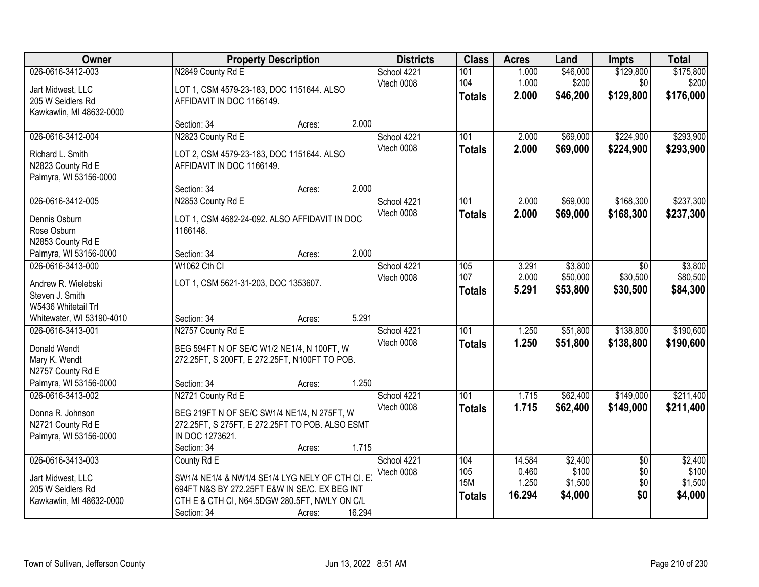| Owner | Property Description | Districts | Class | Acres | Land | Impts | Total |
|---|---|---|---|---|---|---|---|
| 026-0616-3412-003<br><br>Jart Midwest, LLC<br>205 W Seidlers Rd<br>Kawkawlin, MI 48632-0000 | N2849 County Rd E<br><br>LOT 1, CSM 4579-23-183, DOC 1151644. ALSO AFFIDAVIT IN DOC 1166149.<br><br>Section: 34 Acres: 2.000 | School 4221<br>Vtech 0008 | 101<br>104<br>**Totals** | 1.000<br>1.000<br>**2.000** | $46,000<br>$200<br>**$46,200** | $129,800<br>$0<br>**$129,800** | $175,800<br>$200<br>**$176,000** |
| 026-0616-3412-004<br><br>Richard L. Smith<br>N2823 County Rd E<br>Palmyra, WI 53156-0000 | N2823 County Rd E<br><br>LOT 2, CSM 4579-23-183, DOC 1151644. ALSO AFFIDAVIT IN DOC 1166149.<br><br>Section: 34 Acres: 2.000 | School 4221<br>Vtech 0008 | 101<br>**Totals** | 2.000<br>**2.000** | $69,000<br>**$69,000** | $224,900<br>**$224,900** | $293,900<br>**$293,900** |
| 026-0616-3412-005<br><br>Dennis Osburn<br>Rose Osburn<br>N2853 County Rd E<br>Palmyra, WI 53156-0000 | N2853 County Rd E<br><br>LOT 1, CSM 4682-24-092. ALSO AFFIDAVIT IN DOC 1166148.<br><br>Section: 34 Acres: 2.000 | School 4221<br>Vtech 0008 | 101<br>**Totals** | 2.000<br>**2.000** | $69,000<br>**$69,000** | $168,300<br>**$168,300** | $237,300<br>**$237,300** |
| 026-0616-3413-000<br><br>Andrew R. Wielebski<br>Steven J. Smith<br>W5436 Whitetail Trl<br>Whitewater, WI 53190-4010 | W1062 Cth Cl<br><br>LOT 1, CSM 5621-31-203, DOC 1353607.<br><br>Section: 34 Acres: 5.291 | School 4221<br>Vtech 0008 | 105<br>107<br>**Totals** | 3.291<br>2.000<br>**5.291** | $3,800<br>$50,000<br>**$53,800** | $0<br>$30,500<br>**$30,500** | $3,800<br>$80,500<br>**$84,300** |
| 026-0616-3413-001<br><br>Donald Wendt<br>Mary K. Wendt<br>N2757 County Rd E<br>Palmyra, WI 53156-0000 | N2757 County Rd E<br><br>BEG 594FT N OF SE/C W1/2 NE1/4, N 100FT, W 272.25FT, S 200FT, E 272.25FT, N100FT TO POB.<br><br>Section: 34 Acres: 1.250 | School 4221<br>Vtech 0008 | 101<br>**Totals** | 1.250<br>**1.250** | $51,800<br>**$51,800** | $138,800<br>**$138,800** | $190,600<br>**$190,600** |
| 026-0616-3413-002<br><br>Donna R. Johnson<br>N2721 County Rd E<br>Palmyra, WI 53156-0000 | N2721 County Rd E<br><br>BEG 219FT N OF SE/C SW1/4 NE1/4, N 275FT, W 272.25FT, S 275FT, E 272.25FT TO POB. ALSO ESMT IN DOC 1273621.<br>Section: 34 Acres: 1.715 | School 4221<br>Vtech 0008 | 101<br>**Totals** | 1.715<br>**1.715** | $62,400<br>**$62,400** | $149,000<br>**$149,000** | $211,400<br>**$211,400** |
| 026-0616-3413-003<br><br>Jart Midwest, LLC<br>205 W Seidlers Rd<br>Kawkawlin, MI 48632-0000 | County Rd E<br><br>SW1/4 NE1/4 & NW1/4 SE1/4 LYG NELY OF CTH CI. EX 694FT N&S BY 272.25FT E&W IN SE/C. EX BEG INT CTH E & CTH CI, N64.5DGW 280.5FT, NWLY ON C/L<br>Section: 34 Acres: 16.294 | School 4221<br>Vtech 0008 | 104<br>105<br>15M<br>**Totals** | 14.584<br>0.460<br>1.250<br>**16.294** | $2,400<br>$100<br>$1,500<br>**$4,000** | $0<br>$0<br>$0<br>**$0** | $2,400<br>$100<br>$1,500<br>**$4,000** |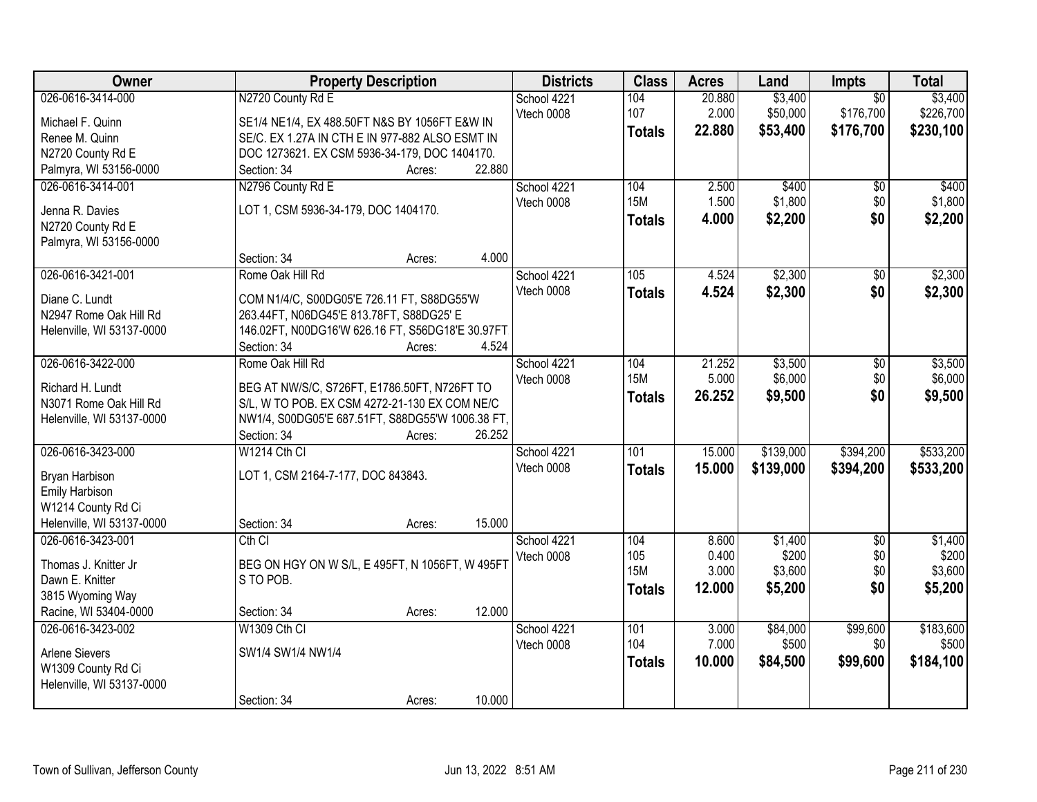| Owner | Property Description | Districts | Class | Acres | Land | Impts | Total |
|---|---|---|---|---|---|---|---|
| 026-0616-3414-000<br>Michael F. Quinn<br>Renee M. Quinn<br>N2720 County Rd E<br>Palmyra, WI 53156-0000 | N2720 County Rd E<br>SE1/4 NE1/4, EX 488.50FT N&S BY 1056FT E&W IN SE/C. EX 1.27A IN CTH E IN 977-882 ALSO ESMT IN DOC 1273621. EX CSM 5936-34-179, DOC 1404170.<br>Section: 34 Acres: 22.880 | School 4221<br>Vtech 0008 | 104<br>107<br>**Totals** | 20.880<br>2.000<br>**22.880** | $3,400<br>$50,000<br>**$53,400** | $0<br>$176,700<br>**$176,700** | $3,400<br>$226,700<br>**$230,100** |
| 026-0616-3414-001<br>Jenna R. Davies<br>N2720 County Rd E<br>Palmyra, WI 53156-0000 | N2796 County Rd E<br>LOT 1, CSM 5936-34-179, DOC 1404170.<br>Section: 34 Acres: 4.000 | School 4221<br>Vtech 0008 | 104<br>15M<br>**Totals** | 2.500<br>1.500<br>**4.000** | $400<br>$1,800<br>**$2,200** | $0<br>$0<br>**$0** | $400<br>$1,800<br>**$2,200** |
| 026-0616-3421-001<br>Diane C. Lundt<br>N2947 Rome Oak Hill Rd<br>Helenville, WI 53137-0000 | Rome Oak Hill Rd<br>COM N1/4/C, S00DG05'E 726.11 FT, S88DG55'W 263.44FT, N06DG45'E 813.78FT, S88DG25' E 146.02FT, N00DG16'W 626.16 FT, S56DG18'E 30.97FT<br>Section: 34 Acres: 4.524 | School 4221<br>Vtech 0008 | 105<br>**Totals** | 4.524<br>**4.524** | $2,300<br>**$2,300** | $0<br>**$0** | $2,300<br>**$2,300** |
| 026-0616-3422-000<br>Richard H. Lundt<br>N3071 Rome Oak Hill Rd<br>Helenville, WI 53137-0000 | Rome Oak Hill Rd<br>BEG AT NW/S/C, S726FT, E1786.50FT, N726FT TO S/L, W TO POB. EX CSM 4272-21-130 EX COM NE/C NW1/4, S00DG05'E 687.51FT, S88DG55'W 1006.38 FT,<br>Section: 34 Acres: 26.252 | School 4221<br>Vtech 0008 | 104<br>15M<br>**Totals** | 21.252<br>5.000<br>**26.252** | $3,500<br>$6,000<br>**$9,500** | $0<br>$0<br>**$0** | $3,500<br>$6,000<br>**$9,500** |
| 026-0616-3423-000<br>Bryan Harbison<br>Emily Harbison<br>W1214 County Rd Ci<br>Helenville, WI 53137-0000 | W1214 Cth Cl<br>LOT 1, CSM 2164-7-177, DOC 843843.<br>Section: 34 Acres: 15.000 | School 4221<br>Vtech 0008 | 101<br>**Totals** | 15.000<br>**15.000** | $139,000<br>**$139,000** | $394,200<br>**$394,200** | $533,200<br>**$533,200** |
| 026-0616-3423-001<br>Thomas J. Knitter Jr<br>Dawn E. Knitter<br>3815 Wyoming Way<br>Racine, WI 53404-0000 | Cth Cl<br>BEG ON HGY ON W S/L, E 495FT, N 1056FT, W 495FT S TO POB.<br>Section: 34 Acres: 12.000 | School 4221<br>Vtech 0008 | 104<br>105<br>15M<br>**Totals** | 8.600<br>0.400<br>3.000<br>**12.000** | $1,400<br>$200<br>$3,600<br>**$5,200** | $0<br>$0<br>$0<br>**$0** | $1,400<br>$200<br>$3,600<br>**$5,200** |
| 026-0616-3423-002<br>Arlene Sievers<br>W1309 County Rd Ci<br>Helenville, WI 53137-0000 | W1309 Cth Cl<br>SW1/4 SW1/4 NW1/4<br>Section: 34 Acres: 10.000 | School 4221<br>Vtech 0008 | 101<br>104<br>**Totals** | 3.000<br>7.000<br>**10.000** | $84,000<br>$500<br>**$84,500** | $99,600<br>$0<br>**$99,600** | $183,600<br>$500<br>**$184,100** |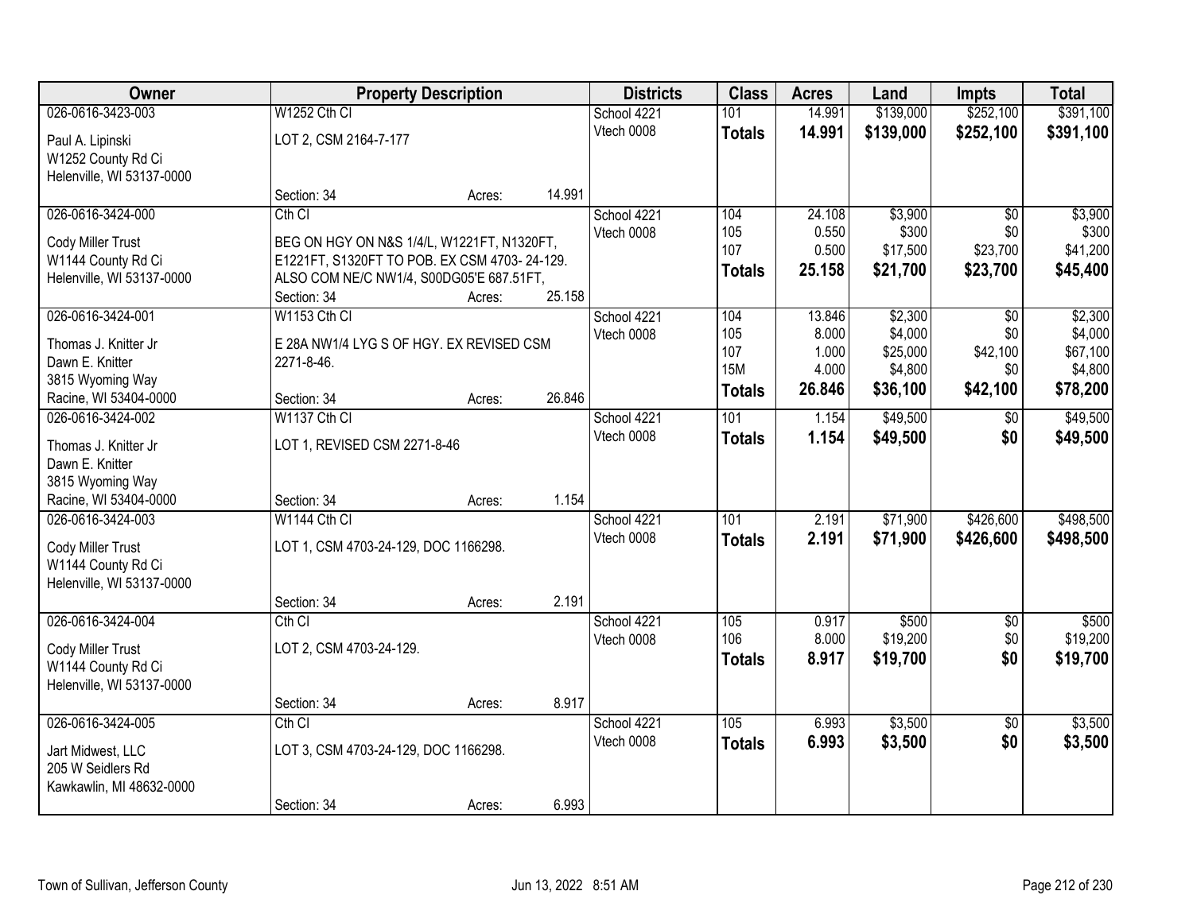| Owner | Property Description | Districts | Class | Acres | Land | Impts | Total |
|---|---|---|---|---|---|---|---|
| 026-0616-3423-003<br>Paul A. Lipinski<br>W1252 County Rd Ci<br>Helenville, WI 53137-0000 | W1252 Cth CI<br>LOT 2, CSM 2164-7-177<br>Section: 34 Acres: 14.991 | School 4221<br>Vtech 0008 | 101<br>**Totals** | 14.991<br>**14.991** | $139,000<br>**$139,000** | $252,100<br>**$252,100** | $391,100<br>**$391,100** |
| 026-0616-3424-000<br>Cody Miller Trust<br>W1144 County Rd Ci<br>Helenville, WI 53137-0000 | Cth CI<br>BEG ON HGY ON N&S 1/4/L, W1221FT, N1320FT, E1221FT, S1320FT TO POB. EX CSM 4703- 24-129. ALSO COM NE/C NW1/4, S00DG05'E 687.51FT,<br>Section: 34 Acres: 25.158 | School 4221<br>Vtech 0008 | 104<br>105<br>107<br>**Totals** | 24.108<br>0.550<br>0.500<br>**25.158** | $3,900<br>$300<br>$17,500<br>**$21,700** | $0<br>$0<br>$23,700<br>**$23,700** | $3,900<br>$300<br>$41,200<br>**$45,400** |
| 026-0616-3424-001<br>Thomas J. Knitter Jr<br>Dawn E. Knitter<br>3815 Wyoming Way<br>Racine, WI 53404-0000 | W1153 Cth CI<br>E 28A NW1/4 LYG S OF HGY. EX REVISED CSM 2271-8-46.<br>Section: 34 Acres: 26.846 | School 4221<br>Vtech 0008 | 104<br>105<br>107<br>15M<br>**Totals** | 13.846<br>8.000<br>1.000<br>4.000<br>**26.846** | $2,300<br>$4,000<br>$25,000<br>$4,800<br>**$36,100** | $0<br>$0<br>$42,100<br>$0<br>**$42,100** | $2,300<br>$4,000<br>$67,100<br>$4,800<br>**$78,200** |
| 026-0616-3424-002<br>Thomas J. Knitter Jr<br>Dawn E. Knitter<br>3815 Wyoming Way<br>Racine, WI 53404-0000 | W1137 Cth CI<br>LOT 1, REVISED CSM 2271-8-46<br>Section: 34 Acres: 1.154 | School 4221<br>Vtech 0008 | 101<br>**Totals** | 1.154<br>**1.154** | $49,500<br>**$49,500** | $0<br>**$0** | $49,500<br>**$49,500** |
| 026-0616-3424-003<br>Cody Miller Trust<br>W1144 County Rd Ci<br>Helenville, WI 53137-0000 | W1144 Cth CI<br>LOT 1, CSM 4703-24-129, DOC 1166298.<br>Section: 34 Acres: 2.191 | School 4221<br>Vtech 0008 | 101<br>**Totals** | 2.191<br>**2.191** | $71,900<br>**$71,900** | $426,600<br>**$426,600** | $498,500<br>**$498,500** |
| 026-0616-3424-004<br>Cody Miller Trust<br>W1144 County Rd Ci<br>Helenville, WI 53137-0000 | Cth CI<br>LOT 2, CSM 4703-24-129.<br>Section: 34 Acres: 8.917 | School 4221<br>Vtech 0008 | 105<br>106<br>**Totals** | 0.917<br>8.000<br>**8.917** | $500<br>$19,200<br>**$19,700** | $0<br>$0<br>**$0** | $500<br>$19,200<br>**$19,700** |
| 026-0616-3424-005<br>Jart Midwest, LLC<br>205 W Seidlers Rd<br>Kawkawlin, MI 48632-0000 | Cth CI<br>LOT 3, CSM 4703-24-129, DOC 1166298.<br>Section: 34 Acres: 6.993 | School 4221<br>Vtech 0008 | 105<br>**Totals** | 6.993<br>**6.993** | $3,500<br>**$3,500** | $0<br>**$0** | $3,500<br>**$3,500** |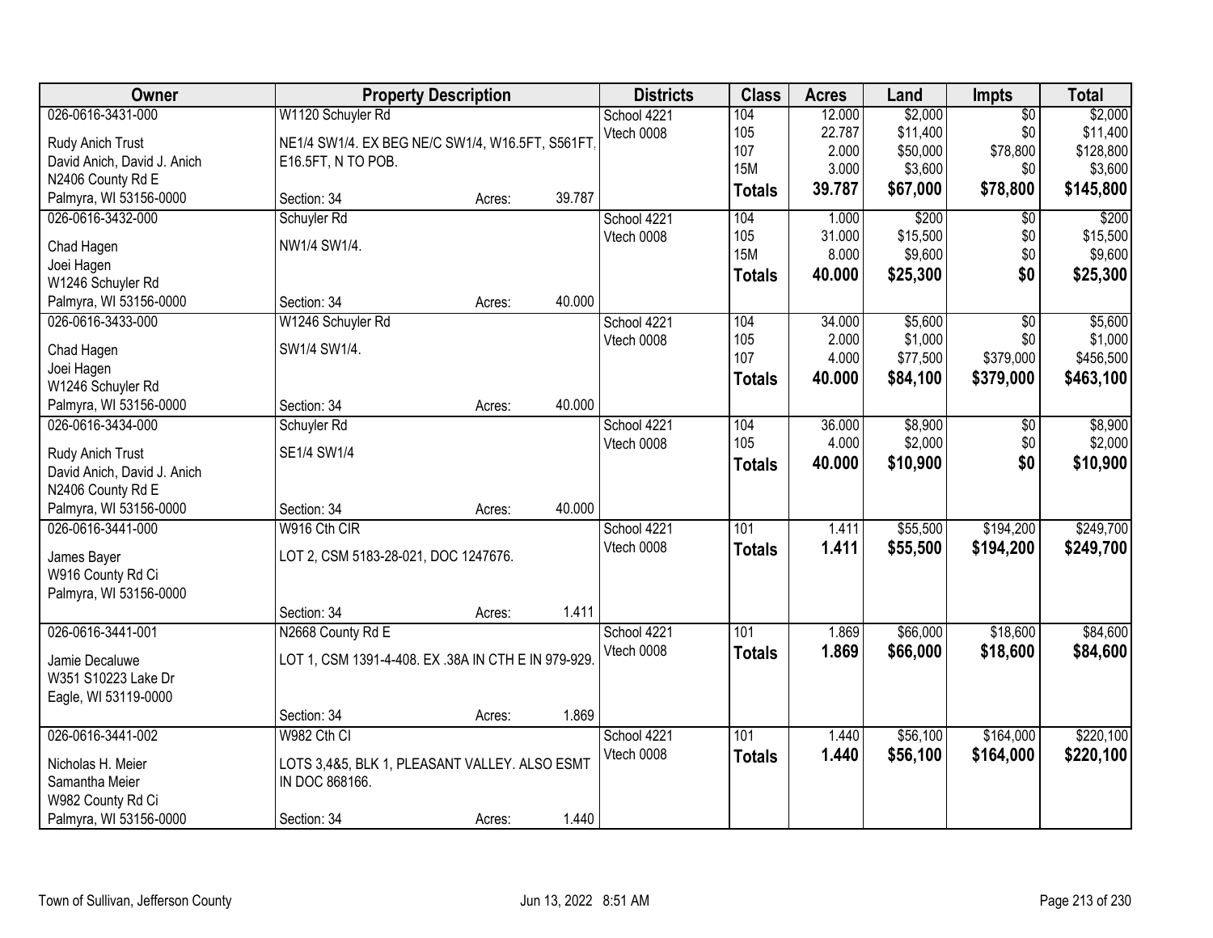| Owner | Property Description | | | Districts | Class | Acres | Land | Impts | Total |
|---|---|---|---|---|---|---|---|---|---|
| 026-0616-3431-000 | W1120 Schuyler Rd | | | School 4221 | 104 | 12.000 | $2,000 | $0 | $2,000 |
| Rudy Anich Trust | NE1/4 SW1/4. EX BEG NE/C SW1/4, W16.5FT, S561FT, | | | Vtech 0008 | 105 | 22.787 | $11,400 | $0 | $11,400 |
| David Anich, David J. Anich | E16.5FT, N TO POB. | | | | 107 | 2.000 | $50,000 | $78,800 | $128,800 |
| N2406 County Rd E | | | | | 15M | 3.000 | $3,600 | $0 | $3,600 |
| Palmyra, WI 53156-0000 | Section: 34 | Acres: | 39.787 | | **Totals** | **39.787** | **$67,000** | **$78,800** | **$145,800** |
| 026-0616-3432-000 | Schuyler Rd | | | School 4221 | 104 | 1.000 | $200 | $0 | $200 |
| Chad Hagen | NW1/4 SW1/4. | | | Vtech 0008 | 105 | 31.000 | $15,500 | $0 | $15,500 |
| Joei Hagen | | | | | 15M | 8.000 | $9,600 | $0 | $9,600 |
| W1246 Schuyler Rd | | | | | **Totals** | **40.000** | **$25,300** | **$0** | **$25,300** |
| Palmyra, WI 53156-0000 | Section: 34 | Acres: | 40.000 | | | | | | |
| 026-0616-3433-000 | W1246 Schuyler Rd | | | School 4221 | 104 | 34.000 | $5,600 | $0 | $5,600 |
| Chad Hagen | SW1/4 SW1/4. | | | Vtech 0008 | 105 | 2.000 | $1,000 | $0 | $1,000 |
| Joei Hagen | | | | | 107 | 4.000 | $77,500 | $379,000 | $456,500 |
| W1246 Schuyler Rd | | | | | **Totals** | **40.000** | **$84,100** | **$379,000** | **$463,100** |
| Palmyra, WI 53156-0000 | Section: 34 | Acres: | 40.000 | | | | | | |
| 026-0616-3434-000 | Schuyler Rd | | | School 4221 | 104 | 36.000 | $8,900 | $0 | $8,900 |
| Rudy Anich Trust | SE1/4 SW1/4 | | | Vtech 0008 | 105 | 4.000 | $2,000 | $0 | $2,000 |
| David Anich, David J. Anich | | | | | **Totals** | **40.000** | **$10,900** | **$0** | **$10,900** |
| N2406 County Rd E | | | | | | | | | |
| Palmyra, WI 53156-0000 | Section: 34 | Acres: | 40.000 | | | | | | |
| 026-0616-3441-000 | W916 Cth CIR | | | School 4221 | 101 | 1.411 | $55,500 | $194,200 | $249,700 |
| James Bayer | LOT 2, CSM 5183-28-021, DOC 1247676. | | | Vtech 0008 | **Totals** | **1.411** | **$55,500** | **$194,200** | **$249,700** |
| W916 County Rd Ci | | | | | | | | | |
| Palmyra, WI 53156-0000 | | | | | | | | | |
| | Section: 34 | Acres: | 1.411 | | | | | | |
| 026-0616-3441-001 | N2668 County Rd E | | | School 4221 | 101 | 1.869 | $66,000 | $18,600 | $84,600 |
| Jamie Decaluwe | LOT 1, CSM 1391-4-408. EX .38A IN CTH E IN 979-929. | | | Vtech 0008 | **Totals** | **1.869** | **$66,000** | **$18,600** | **$84,600** |
| W351 S10223 Lake Dr | | | | | | | | | |
| Eagle, WI 53119-0000 | | | | | | | | | |
| | Section: 34 | Acres: | 1.869 | | | | | | |
| 026-0616-3441-002 | W982 Cth CI | | | School 4221 | 101 | 1.440 | $56,100 | $164,000 | $220,100 |
| Nicholas H. Meier | LOTS 3,4&5, BLK 1, PLEASANT VALLEY. ALSO ESMT | | | Vtech 0008 | **Totals** | **1.440** | **$56,100** | **$164,000** | **$220,100** |
| Samantha Meier | IN DOC 868166. | | | | | | | | |
| W982 County Rd Ci | | | | | | | | | |
| Palmyra, WI 53156-0000 | Section: 34 | Acres: | 1.440 | | | | | | |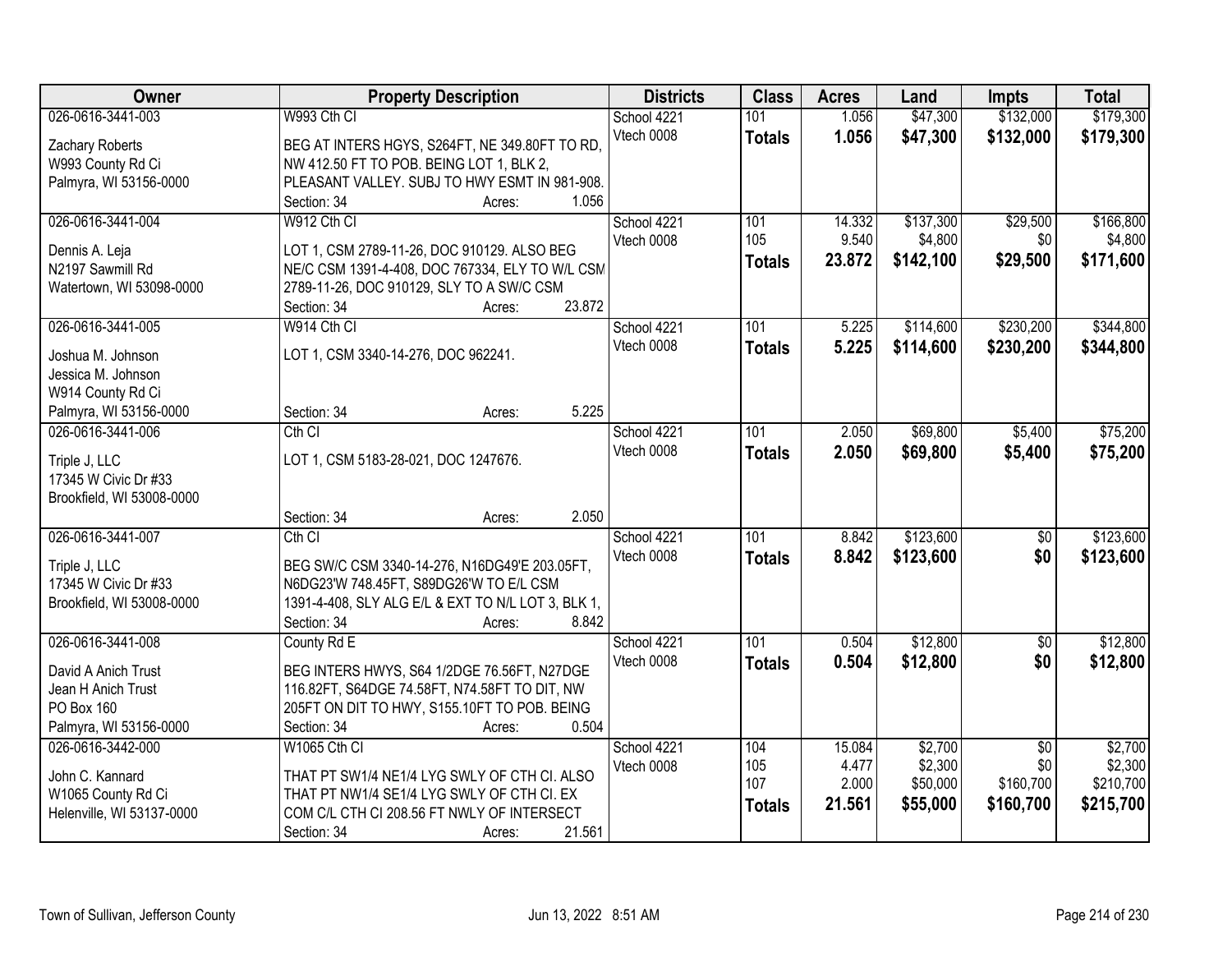| Owner | Property Description | Districts | Class | Acres | Land | Impts | Total |
|---|---|---|---|---|---|---|---|
| 026-0616-3441-003<br>Zachary Roberts<br>W993 County Rd Ci<br>Palmyra, WI 53156-0000 | W993 Cth CI<br>BEG AT INTERS HGYS, S264FT, NE 349.80FT TO RD, NW 412.50 FT TO POB. BEING LOT 1, BLK 2, PLEASANT VALLEY. SUBJ TO HWY ESMT IN 981-908.<br>Section: 34 Acres: 1.056 | School 4221<br>Vtech 0008 | 101<br>**Totals** | 1.056<br>**1.056** | $47,300<br>**$47,300** | $132,000<br>**$132,000** | $179,300<br>**$179,300** |
| 026-0616-3441-004<br>Dennis A. Leja<br>N2197 Sawmill Rd<br>Watertown, WI 53098-0000 | W912 Cth CI<br>LOT 1, CSM 2789-11-26, DOC 910129. ALSO BEG NE/C CSM 1391-4-408, DOC 767334, ELY TO W/L CSM 2789-11-26, DOC 910129, SLY TO A SW/C CSM<br>Section: 34 Acres: 23.872 | School 4221<br>Vtech 0008 | 101<br>105<br>**Totals** | 14.332<br>9.540<br>**23.872** | $137,300<br>$4,800<br>**$142,100** | $29,500<br>$0<br>**$29,500** | $166,800<br>$4,800<br>**$171,600** |
| 026-0616-3441-005<br>Joshua M. Johnson<br>Jessica M. Johnson<br>W914 County Rd Ci<br>Palmyra, WI 53156-0000 | W914 Cth CI<br>LOT 1, CSM 3340-14-276, DOC 962241.<br>Section: 34 Acres: 5.225 | School 4221<br>Vtech 0008 | 101<br>**Totals** | 5.225<br>**5.225** | $114,600<br>**$114,600** | $230,200<br>**$230,200** | $344,800<br>**$344,800** |
| 026-0616-3441-006<br>Triple J, LLC<br>17345 W Civic Dr #33<br>Brookfield, WI 53008-0000 | Cth CI<br>LOT 1, CSM 5183-28-021, DOC 1247676.<br>Section: 34 Acres: 2.050 | School 4221<br>Vtech 0008 | 101<br>**Totals** | 2.050<br>**2.050** | $69,800<br>**$69,800** | $5,400<br>**$5,400** | $75,200<br>**$75,200** |
| 026-0616-3441-007<br>Triple J, LLC<br>17345 W Civic Dr #33<br>Brookfield, WI 53008-0000 | Cth CI<br>BEG SW/C CSM 3340-14-276, N16DG49'E 203.05FT, N6DG23'W 748.45FT, S89DG26'W TO E/L CSM 1391-4-408, SLY ALG E/L & EXT TO N/L LOT 3, BLK 1,<br>Section: 34 Acres: 8.842 | School 4221<br>Vtech 0008 | 101<br>**Totals** | 8.842<br>**8.842** | $123,600<br>**$123,600** | $0<br>**$0** | $123,600<br>**$123,600** |
| 026-0616-3441-008<br>David A Anich Trust<br>Jean H Anich Trust<br>PO Box 160<br>Palmyra, WI 53156-0000 | County Rd E<br>BEG INTERS HWYS, S64 1/2DGE 76.56FT, N27DGE 116.82FT, S64DGE 74.58FT, N74.58FT TO DIT, NW 205FT ON DIT TO HWY, S155.10FT TO POB. BEING<br>Section: 34 Acres: 0.504 | School 4221<br>Vtech 0008 | 101<br>**Totals** | 0.504<br>**0.504** | $12,800<br>**$12,800** | $0<br>**$0** | $12,800<br>**$12,800** |
| 026-0616-3442-000<br>John C. Kannard<br>W1065 County Rd Ci<br>Helenville, WI 53137-0000 | W1065 Cth CI<br>THAT PT SW1/4 NE1/4 LYG SWLY OF CTH CI. ALSO THAT PT NW1/4 SE1/4 LYG SWLY OF CTH CI. EX COM C/L CTH CI 208.56 FT NWLY OF INTERSECT<br>Section: 34 Acres: 21.561 | School 4221<br>Vtech 0008 | 104<br>105<br>107<br>**Totals** | 15.084<br>4.477<br>2.000<br>**21.561** | $2,700<br>$2,300<br>$50,000<br>**$55,000** | $0<br>$0<br>$160,700<br>**$160,700** | $2,700<br>$2,300<br>$210,700<br>**$215,700** |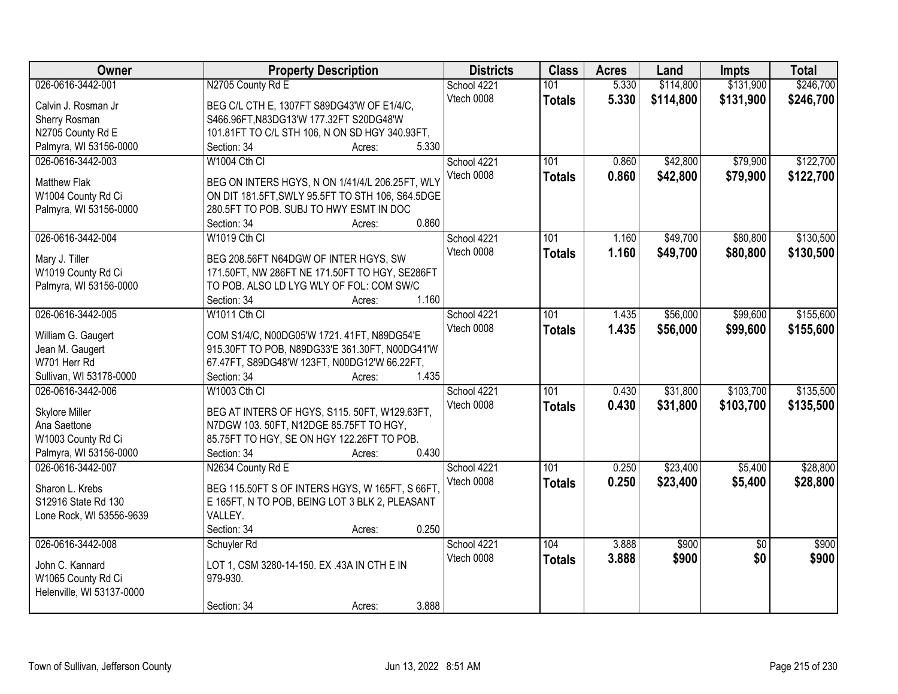| Owner | Property Description | Districts | Class | Acres | Land | Impts | Total |
|---|---|---|---|---|---|---|---|
| 026-0616-3442-001<br>Calvin J. Rosman Jr<br>Sherry Rosman<br>N2705 County Rd E<br>Palmyra, WI 53156-0000 | N2705 County Rd E<br>BEG C/L CTH E, 1307FT S89DG43'W OF E1/4/C, S466.96FT,N83DG13'W 177.32FT S20DG48'W 101.81FT TO C/L STH 106, N ON SD HGY 340.93FT,<br>Section: 34 Acres: 5.330 | School 4221<br>Vtech 0008 | 101<br>**Totals** | 5.330<br>**5.330** | $114,800<br>**$114,800** | $131,900<br>**$131,900** | $246,700<br>**$246,700** |
| 026-0616-3442-003<br>Matthew Flak<br>W1004 County Rd Ci<br>Palmyra, WI 53156-0000 | W1004 Cth Cl<br>BEG ON INTERS HGYS, N ON 1/41/4/L 206.25FT, WLY ON DIT 181.5FT,SWLY 95.5FT TO STH 106, S64.5DGE 280.5FT TO POB. SUBJ TO HWY ESMT IN DOC<br>Section: 34 Acres: 0.860 | School 4221<br>Vtech 0008 | 101<br>**Totals** | 0.860<br>**0.860** | $42,800<br>**$42,800** | $79,900<br>**$79,900** | $122,700<br>**$122,700** |
| 026-0616-3442-004<br>Mary J. Tiller<br>W1019 County Rd Ci<br>Palmyra, WI 53156-0000 | W1019 Cth Cl<br>BEG 208.56FT N64DGW OF INTER HGYS, SW 171.50FT, NW 286FT NE 171.50FT TO HGY, SE286FT TO POB. ALSO LD LYG WLY OF FOL: COM SW/C<br>Section: 34 Acres: 1.160 | School 4221<br>Vtech 0008 | 101<br>**Totals** | 1.160<br>**1.160** | $49,700<br>**$49,700** | $80,800<br>**$80,800** | $130,500<br>**$130,500** |
| 026-0616-3442-005<br>William G. Gaugert<br>Jean M. Gaugert<br>W701 Herr Rd<br>Sullivan, WI 53178-0000 | W1011 Cth Cl<br>COM S1/4/C, N00DG05'W 1721. 41FT, N89DG54'E 915.30FT TO POB, N89DG33'E 361.30FT, N00DG41'W 67.47FT, S89DG48'W 123FT, N00DG12'W 66.22FT,<br>Section: 34 Acres: 1.435 | School 4221<br>Vtech 0008 | 101<br>**Totals** | 1.435<br>**1.435** | $56,000<br>**$56,000** | $99,600<br>**$99,600** | $155,600<br>**$155,600** |
| 026-0616-3442-006<br>Skylore Miller<br>Ana Saettone<br>W1003 County Rd Ci<br>Palmyra, WI 53156-0000 | W1003 Cth Cl<br>BEG AT INTERS OF HGYS, S115. 50FT, W129.63FT, N7DGW 103. 50FT, N12DGE 85.75FT TO HGY, 85.75FT TO HGY, SE ON HGY 122.26FT TO POB.<br>Section: 34 Acres: 0.430 | School 4221<br>Vtech 0008 | 101<br>**Totals** | 0.430<br>**0.430** | $31,800<br>**$31,800** | $103,700<br>**$103,700** | $135,500<br>**$135,500** |
| 026-0616-3442-007<br>Sharon L. Krebs<br>S12916 State Rd 130<br>Lone Rock, WI 53556-9639 | N2634 County Rd E<br>BEG 115.50FT S OF INTERS HGYS, W 165FT, S 66FT, E 165FT, N TO POB, BEING LOT 3 BLK 2, PLEASANT VALLEY.<br>Section: 34 Acres: 0.250 | School 4221<br>Vtech 0008 | 101<br>**Totals** | 0.250<br>**0.250** | $23,400<br>**$23,400** | $5,400<br>**$5,400** | $28,800<br>**$28,800** |
| 026-0616-3442-008<br>John C. Kannard<br>W1065 County Rd Ci<br>Helenville, WI 53137-0000 | Schuyler Rd<br>LOT 1, CSM 3280-14-150. EX .43A IN CTH E IN 979-930.<br>Section: 34 Acres: 3.888 | School 4221<br>Vtech 0008 | 104<br>**Totals** | 3.888<br>**3.888** | $900<br>**$900** | $0<br>**$0** | $900<br>**$900** |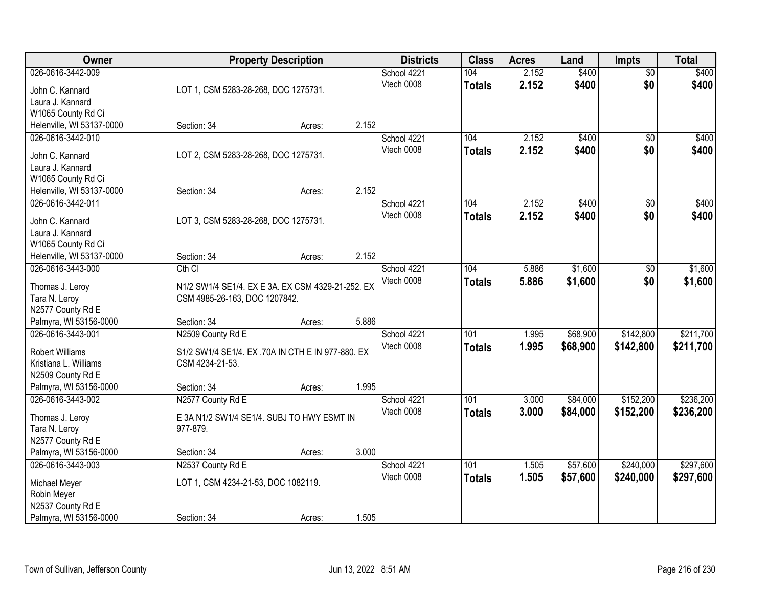| Owner | Property Description | Districts | Class | Acres | Land | Impts | Total |
|---|---|---|---|---|---|---|---|
| 026-0616-3442-009<br>John C. Kannard<br>Laura J. Kannard<br>W1065 County Rd Ci<br>Helenville, WI 53137-0000 | LOT 1, CSM 5283-28-268, DOC 1275731.<br>Section: 34 Acres: 2.152 | School 4221<br>Vtech 0008 | 104<br>**Totals** | 2.152<br>**2.152** | $400<br>**$400** | $0<br>**$0** | $400<br>**$400** |
| 026-0616-3442-010<br>John C. Kannard<br>Laura J. Kannard<br>W1065 County Rd Ci<br>Helenville, WI 53137-0000 | LOT 2, CSM 5283-28-268, DOC 1275731.<br>Section: 34 Acres: 2.152 | School 4221<br>Vtech 0008 | 104<br>**Totals** | 2.152<br>**2.152** | $400<br>**$400** | $0<br>**$0** | $400<br>**$400** |
| 026-0616-3442-011<br>John C. Kannard<br>Laura J. Kannard<br>W1065 County Rd Ci<br>Helenville, WI 53137-0000 | LOT 3, CSM 5283-28-268, DOC 1275731.<br>Section: 34 Acres: 2.152 | School 4221<br>Vtech 0008 | 104<br>**Totals** | 2.152<br>**2.152** | $400<br>**$400** | $0<br>**$0** | $400<br>**$400** |
| 026-0616-3443-000<br>Thomas J. Leroy<br>Tara N. Leroy<br>N2577 County Rd E<br>Palmyra, WI 53156-0000 | Cth Cl<br>N1/2 SW1/4 SE1/4. EX E 3A. EX CSM 4329-21-252. EX CSM 4985-26-163, DOC 1207842.<br>Section: 34 Acres: 5.886 | School 4221<br>Vtech 0008 | 104<br>**Totals** | 5.886<br>**5.886** | $1,600<br>**$1,600** | $0<br>**$0** | $1,600<br>**$1,600** |
| 026-0616-3443-001<br>Robert Williams<br>Kristiana L. Williams<br>N2509 County Rd E<br>Palmyra, WI 53156-0000 | N2509 County Rd E<br>S1/2 SW1/4 SE1/4. EX .70A IN CTH E IN 977-880. EX CSM 4234-21-53.<br>Section: 34 Acres: 1.995 | School 4221<br>Vtech 0008 | 101<br>**Totals** | 1.995<br>**1.995** | $68,900<br>**$68,900** | $142,800<br>**$142,800** | $211,700<br>**$211,700** |
| 026-0616-3443-002<br>Thomas J. Leroy<br>Tara N. Leroy<br>N2577 County Rd E<br>Palmyra, WI 53156-0000 | N2577 County Rd E<br>E 3A N1/2 SW1/4 SE1/4. SUBJ TO HWY ESMT IN 977-879.<br>Section: 34 Acres: 3.000 | School 4221<br>Vtech 0008 | 101<br>**Totals** | 3.000<br>**3.000** | $84,000<br>**$84,000** | $152,200<br>**$152,200** | $236,200<br>**$236,200** |
| 026-0616-3443-003<br>Michael Meyer<br>Robin Meyer<br>N2537 County Rd E<br>Palmyra, WI 53156-0000 | N2537 County Rd E<br>LOT 1, CSM 4234-21-53, DOC 1082119.<br>Section: 34 Acres: 1.505 | School 4221<br>Vtech 0008 | 101<br>**Totals** | 1.505<br>**1.505** | $57,600<br>**$57,600** | $240,000<br>**$240,000** | $297,600<br>**$297,600** |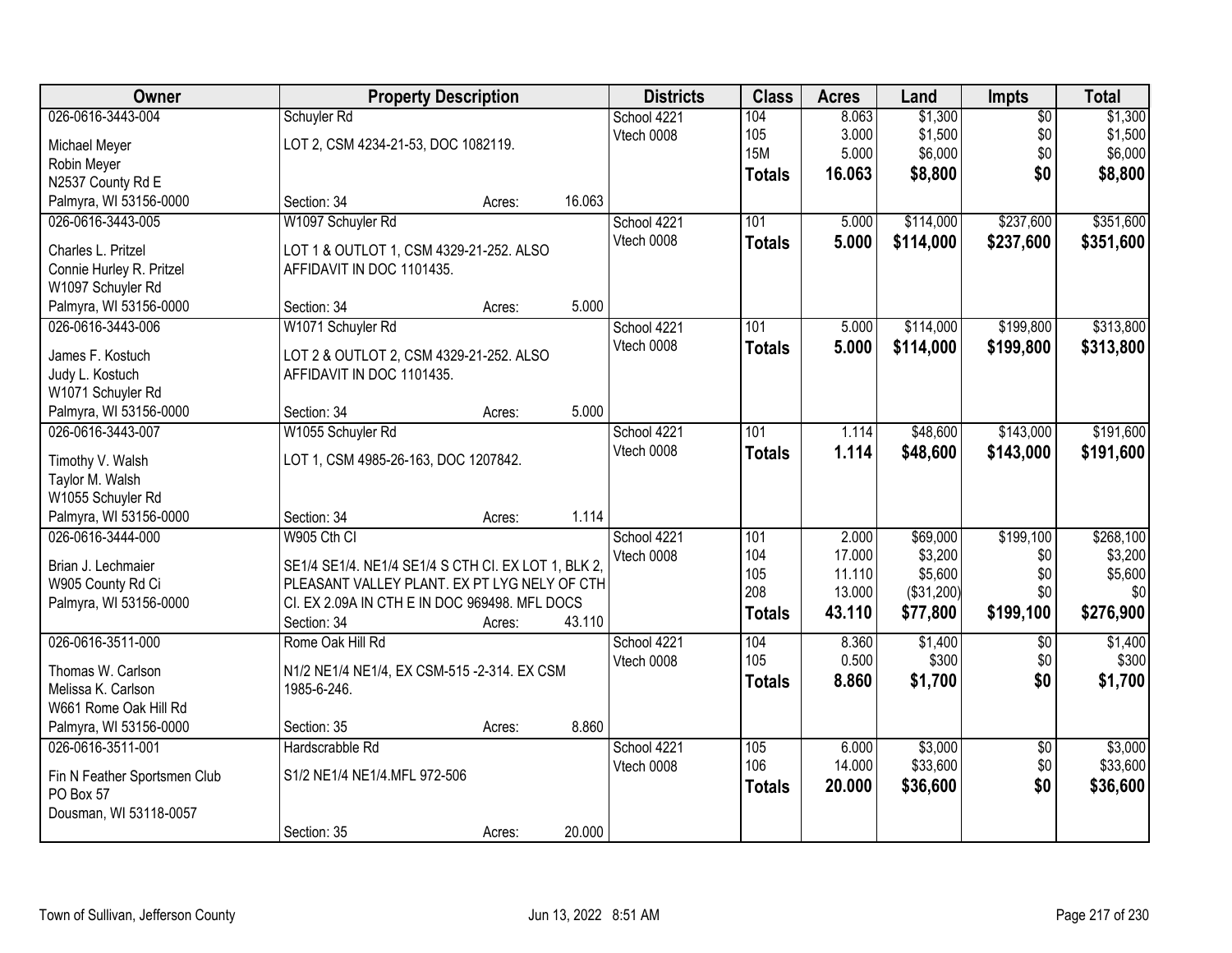| Owner | Property Description | | | Districts | Class | Acres | Land | Impts | Total |
|---|---|---|---|---|---|---|---|---|---|
| 026-0616-3443-004 | Schuyler Rd | | | School 4221 | 104 | 8.063 | $1,300 | $0 | $1,300 |
| Michael Meyer | LOT 2, CSM 4234-21-53, DOC 1082119. | | | Vtech 0008 | 105 | 3.000 | $1,500 | $0 | $1,500 |
| Robin Meyer | | | | | 15M | 5.000 | $6,000 | $0 | $6,000 |
| N2537 County Rd E | | | | | **Totals** | **16.063** | **$8,800** | **$0** | **$8,800** |
| Palmyra, WI 53156-0000 | Section: 34 | Acres: | 16.063 | | | | | | |
| 026-0616-3443-005 | W1097 Schuyler Rd | | | School 4221 | 101 | 5.000 | $114,000 | $237,600 | $351,600 |
| Charles L. Pritzel | LOT 1 & OUTLOT 1, CSM 4329-21-252. ALSO | | | Vtech 0008 | **Totals** | **5.000** | **$114,000** | **$237,600** | **$351,600** |
| Connie Hurley R. Pritzel | AFFIDAVIT IN DOC 1101435. | | | | | | | | |
| W1097 Schuyler Rd | | | | | | | | | |
| Palmyra, WI 53156-0000 | Section: 34 | Acres: | 5.000 | | | | | | |
| 026-0616-3443-006 | W1071 Schuyler Rd | | | School 4221 | 101 | 5.000 | $114,000 | $199,800 | $313,800 |
| James F. Kostuch | LOT 2 & OUTLOT 2, CSM 4329-21-252. ALSO | | | Vtech 0008 | **Totals** | **5.000** | **$114,000** | **$199,800** | **$313,800** |
| Judy L. Kostuch | AFFIDAVIT IN DOC 1101435. | | | | | | | | |
| W1071 Schuyler Rd | | | | | | | | | |
| Palmyra, WI 53156-0000 | Section: 34 | Acres: | 5.000 | | | | | | |
| 026-0616-3443-007 | W1055 Schuyler Rd | | | School 4221 | 101 | 1.114 | $48,600 | $143,000 | $191,600 |
| Timothy V. Walsh | LOT 1, CSM 4985-26-163, DOC 1207842. | | | Vtech 0008 | **Totals** | **1.114** | **$48,600** | **$143,000** | **$191,600** |
| Taylor M. Walsh | | | | | | | | | |
| W1055 Schuyler Rd | | | | | | | | | |
| Palmyra, WI 53156-0000 | Section: 34 | Acres: | 1.114 | | | | | | |
| 026-0616-3444-000 | W905 Cth Cl | | | School 4221 | 101 | 2.000 | $69,000 | $199,100 | $268,100 |
| Brian J. Lechmaier | SE1/4 SE1/4. NE1/4 SE1/4 S CTH CI. EX LOT 1, BLK 2, | | | Vtech 0008 | 104 | 17.000 | $3,200 | $0 | $3,200 |
| W905 County Rd Ci | PLEASANT VALLEY PLANT. EX PT LYG NELY OF CTH | | | | 105 | 11.110 | $5,600 | $0 | $5,600 |
| Palmyra, WI 53156-0000 | CI. EX 2.09A IN CTH E IN DOC 969498. MFL DOCS | | | | 208 | 13.000 | ($31,200) | $0 | $0 |
| | Section: 34 | Acres: | 43.110 | | **Totals** | **43.110** | **$77,800** | **$199,100** | **$276,900** |
| 026-0616-3511-000 | Rome Oak Hill Rd | | | School 4221 | 104 | 8.360 | $1,400 | $0 | $1,400 |
| Thomas W. Carlson | N1/2 NE1/4 NE1/4, EX CSM-515 -2-314. EX CSM | | | Vtech 0008 | 105 | 0.500 | $300 | $0 | $300 |
| Melissa K. Carlson | 1985-6-246. | | | | **Totals** | **8.860** | **$1,700** | **$0** | **$1,700** |
| W661 Rome Oak Hill Rd | | | | | | | | | |
| Palmyra, WI 53156-0000 | Section: 35 | Acres: | 8.860 | | | | | | |
| 026-0616-3511-001 | Hardscrabble Rd | | | School 4221 | 105 | 6.000 | $3,000 | $0 | $3,000 |
| Fin N Feather Sportsmen Club | S1/2 NE1/4 NE1/4.MFL 972-506 | | | Vtech 0008 | 106 | 14.000 | $33,600 | $0 | $33,600 |
| PO Box 57 | | | | | **Totals** | **20.000** | **$36,600** | **$0** | **$36,600** |
| Dousman, WI 53118-0057 | | | | | | | | | |
| | Section: 35 | Acres: | 20.000 | | | | | | |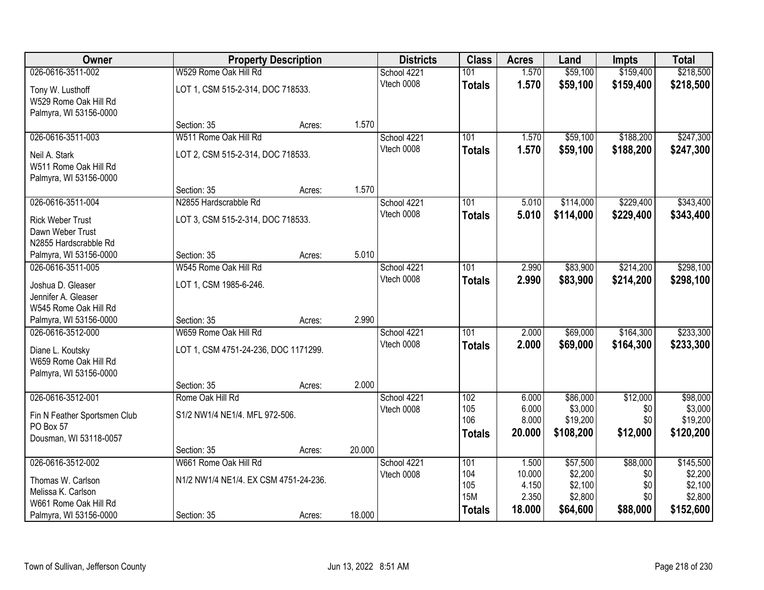| Owner | Property Description | | | Districts | Class | Acres | Land | Impts | Total |
|---|---|---|---|---|---|---|---|---|---|
| 026-0616-3511-002 | W529 Rome Oak Hill Rd | | | School 4221 | 101 | 1.570 | $59,100 | $159,400 | $218,500 |
| Tony W. Lusthoff<br>W529 Rome Oak Hill Rd<br>Palmyra, WI 53156-0000 | LOT 1, CSM 515-2-314, DOC 718533. | | | Vtech 0008 | **Totals** | **1.570** | **$59,100** | **$159,400** | **$218,500** |
| | Section: 35 | Acres: | 1.570 | | | | | | |
| 026-0616-3511-003 | W511 Rome Oak Hill Rd | | | School 4221 | 101 | 1.570 | $59,100 | $188,200 | $247,300 |
| Neil A. Stark<br>W511 Rome Oak Hill Rd<br>Palmyra, WI 53156-0000 | LOT 2, CSM 515-2-314, DOC 718533. | | | Vtech 0008 | **Totals** | **1.570** | **$59,100** | **$188,200** | **$247,300** |
| | Section: 35 | Acres: | 1.570 | | | | | | |
| 026-0616-3511-004 | N2855 Hardscrabble Rd | | | School 4221 | 101 | 5.010 | $114,000 | $229,400 | $343,400 |
| Rick Weber Trust<br>Dawn Weber Trust<br>N2855 Hardscrabble Rd<br>Palmyra, WI 53156-0000 | LOT 3, CSM 515-2-314, DOC 718533. | | | Vtech 0008 | **Totals** | **5.010** | **$114,000** | **$229,400** | **$343,400** |
| | Section: 35 | Acres: | 5.010 | | | | | | |
| 026-0616-3511-005 | W545 Rome Oak Hill Rd | | | School 4221 | 101 | 2.990 | $83,900 | $214,200 | $298,100 |
| Joshua D. Gleaser<br>Jennifer A. Gleaser<br>W545 Rome Oak Hill Rd<br>Palmyra, WI 53156-0000 | LOT 1, CSM 1985-6-246. | | | Vtech 0008 | **Totals** | **2.990** | **$83,900** | **$214,200** | **$298,100** |
| | Section: 35 | Acres: | 2.990 | | | | | | |
| 026-0616-3512-000 | W659 Rome Oak Hill Rd | | | School 4221 | 101 | 2.000 | $69,000 | $164,300 | $233,300 |
| Diane L. Koutsky<br>W659 Rome Oak Hill Rd<br>Palmyra, WI 53156-0000 | LOT 1, CSM 4751-24-236, DOC 1171299. | | | Vtech 0008 | **Totals** | **2.000** | **$69,000** | **$164,300** | **$233,300** |
| | Section: 35 | Acres: | 2.000 | | | | | | |
| 026-0616-3512-001 | Rome Oak Hill Rd | | | School 4221 | 102 | 6.000 | $86,000 | $12,000 | $98,000 |
| Fin N Feather Sportsmen Club<br>PO Box 57<br>Dousman, WI 53118-0057 | S1/2 NW1/4 NE1/4. MFL 972-506. | | | Vtech 0008 | 105 | 6.000 | $3,000 | $0 | $3,000 |
| | | | | | 106 | 8.000 | $19,200 | $0 | $19,200 |
| | | | | | **Totals** | **20.000** | **$108,200** | **$12,000** | **$120,200** |
| | Section: 35 | Acres: | 20.000 | | | | | | |
| 026-0616-3512-002 | W661 Rome Oak Hill Rd | | | School 4221 | 101 | 1.500 | $57,500 | $88,000 | $145,500 |
| Thomas W. Carlson<br>Melissa K. Carlson<br>W661 Rome Oak Hill Rd<br>Palmyra, WI 53156-0000 | N1/2 NW1/4 NE1/4. EX CSM 4751-24-236. | | | Vtech 0008 | 104 | 10.000 | $2,200 | $0 | $2,200 |
| | | | | | 105 | 4.150 | $2,100 | $0 | $2,100 |
| | | | | | 15M | 2.350 | $2,800 | $0 | $2,800 |
| | Section: 35 | Acres: | 18.000 | | **Totals** | **18.000** | **$64,600** | **$88,000** | **$152,600** |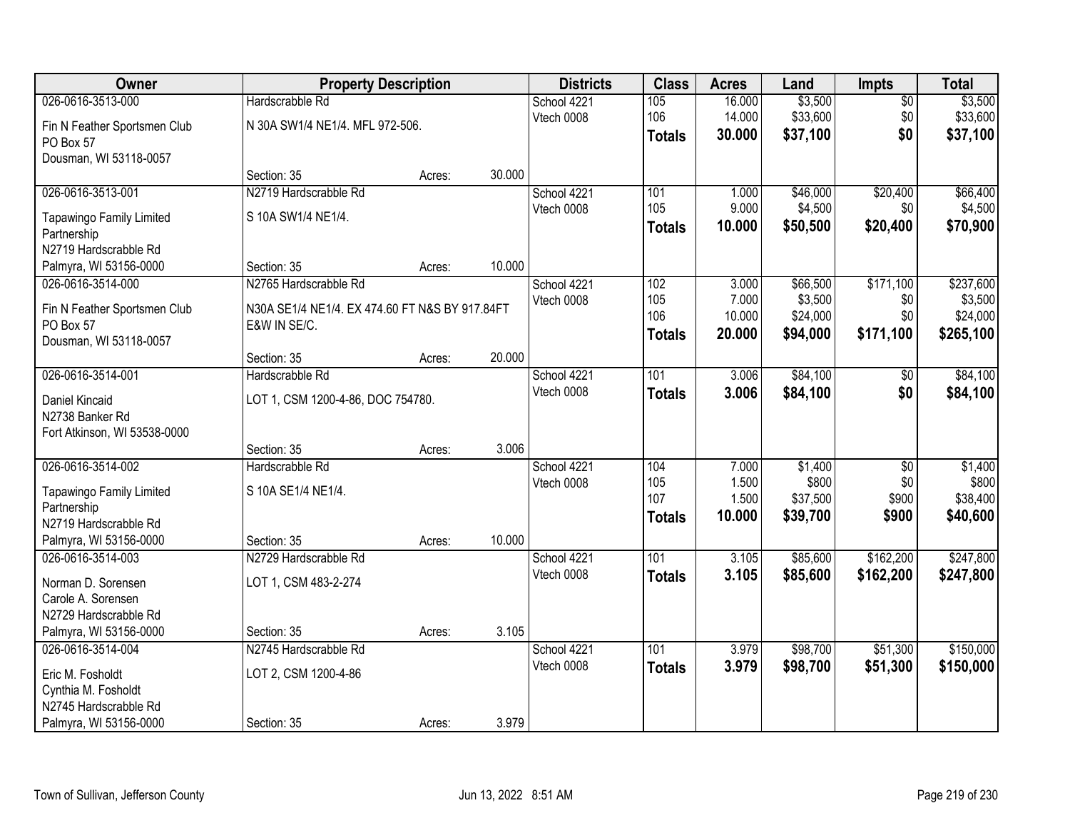| Owner | Property Description | | | Districts | Class | Acres | Land | Impts | Total |
|---|---|---|---|---|---|---|---|---|---|
| 026-0616-3513-000 | Hardscrabble Rd | | | School 4221 | 105 | 16.000 | $3,500 | $0 | $3,500 |
| Fin N Feather Sportsmen Club | N 30A SW1/4 NE1/4. MFL 972-506. | | | Vtech 0008 | 106 | 14.000 | $33,600 | $0 | $33,600 |
| PO Box 57 | | | | | **Totals** | **30.000** | **$37,100** | **$0** | **$37,100** |
| Dousman, WI 53118-0057 | Section: 35 | Acres: | 30.000 | | | | | | |
| 026-0616-3513-001 | N2719 Hardscrabble Rd | | | School 4221 | 101 | 1.000 | $46,000 | $20,400 | $66,400 |
| Tapawingo Family Limited Partnership | S 10A SW1/4 NE1/4. | | | Vtech 0008 | 105 | 9.000 | $4,500 | $0 | $4,500 |
| N2719 Hardscrabble Rd | | | | | **Totals** | **10.000** | **$50,500** | **$20,400** | **$70,900** |
| Palmyra, WI 53156-0000 | Section: 35 | Acres: | 10.000 | | | | | | |
| 026-0616-3514-000 | N2765 Hardscrabble Rd | | | School 4221 | 102 | 3.000 | $66,500 | $171,100 | $237,600 |
| Fin N Feather Sportsmen Club | N30A SE1/4 NE1/4. EX 474.60 FT N&S BY 917.84FT E&W IN SE/C. | | | Vtech 0008 | 105 | 7.000 | $3,500 | $0 | $3,500 |
| PO Box 57 | | | | | 106 | 10.000 | $24,000 | $0 | $24,000 |
| Dousman, WI 53118-0057 | | | | | **Totals** | **20.000** | **$94,000** | **$171,100** | **$265,100** |
| | Section: 35 | Acres: | 20.000 | | | | | | |
| 026-0616-3514-001 | Hardscrabble Rd | | | School 4221 | 101 | 3.006 | $84,100 | $0 | $84,100 |
| Daniel Kincaid | LOT 1, CSM 1200-4-86, DOC 754780. | | | Vtech 0008 | **Totals** | **3.006** | **$84,100** | **$0** | **$84,100** |
| N2738 Banker Rd | | | | | | | | | |
| Fort Atkinson, WI 53538-0000 | Section: 35 | Acres: | 3.006 | | | | | | |
| 026-0616-3514-002 | Hardscrabble Rd | | | School 4221 | 104 | 7.000 | $1,400 | $0 | $1,400 |
| Tapawingo Family Limited Partnership | S 10A SE1/4 NE1/4. | | | Vtech 0008 | 105 | 1.500 | $800 | $0 | $800 |
| N2719 Hardscrabble Rd | | | | | 107 | 1.500 | $37,500 | $900 | $38,400 |
| | | | | | **Totals** | **10.000** | **$39,700** | **$900** | **$40,600** |
| Palmyra, WI 53156-0000 | Section: 35 | Acres: | 10.000 | | | | | | |
| 026-0616-3514-003 | N2729 Hardscrabble Rd | | | School 4221 | 101 | 3.105 | $85,600 | $162,200 | $247,800 |
| Norman D. Sorensen | LOT 1, CSM 483-2-274 | | | Vtech 0008 | **Totals** | **3.105** | **$85,600** | **$162,200** | **$247,800** |
| Carole A. Sorensen | | | | | | | | | |
| N2729 Hardscrabble Rd | | | | | | | | | |
| Palmyra, WI 53156-0000 | Section: 35 | Acres: | 3.105 | | | | | | |
| 026-0616-3514-004 | N2745 Hardscrabble Rd | | | School 4221 | 101 | 3.979 | $98,700 | $51,300 | $150,000 |
| Eric M. Fosholdt | LOT 2, CSM 1200-4-86 | | | Vtech 0008 | **Totals** | **3.979** | **$98,700** | **$51,300** | **$150,000** |
| Cynthia M. Fosholdt | | | | | | | | | |
| N2745 Hardscrabble Rd | | | | | | | | | |
| Palmyra, WI 53156-0000 | Section: 35 | Acres: | 3.979 | | | | | | |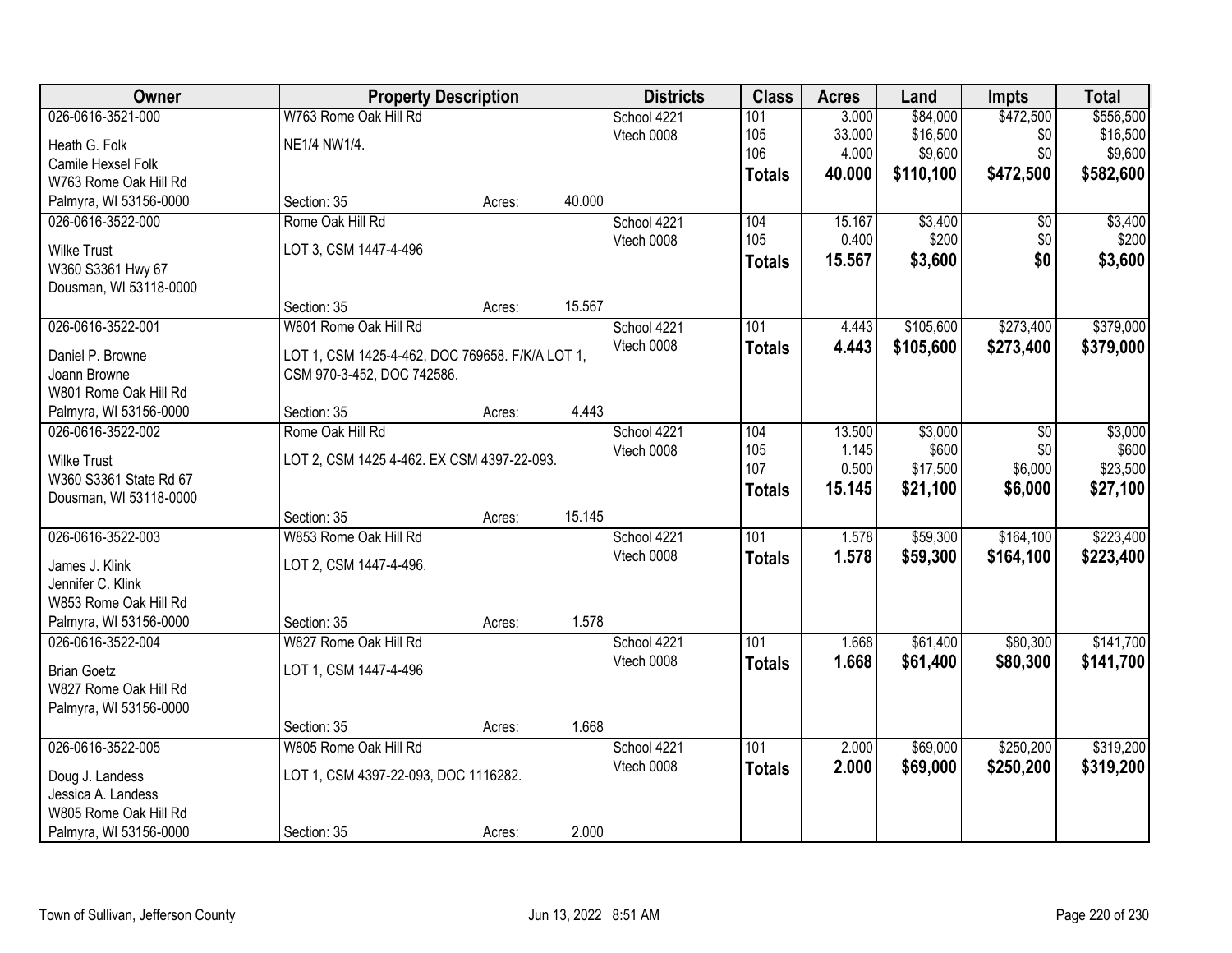| Owner | Property Description | Districts | Class | Acres | Land | Impts | Total |
|---|---|---|---|---|---|---|---|
| 026-0616-3521-000<br>Heath G. Folk<br>Camile Hexsel Folk<br>W763 Rome Oak Hill Rd<br>Palmyra, WI 53156-0000 | W763 Rome Oak Hill Rd<br>NE1/4 NW1/4.<br>Section: 35 Acres: 40.000 | School 4221<br>Vtech 0008 | 101<br>105<br>106<br>**Totals** | 3.000<br>33.000<br>4.000<br>**40.000** | $84,000<br>$16,500<br>$9,600<br>**$110,100** | $472,500<br>$0<br>$0<br>**$472,500** | $556,500<br>$16,500<br>$9,600<br>**$582,600** |
| 026-0616-3522-000<br>Wilke Trust<br>W360 S3361 Hwy 67<br>Dousman, WI 53118-0000 | Rome Oak Hill Rd<br>LOT 3, CSM 1447-4-496<br>Section: 35 Acres: 15.567 | School 4221<br>Vtech 0008 | 104<br>105<br>**Totals** | 15.167<br>0.400<br>**15.567** | $3,400<br>$200<br>**$3,600** | $0<br>$0<br>**$0** | $3,400<br>$200<br>**$3,600** |
| 026-0616-3522-001<br>Daniel P. Browne<br>Joann Browne<br>W801 Rome Oak Hill Rd<br>Palmyra, WI 53156-0000 | W801 Rome Oak Hill Rd<br>LOT 1, CSM 1425-4-462, DOC 769658. F/K/A LOT 1, CSM 970-3-452, DOC 742586.<br>Section: 35 Acres: 4.443 | School 4221<br>Vtech 0008 | 101<br>**Totals** | 4.443<br>**4.443** | $105,600<br>**$105,600** | $273,400<br>**$273,400** | $379,000<br>**$379,000** |
| 026-0616-3522-002<br>Wilke Trust<br>W360 S3361 State Rd 67<br>Dousman, WI 53118-0000 | Rome Oak Hill Rd<br>LOT 2, CSM 1425 4-462. EX CSM 4397-22-093.<br>Section: 35 Acres: 15.145 | School 4221<br>Vtech 0008 | 104<br>105<br>107<br>**Totals** | 13.500<br>1.145<br>0.500<br>**15.145** | $3,000<br>$600<br>$17,500<br>**$21,100** | $0<br>$0<br>$6,000<br>**$6,000** | $3,000<br>$600<br>$23,500<br>**$27,100** |
| 026-0616-3522-003<br>James J. Klink<br>Jennifer C. Klink<br>W853 Rome Oak Hill Rd<br>Palmyra, WI 53156-0000 | W853 Rome Oak Hill Rd<br>LOT 2, CSM 1447-4-496.<br>Section: 35 Acres: 1.578 | School 4221<br>Vtech 0008 | 101<br>**Totals** | 1.578<br>**1.578** | $59,300<br>**$59,300** | $164,100<br>**$164,100** | $223,400<br>**$223,400** |
| 026-0616-3522-004<br>Brian Goetz<br>W827 Rome Oak Hill Rd<br>Palmyra, WI 53156-0000 | W827 Rome Oak Hill Rd<br>LOT 1, CSM 1447-4-496<br>Section: 35 Acres: 1.668 | School 4221<br>Vtech 0008 | 101<br>**Totals** | 1.668<br>**1.668** | $61,400<br>**$61,400** | $80,300<br>**$80,300** | $141,700<br>**$141,700** |
| 026-0616-3522-005<br>Doug J. Landess<br>Jessica A. Landess<br>W805 Rome Oak Hill Rd<br>Palmyra, WI 53156-0000 | W805 Rome Oak Hill Rd<br>LOT 1, CSM 4397-22-093, DOC 1116282.<br>Section: 35 Acres: 2.000 | School 4221<br>Vtech 0008 | 101<br>**Totals** | 2.000<br>**2.000** | $69,000<br>**$69,000** | $250,200<br>**$250,200** | $319,200<br>**$319,200** |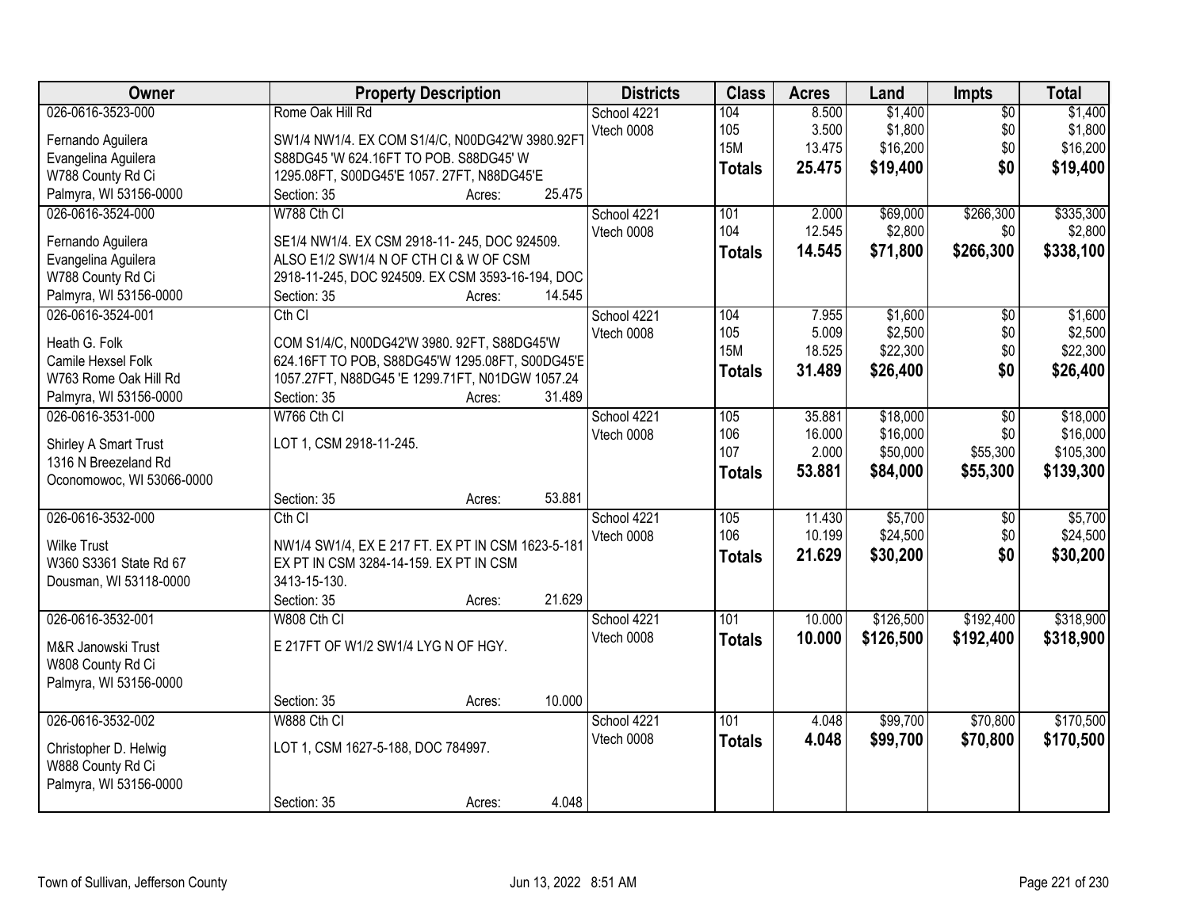| Owner | Property Description | Districts | Class | Acres | Land | Impts | Total |
|---|---|---|---|---|---|---|---|
| 026-0616-3523-000<br>Fernando Aguilera<br>Evangelina Aguilera<br>W788 County Rd Ci<br>Palmyra, WI 53156-0000 | Rome Oak Hill Rd<br>SW1/4 NW1/4. EX COM S1/4/C, N00DG42'W 3980.92FT S88DG45 'W 624.16FT TO POB. S88DG45' W 1295.08FT, S00DG45'E 1057. 27FT, N88DG45'E<br>Section: 35 Acres: 25.475 | School 4221<br>Vtech 0008 | 104<br>105<br>15M<br>**Totals** | 8.500<br>3.500<br>13.475<br>**25.475** | $1,400<br>$1,800<br>$16,200<br>**$19,400** | $0<br>$0<br>$0<br>**$0** | $1,400<br>$1,800<br>$16,200<br>**$19,400** |
| 026-0616-3524-000<br>Fernando Aguilera<br>Evangelina Aguilera<br>W788 County Rd Ci<br>Palmyra, WI 53156-0000 | W788 Cth CI<br>SE1/4 NW1/4. EX CSM 2918-11- 245, DOC 924509. ALSO E1/2 SW1/4 N OF CTH CI & W OF CSM 2918-11-245, DOC 924509. EX CSM 3593-16-194, DOC<br>Section: 35 Acres: 14.545 | School 4221<br>Vtech 0008 | 101<br>104<br>**Totals** | 2.000<br>12.545<br>**14.545** | $69,000<br>$2,800<br>**$71,800** | $266,300<br>$0<br>**$266,300** | $335,300<br>$2,800<br>**$338,100** |
| 026-0616-3524-001<br>Heath G. Folk<br>Camile Hexsel Folk<br>W763 Rome Oak Hill Rd<br>Palmyra, WI 53156-0000 | Cth CI<br>COM S1/4/C, N00DG42'W 3980. 92FT, S88DG45'W 624.16FT TO POB, S88DG45'W 1295.08FT, S00DG45'E 1057.27FT, N88DG45 'E 1299.71FT, N01DGW 1057.24<br>Section: 35 Acres: 31.489 | School 4221<br>Vtech 0008 | 104<br>105<br>15M<br>**Totals** | 7.955<br>5.009<br>18.525<br>**31.489** | $1,600<br>$2,500<br>$22,300<br>**$26,400** | $0<br>$0<br>$0<br>**$0** | $1,600<br>$2,500<br>$22,300<br>**$26,400** |
| 026-0616-3531-000<br>Shirley A Smart Trust<br>1316 N Breezeland Rd<br>Oconomowoc, WI 53066-0000 | W766 Cth CI<br>LOT 1, CSM 2918-11-245.<br>Section: 35 Acres: 53.881 | School 4221<br>Vtech 0008 | 105<br>106<br>107<br>**Totals** | 35.881<br>16.000<br>2.000<br>**53.881** | $18,000<br>$16,000<br>$50,000<br>**$84,000** | $0<br>$0<br>$55,300<br>**$55,300** | $18,000<br>$16,000<br>$105,300<br>**$139,300** |
| 026-0616-3532-000<br>Wilke Trust<br>W360 S3361 State Rd 67<br>Dousman, WI 53118-0000 | Cth CI<br>NW1/4 SW1/4, EX E 217 FT. EX PT IN CSM 1623-5-181 EX PT IN CSM 3284-14-159. EX PT IN CSM 3413-15-130.<br>Section: 35 Acres: 21.629 | School 4221<br>Vtech 0008 | 105<br>106<br>**Totals** | 11.430<br>10.199<br>**21.629** | $5,700<br>$24,500<br>**$30,200** | $0<br>$0<br>**$0** | $5,700<br>$24,500<br>**$30,200** |
| 026-0616-3532-001<br>M&R Janowski Trust<br>W808 County Rd Ci<br>Palmyra, WI 53156-0000 | W808 Cth CI<br>E 217FT OF W1/2 SW1/4 LYG N OF HGY.<br>Section: 35 Acres: 10.000 | School 4221<br>Vtech 0008 | 101<br>**Totals** | 10.000<br>**10.000** | $126,500<br>**$126,500** | $192,400<br>**$192,400** | $318,900<br>**$318,900** |
| 026-0616-3532-002<br>Christopher D. Helwig<br>W888 County Rd Ci<br>Palmyra, WI 53156-0000 | W888 Cth CI<br>LOT 1, CSM 1627-5-188, DOC 784997.<br>Section: 35 Acres: 4.048 | School 4221<br>Vtech 0008 | 101<br>**Totals** | 4.048<br>**4.048** | $99,700<br>**$99,700** | $70,800<br>**$70,800** | $170,500<br>**$170,500** |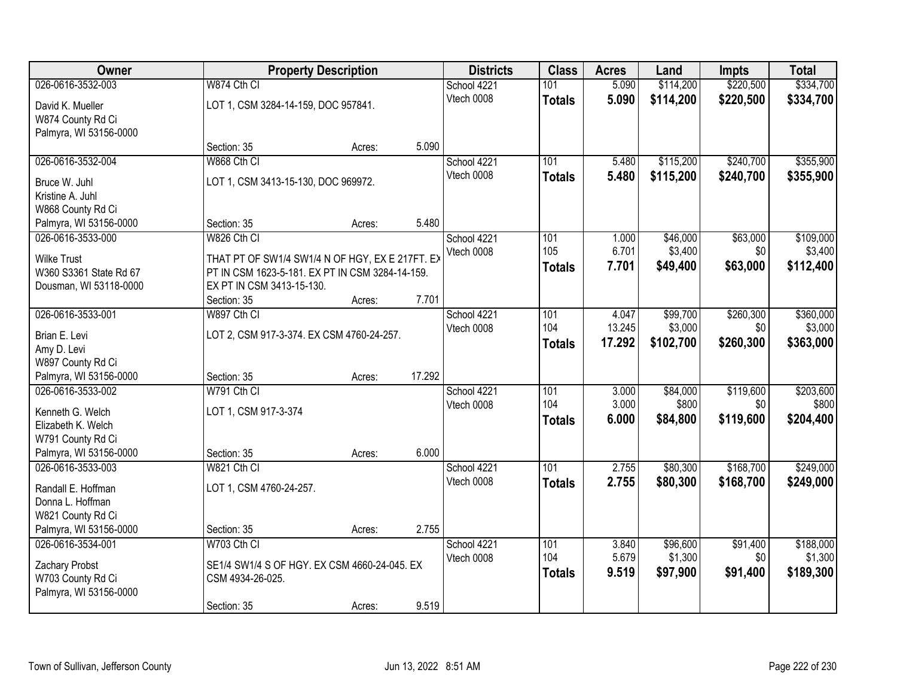| Owner | Property Description | | | Districts | Class | Acres | Land | Impts | Total |
|---|---|---|---|---|---|---|---|---|---|
| 026-0616-3532-003 | W874 Cth CI | | | School 4221 | 101 | 5.090 | $114,200 | $220,500 | $334,700 |
| David K. Mueller<br>W874 County Rd Ci<br>Palmyra, WI 53156-0000 | LOT 1, CSM 3284-14-159, DOC 957841. | | | Vtech 0008 | **Totals** | **5.090** | **$114,200** | **$220,500** | **$334,700** |
| | Section: 35 | Acres: | 5.090 | | | | | | |
| 026-0616-3532-004 | W868 Cth CI | | | School 4221 | 101 | 5.480 | $115,200 | $240,700 | $355,900 |
| Bruce W. Juhl<br>Kristine A. Juhl<br>W868 County Rd Ci<br>Palmyra, WI 53156-0000 | LOT 1, CSM 3413-15-130, DOC 969972. | | | Vtech 0008 | **Totals** | **5.480** | **$115,200** | **$240,700** | **$355,900** |
| | Section: 35 | Acres: | 5.480 | | | | | | |
| 026-0616-3533-000 | W826 Cth CI | | | School 4221 | 101 | 1.000 | $46,000 | $63,000 | $109,000 |
| Wilke Trust<br>W360 S3361 State Rd 67<br>Dousman, WI 53118-0000 | THAT PT OF SW1/4 SW1/4 N OF HGY, EX E 217FT. EX PT IN CSM 1623-5-181. EX PT IN CSM 3284-14-159. EX PT IN CSM 3413-15-130. | | | Vtech 0008 | 105 | 6.701 | $3,400 | $0 | $3,400 |
| | | | | | **Totals** | **7.701** | **$49,400** | **$63,000** | **$112,400** |
| | Section: 35 | Acres: | 7.701 | | | | | | |
| 026-0616-3533-001 | W897 Cth CI | | | School 4221 | 101 | 4.047 | $99,700 | $260,300 | $360,000 |
| Brian E. Levi<br>Amy D. Levi<br>W897 County Rd Ci<br>Palmyra, WI 53156-0000 | LOT 2, CSM 917-3-374. EX CSM 4760-24-257. | | | Vtech 0008 | 104 | 13.245 | $3,000 | $0 | $3,000 |
| | | | | | **Totals** | **17.292** | **$102,700** | **$260,300** | **$363,000** |
| | Section: 35 | Acres: | 17.292 | | | | | | |
| 026-0616-3533-002 | W791 Cth CI | | | School 4221 | 101 | 3.000 | $84,000 | $119,600 | $203,600 |
| Kenneth G. Welch<br>Elizabeth K. Welch<br>W791 County Rd Ci<br>Palmyra, WI 53156-0000 | LOT 1, CSM 917-3-374 | | | Vtech 0008 | 104 | 3.000 | $800 | $0 | $800 |
| | | | | | **Totals** | **6.000** | **$84,800** | **$119,600** | **$204,400** |
| | Section: 35 | Acres: | 6.000 | | | | | | |
| 026-0616-3533-003 | W821 Cth CI | | | School 4221 | 101 | 2.755 | $80,300 | $168,700 | $249,000 |
| Randall E. Hoffman<br>Donna L. Hoffman<br>W821 County Rd Ci<br>Palmyra, WI 53156-0000 | LOT 1, CSM 4760-24-257. | | | Vtech 0008 | **Totals** | **2.755** | **$80,300** | **$168,700** | **$249,000** |
| | Section: 35 | Acres: | 2.755 | | | | | | |
| 026-0616-3534-001 | W703 Cth CI | | | School 4221 | 101 | 3.840 | $96,600 | $91,400 | $188,000 |
| Zachary Probst<br>W703 County Rd Ci<br>Palmyra, WI 53156-0000 | SE1/4 SW1/4 S OF HGY. EX CSM 4660-24-045. EX CSM 4934-26-025. | | | Vtech 0008 | 104 | 5.679 | $1,300 | $0 | $1,300 |
| | | | | | **Totals** | **9.519** | **$97,900** | **$91,400** | **$189,300** |
| | Section: 35 | Acres: | 9.519 | | | | | | |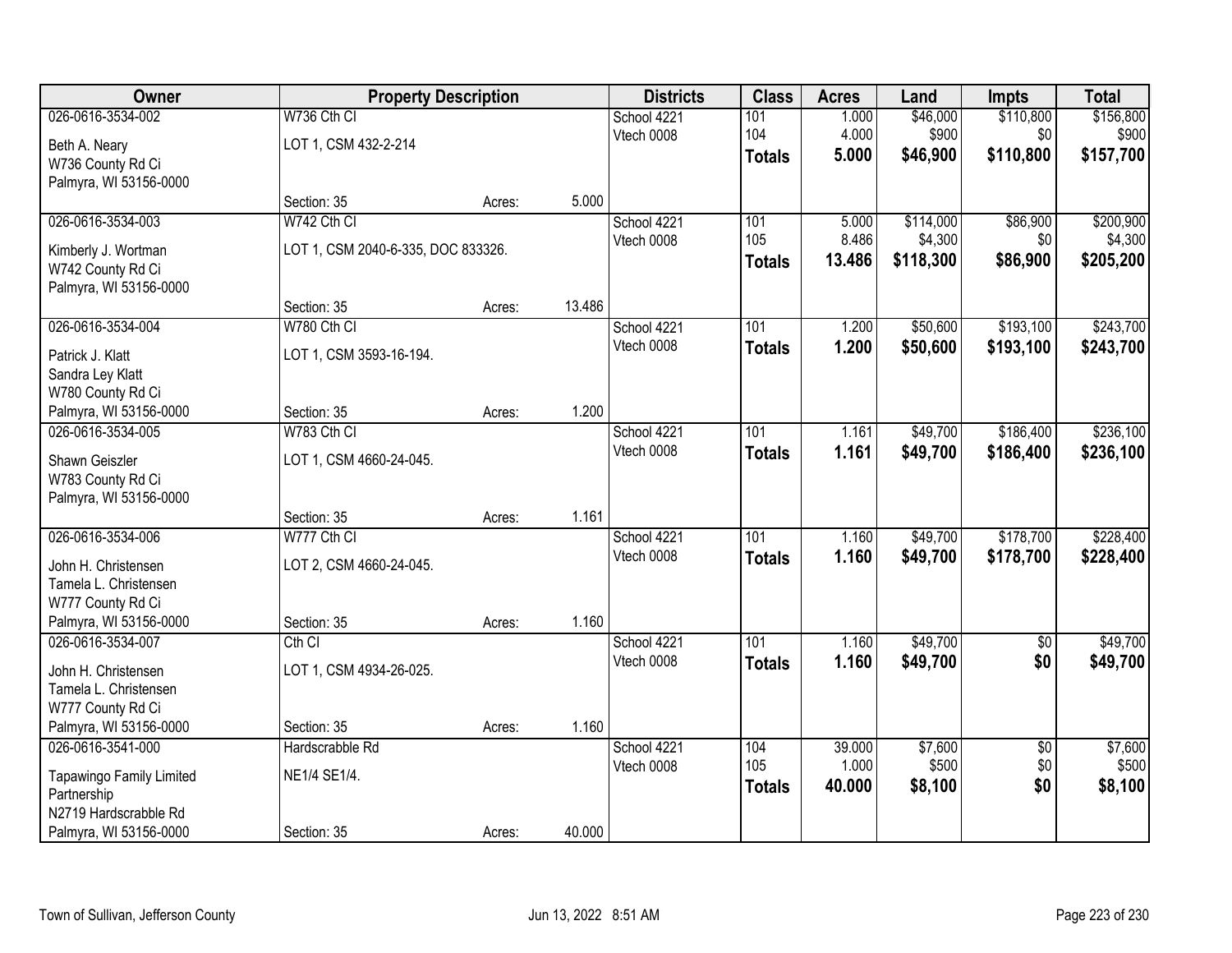| Owner | Property Description | | | Districts | Class | Acres | Land | Impts | Total |
|---|---|---|---|---|---|---|---|---|---|
| 026-0616-3534-002 | W736 Cth CI | | | School 4221 | 101 | 1.000 | $46,000 | $110,800 | $156,800 |
| Beth A. Neary | LOT 1, CSM 432-2-214 | | | Vtech 0008 | 104 | 4.000 | $900 | $0 | $900 |
| W736 County Rd Ci | | | | | **Totals** | **5.000** | **$46,900** | **$110,800** | **$157,700** |
| Palmyra, WI 53156-0000 | Section: 35 | Acres: | 5.000 | | | | | | |
| 026-0616-3534-003 | W742 Cth CI | | | School 4221 | 101 | 5.000 | $114,000 | $86,900 | $200,900 |
| Kimberly J. Wortman | LOT 1, CSM 2040-6-335, DOC 833326. | | | Vtech 0008 | 105 | 8.486 | $4,300 | $0 | $4,300 |
| W742 County Rd Ci | | | | | **Totals** | **13.486** | **$118,300** | **$86,900** | **$205,200** |
| Palmyra, WI 53156-0000 | Section: 35 | Acres: | 13.486 | | | | | | |
| 026-0616-3534-004 | W780 Cth CI | | | School 4221 | 101 | 1.200 | $50,600 | $193,100 | $243,700 |
| Patrick J. Klatt | LOT 1, CSM 3593-16-194. | | | Vtech 0008 | **Totals** | **1.200** | **$50,600** | **$193,100** | **$243,700** |
| Sandra Ley Klatt | | | | | | | | | |
| W780 County Rd Ci | | | | | | | | | |
| Palmyra, WI 53156-0000 | Section: 35 | Acres: | 1.200 | | | | | | |
| 026-0616-3534-005 | W783 Cth CI | | | School 4221 | 101 | 1.161 | $49,700 | $186,400 | $236,100 |
| Shawn Geiszler | LOT 1, CSM 4660-24-045. | | | Vtech 0008 | **Totals** | **1.161** | **$49,700** | **$186,400** | **$236,100** |
| W783 County Rd Ci | | | | | | | | | |
| Palmyra, WI 53156-0000 | Section: 35 | Acres: | 1.161 | | | | | | |
| 026-0616-3534-006 | W777 Cth CI | | | School 4221 | 101 | 1.160 | $49,700 | $178,700 | $228,400 |
| John H. Christensen | LOT 2, CSM 4660-24-045. | | | Vtech 0008 | **Totals** | **1.160** | **$49,700** | **$178,700** | **$228,400** |
| Tamela L. Christensen | | | | | | | | | |
| W777 County Rd Ci | | | | | | | | | |
| Palmyra, WI 53156-0000 | Section: 35 | Acres: | 1.160 | | | | | | |
| 026-0616-3534-007 | Cth CI | | | School 4221 | 101 | 1.160 | $49,700 | $0 | $49,700 |
| John H. Christensen | LOT 1, CSM 4934-26-025. | | | Vtech 0008 | **Totals** | **1.160** | **$49,700** | **$0** | **$49,700** |
| Tamela L. Christensen | | | | | | | | | |
| W777 County Rd Ci | | | | | | | | | |
| Palmyra, WI 53156-0000 | Section: 35 | Acres: | 1.160 | | | | | | |
| 026-0616-3541-000 | Hardscrabble Rd | | | School 4221 | 104 | 39.000 | $7,600 | $0 | $7,600 |
| Tapawingo Family Limited Partnership | NE1/4 SE1/4. | | | Vtech 0008 | 105 | 1.000 | $500 | $0 | $500 |
| N2719 Hardscrabble Rd | | | | | **Totals** | **40.000** | **$8,100** | **$0** | **$8,100** |
| Palmyra, WI 53156-0000 | Section: 35 | Acres: | 40.000 | | | | | | |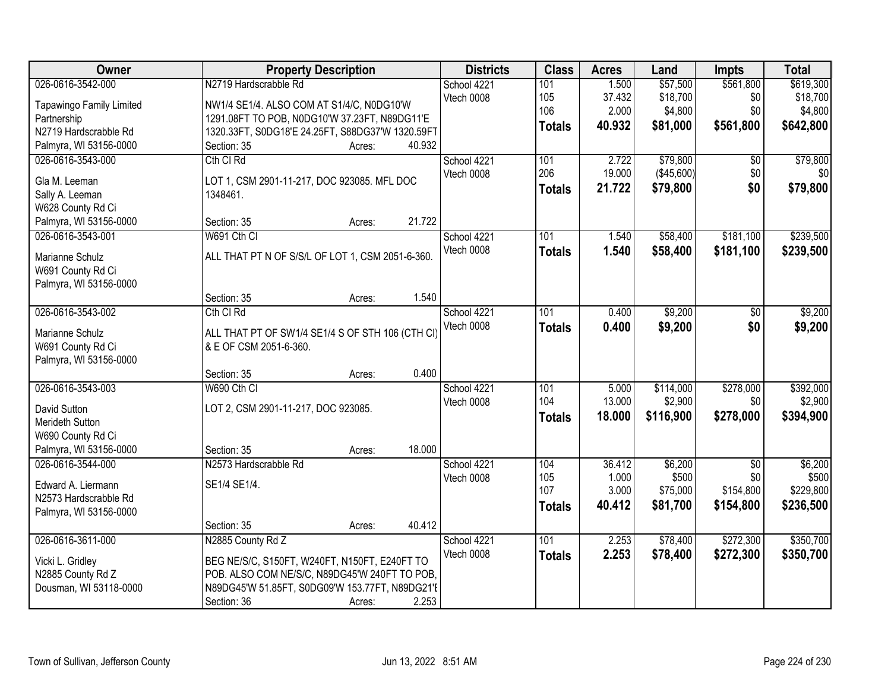| Owner | Property Description | Districts | Class | Acres | Land | Impts | Total |
|---|---|---|---|---|---|---|---|
| 026-0616-3542-000 | N2719 Hardscrabble Rd | School 4221 | 101 | 1.500 | $57,500 | $561,800 | $619,300 |
| Tapawingo Family Limited Partnership | NW1/4 SE1/4. ALSO COM AT S1/4/C, N0DG10'W 1291.08FT TO POB, N0DG10'W 37.23FT, N89DG11'E 1320.33FT, S0DG18'E 24.25FT, S88DG37'W 1320.59FT | Vtech 0008 | 105 | 37.432 | $18,700 | $0 | $18,700 |
| N2719 Hardscrabble Rd | | | 106 | 2.000 | $4,800 | $0 | $4,800 |
| Palmyra, WI 53156-0000 | Section: 35 Acres: 40.932 | | **Totals** | **40.932** | **$81,000** | **$561,800** | **$642,800** |
| 026-0616-3543-000 | Cth CI Rd | School 4221 | 101 | 2.722 | $79,800 | $0 | $79,800 |
| Gla M. Leeman | LOT 1, CSM 2901-11-217, DOC 923085. MFL DOC 1348461. | Vtech 0008 | 206 | 19.000 | ($45,600) | $0 | $0 |
| Sally A. Leeman | | | **Totals** | **21.722** | **$79,800** | **$0** | **$79,800** |
| W628 County Rd Ci | | | | | | | |
| Palmyra, WI 53156-0000 | Section: 35 Acres: 21.722 | | | | | | |
| 026-0616-3543-001 | W691 Cth CI | School 4221 | 101 | 1.540 | $58,400 | $181,100 | $239,500 |
| Marianne Schulz | ALL THAT PT N OF S/S/L OF LOT 1, CSM 2051-6-360. | Vtech 0008 | **Totals** | **1.540** | **$58,400** | **$181,100** | **$239,500** |
| W691 County Rd Ci | | | | | | | |
| Palmyra, WI 53156-0000 | Section: 35 Acres: 1.540 | | | | | | |
| 026-0616-3543-002 | Cth CI Rd | School 4221 | 101 | 0.400 | $9,200 | $0 | $9,200 |
| Marianne Schulz | ALL THAT PT OF SW1/4 SE1/4 S OF STH 106 (CTH CI) & E OF CSM 2051-6-360. | Vtech 0008 | **Totals** | **0.400** | **$9,200** | **$0** | **$9,200** |
| W691 County Rd Ci | | | | | | | |
| Palmyra, WI 53156-0000 | Section: 35 Acres: 0.400 | | | | | | |
| 026-0616-3543-003 | W690 Cth CI | School 4221 | 101 | 5.000 | $114,000 | $278,000 | $392,000 |
| David Sutton | LOT 2, CSM 2901-11-217, DOC 923085. | Vtech 0008 | 104 | 13.000 | $2,900 | $0 | $2,900 |
| Merideth Sutton | | | **Totals** | **18.000** | **$116,900** | **$278,000** | **$394,900** |
| W690 County Rd Ci | | | | | | | |
| Palmyra, WI 53156-0000 | Section: 35 Acres: 18.000 | | | | | | |
| 026-0616-3544-000 | N2573 Hardscrabble Rd | School 4221 | 104 | 36.412 | $6,200 | $0 | $6,200 |
| Edward A. Liermann | SE1/4 SE1/4. | Vtech 0008 | 105 | 1.000 | $500 | $0 | $500 |
| N2573 Hardscrabble Rd | | | 107 | 3.000 | $75,000 | $154,800 | $229,800 |
| Palmyra, WI 53156-0000 | | | **Totals** | **40.412** | **$81,700** | **$154,800** | **$236,500** |
| | Section: 35 Acres: 40.412 | | | | | | |
| 026-0616-3611-000 | N2885 County Rd Z | School 4221 | 101 | 2.253 | $78,400 | $272,300 | $350,700 |
| Vicki L. Gridley | BEG NE/S/C, S150FT, W240FT, N150FT, E240FT TO POB. ALSO COM NE/S/C, N89DG45'W 240FT TO POB, N89DG45'W 51.85FT, S0DG09'W 153.77FT, N89DG21'E | Vtech 0008 | **Totals** | **2.253** | **$78,400** | **$272,300** | **$350,700** |
| N2885 County Rd Z | | | | | | | |
| Dousman, WI 53118-0000 | Section: 36 Acres: 2.253 | | | | | | |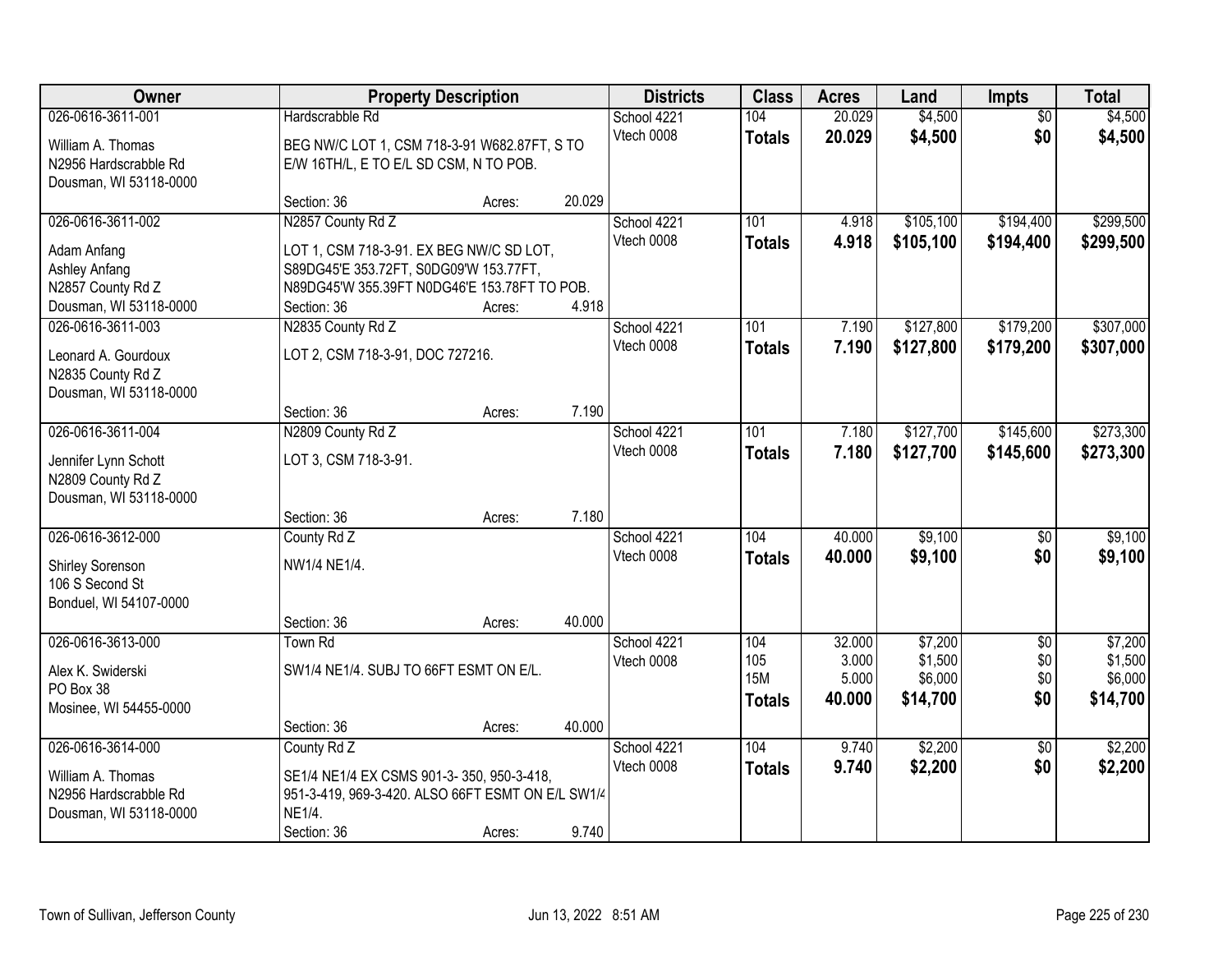| Owner | Property Description | | | Districts | Class | Acres | Land | Impts | Total |
|---|---|---|---|---|---|---|---|---|---|
| 026-0616-3611-001 | Hardscrabble Rd | | | School 4221 | 104 | 20.029 | $4,500 | $0 | $4,500 |
| William A. Thomas<br>N2956 Hardscrabble Rd<br>Dousman, WI 53118-0000 | BEG NW/C LOT 1, CSM 718-3-91 W682.87FT, S TO E/W 16TH/L, E TO E/L SD CSM, N TO POB. | | | Vtech 0008 | **Totals** | **20.029** | **$4,500** | **$0** | **$4,500** |
| | Section: 36 | Acres: | 20.029 | | | | | | |
| 026-0616-3611-002 | N2857 County Rd Z | | | School 4221 | 101 | 4.918 | $105,100 | $194,400 | $299,500 |
| Adam Anfang<br>Ashley Anfang<br>N2857 County Rd Z<br>Dousman, WI 53118-0000 | LOT 1, CSM 718-3-91. EX BEG NW/C SD LOT, S89DG45'E 353.72FT, S0DG09'W 153.77FT, N89DG45'W 355.39FT N0DG46'E 153.78FT TO POB. | | | Vtech 0008 | **Totals** | **4.918** | **$105,100** | **$194,400** | **$299,500** |
| | Section: 36 | Acres: | 4.918 | | | | | | |
| 026-0616-3611-003 | N2835 County Rd Z | | | School 4221 | 101 | 7.190 | $127,800 | $179,200 | $307,000 |
| Leonard A. Gourdoux<br>N2835 County Rd Z<br>Dousman, WI 53118-0000 | LOT 2, CSM 718-3-91, DOC 727216. | | | Vtech 0008 | **Totals** | **7.190** | **$127,800** | **$179,200** | **$307,000** |
| | Section: 36 | Acres: | 7.190 | | | | | | |
| 026-0616-3611-004 | N2809 County Rd Z | | | School 4221 | 101 | 7.180 | $127,700 | $145,600 | $273,300 |
| Jennifer Lynn Schott<br>N2809 County Rd Z<br>Dousman, WI 53118-0000 | LOT 3, CSM 718-3-91. | | | Vtech 0008 | **Totals** | **7.180** | **$127,700** | **$145,600** | **$273,300** |
| | Section: 36 | Acres: | 7.180 | | | | | | |
| 026-0616-3612-000 | County Rd Z | | | School 4221 | 104 | 40.000 | $9,100 | $0 | $9,100 |
| Shirley Sorenson<br>106 S Second St<br>Bonduel, WI 54107-0000 | NW1/4 NE1/4. | | | Vtech 0008 | **Totals** | **40.000** | **$9,100** | **$0** | **$9,100** |
| | Section: 36 | Acres: | 40.000 | | | | | | |
| 026-0616-3613-000 | Town Rd | | | School 4221 | 104 | 32.000 | $7,200 | $0 | $7,200 |
| Alex K. Swiderski<br>PO Box 38<br>Mosinee, WI 54455-0000 | SW1/4 NE1/4. SUBJ TO 66FT ESMT ON E/L. | | | Vtech 0008 | 105 | 3.000 | $1,500 | $0 | $1,500 |
| | | | | | 15M | 5.000 | $6,000 | $0 | $6,000 |
| | | | | | **Totals** | **40.000** | **$14,700** | **$0** | **$14,700** |
| | Section: 36 | Acres: | 40.000 | | | | | | |
| 026-0616-3614-000 | County Rd Z | | | School 4221 | 104 | 9.740 | $2,200 | $0 | $2,200 |
| William A. Thomas<br>N2956 Hardscrabble Rd<br>Dousman, WI 53118-0000 | SE1/4 NE1/4 EX CSMS 901-3- 350, 950-3-418, 951-3-419, 969-3-420. ALSO 66FT ESMT ON E/L SW1/4 NE1/4. | | | Vtech 0008 | **Totals** | **9.740** | **$2,200** | **$0** | **$2,200** |
| | Section: 36 | Acres: | 9.740 | | | | | | |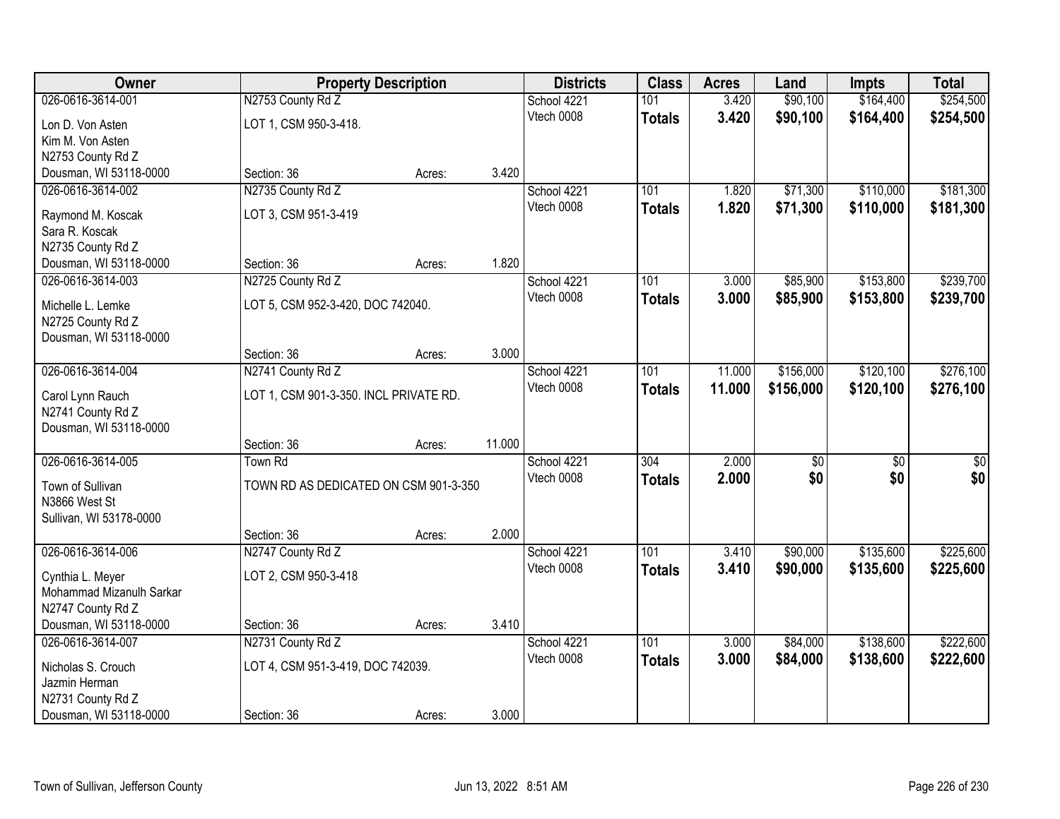| Owner | Property Description | | | Districts | Class | Acres | Land | Impts | Total |
|---|---|---|---|---|---|---|---|---|---|
| 026-0616-3614-001 | N2753 County Rd Z | | | School 4221 | 101 | 3.420 | $90,100 | $164,400 | $254,500 |
| Lon D. Von Asten<br>Kim M. Von Asten<br>N2753 County Rd Z<br>Dousman, WI 53118-0000 | LOT 1, CSM 950-3-418. | | | Vtech 0008 | **Totals** | **3.420** | **$90,100** | **$164,400** | **$254,500** |
| | Section: 36 | Acres: | 3.420 | | | | | | |
| 026-0616-3614-002 | N2735 County Rd Z | | | School 4221 | 101 | 1.820 | $71,300 | $110,000 | $181,300 |
| Raymond M. Koscak<br>Sara R. Koscak<br>N2735 County Rd Z<br>Dousman, WI 53118-0000 | LOT 3, CSM 951-3-419 | | | Vtech 0008 | **Totals** | **1.820** | **$71,300** | **$110,000** | **$181,300** |
| | Section: 36 | Acres: | 1.820 | | | | | | |
| 026-0616-3614-003 | N2725 County Rd Z | | | School 4221 | 101 | 3.000 | $85,900 | $153,800 | $239,700 |
| Michelle L. Lemke<br>N2725 County Rd Z<br>Dousman, WI 53118-0000 | LOT 5, CSM 952-3-420, DOC 742040. | | | Vtech 0008 | **Totals** | **3.000** | **$85,900** | **$153,800** | **$239,700** |
| | Section: 36 | Acres: | 3.000 | | | | | | |
| 026-0616-3614-004 | N2741 County Rd Z | | | School 4221 | 101 | 11.000 | $156,000 | $120,100 | $276,100 |
| Carol Lynn Rauch<br>N2741 County Rd Z<br>Dousman, WI 53118-0000 | LOT 1, CSM 901-3-350. INCL PRIVATE RD. | | | Vtech 0008 | **Totals** | **11.000** | **$156,000** | **$120,100** | **$276,100** |
| | Section: 36 | Acres: | 11.000 | | | | | | |
| 026-0616-3614-005 | Town Rd | | | School 4221 | 304 | 2.000 | $0 | $0 | $0 |
| Town of Sullivan<br>N3866 West St<br>Sullivan, WI 53178-0000 | TOWN RD AS DEDICATED ON CSM 901-3-350 | | | Vtech 0008 | **Totals** | **2.000** | **$0** | **$0** | **$0** |
| | Section: 36 | Acres: | 2.000 | | | | | | |
| 026-0616-3614-006 | N2747 County Rd Z | | | School 4221 | 101 | 3.410 | $90,000 | $135,600 | $225,600 |
| Cynthia L. Meyer<br>Mohammad Mizanulh Sarkar<br>N2747 County Rd Z<br>Dousman, WI 53118-0000 | LOT 2, CSM 950-3-418 | | | Vtech 0008 | **Totals** | **3.410** | **$90,000** | **$135,600** | **$225,600** |
| | Section: 36 | Acres: | 3.410 | | | | | | |
| 026-0616-3614-007 | N2731 County Rd Z | | | School 4221 | 101 | 3.000 | $84,000 | $138,600 | $222,600 |
| Nicholas S. Crouch<br>Jazmin Herman<br>N2731 County Rd Z<br>Dousman, WI 53118-0000 | LOT 4, CSM 951-3-419, DOC 742039. | | | Vtech 0008 | **Totals** | **3.000** | **$84,000** | **$138,600** | **$222,600** |
| | Section: 36 | Acres: | 3.000 | | | | | | |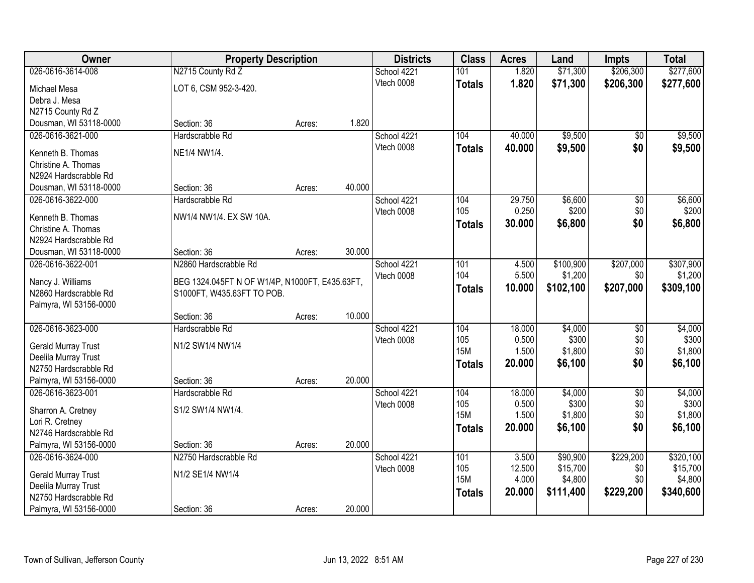| Owner | Property Description | | | Districts | Class | Acres | Land | Impts | Total |
|---|---|---|---|---|---|---|---|---|---|
| 026-0616-3614-008 | N2715 County Rd Z | | | School 4221 | 101 | 1.820 | $71,300 | $206,300 | $277,600 |
| Michael Mesa | LOT 6, CSM 952-3-420. | | | Vtech 0008 | **Totals** | **1.820** | **$71,300** | **$206,300** | **$277,600** |
| Debra J. Mesa | | | | | | | | | |
| N2715 County Rd Z | | | | | | | | | |
| Dousman, WI 53118-0000 | Section: 36 | Acres: | 1.820 | | | | | | |
| 026-0616-3621-000 | Hardscrabble Rd | | | School 4221 | 104 | 40.000 | $9,500 | $0 | $9,500 |
| Kenneth B. Thomas | NE1/4 NW1/4. | | | Vtech 0008 | **Totals** | **40.000** | **$9,500** | **$0** | **$9,500** |
| Christine A. Thomas | | | | | | | | | |
| N2924 Hardscrabble Rd | | | | | | | | | |
| Dousman, WI 53118-0000 | Section: 36 | Acres: | 40.000 | | | | | | |
| 026-0616-3622-000 | Hardscrabble Rd | | | School 4221 | 104 | 29.750 | $6,600 | $0 | $6,600 |
| Kenneth B. Thomas | NW1/4 NW1/4. EX SW 10A. | | | Vtech 0008 | 105 | 0.250 | $200 | $0 | $200 |
| Christine A. Thomas | | | | | **Totals** | **30.000** | **$6,800** | **$0** | **$6,800** |
| N2924 Hardscrabble Rd | | | | | | | | | |
| Dousman, WI 53118-0000 | Section: 36 | Acres: | 30.000 | | | | | | |
| 026-0616-3622-001 | N2860 Hardscrabble Rd | | | School 4221 | 101 | 4.500 | $100,900 | $207,000 | $307,900 |
| Nancy J. Williams | BEG 1324.045FT N OF W1/4P, N1000FT, E435.63FT, | | | Vtech 0008 | 104 | 5.500 | $1,200 | $0 | $1,200 |
| N2860 Hardscrabble Rd | S1000FT, W435.63FT TO POB. | | | | **Totals** | **10.000** | **$102,100** | **$207,000** | **$309,100** |
| Palmyra, WI 53156-0000 | | | | | | | | | |
| | Section: 36 | Acres: | 10.000 | | | | | | |
| 026-0616-3623-000 | Hardscrabble Rd | | | School 4221 | 104 | 18.000 | $4,000 | $0 | $4,000 |
| Gerald Murray Trust | N1/2 SW1/4 NW1/4 | | | Vtech 0008 | 105 | 0.500 | $300 | $0 | $300 |
| Deelila Murray Trust | | | | | 15M | 1.500 | $1,800 | $0 | $1,800 |
| N2750 Hardscrabble Rd | | | | | **Totals** | **20.000** | **$6,100** | **$0** | **$6,100** |
| Palmyra, WI 53156-0000 | Section: 36 | Acres: | 20.000 | | | | | | |
| 026-0616-3623-001 | Hardscrabble Rd | | | School 4221 | 104 | 18.000 | $4,000 | $0 | $4,000 |
| Sharron A. Cretney | S1/2 SW1/4 NW1/4. | | | Vtech 0008 | 105 | 0.500 | $300 | $0 | $300 |
| Lori R. Cretney | | | | | 15M | 1.500 | $1,800 | $0 | $1,800 |
| N2746 Hardscrabble Rd | | | | | **Totals** | **20.000** | **$6,100** | **$0** | **$6,100** |
| Palmyra, WI 53156-0000 | Section: 36 | Acres: | 20.000 | | | | | | |
| 026-0616-3624-000 | N2750 Hardscrabble Rd | | | School 4221 | 101 | 3.500 | $90,900 | $229,200 | $320,100 |
| Gerald Murray Trust | N1/2 SE1/4 NW1/4 | | | Vtech 0008 | 105 | 12.500 | $15,700 | $0 | $15,700 |
| Deelila Murray Trust | | | | | 15M | 4.000 | $4,800 | $0 | $4,800 |
| N2750 Hardscrabble Rd | | | | | **Totals** | **20.000** | **$111,400** | **$229,200** | **$340,600** |
| Palmyra, WI 53156-0000 | Section: 36 | Acres: | 20.000 | | | | | | |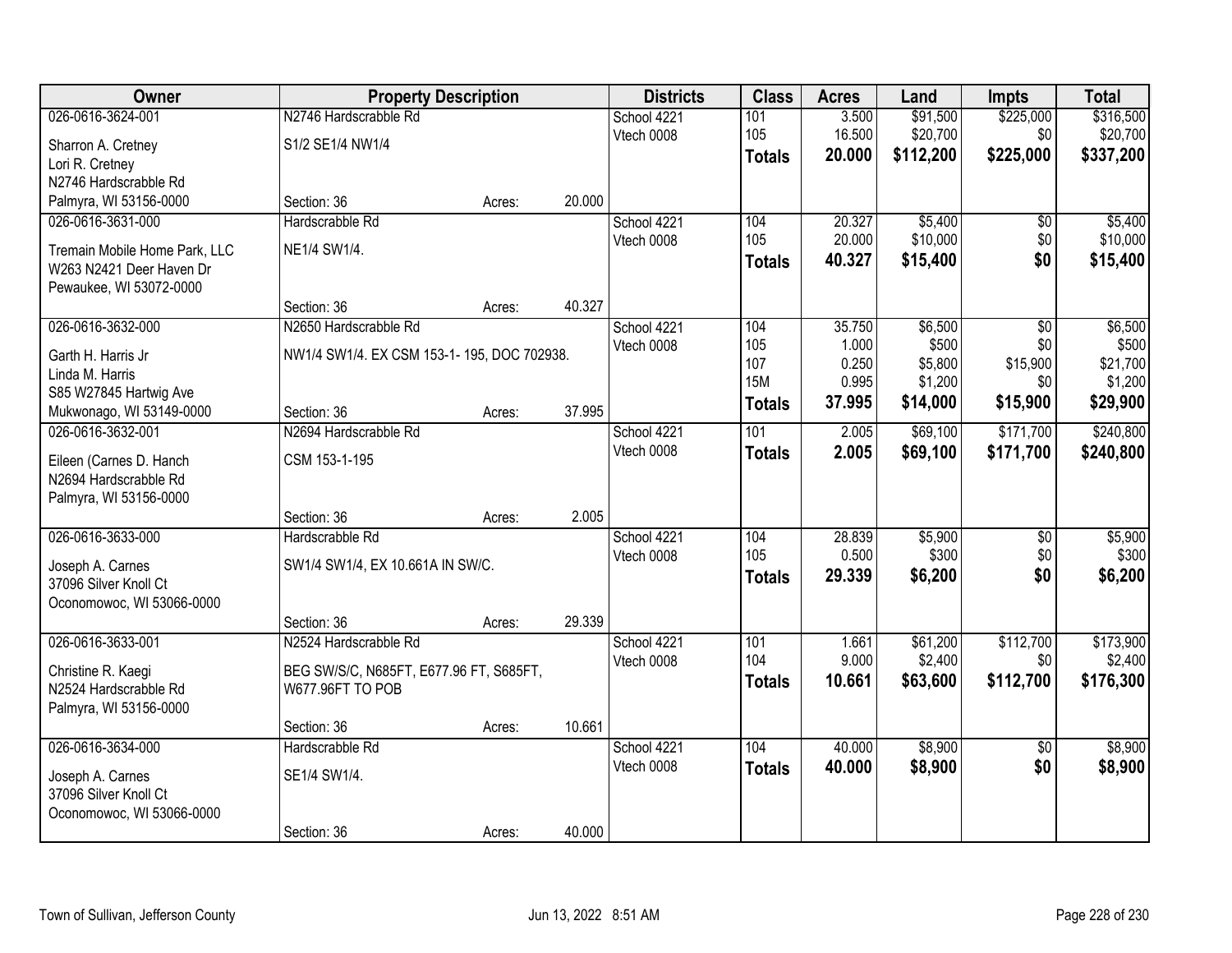| Owner | Property Description | | | Districts | Class | Acres | Land | Impts | Total |
|---|---|---|---|---|---|---|---|---|---|
| 026-0616-3624-001 | N2746 Hardscrabble Rd | | | School 4221 | 101 | 3.500 | $91,500 | $225,000 | $316,500 |
| Sharron A. Cretney | S1/2 SE1/4 NW1/4 | | | Vtech 0008 | 105 | 16.500 | $20,700 | $0 | $20,700 |
| Lori R. Cretney | | | | | **Totals** | **20.000** | **$112,200** | **$225,000** | **$337,200** |
| N2746 Hardscrabble Rd | | | | | | | | | |
| Palmyra, WI 53156-0000 | Section: 36 | Acres: | 20.000 | | | | | | |
| 026-0616-3631-000 | Hardscrabble Rd | | | School 4221 | 104 | 20.327 | $5,400 | $0 | $5,400 |
| Tremain Mobile Home Park, LLC | NE1/4 SW1/4. | | | Vtech 0008 | 105 | 20.000 | $10,000 | $0 | $10,000 |
| W263 N2421 Deer Haven Dr | | | | | **Totals** | **40.327** | **$15,400** | **$0** | **$15,400** |
| Pewaukee, WI 53072-0000 | | | | | | | | | |
| | Section: 36 | Acres: | 40.327 | | | | | | |
| 026-0616-3632-000 | N2650 Hardscrabble Rd | | | School 4221 | 104 | 35.750 | $6,500 | $0 | $6,500 |
| Garth H. Harris Jr | NW1/4 SW1/4. EX CSM 153-1- 195, DOC 702938. | | | Vtech 0008 | 105 | 1.000 | $500 | $0 | $500 |
| Linda M. Harris | | | | | 107 | 0.250 | $5,800 | $15,900 | $21,700 |
| S85 W27845 Hartwig Ave | | | | | 15M | 0.995 | $1,200 | $0 | $1,200 |
| Mukwonago, WI 53149-0000 | Section: 36 | Acres: | 37.995 | | **Totals** | **37.995** | **$14,000** | **$15,900** | **$29,900** |
| 026-0616-3632-001 | N2694 Hardscrabble Rd | | | School 4221 | 101 | 2.005 | $69,100 | $171,700 | $240,800 |
| Eileen (Carnes D. Hanch | CSM 153-1-195 | | | Vtech 0008 | **Totals** | **2.005** | **$69,100** | **$171,700** | **$240,800** |
| N2694 Hardscrabble Rd | | | | | | | | | |
| Palmyra, WI 53156-0000 | | | | | | | | | |
| | Section: 36 | Acres: | 2.005 | | | | | | |
| 026-0616-3633-000 | Hardscrabble Rd | | | School 4221 | 104 | 28.839 | $5,900 | $0 | $5,900 |
| Joseph A. Carnes | SW1/4 SW1/4, EX 10.661A IN SW/C. | | | Vtech 0008 | 105 | 0.500 | $300 | $0 | $300 |
| 37096 Silver Knoll Ct | | | | | **Totals** | **29.339** | **$6,200** | **$0** | **$6,200** |
| Oconomowoc, WI 53066-0000 | | | | | | | | | |
| | Section: 36 | Acres: | 29.339 | | | | | | |
| 026-0616-3633-001 | N2524 Hardscrabble Rd | | | School 4221 | 101 | 1.661 | $61,200 | $112,700 | $173,900 |
| Christine R. Kaegi | BEG SW/S/C, N685FT, E677.96 FT, S685FT, | | | Vtech 0008 | 104 | 9.000 | $2,400 | $0 | $2,400 |
| N2524 Hardscrabble Rd | W677.96FT TO POB | | | | **Totals** | **10.661** | **$63,600** | **$112,700** | **$176,300** |
| Palmyra, WI 53156-0000 | | | | | | | | | |
| | Section: 36 | Acres: | 10.661 | | | | | | |
| 026-0616-3634-000 | Hardscrabble Rd | | | School 4221 | 104 | 40.000 | $8,900 | $0 | $8,900 |
| Joseph A. Carnes | SE1/4 SW1/4. | | | Vtech 0008 | **Totals** | **40.000** | **$8,900** | **$0** | **$8,900** |
| 37096 Silver Knoll Ct | | | | | | | | | |
| Oconomowoc, WI 53066-0000 | | | | | | | | | |
| | Section: 36 | Acres: | 40.000 | | | | | | |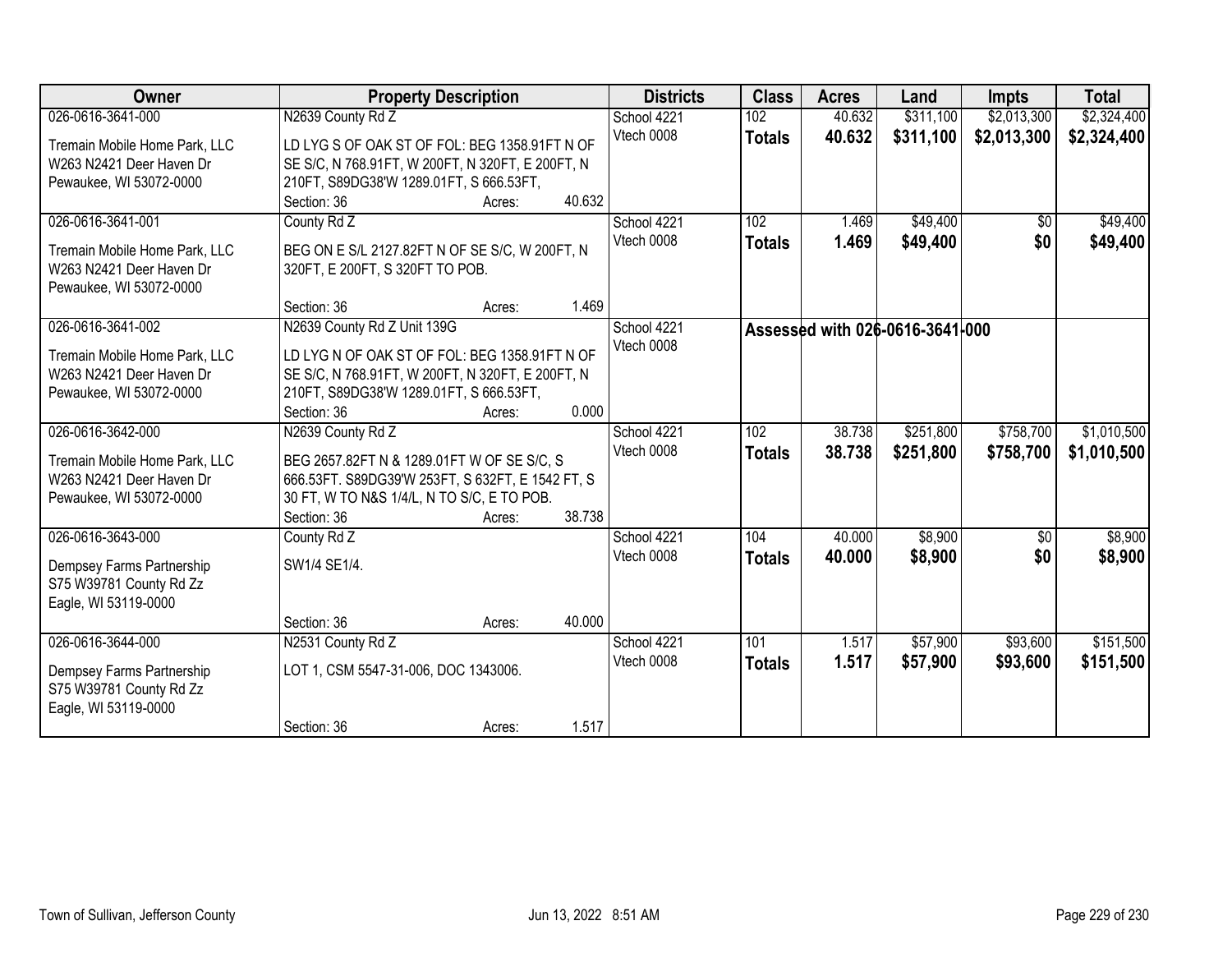| Owner | Property Description | Districts | Class | Acres | Land | Impts | Total |
|---|---|---|---|---|---|---|---|
| 026-0616-3641-000<br>Tremain Mobile Home Park, LLC<br>W263 N2421 Deer Haven Dr<br>Pewaukee, WI 53072-0000 | N2639 County Rd Z<br>LD LYG S OF OAK ST OF FOL: BEG 1358.91FT N OF SE S/C, N 768.91FT, W 200FT, N 320FT, E 200FT, N 210FT, S89DG38'W 1289.01FT, S 666.53FT,<br>Section: 36 Acres: 40.632 | School 4221<br>Vtech 0008 | 102<br>**Totals** | 40.632<br>**40.632** | \$311,100<br>**\$311,100** | \$2,013,300<br>**\$2,013,300** | \$2,324,400<br>**\$2,324,400** |
| 026-0616-3641-001<br>Tremain Mobile Home Park, LLC<br>W263 N2421 Deer Haven Dr<br>Pewaukee, WI 53072-0000 | County Rd Z<br>BEG ON E S/L 2127.82FT N OF SE S/C, W 200FT, N 320FT, E 200FT, S 320FT TO POB.<br>Section: 36 Acres: 1.469 | School 4221<br>Vtech 0008 | 102<br>**Totals** | 1.469<br>**1.469** | \$49,400<br>**\$49,400** | \$0<br>**\$0** | \$49,400<br>**\$49,400** |
| 026-0616-3641-002<br>Tremain Mobile Home Park, LLC<br>W263 N2421 Deer Haven Dr<br>Pewaukee, WI 53072-0000 | N2639 County Rd Z Unit 139G<br>LD LYG N OF OAK ST OF FOL: BEG 1358.91FT N OF SE S/C, N 768.91FT, W 200FT, N 320FT, E 200FT, N 210FT, S89DG38'W 1289.01FT, S 666.53FT,<br>Section: 36 Acres: 0.000 | School 4221<br>Vtech 0008 | **Assessed with 026-0616-3641-000** | | | | |
| 026-0616-3642-000<br>Tremain Mobile Home Park, LLC<br>W263 N2421 Deer Haven Dr<br>Pewaukee, WI 53072-0000 | N2639 County Rd Z<br>BEG 2657.82FT N & 1289.01FT W OF SE S/C, S 666.53FT. S89DG39'W 253FT, S 632FT, E 1542 FT, S 30 FT, W TO N&S 1/4/L, N TO S/C, E TO POB.<br>Section: 36 Acres: 38.738 | School 4221<br>Vtech 0008 | 102<br>**Totals** | 38.738<br>**38.738** | \$251,800<br>**\$251,800** | \$758,700<br>**\$758,700** | \$1,010,500<br>**\$1,010,500** |
| 026-0616-3643-000<br>Dempsey Farms Partnership<br>S75 W39781 County Rd Zz<br>Eagle, WI 53119-0000 | County Rd Z<br>SW1/4 SE1/4.<br>Section: 36 Acres: 40.000 | School 4221<br>Vtech 0008 | 104<br>**Totals** | 40.000<br>**40.000** | \$8,900<br>**\$8,900** | \$0<br>**\$0** | \$8,900<br>**\$8,900** |
| 026-0616-3644-000<br>Dempsey Farms Partnership<br>S75 W39781 County Rd Zz<br>Eagle, WI 53119-0000 | N2531 County Rd Z<br>LOT 1, CSM 5547-31-006, DOC 1343006.<br>Section: 36 Acres: 1.517 | School 4221<br>Vtech 0008 | 101<br>**Totals** | 1.517<br>**1.517** | \$57,900<br>**\$57,900** | \$93,600<br>**\$93,600** | \$151,500<br>**\$151,500** |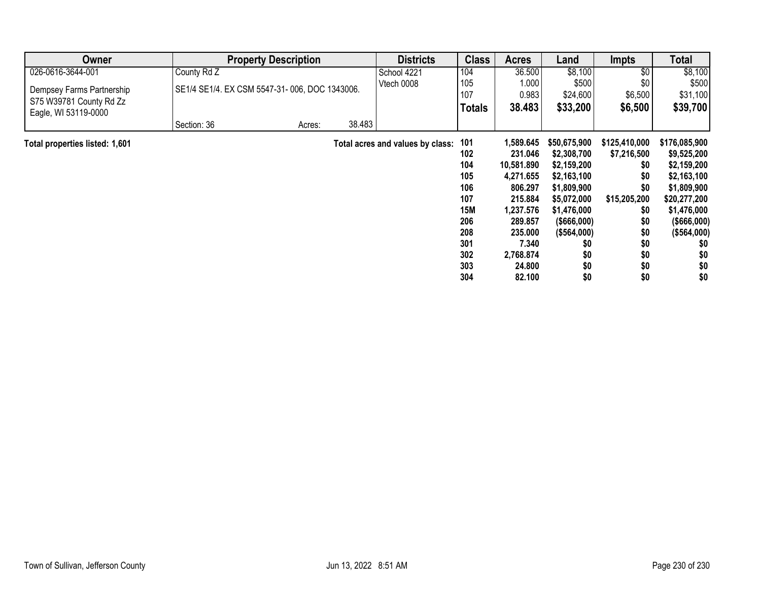| Owner | Property Description | | | Districts | Class | Acres | Land | Impts | Total |
|---|---|---|---|---|---|---|---|---|---|
| 026-0616-3644-001 | County Rd Z | | | School 4221 | 104 | 36.500 | $8,100 | $0 | $8,100 |
| Dempsey Farms Partnership | SE1/4 SE1/4. EX CSM 5547-31- 006, DOC 1343006. | | | Vtech 0008 | 105 | 1.000 | $500 | $0 | $500 |
| S75 W39781 County Rd Zz | | | | | 107 | 0.983 | $24,600 | $6,500 | $31,100 |
| Eagle, WI 53119-0000 | | | | | **Totals** | **38.483** | **$33,200** | **$6,500** | **$39,700** |
| | Section: 36 | Acres: | 38.483 | | | | | | |

**Total properties listed: 1,601**

| Total acres and values by class: | Class | Acres | Land | Impts | Total |
|---|---|---|---|---|---|
| | 101 | 1,589.645 | $50,675,900 | $125,410,000 | $176,085,900 |
| | 102 | 231.046 | $2,308,700 | $7,216,500 | $9,525,200 |
| | 104 | 10,581.890 | $2,159,200 | $0 | $2,159,200 |
| | 105 | 4,271.655 | $2,163,100 | $0 | $2,163,100 |
| | 106 | 806.297 | $1,809,900 | $0 | $1,809,900 |
| | 107 | 215.884 | $5,072,000 | $15,205,200 | $20,277,200 |
| | 15M | 1,237.576 | $1,476,000 | $0 | $1,476,000 |
| | 206 | 289.857 | ($666,000) | $0 | ($666,000) |
| | 208 | 235.000 | ($564,000) | $0 | ($564,000) |
| | 301 | 7.340 | $0 | $0 | $0 |
| | 302 | 2,768.874 | $0 | $0 | $0 |
| | 303 | 24.800 | $0 | $0 | $0 |
| | 304 | 82.100 | $0 | $0 | $0 |